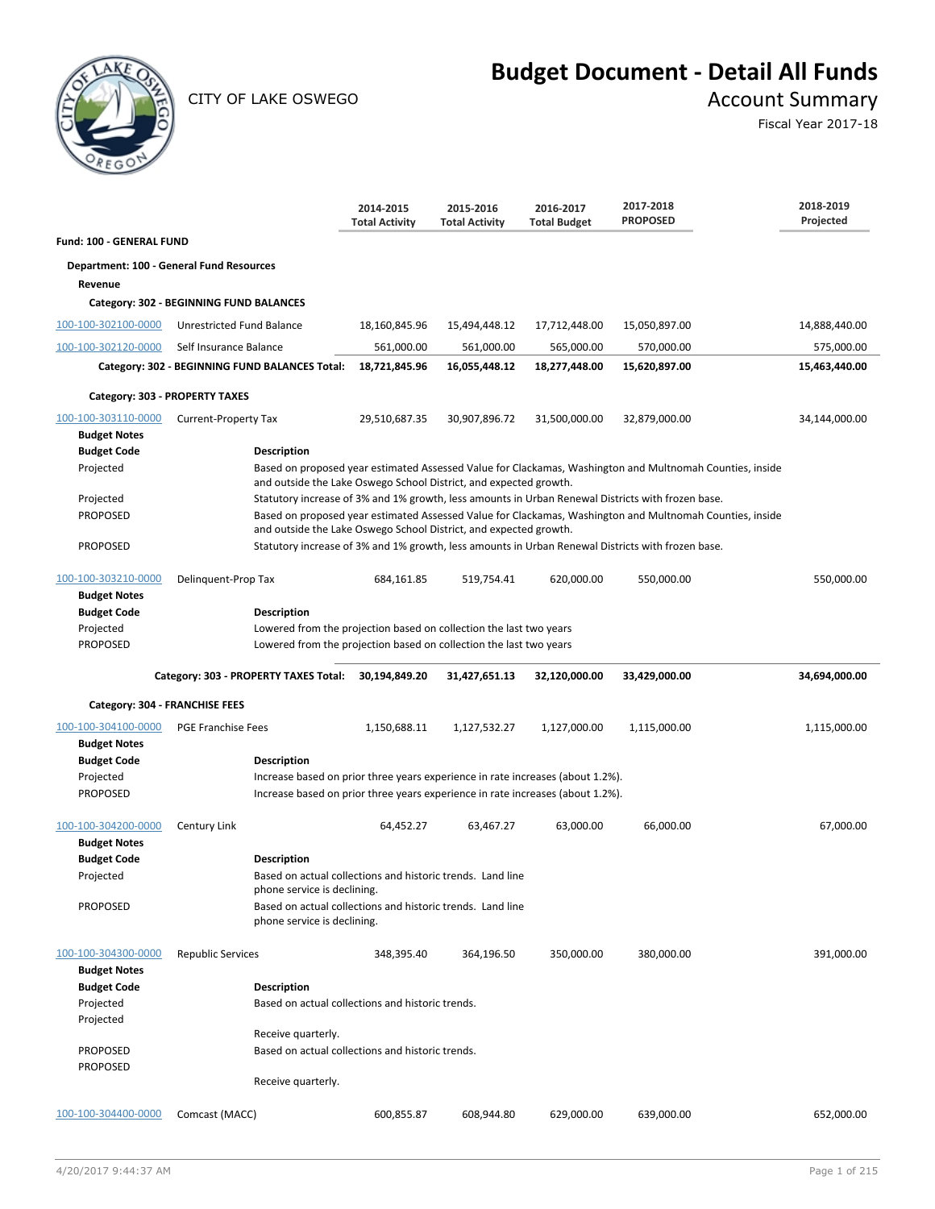# Budget Document - Detail All Funds

CITY OF LAKE OSWEGO

## Account Summary

Fiscal Year 2017-18

| | | 2014-2015 Total Activity | 2015-2016 Total Activity | 2016-2017 Total Budget | 2017-2018 PROPOSED | 2018-2019 Projected |
|---|---|---|---|---|---|---|
| **Fund: 100 - GENERAL FUND** | | | | | | |
| **Department: 100 - General Fund Resources** | | | | | | |
| **Revenue** | | | | | | |
| **Category: 302 - BEGINNING FUND BALANCES** | | | | | | |
| 100-100-302100-0000 | Unrestricted Fund Balance | 18,160,845.96 | 15,494,448.12 | 17,712,448.00 | 15,050,897.00 | 14,888,440.00 |
| 100-100-302120-0000 | Self Insurance Balance | 561,000.00 | 561,000.00 | 565,000.00 | 570,000.00 | 575,000.00 |
| **Category: 302 - BEGINNING FUND BALANCES Total:** | | **18,721,845.96** | **16,055,448.12** | **18,277,448.00** | **15,620,897.00** | **15,463,440.00** |
| **Category: 303 - PROPERTY TAXES** | | | | | | |
| 100-100-303110-0000 | Current-Property Tax | 29,510,687.35 | 30,907,896.72 | 31,500,000.00 | 32,879,000.00 | 34,144,000.00 |

**Budget Notes**

| Budget Code | Description |
|---|---|
| Projected | Based on proposed year estimated Assessed Value for Clackamas, Washington and Multnomah Counties, inside and outside the Lake Oswego School District, and expected growth. |
| Projected | Statutory increase of 3% and 1% growth, less amounts in Urban Renewal Districts with frozen base. |
| PROPOSED | Based on proposed year estimated Assessed Value for Clackamas, Washington and Multnomah Counties, inside and outside the Lake Oswego School District, and expected growth. |
| PROPOSED | Statutory increase of 3% and 1% growth, less amounts in Urban Renewal Districts with frozen base. |

| | | 2014-2015 Total Activity | 2015-2016 Total Activity | 2016-2017 Total Budget | 2017-2018 PROPOSED | 2018-2019 Projected |
|---|---|---|---|---|---|---|
| 100-100-303210-0000 | Delinquent-Prop Tax | 684,161.85 | 519,754.41 | 620,000.00 | 550,000.00 | 550,000.00 |

**Budget Notes**

| Budget Code | Description |
|---|---|
| Projected | Lowered from the projection based on collection the last two years |
| PROPOSED | Lowered from the projection based on collection the last two years |

| | | 2014-2015 Total Activity | 2015-2016 Total Activity | 2016-2017 Total Budget | 2017-2018 PROPOSED | 2018-2019 Projected |
|---|---|---|---|---|---|---|
| **Category: 303 - PROPERTY TAXES Total:** | | **30,194,849.20** | **31,427,651.13** | **32,120,000.00** | **33,429,000.00** | **34,694,000.00** |
| **Category: 304 - FRANCHISE FEES** | | | | | | |
| 100-100-304100-0000 | PGE Franchise Fees | 1,150,688.11 | 1,127,532.27 | 1,127,000.00 | 1,115,000.00 | 1,115,000.00 |

**Budget Notes**

| Budget Code | Description |
|---|---|
| Projected | Increase based on prior three years experience in rate increases (about 1.2%). |
| PROPOSED | Increase based on prior three years experience in rate increases (about 1.2%). |

| | | 2014-2015 Total Activity | 2015-2016 Total Activity | 2016-2017 Total Budget | 2017-2018 PROPOSED | 2018-2019 Projected |
|---|---|---|---|---|---|---|
| 100-100-304200-0000 | Century Link | 64,452.27 | 63,467.27 | 63,000.00 | 66,000.00 | 67,000.00 |

**Budget Notes**

| Budget Code | Description |
|---|---|
| Projected | Based on actual collections and historic trends. Land line phone service is declining. |
| PROPOSED | Based on actual collections and historic trends. Land line phone service is declining. |

| | | 2014-2015 Total Activity | 2015-2016 Total Activity | 2016-2017 Total Budget | 2017-2018 PROPOSED | 2018-2019 Projected |
|---|---|---|---|---|---|---|
| 100-100-304300-0000 | Republic Services | 348,395.40 | 364,196.50 | 350,000.00 | 380,000.00 | 391,000.00 |

**Budget Notes**

| Budget Code | Description |
|---|---|
| Projected | Based on actual collections and historic trends. |
| Projected | Receive quarterly. |
| PROPOSED | Based on actual collections and historic trends. |
| PROPOSED | Receive quarterly. |

| | | 2014-2015 Total Activity | 2015-2016 Total Activity | 2016-2017 Total Budget | 2017-2018 PROPOSED | 2018-2019 Projected |
|---|---|---|---|---|---|---|
| 100-100-304400-0000 | Comcast (MACC) | 600,855.87 | 608,944.80 | 629,000.00 | 639,000.00 | 652,000.00 |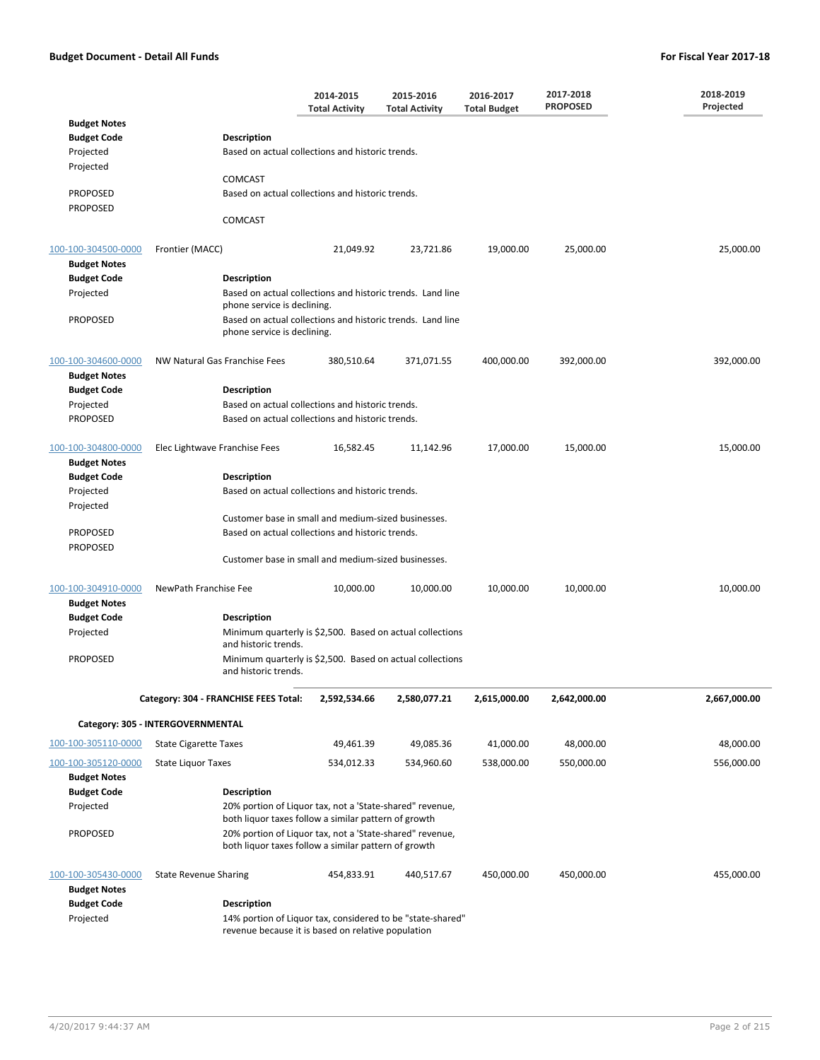| | | 2014-2015 Total Activity | 2015-2016 Total Activity | 2016-2017 Total Budget | 2017-2018 PROPOSED | 2018-2019 Projected |
|---|---|---|---|---|---|---|
| **Budget Notes** | | | | | | |
| **Budget Code** | **Description** | | | | | |
| Projected | Based on actual collections and historic trends. | | | | | |
| Projected | COMCAST | | | | | |
| PROPOSED | Based on actual collections and historic trends. | | | | | |
| PROPOSED | COMCAST | | | | | |
| 100-100-304500-0000 | Frontier (MACC) | 21,049.92 | 23,721.86 | 19,000.00 | 25,000.00 | 25,000.00 |
| **Budget Notes** | | | | | | |
| **Budget Code** | **Description** | | | | | |
| Projected | Based on actual collections and historic trends. Land line phone service is declining. | | | | | |
| PROPOSED | Based on actual collections and historic trends. Land line phone service is declining. | | | | | |
| 100-100-304600-0000 | NW Natural Gas Franchise Fees | 380,510.64 | 371,071.55 | 400,000.00 | 392,000.00 | 392,000.00 |
| **Budget Notes** | | | | | | |
| **Budget Code** | **Description** | | | | | |
| Projected | Based on actual collections and historic trends. | | | | | |
| PROPOSED | Based on actual collections and historic trends. | | | | | |
| 100-100-304800-0000 | Elec Lightwave Franchise Fees | 16,582.45 | 11,142.96 | 17,000.00 | 15,000.00 | 15,000.00 |
| **Budget Notes** | | | | | | |
| **Budget Code** | **Description** | | | | | |
| Projected | Based on actual collections and historic trends. | | | | | |
| Projected | Customer base in small and medium-sized businesses. | | | | | |
| PROPOSED | Based on actual collections and historic trends. | | | | | |
| PROPOSED | Customer base in small and medium-sized businesses. | | | | | |
| 100-100-304910-0000 | NewPath Franchise Fee | 10,000.00 | 10,000.00 | 10,000.00 | 10,000.00 | 10,000.00 |
| **Budget Notes** | | | | | | |
| **Budget Code** | **Description** | | | | | |
| Projected | Minimum quarterly is $2,500. Based on actual collections and historic trends. | | | | | |
| PROPOSED | Minimum quarterly is $2,500. Based on actual collections and historic trends. | | | | | |
| | **Category: 304 - FRANCHISE FEES Total:** | **2,592,534.66** | **2,580,077.21** | **2,615,000.00** | **2,642,000.00** | **2,667,000.00** |
| **Category: 305 - INTERGOVERNMENTAL** | | | | | | |
| 100-100-305110-0000 | State Cigarette Taxes | 49,461.39 | 49,085.36 | 41,000.00 | 48,000.00 | 48,000.00 |
| 100-100-305120-0000 | State Liquor Taxes | 534,012.33 | 534,960.60 | 538,000.00 | 550,000.00 | 556,000.00 |
| **Budget Notes** | | | | | | |
| **Budget Code** | **Description** | | | | | |
| Projected | 20% portion of Liquor tax, not a 'State-shared" revenue, both liquor taxes follow a similar pattern of growth | | | | | |
| PROPOSED | 20% portion of Liquor tax, not a 'State-shared" revenue, both liquor taxes follow a similar pattern of growth | | | | | |
| 100-100-305430-0000 | State Revenue Sharing | 454,833.91 | 440,517.67 | 450,000.00 | 450,000.00 | 455,000.00 |
| **Budget Notes** | | | | | | |
| **Budget Code** | **Description** | | | | | |
| Projected | 14% portion of Liquor tax, considered to be "state-shared" revenue because it is based on relative population | | | | | |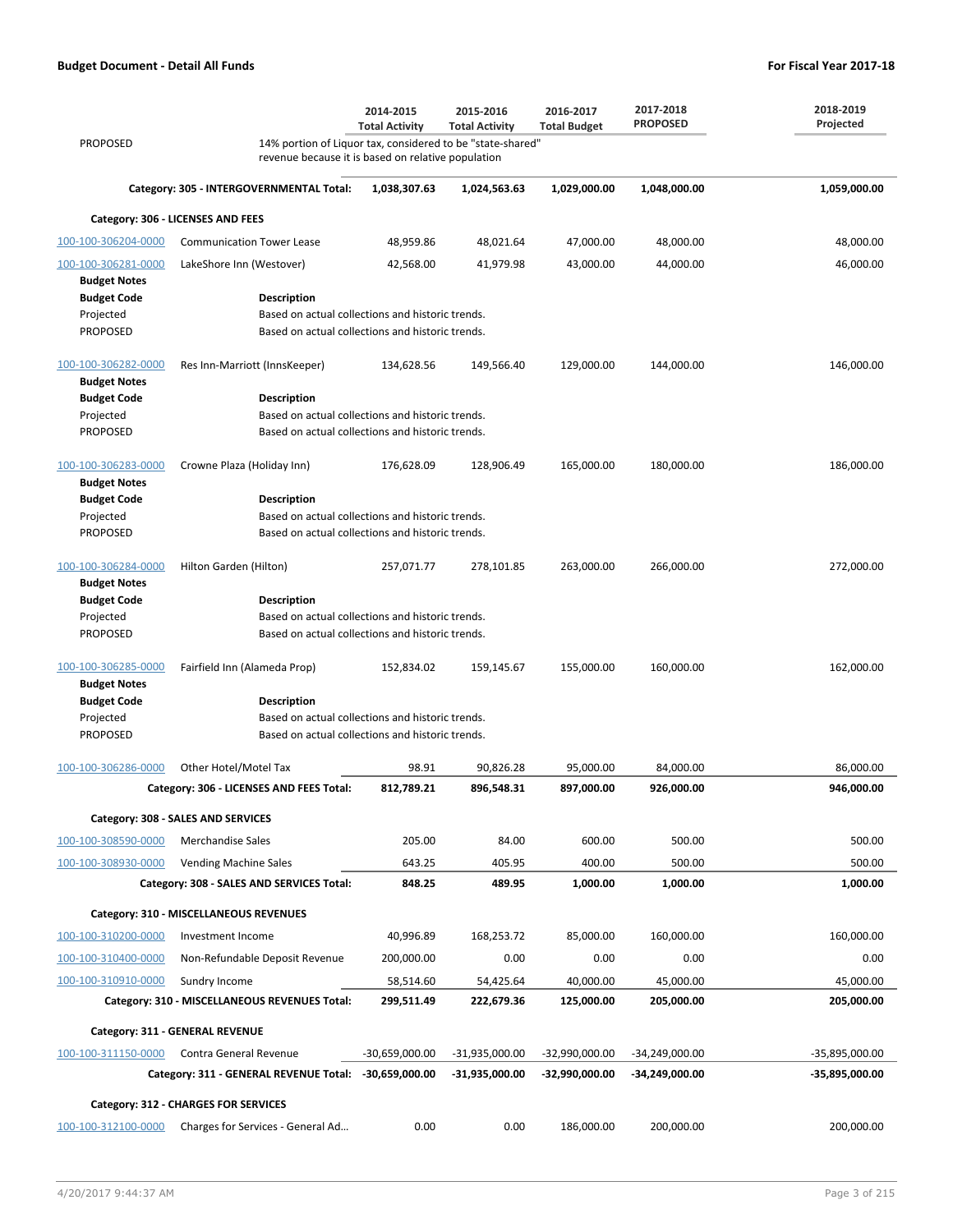| | | 2014-2015 Total Activity | 2015-2016 Total Activity | 2016-2017 Total Budget | 2017-2018 PROPOSED | 2018-2019 Projected |
|---|---|---|---|---|---|---|
| PROPOSED | 14% portion of Liquor tax, considered to be "state-shared" revenue because it is based on relative population | | | | | |
| | **Category: 305 - INTERGOVERNMENTAL Total:** | **1,038,307.63** | **1,024,563.63** | **1,029,000.00** | **1,048,000.00** | **1,059,000.00** |
| **Category: 306 - LICENSES AND FEES** | | | | | | |
| 100-100-306204-0000 | Communication Tower Lease | 48,959.86 | 48,021.64 | 47,000.00 | 48,000.00 | 48,000.00 |
| 100-100-306281-0000 | LakeShore Inn (Westover) | 42,568.00 | 41,979.98 | 43,000.00 | 44,000.00 | 46,000.00 |
| **Budget Notes** | | | | | | |
| **Budget Code** | **Description** | | | | | |
| Projected | Based on actual collections and historic trends. | | | | | |
| PROPOSED | Based on actual collections and historic trends. | | | | | |
| 100-100-306282-0000 | Res Inn-Marriott (InnsKeeper) | 134,628.56 | 149,566.40 | 129,000.00 | 144,000.00 | 146,000.00 |
| **Budget Notes** | | | | | | |
| **Budget Code** | **Description** | | | | | |
| Projected | Based on actual collections and historic trends. | | | | | |
| PROPOSED | Based on actual collections and historic trends. | | | | | |
| 100-100-306283-0000 | Crowne Plaza (Holiday Inn) | 176,628.09 | 128,906.49 | 165,000.00 | 180,000.00 | 186,000.00 |
| **Budget Notes** | | | | | | |
| **Budget Code** | **Description** | | | | | |
| Projected | Based on actual collections and historic trends. | | | | | |
| PROPOSED | Based on actual collections and historic trends. | | | | | |
| 100-100-306284-0000 | Hilton Garden (Hilton) | 257,071.77 | 278,101.85 | 263,000.00 | 266,000.00 | 272,000.00 |
| **Budget Notes** | | | | | | |
| **Budget Code** | **Description** | | | | | |
| Projected | Based on actual collections and historic trends. | | | | | |
| PROPOSED | Based on actual collections and historic trends. | | | | | |
| 100-100-306285-0000 | Fairfield Inn (Alameda Prop) | 152,834.02 | 159,145.67 | 155,000.00 | 160,000.00 | 162,000.00 |
| **Budget Notes** | | | | | | |
| **Budget Code** | **Description** | | | | | |
| Projected | Based on actual collections and historic trends. | | | | | |
| PROPOSED | Based on actual collections and historic trends. | | | | | |
| 100-100-306286-0000 | Other Hotel/Motel Tax | 98.91 | 90,826.28 | 95,000.00 | 84,000.00 | 86,000.00 |
| | **Category: 306 - LICENSES AND FEES Total:** | **812,789.21** | **896,548.31** | **897,000.00** | **926,000.00** | **946,000.00** |
| **Category: 308 - SALES AND SERVICES** | | | | | | |
| 100-100-308590-0000 | Merchandise Sales | 205.00 | 84.00 | 600.00 | 500.00 | 500.00 |
| 100-100-308930-0000 | Vending Machine Sales | 643.25 | 405.95 | 400.00 | 500.00 | 500.00 |
| | **Category: 308 - SALES AND SERVICES Total:** | **848.25** | **489.95** | **1,000.00** | **1,000.00** | **1,000.00** |
| **Category: 310 - MISCELLANEOUS REVENUES** | | | | | | |
| 100-100-310200-0000 | Investment Income | 40,996.89 | 168,253.72 | 85,000.00 | 160,000.00 | 160,000.00 |
| 100-100-310400-0000 | Non-Refundable Deposit Revenue | 200,000.00 | 0.00 | 0.00 | 0.00 | 0.00 |
| 100-100-310910-0000 | Sundry Income | 58,514.60 | 54,425.64 | 40,000.00 | 45,000.00 | 45,000.00 |
| | **Category: 310 - MISCELLANEOUS REVENUES Total:** | **299,511.49** | **222,679.36** | **125,000.00** | **205,000.00** | **205,000.00** |
| **Category: 311 - GENERAL REVENUE** | | | | | | |
| 100-100-311150-0000 | Contra General Revenue | -30,659,000.00 | -31,935,000.00 | -32,990,000.00 | -34,249,000.00 | -35,895,000.00 |
| | **Category: 311 - GENERAL REVENUE Total:** | **-30,659,000.00** | **-31,935,000.00** | **-32,990,000.00** | **-34,249,000.00** | **-35,895,000.00** |
| **Category: 312 - CHARGES FOR SERVICES** | | | | | | |
| 100-100-312100-0000 | Charges for Services - General Ad... | 0.00 | 0.00 | 186,000.00 | 200,000.00 | 200,000.00 |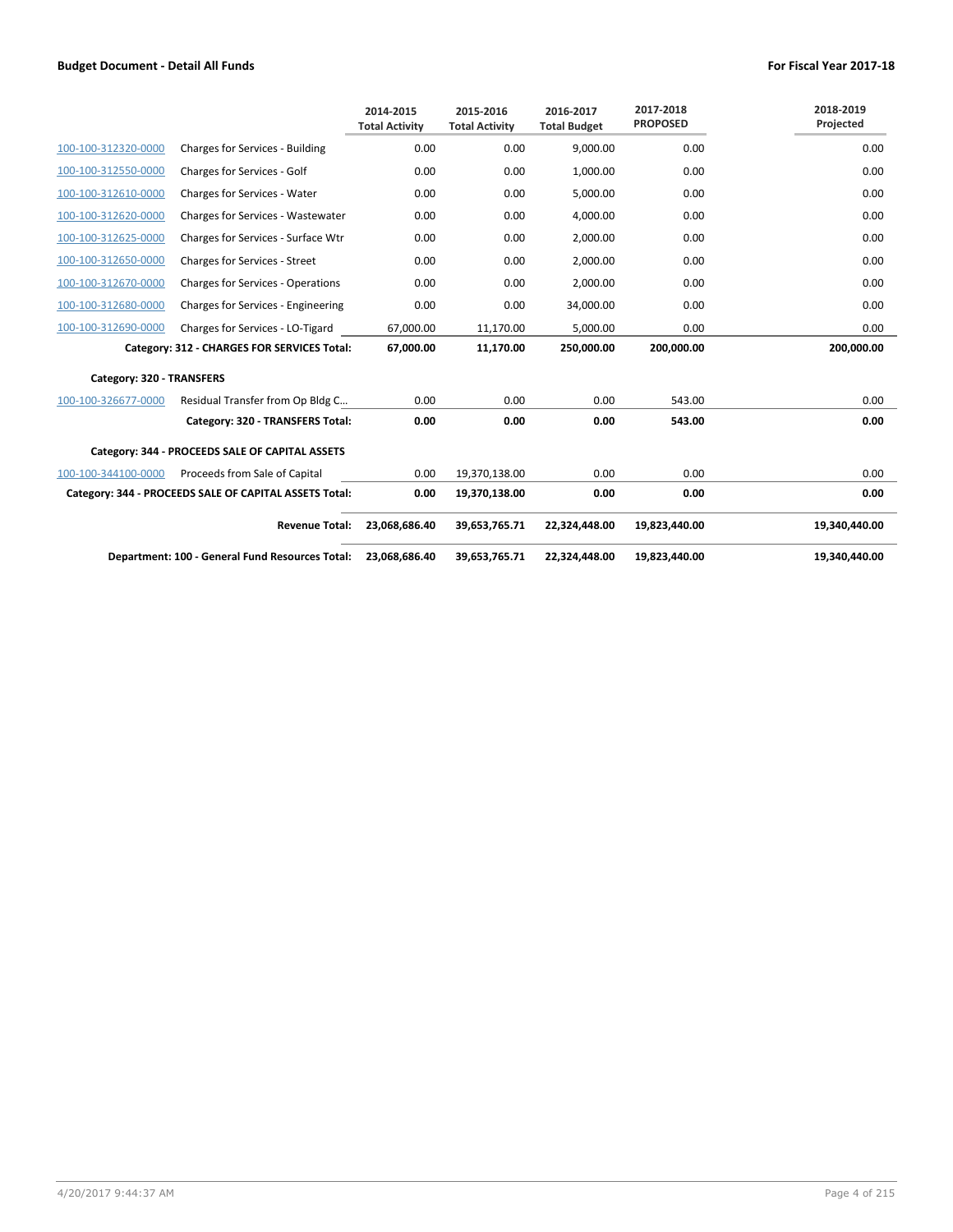## Budget Document - Detail All Funds

**For Fiscal Year 2017-18**

| | | 2014-2015 Total Activity | 2015-2016 Total Activity | 2016-2017 Total Budget | 2017-2018 PROPOSED | 2018-2019 Projected |
|---|---|---|---|---|---|---|
| 100-100-312320-0000 | Charges for Services - Building | 0.00 | 0.00 | 9,000.00 | 0.00 | 0.00 |
| 100-100-312550-0000 | Charges for Services - Golf | 0.00 | 0.00 | 1,000.00 | 0.00 | 0.00 |
| 100-100-312610-0000 | Charges for Services - Water | 0.00 | 0.00 | 5,000.00 | 0.00 | 0.00 |
| 100-100-312620-0000 | Charges for Services - Wastewater | 0.00 | 0.00 | 4,000.00 | 0.00 | 0.00 |
| 100-100-312625-0000 | Charges for Services - Surface Wtr | 0.00 | 0.00 | 2,000.00 | 0.00 | 0.00 |
| 100-100-312650-0000 | Charges for Services - Street | 0.00 | 0.00 | 2,000.00 | 0.00 | 0.00 |
| 100-100-312670-0000 | Charges for Services - Operations | 0.00 | 0.00 | 2,000.00 | 0.00 | 0.00 |
| 100-100-312680-0000 | Charges for Services - Engineering | 0.00 | 0.00 | 34,000.00 | 0.00 | 0.00 |
| 100-100-312690-0000 | Charges for Services - LO-Tigard | 67,000.00 | 11,170.00 | 5,000.00 | 0.00 | 0.00 |
| | **Category: 312 - CHARGES FOR SERVICES Total:** | **67,000.00** | **11,170.00** | **250,000.00** | **200,000.00** | **200,000.00** |
| **Category: 320 - TRANSFERS** | | | | | | |
| 100-100-326677-0000 | Residual Transfer from Op Bldg C... | 0.00 | 0.00 | 0.00 | 543.00 | 0.00 |
| | **Category: 320 - TRANSFERS Total:** | **0.00** | **0.00** | **0.00** | **543.00** | **0.00** |
| **Category: 344 - PROCEEDS SALE OF CAPITAL ASSETS** | | | | | | |
| 100-100-344100-0000 | Proceeds from Sale of Capital | 0.00 | 19,370,138.00 | 0.00 | 0.00 | 0.00 |
| | **Category: 344 - PROCEEDS SALE OF CAPITAL ASSETS Total:** | **0.00** | **19,370,138.00** | **0.00** | **0.00** | **0.00** |
| | **Revenue Total:** | **23,068,686.40** | **39,653,765.71** | **22,324,448.00** | **19,823,440.00** | **19,340,440.00** |
| | **Department: 100 - General Fund Resources Total:** | **23,068,686.40** | **39,653,765.71** | **22,324,448.00** | **19,823,440.00** | **19,340,440.00** |

4/20/2017 9:44:37 AM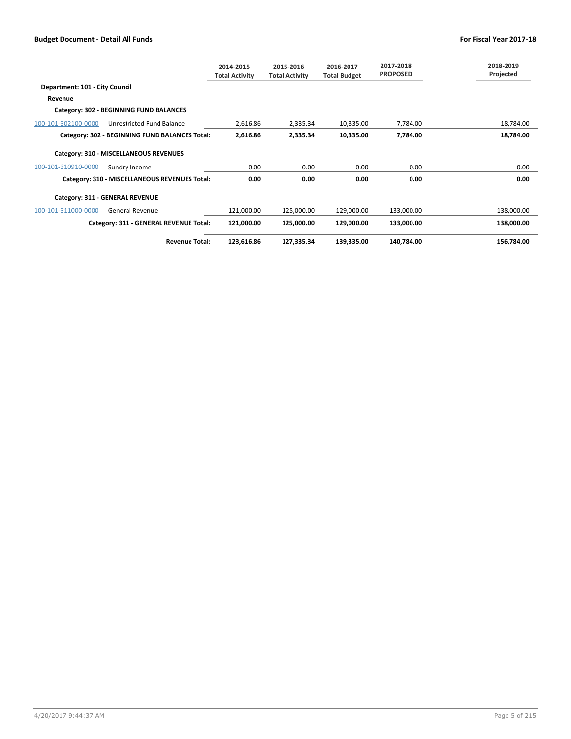| | | 2014-2015 Total Activity | 2015-2016 Total Activity | 2016-2017 Total Budget | 2017-2018 PROPOSED | 2018-2019 Projected |
|---|---|---|---|---|---|---|
| **Department: 101 - City Council** | | | | | | |
| **Revenue** | | | | | | |
| **Category: 302 - BEGINNING FUND BALANCES** | | | | | | |
| 100-101-302100-0000 | Unrestricted Fund Balance | 2,616.86 | 2,335.34 | 10,335.00 | 7,784.00 | 18,784.00 |
| | **Category: 302 - BEGINNING FUND BALANCES Total:** | **2,616.86** | **2,335.34** | **10,335.00** | **7,784.00** | **18,784.00** |
| **Category: 310 - MISCELLANEOUS REVENUES** | | | | | | |
| 100-101-310910-0000 | Sundry Income | 0.00 | 0.00 | 0.00 | 0.00 | 0.00 |
| | **Category: 310 - MISCELLANEOUS REVENUES Total:** | **0.00** | **0.00** | **0.00** | **0.00** | **0.00** |
| **Category: 311 - GENERAL REVENUE** | | | | | | |
| 100-101-311000-0000 | General Revenue | 121,000.00 | 125,000.00 | 129,000.00 | 133,000.00 | 138,000.00 |
| | **Category: 311 - GENERAL REVENUE Total:** | **121,000.00** | **125,000.00** | **129,000.00** | **133,000.00** | **138,000.00** |
| | **Revenue Total:** | **123,616.86** | **127,335.34** | **139,335.00** | **140,784.00** | **156,784.00** |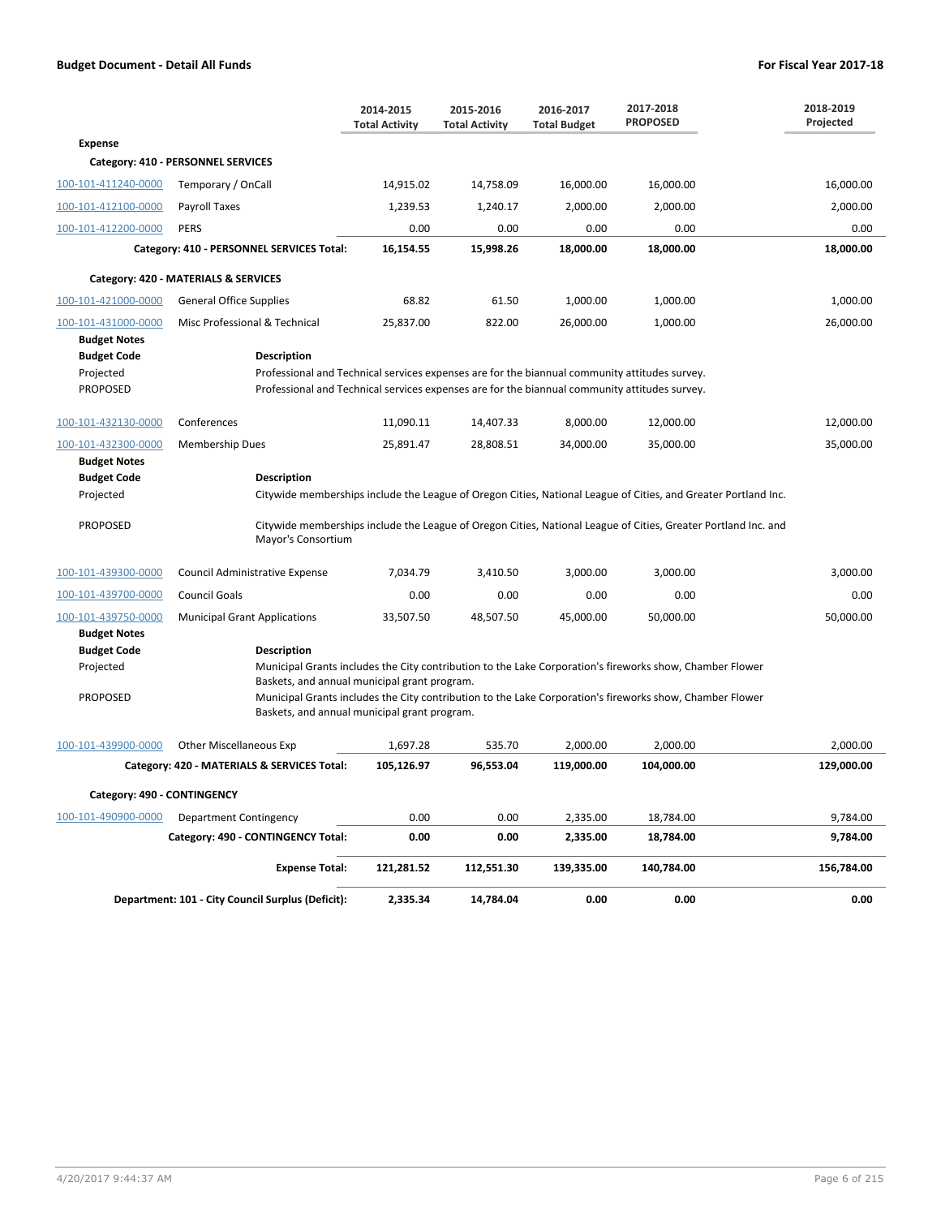## Budget Document - Detail All Funds

**For Fiscal Year 2017-18**

| | | 2014-2015 Total Activity | 2015-2016 Total Activity | 2016-2017 Total Budget | 2017-2018 PROPOSED | 2018-2019 Projected |
|---|---|---|---|---|---|---|
| **Expense** | | | | | | |
| **Category: 410 - PERSONNEL SERVICES** | | | | | | |
| 100-101-411240-0000 | Temporary / OnCall | 14,915.02 | 14,758.09 | 16,000.00 | 16,000.00 | 16,000.00 |
| 100-101-412100-0000 | Payroll Taxes | 1,239.53 | 1,240.17 | 2,000.00 | 2,000.00 | 2,000.00 |
| 100-101-412200-0000 | PERS | 0.00 | 0.00 | 0.00 | 0.00 | 0.00 |
| | **Category: 410 - PERSONNEL SERVICES Total:** | **16,154.55** | **15,998.26** | **18,000.00** | **18,000.00** | **18,000.00** |
| **Category: 420 - MATERIALS & SERVICES** | | | | | | |
| 100-101-421000-0000 | General Office Supplies | 68.82 | 61.50 | 1,000.00 | 1,000.00 | 1,000.00 |
| 100-101-431000-0000 | Misc Professional & Technical | 25,837.00 | 822.00 | 26,000.00 | 1,000.00 | 26,000.00 |

**Budget Notes**

| Budget Code | Description |
|---|---|
| Projected | Professional and Technical services expenses are for the biannual community attitudes survey. |
| PROPOSED | Professional and Technical services expenses are for the biannual community attitudes survey. |

| | | 2014-2015 Total Activity | 2015-2016 Total Activity | 2016-2017 Total Budget | 2017-2018 PROPOSED | 2018-2019 Projected |
|---|---|---|---|---|---|---|
| 100-101-432130-0000 | Conferences | 11,090.11 | 14,407.33 | 8,000.00 | 12,000.00 | 12,000.00 |
| 100-101-432300-0000 | Membership Dues | 25,891.47 | 28,808.51 | 34,000.00 | 35,000.00 | 35,000.00 |

**Budget Notes**

| Budget Code | Description |
|---|---|
| Projected | Citywide memberships include the League of Oregon Cities, National League of Cities, and Greater Portland Inc. |
| PROPOSED | Citywide memberships include the League of Oregon Cities, National League of Cities, Greater Portland Inc. and Mayor's Consortium |

| | | 2014-2015 Total Activity | 2015-2016 Total Activity | 2016-2017 Total Budget | 2017-2018 PROPOSED | 2018-2019 Projected |
|---|---|---|---|---|---|---|
| 100-101-439300-0000 | Council Administrative Expense | 7,034.79 | 3,410.50 | 3,000.00 | 3,000.00 | 3,000.00 |
| 100-101-439700-0000 | Council Goals | 0.00 | 0.00 | 0.00 | 0.00 | 0.00 |
| 100-101-439750-0000 | Municipal Grant Applications | 33,507.50 | 48,507.50 | 45,000.00 | 50,000.00 | 50,000.00 |

**Budget Notes**

| Budget Code | Description |
|---|---|
| Projected | Municipal Grants includes the City contribution to the Lake Corporation's fireworks show, Chamber Flower Baskets, and annual municipal grant program. |
| PROPOSED | Municipal Grants includes the City contribution to the Lake Corporation's fireworks show, Chamber Flower Baskets, and annual municipal grant program. |

| | | 2014-2015 Total Activity | 2015-2016 Total Activity | 2016-2017 Total Budget | 2017-2018 PROPOSED | 2018-2019 Projected |
|---|---|---|---|---|---|---|
| 100-101-439900-0000 | Other Miscellaneous Exp | 1,697.28 | 535.70 | 2,000.00 | 2,000.00 | 2,000.00 |
| | **Category: 420 - MATERIALS & SERVICES Total:** | **105,126.97** | **96,553.04** | **119,000.00** | **104,000.00** | **129,000.00** |
| **Category: 490 - CONTINGENCY** | | | | | | |
| 100-101-490900-0000 | Department Contingency | 0.00 | 0.00 | 2,335.00 | 18,784.00 | 9,784.00 |
| | **Category: 490 - CONTINGENCY Total:** | **0.00** | **0.00** | **2,335.00** | **18,784.00** | **9,784.00** |
| | **Expense Total:** | **121,281.52** | **112,551.30** | **139,335.00** | **140,784.00** | **156,784.00** |
| | **Department: 101 - City Council Surplus (Deficit):** | **2,335.34** | **14,784.04** | **0.00** | **0.00** | **0.00** |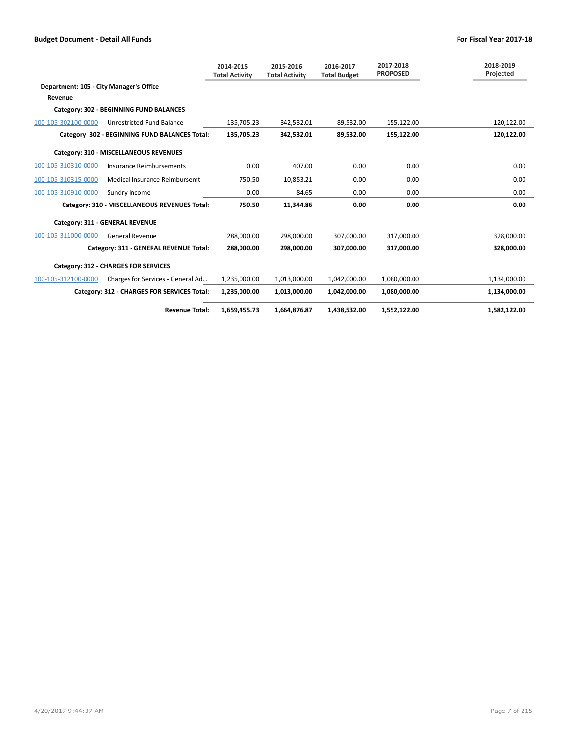| | | 2014-2015 Total Activity | 2015-2016 Total Activity | 2016-2017 Total Budget | 2017-2018 PROPOSED | 2018-2019 Projected |
|---|---|---|---|---|---|---|
| **Department: 105 - City Manager's Office** | | | | | | |
| **Revenue** | | | | | | |
| **Category: 302 - BEGINNING FUND BALANCES** | | | | | | |
| 100-105-302100-0000 | Unrestricted Fund Balance | 135,705.23 | 342,532.01 | 89,532.00 | 155,122.00 | 120,122.00 |
| | **Category: 302 - BEGINNING FUND BALANCES Total:** | **135,705.23** | **342,532.01** | **89,532.00** | **155,122.00** | **120,122.00** |
| **Category: 310 - MISCELLANEOUS REVENUES** | | | | | | |
| 100-105-310310-0000 | Insurance Reimbursements | 0.00 | 407.00 | 0.00 | 0.00 | 0.00 |
| 100-105-310315-0000 | Medical Insurance Reimbursemt | 750.50 | 10,853.21 | 0.00 | 0.00 | 0.00 |
| 100-105-310910-0000 | Sundry Income | 0.00 | 84.65 | 0.00 | 0.00 | 0.00 |
| | **Category: 310 - MISCELLANEOUS REVENUES Total:** | **750.50** | **11,344.86** | **0.00** | **0.00** | **0.00** |
| **Category: 311 - GENERAL REVENUE** | | | | | | |
| 100-105-311000-0000 | General Revenue | 288,000.00 | 298,000.00 | 307,000.00 | 317,000.00 | 328,000.00 |
| | **Category: 311 - GENERAL REVENUE Total:** | **288,000.00** | **298,000.00** | **307,000.00** | **317,000.00** | **328,000.00** |
| **Category: 312 - CHARGES FOR SERVICES** | | | | | | |
| 100-105-312100-0000 | Charges for Services - General Ad... | 1,235,000.00 | 1,013,000.00 | 1,042,000.00 | 1,080,000.00 | 1,134,000.00 |
| | **Category: 312 - CHARGES FOR SERVICES Total:** | **1,235,000.00** | **1,013,000.00** | **1,042,000.00** | **1,080,000.00** | **1,134,000.00** |
| | **Revenue Total:** | **1,659,455.73** | **1,664,876.87** | **1,438,532.00** | **1,552,122.00** | **1,582,122.00** |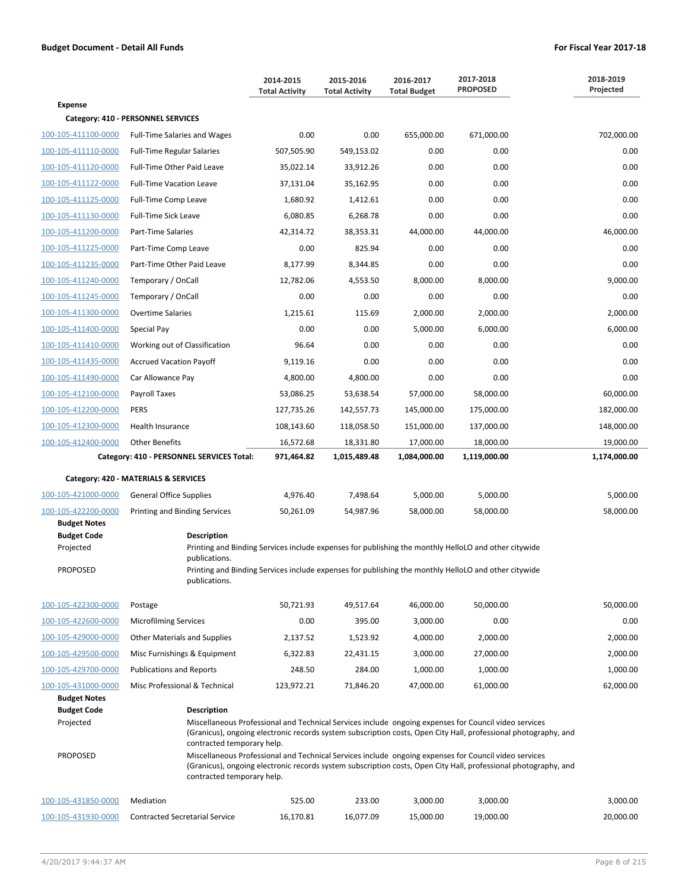**Budget Document - Detail All Funds** | **For Fiscal Year 2017-18**

| | | 2014-2015 Total Activity | 2015-2016 Total Activity | 2016-2017 Total Budget | 2017-2018 PROPOSED | 2018-2019 Projected |
|---|---|---|---|---|---|---|
| **Expense** | | | | | | |
| **Category: 410 - PERSONNEL SERVICES** | | | | | | |
| 100-105-411100-0000 | Full-Time Salaries and Wages | 0.00 | 0.00 | 655,000.00 | 671,000.00 | 702,000.00 |
| 100-105-411110-0000 | Full-Time Regular Salaries | 507,505.90 | 549,153.02 | 0.00 | 0.00 | 0.00 |
| 100-105-411120-0000 | Full-Time Other Paid Leave | 35,022.14 | 33,912.26 | 0.00 | 0.00 | 0.00 |
| 100-105-411122-0000 | Full-Time Vacation Leave | 37,131.04 | 35,162.95 | 0.00 | 0.00 | 0.00 |
| 100-105-411125-0000 | Full-Time Comp Leave | 1,680.92 | 1,412.61 | 0.00 | 0.00 | 0.00 |
| 100-105-411130-0000 | Full-Time Sick Leave | 6,080.85 | 6,268.78 | 0.00 | 0.00 | 0.00 |
| 100-105-411200-0000 | Part-Time Salaries | 42,314.72 | 38,353.31 | 44,000.00 | 44,000.00 | 46,000.00 |
| 100-105-411225-0000 | Part-Time Comp Leave | 0.00 | 825.94 | 0.00 | 0.00 | 0.00 |
| 100-105-411235-0000 | Part-Time Other Paid Leave | 8,177.99 | 8,344.85 | 0.00 | 0.00 | 0.00 |
| 100-105-411240-0000 | Temporary / OnCall | 12,782.06 | 4,553.50 | 8,000.00 | 8,000.00 | 9,000.00 |
| 100-105-411245-0000 | Temporary / OnCall | 0.00 | 0.00 | 0.00 | 0.00 | 0.00 |
| 100-105-411300-0000 | Overtime Salaries | 1,215.61 | 115.69 | 2,000.00 | 2,000.00 | 2,000.00 |
| 100-105-411400-0000 | Special Pay | 0.00 | 0.00 | 5,000.00 | 6,000.00 | 6,000.00 |
| 100-105-411410-0000 | Working out of Classification | 96.64 | 0.00 | 0.00 | 0.00 | 0.00 |
| 100-105-411435-0000 | Accrued Vacation Payoff | 9,119.16 | 0.00 | 0.00 | 0.00 | 0.00 |
| 100-105-411490-0000 | Car Allowance Pay | 4,800.00 | 4,800.00 | 0.00 | 0.00 | 0.00 |
| 100-105-412100-0000 | Payroll Taxes | 53,086.25 | 53,638.54 | 57,000.00 | 58,000.00 | 60,000.00 |
| 100-105-412200-0000 | PERS | 127,735.26 | 142,557.73 | 145,000.00 | 175,000.00 | 182,000.00 |
| 100-105-412300-0000 | Health Insurance | 108,143.60 | 118,058.50 | 151,000.00 | 137,000.00 | 148,000.00 |
| 100-105-412400-0000 | Other Benefits | 16,572.68 | 18,331.80 | 17,000.00 | 18,000.00 | 19,000.00 |
| | **Category: 410 - PERSONNEL SERVICES Total:** | **971,464.82** | **1,015,489.48** | **1,084,000.00** | **1,119,000.00** | **1,174,000.00** |
| **Category: 420 - MATERIALS & SERVICES** | | | | | | |
| 100-105-421000-0000 | General Office Supplies | 4,976.40 | 7,498.64 | 5,000.00 | 5,000.00 | 5,000.00 |
| 100-105-422200-0000 | Printing and Binding Services | 50,261.09 | 54,987.96 | 58,000.00 | 58,000.00 | 58,000.00 |

**Budget Notes**

| Budget Code | Description |
|---|---|
| Projected | Printing and Binding Services include expenses for publishing the monthly HelloLO and other citywide publications. |
| PROPOSED | Printing and Binding Services include expenses for publishing the monthly HelloLO and other citywide publications. |

| | | 2014-2015 Total Activity | 2015-2016 Total Activity | 2016-2017 Total Budget | 2017-2018 PROPOSED | 2018-2019 Projected |
|---|---|---|---|---|---|---|
| 100-105-422300-0000 | Postage | 50,721.93 | 49,517.64 | 46,000.00 | 50,000.00 | 50,000.00 |
| 100-105-422600-0000 | Microfilming Services | 0.00 | 395.00 | 3,000.00 | 0.00 | 0.00 |
| 100-105-429000-0000 | Other Materials and Supplies | 2,137.52 | 1,523.92 | 4,000.00 | 2,000.00 | 2,000.00 |
| 100-105-429500-0000 | Misc Furnishings & Equipment | 6,322.83 | 22,431.15 | 3,000.00 | 27,000.00 | 2,000.00 |
| 100-105-429700-0000 | Publications and Reports | 248.50 | 284.00 | 1,000.00 | 1,000.00 | 1,000.00 |
| 100-105-431000-0000 | Misc Professional & Technical | 123,972.21 | 71,846.20 | 47,000.00 | 61,000.00 | 62,000.00 |

**Budget Notes**

| Budget Code | Description |
|---|---|
| Projected | Miscellaneous Professional and Technical Services include ongoing expenses for Council video services (Granicus), ongoing electronic records system subscription costs, Open City Hall, professional photography, and contracted temporary help. |
| PROPOSED | Miscellaneous Professional and Technical Services include ongoing expenses for Council video services (Granicus), ongoing electronic records system subscription costs, Open City Hall, professional photography, and contracted temporary help. |

| | | 2014-2015 Total Activity | 2015-2016 Total Activity | 2016-2017 Total Budget | 2017-2018 PROPOSED | 2018-2019 Projected |
|---|---|---|---|---|---|---|
| 100-105-431850-0000 | Mediation | 525.00 | 233.00 | 3,000.00 | 3,000.00 | 3,000.00 |
| 100-105-431930-0000 | Contracted Secretarial Service | 16,170.81 | 16,077.09 | 15,000.00 | 19,000.00 | 20,000.00 |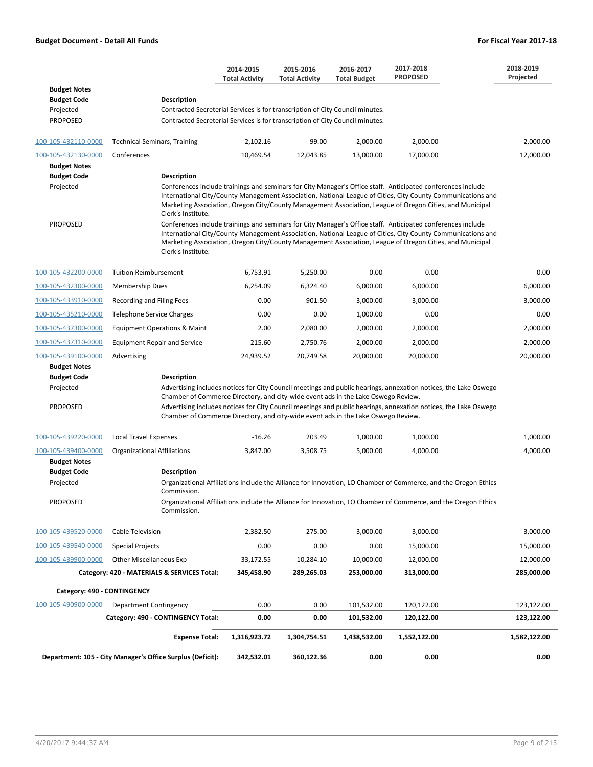| | | 2014-2015 Total Activity | 2015-2016 Total Activity | 2016-2017 Total Budget | 2017-2018 PROPOSED | 2018-2019 Projected |
|---|---|---|---|---|---|---|
| **Budget Notes** | | | | | | |
| **Budget Code** | **Description** | | | | | |
| Projected | Contracted Secreterial Services is for transcription of City Council minutes. | | | | | |
| PROPOSED | Contracted Secreterial Services is for transcription of City Council minutes. | | | | | |
| 100-105-432110-0000 | Technical Seminars, Training | 2,102.16 | 99.00 | 2,000.00 | 2,000.00 | 2,000.00 |
| 100-105-432130-0000 | Conferences | 10,469.54 | 12,043.85 | 13,000.00 | 17,000.00 | 12,000.00 |
| **Budget Notes** | | | | | | |
| **Budget Code** | **Description** | | | | | |
| Projected | Conferences include trainings and seminars for City Manager's Office staff. Anticipated conferences include International City/County Management Association, National League of Cities, City County Communications and Marketing Association, Oregon City/County Management Association, League of Oregon Cities, and Municipal Clerk's Institute. | | | | | |
| PROPOSED | Conferences include trainings and seminars for City Manager's Office staff. Anticipated conferences include International City/County Management Association, National League of Cities, City County Communications and Marketing Association, Oregon City/County Management Association, League of Oregon Cities, and Municipal Clerk's Institute. | | | | | |
| 100-105-432200-0000 | Tuition Reimbursement | 6,753.91 | 5,250.00 | 0.00 | 0.00 | 0.00 |
| 100-105-432300-0000 | Membership Dues | 6,254.09 | 6,324.40 | 6,000.00 | 6,000.00 | 6,000.00 |
| 100-105-433910-0000 | Recording and Filing Fees | 0.00 | 901.50 | 3,000.00 | 3,000.00 | 3,000.00 |
| 100-105-435210-0000 | Telephone Service Charges | 0.00 | 0.00 | 1,000.00 | 0.00 | 0.00 |
| 100-105-437300-0000 | Equipment Operations & Maint | 2.00 | 2,080.00 | 2,000.00 | 2,000.00 | 2,000.00 |
| 100-105-437310-0000 | Equipment Repair and Service | 215.60 | 2,750.76 | 2,000.00 | 2,000.00 | 2,000.00 |
| 100-105-439100-0000 | Advertising | 24,939.52 | 20,749.58 | 20,000.00 | 20,000.00 | 20,000.00 |
| **Budget Notes** | | | | | | |
| **Budget Code** | **Description** | | | | | |
| Projected | Advertising includes notices for City Council meetings and public hearings, annexation notices, the Lake Oswego Chamber of Commerce Directory, and city-wide event ads in the Lake Oswego Review. | | | | | |
| PROPOSED | Advertising includes notices for City Council meetings and public hearings, annexation notices, the Lake Oswego Chamber of Commerce Directory, and city-wide event ads in the Lake Oswego Review. | | | | | |
| 100-105-439220-0000 | Local Travel Expenses | -16.26 | 203.49 | 1,000.00 | 1,000.00 | 1,000.00 |
| 100-105-439400-0000 | Organizational Affiliations | 3,847.00 | 3,508.75 | 5,000.00 | 4,000.00 | 4,000.00 |
| **Budget Notes** | | | | | | |
| **Budget Code** | **Description** | | | | | |
| Projected | Organizational Affiliations include the Alliance for Innovation, LO Chamber of Commerce, and the Oregon Ethics Commission. | | | | | |
| PROPOSED | Organizational Affiliations include the Alliance for Innovation, LO Chamber of Commerce, and the Oregon Ethics Commission. | | | | | |
| 100-105-439520-0000 | Cable Television | 2,382.50 | 275.00 | 3,000.00 | 3,000.00 | 3,000.00 |
| 100-105-439540-0000 | Special Projects | 0.00 | 0.00 | 0.00 | 15,000.00 | 15,000.00 |
| 100-105-439900-0000 | Other Miscellaneous Exp | 33,172.55 | 10,284.10 | 10,000.00 | 12,000.00 | 12,000.00 |
| | **Category: 420 - MATERIALS & SERVICES Total:** | **345,458.90** | **289,265.03** | **253,000.00** | **313,000.00** | **285,000.00** |
| **Category: 490 - CONTINGENCY** | | | | | | |
| 100-105-490900-0000 | Department Contingency | 0.00 | 0.00 | 101,532.00 | 120,122.00 | 123,122.00 |
| | **Category: 490 - CONTINGENCY Total:** | **0.00** | **0.00** | **101,532.00** | **120,122.00** | **123,122.00** |
| | **Expense Total:** | **1,316,923.72** | **1,304,754.51** | **1,438,532.00** | **1,552,122.00** | **1,582,122.00** |
| **Department: 105 - City Manager's Office Surplus (Deficit):** | | **342,532.01** | **360,122.36** | **0.00** | **0.00** | **0.00** |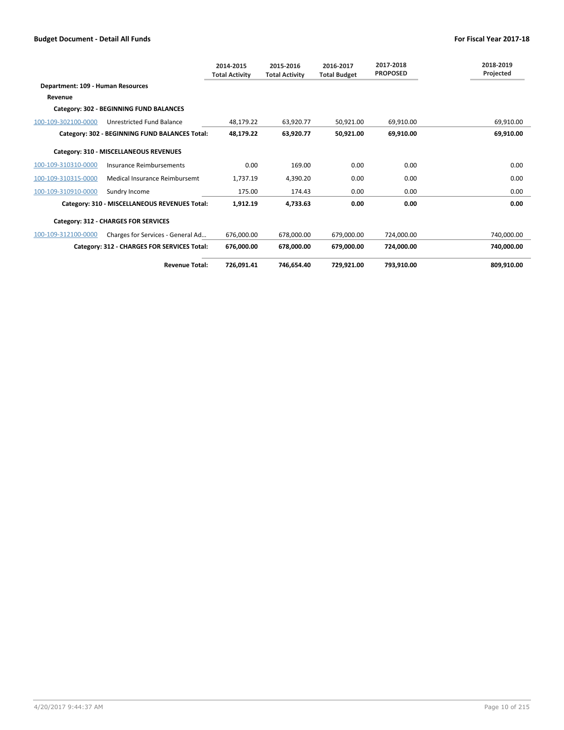| | | 2014-2015 Total Activity | 2015-2016 Total Activity | 2016-2017 Total Budget | 2017-2018 PROPOSED | 2018-2019 Projected |
|---|---|---|---|---|---|---|
| **Department: 109 - Human Resources** | | | | | | |
| **Revenue** | | | | | | |
| **Category: 302 - BEGINNING FUND BALANCES** | | | | | | |
| 100-109-302100-0000 | Unrestricted Fund Balance | 48,179.22 | 63,920.77 | 50,921.00 | 69,910.00 | 69,910.00 |
| | **Category: 302 - BEGINNING FUND BALANCES Total:** | **48,179.22** | **63,920.77** | **50,921.00** | **69,910.00** | **69,910.00** |
| **Category: 310 - MISCELLANEOUS REVENUES** | | | | | | |
| 100-109-310310-0000 | Insurance Reimbursements | 0.00 | 169.00 | 0.00 | 0.00 | 0.00 |
| 100-109-310315-0000 | Medical Insurance Reimbursemt | 1,737.19 | 4,390.20 | 0.00 | 0.00 | 0.00 |
| 100-109-310910-0000 | Sundry Income | 175.00 | 174.43 | 0.00 | 0.00 | 0.00 |
| | **Category: 310 - MISCELLANEOUS REVENUES Total:** | **1,912.19** | **4,733.63** | **0.00** | **0.00** | **0.00** |
| **Category: 312 - CHARGES FOR SERVICES** | | | | | | |
| 100-109-312100-0000 | Charges for Services - General Ad... | 676,000.00 | 678,000.00 | 679,000.00 | 724,000.00 | 740,000.00 |
| | **Category: 312 - CHARGES FOR SERVICES Total:** | **676,000.00** | **678,000.00** | **679,000.00** | **724,000.00** | **740,000.00** |
| | **Revenue Total:** | **726,091.41** | **746,654.40** | **729,921.00** | **793,910.00** | **809,910.00** |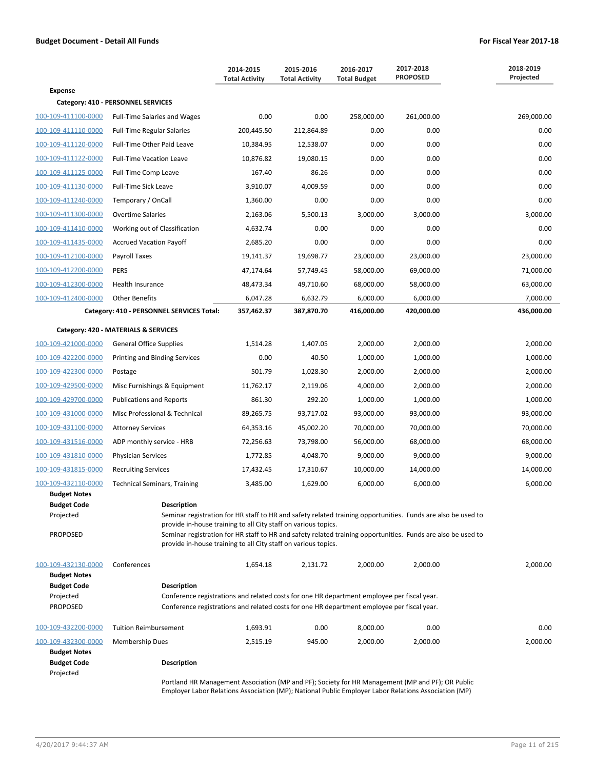**Budget Document - Detail All Funds** | **For Fiscal Year 2017-18**

| | | 2014-2015 Total Activity | 2015-2016 Total Activity | 2016-2017 Total Budget | 2017-2018 PROPOSED | 2018-2019 Projected |
|---|---|---|---|---|---|---|
| **Expense** | | | | | | |
| **Category: 410 - PERSONNEL SERVICES** | | | | | | |
| 100-109-411100-0000 | Full-Time Salaries and Wages | 0.00 | 0.00 | 258,000.00 | 261,000.00 | 269,000.00 |
| 100-109-411110-0000 | Full-Time Regular Salaries | 200,445.50 | 212,864.89 | 0.00 | 0.00 | 0.00 |
| 100-109-411120-0000 | Full-Time Other Paid Leave | 10,384.95 | 12,538.07 | 0.00 | 0.00 | 0.00 |
| 100-109-411122-0000 | Full-Time Vacation Leave | 10,876.82 | 19,080.15 | 0.00 | 0.00 | 0.00 |
| 100-109-411125-0000 | Full-Time Comp Leave | 167.40 | 86.26 | 0.00 | 0.00 | 0.00 |
| 100-109-411130-0000 | Full-Time Sick Leave | 3,910.07 | 4,009.59 | 0.00 | 0.00 | 0.00 |
| 100-109-411240-0000 | Temporary / OnCall | 1,360.00 | 0.00 | 0.00 | 0.00 | 0.00 |
| 100-109-411300-0000 | Overtime Salaries | 2,163.06 | 5,500.13 | 3,000.00 | 3,000.00 | 3,000.00 |
| 100-109-411410-0000 | Working out of Classification | 4,632.74 | 0.00 | 0.00 | 0.00 | 0.00 |
| 100-109-411435-0000 | Accrued Vacation Payoff | 2,685.20 | 0.00 | 0.00 | 0.00 | 0.00 |
| 100-109-412100-0000 | Payroll Taxes | 19,141.37 | 19,698.77 | 23,000.00 | 23,000.00 | 23,000.00 |
| 100-109-412200-0000 | PERS | 47,174.64 | 57,749.45 | 58,000.00 | 69,000.00 | 71,000.00 |
| 100-109-412300-0000 | Health Insurance | 48,473.34 | 49,710.60 | 68,000.00 | 58,000.00 | 63,000.00 |
| 100-109-412400-0000 | Other Benefits | 6,047.28 | 6,632.79 | 6,000.00 | 6,000.00 | 7,000.00 |
| | **Category: 410 - PERSONNEL SERVICES Total:** | **357,462.37** | **387,870.70** | **416,000.00** | **420,000.00** | **436,000.00** |
| **Category: 420 - MATERIALS & SERVICES** | | | | | | |
| 100-109-421000-0000 | General Office Supplies | 1,514.28 | 1,407.05 | 2,000.00 | 2,000.00 | 2,000.00 |
| 100-109-422200-0000 | Printing and Binding Services | 0.00 | 40.50 | 1,000.00 | 1,000.00 | 1,000.00 |
| 100-109-422300-0000 | Postage | 501.79 | 1,028.30 | 2,000.00 | 2,000.00 | 2,000.00 |
| 100-109-429500-0000 | Misc Furnishings & Equipment | 11,762.17 | 2,119.06 | 4,000.00 | 2,000.00 | 2,000.00 |
| 100-109-429700-0000 | Publications and Reports | 861.30 | 292.20 | 1,000.00 | 1,000.00 | 1,000.00 |
| 100-109-431000-0000 | Misc Professional & Technical | 89,265.75 | 93,717.02 | 93,000.00 | 93,000.00 | 93,000.00 |
| 100-109-431100-0000 | Attorney Services | 64,353.16 | 45,002.20 | 70,000.00 | 70,000.00 | 70,000.00 |
| 100-109-431516-0000 | ADP monthly service - HRB | 72,256.63 | 73,798.00 | 56,000.00 | 68,000.00 | 68,000.00 |
| 100-109-431810-0000 | Physician Services | 1,772.85 | 4,048.70 | 9,000.00 | 9,000.00 | 9,000.00 |
| 100-109-431815-0000 | Recruiting Services | 17,432.45 | 17,310.67 | 10,000.00 | 14,000.00 | 14,000.00 |
| 100-109-432110-0000 | Technical Seminars, Training | 3,485.00 | 1,629.00 | 6,000.00 | 6,000.00 | 6,000.00 |

**Budget Notes**

| Budget Code | Description |
|---|---|
| Projected | Seminar registration for HR staff to HR and safety related training opportunities. Funds are also be used to provide in-house training to all City staff on various topics. |
| PROPOSED | Seminar registration for HR staff to HR and safety related training opportunities. Funds are also be used to provide in-house training to all City staff on various topics. |

| | | 2014-2015 Total Activity | 2015-2016 Total Activity | 2016-2017 Total Budget | 2017-2018 PROPOSED | 2018-2019 Projected |
|---|---|---|---|---|---|---|
| 100-109-432130-0000 | Conferences | 1,654.18 | 2,131.72 | 2,000.00 | 2,000.00 | 2,000.00 |

**Budget Notes**

| Budget Code | Description |
|---|---|
| Projected | Conference registrations and related costs for one HR department employee per fiscal year. |
| PROPOSED | Conference registrations and related costs for one HR department employee per fiscal year. |

| | | 2014-2015 Total Activity | 2015-2016 Total Activity | 2016-2017 Total Budget | 2017-2018 PROPOSED | 2018-2019 Projected |
|---|---|---|---|---|---|---|
| 100-109-432200-0000 | Tuition Reimbursement | 1,693.91 | 0.00 | 8,000.00 | 0.00 | 0.00 |
| 100-109-432300-0000 | Membership Dues | 2,515.19 | 945.00 | 2,000.00 | 2,000.00 | 2,000.00 |

**Budget Notes**

| Budget Code | Description |
|---|---|
| Projected | Portland HR Management Association (MP and PF); Society for HR Management (MP and PF); OR Public Employer Labor Relations Association (MP); National Public Employer Labor Relations Association (MP) |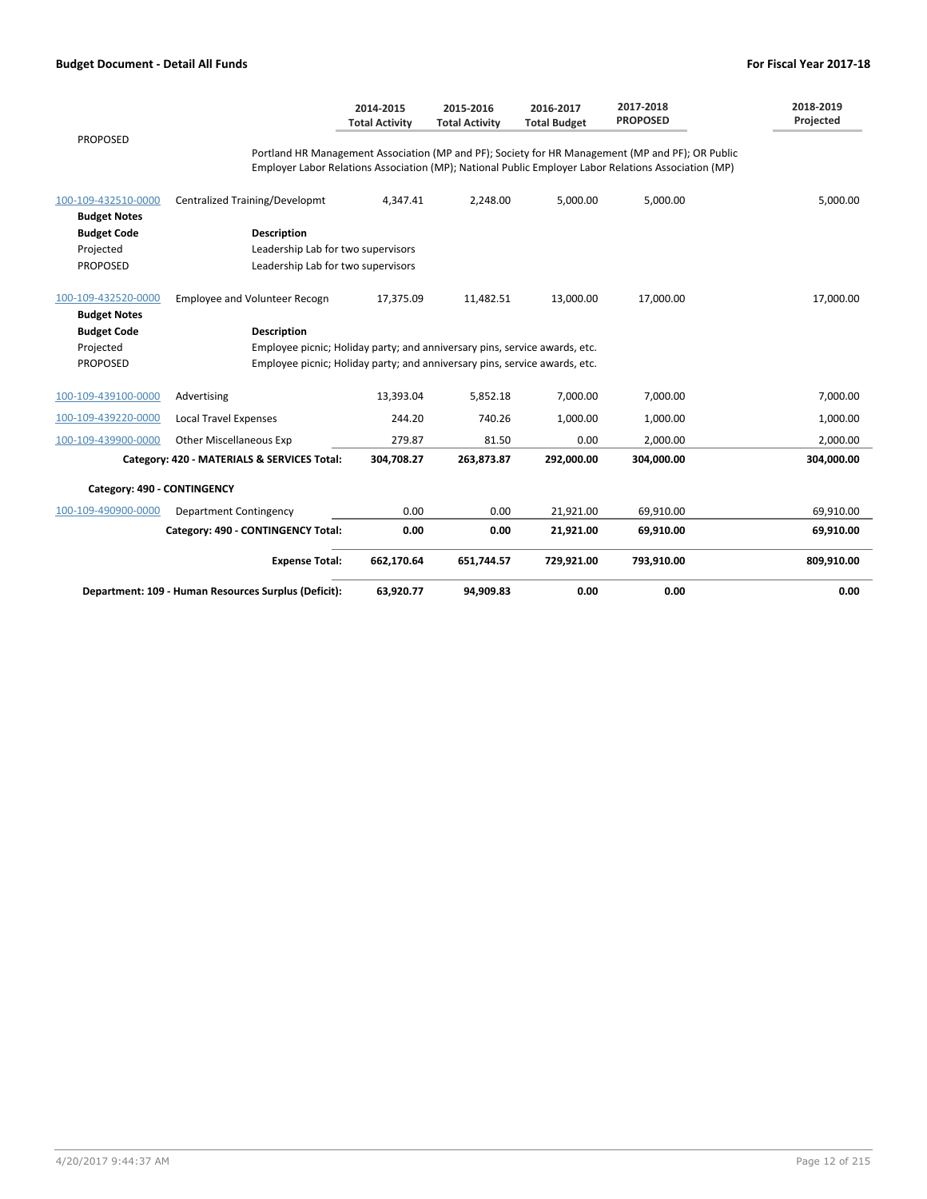| | | 2014-2015 Total Activity | 2015-2016 Total Activity | 2016-2017 Total Budget | 2017-2018 PROPOSED | 2018-2019 Projected |
|---|---|---|---|---|---|---|
| PROPOSED | Portland HR Management Association (MP and PF); Society for HR Management (MP and PF); OR Public Employer Labor Relations Association (MP); National Public Employer Labor Relations Association (MP) | | | | | |
| 100-109-432510-0000 | Centralized Training/Developmt | 4,347.41 | 2,248.00 | 5,000.00 | 5,000.00 | 5,000.00 |
| **Budget Notes** | | | | | | |
| **Budget Code** | **Description** | | | | | |
| Projected | Leadership Lab for two supervisors | | | | | |
| PROPOSED | Leadership Lab for two supervisors | | | | | |
| 100-109-432520-0000 | Employee and Volunteer Recogn | 17,375.09 | 11,482.51 | 13,000.00 | 17,000.00 | 17,000.00 |
| **Budget Notes** | | | | | | |
| **Budget Code** | **Description** | | | | | |
| Projected | Employee picnic; Holiday party; and anniversary pins, service awards, etc. | | | | | |
| PROPOSED | Employee picnic; Holiday party; and anniversary pins, service awards, etc. | | | | | |
| 100-109-439100-0000 | Advertising | 13,393.04 | 5,852.18 | 7,000.00 | 7,000.00 | 7,000.00 |
| 100-109-439220-0000 | Local Travel Expenses | 244.20 | 740.26 | 1,000.00 | 1,000.00 | 1,000.00 |
| 100-109-439900-0000 | Other Miscellaneous Exp | 279.87 | 81.50 | 0.00 | 2,000.00 | 2,000.00 |
| | **Category: 420 - MATERIALS & SERVICES Total:** | **304,708.27** | **263,873.87** | **292,000.00** | **304,000.00** | **304,000.00** |
| **Category: 490 - CONTINGENCY** | | | | | | |
| 100-109-490900-0000 | Department Contingency | 0.00 | 0.00 | 21,921.00 | 69,910.00 | 69,910.00 |
| | **Category: 490 - CONTINGENCY Total:** | **0.00** | **0.00** | **21,921.00** | **69,910.00** | **69,910.00** |
| | **Expense Total:** | **662,170.64** | **651,744.57** | **729,921.00** | **793,910.00** | **809,910.00** |
| | **Department: 109 - Human Resources Surplus (Deficit):** | **63,920.77** | **94,909.83** | **0.00** | **0.00** | **0.00** |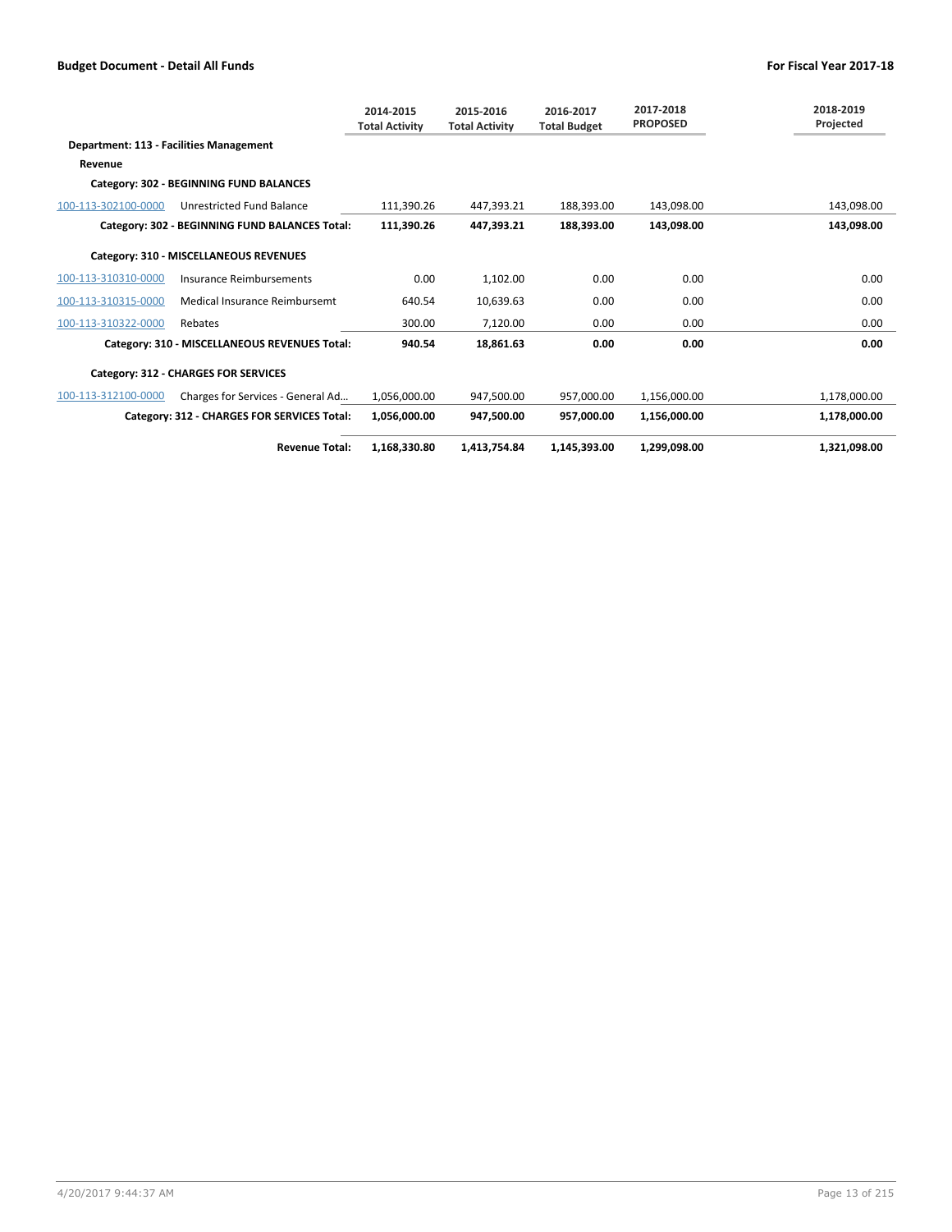| | | 2014-2015 Total Activity | 2015-2016 Total Activity | 2016-2017 Total Budget | 2017-2018 PROPOSED | 2018-2019 Projected |
|---|---|---|---|---|---|---|
| **Department: 113 - Facilities Management** | | | | | | |
| **Revenue** | | | | | | |
| **Category: 302 - BEGINNING FUND BALANCES** | | | | | | |
| 100-113-302100-0000 | Unrestricted Fund Balance | 111,390.26 | 447,393.21 | 188,393.00 | 143,098.00 | 143,098.00 |
| | **Category: 302 - BEGINNING FUND BALANCES Total:** | **111,390.26** | **447,393.21** | **188,393.00** | **143,098.00** | **143,098.00** |
| **Category: 310 - MISCELLANEOUS REVENUES** | | | | | | |
| 100-113-310310-0000 | Insurance Reimbursements | 0.00 | 1,102.00 | 0.00 | 0.00 | 0.00 |
| 100-113-310315-0000 | Medical Insurance Reimbursemt | 640.54 | 10,639.63 | 0.00 | 0.00 | 0.00 |
| 100-113-310322-0000 | Rebates | 300.00 | 7,120.00 | 0.00 | 0.00 | 0.00 |
| | **Category: 310 - MISCELLANEOUS REVENUES Total:** | **940.54** | **18,861.63** | **0.00** | **0.00** | **0.00** |
| **Category: 312 - CHARGES FOR SERVICES** | | | | | | |
| 100-113-312100-0000 | Charges for Services - General Ad... | 1,056,000.00 | 947,500.00 | 957,000.00 | 1,156,000.00 | 1,178,000.00 |
| | **Category: 312 - CHARGES FOR SERVICES Total:** | **1,056,000.00** | **947,500.00** | **957,000.00** | **1,156,000.00** | **1,178,000.00** |
| | **Revenue Total:** | **1,168,330.80** | **1,413,754.84** | **1,145,393.00** | **1,299,098.00** | **1,321,098.00** |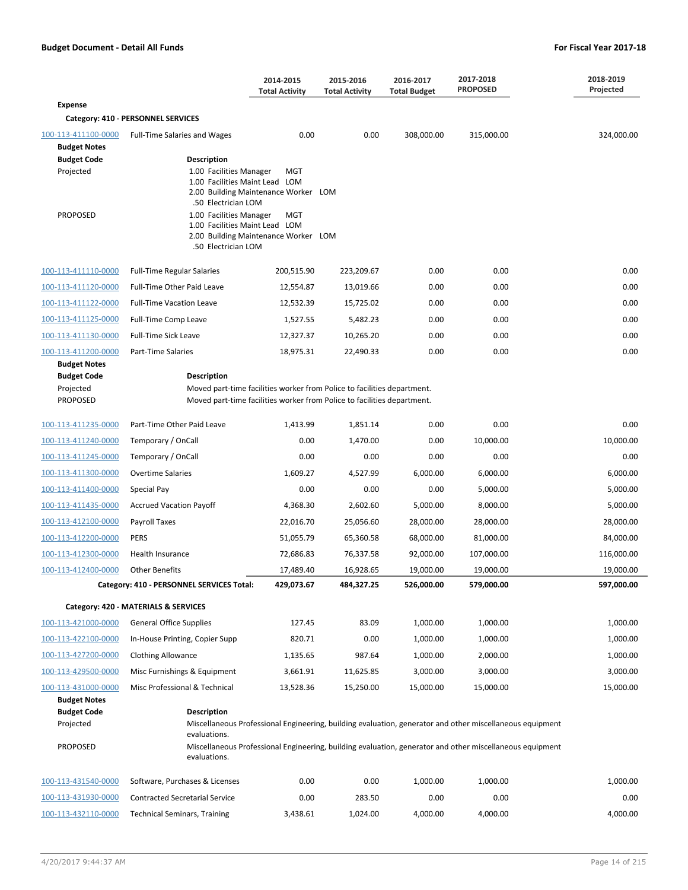**Budget Document - Detail All Funds** | **For Fiscal Year 2017-18**

| | | 2014-2015 Total Activity | 2015-2016 Total Activity | 2016-2017 Total Budget | 2017-2018 PROPOSED | 2018-2019 Projected |
|---|---|---|---|---|---|---|
| **Expense** | | | | | | |
| **Category: 410 - PERSONNEL SERVICES** | | | | | | |
| 100-113-411100-0000 | Full-Time Salaries and Wages | 0.00 | 0.00 | 308,000.00 | 315,000.00 | 324,000.00 |

**Budget Notes**

| Budget Code | Description |
|---|---|
| Projected | 1.00 Facilities Manager MGT<br>1.00 Facilities Maint Lead LOM<br>2.00 Building Maintenance Worker LOM<br>.50 Electrician LOM |
| PROPOSED | 1.00 Facilities Manager MGT<br>1.00 Facilities Maint Lead LOM<br>2.00 Building Maintenance Worker LOM<br>.50 Electrician LOM |

| | | 2014-2015 Total Activity | 2015-2016 Total Activity | 2016-2017 Total Budget | 2017-2018 PROPOSED | 2018-2019 Projected |
|---|---|---|---|---|---|---|
| 100-113-411110-0000 | Full-Time Regular Salaries | 200,515.90 | 223,209.67 | 0.00 | 0.00 | 0.00 |
| 100-113-411120-0000 | Full-Time Other Paid Leave | 12,554.87 | 13,019.66 | 0.00 | 0.00 | 0.00 |
| 100-113-411122-0000 | Full-Time Vacation Leave | 12,532.39 | 15,725.02 | 0.00 | 0.00 | 0.00 |
| 100-113-411125-0000 | Full-Time Comp Leave | 1,527.55 | 5,482.23 | 0.00 | 0.00 | 0.00 |
| 100-113-411130-0000 | Full-Time Sick Leave | 12,327.37 | 10,265.20 | 0.00 | 0.00 | 0.00 |
| 100-113-411200-0000 | Part-Time Salaries | 18,975.31 | 22,490.33 | 0.00 | 0.00 | 0.00 |

**Budget Notes**

| Budget Code | Description |
|---|---|
| Projected | Moved part-time facilities worker from Police to facilities department. |
| PROPOSED | Moved part-time facilities worker from Police to facilities department. |

| | | 2014-2015 Total Activity | 2015-2016 Total Activity | 2016-2017 Total Budget | 2017-2018 PROPOSED | 2018-2019 Projected |
|---|---|---|---|---|---|---|
| 100-113-411235-0000 | Part-Time Other Paid Leave | 1,413.99 | 1,851.14 | 0.00 | 0.00 | 0.00 |
| 100-113-411240-0000 | Temporary / OnCall | 0.00 | 1,470.00 | 0.00 | 10,000.00 | 10,000.00 |
| 100-113-411245-0000 | Temporary / OnCall | 0.00 | 0.00 | 0.00 | 0.00 | 0.00 |
| 100-113-411300-0000 | Overtime Salaries | 1,609.27 | 4,527.99 | 6,000.00 | 6,000.00 | 6,000.00 |
| 100-113-411400-0000 | Special Pay | 0.00 | 0.00 | 0.00 | 5,000.00 | 5,000.00 |
| 100-113-411435-0000 | Accrued Vacation Payoff | 4,368.30 | 2,602.60 | 5,000.00 | 8,000.00 | 5,000.00 |
| 100-113-412100-0000 | Payroll Taxes | 22,016.70 | 25,056.60 | 28,000.00 | 28,000.00 | 28,000.00 |
| 100-113-412200-0000 | PERS | 51,055.79 | 65,360.58 | 68,000.00 | 81,000.00 | 84,000.00 |
| 100-113-412300-0000 | Health Insurance | 72,686.83 | 76,337.58 | 92,000.00 | 107,000.00 | 116,000.00 |
| 100-113-412400-0000 | Other Benefits | 17,489.40 | 16,928.65 | 19,000.00 | 19,000.00 | 19,000.00 |
| | **Category: 410 - PERSONNEL SERVICES Total:** | **429,073.67** | **484,327.25** | **526,000.00** | **579,000.00** | **597,000.00** |
| **Category: 420 - MATERIALS & SERVICES** | | | | | | |
| 100-113-421000-0000 | General Office Supplies | 127.45 | 83.09 | 1,000.00 | 1,000.00 | 1,000.00 |
| 100-113-422100-0000 | In-House Printing, Copier Supp | 820.71 | 0.00 | 1,000.00 | 1,000.00 | 1,000.00 |
| 100-113-427200-0000 | Clothing Allowance | 1,135.65 | 987.64 | 1,000.00 | 2,000.00 | 1,000.00 |
| 100-113-429500-0000 | Misc Furnishings & Equipment | 3,661.91 | 11,625.85 | 3,000.00 | 3,000.00 | 3,000.00 |
| 100-113-431000-0000 | Misc Professional & Technical | 13,528.36 | 15,250.00 | 15,000.00 | 15,000.00 | 15,000.00 |

**Budget Notes**

| Budget Code | Description |
|---|---|
| Projected | Miscellaneous Professional Engineering, building evaluation, generator and other miscellaneous equipment evaluations. |
| PROPOSED | Miscellaneous Professional Engineering, building evaluation, generator and other miscellaneous equipment evaluations. |

| | | 2014-2015 Total Activity | 2015-2016 Total Activity | 2016-2017 Total Budget | 2017-2018 PROPOSED | 2018-2019 Projected |
|---|---|---|---|---|---|---|
| 100-113-431540-0000 | Software, Purchases & Licenses | 0.00 | 0.00 | 1,000.00 | 1,000.00 | 1,000.00 |
| 100-113-431930-0000 | Contracted Secretarial Service | 0.00 | 283.50 | 0.00 | 0.00 | 0.00 |
| 100-113-432110-0000 | Technical Seminars, Training | 3,438.61 | 1,024.00 | 4,000.00 | 4,000.00 | 4,000.00 |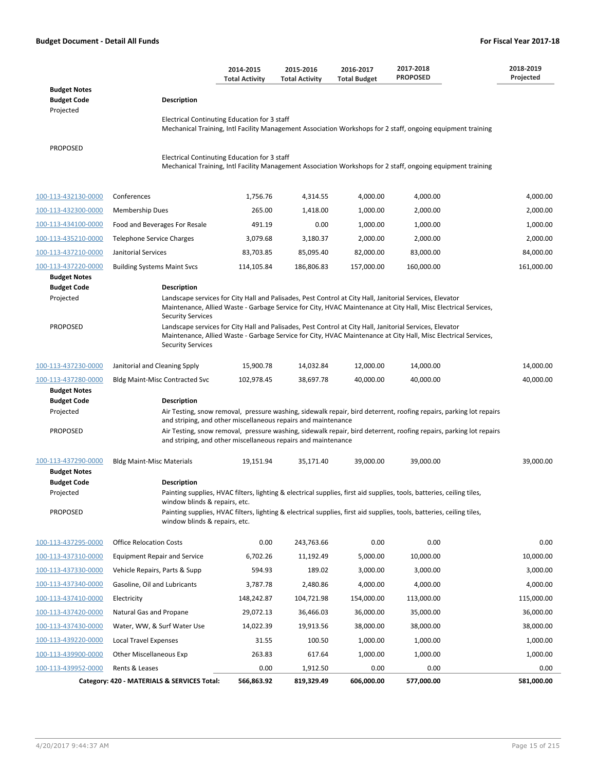**Budget Document - Detail All Funds** **For Fiscal Year 2017-18**

| | | 2014-2015 Total Activity | 2015-2016 Total Activity | 2016-2017 Total Budget | 2017-2018 PROPOSED | 2018-2019 Projected |
|---|---|---|---|---|---|---|

**Budget Notes**

| Budget Code | Description |
|---|---|
| Projected | Electrical Continuing Education for 3 staff<br>Mechanical Training, Intl Facility Management Association Workshops for 2 staff, ongoing equipment training |
| PROPOSED | Electrical Continuing Education for 3 staff<br>Mechanical Training, Intl Facility Management Association Workshops for 2 staff, ongoing equipment training |

| Account | Description | 2014-2015 Total Activity | 2015-2016 Total Activity | 2016-2017 Total Budget | 2017-2018 PROPOSED | 2018-2019 Projected |
|---|---|---|---|---|---|---|
| 100-113-432130-0000 | Conferences | 1,756.76 | 4,314.55 | 4,000.00 | 4,000.00 | 4,000.00 |
| 100-113-432300-0000 | Membership Dues | 265.00 | 1,418.00 | 1,000.00 | 2,000.00 | 2,000.00 |
| 100-113-434100-0000 | Food and Beverages For Resale | 491.19 | 0.00 | 1,000.00 | 1,000.00 | 1,000.00 |
| 100-113-435210-0000 | Telephone Service Charges | 3,079.68 | 3,180.37 | 2,000.00 | 2,000.00 | 2,000.00 |
| 100-113-437210-0000 | Janitorial Services | 83,703.85 | 85,095.40 | 82,000.00 | 83,000.00 | 84,000.00 |
| 100-113-437220-0000 | Building Systems Maint Svcs | 114,105.84 | 186,806.83 | 157,000.00 | 160,000.00 | 161,000.00 |

**Budget Notes**

| Budget Code | Description |
|---|---|
| Projected | Landscape services for City Hall and Palisades, Pest Control at City Hall, Janitorial Services, Elevator Maintenance, Allied Waste - Garbage Service for City, HVAC Maintenance at City Hall, Misc Electrical Services, Security Services |
| PROPOSED | Landscape services for City Hall and Palisades, Pest Control at City Hall, Janitorial Services, Elevator Maintenance, Allied Waste - Garbage Service for City, HVAC Maintenance at City Hall, Misc Electrical Services, Security Services |

| Account | Description | 2014-2015 Total Activity | 2015-2016 Total Activity | 2016-2017 Total Budget | 2017-2018 PROPOSED | 2018-2019 Projected |
|---|---|---|---|---|---|---|
| 100-113-437230-0000 | Janitorial and Cleaning Spply | 15,900.78 | 14,032.84 | 12,000.00 | 14,000.00 | 14,000.00 |
| 100-113-437280-0000 | Bldg Maint-Misc Contracted Svc | 102,978.45 | 38,697.78 | 40,000.00 | 40,000.00 | 40,000.00 |

**Budget Notes**

| Budget Code | Description |
|---|---|
| Projected | Air Testing, snow removal, pressure washing, sidewalk repair, bird deterrent, roofing repairs, parking lot repairs and striping, and other miscellaneous repairs and maintenance |
| PROPOSED | Air Testing, snow removal, pressure washing, sidewalk repair, bird deterrent, roofing repairs, parking lot repairs and striping, and other miscellaneous repairs and maintenance |

| Account | Description | 2014-2015 Total Activity | 2015-2016 Total Activity | 2016-2017 Total Budget | 2017-2018 PROPOSED | 2018-2019 Projected |
|---|---|---|---|---|---|---|
| 100-113-437290-0000 | Bldg Maint-Misc Materials | 19,151.94 | 35,171.40 | 39,000.00 | 39,000.00 | 39,000.00 |

**Budget Notes**

| Budget Code | Description |
|---|---|
| Projected | Painting supplies, HVAC filters, lighting & electrical supplies, first aid supplies, tools, batteries, ceiling tiles, window blinds & repairs, etc. |
| PROPOSED | Painting supplies, HVAC filters, lighting & electrical supplies, first aid supplies, tools, batteries, ceiling tiles, window blinds & repairs, etc. |

| Account | Description | 2014-2015 Total Activity | 2015-2016 Total Activity | 2016-2017 Total Budget | 2017-2018 PROPOSED | 2018-2019 Projected |
|---|---|---|---|---|---|---|
| 100-113-437295-0000 | Office Relocation Costs | 0.00 | 243,763.66 | 0.00 | 0.00 | 0.00 |
| 100-113-437310-0000 | Equipment Repair and Service | 6,702.26 | 11,192.49 | 5,000.00 | 10,000.00 | 10,000.00 |
| 100-113-437330-0000 | Vehicle Repairs, Parts & Supp | 594.93 | 189.02 | 3,000.00 | 3,000.00 | 3,000.00 |
| 100-113-437340-0000 | Gasoline, Oil and Lubricants | 3,787.78 | 2,480.86 | 4,000.00 | 4,000.00 | 4,000.00 |
| 100-113-437410-0000 | Electricity | 148,242.87 | 104,721.98 | 154,000.00 | 113,000.00 | 115,000.00 |
| 100-113-437420-0000 | Natural Gas and Propane | 29,072.13 | 36,466.03 | 36,000.00 | 35,000.00 | 36,000.00 |
| 100-113-437430-0000 | Water, WW, & Surf Water Use | 14,022.39 | 19,913.56 | 38,000.00 | 38,000.00 | 38,000.00 |
| 100-113-439220-0000 | Local Travel Expenses | 31.55 | 100.50 | 1,000.00 | 1,000.00 | 1,000.00 |
| 100-113-439900-0000 | Other Miscellaneous Exp | 263.83 | 617.64 | 1,000.00 | 1,000.00 | 1,000.00 |
| 100-113-439952-0000 | Rents & Leases | 0.00 | 1,912.50 | 0.00 | 0.00 | 0.00 |
| | **Category: 420 - MATERIALS & SERVICES Total:** | **566,863.92** | **819,329.49** | **606,000.00** | **577,000.00** | **581,000.00** |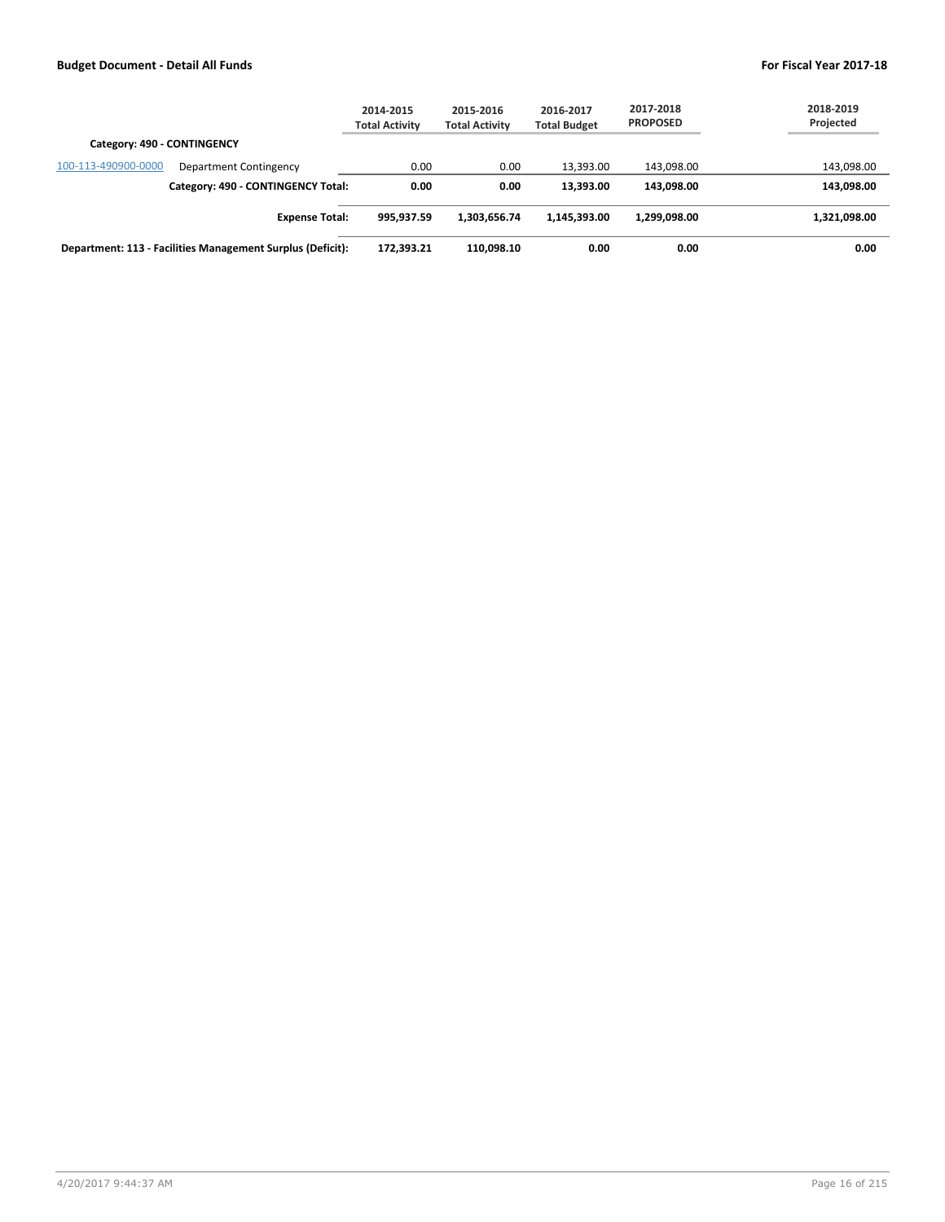| | | 2014-2015 Total Activity | 2015-2016 Total Activity | 2016-2017 Total Budget | 2017-2018 PROPOSED | 2018-2019 Projected |
|---|---|---|---|---|---|---|
| **Category: 490 - CONTINGENCY** | | | | | | |
| 100-113-490900-0000 | Department Contingency | 0.00 | 0.00 | 13,393.00 | 143,098.00 | 143,098.00 |
| | **Category: 490 - CONTINGENCY Total:** | **0.00** | **0.00** | **13,393.00** | **143,098.00** | **143,098.00** |
| | **Expense Total:** | **995,937.59** | **1,303,656.74** | **1,145,393.00** | **1,299,098.00** | **1,321,098.00** |
| **Department: 113 - Facilities Management Surplus (Deficit):** | | **172,393.21** | **110,098.10** | **0.00** | **0.00** | **0.00** |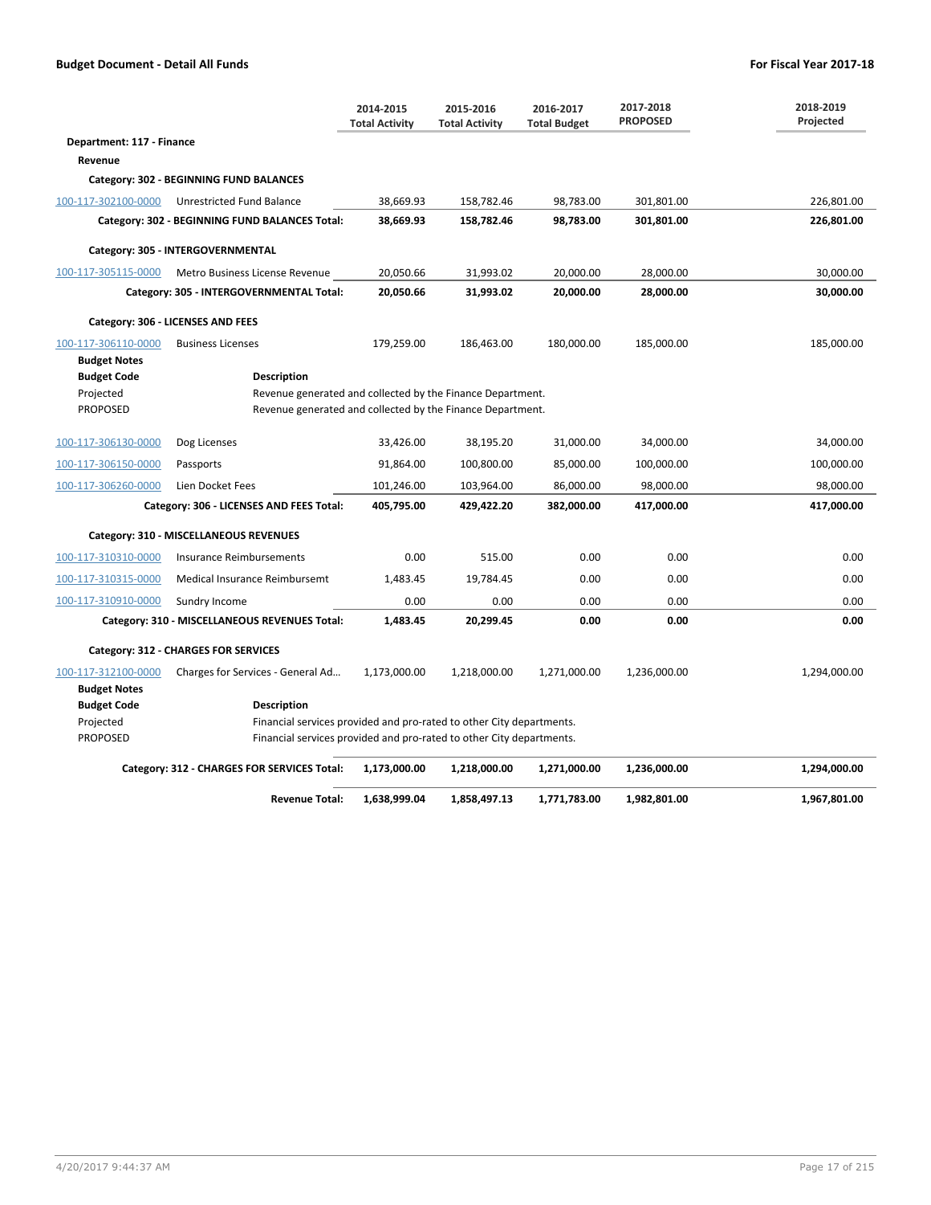**Budget Document - Detail All Funds** | **For Fiscal Year 2017-18**

| | | 2014-2015 Total Activity | 2015-2016 Total Activity | 2016-2017 Total Budget | 2017-2018 PROPOSED | 2018-2019 Projected |
|---|---|---|---|---|---|---|
| **Department: 117 - Finance** | | | | | | |
| **Revenue** | | | | | | |
| **Category: 302 - BEGINNING FUND BALANCES** | | | | | | |
| 100-117-302100-0000 | Unrestricted Fund Balance | 38,669.93 | 158,782.46 | 98,783.00 | 301,801.00 | 226,801.00 |
| | **Category: 302 - BEGINNING FUND BALANCES Total:** | **38,669.93** | **158,782.46** | **98,783.00** | **301,801.00** | **226,801.00** |
| **Category: 305 - INTERGOVERNMENTAL** | | | | | | |
| 100-117-305115-0000 | Metro Business License Revenue | 20,050.66 | 31,993.02 | 20,000.00 | 28,000.00 | 30,000.00 |
| | **Category: 305 - INTERGOVERNMENTAL Total:** | **20,050.66** | **31,993.02** | **20,000.00** | **28,000.00** | **30,000.00** |
| **Category: 306 - LICENSES AND FEES** | | | | | | |
| 100-117-306110-0000 | Business Licenses | 179,259.00 | 186,463.00 | 180,000.00 | 185,000.00 | 185,000.00 |
| **Budget Notes** | | | | | | |
| **Budget Code** | **Description** | | | | | |
| Projected | Revenue generated and collected by the Finance Department. | | | | | |
| PROPOSED | Revenue generated and collected by the Finance Department. | | | | | |
| 100-117-306130-0000 | Dog Licenses | 33,426.00 | 38,195.20 | 31,000.00 | 34,000.00 | 34,000.00 |
| 100-117-306150-0000 | Passports | 91,864.00 | 100,800.00 | 85,000.00 | 100,000.00 | 100,000.00 |
| 100-117-306260-0000 | Lien Docket Fees | 101,246.00 | 103,964.00 | 86,000.00 | 98,000.00 | 98,000.00 |
| | **Category: 306 - LICENSES AND FEES Total:** | **405,795.00** | **429,422.20** | **382,000.00** | **417,000.00** | **417,000.00** |
| **Category: 310 - MISCELLANEOUS REVENUES** | | | | | | |
| 100-117-310310-0000 | Insurance Reimbursements | 0.00 | 515.00 | 0.00 | 0.00 | 0.00 |
| 100-117-310315-0000 | Medical Insurance Reimbursemt | 1,483.45 | 19,784.45 | 0.00 | 0.00 | 0.00 |
| 100-117-310910-0000 | Sundry Income | 0.00 | 0.00 | 0.00 | 0.00 | 0.00 |
| | **Category: 310 - MISCELLANEOUS REVENUES Total:** | **1,483.45** | **20,299.45** | **0.00** | **0.00** | **0.00** |
| **Category: 312 - CHARGES FOR SERVICES** | | | | | | |
| 100-117-312100-0000 | Charges for Services - General Ad... | 1,173,000.00 | 1,218,000.00 | 1,271,000.00 | 1,236,000.00 | 1,294,000.00 |
| **Budget Notes** | | | | | | |
| **Budget Code** | **Description** | | | | | |
| Projected | Financial services provided and pro-rated to other City departments. | | | | | |
| PROPOSED | Financial services provided and pro-rated to other City departments. | | | | | |
| | **Category: 312 - CHARGES FOR SERVICES Total:** | **1,173,000.00** | **1,218,000.00** | **1,271,000.00** | **1,236,000.00** | **1,294,000.00** |
| | **Revenue Total:** | **1,638,999.04** | **1,858,497.13** | **1,771,783.00** | **1,982,801.00** | **1,967,801.00** |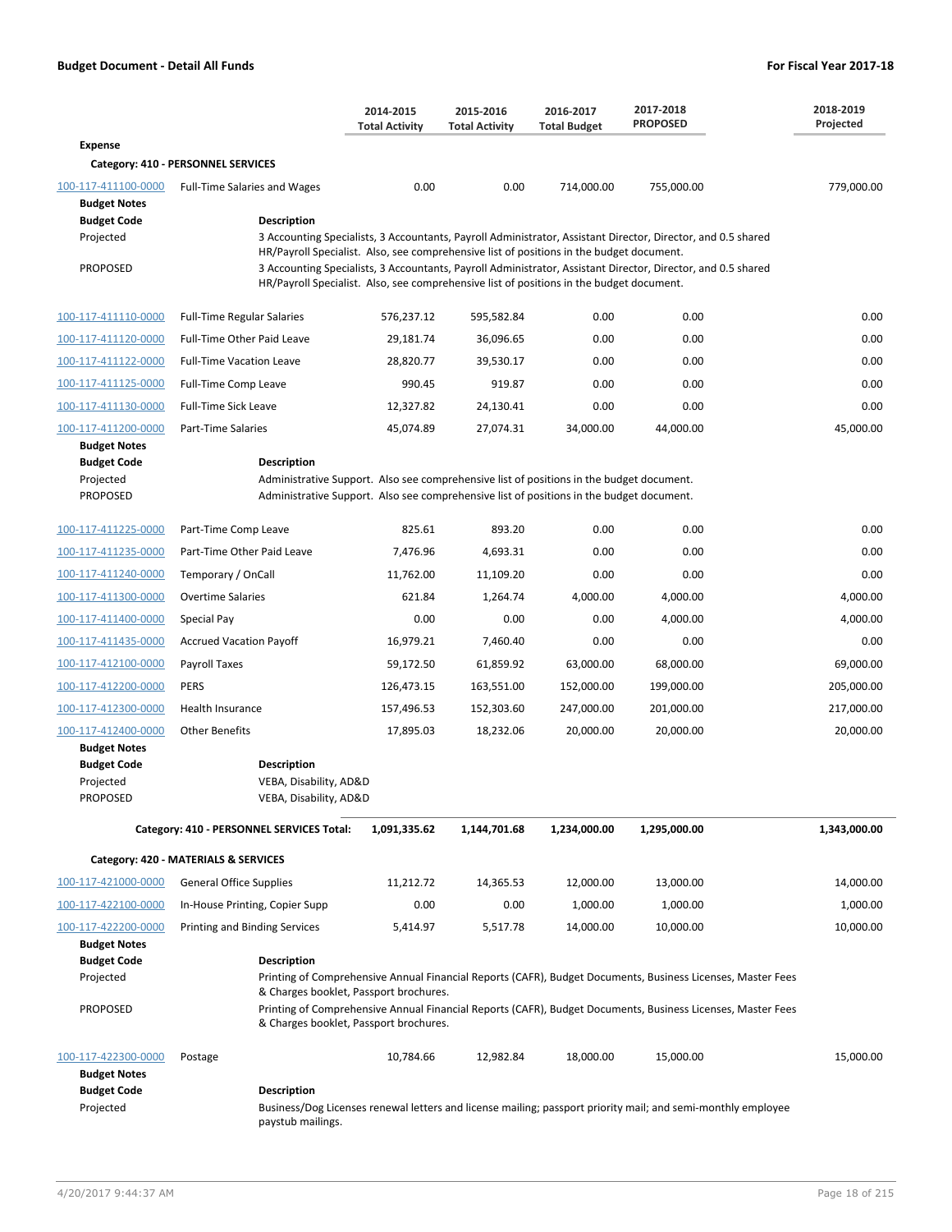|  |  | 2014-2015 Total Activity | 2015-2016 Total Activity | 2016-2017 Total Budget | 2017-2018 PROPOSED | 2018-2019 Projected |
|---|---|---|---|---|---|---|
| **Expense** |  |  |  |  |  |  |
| **Category: 410 - PERSONNEL SERVICES** |  |  |  |  |  |  |
| 100-117-411100-0000 | Full-Time Salaries and Wages | 0.00 | 0.00 | 714,000.00 | 755,000.00 | 779,000.00 |

**Budget Notes**

| Budget Code | Description |
|---|---|
| Projected | 3 Accounting Specialists, 3 Accountants, Payroll Administrator, Assistant Director, Director, and 0.5 shared HR/Payroll Specialist. Also, see comprehensive list of positions in the budget document. |
| PROPOSED | 3 Accounting Specialists, 3 Accountants, Payroll Administrator, Assistant Director, Director, and 0.5 shared HR/Payroll Specialist. Also, see comprehensive list of positions in the budget document. |

|  |  | 2014-2015 Total Activity | 2015-2016 Total Activity | 2016-2017 Total Budget | 2017-2018 PROPOSED | 2018-2019 Projected |
|---|---|---|---|---|---|---|
| 100-117-411110-0000 | Full-Time Regular Salaries | 576,237.12 | 595,582.84 | 0.00 | 0.00 | 0.00 |
| 100-117-411120-0000 | Full-Time Other Paid Leave | 29,181.74 | 36,096.65 | 0.00 | 0.00 | 0.00 |
| 100-117-411122-0000 | Full-Time Vacation Leave | 28,820.77 | 39,530.17 | 0.00 | 0.00 | 0.00 |
| 100-117-411125-0000 | Full-Time Comp Leave | 990.45 | 919.87 | 0.00 | 0.00 | 0.00 |
| 100-117-411130-0000 | Full-Time Sick Leave | 12,327.82 | 24,130.41 | 0.00 | 0.00 | 0.00 |
| 100-117-411200-0000 | Part-Time Salaries | 45,074.89 | 27,074.31 | 34,000.00 | 44,000.00 | 45,000.00 |

**Budget Notes**

| Budget Code | Description |
|---|---|
| Projected | Administrative Support. Also see comprehensive list of positions in the budget document. |
| PROPOSED | Administrative Support. Also see comprehensive list of positions in the budget document. |

|  |  | 2014-2015 Total Activity | 2015-2016 Total Activity | 2016-2017 Total Budget | 2017-2018 PROPOSED | 2018-2019 Projected |
|---|---|---|---|---|---|---|
| 100-117-411225-0000 | Part-Time Comp Leave | 825.61 | 893.20 | 0.00 | 0.00 | 0.00 |
| 100-117-411235-0000 | Part-Time Other Paid Leave | 7,476.96 | 4,693.31 | 0.00 | 0.00 | 0.00 |
| 100-117-411240-0000 | Temporary / OnCall | 11,762.00 | 11,109.20 | 0.00 | 0.00 | 0.00 |
| 100-117-411300-0000 | Overtime Salaries | 621.84 | 1,264.74 | 4,000.00 | 4,000.00 | 4,000.00 |
| 100-117-411400-0000 | Special Pay | 0.00 | 0.00 | 0.00 | 4,000.00 | 4,000.00 |
| 100-117-411435-0000 | Accrued Vacation Payoff | 16,979.21 | 7,460.40 | 0.00 | 0.00 | 0.00 |
| 100-117-412100-0000 | Payroll Taxes | 59,172.50 | 61,859.92 | 63,000.00 | 68,000.00 | 69,000.00 |
| 100-117-412200-0000 | PERS | 126,473.15 | 163,551.00 | 152,000.00 | 199,000.00 | 205,000.00 |
| 100-117-412300-0000 | Health Insurance | 157,496.53 | 152,303.60 | 247,000.00 | 201,000.00 | 217,000.00 |
| 100-117-412400-0000 | Other Benefits | 17,895.03 | 18,232.06 | 20,000.00 | 20,000.00 | 20,000.00 |

**Budget Notes**

| Budget Code | Description |
|---|---|
| Projected | VEBA, Disability, AD&D |
| PROPOSED | VEBA, Disability, AD&D |

|  | 2014-2015 Total Activity | 2015-2016 Total Activity | 2016-2017 Total Budget | 2017-2018 PROPOSED | 2018-2019 Projected |
|---|---|---|---|---|---|
| **Category: 410 - PERSONNEL SERVICES Total:** | **1,091,335.62** | **1,144,701.68** | **1,234,000.00** | **1,295,000.00** | **1,343,000.00** |

|  |  | 2014-2015 Total Activity | 2015-2016 Total Activity | 2016-2017 Total Budget | 2017-2018 PROPOSED | 2018-2019 Projected |
|---|---|---|---|---|---|---|
| **Category: 420 - MATERIALS & SERVICES** |  |  |  |  |  |  |
| 100-117-421000-0000 | General Office Supplies | 11,212.72 | 14,365.53 | 12,000.00 | 13,000.00 | 14,000.00 |
| 100-117-422100-0000 | In-House Printing, Copier Supp | 0.00 | 0.00 | 1,000.00 | 1,000.00 | 1,000.00 |
| 100-117-422200-0000 | Printing and Binding Services | 5,414.97 | 5,517.78 | 14,000.00 | 10,000.00 | 10,000.00 |

**Budget Notes**

| Budget Code | Description |
|---|---|
| Projected | Printing of Comprehensive Annual Financial Reports (CAFR), Budget Documents, Business Licenses, Master Fees & Charges booklet, Passport brochures. |
| PROPOSED | Printing of Comprehensive Annual Financial Reports (CAFR), Budget Documents, Business Licenses, Master Fees & Charges booklet, Passport brochures. |

|  |  | 2014-2015 Total Activity | 2015-2016 Total Activity | 2016-2017 Total Budget | 2017-2018 PROPOSED | 2018-2019 Projected |
|---|---|---|---|---|---|---|
| 100-117-422300-0000 | Postage | 10,784.66 | 12,982.84 | 18,000.00 | 15,000.00 | 15,000.00 |

**Budget Notes**

| Budget Code | Description |
|---|---|
| Projected | Business/Dog Licenses renewal letters and license mailing; passport priority mail; and semi-monthly employee paystub mailings. |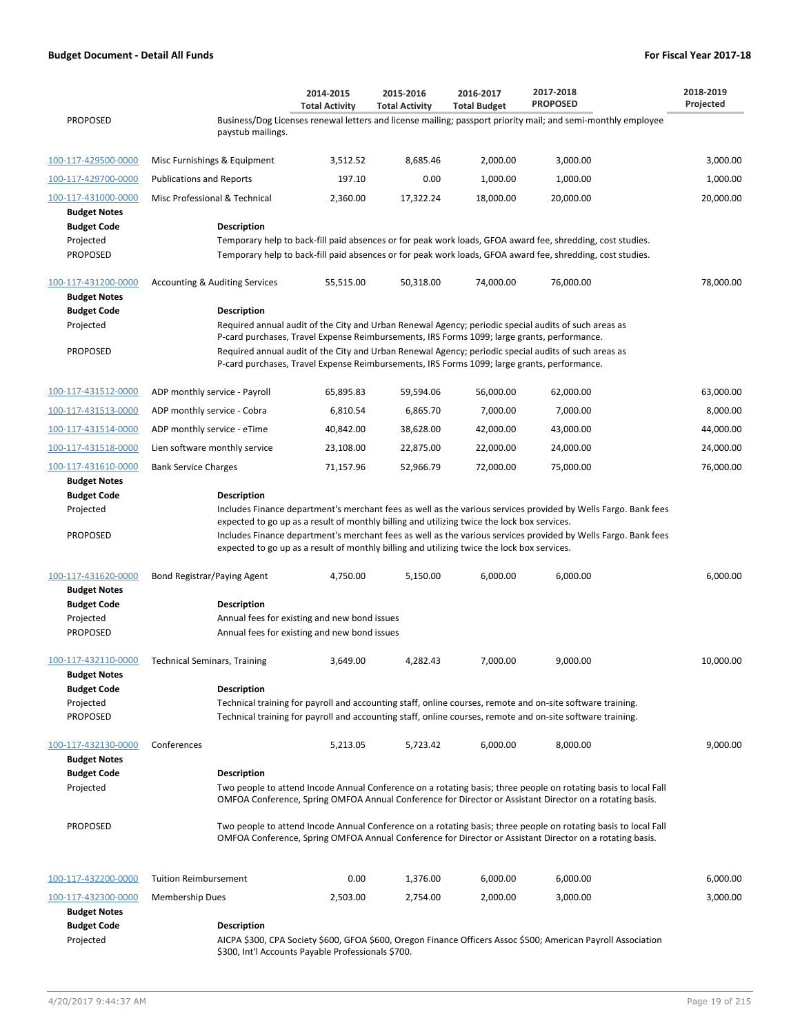**Budget Document - Detail All Funds** | **For Fiscal Year 2017-18**

| | | 2014-2015 Total Activity | 2015-2016 Total Activity | 2016-2017 Total Budget | 2017-2018 PROPOSED | 2018-2019 Projected |
|---|---|---|---|---|---|---|
| PROPOSED | Business/Dog Licenses renewal letters and license mailing; passport priority mail; and semi-monthly employee paystub mailings. | | | | | |
| 100-117-429500-0000 | Misc Furnishings & Equipment | 3,512.52 | 8,685.46 | 2,000.00 | 3,000.00 | 3,000.00 |
| 100-117-429700-0000 | Publications and Reports | 197.10 | 0.00 | 1,000.00 | 1,000.00 | 1,000.00 |
| 100-117-431000-0000 | Misc Professional & Technical | 2,360.00 | 17,322.24 | 18,000.00 | 20,000.00 | 20,000.00 |
| **Budget Notes** | | | | | | |
| **Budget Code** | **Description** | | | | | |
| Projected | Temporary help to back-fill paid absences or for peak work loads, GFOA award fee, shredding, cost studies. | | | | | |
| PROPOSED | Temporary help to back-fill paid absences or for peak work loads, GFOA award fee, shredding, cost studies. | | | | | |
| 100-117-431200-0000 | Accounting & Auditing Services | 55,515.00 | 50,318.00 | 74,000.00 | 76,000.00 | 78,000.00 |
| **Budget Notes** | | | | | | |
| **Budget Code** | **Description** | | | | | |
| Projected | Required annual audit of the City and Urban Renewal Agency; periodic special audits of such areas as P-card purchases, Travel Expense Reimbursements, IRS Forms 1099; large grants, performance. | | | | | |
| PROPOSED | Required annual audit of the City and Urban Renewal Agency; periodic special audits of such areas as P-card purchases, Travel Expense Reimbursements, IRS Forms 1099; large grants, performance. | | | | | |
| 100-117-431512-0000 | ADP monthly service - Payroll | 65,895.83 | 59,594.06 | 56,000.00 | 62,000.00 | 63,000.00 |
| 100-117-431513-0000 | ADP monthly service - Cobra | 6,810.54 | 6,865.70 | 7,000.00 | 7,000.00 | 8,000.00 |
| 100-117-431514-0000 | ADP monthly service - eTime | 40,842.00 | 38,628.00 | 42,000.00 | 43,000.00 | 44,000.00 |
| 100-117-431518-0000 | Lien software monthly service | 23,108.00 | 22,875.00 | 22,000.00 | 24,000.00 | 24,000.00 |
| 100-117-431610-0000 | Bank Service Charges | 71,157.96 | 52,966.79 | 72,000.00 | 75,000.00 | 76,000.00 |
| **Budget Notes** | | | | | | |
| **Budget Code** | **Description** | | | | | |
| Projected | Includes Finance department's merchant fees as well as the various services provided by Wells Fargo. Bank fees expected to go up as a result of monthly billing and utilizing twice the lock box services. | | | | | |
| PROPOSED | Includes Finance department's merchant fees as well as the various services provided by Wells Fargo. Bank fees expected to go up as a result of monthly billing and utilizing twice the lock box services. | | | | | |
| 100-117-431620-0000 | Bond Registrar/Paying Agent | 4,750.00 | 5,150.00 | 6,000.00 | 6,000.00 | 6,000.00 |
| **Budget Notes** | | | | | | |
| **Budget Code** | **Description** | | | | | |
| Projected | Annual fees for existing and new bond issues | | | | | |
| PROPOSED | Annual fees for existing and new bond issues | | | | | |
| 100-117-432110-0000 | Technical Seminars, Training | 3,649.00 | 4,282.43 | 7,000.00 | 9,000.00 | 10,000.00 |
| **Budget Notes** | | | | | | |
| **Budget Code** | **Description** | | | | | |
| Projected | Technical training for payroll and accounting staff, online courses, remote and on-site software training. | | | | | |
| PROPOSED | Technical training for payroll and accounting staff, online courses, remote and on-site software training. | | | | | |
| 100-117-432130-0000 | Conferences | 5,213.05 | 5,723.42 | 6,000.00 | 8,000.00 | 9,000.00 |
| **Budget Notes** | | | | | | |
| **Budget Code** | **Description** | | | | | |
| Projected | Two people to attend Incode Annual Conference on a rotating basis; three people on rotating basis to local Fall OMFOA Conference, Spring OMFOA Annual Conference for Director or Assistant Director on a rotating basis. | | | | | |
| PROPOSED | Two people to attend Incode Annual Conference on a rotating basis; three people on rotating basis to local Fall OMFOA Conference, Spring OMFOA Annual Conference for Director or Assistant Director on a rotating basis. | | | | | |
| 100-117-432200-0000 | Tuition Reimbursement | 0.00 | 1,376.00 | 6,000.00 | 6,000.00 | 6,000.00 |
| 100-117-432300-0000 | Membership Dues | 2,503.00 | 2,754.00 | 2,000.00 | 3,000.00 | 3,000.00 |
| **Budget Notes** | | | | | | |
| **Budget Code** | **Description** | | | | | |
| Projected | AICPA $300, CPA Society $600, GFOA $600, Oregon Finance Officers Assoc $500; American Payroll Association $300, Int'l Accounts Payable Professionals $700. | | | | | |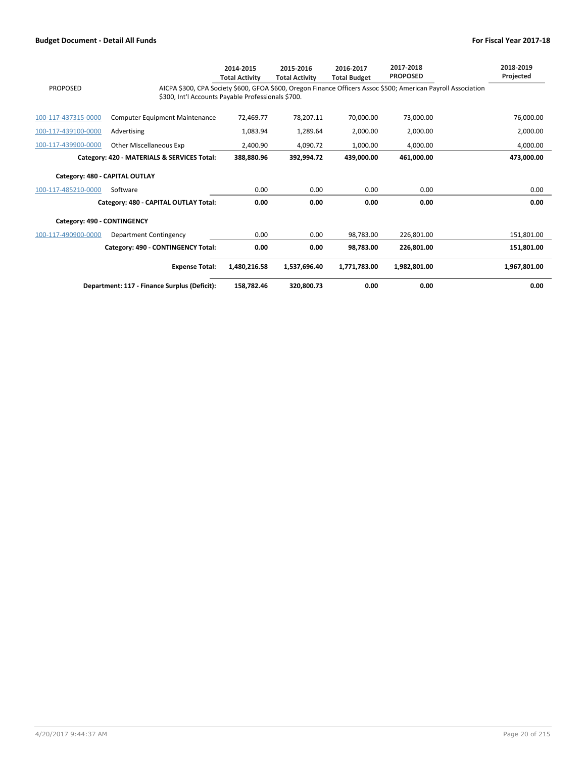| | | 2014-2015 Total Activity | 2015-2016 Total Activity | 2016-2017 Total Budget | 2017-2018 PROPOSED | 2018-2019 Projected |
|---|---|---|---|---|---|---|
| PROPOSED | AICPA $300, CPA Society $600, GFOA $600, Oregon Finance Officers Assoc $500; American Payroll Association $300, Int'l Accounts Payable Professionals $700. | | | | | |
| 100-117-437315-0000 | Computer Equipment Maintenance | 72,469.77 | 78,207.11 | 70,000.00 | 73,000.00 | 76,000.00 |
| 100-117-439100-0000 | Advertising | 1,083.94 | 1,289.64 | 2,000.00 | 2,000.00 | 2,000.00 |
| 100-117-439900-0000 | Other Miscellaneous Exp | 2,400.90 | 4,090.72 | 1,000.00 | 4,000.00 | 4,000.00 |
| | **Category: 420 - MATERIALS & SERVICES Total:** | **388,880.96** | **392,994.72** | **439,000.00** | **461,000.00** | **473,000.00** |
| **Category: 480 - CAPITAL OUTLAY** | | | | | | |
| 100-117-485210-0000 | Software | 0.00 | 0.00 | 0.00 | 0.00 | 0.00 |
| | **Category: 480 - CAPITAL OUTLAY Total:** | **0.00** | **0.00** | **0.00** | **0.00** | **0.00** |
| **Category: 490 - CONTINGENCY** | | | | | | |
| 100-117-490900-0000 | Department Contingency | 0.00 | 0.00 | 98,783.00 | 226,801.00 | 151,801.00 |
| | **Category: 490 - CONTINGENCY Total:** | **0.00** | **0.00** | **98,783.00** | **226,801.00** | **151,801.00** |
| | **Expense Total:** | **1,480,216.58** | **1,537,696.40** | **1,771,783.00** | **1,982,801.00** | **1,967,801.00** |
| | **Department: 117 - Finance Surplus (Deficit):** | **158,782.46** | **320,800.73** | **0.00** | **0.00** | **0.00** |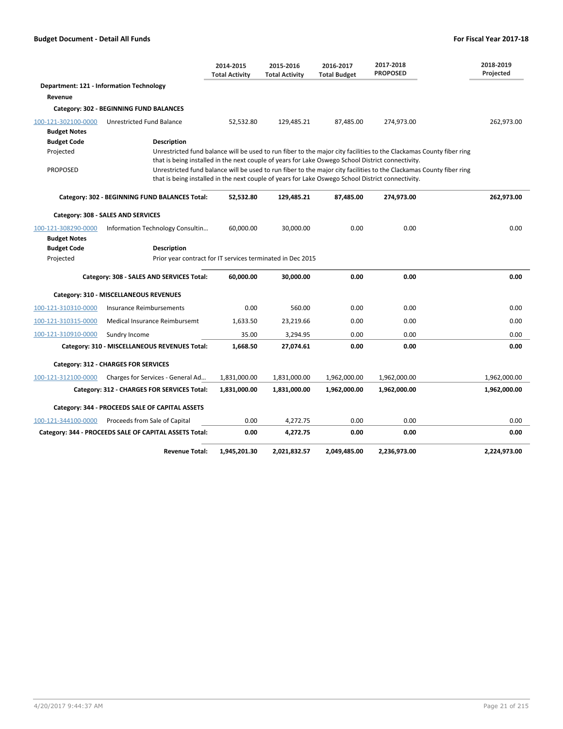| | | 2014-2015 Total Activity | 2015-2016 Total Activity | 2016-2017 Total Budget | 2017-2018 PROPOSED | 2018-2019 Projected |
|---|---|---|---|---|---|---|
| **Department: 121 - Information Technology** | | | | | | |
| **Revenue** | | | | | | |
| **Category: 302 - BEGINNING FUND BALANCES** | | | | | | |
| 100-121-302100-0000 | Unrestricted Fund Balance | 52,532.80 | 129,485.21 | 87,485.00 | 274,973.00 | 262,973.00 |

**Budget Notes**

| Budget Code | Description |
|---|---|
| Projected | Unrestricted fund balance will be used to run fiber to the major city facilities to the Clackamas County fiber ring that is being installed in the next couple of years for Lake Oswego School District connectivity. |
| PROPOSED | Unrestricted fund balance will be used to run fiber to the major city facilities to the Clackamas County fiber ring that is being installed in the next couple of years for Lake Oswego School District connectivity. |

| | | 2014-2015 Total Activity | 2015-2016 Total Activity | 2016-2017 Total Budget | 2017-2018 PROPOSED | 2018-2019 Projected |
|---|---|---|---|---|---|---|
| | **Category: 302 - BEGINNING FUND BALANCES Total:** | **52,532.80** | **129,485.21** | **87,485.00** | **274,973.00** | **262,973.00** |
| **Category: 308 - SALES AND SERVICES** | | | | | | |
| 100-121-308290-0000 | Information Technology Consultin... | 60,000.00 | 30,000.00 | 0.00 | 0.00 | 0.00 |

**Budget Notes**

| Budget Code | Description |
|---|---|
| Projected | Prior year contract for IT services terminated in Dec 2015 |

| | | 2014-2015 Total Activity | 2015-2016 Total Activity | 2016-2017 Total Budget | 2017-2018 PROPOSED | 2018-2019 Projected |
|---|---|---|---|---|---|---|
| | **Category: 308 - SALES AND SERVICES Total:** | **60,000.00** | **30,000.00** | **0.00** | **0.00** | **0.00** |
| **Category: 310 - MISCELLANEOUS REVENUES** | | | | | | |
| 100-121-310310-0000 | Insurance Reimbursements | 0.00 | 560.00 | 0.00 | 0.00 | 0.00 |
| 100-121-310315-0000 | Medical Insurance Reimbursemt | 1,633.50 | 23,219.66 | 0.00 | 0.00 | 0.00 |
| 100-121-310910-0000 | Sundry Income | 35.00 | 3,294.95 | 0.00 | 0.00 | 0.00 |
| | **Category: 310 - MISCELLANEOUS REVENUES Total:** | **1,668.50** | **27,074.61** | **0.00** | **0.00** | **0.00** |
| **Category: 312 - CHARGES FOR SERVICES** | | | | | | |
| 100-121-312100-0000 | Charges for Services - General Ad... | 1,831,000.00 | 1,831,000.00 | 1,962,000.00 | 1,962,000.00 | 1,962,000.00 |
| | **Category: 312 - CHARGES FOR SERVICES Total:** | **1,831,000.00** | **1,831,000.00** | **1,962,000.00** | **1,962,000.00** | **1,962,000.00** |
| **Category: 344 - PROCEEDS SALE OF CAPITAL ASSETS** | | | | | | |
| 100-121-344100-0000 | Proceeds from Sale of Capital | 0.00 | 4,272.75 | 0.00 | 0.00 | 0.00 |
| | **Category: 344 - PROCEEDS SALE OF CAPITAL ASSETS Total:** | **0.00** | **4,272.75** | **0.00** | **0.00** | **0.00** |
| | **Revenue Total:** | **1,945,201.30** | **2,021,832.57** | **2,049,485.00** | **2,236,973.00** | **2,224,973.00** |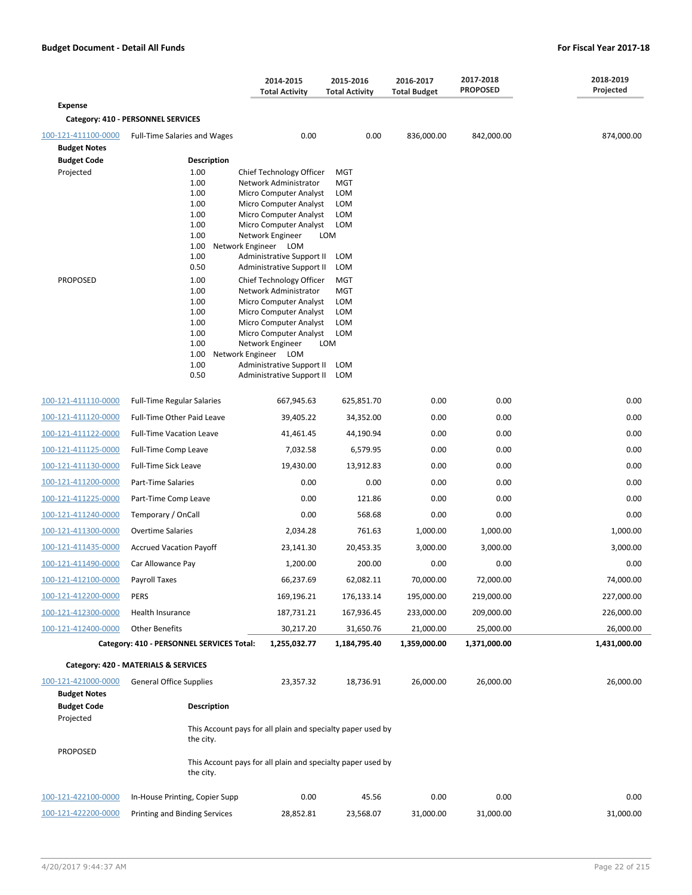**Budget Document - Detail All Funds** | **For Fiscal Year 2017-18**

| | | 2014-2015 Total Activity | 2015-2016 Total Activity | 2016-2017 Total Budget | 2017-2018 PROPOSED | 2018-2019 Projected |
|---|---|---|---|---|---|---|
| **Expense** | | | | | | |
| **Category: 410 - PERSONNEL SERVICES** | | | | | | |
| 100-121-411100-0000 | Full-Time Salaries and Wages | 0.00 | 0.00 | 836,000.00 | 842,000.00 | 874,000.00 |

**Budget Notes**

| Budget Code | Description |
|---|---|
| Projected | 1.00 Chief Technology Officer MGT |
| | 1.00 Network Administrator MGT |
| | 1.00 Micro Computer Analyst LOM |
| | 1.00 Micro Computer Analyst LOM |
| | 1.00 Micro Computer Analyst LOM |
| | 1.00 Micro Computer Analyst LOM |
| | 1.00 Network Engineer LOM |
| | 1.00 Network Engineer LOM |
| | 1.00 Administrative Support II LOM |
| | 0.50 Administrative Support II LOM |
| PROPOSED | 1.00 Chief Technology Officer MGT |
| | 1.00 Network Administrator MGT |
| | 1.00 Micro Computer Analyst LOM |
| | 1.00 Micro Computer Analyst LOM |
| | 1.00 Micro Computer Analyst LOM |
| | 1.00 Micro Computer Analyst LOM |
| | 1.00 Network Engineer LOM |
| | 1.00 Network Engineer LOM |
| | 1.00 Administrative Support II LOM |
| | 0.50 Administrative Support II LOM |

| | | 2014-2015 Total Activity | 2015-2016 Total Activity | 2016-2017 Total Budget | 2017-2018 PROPOSED | 2018-2019 Projected |
|---|---|---|---|---|---|---|
| 100-121-411110-0000 | Full-Time Regular Salaries | 667,945.63 | 625,851.70 | 0.00 | 0.00 | 0.00 |
| 100-121-411120-0000 | Full-Time Other Paid Leave | 39,405.22 | 34,352.00 | 0.00 | 0.00 | 0.00 |
| 100-121-411122-0000 | Full-Time Vacation Leave | 41,461.45 | 44,190.94 | 0.00 | 0.00 | 0.00 |
| 100-121-411125-0000 | Full-Time Comp Leave | 7,032.58 | 6,579.95 | 0.00 | 0.00 | 0.00 |
| 100-121-411130-0000 | Full-Time Sick Leave | 19,430.00 | 13,912.83 | 0.00 | 0.00 | 0.00 |
| 100-121-411200-0000 | Part-Time Salaries | 0.00 | 0.00 | 0.00 | 0.00 | 0.00 |
| 100-121-411225-0000 | Part-Time Comp Leave | 0.00 | 121.86 | 0.00 | 0.00 | 0.00 |
| 100-121-411240-0000 | Temporary / OnCall | 0.00 | 568.68 | 0.00 | 0.00 | 0.00 |
| 100-121-411300-0000 | Overtime Salaries | 2,034.28 | 761.63 | 1,000.00 | 1,000.00 | 1,000.00 |
| 100-121-411435-0000 | Accrued Vacation Payoff | 23,141.30 | 20,453.35 | 3,000.00 | 3,000.00 | 3,000.00 |
| 100-121-411490-0000 | Car Allowance Pay | 1,200.00 | 200.00 | 0.00 | 0.00 | 0.00 |
| 100-121-412100-0000 | Payroll Taxes | 66,237.69 | 62,082.11 | 70,000.00 | 72,000.00 | 74,000.00 |
| 100-121-412200-0000 | PERS | 169,196.21 | 176,133.14 | 195,000.00 | 219,000.00 | 227,000.00 |
| 100-121-412300-0000 | Health Insurance | 187,731.21 | 167,936.45 | 233,000.00 | 209,000.00 | 226,000.00 |
| 100-121-412400-0000 | Other Benefits | 30,217.20 | 31,650.76 | 21,000.00 | 25,000.00 | 26,000.00 |
| | **Category: 410 - PERSONNEL SERVICES Total:** | **1,255,032.77** | **1,184,795.40** | **1,359,000.00** | **1,371,000.00** | **1,431,000.00** |
| **Category: 420 - MATERIALS & SERVICES** | | | | | | |
| 100-121-421000-0000 | General Office Supplies | 23,357.32 | 18,736.91 | 26,000.00 | 26,000.00 | 26,000.00 |

**Budget Notes**

| Budget Code | Description |
|---|---|
| Projected | This Account pays for all plain and specialty paper used by the city. |
| PROPOSED | This Account pays for all plain and specialty paper used by the city. |

| | | 2014-2015 Total Activity | 2015-2016 Total Activity | 2016-2017 Total Budget | 2017-2018 PROPOSED | 2018-2019 Projected |
|---|---|---|---|---|---|---|
| 100-121-422100-0000 | In-House Printing, Copier Supp | 0.00 | 45.56 | 0.00 | 0.00 | 0.00 |
| 100-121-422200-0000 | Printing and Binding Services | 28,852.81 | 23,568.07 | 31,000.00 | 31,000.00 | 31,000.00 |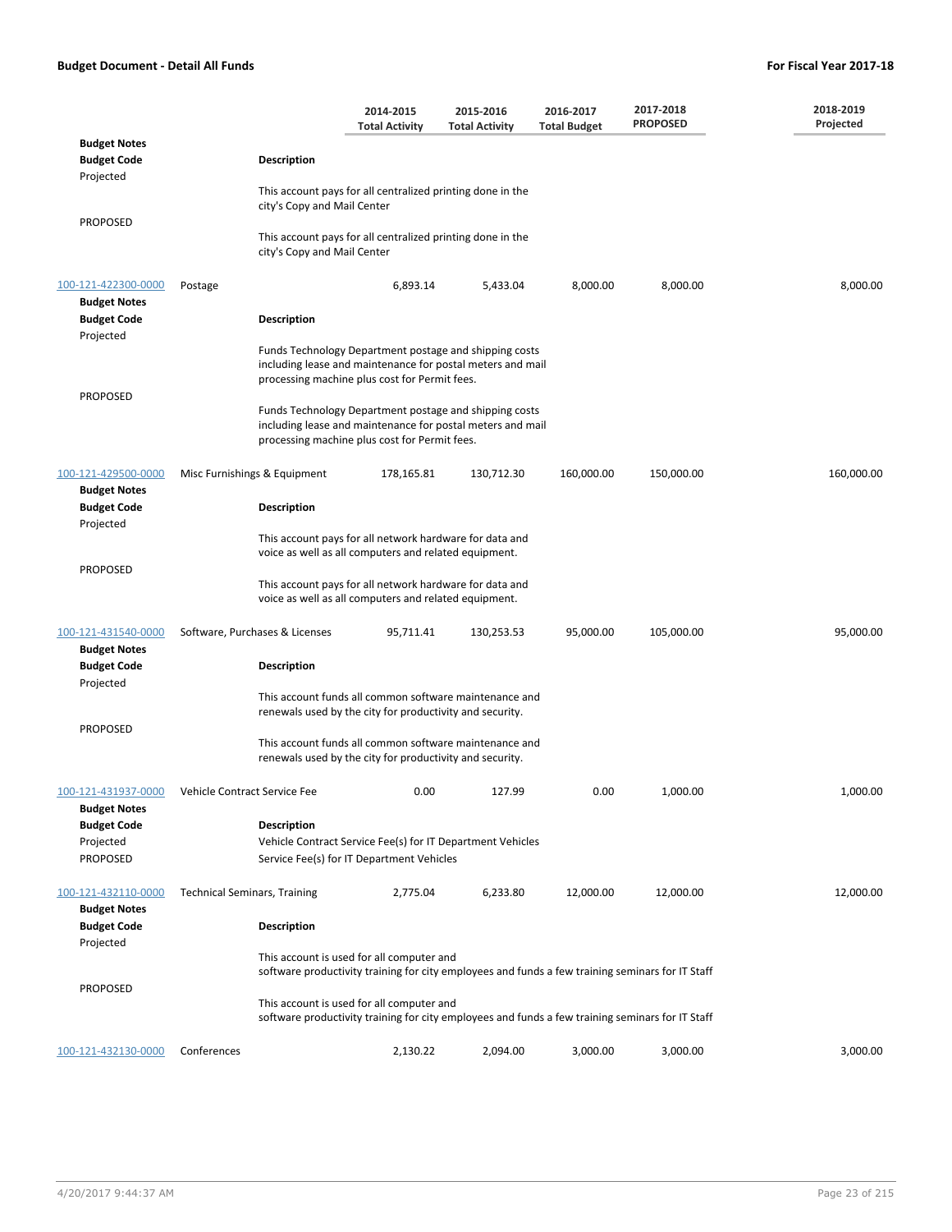| | | 2014-2015 Total Activity | 2015-2016 Total Activity | 2016-2017 Total Budget | 2017-2018 PROPOSED | 2018-2019 Projected |
|---|---|---|---|---|---|---|

**Budget Notes**

| Budget Code | Description |
|---|---|
| Projected | This account pays for all centralized printing done in the city's Copy and Mail Center |
| PROPOSED | This account pays for all centralized printing done in the city's Copy and Mail Center |

| | | 2014-2015 Total Activity | 2015-2016 Total Activity | 2016-2017 Total Budget | 2017-2018 PROPOSED | 2018-2019 Projected |
|---|---|---|---|---|---|---|
| 100-121-422300-0000 | Postage | 6,893.14 | 5,433.04 | 8,000.00 | 8,000.00 | 8,000.00 |

**Budget Notes**

| Budget Code | Description |
|---|---|
| Projected | Funds Technology Department postage and shipping costs including lease and maintenance for postal meters and mail processing machine plus cost for Permit fees. |
| PROPOSED | Funds Technology Department postage and shipping costs including lease and maintenance for postal meters and mail processing machine plus cost for Permit fees. |

| | | 2014-2015 Total Activity | 2015-2016 Total Activity | 2016-2017 Total Budget | 2017-2018 PROPOSED | 2018-2019 Projected |
|---|---|---|---|---|---|---|
| 100-121-429500-0000 | Misc Furnishings & Equipment | 178,165.81 | 130,712.30 | 160,000.00 | 150,000.00 | 160,000.00 |

**Budget Notes**

| Budget Code | Description |
|---|---|
| Projected | This account pays for all network hardware for data and voice as well as all computers and related equipment. |
| PROPOSED | This account pays for all network hardware for data and voice as well as all computers and related equipment. |

| | | 2014-2015 Total Activity | 2015-2016 Total Activity | 2016-2017 Total Budget | 2017-2018 PROPOSED | 2018-2019 Projected |
|---|---|---|---|---|---|---|
| 100-121-431540-0000 | Software, Purchases & Licenses | 95,711.41 | 130,253.53 | 95,000.00 | 105,000.00 | 95,000.00 |

**Budget Notes**

| Budget Code | Description |
|---|---|
| Projected | This account funds all common software maintenance and renewals used by the city for productivity and security. |
| PROPOSED | This account funds all common software maintenance and renewals used by the city for productivity and security. |

| | | 2014-2015 Total Activity | 2015-2016 Total Activity | 2016-2017 Total Budget | 2017-2018 PROPOSED | 2018-2019 Projected |
|---|---|---|---|---|---|---|
| 100-121-431937-0000 | Vehicle Contract Service Fee | 0.00 | 127.99 | 0.00 | 1,000.00 | 1,000.00 |

**Budget Notes**

| Budget Code | Description |
|---|---|
| Projected | Vehicle Contract Service Fee(s) for IT Department Vehicles |
| PROPOSED | Service Fee(s) for IT Department Vehicles |

| | | 2014-2015 Total Activity | 2015-2016 Total Activity | 2016-2017 Total Budget | 2017-2018 PROPOSED | 2018-2019 Projected |
|---|---|---|---|---|---|---|
| 100-121-432110-0000 | Technical Seminars, Training | 2,775.04 | 6,233.80 | 12,000.00 | 12,000.00 | 12,000.00 |

**Budget Notes**

| Budget Code | Description |
|---|---|
| Projected | This account is used for all computer and software productivity training for city employees and funds a few training seminars for IT Staff |
| PROPOSED | This account is used for all computer and software productivity training for city employees and funds a few training seminars for IT Staff |

| | | 2014-2015 Total Activity | 2015-2016 Total Activity | 2016-2017 Total Budget | 2017-2018 PROPOSED | 2018-2019 Projected |
|---|---|---|---|---|---|---|
| 100-121-432130-0000 | Conferences | 2,130.22 | 2,094.00 | 3,000.00 | 3,000.00 | 3,000.00 |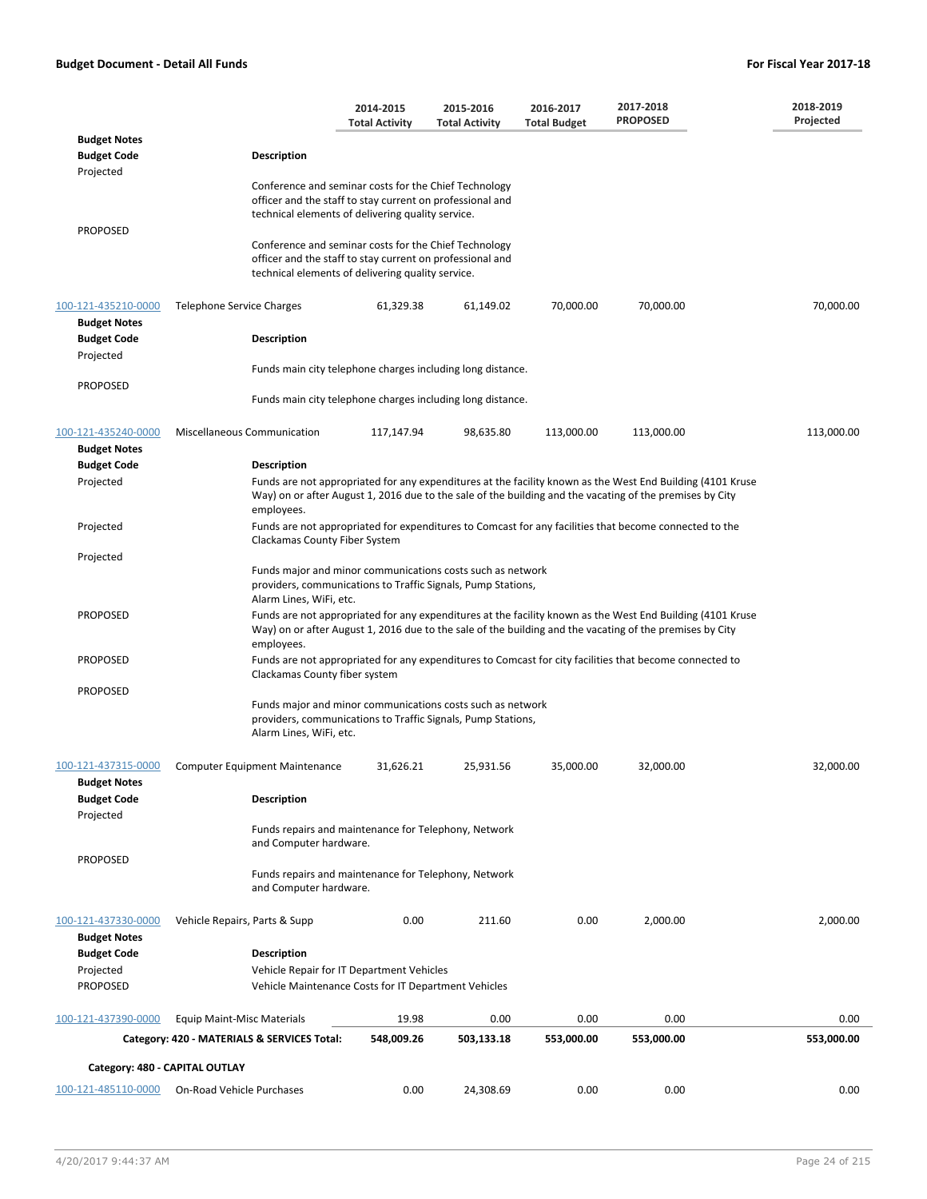| | | 2014-2015 Total Activity | 2015-2016 Total Activity | 2016-2017 Total Budget | 2017-2018 PROPOSED | 2018-2019 Projected |
|---|---|---|---|---|---|---|
| **Budget Notes** | | | | | | |
| **Budget Code** | **Description** | | | | | |
| Projected | Conference and seminar costs for the Chief Technology officer and the staff to stay current on professional and technical elements of delivering quality service. | | | | | |
| PROPOSED | Conference and seminar costs for the Chief Technology officer and the staff to stay current on professional and technical elements of delivering quality service. | | | | | |
| 100-121-435210-0000 | Telephone Service Charges | 61,329.38 | 61,149.02 | 70,000.00 | 70,000.00 | 70,000.00 |
| **Budget Notes** | | | | | | |
| **Budget Code** | **Description** | | | | | |
| Projected | Funds main city telephone charges including long distance. | | | | | |
| PROPOSED | Funds main city telephone charges including long distance. | | | | | |
| 100-121-435240-0000 | Miscellaneous Communication | 117,147.94 | 98,635.80 | 113,000.00 | 113,000.00 | 113,000.00 |
| **Budget Notes** | | | | | | |
| **Budget Code** | **Description** | | | | | |
| Projected | Funds are not appropriated for any expenditures at the facility known as the West End Building (4101 Kruse Way) on or after August 1, 2016 due to the sale of the building and the vacating of the premises by City employees. | | | | | |
| Projected | Funds are not appropriated for expenditures to Comcast for any facilities that become connected to the Clackamas County Fiber System | | | | | |
| Projected | Funds major and minor communications costs such as network providers, communications to Traffic Signals, Pump Stations, Alarm Lines, WiFi, etc. | | | | | |
| PROPOSED | Funds are not appropriated for any expenditures at the facility known as the West End Building (4101 Kruse Way) on or after August 1, 2016 due to the sale of the building and the vacating of the premises by City employees. | | | | | |
| PROPOSED | Funds are not appropriated for any expenditures to Comcast for city facilities that become connected to the Clackamas County fiber system | | | | | |
| PROPOSED | Funds major and minor communications costs such as network providers, communications to Traffic Signals, Pump Stations, Alarm Lines, WiFi, etc. | | | | | |
| 100-121-437315-0000 | Computer Equipment Maintenance | 31,626.21 | 25,931.56 | 35,000.00 | 32,000.00 | 32,000.00 |
| **Budget Notes** | | | | | | |
| **Budget Code** | **Description** | | | | | |
| Projected | Funds repairs and maintenance for Telephony, Network and Computer hardware. | | | | | |
| PROPOSED | Funds repairs and maintenance for Telephony, Network and Computer hardware. | | | | | |
| 100-121-437330-0000 | Vehicle Repairs, Parts & Supp | 0.00 | 211.60 | 0.00 | 2,000.00 | 2,000.00 |
| **Budget Notes** | | | | | | |
| **Budget Code** | **Description** | | | | | |
| Projected | Vehicle Repair for IT Department Vehicles | | | | | |
| PROPOSED | Vehicle Maintenance Costs for IT Department Vehicles | | | | | |
| 100-121-437390-0000 | Equip Maint-Misc Materials | 19.98 | 0.00 | 0.00 | 0.00 | 0.00 |
| | **Category: 420 - MATERIALS & SERVICES Total:** | **548,009.26** | **503,133.18** | **553,000.00** | **553,000.00** | **553,000.00** |
| **Category: 480 - CAPITAL OUTLAY** | | | | | | |
| 100-121-485110-0000 | On-Road Vehicle Purchases | 0.00 | 24,308.69 | 0.00 | 0.00 | 0.00 |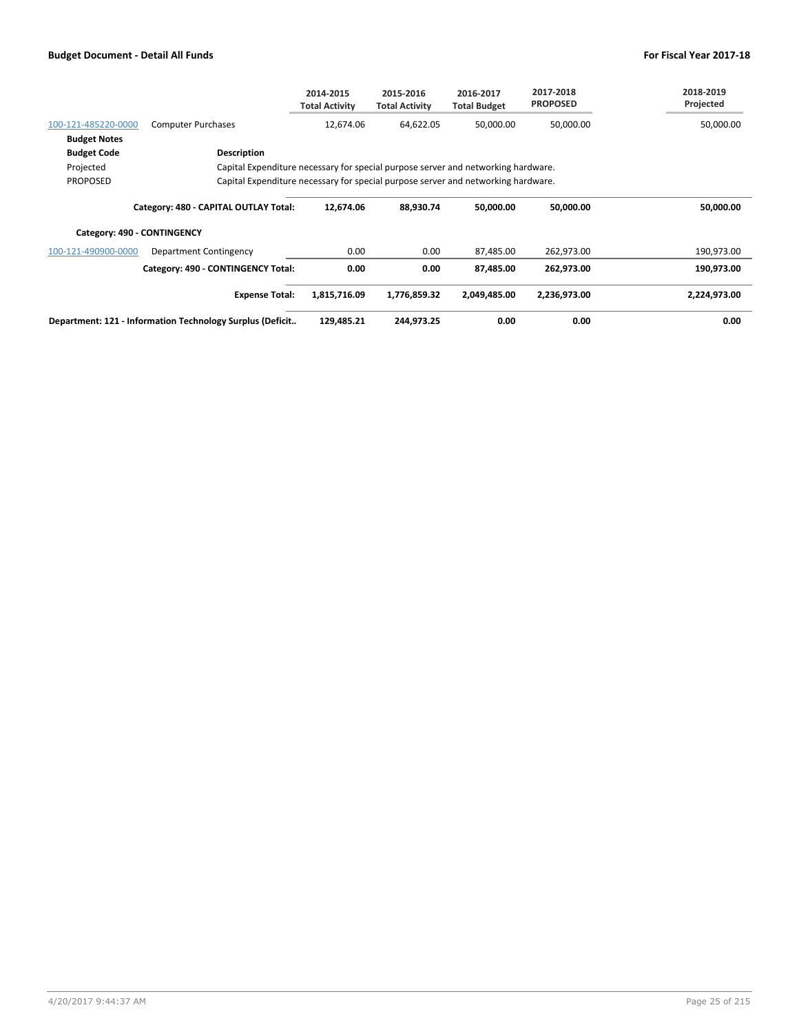| | | 2014-2015 Total Activity | 2015-2016 Total Activity | 2016-2017 Total Budget | 2017-2018 PROPOSED | 2018-2019 Projected |
|---|---|---|---|---|---|---|
| 100-121-485220-0000 | Computer Purchases | 12,674.06 | 64,622.05 | 50,000.00 | 50,000.00 | 50,000.00 |
| **Budget Notes** | | | | | | |
| **Budget Code** | **Description** | | | | | |
| Projected | Capital Expenditure necessary for special purpose server and networking hardware. | | | | | |
| PROPOSED | Capital Expenditure necessary for special purpose server and networking hardware. | | | | | |
| | **Category: 480 - CAPITAL OUTLAY Total:** | **12,674.06** | **88,930.74** | **50,000.00** | **50,000.00** | **50,000.00** |
| **Category: 490 - CONTINGENCY** | | | | | | |
| 100-121-490900-0000 | Department Contingency | 0.00 | 0.00 | 87,485.00 | 262,973.00 | 190,973.00 |
| | **Category: 490 - CONTINGENCY Total:** | **0.00** | **0.00** | **87,485.00** | **262,973.00** | **190,973.00** |
| | **Expense Total:** | **1,815,716.09** | **1,776,859.32** | **2,049,485.00** | **2,236,973.00** | **2,224,973.00** |
| **Department: 121 - Information Technology Surplus (Deficit..** | | **129,485.21** | **244,973.25** | **0.00** | **0.00** | **0.00** |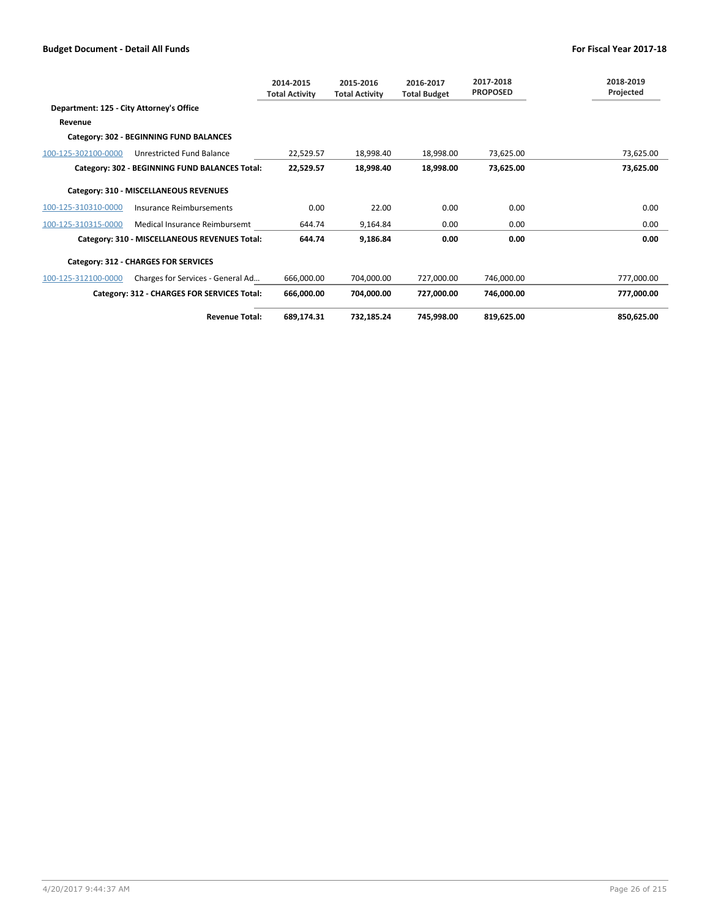**Budget Document - Detail All Funds** | **For Fiscal Year 2017-18**

| | | 2014-2015 Total Activity | 2015-2016 Total Activity | 2016-2017 Total Budget | 2017-2018 PROPOSED | 2018-2019 Projected |
|---|---|---|---|---|---|---|
| **Department: 125 - City Attorney's Office** | | | | | | |
| **Revenue** | | | | | | |
| **Category: 302 - BEGINNING FUND BALANCES** | | | | | | |
| 100-125-302100-0000 | Unrestricted Fund Balance | 22,529.57 | 18,998.40 | 18,998.00 | 73,625.00 | 73,625.00 |
| | **Category: 302 - BEGINNING FUND BALANCES Total:** | **22,529.57** | **18,998.40** | **18,998.00** | **73,625.00** | **73,625.00** |
| **Category: 310 - MISCELLANEOUS REVENUES** | | | | | | |
| 100-125-310310-0000 | Insurance Reimbursements | 0.00 | 22.00 | 0.00 | 0.00 | 0.00 |
| 100-125-310315-0000 | Medical Insurance Reimbursemt | 644.74 | 9,164.84 | 0.00 | 0.00 | 0.00 |
| | **Category: 310 - MISCELLANEOUS REVENUES Total:** | **644.74** | **9,186.84** | **0.00** | **0.00** | **0.00** |
| **Category: 312 - CHARGES FOR SERVICES** | | | | | | |
| 100-125-312100-0000 | Charges for Services - General Ad... | 666,000.00 | 704,000.00 | 727,000.00 | 746,000.00 | 777,000.00 |
| | **Category: 312 - CHARGES FOR SERVICES Total:** | **666,000.00** | **704,000.00** | **727,000.00** | **746,000.00** | **777,000.00** |
| | **Revenue Total:** | **689,174.31** | **732,185.24** | **745,998.00** | **819,625.00** | **850,625.00** |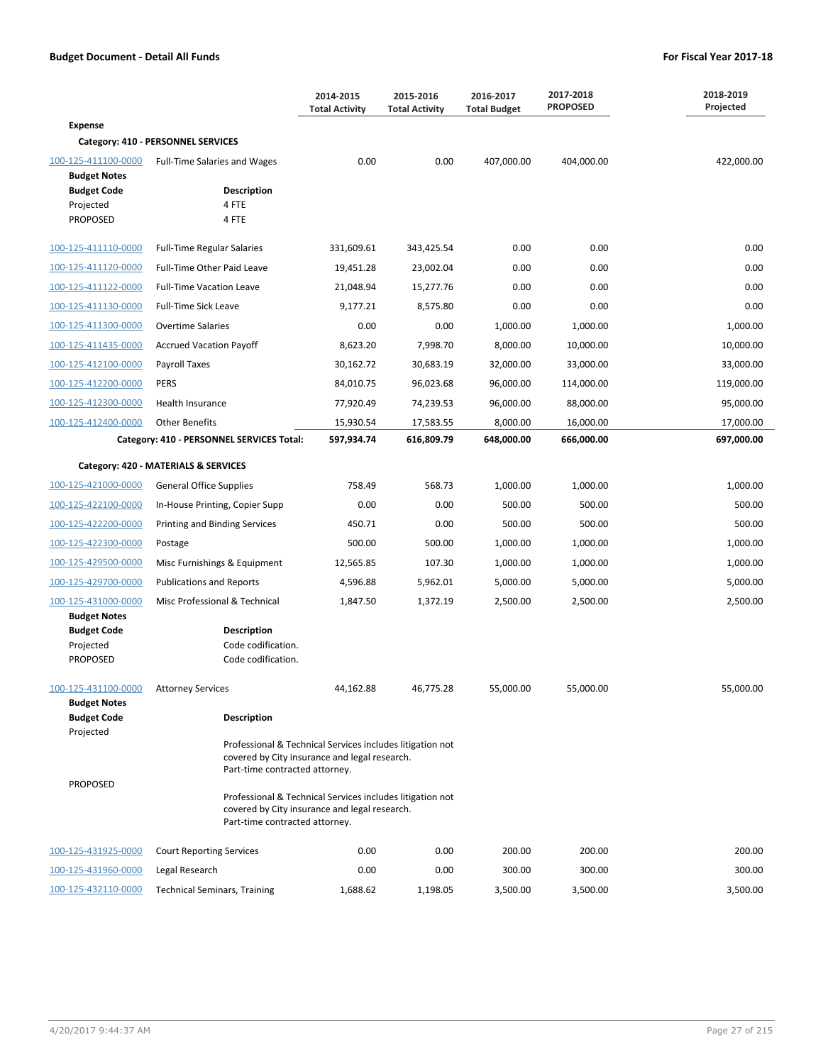| | | 2014-2015 Total Activity | 2015-2016 Total Activity | 2016-2017 Total Budget | 2017-2018 PROPOSED | 2018-2019 Projected |
|---|---|---|---|---|---|---|
| **Expense** | | | | | | |
| **Category: 410 - PERSONNEL SERVICES** | | | | | | |
| 100-125-411100-0000 | Full-Time Salaries and Wages | 0.00 | 0.00 | 407,000.00 | 404,000.00 | 422,000.00 |
| **Budget Notes** | | | | | | |
| **Budget Code** | **Description** | | | | | |
| Projected | 4 FTE | | | | | |
| PROPOSED | 4 FTE | | | | | |
| 100-125-411110-0000 | Full-Time Regular Salaries | 331,609.61 | 343,425.54 | 0.00 | 0.00 | 0.00 |
| 100-125-411120-0000 | Full-Time Other Paid Leave | 19,451.28 | 23,002.04 | 0.00 | 0.00 | 0.00 |
| 100-125-411122-0000 | Full-Time Vacation Leave | 21,048.94 | 15,277.76 | 0.00 | 0.00 | 0.00 |
| 100-125-411130-0000 | Full-Time Sick Leave | 9,177.21 | 8,575.80 | 0.00 | 0.00 | 0.00 |
| 100-125-411300-0000 | Overtime Salaries | 0.00 | 0.00 | 1,000.00 | 1,000.00 | 1,000.00 |
| 100-125-411435-0000 | Accrued Vacation Payoff | 8,623.20 | 7,998.70 | 8,000.00 | 10,000.00 | 10,000.00 |
| 100-125-412100-0000 | Payroll Taxes | 30,162.72 | 30,683.19 | 32,000.00 | 33,000.00 | 33,000.00 |
| 100-125-412200-0000 | PERS | 84,010.75 | 96,023.68 | 96,000.00 | 114,000.00 | 119,000.00 |
| 100-125-412300-0000 | Health Insurance | 77,920.49 | 74,239.53 | 96,000.00 | 88,000.00 | 95,000.00 |
| 100-125-412400-0000 | Other Benefits | 15,930.54 | 17,583.55 | 8,000.00 | 16,000.00 | 17,000.00 |
| | **Category: 410 - PERSONNEL SERVICES Total:** | **597,934.74** | **616,809.79** | **648,000.00** | **666,000.00** | **697,000.00** |
| **Category: 420 - MATERIALS & SERVICES** | | | | | | |
| 100-125-421000-0000 | General Office Supplies | 758.49 | 568.73 | 1,000.00 | 1,000.00 | 1,000.00 |
| 100-125-422100-0000 | In-House Printing, Copier Supp | 0.00 | 0.00 | 500.00 | 500.00 | 500.00 |
| 100-125-422200-0000 | Printing and Binding Services | 450.71 | 0.00 | 500.00 | 500.00 | 500.00 |
| 100-125-422300-0000 | Postage | 500.00 | 500.00 | 1,000.00 | 1,000.00 | 1,000.00 |
| 100-125-429500-0000 | Misc Furnishings & Equipment | 12,565.85 | 107.30 | 1,000.00 | 1,000.00 | 1,000.00 |
| 100-125-429700-0000 | Publications and Reports | 4,596.88 | 5,962.01 | 5,000.00 | 5,000.00 | 5,000.00 |
| 100-125-431000-0000 | Misc Professional & Technical | 1,847.50 | 1,372.19 | 2,500.00 | 2,500.00 | 2,500.00 |
| **Budget Notes** | | | | | | |
| **Budget Code** | **Description** | | | | | |
| Projected | Code codification. | | | | | |
| PROPOSED | Code codification. | | | | | |
| 100-125-431100-0000 | Attorney Services | 44,162.88 | 46,775.28 | 55,000.00 | 55,000.00 | 55,000.00 |
| **Budget Notes** | | | | | | |
| **Budget Code** | **Description** | | | | | |
| Projected | Professional & Technical Services includes litigation not covered by City insurance and legal research. Part-time contracted attorney. | | | | | |
| PROPOSED | Professional & Technical Services includes litigation not covered by City insurance and legal research. Part-time contracted attorney. | | | | | |
| 100-125-431925-0000 | Court Reporting Services | 0.00 | 0.00 | 200.00 | 200.00 | 200.00 |
| 100-125-431960-0000 | Legal Research | 0.00 | 0.00 | 300.00 | 300.00 | 300.00 |
| 100-125-432110-0000 | Technical Seminars, Training | 1,688.62 | 1,198.05 | 3,500.00 | 3,500.00 | 3,500.00 |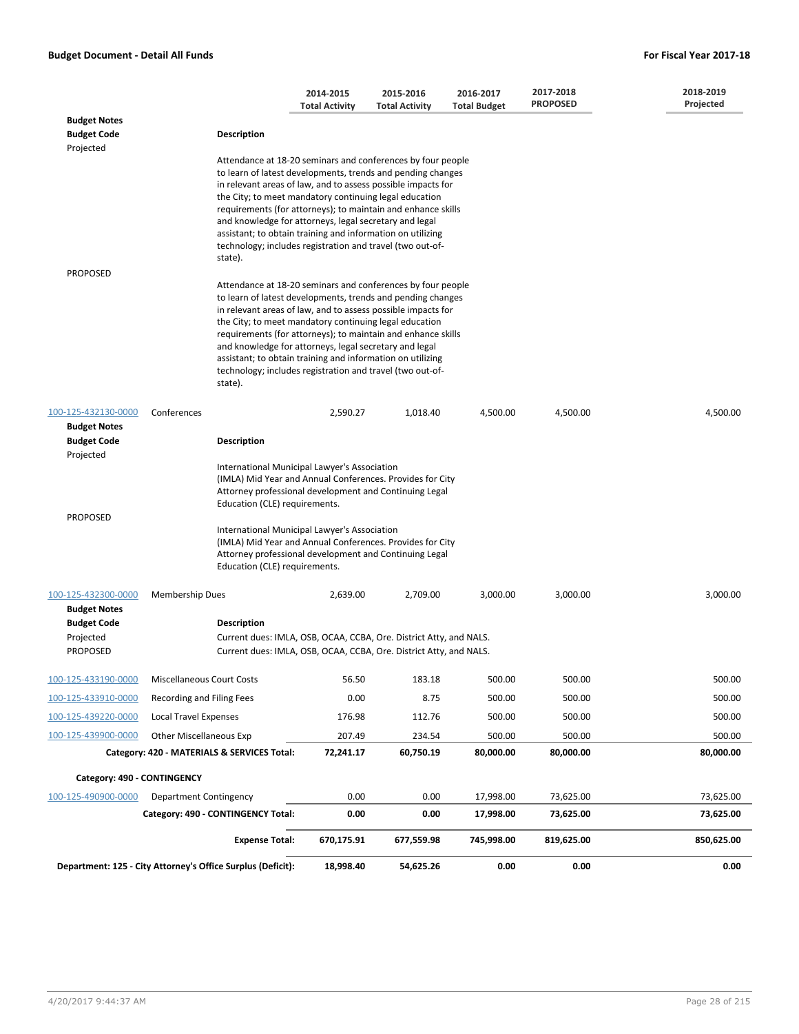| | | 2014-2015 Total Activity | 2015-2016 Total Activity | 2016-2017 Total Budget | 2017-2018 PROPOSED | 2018-2019 Projected |
|---|---|---|---|---|---|---|
| **Budget Notes** | | | | | | |
| **Budget Code** | **Description** | | | | | |
| Projected | Attendance at 18-20 seminars and conferences by four people to learn of latest developments, trends and pending changes in relevant areas of law, and to assess possible impacts for the City; to meet mandatory continuing legal education requirements (for attorneys); to maintain and enhance skills and knowledge for attorneys, legal secretary and legal assistant; to obtain training and information on utilizing technology; includes registration and travel (two out-of-state). | | | | | |
| PROPOSED | Attendance at 18-20 seminars and conferences by four people to learn of latest developments, trends and pending changes in relevant areas of law, and to assess possible impacts for the City; to meet mandatory continuing legal education requirements (for attorneys); to maintain and enhance skills and knowledge for attorneys, legal secretary and legal assistant; to obtain training and information on utilizing technology; includes registration and travel (two out-of-state). | | | | | |
| 100-125-432130-0000 | Conferences | 2,590.27 | 1,018.40 | 4,500.00 | 4,500.00 | 4,500.00 |
| **Budget Notes** | | | | | | |
| **Budget Code** | **Description** | | | | | |
| Projected | International Municipal Lawyer's Association (IMLA) Mid Year and Annual Conferences. Provides for City Attorney professional development and Continuing Legal Education (CLE) requirements. | | | | | |
| PROPOSED | International Municipal Lawyer's Association (IMLA) Mid Year and Annual Conferences. Provides for City Attorney professional development and Continuing Legal Education (CLE) requirements. | | | | | |
| 100-125-432300-0000 | Membership Dues | 2,639.00 | 2,709.00 | 3,000.00 | 3,000.00 | 3,000.00 |
| **Budget Notes** | | | | | | |
| **Budget Code** | **Description** | | | | | |
| Projected | Current dues: IMLA, OSB, OCAA, CCBA, Ore. District Atty, and NALS. | | | | | |
| PROPOSED | Current dues: IMLA, OSB, OCAA, CCBA, Ore. District Atty, and NALS. | | | | | |
| 100-125-433190-0000 | Miscellaneous Court Costs | 56.50 | 183.18 | 500.00 | 500.00 | 500.00 |
| 100-125-433910-0000 | Recording and Filing Fees | 0.00 | 8.75 | 500.00 | 500.00 | 500.00 |
| 100-125-439220-0000 | Local Travel Expenses | 176.98 | 112.76 | 500.00 | 500.00 | 500.00 |
| 100-125-439900-0000 | Other Miscellaneous Exp | 207.49 | 234.54 | 500.00 | 500.00 | 500.00 |
| | **Category: 420 - MATERIALS & SERVICES Total:** | **72,241.17** | **60,750.19** | **80,000.00** | **80,000.00** | **80,000.00** |
| **Category: 490 - CONTINGENCY** | | | | | | |
| 100-125-490900-0000 | Department Contingency | 0.00 | 0.00 | 17,998.00 | 73,625.00 | 73,625.00 |
| | **Category: 490 - CONTINGENCY Total:** | **0.00** | **0.00** | **17,998.00** | **73,625.00** | **73,625.00** |
| | **Expense Total:** | **670,175.91** | **677,559.98** | **745,998.00** | **819,625.00** | **850,625.00** |
| **Department: 125 - City Attorney's Office Surplus (Deficit):** | | **18,998.40** | **54,625.26** | **0.00** | **0.00** | **0.00** |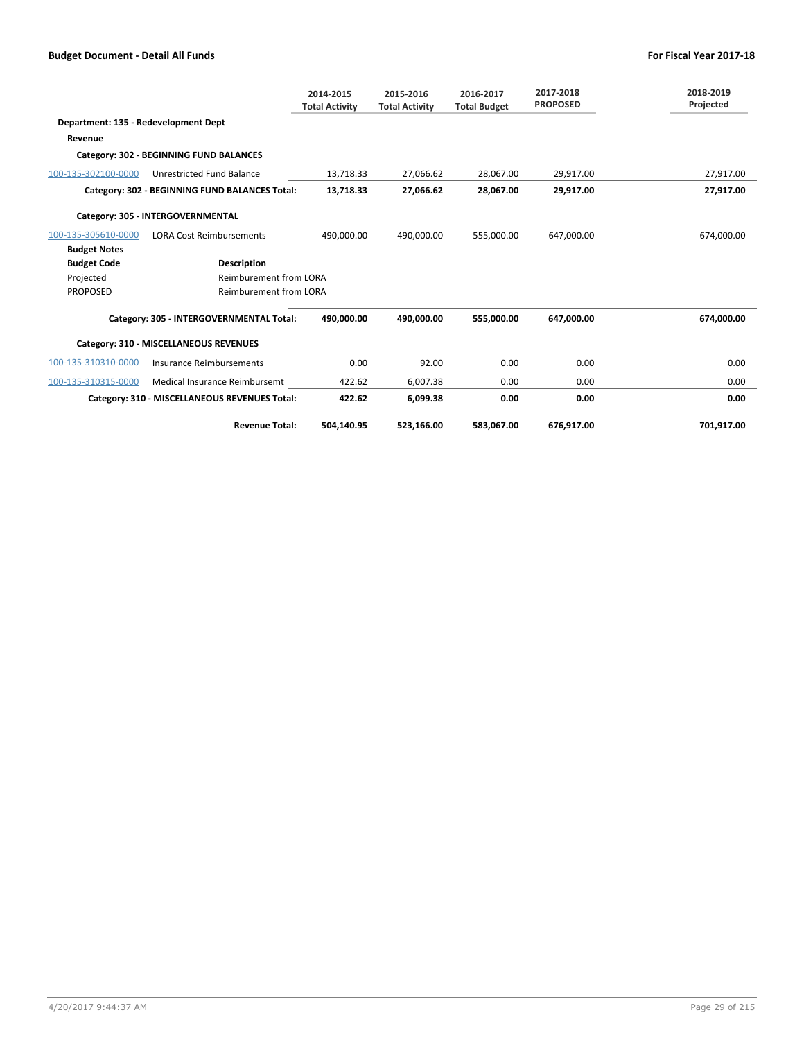**Budget Document - Detail All Funds** | **For Fiscal Year 2017-18**

| | | 2014-2015 Total Activity | 2015-2016 Total Activity | 2016-2017 Total Budget | 2017-2018 PROPOSED | 2018-2019 Projected |
|---|---|---|---|---|---|---|
| **Department: 135 - Redevelopment Dept** | | | | | | |
| **Revenue** | | | | | | |
| **Category: 302 - BEGINNING FUND BALANCES** | | | | | | |
| 100-135-302100-0000 | Unrestricted Fund Balance | 13,718.33 | 27,066.62 | 28,067.00 | 29,917.00 | 27,917.00 |
| | **Category: 302 - BEGINNING FUND BALANCES Total:** | **13,718.33** | **27,066.62** | **28,067.00** | **29,917.00** | **27,917.00** |
| **Category: 305 - INTERGOVERNMENTAL** | | | | | | |
| 100-135-305610-0000 | LORA Cost Reimbursements | 490,000.00 | 490,000.00 | 555,000.00 | 647,000.00 | 674,000.00 |
| **Budget Notes** | | | | | | |
| **Budget Code** | **Description** | | | | | |
| Projected | Reimburement from LORA | | | | | |
| PROPOSED | Reimburement from LORA | | | | | |
| | **Category: 305 - INTERGOVERNMENTAL Total:** | **490,000.00** | **490,000.00** | **555,000.00** | **647,000.00** | **674,000.00** |
| **Category: 310 - MISCELLANEOUS REVENUES** | | | | | | |
| 100-135-310310-0000 | Insurance Reimbursements | 0.00 | 92.00 | 0.00 | 0.00 | 0.00 |
| 100-135-310315-0000 | Medical Insurance Reimbursemt | 422.62 | 6,007.38 | 0.00 | 0.00 | 0.00 |
| | **Category: 310 - MISCELLANEOUS REVENUES Total:** | **422.62** | **6,099.38** | **0.00** | **0.00** | **0.00** |
| | **Revenue Total:** | **504,140.95** | **523,166.00** | **583,067.00** | **676,917.00** | **701,917.00** |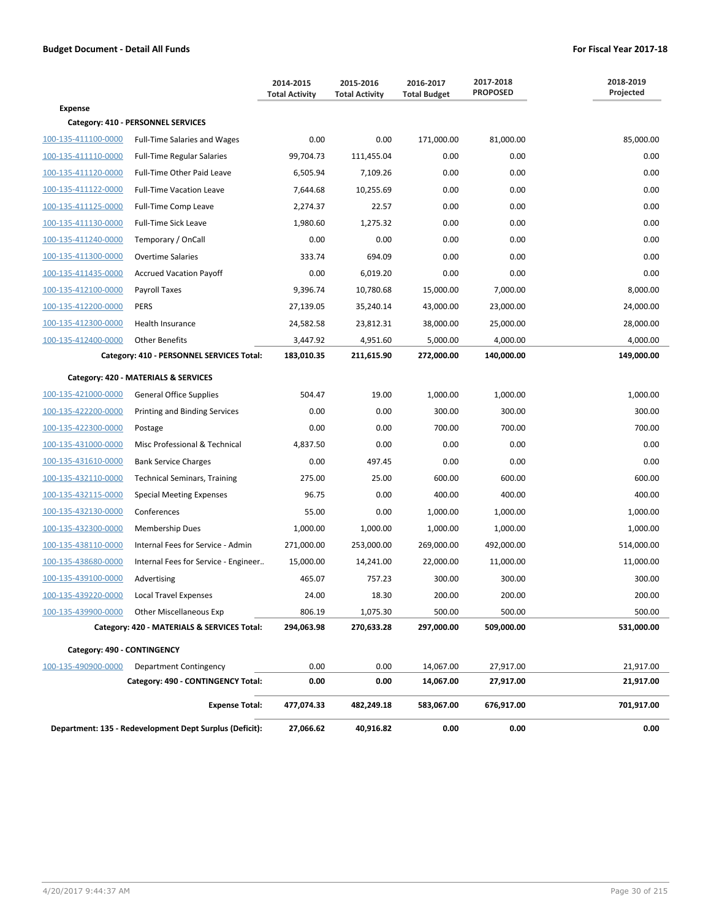**Budget Document - Detail All Funds** | **For Fiscal Year 2017-18**

| | | 2014-2015 Total Activity | 2015-2016 Total Activity | 2016-2017 Total Budget | 2017-2018 PROPOSED | 2018-2019 Projected |
|---|---|---|---|---|---|---|
| **Expense** | | | | | | |
| **Category: 410 - PERSONNEL SERVICES** | | | | | | |
| 100-135-411100-0000 | Full-Time Salaries and Wages | 0.00 | 0.00 | 171,000.00 | 81,000.00 | 85,000.00 |
| 100-135-411110-0000 | Full-Time Regular Salaries | 99,704.73 | 111,455.04 | 0.00 | 0.00 | 0.00 |
| 100-135-411120-0000 | Full-Time Other Paid Leave | 6,505.94 | 7,109.26 | 0.00 | 0.00 | 0.00 |
| 100-135-411122-0000 | Full-Time Vacation Leave | 7,644.68 | 10,255.69 | 0.00 | 0.00 | 0.00 |
| 100-135-411125-0000 | Full-Time Comp Leave | 2,274.37 | 22.57 | 0.00 | 0.00 | 0.00 |
| 100-135-411130-0000 | Full-Time Sick Leave | 1,980.60 | 1,275.32 | 0.00 | 0.00 | 0.00 |
| 100-135-411240-0000 | Temporary / OnCall | 0.00 | 0.00 | 0.00 | 0.00 | 0.00 |
| 100-135-411300-0000 | Overtime Salaries | 333.74 | 694.09 | 0.00 | 0.00 | 0.00 |
| 100-135-411435-0000 | Accrued Vacation Payoff | 0.00 | 6,019.20 | 0.00 | 0.00 | 0.00 |
| 100-135-412100-0000 | Payroll Taxes | 9,396.74 | 10,780.68 | 15,000.00 | 7,000.00 | 8,000.00 |
| 100-135-412200-0000 | PERS | 27,139.05 | 35,240.14 | 43,000.00 | 23,000.00 | 24,000.00 |
| 100-135-412300-0000 | Health Insurance | 24,582.58 | 23,812.31 | 38,000.00 | 25,000.00 | 28,000.00 |
| 100-135-412400-0000 | Other Benefits | 3,447.92 | 4,951.60 | 5,000.00 | 4,000.00 | 4,000.00 |
| | **Category: 410 - PERSONNEL SERVICES Total:** | **183,010.35** | **211,615.90** | **272,000.00** | **140,000.00** | **149,000.00** |
| **Category: 420 - MATERIALS & SERVICES** | | | | | | |
| 100-135-421000-0000 | General Office Supplies | 504.47 | 19.00 | 1,000.00 | 1,000.00 | 1,000.00 |
| 100-135-422200-0000 | Printing and Binding Services | 0.00 | 0.00 | 300.00 | 300.00 | 300.00 |
| 100-135-422300-0000 | Postage | 0.00 | 0.00 | 700.00 | 700.00 | 700.00 |
| 100-135-431000-0000 | Misc Professional & Technical | 4,837.50 | 0.00 | 0.00 | 0.00 | 0.00 |
| 100-135-431610-0000 | Bank Service Charges | 0.00 | 497.45 | 0.00 | 0.00 | 0.00 |
| 100-135-432110-0000 | Technical Seminars, Training | 275.00 | 25.00 | 600.00 | 600.00 | 600.00 |
| 100-135-432115-0000 | Special Meeting Expenses | 96.75 | 0.00 | 400.00 | 400.00 | 400.00 |
| 100-135-432130-0000 | Conferences | 55.00 | 0.00 | 1,000.00 | 1,000.00 | 1,000.00 |
| 100-135-432300-0000 | Membership Dues | 1,000.00 | 1,000.00 | 1,000.00 | 1,000.00 | 1,000.00 |
| 100-135-438110-0000 | Internal Fees for Service - Admin | 271,000.00 | 253,000.00 | 269,000.00 | 492,000.00 | 514,000.00 |
| 100-135-438680-0000 | Internal Fees for Service - Engineer.. | 15,000.00 | 14,241.00 | 22,000.00 | 11,000.00 | 11,000.00 |
| 100-135-439100-0000 | Advertising | 465.07 | 757.23 | 300.00 | 300.00 | 300.00 |
| 100-135-439220-0000 | Local Travel Expenses | 24.00 | 18.30 | 200.00 | 200.00 | 200.00 |
| 100-135-439900-0000 | Other Miscellaneous Exp | 806.19 | 1,075.30 | 500.00 | 500.00 | 500.00 |
| | **Category: 420 - MATERIALS & SERVICES Total:** | **294,063.98** | **270,633.28** | **297,000.00** | **509,000.00** | **531,000.00** |
| **Category: 490 - CONTINGENCY** | | | | | | |
| 100-135-490900-0000 | Department Contingency | 0.00 | 0.00 | 14,067.00 | 27,917.00 | 21,917.00 |
| | **Category: 490 - CONTINGENCY Total:** | **0.00** | **0.00** | **14,067.00** | **27,917.00** | **21,917.00** |
| | **Expense Total:** | **477,074.33** | **482,249.18** | **583,067.00** | **676,917.00** | **701,917.00** |
| | **Department: 135 - Redevelopment Dept Surplus (Deficit):** | **27,066.62** | **40,916.82** | **0.00** | **0.00** | **0.00** |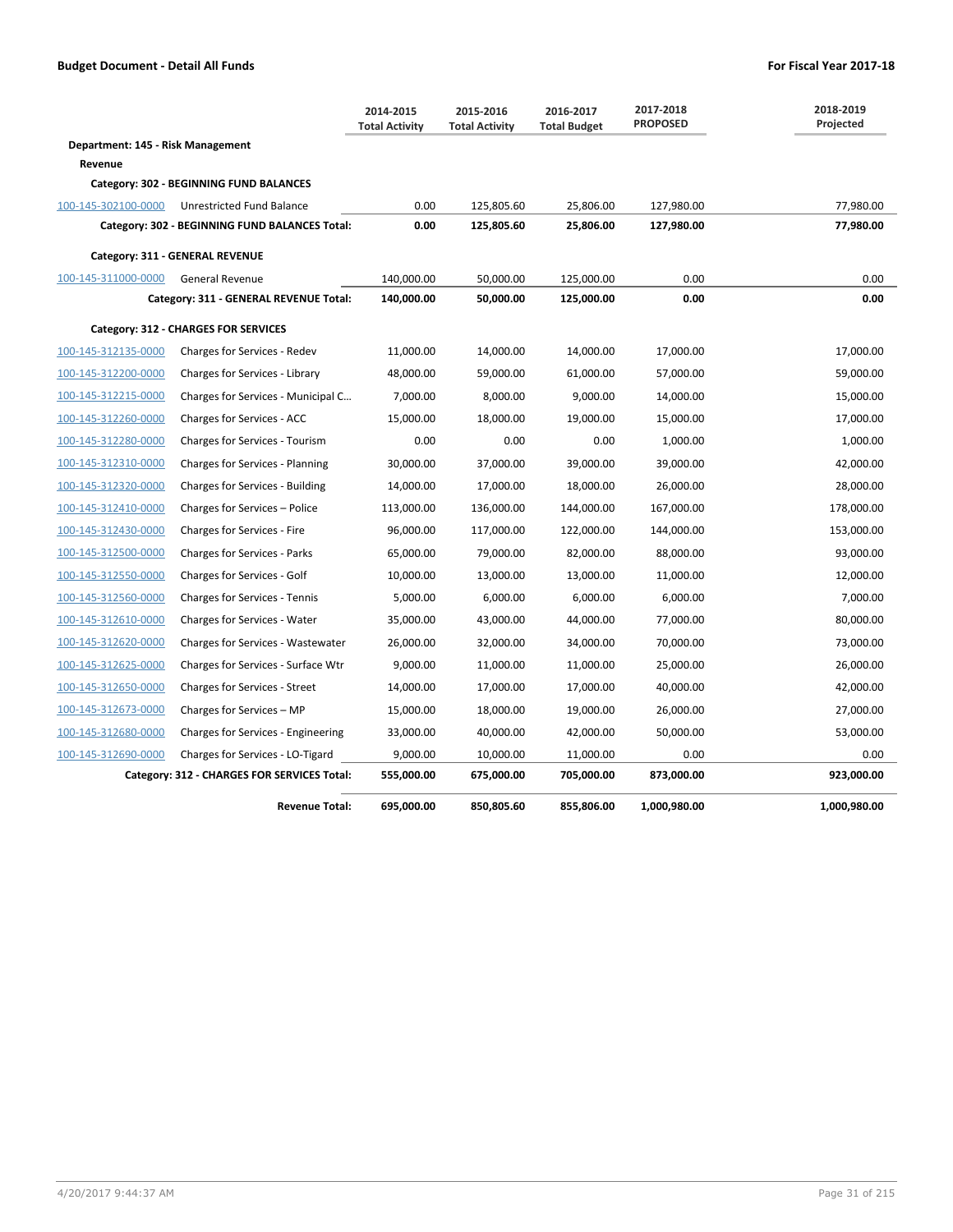**Budget Document - Detail All Funds** **For Fiscal Year 2017-18**

| | | 2014-2015 Total Activity | 2015-2016 Total Activity | 2016-2017 Total Budget | 2017-2018 PROPOSED | 2018-2019 Projected |
|---|---|---|---|---|---|---|
| **Department: 145 - Risk Management** | | | | | | |
| **Revenue** | | | | | | |
| **Category: 302 - BEGINNING FUND BALANCES** | | | | | | |
| 100-145-302100-0000 | Unrestricted Fund Balance | 0.00 | 125,805.60 | 25,806.00 | 127,980.00 | 77,980.00 |
| | **Category: 302 - BEGINNING FUND BALANCES Total:** | **0.00** | **125,805.60** | **25,806.00** | **127,980.00** | **77,980.00** |
| **Category: 311 - GENERAL REVENUE** | | | | | | |
| 100-145-311000-0000 | General Revenue | 140,000.00 | 50,000.00 | 125,000.00 | 0.00 | 0.00 |
| | **Category: 311 - GENERAL REVENUE Total:** | **140,000.00** | **50,000.00** | **125,000.00** | **0.00** | **0.00** |
| **Category: 312 - CHARGES FOR SERVICES** | | | | | | |
| 100-145-312135-0000 | Charges for Services - Redev | 11,000.00 | 14,000.00 | 14,000.00 | 17,000.00 | 17,000.00 |
| 100-145-312200-0000 | Charges for Services - Library | 48,000.00 | 59,000.00 | 61,000.00 | 57,000.00 | 59,000.00 |
| 100-145-312215-0000 | Charges for Services - Municipal C... | 7,000.00 | 8,000.00 | 9,000.00 | 14,000.00 | 15,000.00 |
| 100-145-312260-0000 | Charges for Services - ACC | 15,000.00 | 18,000.00 | 19,000.00 | 15,000.00 | 17,000.00 |
| 100-145-312280-0000 | Charges for Services - Tourism | 0.00 | 0.00 | 0.00 | 1,000.00 | 1,000.00 |
| 100-145-312310-0000 | Charges for Services - Planning | 30,000.00 | 37,000.00 | 39,000.00 | 39,000.00 | 42,000.00 |
| 100-145-312320-0000 | Charges for Services - Building | 14,000.00 | 17,000.00 | 18,000.00 | 26,000.00 | 28,000.00 |
| 100-145-312410-0000 | Charges for Services – Police | 113,000.00 | 136,000.00 | 144,000.00 | 167,000.00 | 178,000.00 |
| 100-145-312430-0000 | Charges for Services - Fire | 96,000.00 | 117,000.00 | 122,000.00 | 144,000.00 | 153,000.00 |
| 100-145-312500-0000 | Charges for Services - Parks | 65,000.00 | 79,000.00 | 82,000.00 | 88,000.00 | 93,000.00 |
| 100-145-312550-0000 | Charges for Services - Golf | 10,000.00 | 13,000.00 | 13,000.00 | 11,000.00 | 12,000.00 |
| 100-145-312560-0000 | Charges for Services - Tennis | 5,000.00 | 6,000.00 | 6,000.00 | 6,000.00 | 7,000.00 |
| 100-145-312610-0000 | Charges for Services - Water | 35,000.00 | 43,000.00 | 44,000.00 | 77,000.00 | 80,000.00 |
| 100-145-312620-0000 | Charges for Services - Wastewater | 26,000.00 | 32,000.00 | 34,000.00 | 70,000.00 | 73,000.00 |
| 100-145-312625-0000 | Charges for Services - Surface Wtr | 9,000.00 | 11,000.00 | 11,000.00 | 25,000.00 | 26,000.00 |
| 100-145-312650-0000 | Charges for Services - Street | 14,000.00 | 17,000.00 | 17,000.00 | 40,000.00 | 42,000.00 |
| 100-145-312673-0000 | Charges for Services – MP | 15,000.00 | 18,000.00 | 19,000.00 | 26,000.00 | 27,000.00 |
| 100-145-312680-0000 | Charges for Services - Engineering | 33,000.00 | 40,000.00 | 42,000.00 | 50,000.00 | 53,000.00 |
| 100-145-312690-0000 | Charges for Services - LO-Tigard | 9,000.00 | 10,000.00 | 11,000.00 | 0.00 | 0.00 |
| | **Category: 312 - CHARGES FOR SERVICES Total:** | **555,000.00** | **675,000.00** | **705,000.00** | **873,000.00** | **923,000.00** |
| | **Revenue Total:** | **695,000.00** | **850,805.60** | **855,806.00** | **1,000,980.00** | **1,000,980.00** |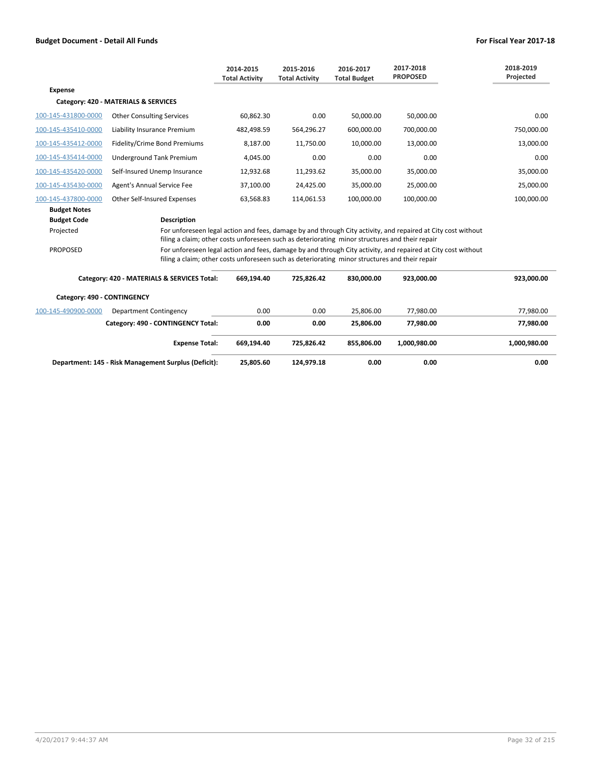| | | 2014-2015 Total Activity | 2015-2016 Total Activity | 2016-2017 Total Budget | 2017-2018 PROPOSED | 2018-2019 Projected |
|---|---|---|---|---|---|---|
| **Expense** | | | | | | |
| **Category: 420 - MATERIALS & SERVICES** | | | | | | |
| 100-145-431800-0000 | Other Consulting Services | 60,862.30 | 0.00 | 50,000.00 | 50,000.00 | 0.00 |
| 100-145-435410-0000 | Liability Insurance Premium | 482,498.59 | 564,296.27 | 600,000.00 | 700,000.00 | 750,000.00 |
| 100-145-435412-0000 | Fidelity/Crime Bond Premiums | 8,187.00 | 11,750.00 | 10,000.00 | 13,000.00 | 13,000.00 |
| 100-145-435414-0000 | Underground Tank Premium | 4,045.00 | 0.00 | 0.00 | 0.00 | 0.00 |
| 100-145-435420-0000 | Self-Insured Unemp Insurance | 12,932.68 | 11,293.62 | 35,000.00 | 35,000.00 | 35,000.00 |
| 100-145-435430-0000 | Agent's Annual Service Fee | 37,100.00 | 24,425.00 | 35,000.00 | 25,000.00 | 25,000.00 |
| 100-145-437800-0000 | Other Self-Insured Expenses | 63,568.83 | 114,061.53 | 100,000.00 | 100,000.00 | 100,000.00 |

**Budget Notes**

| Budget Code | Description |
|---|---|
| Projected | For unforeseen legal action and fees, damage by and through City activity, and repaired at City cost without filing a claim; other costs unforeseen such as deteriorating minor structures and their repair |
| PROPOSED | For unforeseen legal action and fees, damage by and through City activity, and repaired at City cost without filing a claim; other costs unforeseen such as deteriorating minor structures and their repair |

| | | 2014-2015 Total Activity | 2015-2016 Total Activity | 2016-2017 Total Budget | 2017-2018 PROPOSED | 2018-2019 Projected |
|---|---|---|---|---|---|---|
| | **Category: 420 - MATERIALS & SERVICES Total:** | **669,194.40** | **725,826.42** | **830,000.00** | **923,000.00** | **923,000.00** |
| **Category: 490 - CONTINGENCY** | | | | | | |
| 100-145-490900-0000 | Department Contingency | 0.00 | 0.00 | 25,806.00 | 77,980.00 | 77,980.00 |
| | **Category: 490 - CONTINGENCY Total:** | **0.00** | **0.00** | **25,806.00** | **77,980.00** | **77,980.00** |
| | **Expense Total:** | **669,194.40** | **725,826.42** | **855,806.00** | **1,000,980.00** | **1,000,980.00** |
| | **Department: 145 - Risk Management Surplus (Deficit):** | **25,805.60** | **124,979.18** | **0.00** | **0.00** | **0.00** |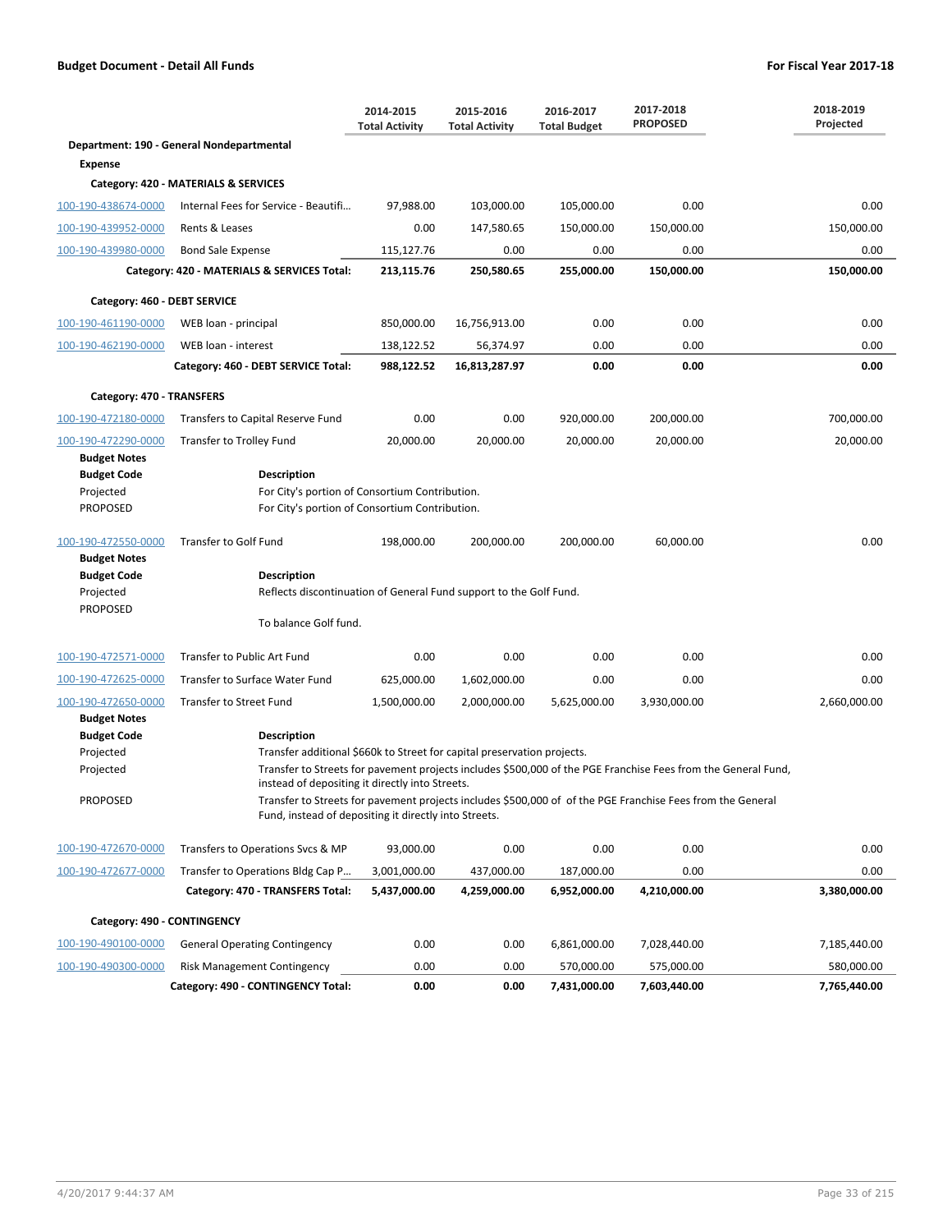**Budget Document - Detail All Funds** — **For Fiscal Year 2017-18**

| | | 2014-2015 Total Activity | 2015-2016 Total Activity | 2016-2017 Total Budget | 2017-2018 PROPOSED | 2018-2019 Projected |
|---|---|---|---|---|---|---|
| **Department: 190 - General Nondepartmental** | | | | | | |
| **Expense** | | | | | | |
| **Category: 420 - MATERIALS & SERVICES** | | | | | | |
| 100-190-438674-0000 | Internal Fees for Service - Beautifi... | 97,988.00 | 103,000.00 | 105,000.00 | 0.00 | 0.00 |
| 100-190-439952-0000 | Rents & Leases | 0.00 | 147,580.65 | 150,000.00 | 150,000.00 | 150,000.00 |
| 100-190-439980-0000 | Bond Sale Expense | 115,127.76 | 0.00 | 0.00 | 0.00 | 0.00 |
| | **Category: 420 - MATERIALS & SERVICES Total:** | **213,115.76** | **250,580.65** | **255,000.00** | **150,000.00** | **150,000.00** |
| **Category: 460 - DEBT SERVICE** | | | | | | |
| 100-190-461190-0000 | WEB loan - principal | 850,000.00 | 16,756,913.00 | 0.00 | 0.00 | 0.00 |
| 100-190-462190-0000 | WEB loan - interest | 138,122.52 | 56,374.97 | 0.00 | 0.00 | 0.00 |
| | **Category: 460 - DEBT SERVICE Total:** | **988,122.52** | **16,813,287.97** | **0.00** | **0.00** | **0.00** |
| **Category: 470 - TRANSFERS** | | | | | | |
| 100-190-472180-0000 | Transfers to Capital Reserve Fund | 0.00 | 0.00 | 920,000.00 | 200,000.00 | 700,000.00 |
| 100-190-472290-0000 | Transfer to Trolley Fund | 20,000.00 | 20,000.00 | 20,000.00 | 20,000.00 | 20,000.00 |

**Budget Notes**

| Budget Code | Description |
|---|---|
| Projected | For City's portion of Consortium Contribution. |
| PROPOSED | For City's portion of Consortium Contribution. |

| | | 2014-2015 Total Activity | 2015-2016 Total Activity | 2016-2017 Total Budget | 2017-2018 PROPOSED | 2018-2019 Projected |
|---|---|---|---|---|---|---|
| 100-190-472550-0000 | Transfer to Golf Fund | 198,000.00 | 200,000.00 | 200,000.00 | 60,000.00 | 0.00 |

**Budget Notes**

| Budget Code | Description |
|---|---|
| Projected | Reflects discontinuation of General Fund support to the Golf Fund. |
| PROPOSED | To balance Golf fund. |

| | | 2014-2015 Total Activity | 2015-2016 Total Activity | 2016-2017 Total Budget | 2017-2018 PROPOSED | 2018-2019 Projected |
|---|---|---|---|---|---|---|
| 100-190-472571-0000 | Transfer to Public Art Fund | 0.00 | 0.00 | 0.00 | 0.00 | 0.00 |
| 100-190-472625-0000 | Transfer to Surface Water Fund | 625,000.00 | 1,602,000.00 | 0.00 | 0.00 | 0.00 |
| 100-190-472650-0000 | Transfer to Street Fund | 1,500,000.00 | 2,000,000.00 | 5,625,000.00 | 3,930,000.00 | 2,660,000.00 |

**Budget Notes**

| Budget Code | Description |
|---|---|
| Projected | Transfer additional $660k to Street for capital preservation projects. |
| Projected | Transfer to Streets for pavement projects includes $500,000 of the PGE Franchise Fees from the General Fund, instead of depositing it directly into Streets. |
| PROPOSED | Transfer to Streets for pavement projects includes $500,000 of of the PGE Franchise Fees from the General Fund, instead of depositing it directly into Streets. |

| | | 2014-2015 Total Activity | 2015-2016 Total Activity | 2016-2017 Total Budget | 2017-2018 PROPOSED | 2018-2019 Projected |
|---|---|---|---|---|---|---|
| 100-190-472670-0000 | Transfers to Operations Svcs & MP | 93,000.00 | 0.00 | 0.00 | 0.00 | 0.00 |
| 100-190-472677-0000 | Transfer to Operations Bldg Cap P... | 3,001,000.00 | 437,000.00 | 187,000.00 | 0.00 | 0.00 |
| | **Category: 470 - TRANSFERS Total:** | **5,437,000.00** | **4,259,000.00** | **6,952,000.00** | **4,210,000.00** | **3,380,000.00** |
| **Category: 490 - CONTINGENCY** | | | | | | |
| 100-190-490100-0000 | General Operating Contingency | 0.00 | 0.00 | 6,861,000.00 | 7,028,440.00 | 7,185,440.00 |
| 100-190-490300-0000 | Risk Management Contingency | 0.00 | 0.00 | 570,000.00 | 575,000.00 | 580,000.00 |
| | **Category: 490 - CONTINGENCY Total:** | **0.00** | **0.00** | **7,431,000.00** | **7,603,440.00** | **7,765,440.00** |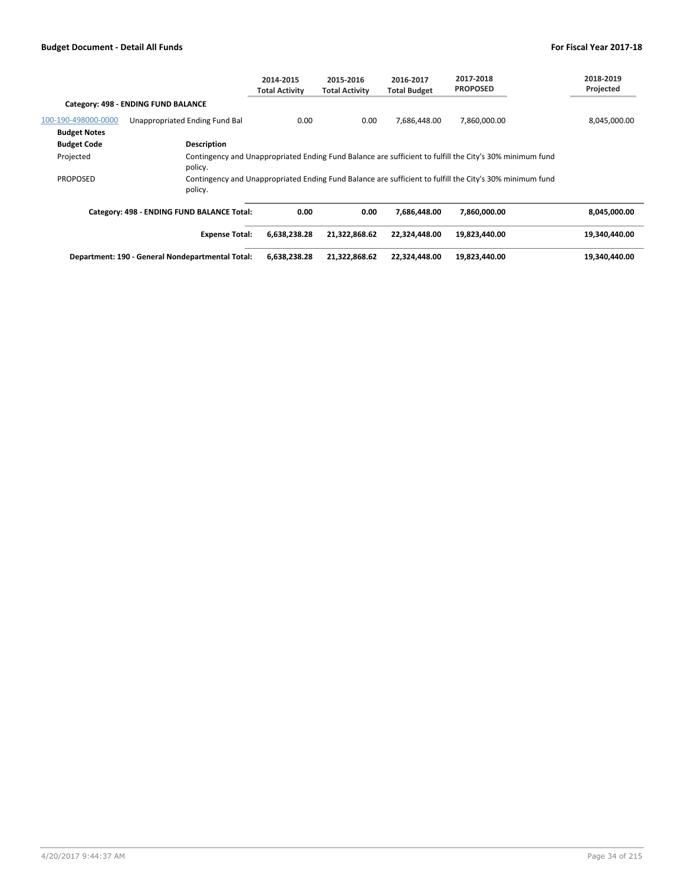| | | 2014-2015 Total Activity | 2015-2016 Total Activity | 2016-2017 Total Budget | 2017-2018 PROPOSED | 2018-2019 Projected |
|---|---|---|---|---|---|---|
| **Category: 498 - ENDING FUND BALANCE** | | | | | | |
| 100-190-498000-0000 | Unappropriated Ending Fund Bal | 0.00 | 0.00 | 7,686,448.00 | 7,860,000.00 | 8,045,000.00 |

**Budget Notes**

| Budget Code | Description |
|---|---|
| Projected | Contingency and Unappropriated Ending Fund Balance are sufficient to fulfill the City's 30% minimum fund policy. |
| PROPOSED | Contingency and Unappropriated Ending Fund Balance are sufficient to fulfill the City's 30% minimum fund policy. |

| | 2014-2015 Total Activity | 2015-2016 Total Activity | 2016-2017 Total Budget | 2017-2018 PROPOSED | 2018-2019 Projected |
|---|---|---|---|---|---|
| **Category: 498 - ENDING FUND BALANCE Total:** | **0.00** | **0.00** | **7,686,448.00** | **7,860,000.00** | **8,045,000.00** |
| **Expense Total:** | **6,638,238.28** | **21,322,868.62** | **22,324,448.00** | **19,823,440.00** | **19,340,440.00** |
| **Department: 190 - General Nondepartmental Total:** | **6,638,238.28** | **21,322,868.62** | **22,324,448.00** | **19,823,440.00** | **19,340,440.00** |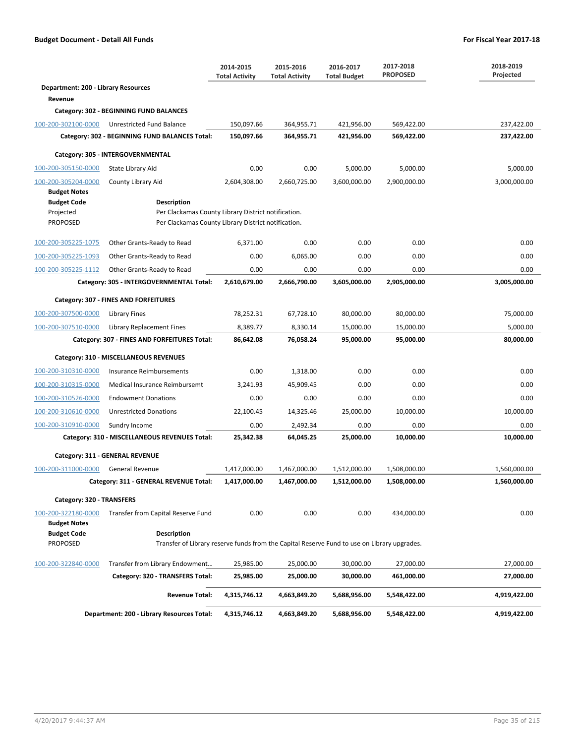**Budget Document - Detail All Funds** — **For Fiscal Year 2017-18**

| | | 2014-2015 Total Activity | 2015-2016 Total Activity | 2016-2017 Total Budget | 2017-2018 PROPOSED | 2018-2019 Projected |
|---|---|---|---|---|---|---|
| **Department: 200 - Library Resources** | | | | | | |
| **Revenue** | | | | | | |
| **Category: 302 - BEGINNING FUND BALANCES** | | | | | | |
| 100-200-302100-0000 | Unrestricted Fund Balance | 150,097.66 | 364,955.71 | 421,956.00 | 569,422.00 | 237,422.00 |
| | **Category: 302 - BEGINNING FUND BALANCES Total:** | **150,097.66** | **364,955.71** | **421,956.00** | **569,422.00** | **237,422.00** |
| **Category: 305 - INTERGOVERNMENTAL** | | | | | | |
| 100-200-305150-0000 | State Library Aid | 0.00 | 0.00 | 5,000.00 | 5,000.00 | 5,000.00 |
| 100-200-305204-0000 | County Library Aid | 2,604,308.00 | 2,660,725.00 | 3,600,000.00 | 2,900,000.00 | 3,000,000.00 |
| **Budget Notes** | | | | | | |
| **Budget Code** | **Description** | | | | | |
| Projected | Per Clackamas County Library District notification. | | | | | |
| PROPOSED | Per Clackamas County Library District notification. | | | | | |
| 100-200-305225-1075 | Other Grants-Ready to Read | 6,371.00 | 0.00 | 0.00 | 0.00 | 0.00 |
| 100-200-305225-1093 | Other Grants-Ready to Read | 0.00 | 6,065.00 | 0.00 | 0.00 | 0.00 |
| 100-200-305225-1112 | Other Grants-Ready to Read | 0.00 | 0.00 | 0.00 | 0.00 | 0.00 |
| | **Category: 305 - INTERGOVERNMENTAL Total:** | **2,610,679.00** | **2,666,790.00** | **3,605,000.00** | **2,905,000.00** | **3,005,000.00** |
| **Category: 307 - FINES AND FORFEITURES** | | | | | | |
| 100-200-307500-0000 | Library Fines | 78,252.31 | 67,728.10 | 80,000.00 | 80,000.00 | 75,000.00 |
| 100-200-307510-0000 | Library Replacement Fines | 8,389.77 | 8,330.14 | 15,000.00 | 15,000.00 | 5,000.00 |
| | **Category: 307 - FINES AND FORFEITURES Total:** | **86,642.08** | **76,058.24** | **95,000.00** | **95,000.00** | **80,000.00** |
| **Category: 310 - MISCELLANEOUS REVENUES** | | | | | | |
| 100-200-310310-0000 | Insurance Reimbursements | 0.00 | 1,318.00 | 0.00 | 0.00 | 0.00 |
| 100-200-310315-0000 | Medical Insurance Reimbursemt | 3,241.93 | 45,909.45 | 0.00 | 0.00 | 0.00 |
| 100-200-310526-0000 | Endowment Donations | 0.00 | 0.00 | 0.00 | 0.00 | 0.00 |
| 100-200-310610-0000 | Unrestricted Donations | 22,100.45 | 14,325.46 | 25,000.00 | 10,000.00 | 10,000.00 |
| 100-200-310910-0000 | Sundry Income | 0.00 | 2,492.34 | 0.00 | 0.00 | 0.00 |
| | **Category: 310 - MISCELLANEOUS REVENUES Total:** | **25,342.38** | **64,045.25** | **25,000.00** | **10,000.00** | **10,000.00** |
| **Category: 311 - GENERAL REVENUE** | | | | | | |
| 100-200-311000-0000 | General Revenue | 1,417,000.00 | 1,467,000.00 | 1,512,000.00 | 1,508,000.00 | 1,560,000.00 |
| | **Category: 311 - GENERAL REVENUE Total:** | **1,417,000.00** | **1,467,000.00** | **1,512,000.00** | **1,508,000.00** | **1,560,000.00** |
| **Category: 320 - TRANSFERS** | | | | | | |
| 100-200-322180-0000 | Transfer from Capital Reserve Fund | 0.00 | 0.00 | 0.00 | 434,000.00 | 0.00 |
| **Budget Notes** | | | | | | |
| **Budget Code** | **Description** | | | | | |
| PROPOSED | Transfer of Library reserve funds from the Capital Reserve Fund to use on Library upgrades. | | | | | |
| 100-200-322840-0000 | Transfer from Library Endowment… | 25,985.00 | 25,000.00 | 30,000.00 | 27,000.00 | 27,000.00 |
| | **Category: 320 - TRANSFERS Total:** | **25,985.00** | **25,000.00** | **30,000.00** | **461,000.00** | **27,000.00** |
| | **Revenue Total:** | **4,315,746.12** | **4,663,849.20** | **5,688,956.00** | **5,548,422.00** | **4,919,422.00** |
| | **Department: 200 - Library Resources Total:** | **4,315,746.12** | **4,663,849.20** | **5,688,956.00** | **5,548,422.00** | **4,919,422.00** |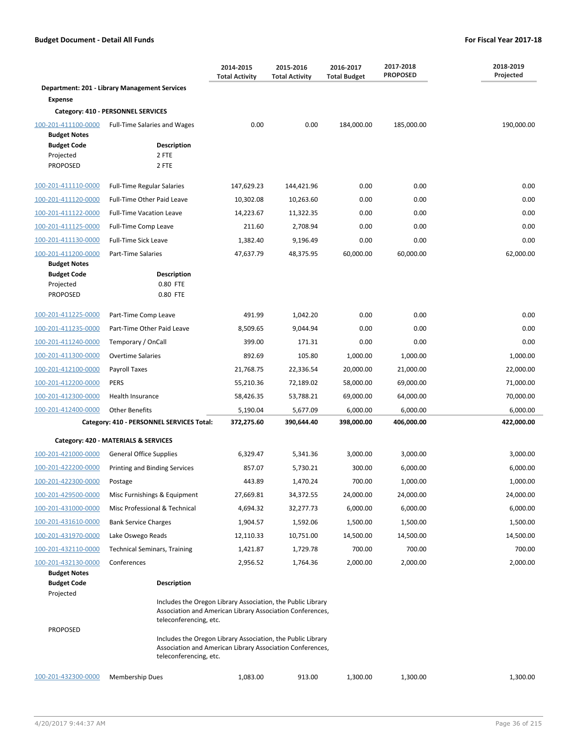**Budget Document - Detail All Funds** **For Fiscal Year 2017-18**

| | | 2014-2015 Total Activity | 2015-2016 Total Activity | 2016-2017 Total Budget | 2017-2018 PROPOSED | 2018-2019 Projected |
|---|---|---|---|---|---|---|
| **Department: 201 - Library Management Services** | | | | | | |
| **Expense** | | | | | | |
| **Category: 410 - PERSONNEL SERVICES** | | | | | | |
| 100-201-411100-0000 | Full-Time Salaries and Wages | 0.00 | 0.00 | 184,000.00 | 185,000.00 | 190,000.00 |
| **Budget Notes** | | | | | | |
| **Budget Code** | **Description** | | | | | |
| Projected | 2 FTE | | | | | |
| PROPOSED | 2 FTE | | | | | |
| 100-201-411110-0000 | Full-Time Regular Salaries | 147,629.23 | 144,421.96 | 0.00 | 0.00 | 0.00 |
| 100-201-411120-0000 | Full-Time Other Paid Leave | 10,302.08 | 10,263.60 | 0.00 | 0.00 | 0.00 |
| 100-201-411122-0000 | Full-Time Vacation Leave | 14,223.67 | 11,322.35 | 0.00 | 0.00 | 0.00 |
| 100-201-411125-0000 | Full-Time Comp Leave | 211.60 | 2,708.94 | 0.00 | 0.00 | 0.00 |
| 100-201-411130-0000 | Full-Time Sick Leave | 1,382.40 | 9,196.49 | 0.00 | 0.00 | 0.00 |
| 100-201-411200-0000 | Part-Time Salaries | 47,637.79 | 48,375.95 | 60,000.00 | 60,000.00 | 62,000.00 |
| **Budget Notes** | | | | | | |
| **Budget Code** | **Description** | | | | | |
| Projected | 0.80 FTE | | | | | |
| PROPOSED | 0.80 FTE | | | | | |
| 100-201-411225-0000 | Part-Time Comp Leave | 491.99 | 1,042.20 | 0.00 | 0.00 | 0.00 |
| 100-201-411235-0000 | Part-Time Other Paid Leave | 8,509.65 | 9,044.94 | 0.00 | 0.00 | 0.00 |
| 100-201-411240-0000 | Temporary / OnCall | 399.00 | 171.31 | 0.00 | 0.00 | 0.00 |
| 100-201-411300-0000 | Overtime Salaries | 892.69 | 105.80 | 1,000.00 | 1,000.00 | 1,000.00 |
| 100-201-412100-0000 | Payroll Taxes | 21,768.75 | 22,336.54 | 20,000.00 | 21,000.00 | 22,000.00 |
| 100-201-412200-0000 | PERS | 55,210.36 | 72,189.02 | 58,000.00 | 69,000.00 | 71,000.00 |
| 100-201-412300-0000 | Health Insurance | 58,426.35 | 53,788.21 | 69,000.00 | 64,000.00 | 70,000.00 |
| 100-201-412400-0000 | Other Benefits | 5,190.04 | 5,677.09 | 6,000.00 | 6,000.00 | 6,000.00 |
| | **Category: 410 - PERSONNEL SERVICES Total:** | **372,275.60** | **390,644.40** | **398,000.00** | **406,000.00** | **422,000.00** |
| **Category: 420 - MATERIALS & SERVICES** | | | | | | |
| 100-201-421000-0000 | General Office Supplies | 6,329.47 | 5,341.36 | 3,000.00 | 3,000.00 | 3,000.00 |
| 100-201-422200-0000 | Printing and Binding Services | 857.07 | 5,730.21 | 300.00 | 6,000.00 | 6,000.00 |
| 100-201-422300-0000 | Postage | 443.89 | 1,470.24 | 700.00 | 1,000.00 | 1,000.00 |
| 100-201-429500-0000 | Misc Furnishings & Equipment | 27,669.81 | 34,372.55 | 24,000.00 | 24,000.00 | 24,000.00 |
| 100-201-431000-0000 | Misc Professional & Technical | 4,694.32 | 32,277.73 | 6,000.00 | 6,000.00 | 6,000.00 |
| 100-201-431610-0000 | Bank Service Charges | 1,904.57 | 1,592.06 | 1,500.00 | 1,500.00 | 1,500.00 |
| 100-201-431970-0000 | Lake Oswego Reads | 12,110.33 | 10,751.00 | 14,500.00 | 14,500.00 | 14,500.00 |
| 100-201-432110-0000 | Technical Seminars, Training | 1,421.87 | 1,729.78 | 700.00 | 700.00 | 700.00 |
| 100-201-432130-0000 | Conferences | 2,956.52 | 1,764.36 | 2,000.00 | 2,000.00 | 2,000.00 |
| **Budget Notes** | | | | | | |
| **Budget Code** | **Description** | | | | | |
| Projected | Includes the Oregon Library Association, the Public Library Association and American Library Association Conferences, teleconferencing, etc. | | | | | |
| PROPOSED | Includes the Oregon Library Association, the Public Library Association and American Library Association Conferences, teleconferencing, etc. | | | | | |
| 100-201-432300-0000 | Membership Dues | 1,083.00 | 913.00 | 1,300.00 | 1,300.00 | 1,300.00 |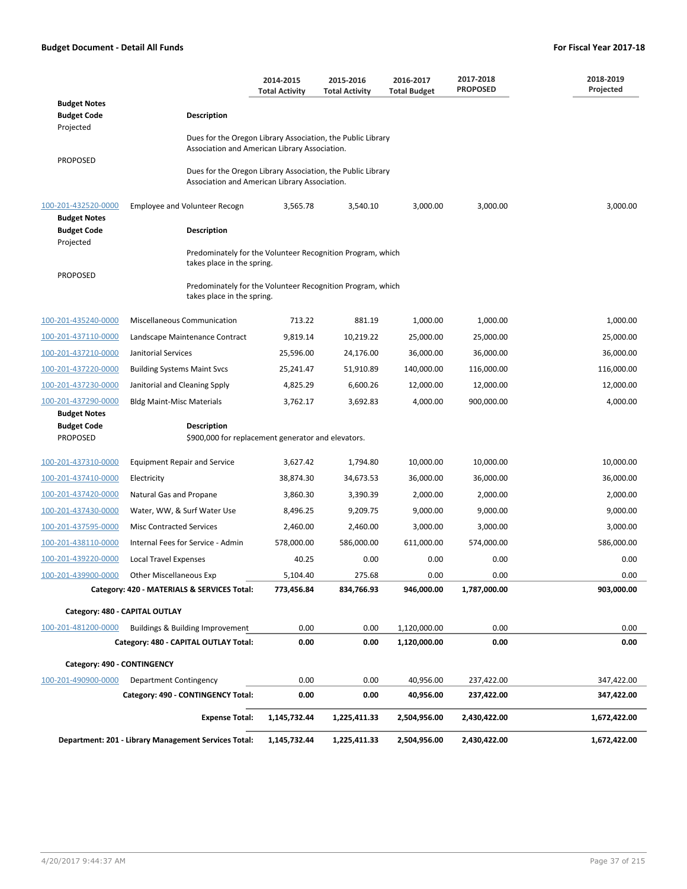| | | 2014-2015 Total Activity | 2015-2016 Total Activity | 2016-2017 Total Budget | 2017-2018 PROPOSED | 2018-2019 Projected |
|---|---|---|---|---|---|---|
| **Budget Notes** | | | | | | |
| **Budget Code** | **Description** | | | | | |
| Projected | Dues for the Oregon Library Association, the Public Library Association and American Library Association. | | | | | |
| PROPOSED | Dues for the Oregon Library Association, the Public Library Association and American Library Association. | | | | | |
| 100-201-432520-0000 | Employee and Volunteer Recogn | 3,565.78 | 3,540.10 | 3,000.00 | 3,000.00 | 3,000.00 |
| **Budget Notes** | | | | | | |
| **Budget Code** | **Description** | | | | | |
| Projected | Predominately for the Volunteer Recognition Program, which takes place in the spring. | | | | | |
| PROPOSED | Predominately for the Volunteer Recognition Program, which takes place in the spring. | | | | | |
| 100-201-435240-0000 | Miscellaneous Communication | 713.22 | 881.19 | 1,000.00 | 1,000.00 | 1,000.00 |
| 100-201-437110-0000 | Landscape Maintenance Contract | 9,819.14 | 10,219.22 | 25,000.00 | 25,000.00 | 25,000.00 |
| 100-201-437210-0000 | Janitorial Services | 25,596.00 | 24,176.00 | 36,000.00 | 36,000.00 | 36,000.00 |
| 100-201-437220-0000 | Building Systems Maint Svcs | 25,241.47 | 51,910.89 | 140,000.00 | 116,000.00 | 116,000.00 |
| 100-201-437230-0000 | Janitorial and Cleaning Spply | 4,825.29 | 6,600.26 | 12,000.00 | 12,000.00 | 12,000.00 |
| 100-201-437290-0000 | Bldg Maint-Misc Materials | 3,762.17 | 3,692.83 | 4,000.00 | 900,000.00 | 4,000.00 |
| **Budget Notes** | | | | | | |
| **Budget Code** | **Description** | | | | | |
| PROPOSED | $900,000 for replacement generator and elevators. | | | | | |
| 100-201-437310-0000 | Equipment Repair and Service | 3,627.42 | 1,794.80 | 10,000.00 | 10,000.00 | 10,000.00 |
| 100-201-437410-0000 | Electricity | 38,874.30 | 34,673.53 | 36,000.00 | 36,000.00 | 36,000.00 |
| 100-201-437420-0000 | Natural Gas and Propane | 3,860.30 | 3,390.39 | 2,000.00 | 2,000.00 | 2,000.00 |
| 100-201-437430-0000 | Water, WW, & Surf Water Use | 8,496.25 | 9,209.75 | 9,000.00 | 9,000.00 | 9,000.00 |
| 100-201-437595-0000 | Misc Contracted Services | 2,460.00 | 2,460.00 | 3,000.00 | 3,000.00 | 3,000.00 |
| 100-201-438110-0000 | Internal Fees for Service - Admin | 578,000.00 | 586,000.00 | 611,000.00 | 574,000.00 | 586,000.00 |
| 100-201-439220-0000 | Local Travel Expenses | 40.25 | 0.00 | 0.00 | 0.00 | 0.00 |
| 100-201-439900-0000 | Other Miscellaneous Exp | 5,104.40 | 275.68 | 0.00 | 0.00 | 0.00 |
| | **Category: 420 - MATERIALS & SERVICES Total:** | **773,456.84** | **834,766.93** | **946,000.00** | **1,787,000.00** | **903,000.00** |
| **Category: 480 - CAPITAL OUTLAY** | | | | | | |
| 100-201-481200-0000 | Buildings & Building Improvement | 0.00 | 0.00 | 1,120,000.00 | 0.00 | 0.00 |
| | **Category: 480 - CAPITAL OUTLAY Total:** | **0.00** | **0.00** | **1,120,000.00** | **0.00** | **0.00** |
| **Category: 490 - CONTINGENCY** | | | | | | |
| 100-201-490900-0000 | Department Contingency | 0.00 | 0.00 | 40,956.00 | 237,422.00 | 347,422.00 |
| | **Category: 490 - CONTINGENCY Total:** | **0.00** | **0.00** | **40,956.00** | **237,422.00** | **347,422.00** |
| | **Expense Total:** | **1,145,732.44** | **1,225,411.33** | **2,504,956.00** | **2,430,422.00** | **1,672,422.00** |
| | **Department: 201 - Library Management Services Total:** | **1,145,732.44** | **1,225,411.33** | **2,504,956.00** | **2,430,422.00** | **1,672,422.00** |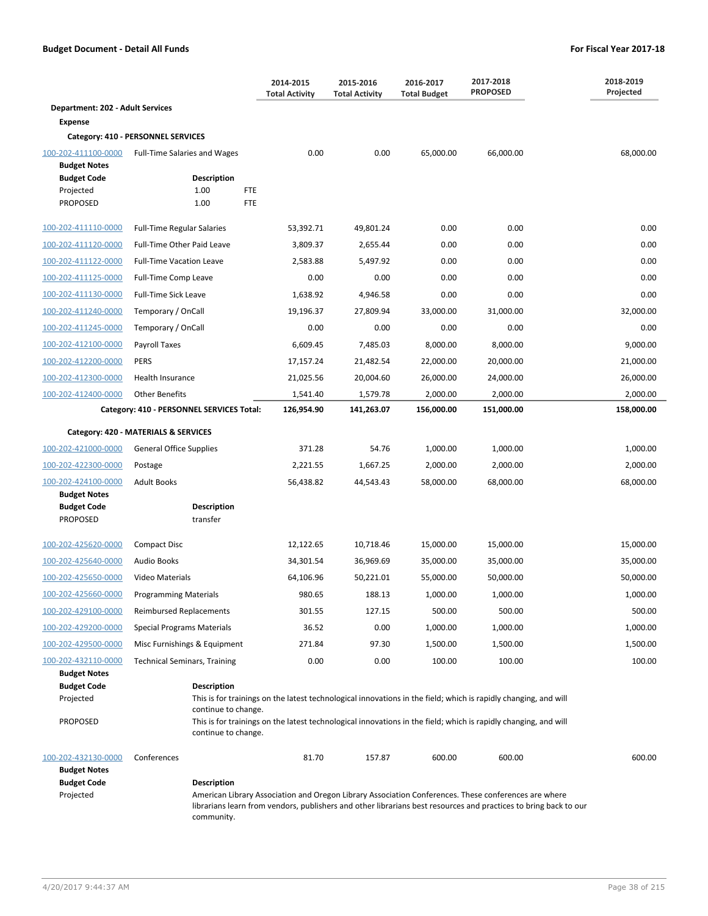**Budget Document - Detail All Funds** | **For Fiscal Year 2017-18**

| | | 2014-2015 Total Activity | 2015-2016 Total Activity | 2016-2017 Total Budget | 2017-2018 PROPOSED | 2018-2019 Projected |
|---|---|---|---|---|---|---|
| **Department: 202 - Adult Services** | | | | | | |
| **Expense** | | | | | | |
| **Category: 410 - PERSONNEL SERVICES** | | | | | | |
| 100-202-411100-0000 | Full-Time Salaries and Wages | 0.00 | 0.00 | 65,000.00 | 66,000.00 | 68,000.00 |
| **Budget Notes** | | | | | | |
| **Budget Code** | **Description** | | | | | |
| Projected | 1.00 FTE | | | | | |
| PROPOSED | 1.00 FTE | | | | | |
| 100-202-411110-0000 | Full-Time Regular Salaries | 53,392.71 | 49,801.24 | 0.00 | 0.00 | 0.00 |
| 100-202-411120-0000 | Full-Time Other Paid Leave | 3,809.37 | 2,655.44 | 0.00 | 0.00 | 0.00 |
| 100-202-411122-0000 | Full-Time Vacation Leave | 2,583.88 | 5,497.92 | 0.00 | 0.00 | 0.00 |
| 100-202-411125-0000 | Full-Time Comp Leave | 0.00 | 0.00 | 0.00 | 0.00 | 0.00 |
| 100-202-411130-0000 | Full-Time Sick Leave | 1,638.92 | 4,946.58 | 0.00 | 0.00 | 0.00 |
| 100-202-411240-0000 | Temporary / OnCall | 19,196.37 | 27,809.94 | 33,000.00 | 31,000.00 | 32,000.00 |
| 100-202-411245-0000 | Temporary / OnCall | 0.00 | 0.00 | 0.00 | 0.00 | 0.00 |
| 100-202-412100-0000 | Payroll Taxes | 6,609.45 | 7,485.03 | 8,000.00 | 8,000.00 | 9,000.00 |
| 100-202-412200-0000 | PERS | 17,157.24 | 21,482.54 | 22,000.00 | 20,000.00 | 21,000.00 |
| 100-202-412300-0000 | Health Insurance | 21,025.56 | 20,004.60 | 26,000.00 | 24,000.00 | 26,000.00 |
| 100-202-412400-0000 | Other Benefits | 1,541.40 | 1,579.78 | 2,000.00 | 2,000.00 | 2,000.00 |
| | **Category: 410 - PERSONNEL SERVICES Total:** | **126,954.90** | **141,263.07** | **156,000.00** | **151,000.00** | **158,000.00** |
| **Category: 420 - MATERIALS & SERVICES** | | | | | | |
| 100-202-421000-0000 | General Office Supplies | 371.28 | 54.76 | 1,000.00 | 1,000.00 | 1,000.00 |
| 100-202-422300-0000 | Postage | 2,221.55 | 1,667.25 | 2,000.00 | 2,000.00 | 2,000.00 |
| 100-202-424100-0000 | Adult Books | 56,438.82 | 44,543.43 | 58,000.00 | 68,000.00 | 68,000.00 |
| **Budget Notes** | | | | | | |
| **Budget Code** | **Description** | | | | | |
| PROPOSED | transfer | | | | | |
| 100-202-425620-0000 | Compact Disc | 12,122.65 | 10,718.46 | 15,000.00 | 15,000.00 | 15,000.00 |
| 100-202-425640-0000 | Audio Books | 34,301.54 | 36,969.69 | 35,000.00 | 35,000.00 | 35,000.00 |
| 100-202-425650-0000 | Video Materials | 64,106.96 | 50,221.01 | 55,000.00 | 50,000.00 | 50,000.00 |
| 100-202-425660-0000 | Programming Materials | 980.65 | 188.13 | 1,000.00 | 1,000.00 | 1,000.00 |
| 100-202-429100-0000 | Reimbursed Replacements | 301.55 | 127.15 | 500.00 | 500.00 | 500.00 |
| 100-202-429200-0000 | Special Programs Materials | 36.52 | 0.00 | 1,000.00 | 1,000.00 | 1,000.00 |
| 100-202-429500-0000 | Misc Furnishings & Equipment | 271.84 | 97.30 | 1,500.00 | 1,500.00 | 1,500.00 |
| 100-202-432110-0000 | Technical Seminars, Training | 0.00 | 0.00 | 100.00 | 100.00 | 100.00 |
| **Budget Notes** | | | | | | |
| **Budget Code** | **Description** | | | | | |
| Projected | This is for trainings on the latest technological innovations in the field; which is rapidly changing, and will continue to change. | | | | | |
| PROPOSED | This is for trainings on the latest technological innovations in the field; which is rapidly changing, and will continue to change. | | | | | |
| 100-202-432130-0000 | Conferences | 81.70 | 157.87 | 600.00 | 600.00 | 600.00 |
| **Budget Notes** | | | | | | |
| **Budget Code** | **Description** | | | | | |
| Projected | American Library Association and Oregon Library Association Conferences. These conferences are where librarians learn from vendors, publishers and other librarians best resources and practices to bring back to our community. | | | | | |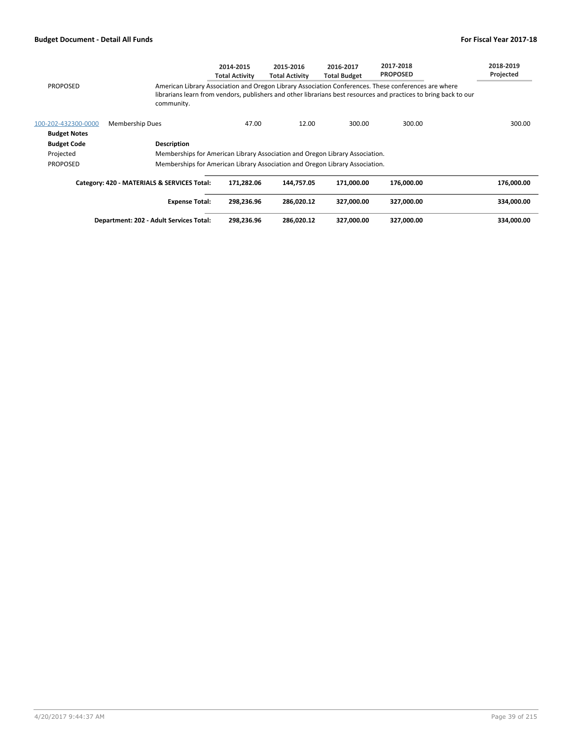| | | 2014-2015 Total Activity | 2015-2016 Total Activity | 2016-2017 Total Budget | 2017-2018 PROPOSED | 2018-2019 Projected |
|---|---|---|---|---|---|---|
| PROPOSED | American Library Association and Oregon Library Association Conferences. These conferences are where librarians learn from vendors, publishers and other librarians best resources and practices to bring back to our community. | | | | | |
| 100-202-432300-0000 | Membership Dues | 47.00 | 12.00 | 300.00 | 300.00 | 300.00 |
| **Budget Notes** | | | | | | |
| **Budget Code** | **Description** | | | | | |
| Projected | Memberships for American Library Association and Oregon Library Association. | | | | | |
| PROPOSED | Memberships for American Library Association and Oregon Library Association. | | | | | |
| | **Category: 420 - MATERIALS & SERVICES Total:** | **171,282.06** | **144,757.05** | **171,000.00** | **176,000.00** | **176,000.00** |
| | **Expense Total:** | **298,236.96** | **286,020.12** | **327,000.00** | **327,000.00** | **334,000.00** |
| | **Department: 202 - Adult Services Total:** | **298,236.96** | **286,020.12** | **327,000.00** | **327,000.00** | **334,000.00** |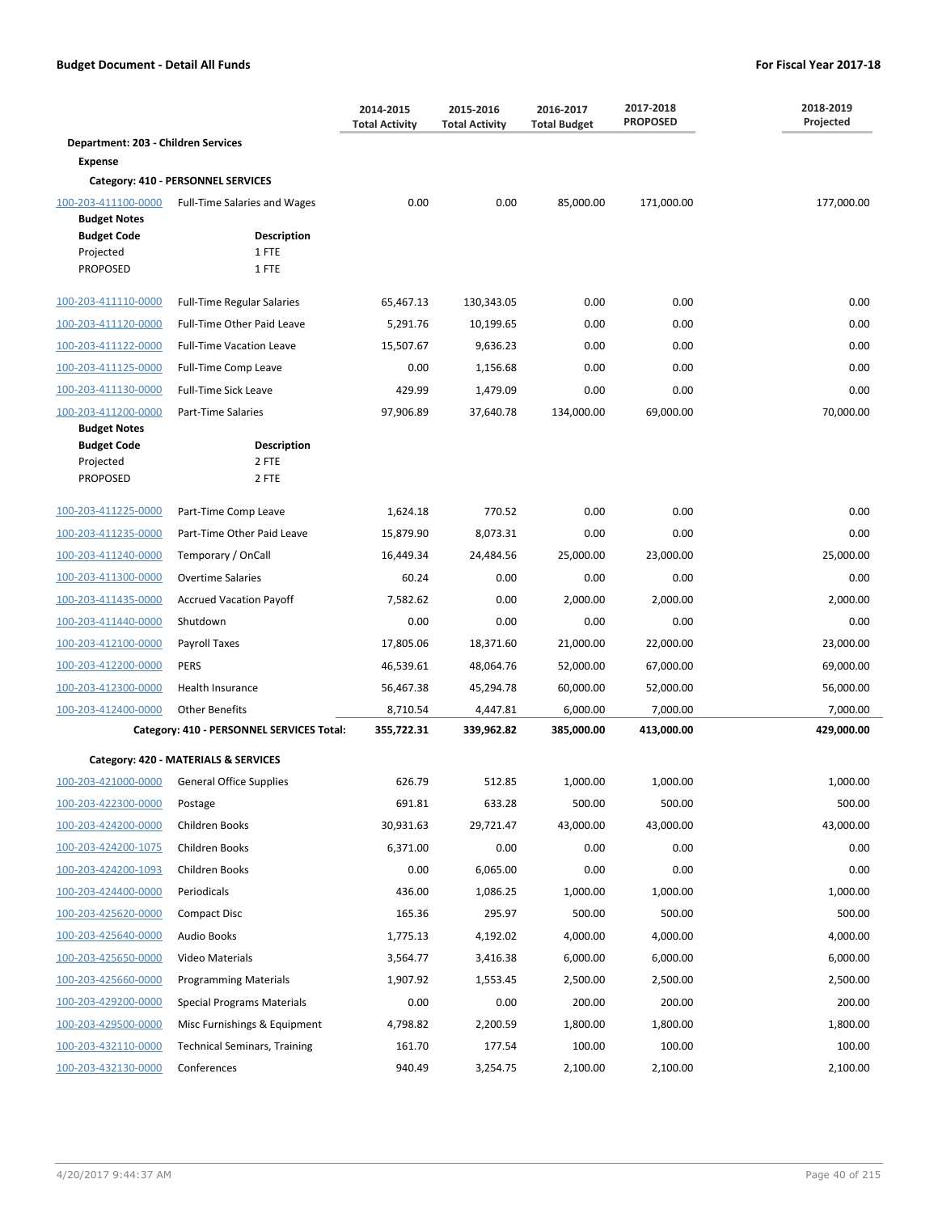**Budget Document - Detail All Funds** | **For Fiscal Year 2017-18**

| | | 2014-2015 Total Activity | 2015-2016 Total Activity | 2016-2017 Total Budget | 2017-2018 PROPOSED | 2018-2019 Projected |
|---|---|---|---|---|---|---|
| **Department: 203 - Children Services** | | | | | | |
| **Expense** | | | | | | |
| **Category: 410 - PERSONNEL SERVICES** | | | | | | |
| 100-203-411100-0000 | Full-Time Salaries and Wages | 0.00 | 0.00 | 85,000.00 | 171,000.00 | 177,000.00 |
| **Budget Notes** | | | | | | |
| **Budget Code** | **Description** | | | | | |
| Projected | 1 FTE | | | | | |
| PROPOSED | 1 FTE | | | | | |
| 100-203-411110-0000 | Full-Time Regular Salaries | 65,467.13 | 130,343.05 | 0.00 | 0.00 | 0.00 |
| 100-203-411120-0000 | Full-Time Other Paid Leave | 5,291.76 | 10,199.65 | 0.00 | 0.00 | 0.00 |
| 100-203-411122-0000 | Full-Time Vacation Leave | 15,507.67 | 9,636.23 | 0.00 | 0.00 | 0.00 |
| 100-203-411125-0000 | Full-Time Comp Leave | 0.00 | 1,156.68 | 0.00 | 0.00 | 0.00 |
| 100-203-411130-0000 | Full-Time Sick Leave | 429.99 | 1,479.09 | 0.00 | 0.00 | 0.00 |
| 100-203-411200-0000 | Part-Time Salaries | 97,906.89 | 37,640.78 | 134,000.00 | 69,000.00 | 70,000.00 |
| **Budget Notes** | | | | | | |
| **Budget Code** | **Description** | | | | | |
| Projected | 2 FTE | | | | | |
| PROPOSED | 2 FTE | | | | | |
| 100-203-411225-0000 | Part-Time Comp Leave | 1,624.18 | 770.52 | 0.00 | 0.00 | 0.00 |
| 100-203-411235-0000 | Part-Time Other Paid Leave | 15,879.90 | 8,073.31 | 0.00 | 0.00 | 0.00 |
| 100-203-411240-0000 | Temporary / OnCall | 16,449.34 | 24,484.56 | 25,000.00 | 23,000.00 | 25,000.00 |
| 100-203-411300-0000 | Overtime Salaries | 60.24 | 0.00 | 0.00 | 0.00 | 0.00 |
| 100-203-411435-0000 | Accrued Vacation Payoff | 7,582.62 | 0.00 | 2,000.00 | 2,000.00 | 2,000.00 |
| 100-203-411440-0000 | Shutdown | 0.00 | 0.00 | 0.00 | 0.00 | 0.00 |
| 100-203-412100-0000 | Payroll Taxes | 17,805.06 | 18,371.60 | 21,000.00 | 22,000.00 | 23,000.00 |
| 100-203-412200-0000 | PERS | 46,539.61 | 48,064.76 | 52,000.00 | 67,000.00 | 69,000.00 |
| 100-203-412300-0000 | Health Insurance | 56,467.38 | 45,294.78 | 60,000.00 | 52,000.00 | 56,000.00 |
| 100-203-412400-0000 | Other Benefits | 8,710.54 | 4,447.81 | 6,000.00 | 7,000.00 | 7,000.00 |
| | **Category: 410 - PERSONNEL SERVICES Total:** | **355,722.31** | **339,962.82** | **385,000.00** | **413,000.00** | **429,000.00** |
| **Category: 420 - MATERIALS & SERVICES** | | | | | | |
| 100-203-421000-0000 | General Office Supplies | 626.79 | 512.85 | 1,000.00 | 1,000.00 | 1,000.00 |
| 100-203-422300-0000 | Postage | 691.81 | 633.28 | 500.00 | 500.00 | 500.00 |
| 100-203-424200-0000 | Children Books | 30,931.63 | 29,721.47 | 43,000.00 | 43,000.00 | 43,000.00 |
| 100-203-424200-1075 | Children Books | 6,371.00 | 0.00 | 0.00 | 0.00 | 0.00 |
| 100-203-424200-1093 | Children Books | 0.00 | 6,065.00 | 0.00 | 0.00 | 0.00 |
| 100-203-424400-0000 | Periodicals | 436.00 | 1,086.25 | 1,000.00 | 1,000.00 | 1,000.00 |
| 100-203-425620-0000 | Compact Disc | 165.36 | 295.97 | 500.00 | 500.00 | 500.00 |
| 100-203-425640-0000 | Audio Books | 1,775.13 | 4,192.02 | 4,000.00 | 4,000.00 | 4,000.00 |
| 100-203-425650-0000 | Video Materials | 3,564.77 | 3,416.38 | 6,000.00 | 6,000.00 | 6,000.00 |
| 100-203-425660-0000 | Programming Materials | 1,907.92 | 1,553.45 | 2,500.00 | 2,500.00 | 2,500.00 |
| 100-203-429200-0000 | Special Programs Materials | 0.00 | 0.00 | 200.00 | 200.00 | 200.00 |
| 100-203-429500-0000 | Misc Furnishings & Equipment | 4,798.82 | 2,200.59 | 1,800.00 | 1,800.00 | 1,800.00 |
| 100-203-432110-0000 | Technical Seminars, Training | 161.70 | 177.54 | 100.00 | 100.00 | 100.00 |
| 100-203-432130-0000 | Conferences | 940.49 | 3,254.75 | 2,100.00 | 2,100.00 | 2,100.00 |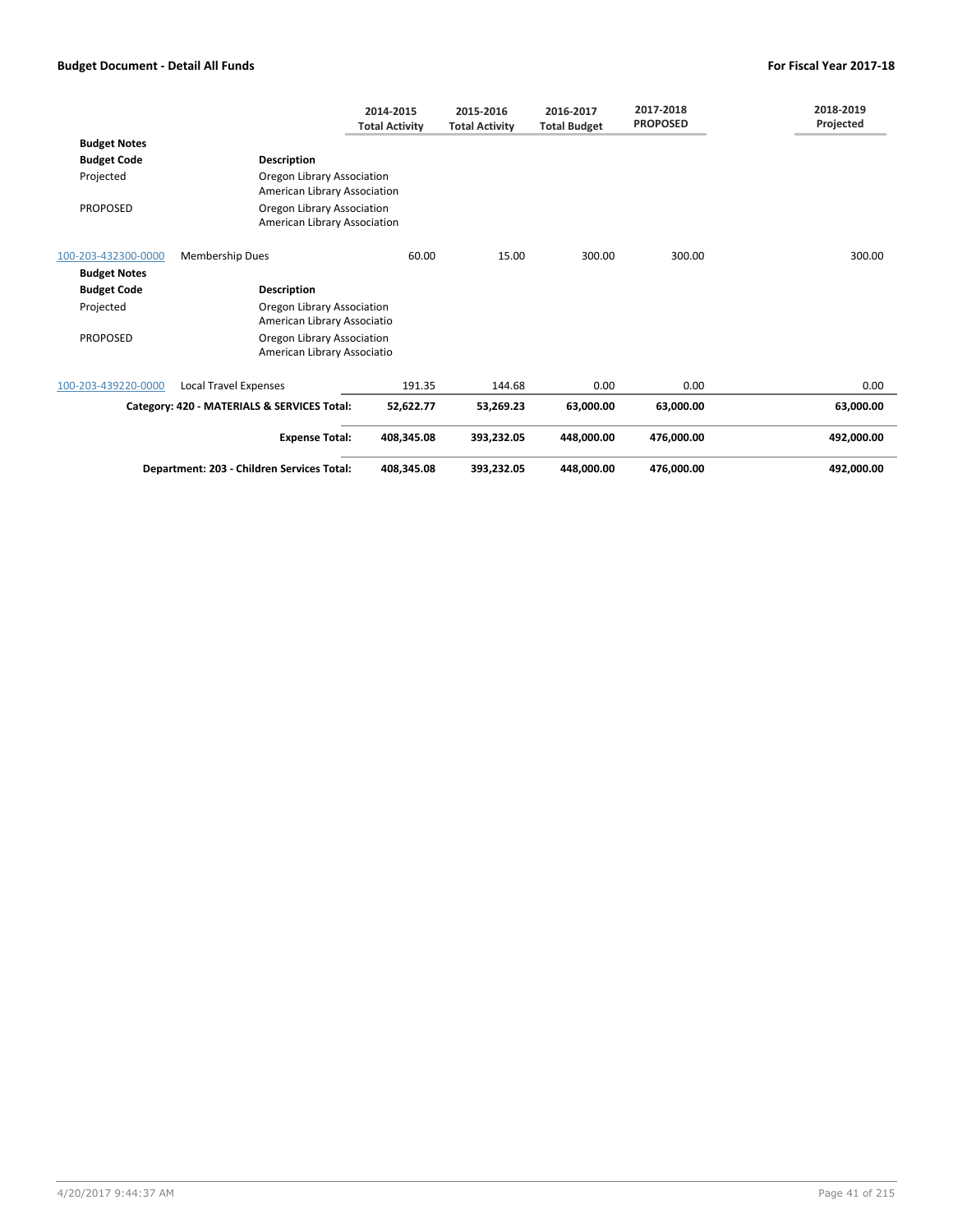**Budget Document - Detail All Funds** | **For Fiscal Year 2017-18**

| | | 2014-2015 Total Activity | 2015-2016 Total Activity | 2016-2017 Total Budget | 2017-2018 PROPOSED | 2018-2019 Projected |
|---|---|---|---|---|---|---|
| **Budget Notes** | | | | | | |
| **Budget Code** | **Description** | | | | | |
| Projected | Oregon Library Association<br>American Library Association | | | | | |
| PROPOSED | Oregon Library Association<br>American Library Association | | | | | |
| 100-203-432300-0000 | Membership Dues | 60.00 | 15.00 | 300.00 | 300.00 | 300.00 |
| **Budget Notes** | | | | | | |
| **Budget Code** | **Description** | | | | | |
| Projected | Oregon Library Association<br>American Library Associatio | | | | | |
| PROPOSED | Oregon Library Association<br>American Library Associatio | | | | | |
| 100-203-439220-0000 | Local Travel Expenses | 191.35 | 144.68 | 0.00 | 0.00 | 0.00 |
| | **Category: 420 - MATERIALS & SERVICES Total:** | **52,622.77** | **53,269.23** | **63,000.00** | **63,000.00** | **63,000.00** |
| | **Expense Total:** | **408,345.08** | **393,232.05** | **448,000.00** | **476,000.00** | **492,000.00** |
| | **Department: 203 - Children Services Total:** | **408,345.08** | **393,232.05** | **448,000.00** | **476,000.00** | **492,000.00** |

4/20/2017 9:44:37 AM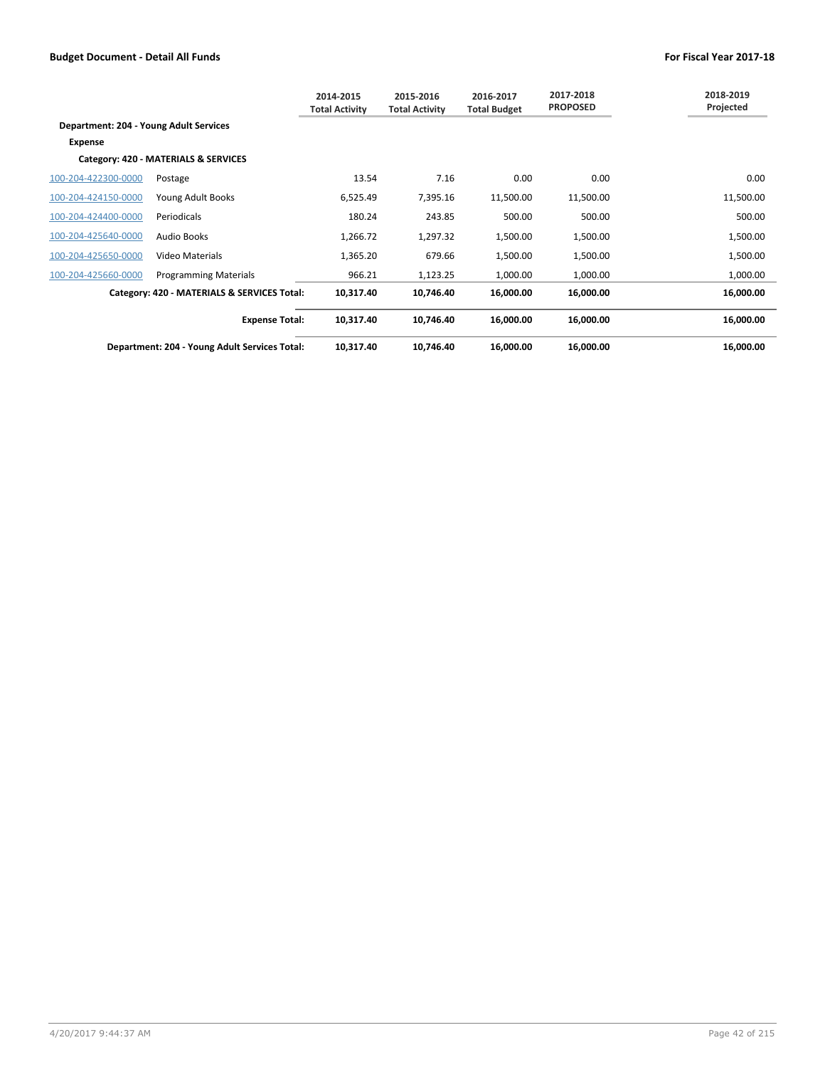| | | 2014-2015 Total Activity | 2015-2016 Total Activity | 2016-2017 Total Budget | 2017-2018 PROPOSED | 2018-2019 Projected |
|---|---|---|---|---|---|---|
| **Department: 204 - Young Adult Services** | | | | | | |
| **Expense** | | | | | | |
| **Category: 420 - MATERIALS & SERVICES** | | | | | | |
| 100-204-422300-0000 | Postage | 13.54 | 7.16 | 0.00 | 0.00 | 0.00 |
| 100-204-424150-0000 | Young Adult Books | 6,525.49 | 7,395.16 | 11,500.00 | 11,500.00 | 11,500.00 |
| 100-204-424400-0000 | Periodicals | 180.24 | 243.85 | 500.00 | 500.00 | 500.00 |
| 100-204-425640-0000 | Audio Books | 1,266.72 | 1,297.32 | 1,500.00 | 1,500.00 | 1,500.00 |
| 100-204-425650-0000 | Video Materials | 1,365.20 | 679.66 | 1,500.00 | 1,500.00 | 1,500.00 |
| 100-204-425660-0000 | Programming Materials | 966.21 | 1,123.25 | 1,000.00 | 1,000.00 | 1,000.00 |
| | **Category: 420 - MATERIALS & SERVICES Total:** | **10,317.40** | **10,746.40** | **16,000.00** | **16,000.00** | **16,000.00** |
| | **Expense Total:** | **10,317.40** | **10,746.40** | **16,000.00** | **16,000.00** | **16,000.00** |
| | **Department: 204 - Young Adult Services Total:** | **10,317.40** | **10,746.40** | **16,000.00** | **16,000.00** | **16,000.00** |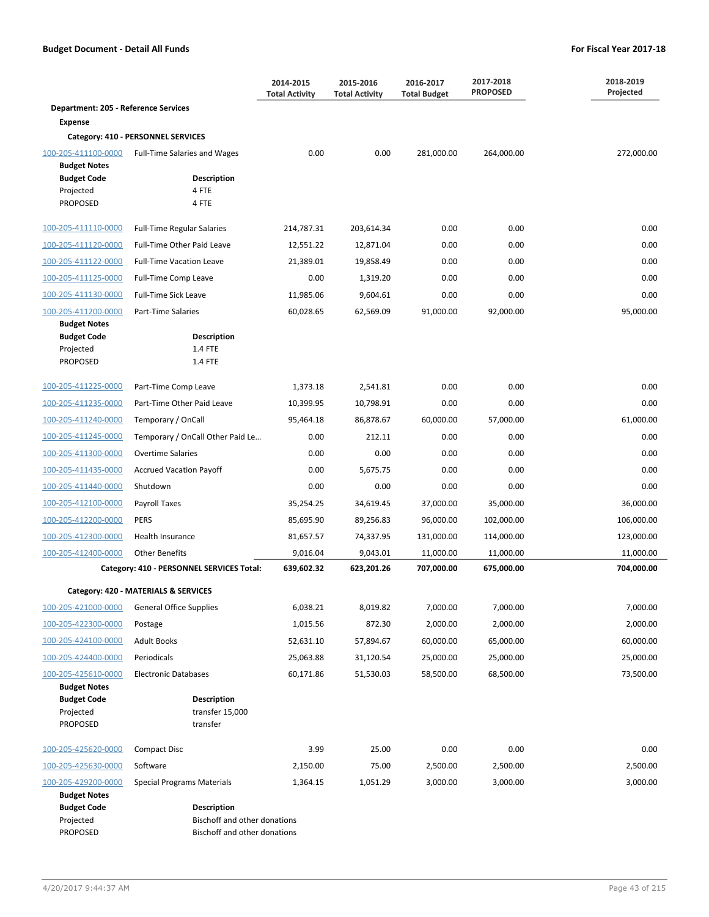| | | 2014-2015 Total Activity | 2015-2016 Total Activity | 2016-2017 Total Budget | 2017-2018 PROPOSED | 2018-2019 Projected |
|---|---|---|---|---|---|---|
| **Department: 205 - Reference Services** | | | | | | |
| **Expense** | | | | | | |
| **Category: 410 - PERSONNEL SERVICES** | | | | | | |
| 100-205-411100-0000 | Full-Time Salaries and Wages | 0.00 | 0.00 | 281,000.00 | 264,000.00 | 272,000.00 |
| **Budget Notes** | | | | | | |
| **Budget Code** | **Description** | | | | | |
| Projected | 4 FTE | | | | | |
| PROPOSED | 4 FTE | | | | | |
| 100-205-411110-0000 | Full-Time Regular Salaries | 214,787.31 | 203,614.34 | 0.00 | 0.00 | 0.00 |
| 100-205-411120-0000 | Full-Time Other Paid Leave | 12,551.22 | 12,871.04 | 0.00 | 0.00 | 0.00 |
| 100-205-411122-0000 | Full-Time Vacation Leave | 21,389.01 | 19,858.49 | 0.00 | 0.00 | 0.00 |
| 100-205-411125-0000 | Full-Time Comp Leave | 0.00 | 1,319.20 | 0.00 | 0.00 | 0.00 |
| 100-205-411130-0000 | Full-Time Sick Leave | 11,985.06 | 9,604.61 | 0.00 | 0.00 | 0.00 |
| 100-205-411200-0000 | Part-Time Salaries | 60,028.65 | 62,569.09 | 91,000.00 | 92,000.00 | 95,000.00 |
| **Budget Notes** | | | | | | |
| **Budget Code** | **Description** | | | | | |
| Projected | 1.4 FTE | | | | | |
| PROPOSED | 1.4 FTE | | | | | |
| 100-205-411225-0000 | Part-Time Comp Leave | 1,373.18 | 2,541.81 | 0.00 | 0.00 | 0.00 |
| 100-205-411235-0000 | Part-Time Other Paid Leave | 10,399.95 | 10,798.91 | 0.00 | 0.00 | 0.00 |
| 100-205-411240-0000 | Temporary / OnCall | 95,464.18 | 86,878.67 | 60,000.00 | 57,000.00 | 61,000.00 |
| 100-205-411245-0000 | Temporary / OnCall Other Paid Le... | 0.00 | 212.11 | 0.00 | 0.00 | 0.00 |
| 100-205-411300-0000 | Overtime Salaries | 0.00 | 0.00 | 0.00 | 0.00 | 0.00 |
| 100-205-411435-0000 | Accrued Vacation Payoff | 0.00 | 5,675.75 | 0.00 | 0.00 | 0.00 |
| 100-205-411440-0000 | Shutdown | 0.00 | 0.00 | 0.00 | 0.00 | 0.00 |
| 100-205-412100-0000 | Payroll Taxes | 35,254.25 | 34,619.45 | 37,000.00 | 35,000.00 | 36,000.00 |
| 100-205-412200-0000 | PERS | 85,695.90 | 89,256.83 | 96,000.00 | 102,000.00 | 106,000.00 |
| 100-205-412300-0000 | Health Insurance | 81,657.57 | 74,337.95 | 131,000.00 | 114,000.00 | 123,000.00 |
| 100-205-412400-0000 | Other Benefits | 9,016.04 | 9,043.01 | 11,000.00 | 11,000.00 | 11,000.00 |
| | **Category: 410 - PERSONNEL SERVICES Total:** | **639,602.32** | **623,201.26** | **707,000.00** | **675,000.00** | **704,000.00** |
| **Category: 420 - MATERIALS & SERVICES** | | | | | | |
| 100-205-421000-0000 | General Office Supplies | 6,038.21 | 8,019.82 | 7,000.00 | 7,000.00 | 7,000.00 |
| 100-205-422300-0000 | Postage | 1,015.56 | 872.30 | 2,000.00 | 2,000.00 | 2,000.00 |
| 100-205-424100-0000 | Adult Books | 52,631.10 | 57,894.67 | 60,000.00 | 65,000.00 | 60,000.00 |
| 100-205-424400-0000 | Periodicals | 25,063.88 | 31,120.54 | 25,000.00 | 25,000.00 | 25,000.00 |
| 100-205-425610-0000 | Electronic Databases | 60,171.86 | 51,530.03 | 58,500.00 | 68,500.00 | 73,500.00 |
| **Budget Notes** | | | | | | |
| **Budget Code** | **Description** | | | | | |
| Projected | transfer 15,000 | | | | | |
| PROPOSED | transfer | | | | | |
| 100-205-425620-0000 | Compact Disc | 3.99 | 25.00 | 0.00 | 0.00 | 0.00 |
| 100-205-425630-0000 | Software | 2,150.00 | 75.00 | 2,500.00 | 2,500.00 | 2,500.00 |
| 100-205-429200-0000 | Special Programs Materials | 1,364.15 | 1,051.29 | 3,000.00 | 3,000.00 | 3,000.00 |
| **Budget Notes** | | | | | | |
| **Budget Code** | **Description** | | | | | |
| Projected | Bischoff and other donations | | | | | |
| PROPOSED | Bischoff and other donations | | | | | |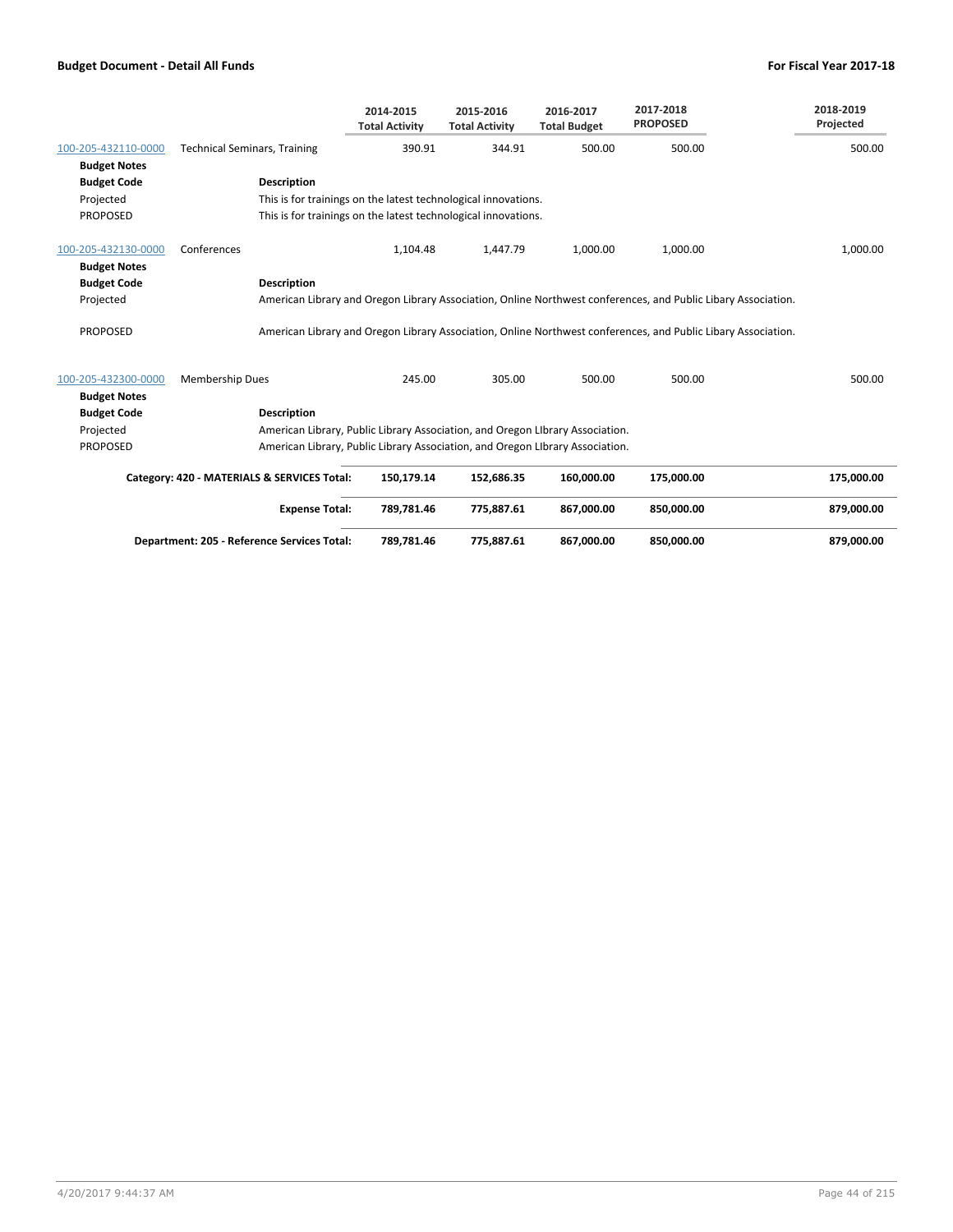| | | 2014-2015 Total Activity | 2015-2016 Total Activity | 2016-2017 Total Budget | 2017-2018 PROPOSED | 2018-2019 Projected |
|---|---|---|---|---|---|---|
| 100-205-432110-0000 | Technical Seminars, Training | 390.91 | 344.91 | 500.00 | 500.00 | 500.00 |
| **Budget Notes** | | | | | | |
| **Budget Code** | **Description** | | | | | |
| Projected | This is for trainings on the latest technological innovations. | | | | | |
| PROPOSED | This is for trainings on the latest technological innovations. | | | | | |
| 100-205-432130-0000 | Conferences | 1,104.48 | 1,447.79 | 1,000.00 | 1,000.00 | 1,000.00 |
| **Budget Notes** | | | | | | |
| **Budget Code** | **Description** | | | | | |
| Projected | American Library and Oregon Library Association, Online Northwest conferences, and Public Libary Association. | | | | | |
| PROPOSED | American Library and Oregon Library Association, Online Northwest conferences, and Public Libary Association. | | | | | |
| 100-205-432300-0000 | Membership Dues | 245.00 | 305.00 | 500.00 | 500.00 | 500.00 |
| **Budget Notes** | | | | | | |
| **Budget Code** | **Description** | | | | | |
| Projected | American Library, Public Library Association, and Oregon LIbrary Association. | | | | | |
| PROPOSED | American Library, Public Library Association, and Oregon LIbrary Association. | | | | | |
| | **Category: 420 - MATERIALS & SERVICES Total:** | **150,179.14** | **152,686.35** | **160,000.00** | **175,000.00** | **175,000.00** |
| | **Expense Total:** | **789,781.46** | **775,887.61** | **867,000.00** | **850,000.00** | **879,000.00** |
| | **Department: 205 - Reference Services Total:** | **789,781.46** | **775,887.61** | **867,000.00** | **850,000.00** | **879,000.00** |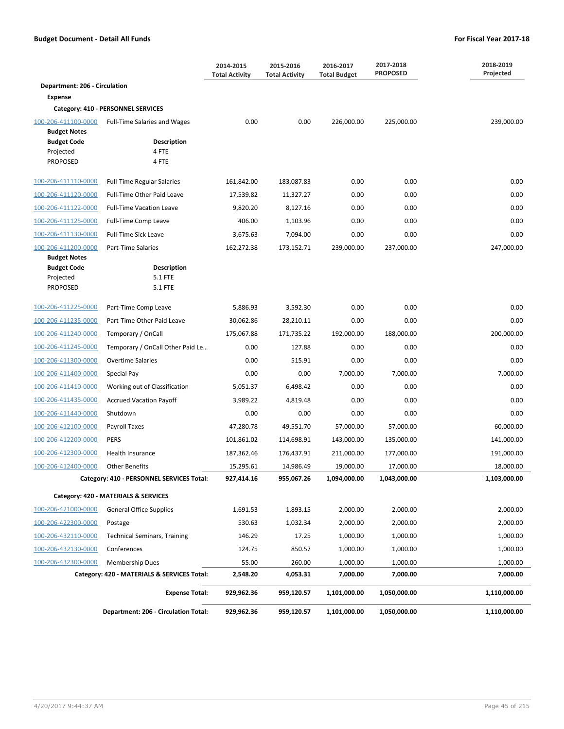**Budget Document - Detail All Funds** — **For Fiscal Year 2017-18**

| | | 2014-2015 Total Activity | 2015-2016 Total Activity | 2016-2017 Total Budget | 2017-2018 PROPOSED | 2018-2019 Projected |
|---|---|---|---|---|---|---|
| **Department: 206 - Circulation** | | | | | | |
| **Expense** | | | | | | |
| **Category: 410 - PERSONNEL SERVICES** | | | | | | |
| 100-206-411100-0000 | Full-Time Salaries and Wages | 0.00 | 0.00 | 226,000.00 | 225,000.00 | 239,000.00 |
| **Budget Notes** | | | | | | |
| **Budget Code** | **Description** | | | | | |
| Projected | 4 FTE | | | | | |
| PROPOSED | 4 FTE | | | | | |
| 100-206-411110-0000 | Full-Time Regular Salaries | 161,842.00 | 183,087.83 | 0.00 | 0.00 | 0.00 |
| 100-206-411120-0000 | Full-Time Other Paid Leave | 17,539.82 | 11,327.27 | 0.00 | 0.00 | 0.00 |
| 100-206-411122-0000 | Full-Time Vacation Leave | 9,820.20 | 8,127.16 | 0.00 | 0.00 | 0.00 |
| 100-206-411125-0000 | Full-Time Comp Leave | 406.00 | 1,103.96 | 0.00 | 0.00 | 0.00 |
| 100-206-411130-0000 | Full-Time Sick Leave | 3,675.63 | 7,094.00 | 0.00 | 0.00 | 0.00 |
| 100-206-411200-0000 | Part-Time Salaries | 162,272.38 | 173,152.71 | 239,000.00 | 237,000.00 | 247,000.00 |
| **Budget Notes** | | | | | | |
| **Budget Code** | **Description** | | | | | |
| Projected | 5.1 FTE | | | | | |
| PROPOSED | 5.1 FTE | | | | | |
| 100-206-411225-0000 | Part-Time Comp Leave | 5,886.93 | 3,592.30 | 0.00 | 0.00 | 0.00 |
| 100-206-411235-0000 | Part-Time Other Paid Leave | 30,062.86 | 28,210.11 | 0.00 | 0.00 | 0.00 |
| 100-206-411240-0000 | Temporary / OnCall | 175,067.88 | 171,735.22 | 192,000.00 | 188,000.00 | 200,000.00 |
| 100-206-411245-0000 | Temporary / OnCall Other Paid Le… | 0.00 | 127.88 | 0.00 | 0.00 | 0.00 |
| 100-206-411300-0000 | Overtime Salaries | 0.00 | 515.91 | 0.00 | 0.00 | 0.00 |
| 100-206-411400-0000 | Special Pay | 0.00 | 0.00 | 7,000.00 | 7,000.00 | 7,000.00 |
| 100-206-411410-0000 | Working out of Classification | 5,051.37 | 6,498.42 | 0.00 | 0.00 | 0.00 |
| 100-206-411435-0000 | Accrued Vacation Payoff | 3,989.22 | 4,819.48 | 0.00 | 0.00 | 0.00 |
| 100-206-411440-0000 | Shutdown | 0.00 | 0.00 | 0.00 | 0.00 | 0.00 |
| 100-206-412100-0000 | Payroll Taxes | 47,280.78 | 49,551.70 | 57,000.00 | 57,000.00 | 60,000.00 |
| 100-206-412200-0000 | PERS | 101,861.02 | 114,698.91 | 143,000.00 | 135,000.00 | 141,000.00 |
| 100-206-412300-0000 | Health Insurance | 187,362.46 | 176,437.91 | 211,000.00 | 177,000.00 | 191,000.00 |
| 100-206-412400-0000 | Other Benefits | 15,295.61 | 14,986.49 | 19,000.00 | 17,000.00 | 18,000.00 |
| | **Category: 410 - PERSONNEL SERVICES Total:** | **927,414.16** | **955,067.26** | **1,094,000.00** | **1,043,000.00** | **1,103,000.00** |
| **Category: 420 - MATERIALS & SERVICES** | | | | | | |
| 100-206-421000-0000 | General Office Supplies | 1,691.53 | 1,893.15 | 2,000.00 | 2,000.00 | 2,000.00 |
| 100-206-422300-0000 | Postage | 530.63 | 1,032.34 | 2,000.00 | 2,000.00 | 2,000.00 |
| 100-206-432110-0000 | Technical Seminars, Training | 146.29 | 17.25 | 1,000.00 | 1,000.00 | 1,000.00 |
| 100-206-432130-0000 | Conferences | 124.75 | 850.57 | 1,000.00 | 1,000.00 | 1,000.00 |
| 100-206-432300-0000 | Membership Dues | 55.00 | 260.00 | 1,000.00 | 1,000.00 | 1,000.00 |
| | **Category: 420 - MATERIALS & SERVICES Total:** | **2,548.20** | **4,053.31** | **7,000.00** | **7,000.00** | **7,000.00** |
| | **Expense Total:** | **929,962.36** | **959,120.57** | **1,101,000.00** | **1,050,000.00** | **1,110,000.00** |
| | **Department: 206 - Circulation Total:** | **929,962.36** | **959,120.57** | **1,101,000.00** | **1,050,000.00** | **1,110,000.00** |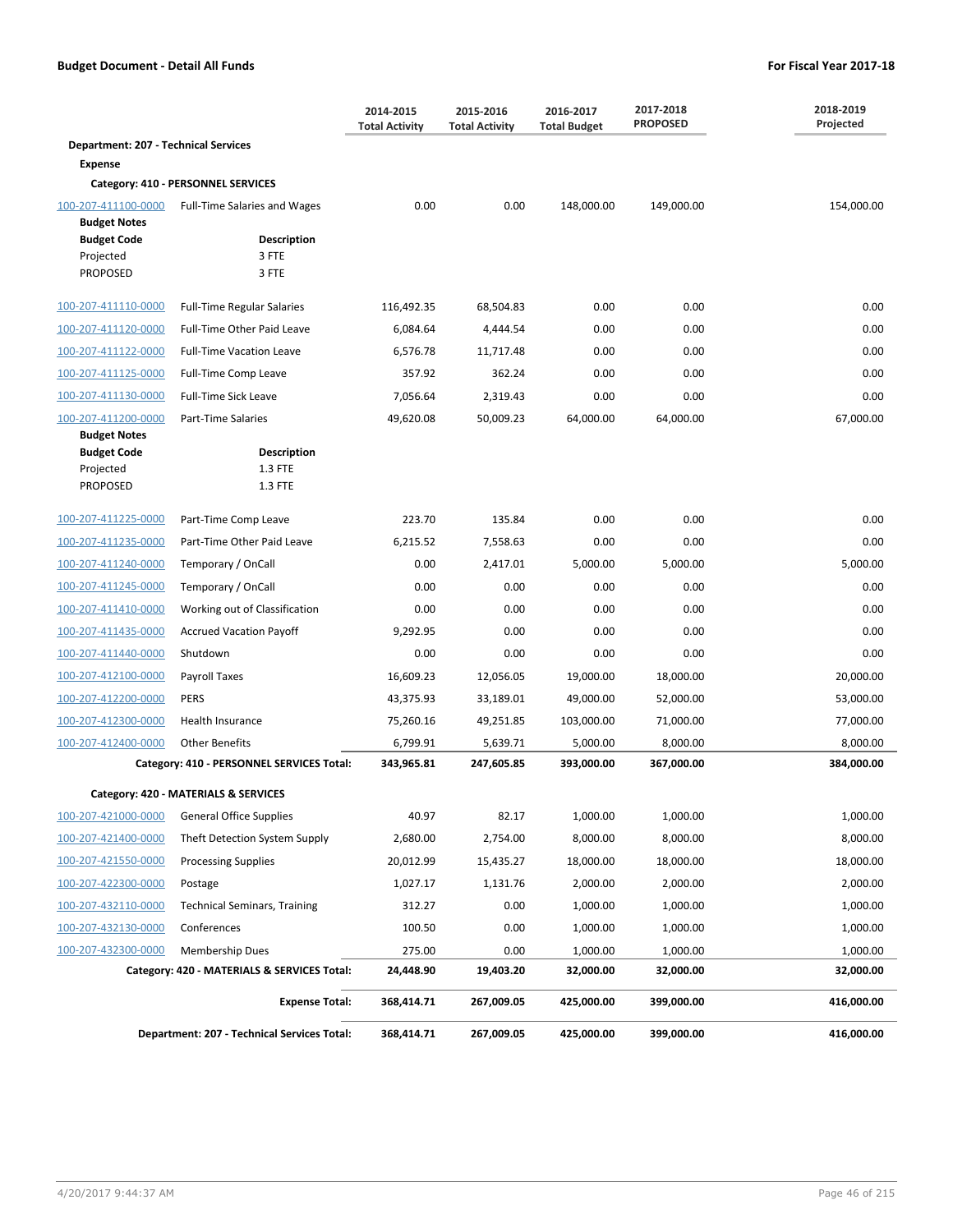**Budget Document - Detail All Funds** | **For Fiscal Year 2017-18**

| | | 2014-2015 Total Activity | 2015-2016 Total Activity | 2016-2017 Total Budget | 2017-2018 PROPOSED | 2018-2019 Projected |
|---|---|---|---|---|---|---|
| **Department: 207 - Technical Services** | | | | | | |
| **Expense** | | | | | | |
| **Category: 410 - PERSONNEL SERVICES** | | | | | | |
| 100-207-411100-0000 | Full-Time Salaries and Wages | 0.00 | 0.00 | 148,000.00 | 149,000.00 | 154,000.00 |
| **Budget Notes** | | | | | | |
| **Budget Code** | **Description** | | | | | |
| Projected | 3 FTE | | | | | |
| PROPOSED | 3 FTE | | | | | |
| 100-207-411110-0000 | Full-Time Regular Salaries | 116,492.35 | 68,504.83 | 0.00 | 0.00 | 0.00 |
| 100-207-411120-0000 | Full-Time Other Paid Leave | 6,084.64 | 4,444.54 | 0.00 | 0.00 | 0.00 |
| 100-207-411122-0000 | Full-Time Vacation Leave | 6,576.78 | 11,717.48 | 0.00 | 0.00 | 0.00 |
| 100-207-411125-0000 | Full-Time Comp Leave | 357.92 | 362.24 | 0.00 | 0.00 | 0.00 |
| 100-207-411130-0000 | Full-Time Sick Leave | 7,056.64 | 2,319.43 | 0.00 | 0.00 | 0.00 |
| 100-207-411200-0000 | Part-Time Salaries | 49,620.08 | 50,009.23 | 64,000.00 | 64,000.00 | 67,000.00 |
| **Budget Notes** | | | | | | |
| **Budget Code** | **Description** | | | | | |
| Projected | 1.3 FTE | | | | | |
| PROPOSED | 1.3 FTE | | | | | |
| 100-207-411225-0000 | Part-Time Comp Leave | 223.70 | 135.84 | 0.00 | 0.00 | 0.00 |
| 100-207-411235-0000 | Part-Time Other Paid Leave | 6,215.52 | 7,558.63 | 0.00 | 0.00 | 0.00 |
| 100-207-411240-0000 | Temporary / OnCall | 0.00 | 2,417.01 | 5,000.00 | 5,000.00 | 5,000.00 |
| 100-207-411245-0000 | Temporary / OnCall | 0.00 | 0.00 | 0.00 | 0.00 | 0.00 |
| 100-207-411410-0000 | Working out of Classification | 0.00 | 0.00 | 0.00 | 0.00 | 0.00 |
| 100-207-411435-0000 | Accrued Vacation Payoff | 9,292.95 | 0.00 | 0.00 | 0.00 | 0.00 |
| 100-207-411440-0000 | Shutdown | 0.00 | 0.00 | 0.00 | 0.00 | 0.00 |
| 100-207-412100-0000 | Payroll Taxes | 16,609.23 | 12,056.05 | 19,000.00 | 18,000.00 | 20,000.00 |
| 100-207-412200-0000 | PERS | 43,375.93 | 33,189.01 | 49,000.00 | 52,000.00 | 53,000.00 |
| 100-207-412300-0000 | Health Insurance | 75,260.16 | 49,251.85 | 103,000.00 | 71,000.00 | 77,000.00 |
| 100-207-412400-0000 | Other Benefits | 6,799.91 | 5,639.71 | 5,000.00 | 8,000.00 | 8,000.00 |
| | **Category: 410 - PERSONNEL SERVICES Total:** | **343,965.81** | **247,605.85** | **393,000.00** | **367,000.00** | **384,000.00** |
| **Category: 420 - MATERIALS & SERVICES** | | | | | | |
| 100-207-421000-0000 | General Office Supplies | 40.97 | 82.17 | 1,000.00 | 1,000.00 | 1,000.00 |
| 100-207-421400-0000 | Theft Detection System Supply | 2,680.00 | 2,754.00 | 8,000.00 | 8,000.00 | 8,000.00 |
| 100-207-421550-0000 | Processing Supplies | 20,012.99 | 15,435.27 | 18,000.00 | 18,000.00 | 18,000.00 |
| 100-207-422300-0000 | Postage | 1,027.17 | 1,131.76 | 2,000.00 | 2,000.00 | 2,000.00 |
| 100-207-432110-0000 | Technical Seminars, Training | 312.27 | 0.00 | 1,000.00 | 1,000.00 | 1,000.00 |
| 100-207-432130-0000 | Conferences | 100.50 | 0.00 | 1,000.00 | 1,000.00 | 1,000.00 |
| 100-207-432300-0000 | Membership Dues | 275.00 | 0.00 | 1,000.00 | 1,000.00 | 1,000.00 |
| | **Category: 420 - MATERIALS & SERVICES Total:** | **24,448.90** | **19,403.20** | **32,000.00** | **32,000.00** | **32,000.00** |
| | **Expense Total:** | **368,414.71** | **267,009.05** | **425,000.00** | **399,000.00** | **416,000.00** |
| | **Department: 207 - Technical Services Total:** | **368,414.71** | **267,009.05** | **425,000.00** | **399,000.00** | **416,000.00** |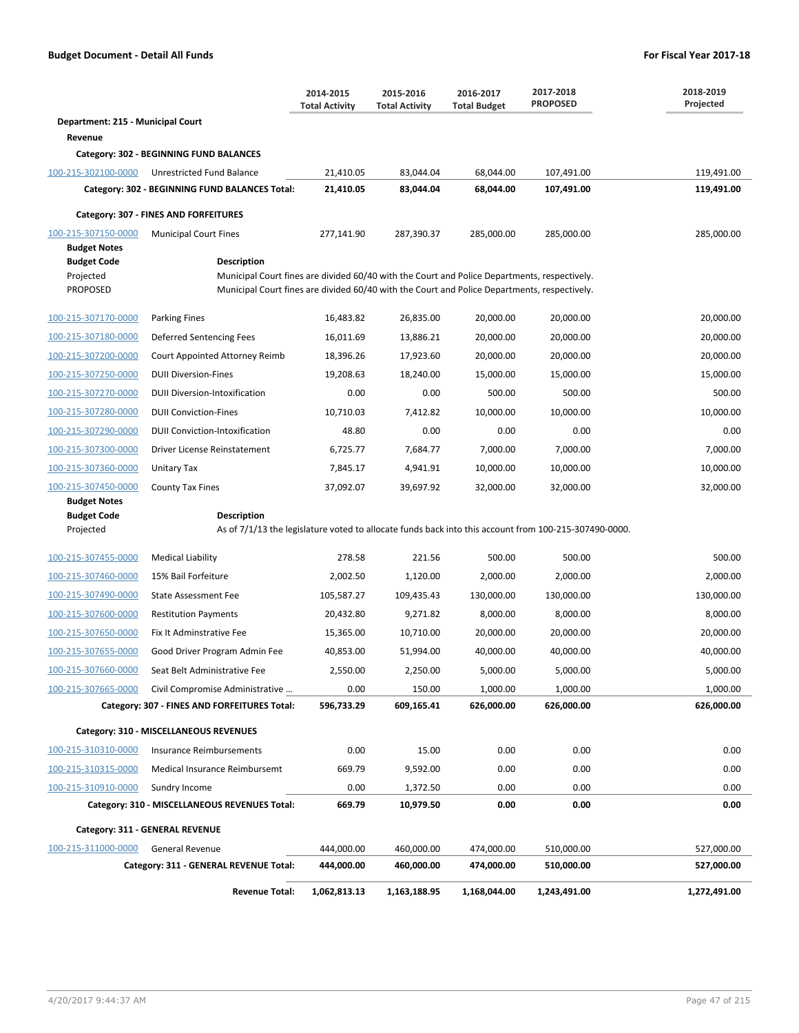**Budget Document - Detail All Funds** — **For Fiscal Year 2017-18**

| | | 2014-2015 Total Activity | 2015-2016 Total Activity | 2016-2017 Total Budget | 2017-2018 PROPOSED | 2018-2019 Projected |
|---|---|---|---|---|---|---|
| **Department: 215 - Municipal Court** | | | | | | |
| **Revenue** | | | | | | |
| **Category: 302 - BEGINNING FUND BALANCES** | | | | | | |
| 100-215-302100-0000 | Unrestricted Fund Balance | 21,410.05 | 83,044.04 | 68,044.00 | 107,491.00 | 119,491.00 |
| | **Category: 302 - BEGINNING FUND BALANCES Total:** | **21,410.05** | **83,044.04** | **68,044.00** | **107,491.00** | **119,491.00** |
| **Category: 307 - FINES AND FORFEITURES** | | | | | | |
| 100-215-307150-0000 | Municipal Court Fines | 277,141.90 | 287,390.37 | 285,000.00 | 285,000.00 | 285,000.00 |

**Budget Notes**

| Budget Code | Description |
|---|---|
| Projected | Municipal Court fines are divided 60/40 with the Court and Police Departments, respectively. |
| PROPOSED | Municipal Court fines are divided 60/40 with the Court and Police Departments, respectively. |

| | | 2014-2015 Total Activity | 2015-2016 Total Activity | 2016-2017 Total Budget | 2017-2018 PROPOSED | 2018-2019 Projected |
|---|---|---|---|---|---|---|
| 100-215-307170-0000 | Parking Fines | 16,483.82 | 26,835.00 | 20,000.00 | 20,000.00 | 20,000.00 |
| 100-215-307180-0000 | Deferred Sentencing Fees | 16,011.69 | 13,886.21 | 20,000.00 | 20,000.00 | 20,000.00 |
| 100-215-307200-0000 | Court Appointed Attorney Reimb | 18,396.26 | 17,923.60 | 20,000.00 | 20,000.00 | 20,000.00 |
| 100-215-307250-0000 | DUII Diversion-Fines | 19,208.63 | 18,240.00 | 15,000.00 | 15,000.00 | 15,000.00 |
| 100-215-307270-0000 | DUII Diversion-Intoxification | 0.00 | 0.00 | 500.00 | 500.00 | 500.00 |
| 100-215-307280-0000 | DUII Conviction-Fines | 10,710.03 | 7,412.82 | 10,000.00 | 10,000.00 | 10,000.00 |
| 100-215-307290-0000 | DUII Conviction-Intoxification | 48.80 | 0.00 | 0.00 | 0.00 | 0.00 |
| 100-215-307300-0000 | Driver License Reinstatement | 6,725.77 | 7,684.77 | 7,000.00 | 7,000.00 | 7,000.00 |
| 100-215-307360-0000 | Unitary Tax | 7,845.17 | 4,941.91 | 10,000.00 | 10,000.00 | 10,000.00 |
| 100-215-307450-0000 | County Tax Fines | 37,092.07 | 39,697.92 | 32,000.00 | 32,000.00 | 32,000.00 |

**Budget Notes**

| Budget Code | Description |
|---|---|
| Projected | As of 7/1/13 the legislature voted to allocate funds back into this account from 100-215-307490-0000. |

| | | 2014-2015 Total Activity | 2015-2016 Total Activity | 2016-2017 Total Budget | 2017-2018 PROPOSED | 2018-2019 Projected |
|---|---|---|---|---|---|---|
| 100-215-307455-0000 | Medical Liability | 278.58 | 221.56 | 500.00 | 500.00 | 500.00 |
| 100-215-307460-0000 | 15% Bail Forfeiture | 2,002.50 | 1,120.00 | 2,000.00 | 2,000.00 | 2,000.00 |
| 100-215-307490-0000 | State Assessment Fee | 105,587.27 | 109,435.43 | 130,000.00 | 130,000.00 | 130,000.00 |
| 100-215-307600-0000 | Restitution Payments | 20,432.80 | 9,271.82 | 8,000.00 | 8,000.00 | 8,000.00 |
| 100-215-307650-0000 | Fix It Adminstrative Fee | 15,365.00 | 10,710.00 | 20,000.00 | 20,000.00 | 20,000.00 |
| 100-215-307655-0000 | Good Driver Program Admin Fee | 40,853.00 | 51,994.00 | 40,000.00 | 40,000.00 | 40,000.00 |
| 100-215-307660-0000 | Seat Belt Administrative Fee | 2,550.00 | 2,250.00 | 5,000.00 | 5,000.00 | 5,000.00 |
| 100-215-307665-0000 | Civil Compromise Administrative ... | 0.00 | 150.00 | 1,000.00 | 1,000.00 | 1,000.00 |
| | **Category: 307 - FINES AND FORFEITURES Total:** | **596,733.29** | **609,165.41** | **626,000.00** | **626,000.00** | **626,000.00** |
| **Category: 310 - MISCELLANEOUS REVENUES** | | | | | | |
| 100-215-310310-0000 | Insurance Reimbursements | 0.00 | 15.00 | 0.00 | 0.00 | 0.00 |
| 100-215-310315-0000 | Medical Insurance Reimbursemt | 669.79 | 9,592.00 | 0.00 | 0.00 | 0.00 |
| 100-215-310910-0000 | Sundry Income | 0.00 | 1,372.50 | 0.00 | 0.00 | 0.00 |
| | **Category: 310 - MISCELLANEOUS REVENUES Total:** | **669.79** | **10,979.50** | **0.00** | **0.00** | **0.00** |
| **Category: 311 - GENERAL REVENUE** | | | | | | |
| 100-215-311000-0000 | General Revenue | 444,000.00 | 460,000.00 | 474,000.00 | 510,000.00 | 527,000.00 |
| | **Category: 311 - GENERAL REVENUE Total:** | **444,000.00** | **460,000.00** | **474,000.00** | **510,000.00** | **527,000.00** |
| | **Revenue Total:** | **1,062,813.13** | **1,163,188.95** | **1,168,044.00** | **1,243,491.00** | **1,272,491.00** |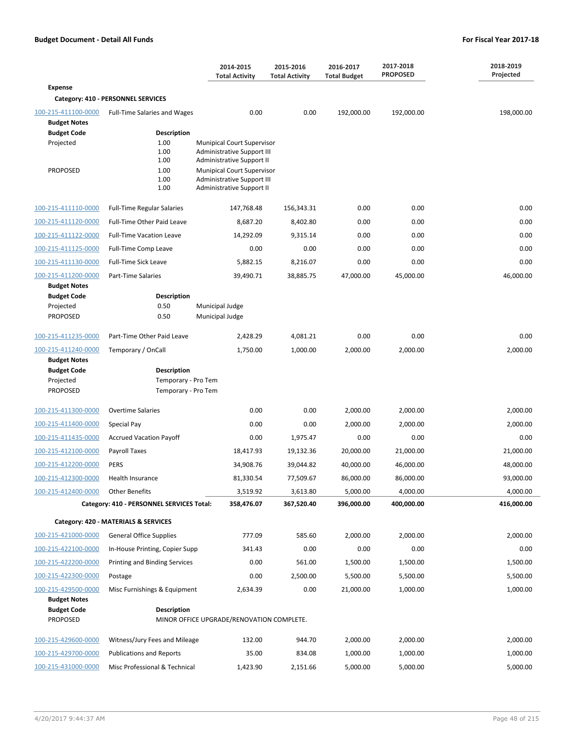**Budget Document - Detail All Funds** — **For Fiscal Year 2017-18**

| | | 2014-2015 Total Activity | 2015-2016 Total Activity | 2016-2017 Total Budget | 2017-2018 PROPOSED | 2018-2019 Projected |
|---|---|---|---|---|---|---|
| **Expense** | | | | | | |
| **Category: 410 - PERSONNEL SERVICES** | | | | | | |
| 100-215-411100-0000 | Full-Time Salaries and Wages | 0.00 | 0.00 | 192,000.00 | 192,000.00 | 198,000.00 |

**Budget Notes**

| Budget Code | Description | |
|---|---|---|
| Projected | 1.00 | Munipical Court Supervisor |
| | 1.00 | Administrative Support III |
| | 1.00 | Administrative Support II |
| PROPOSED | 1.00 | Munipical Court Supervisor |
| | 1.00 | Administrative Support III |
| | 1.00 | Administrative Support II |

| | | 2014-2015 Total Activity | 2015-2016 Total Activity | 2016-2017 Total Budget | 2017-2018 PROPOSED | 2018-2019 Projected |
|---|---|---|---|---|---|---|
| 100-215-411110-0000 | Full-Time Regular Salaries | 147,768.48 | 156,343.31 | 0.00 | 0.00 | 0.00 |
| 100-215-411120-0000 | Full-Time Other Paid Leave | 8,687.20 | 8,402.80 | 0.00 | 0.00 | 0.00 |
| 100-215-411122-0000 | Full-Time Vacation Leave | 14,292.09 | 9,315.14 | 0.00 | 0.00 | 0.00 |
| 100-215-411125-0000 | Full-Time Comp Leave | 0.00 | 0.00 | 0.00 | 0.00 | 0.00 |
| 100-215-411130-0000 | Full-Time Sick Leave | 5,882.15 | 8,216.07 | 0.00 | 0.00 | 0.00 |
| 100-215-411200-0000 | Part-Time Salaries | 39,490.71 | 38,885.75 | 47,000.00 | 45,000.00 | 46,000.00 |

**Budget Notes**

| Budget Code | Description | |
|---|---|---|
| Projected | 0.50 | Municipal Judge |
| PROPOSED | 0.50 | Municipal Judge |

| | | 2014-2015 Total Activity | 2015-2016 Total Activity | 2016-2017 Total Budget | 2017-2018 PROPOSED | 2018-2019 Projected |
|---|---|---|---|---|---|---|
| 100-215-411235-0000 | Part-Time Other Paid Leave | 2,428.29 | 4,081.21 | 0.00 | 0.00 | 0.00 |
| 100-215-411240-0000 | Temporary / OnCall | 1,750.00 | 1,000.00 | 2,000.00 | 2,000.00 | 2,000.00 |

**Budget Notes**

| Budget Code | Description |
|---|---|
| Projected | Temporary - Pro Tem |
| PROPOSED | Temporary - Pro Tem |

| | | 2014-2015 Total Activity | 2015-2016 Total Activity | 2016-2017 Total Budget | 2017-2018 PROPOSED | 2018-2019 Projected |
|---|---|---|---|---|---|---|
| 100-215-411300-0000 | Overtime Salaries | 0.00 | 0.00 | 2,000.00 | 2,000.00 | 2,000.00 |
| 100-215-411400-0000 | Special Pay | 0.00 | 0.00 | 2,000.00 | 2,000.00 | 2,000.00 |
| 100-215-411435-0000 | Accrued Vacation Payoff | 0.00 | 1,975.47 | 0.00 | 0.00 | 0.00 |
| 100-215-412100-0000 | Payroll Taxes | 18,417.93 | 19,132.36 | 20,000.00 | 21,000.00 | 21,000.00 |
| 100-215-412200-0000 | PERS | 34,908.76 | 39,044.82 | 40,000.00 | 46,000.00 | 48,000.00 |
| 100-215-412300-0000 | Health Insurance | 81,330.54 | 77,509.67 | 86,000.00 | 86,000.00 | 93,000.00 |
| 100-215-412400-0000 | Other Benefits | 3,519.92 | 3,613.80 | 5,000.00 | 4,000.00 | 4,000.00 |
| | **Category: 410 - PERSONNEL SERVICES Total:** | **358,476.07** | **367,520.40** | **396,000.00** | **400,000.00** | **416,000.00** |
| **Category: 420 - MATERIALS & SERVICES** | | | | | | |
| 100-215-421000-0000 | General Office Supplies | 777.09 | 585.60 | 2,000.00 | 2,000.00 | 2,000.00 |
| 100-215-422100-0000 | In-House Printing, Copier Supp | 341.43 | 0.00 | 0.00 | 0.00 | 0.00 |
| 100-215-422200-0000 | Printing and Binding Services | 0.00 | 561.00 | 1,500.00 | 1,500.00 | 1,500.00 |
| 100-215-422300-0000 | Postage | 0.00 | 2,500.00 | 5,500.00 | 5,500.00 | 5,500.00 |
| 100-215-429500-0000 | Misc Furnishings & Equipment | 2,634.39 | 0.00 | 21,000.00 | 1,000.00 | 1,000.00 |

**Budget Notes**

| Budget Code | Description |
|---|---|
| PROPOSED | MINOR OFFICE UPGRADE/RENOVATION COMPLETE. |

| | | 2014-2015 Total Activity | 2015-2016 Total Activity | 2016-2017 Total Budget | 2017-2018 PROPOSED | 2018-2019 Projected |
|---|---|---|---|---|---|---|
| 100-215-429600-0000 | Witness/Jury Fees and Mileage | 132.00 | 944.70 | 2,000.00 | 2,000.00 | 2,000.00 |
| 100-215-429700-0000 | Publications and Reports | 35.00 | 834.08 | 1,000.00 | 1,000.00 | 1,000.00 |
| 100-215-431000-0000 | Misc Professional & Technical | 1,423.90 | 2,151.66 | 5,000.00 | 5,000.00 | 5,000.00 |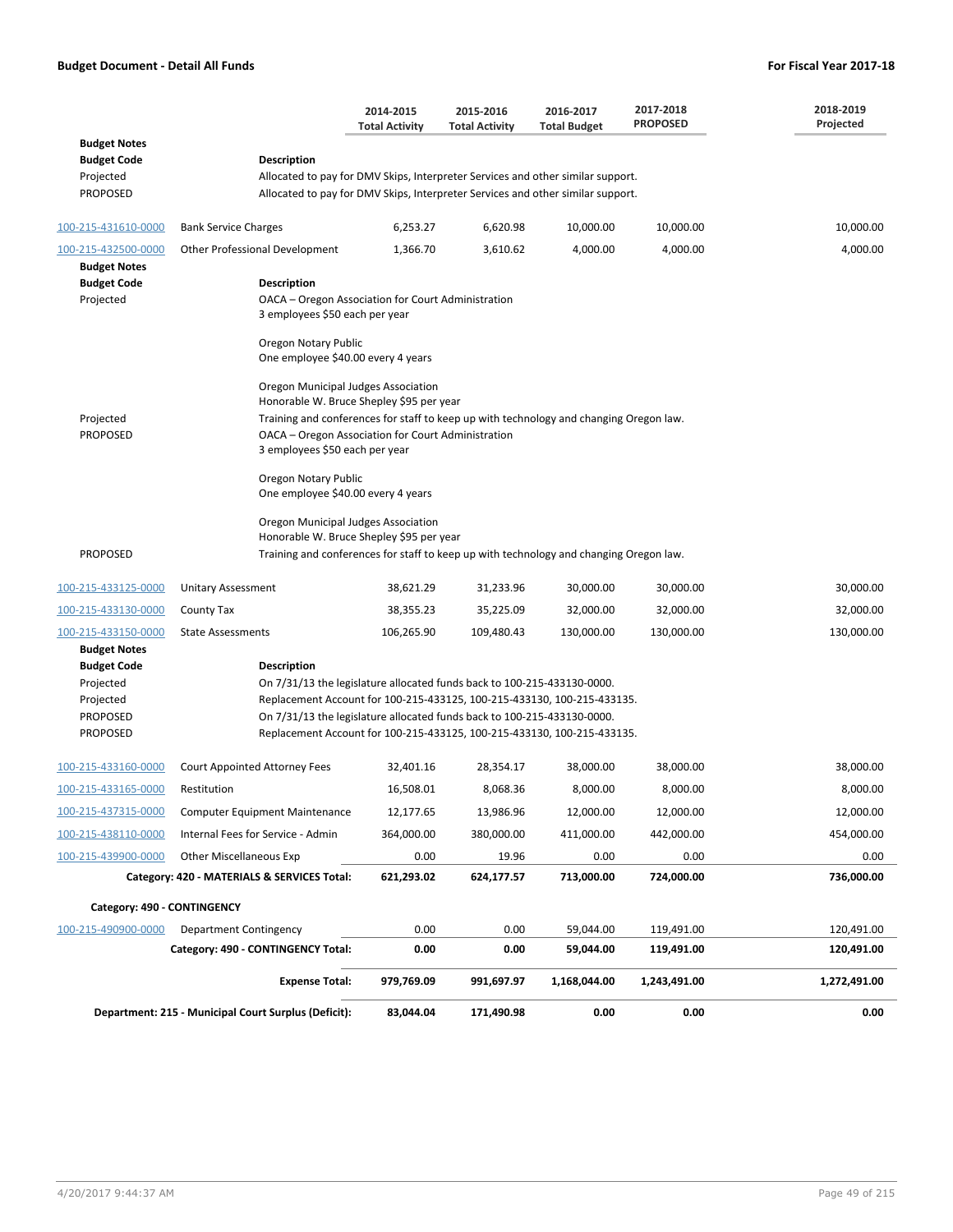**Budget Document - Detail All Funds** | **For Fiscal Year 2017-18**

| | | 2014-2015 Total Activity | 2015-2016 Total Activity | 2016-2017 Total Budget | 2017-2018 PROPOSED | 2018-2019 Projected |
|---|---|---|---|---|---|---|
| **Budget Notes** | | | | | | |
| **Budget Code** | **Description** | | | | | |
| Projected | Allocated to pay for DMV Skips, Interpreter Services and other similar support. | | | | | |
| PROPOSED | Allocated to pay for DMV Skips, Interpreter Services and other similar support. | | | | | |
| 100-215-431610-0000 | Bank Service Charges | 6,253.27 | 6,620.98 | 10,000.00 | 10,000.00 | 10,000.00 |
| 100-215-432500-0000 | Other Professional Development | 1,366.70 | 3,610.62 | 4,000.00 | 4,000.00 | 4,000.00 |
| **Budget Notes** | | | | | | |
| **Budget Code** | **Description** | | | | | |
| Projected | OACA – Oregon Association for Court Administration<br>3 employees $50 each per year<br><br>Oregon Notary Public<br>One employee $40.00 every 4 years<br><br>Oregon Municipal Judges Association<br>Honorable W. Bruce Shepley $95 per year | | | | | |
| Projected | Training and conferences for staff to keep up with technology and changing Oregon law. | | | | | |
| PROPOSED | OACA – Oregon Association for Court Administration<br>3 employees $50 each per year<br><br>Oregon Notary Public<br>One employee $40.00 every 4 years<br><br>Oregon Municipal Judges Association<br>Honorable W. Bruce Shepley $95 per year | | | | | |
| PROPOSED | Training and conferences for staff to keep up with technology and changing Oregon law. | | | | | |
| 100-215-433125-0000 | Unitary Assessment | 38,621.29 | 31,233.96 | 30,000.00 | 30,000.00 | 30,000.00 |
| 100-215-433130-0000 | County Tax | 38,355.23 | 35,225.09 | 32,000.00 | 32,000.00 | 32,000.00 |
| 100-215-433150-0000 | State Assessments | 106,265.90 | 109,480.43 | 130,000.00 | 130,000.00 | 130,000.00 |
| **Budget Notes** | | | | | | |
| **Budget Code** | **Description** | | | | | |
| Projected | On 7/31/13 the legislature allocated funds back to 100-215-433130-0000. | | | | | |
| Projected | Replacement Account for 100-215-433125, 100-215-433130, 100-215-433135. | | | | | |
| PROPOSED | On 7/31/13 the legislature allocated funds back to 100-215-433130-0000. | | | | | |
| PROPOSED | Replacement Account for 100-215-433125, 100-215-433130, 100-215-433135. | | | | | |
| 100-215-433160-0000 | Court Appointed Attorney Fees | 32,401.16 | 28,354.17 | 38,000.00 | 38,000.00 | 38,000.00 |
| 100-215-433165-0000 | Restitution | 16,508.01 | 8,068.36 | 8,000.00 | 8,000.00 | 8,000.00 |
| 100-215-437315-0000 | Computer Equipment Maintenance | 12,177.65 | 13,986.96 | 12,000.00 | 12,000.00 | 12,000.00 |
| 100-215-438110-0000 | Internal Fees for Service - Admin | 364,000.00 | 380,000.00 | 411,000.00 | 442,000.00 | 454,000.00 |
| 100-215-439900-0000 | Other Miscellaneous Exp | 0.00 | 19.96 | 0.00 | 0.00 | 0.00 |
| | **Category: 420 - MATERIALS & SERVICES Total:** | **621,293.02** | **624,177.57** | **713,000.00** | **724,000.00** | **736,000.00** |
| **Category: 490 - CONTINGENCY** | | | | | | |
| 100-215-490900-0000 | Department Contingency | 0.00 | 0.00 | 59,044.00 | 119,491.00 | 120,491.00 |
| | **Category: 490 - CONTINGENCY Total:** | **0.00** | **0.00** | **59,044.00** | **119,491.00** | **120,491.00** |
| | **Expense Total:** | **979,769.09** | **991,697.97** | **1,168,044.00** | **1,243,491.00** | **1,272,491.00** |
| | **Department: 215 - Municipal Court Surplus (Deficit):** | **83,044.04** | **171,490.98** | **0.00** | **0.00** | **0.00** |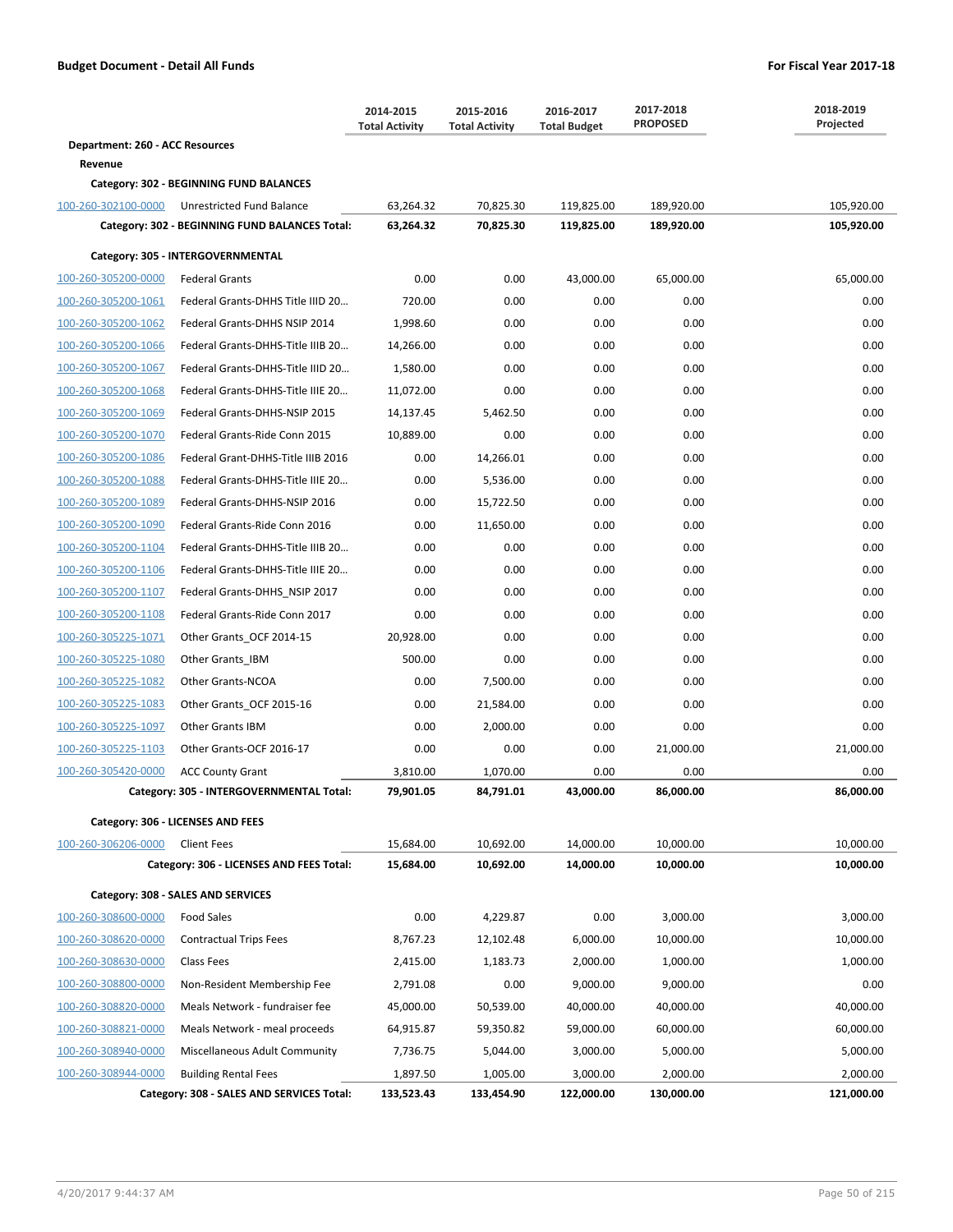**Budget Document - Detail All Funds** — **For Fiscal Year 2017-18**

| | | 2014-2015 Total Activity | 2015-2016 Total Activity | 2016-2017 Total Budget | 2017-2018 PROPOSED | 2018-2019 Projected |
|---|---|---|---|---|---|---|
| **Department: 260 - ACC Resources** | | | | | | |
| **Revenue** | | | | | | |
| **Category: 302 - BEGINNING FUND BALANCES** | | | | | | |
| 100-260-302100-0000 | Unrestricted Fund Balance | 63,264.32 | 70,825.30 | 119,825.00 | 189,920.00 | 105,920.00 |
| | **Category: 302 - BEGINNING FUND BALANCES Total:** | **63,264.32** | **70,825.30** | **119,825.00** | **189,920.00** | **105,920.00** |
| **Category: 305 - INTERGOVERNMENTAL** | | | | | | |
| 100-260-305200-0000 | Federal Grants | 0.00 | 0.00 | 43,000.00 | 65,000.00 | 65,000.00 |
| 100-260-305200-1061 | Federal Grants-DHHS Title IIID 20… | 720.00 | 0.00 | 0.00 | 0.00 | 0.00 |
| 100-260-305200-1062 | Federal Grants-DHHS NSIP 2014 | 1,998.60 | 0.00 | 0.00 | 0.00 | 0.00 |
| 100-260-305200-1066 | Federal Grants-DHHS-Title IIIB 20… | 14,266.00 | 0.00 | 0.00 | 0.00 | 0.00 |
| 100-260-305200-1067 | Federal Grants-DHHS-Title IIID 20… | 1,580.00 | 0.00 | 0.00 | 0.00 | 0.00 |
| 100-260-305200-1068 | Federal Grants-DHHS-Title IIIE 20… | 11,072.00 | 0.00 | 0.00 | 0.00 | 0.00 |
| 100-260-305200-1069 | Federal Grants-DHHS-NSIP 2015 | 14,137.45 | 5,462.50 | 0.00 | 0.00 | 0.00 |
| 100-260-305200-1070 | Federal Grants-Ride Conn 2015 | 10,889.00 | 0.00 | 0.00 | 0.00 | 0.00 |
| 100-260-305200-1086 | Federal Grant-DHHS-Title IIIB 2016 | 0.00 | 14,266.01 | 0.00 | 0.00 | 0.00 |
| 100-260-305200-1088 | Federal Grants-DHHS-Title IIIE 20… | 0.00 | 5,536.00 | 0.00 | 0.00 | 0.00 |
| 100-260-305200-1089 | Federal Grants-DHHS-NSIP 2016 | 0.00 | 15,722.50 | 0.00 | 0.00 | 0.00 |
| 100-260-305200-1090 | Federal Grants-Ride Conn 2016 | 0.00 | 11,650.00 | 0.00 | 0.00 | 0.00 |
| 100-260-305200-1104 | Federal Grants-DHHS-Title IIIB 20… | 0.00 | 0.00 | 0.00 | 0.00 | 0.00 |
| 100-260-305200-1106 | Federal Grants-DHHS-Title IIIE 20… | 0.00 | 0.00 | 0.00 | 0.00 | 0.00 |
| 100-260-305200-1107 | Federal Grants-DHHS_NSIP 2017 | 0.00 | 0.00 | 0.00 | 0.00 | 0.00 |
| 100-260-305200-1108 | Federal Grants-Ride Conn 2017 | 0.00 | 0.00 | 0.00 | 0.00 | 0.00 |
| 100-260-305225-1071 | Other Grants_OCF 2014-15 | 20,928.00 | 0.00 | 0.00 | 0.00 | 0.00 |
| 100-260-305225-1080 | Other Grants_IBM | 500.00 | 0.00 | 0.00 | 0.00 | 0.00 |
| 100-260-305225-1082 | Other Grants-NCOA | 0.00 | 7,500.00 | 0.00 | 0.00 | 0.00 |
| 100-260-305225-1083 | Other Grants_OCF 2015-16 | 0.00 | 21,584.00 | 0.00 | 0.00 | 0.00 |
| 100-260-305225-1097 | Other Grants IBM | 0.00 | 2,000.00 | 0.00 | 0.00 | 0.00 |
| 100-260-305225-1103 | Other Grants-OCF 2016-17 | 0.00 | 0.00 | 0.00 | 21,000.00 | 21,000.00 |
| 100-260-305420-0000 | ACC County Grant | 3,810.00 | 1,070.00 | 0.00 | 0.00 | 0.00 |
| | **Category: 305 - INTERGOVERNMENTAL Total:** | **79,901.05** | **84,791.01** | **43,000.00** | **86,000.00** | **86,000.00** |
| **Category: 306 - LICENSES AND FEES** | | | | | | |
| 100-260-306206-0000 | Client Fees | 15,684.00 | 10,692.00 | 14,000.00 | 10,000.00 | 10,000.00 |
| | **Category: 306 - LICENSES AND FEES Total:** | **15,684.00** | **10,692.00** | **14,000.00** | **10,000.00** | **10,000.00** |
| **Category: 308 - SALES AND SERVICES** | | | | | | |
| 100-260-308600-0000 | Food Sales | 0.00 | 4,229.87 | 0.00 | 3,000.00 | 3,000.00 |
| 100-260-308620-0000 | Contractual Trips Fees | 8,767.23 | 12,102.48 | 6,000.00 | 10,000.00 | 10,000.00 |
| 100-260-308630-0000 | Class Fees | 2,415.00 | 1,183.73 | 2,000.00 | 1,000.00 | 1,000.00 |
| 100-260-308800-0000 | Non-Resident Membership Fee | 2,791.08 | 0.00 | 9,000.00 | 9,000.00 | 0.00 |
| 100-260-308820-0000 | Meals Network - fundraiser fee | 45,000.00 | 50,539.00 | 40,000.00 | 40,000.00 | 40,000.00 |
| 100-260-308821-0000 | Meals Network - meal proceeds | 64,915.87 | 59,350.82 | 59,000.00 | 60,000.00 | 60,000.00 |
| 100-260-308940-0000 | Miscellaneous Adult Community | 7,736.75 | 5,044.00 | 3,000.00 | 5,000.00 | 5,000.00 |
| 100-260-308944-0000 | Building Rental Fees | 1,897.50 | 1,005.00 | 3,000.00 | 2,000.00 | 2,000.00 |
| | **Category: 308 - SALES AND SERVICES Total:** | **133,523.43** | **133,454.90** | **122,000.00** | **130,000.00** | **121,000.00** |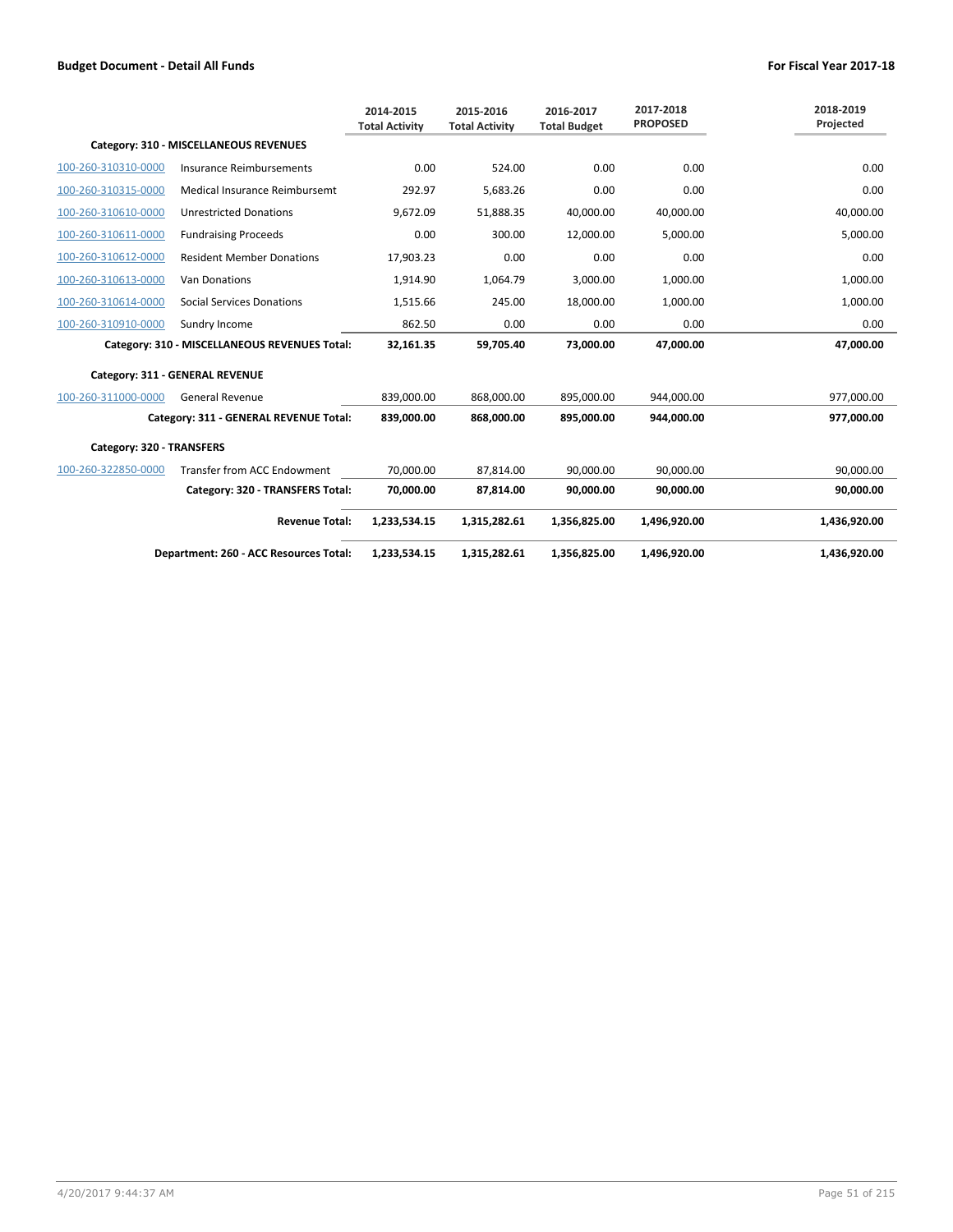**Budget Document - Detail All Funds** | **For Fiscal Year 2017-18**

| | | 2014-2015 Total Activity | 2015-2016 Total Activity | 2016-2017 Total Budget | 2017-2018 PROPOSED | 2018-2019 Projected |
|---|---|---|---|---|---|---|
| | **Category: 310 - MISCELLANEOUS REVENUES** | | | | | |
| 100-260-310310-0000 | Insurance Reimbursements | 0.00 | 524.00 | 0.00 | 0.00 | 0.00 |
| 100-260-310315-0000 | Medical Insurance Reimbursemt | 292.97 | 5,683.26 | 0.00 | 0.00 | 0.00 |
| 100-260-310610-0000 | Unrestricted Donations | 9,672.09 | 51,888.35 | 40,000.00 | 40,000.00 | 40,000.00 |
| 100-260-310611-0000 | Fundraising Proceeds | 0.00 | 300.00 | 12,000.00 | 5,000.00 | 5,000.00 |
| 100-260-310612-0000 | Resident Member Donations | 17,903.23 | 0.00 | 0.00 | 0.00 | 0.00 |
| 100-260-310613-0000 | Van Donations | 1,914.90 | 1,064.79 | 3,000.00 | 1,000.00 | 1,000.00 |
| 100-260-310614-0000 | Social Services Donations | 1,515.66 | 245.00 | 18,000.00 | 1,000.00 | 1,000.00 |
| 100-260-310910-0000 | Sundry Income | 862.50 | 0.00 | 0.00 | 0.00 | 0.00 |
| | **Category: 310 - MISCELLANEOUS REVENUES Total:** | **32,161.35** | **59,705.40** | **73,000.00** | **47,000.00** | **47,000.00** |
| | **Category: 311 - GENERAL REVENUE** | | | | | |
| 100-260-311000-0000 | General Revenue | 839,000.00 | 868,000.00 | 895,000.00 | 944,000.00 | 977,000.00 |
| | **Category: 311 - GENERAL REVENUE Total:** | **839,000.00** | **868,000.00** | **895,000.00** | **944,000.00** | **977,000.00** |
| **Category: 320 - TRANSFERS** | | | | | | |
| 100-260-322850-0000 | Transfer from ACC Endowment | 70,000.00 | 87,814.00 | 90,000.00 | 90,000.00 | 90,000.00 |
| | **Category: 320 - TRANSFERS Total:** | **70,000.00** | **87,814.00** | **90,000.00** | **90,000.00** | **90,000.00** |
| | **Revenue Total:** | **1,233,534.15** | **1,315,282.61** | **1,356,825.00** | **1,496,920.00** | **1,436,920.00** |
| | **Department: 260 - ACC Resources Total:** | **1,233,534.15** | **1,315,282.61** | **1,356,825.00** | **1,496,920.00** | **1,436,920.00** |

4/20/2017 9:44:37 AM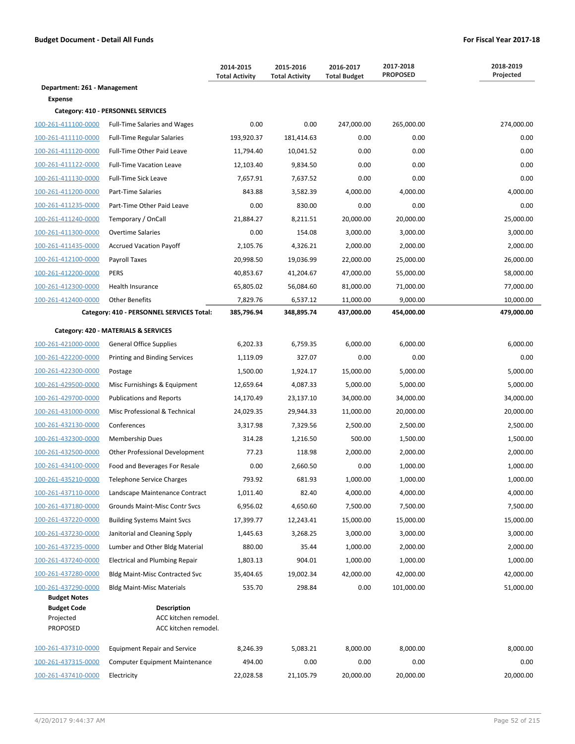**Budget Document - Detail All Funds** — **For Fiscal Year 2017-18**

| | | 2014-2015 Total Activity | 2015-2016 Total Activity | 2016-2017 Total Budget | 2017-2018 PROPOSED | 2018-2019 Projected |
|---|---|---|---|---|---|---|
| **Department: 261 - Management** | | | | | | |
| **Expense** | | | | | | |
| **Category: 410 - PERSONNEL SERVICES** | | | | | | |
| 100-261-411100-0000 | Full-Time Salaries and Wages | 0.00 | 0.00 | 247,000.00 | 265,000.00 | 274,000.00 |
| 100-261-411110-0000 | Full-Time Regular Salaries | 193,920.37 | 181,414.63 | 0.00 | 0.00 | 0.00 |
| 100-261-411120-0000 | Full-Time Other Paid Leave | 11,794.40 | 10,041.52 | 0.00 | 0.00 | 0.00 |
| 100-261-411122-0000 | Full-Time Vacation Leave | 12,103.40 | 9,834.50 | 0.00 | 0.00 | 0.00 |
| 100-261-411130-0000 | Full-Time Sick Leave | 7,657.91 | 7,637.52 | 0.00 | 0.00 | 0.00 |
| 100-261-411200-0000 | Part-Time Salaries | 843.88 | 3,582.39 | 4,000.00 | 4,000.00 | 4,000.00 |
| 100-261-411235-0000 | Part-Time Other Paid Leave | 0.00 | 830.00 | 0.00 | 0.00 | 0.00 |
| 100-261-411240-0000 | Temporary / OnCall | 21,884.27 | 8,211.51 | 20,000.00 | 20,000.00 | 25,000.00 |
| 100-261-411300-0000 | Overtime Salaries | 0.00 | 154.08 | 3,000.00 | 3,000.00 | 3,000.00 |
| 100-261-411435-0000 | Accrued Vacation Payoff | 2,105.76 | 4,326.21 | 2,000.00 | 2,000.00 | 2,000.00 |
| 100-261-412100-0000 | Payroll Taxes | 20,998.50 | 19,036.99 | 22,000.00 | 25,000.00 | 26,000.00 |
| 100-261-412200-0000 | PERS | 40,853.67 | 41,204.67 | 47,000.00 | 55,000.00 | 58,000.00 |
| 100-261-412300-0000 | Health Insurance | 65,805.02 | 56,084.60 | 81,000.00 | 71,000.00 | 77,000.00 |
| 100-261-412400-0000 | Other Benefits | 7,829.76 | 6,537.12 | 11,000.00 | 9,000.00 | 10,000.00 |
| | **Category: 410 - PERSONNEL SERVICES Total:** | **385,796.94** | **348,895.74** | **437,000.00** | **454,000.00** | **479,000.00** |
| **Category: 420 - MATERIALS & SERVICES** | | | | | | |
| 100-261-421000-0000 | General Office Supplies | 6,202.33 | 6,759.35 | 6,000.00 | 6,000.00 | 6,000.00 |
| 100-261-422200-0000 | Printing and Binding Services | 1,119.09 | 327.07 | 0.00 | 0.00 | 0.00 |
| 100-261-422300-0000 | Postage | 1,500.00 | 1,924.17 | 15,000.00 | 5,000.00 | 5,000.00 |
| 100-261-429500-0000 | Misc Furnishings & Equipment | 12,659.64 | 4,087.33 | 5,000.00 | 5,000.00 | 5,000.00 |
| 100-261-429700-0000 | Publications and Reports | 14,170.49 | 23,137.10 | 34,000.00 | 34,000.00 | 34,000.00 |
| 100-261-431000-0000 | Misc Professional & Technical | 24,029.35 | 29,944.33 | 11,000.00 | 20,000.00 | 20,000.00 |
| 100-261-432130-0000 | Conferences | 3,317.98 | 7,329.56 | 2,500.00 | 2,500.00 | 2,500.00 |
| 100-261-432300-0000 | Membership Dues | 314.28 | 1,216.50 | 500.00 | 1,500.00 | 1,500.00 |
| 100-261-432500-0000 | Other Professional Development | 77.23 | 118.98 | 2,000.00 | 2,000.00 | 2,000.00 |
| 100-261-434100-0000 | Food and Beverages For Resale | 0.00 | 2,660.50 | 0.00 | 1,000.00 | 1,000.00 |
| 100-261-435210-0000 | Telephone Service Charges | 793.92 | 681.93 | 1,000.00 | 1,000.00 | 1,000.00 |
| 100-261-437110-0000 | Landscape Maintenance Contract | 1,011.40 | 82.40 | 4,000.00 | 4,000.00 | 4,000.00 |
| 100-261-437180-0000 | Grounds Maint-Misc Contr Svcs | 6,956.02 | 4,650.60 | 7,500.00 | 7,500.00 | 7,500.00 |
| 100-261-437220-0000 | Building Systems Maint Svcs | 17,399.77 | 12,243.41 | 15,000.00 | 15,000.00 | 15,000.00 |
| 100-261-437230-0000 | Janitorial and Cleaning Spply | 1,445.63 | 3,268.25 | 3,000.00 | 3,000.00 | 3,000.00 |
| 100-261-437235-0000 | Lumber and Other Bldg Material | 880.00 | 35.44 | 1,000.00 | 2,000.00 | 2,000.00 |
| 100-261-437240-0000 | Electrical and Plumbing Repair | 1,803.13 | 904.01 | 1,000.00 | 1,000.00 | 1,000.00 |
| 100-261-437280-0000 | Bldg Maint-Misc Contracted Svc | 35,404.65 | 19,002.34 | 42,000.00 | 42,000.00 | 42,000.00 |
| 100-261-437290-0000 | Bldg Maint-Misc Materials | 535.70 | 298.84 | 0.00 | 101,000.00 | 51,000.00 |

**Budget Notes**

| Budget Code | Description |
|---|---|
| Projected | ACC kitchen remodel. |
| PROPOSED | ACC kitchen remodel. |

| | | 2014-2015 Total Activity | 2015-2016 Total Activity | 2016-2017 Total Budget | 2017-2018 PROPOSED | 2018-2019 Projected |
|---|---|---|---|---|---|---|
| 100-261-437310-0000 | Equipment Repair and Service | 8,246.39 | 5,083.21 | 8,000.00 | 8,000.00 | 8,000.00 |
| 100-261-437315-0000 | Computer Equipment Maintenance | 494.00 | 0.00 | 0.00 | 0.00 | 0.00 |
| 100-261-437410-0000 | Electricity | 22,028.58 | 21,105.79 | 20,000.00 | 20,000.00 | 20,000.00 |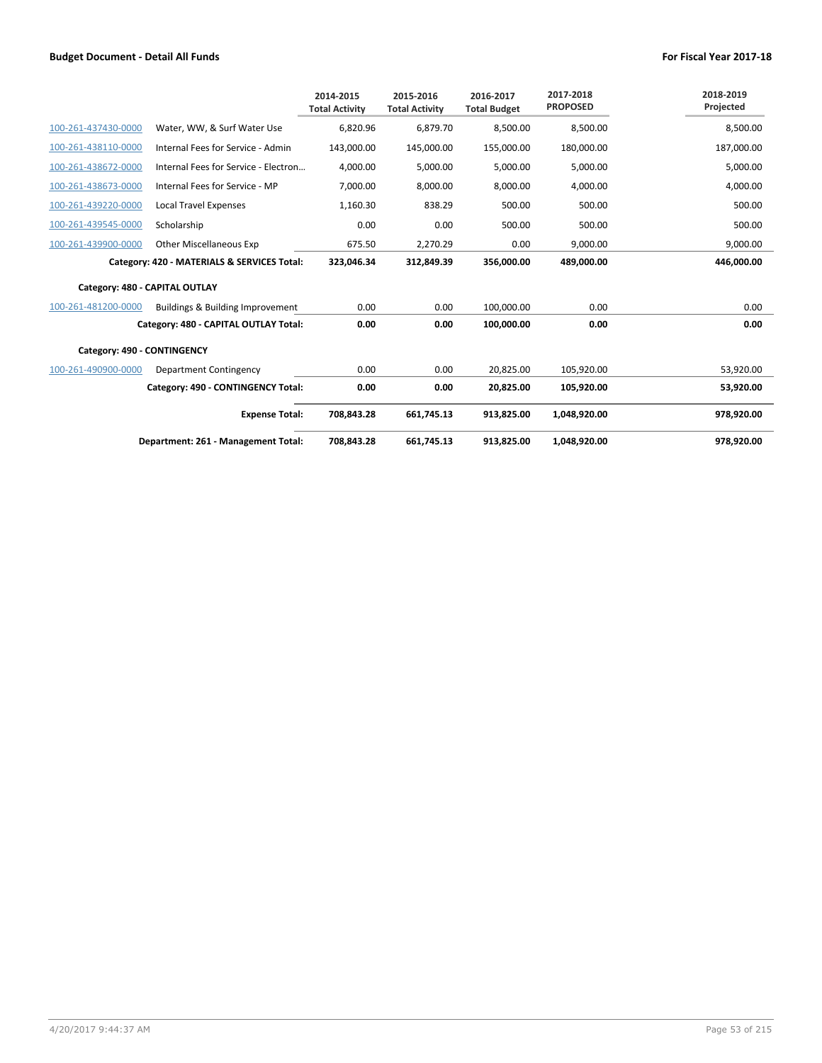| | | 2014-2015 Total Activity | 2015-2016 Total Activity | 2016-2017 Total Budget | 2017-2018 PROPOSED | 2018-2019 Projected |
|---|---|---|---|---|---|---|
| 100-261-437430-0000 | Water, WW, & Surf Water Use | 6,820.96 | 6,879.70 | 8,500.00 | 8,500.00 | 8,500.00 |
| 100-261-438110-0000 | Internal Fees for Service - Admin | 143,000.00 | 145,000.00 | 155,000.00 | 180,000.00 | 187,000.00 |
| 100-261-438672-0000 | Internal Fees for Service - Electron... | 4,000.00 | 5,000.00 | 5,000.00 | 5,000.00 | 5,000.00 |
| 100-261-438673-0000 | Internal Fees for Service - MP | 7,000.00 | 8,000.00 | 8,000.00 | 4,000.00 | 4,000.00 |
| 100-261-439220-0000 | Local Travel Expenses | 1,160.30 | 838.29 | 500.00 | 500.00 | 500.00 |
| 100-261-439545-0000 | Scholarship | 0.00 | 0.00 | 500.00 | 500.00 | 500.00 |
| 100-261-439900-0000 | Other Miscellaneous Exp | 675.50 | 2,270.29 | 0.00 | 9,000.00 | 9,000.00 |
| | **Category: 420 - MATERIALS & SERVICES Total:** | **323,046.34** | **312,849.39** | **356,000.00** | **489,000.00** | **446,000.00** |
| **Category: 480 - CAPITAL OUTLAY** | | | | | | |
| 100-261-481200-0000 | Buildings & Building Improvement | 0.00 | 0.00 | 100,000.00 | 0.00 | 0.00 |
| | **Category: 480 - CAPITAL OUTLAY Total:** | **0.00** | **0.00** | **100,000.00** | **0.00** | **0.00** |
| **Category: 490 - CONTINGENCY** | | | | | | |
| 100-261-490900-0000 | Department Contingency | 0.00 | 0.00 | 20,825.00 | 105,920.00 | 53,920.00 |
| | **Category: 490 - CONTINGENCY Total:** | **0.00** | **0.00** | **20,825.00** | **105,920.00** | **53,920.00** |
| | **Expense Total:** | **708,843.28** | **661,745.13** | **913,825.00** | **1,048,920.00** | **978,920.00** |
| | **Department: 261 - Management Total:** | **708,843.28** | **661,745.13** | **913,825.00** | **1,048,920.00** | **978,920.00** |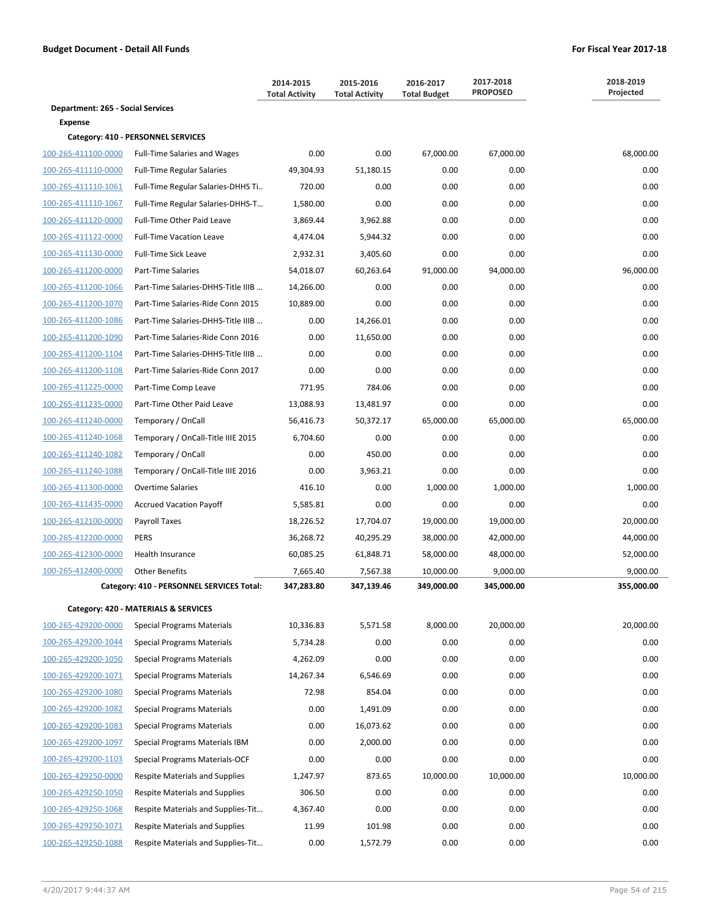**Budget Document - Detail All Funds** | **For Fiscal Year 2017-18**

| | | 2014-2015 Total Activity | 2015-2016 Total Activity | 2016-2017 Total Budget | 2017-2018 PROPOSED | 2018-2019 Projected |
|---|---|---|---|---|---|---|
| **Department: 265 - Social Services** | | | | | | |
| **Expense** | | | | | | |
| **Category: 410 - PERSONNEL SERVICES** | | | | | | |
| 100-265-411100-0000 | Full-Time Salaries and Wages | 0.00 | 0.00 | 67,000.00 | 67,000.00 | 68,000.00 |
| 100-265-411110-0000 | Full-Time Regular Salaries | 49,304.93 | 51,180.15 | 0.00 | 0.00 | 0.00 |
| 100-265-411110-1061 | Full-Time Regular Salaries-DHHS Ti... | 720.00 | 0.00 | 0.00 | 0.00 | 0.00 |
| 100-265-411110-1067 | Full-Time Regular Salaries-DHHS-T... | 1,580.00 | 0.00 | 0.00 | 0.00 | 0.00 |
| 100-265-411120-0000 | Full-Time Other Paid Leave | 3,869.44 | 3,962.88 | 0.00 | 0.00 | 0.00 |
| 100-265-411122-0000 | Full-Time Vacation Leave | 4,474.04 | 5,944.32 | 0.00 | 0.00 | 0.00 |
| 100-265-411130-0000 | Full-Time Sick Leave | 2,932.31 | 3,405.60 | 0.00 | 0.00 | 0.00 |
| 100-265-411200-0000 | Part-Time Salaries | 54,018.07 | 60,263.64 | 91,000.00 | 94,000.00 | 96,000.00 |
| 100-265-411200-1066 | Part-Time Salaries-DHHS-Title IIIB ... | 14,266.00 | 0.00 | 0.00 | 0.00 | 0.00 |
| 100-265-411200-1070 | Part-Time Salaries-Ride Conn 2015 | 10,889.00 | 0.00 | 0.00 | 0.00 | 0.00 |
| 100-265-411200-1086 | Part-Time Salaries-DHHS-Title IIIB ... | 0.00 | 14,266.01 | 0.00 | 0.00 | 0.00 |
| 100-265-411200-1090 | Part-Time Salaries-Ride Conn 2016 | 0.00 | 11,650.00 | 0.00 | 0.00 | 0.00 |
| 100-265-411200-1104 | Part-Time Salaries-DHHS-Title IIIB ... | 0.00 | 0.00 | 0.00 | 0.00 | 0.00 |
| 100-265-411200-1108 | Part-Time Salaries-Ride Conn 2017 | 0.00 | 0.00 | 0.00 | 0.00 | 0.00 |
| 100-265-411225-0000 | Part-Time Comp Leave | 771.95 | 784.06 | 0.00 | 0.00 | 0.00 |
| 100-265-411235-0000 | Part-Time Other Paid Leave | 13,088.93 | 13,481.97 | 0.00 | 0.00 | 0.00 |
| 100-265-411240-0000 | Temporary / OnCall | 56,416.73 | 50,372.17 | 65,000.00 | 65,000.00 | 65,000.00 |
| 100-265-411240-1068 | Temporary / OnCall-Title IIIE 2015 | 6,704.60 | 0.00 | 0.00 | 0.00 | 0.00 |
| 100-265-411240-1082 | Temporary / OnCall | 0.00 | 450.00 | 0.00 | 0.00 | 0.00 |
| 100-265-411240-1088 | Temporary / OnCall-Title IIIE 2016 | 0.00 | 3,963.21 | 0.00 | 0.00 | 0.00 |
| 100-265-411300-0000 | Overtime Salaries | 416.10 | 0.00 | 1,000.00 | 1,000.00 | 1,000.00 |
| 100-265-411435-0000 | Accrued Vacation Payoff | 5,585.81 | 0.00 | 0.00 | 0.00 | 0.00 |
| 100-265-412100-0000 | Payroll Taxes | 18,226.52 | 17,704.07 | 19,000.00 | 19,000.00 | 20,000.00 |
| 100-265-412200-0000 | PERS | 36,268.72 | 40,295.29 | 38,000.00 | 42,000.00 | 44,000.00 |
| 100-265-412300-0000 | Health Insurance | 60,085.25 | 61,848.71 | 58,000.00 | 48,000.00 | 52,000.00 |
| 100-265-412400-0000 | Other Benefits | 7,665.40 | 7,567.38 | 10,000.00 | 9,000.00 | 9,000.00 |
| | **Category: 410 - PERSONNEL SERVICES Total:** | **347,283.80** | **347,139.46** | **349,000.00** | **345,000.00** | **355,000.00** |
| **Category: 420 - MATERIALS & SERVICES** | | | | | | |
| 100-265-429200-0000 | Special Programs Materials | 10,336.83 | 5,571.58 | 8,000.00 | 20,000.00 | 20,000.00 |
| 100-265-429200-1044 | Special Programs Materials | 5,734.28 | 0.00 | 0.00 | 0.00 | 0.00 |
| 100-265-429200-1050 | Special Programs Materials | 4,262.09 | 0.00 | 0.00 | 0.00 | 0.00 |
| 100-265-429200-1071 | Special Programs Materials | 14,267.34 | 6,546.69 | 0.00 | 0.00 | 0.00 |
| 100-265-429200-1080 | Special Programs Materials | 72.98 | 854.04 | 0.00 | 0.00 | 0.00 |
| 100-265-429200-1082 | Special Programs Materials | 0.00 | 1,491.09 | 0.00 | 0.00 | 0.00 |
| 100-265-429200-1083 | Special Programs Materials | 0.00 | 16,073.62 | 0.00 | 0.00 | 0.00 |
| 100-265-429200-1097 | Special Programs Materials IBM | 0.00 | 2,000.00 | 0.00 | 0.00 | 0.00 |
| 100-265-429200-1103 | Special Programs Materials-OCF | 0.00 | 0.00 | 0.00 | 0.00 | 0.00 |
| 100-265-429250-0000 | Respite Materials and Supplies | 1,247.97 | 873.65 | 10,000.00 | 10,000.00 | 10,000.00 |
| 100-265-429250-1050 | Respite Materials and Supplies | 306.50 | 0.00 | 0.00 | 0.00 | 0.00 |
| 100-265-429250-1068 | Respite Materials and Supplies-Tit... | 4,367.40 | 0.00 | 0.00 | 0.00 | 0.00 |
| 100-265-429250-1071 | Respite Materials and Supplies | 11.99 | 101.98 | 0.00 | 0.00 | 0.00 |
| 100-265-429250-1088 | Respite Materials and Supplies-Tit... | 0.00 | 1,572.79 | 0.00 | 0.00 | 0.00 |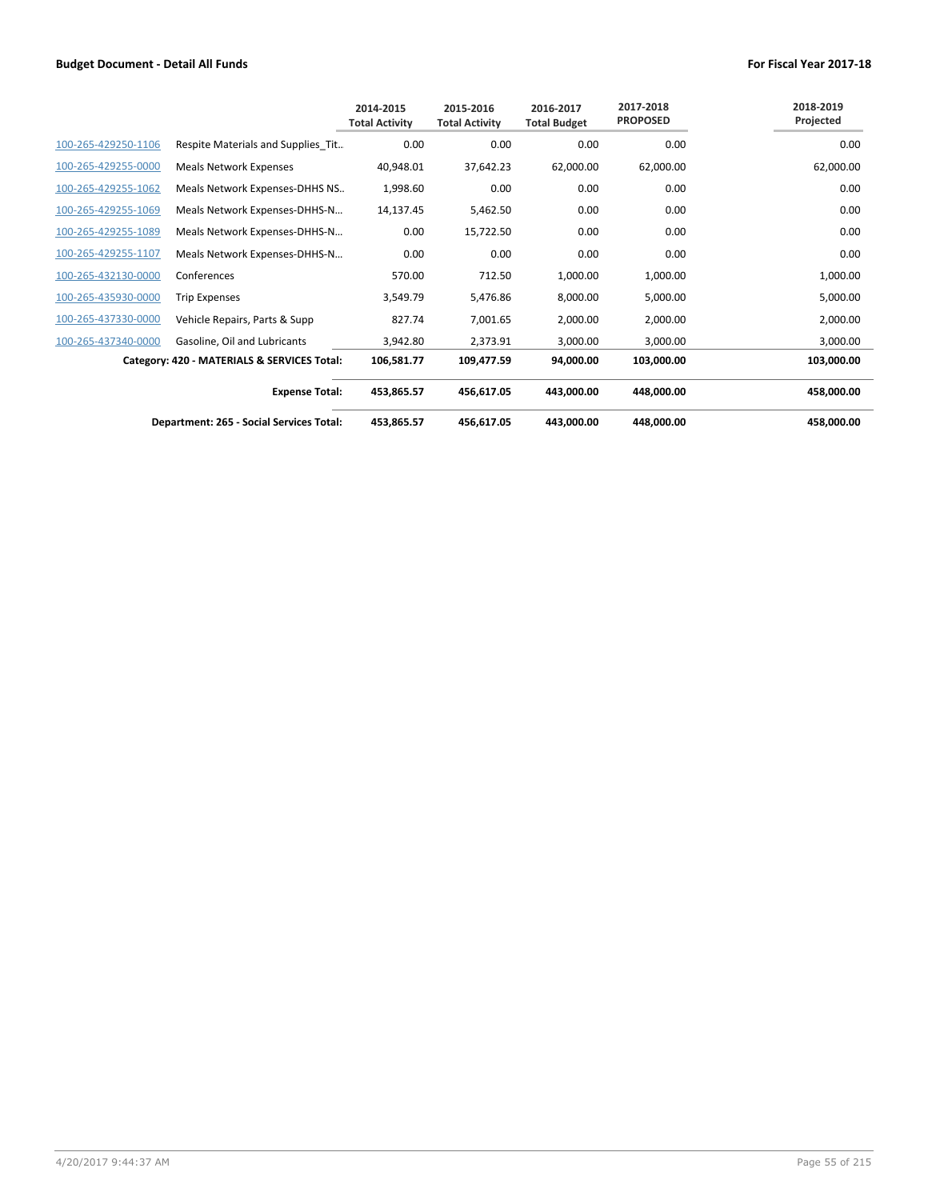| | | 2014-2015 Total Activity | 2015-2016 Total Activity | 2016-2017 Total Budget | 2017-2018 PROPOSED | 2018-2019 Projected |
|---|---|---|---|---|---|---|
| 100-265-429250-1106 | Respite Materials and Supplies_Tit.. | 0.00 | 0.00 | 0.00 | 0.00 | 0.00 |
| 100-265-429255-0000 | Meals Network Expenses | 40,948.01 | 37,642.23 | 62,000.00 | 62,000.00 | 62,000.00 |
| 100-265-429255-1062 | Meals Network Expenses-DHHS NS.. | 1,998.60 | 0.00 | 0.00 | 0.00 | 0.00 |
| 100-265-429255-1069 | Meals Network Expenses-DHHS-N... | 14,137.45 | 5,462.50 | 0.00 | 0.00 | 0.00 |
| 100-265-429255-1089 | Meals Network Expenses-DHHS-N... | 0.00 | 15,722.50 | 0.00 | 0.00 | 0.00 |
| 100-265-429255-1107 | Meals Network Expenses-DHHS-N... | 0.00 | 0.00 | 0.00 | 0.00 | 0.00 |
| 100-265-432130-0000 | Conferences | 570.00 | 712.50 | 1,000.00 | 1,000.00 | 1,000.00 |
| 100-265-435930-0000 | Trip Expenses | 3,549.79 | 5,476.86 | 8,000.00 | 5,000.00 | 5,000.00 |
| 100-265-437330-0000 | Vehicle Repairs, Parts & Supp | 827.74 | 7,001.65 | 2,000.00 | 2,000.00 | 2,000.00 |
| 100-265-437340-0000 | Gasoline, Oil and Lubricants | 3,942.80 | 2,373.91 | 3,000.00 | 3,000.00 | 3,000.00 |
| | **Category: 420 - MATERIALS & SERVICES Total:** | **106,581.77** | **109,477.59** | **94,000.00** | **103,000.00** | **103,000.00** |
| | **Expense Total:** | **453,865.57** | **456,617.05** | **443,000.00** | **448,000.00** | **458,000.00** |
| | **Department: 265 - Social Services Total:** | **453,865.57** | **456,617.05** | **443,000.00** | **448,000.00** | **458,000.00** |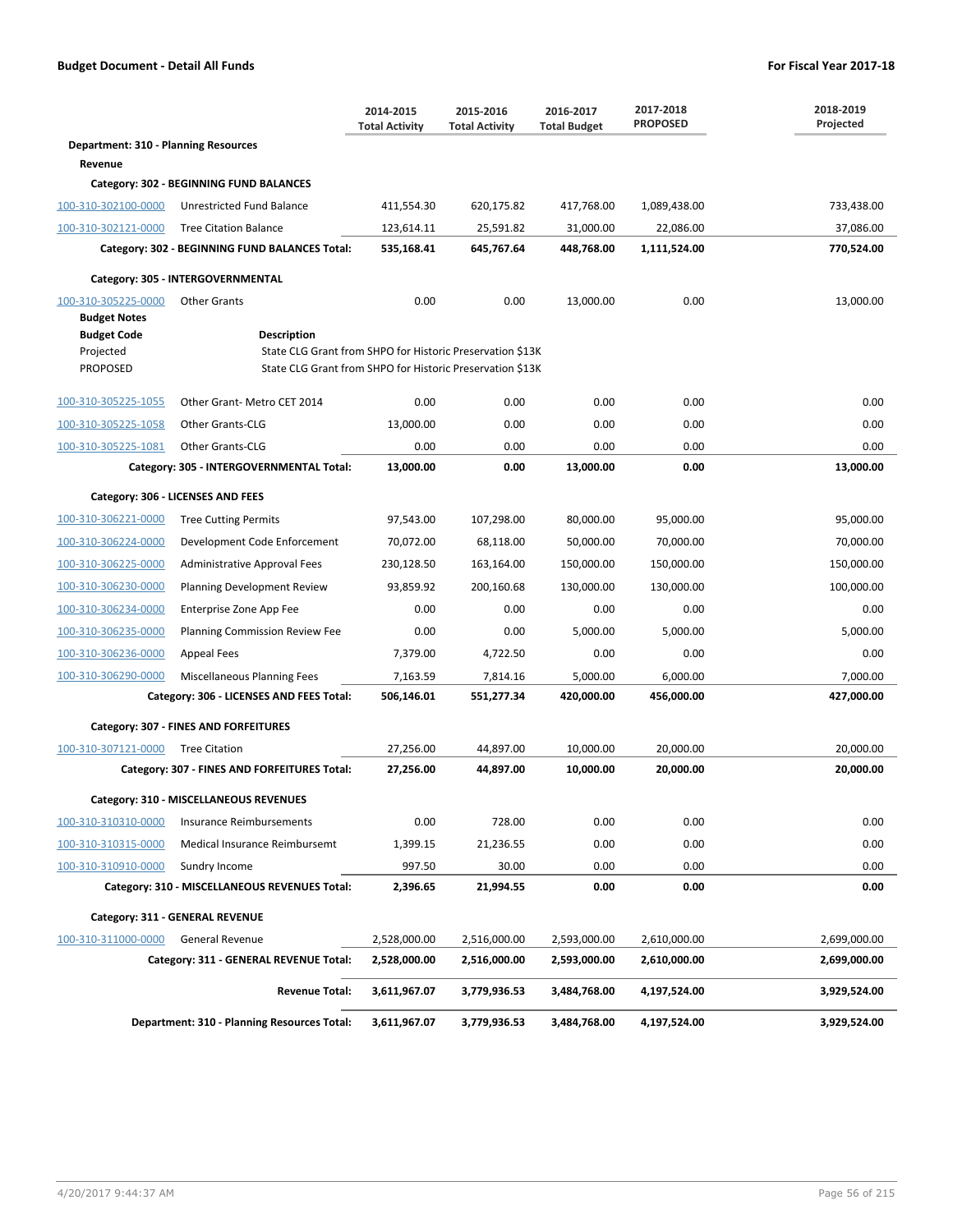**Budget Document - Detail All Funds** | **For Fiscal Year 2017-18**

| | | 2014-2015 Total Activity | 2015-2016 Total Activity | 2016-2017 Total Budget | 2017-2018 PROPOSED | 2018-2019 Projected |
|---|---|---|---|---|---|---|
| **Department: 310 - Planning Resources** | | | | | | |
| **Revenue** | | | | | | |
| **Category: 302 - BEGINNING FUND BALANCES** | | | | | | |
| 100-310-302100-0000 | Unrestricted Fund Balance | 411,554.30 | 620,175.82 | 417,768.00 | 1,089,438.00 | 733,438.00 |
| 100-310-302121-0000 | Tree Citation Balance | 123,614.11 | 25,591.82 | 31,000.00 | 22,086.00 | 37,086.00 |
| | **Category: 302 - BEGINNING FUND BALANCES Total:** | **535,168.41** | **645,767.64** | **448,768.00** | **1,111,524.00** | **770,524.00** |
| **Category: 305 - INTERGOVERNMENTAL** | | | | | | |
| 100-310-305225-0000 | Other Grants | 0.00 | 0.00 | 13,000.00 | 0.00 | 13,000.00 |
| **Budget Notes** | | | | | | |
| **Budget Code** | **Description** | | | | | |
| Projected | State CLG Grant from SHPO for Historic Preservation $13K | | | | | |
| PROPOSED | State CLG Grant from SHPO for Historic Preservation $13K | | | | | |
| 100-310-305225-1055 | Other Grant- Metro CET 2014 | 0.00 | 0.00 | 0.00 | 0.00 | 0.00 |
| 100-310-305225-1058 | Other Grants-CLG | 13,000.00 | 0.00 | 0.00 | 0.00 | 0.00 |
| 100-310-305225-1081 | Other Grants-CLG | 0.00 | 0.00 | 0.00 | 0.00 | 0.00 |
| | **Category: 305 - INTERGOVERNMENTAL Total:** | **13,000.00** | **0.00** | **13,000.00** | **0.00** | **13,000.00** |
| **Category: 306 - LICENSES AND FEES** | | | | | | |
| 100-310-306221-0000 | Tree Cutting Permits | 97,543.00 | 107,298.00 | 80,000.00 | 95,000.00 | 95,000.00 |
| 100-310-306224-0000 | Development Code Enforcement | 70,072.00 | 68,118.00 | 50,000.00 | 70,000.00 | 70,000.00 |
| 100-310-306225-0000 | Administrative Approval Fees | 230,128.50 | 163,164.00 | 150,000.00 | 150,000.00 | 150,000.00 |
| 100-310-306230-0000 | Planning Development Review | 93,859.92 | 200,160.68 | 130,000.00 | 130,000.00 | 100,000.00 |
| 100-310-306234-0000 | Enterprise Zone App Fee | 0.00 | 0.00 | 0.00 | 0.00 | 0.00 |
| 100-310-306235-0000 | Planning Commission Review Fee | 0.00 | 0.00 | 5,000.00 | 5,000.00 | 5,000.00 |
| 100-310-306236-0000 | Appeal Fees | 7,379.00 | 4,722.50 | 0.00 | 0.00 | 0.00 |
| 100-310-306290-0000 | Miscellaneous Planning Fees | 7,163.59 | 7,814.16 | 5,000.00 | 6,000.00 | 7,000.00 |
| | **Category: 306 - LICENSES AND FEES Total:** | **506,146.01** | **551,277.34** | **420,000.00** | **456,000.00** | **427,000.00** |
| **Category: 307 - FINES AND FORFEITURES** | | | | | | |
| 100-310-307121-0000 | Tree Citation | 27,256.00 | 44,897.00 | 10,000.00 | 20,000.00 | 20,000.00 |
| | **Category: 307 - FINES AND FORFEITURES Total:** | **27,256.00** | **44,897.00** | **10,000.00** | **20,000.00** | **20,000.00** |
| **Category: 310 - MISCELLANEOUS REVENUES** | | | | | | |
| 100-310-310310-0000 | Insurance Reimbursements | 0.00 | 728.00 | 0.00 | 0.00 | 0.00 |
| 100-310-310315-0000 | Medical Insurance Reimbursemt | 1,399.15 | 21,236.55 | 0.00 | 0.00 | 0.00 |
| 100-310-310910-0000 | Sundry Income | 997.50 | 30.00 | 0.00 | 0.00 | 0.00 |
| | **Category: 310 - MISCELLANEOUS REVENUES Total:** | **2,396.65** | **21,994.55** | **0.00** | **0.00** | **0.00** |
| **Category: 311 - GENERAL REVENUE** | | | | | | |
| 100-310-311000-0000 | General Revenue | 2,528,000.00 | 2,516,000.00 | 2,593,000.00 | 2,610,000.00 | 2,699,000.00 |
| | **Category: 311 - GENERAL REVENUE Total:** | **2,528,000.00** | **2,516,000.00** | **2,593,000.00** | **2,610,000.00** | **2,699,000.00** |
| | **Revenue Total:** | **3,611,967.07** | **3,779,936.53** | **3,484,768.00** | **4,197,524.00** | **3,929,524.00** |
| | **Department: 310 - Planning Resources Total:** | **3,611,967.07** | **3,779,936.53** | **3,484,768.00** | **4,197,524.00** | **3,929,524.00** |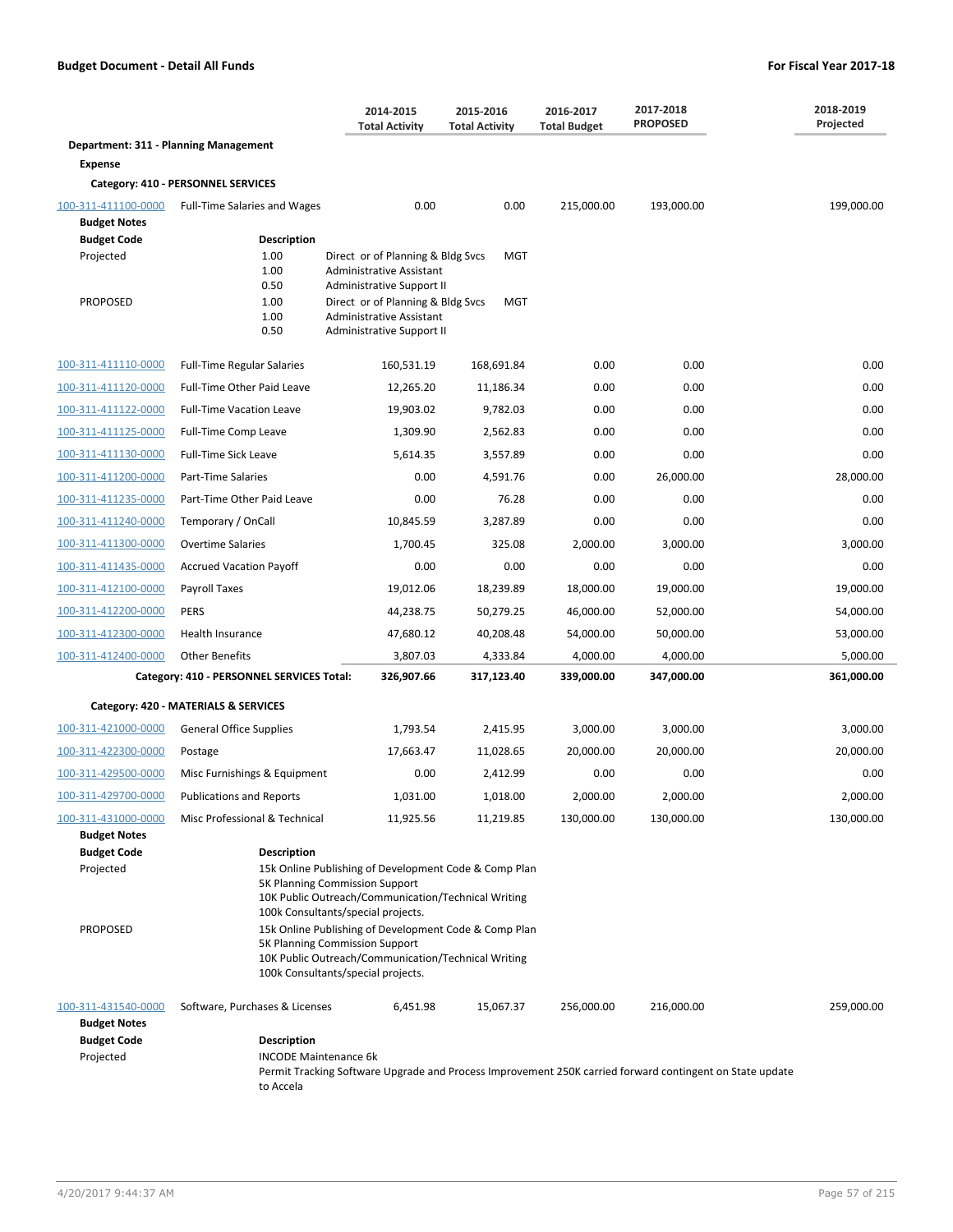**Budget Document - Detail All Funds** — **For Fiscal Year 2017-18**

| | | 2014-2015 Total Activity | 2015-2016 Total Activity | 2016-2017 Total Budget | 2017-2018 PROPOSED | 2018-2019 Projected |
|---|---|---|---|---|---|---|
| **Department: 311 - Planning Management** | | | | | | |
| **Expense** | | | | | | |
| **Category: 410 - PERSONNEL SERVICES** | | | | | | |
| 100-311-411100-0000 | Full-Time Salaries and Wages | 0.00 | 0.00 | 215,000.00 | 193,000.00 | 199,000.00 |

**Budget Notes**

| Budget Code | Description | | |
|---|---|---|---|
| Projected | 1.00 | Direct or of Planning & Bldg Svcs | MGT |
| | 1.00 | Administrative Assistant | |
| | 0.50 | Administrative Support II | |
| PROPOSED | 1.00 | Direct or of Planning & Bldg Svcs | MGT |
| | 1.00 | Administrative Assistant | |
| | 0.50 | Administrative Support II | |

| | | 2014-2015 Total Activity | 2015-2016 Total Activity | 2016-2017 Total Budget | 2017-2018 PROPOSED | 2018-2019 Projected |
|---|---|---|---|---|---|---|
| 100-311-411110-0000 | Full-Time Regular Salaries | 160,531.19 | 168,691.84 | 0.00 | 0.00 | 0.00 |
| 100-311-411120-0000 | Full-Time Other Paid Leave | 12,265.20 | 11,186.34 | 0.00 | 0.00 | 0.00 |
| 100-311-411122-0000 | Full-Time Vacation Leave | 19,903.02 | 9,782.03 | 0.00 | 0.00 | 0.00 |
| 100-311-411125-0000 | Full-Time Comp Leave | 1,309.90 | 2,562.83 | 0.00 | 0.00 | 0.00 |
| 100-311-411130-0000 | Full-Time Sick Leave | 5,614.35 | 3,557.89 | 0.00 | 0.00 | 0.00 |
| 100-311-411200-0000 | Part-Time Salaries | 0.00 | 4,591.76 | 0.00 | 26,000.00 | 28,000.00 |
| 100-311-411235-0000 | Part-Time Other Paid Leave | 0.00 | 76.28 | 0.00 | 0.00 | 0.00 |
| 100-311-411240-0000 | Temporary / OnCall | 10,845.59 | 3,287.89 | 0.00 | 0.00 | 0.00 |
| 100-311-411300-0000 | Overtime Salaries | 1,700.45 | 325.08 | 2,000.00 | 3,000.00 | 3,000.00 |
| 100-311-411435-0000 | Accrued Vacation Payoff | 0.00 | 0.00 | 0.00 | 0.00 | 0.00 |
| 100-311-412100-0000 | Payroll Taxes | 19,012.06 | 18,239.89 | 18,000.00 | 19,000.00 | 19,000.00 |
| 100-311-412200-0000 | PERS | 44,238.75 | 50,279.25 | 46,000.00 | 52,000.00 | 54,000.00 |
| 100-311-412300-0000 | Health Insurance | 47,680.12 | 40,208.48 | 54,000.00 | 50,000.00 | 53,000.00 |
| 100-311-412400-0000 | Other Benefits | 3,807.03 | 4,333.84 | 4,000.00 | 4,000.00 | 5,000.00 |
| | **Category: 410 - PERSONNEL SERVICES Total:** | **326,907.66** | **317,123.40** | **339,000.00** | **347,000.00** | **361,000.00** |
| **Category: 420 - MATERIALS & SERVICES** | | | | | | |
| 100-311-421000-0000 | General Office Supplies | 1,793.54 | 2,415.95 | 3,000.00 | 3,000.00 | 3,000.00 |
| 100-311-422300-0000 | Postage | 17,663.47 | 11,028.65 | 20,000.00 | 20,000.00 | 20,000.00 |
| 100-311-429500-0000 | Misc Furnishings & Equipment | 0.00 | 2,412.99 | 0.00 | 0.00 | 0.00 |
| 100-311-429700-0000 | Publications and Reports | 1,031.00 | 1,018.00 | 2,000.00 | 2,000.00 | 2,000.00 |
| 100-311-431000-0000 | Misc Professional & Technical | 11,925.56 | 11,219.85 | 130,000.00 | 130,000.00 | 130,000.00 |

**Budget Notes**

| Budget Code | Description |
|---|---|
| Projected | 15k Online Publishing of Development Code & Comp Plan<br>5K Planning Commission Support<br>10K Public Outreach/Communication/Technical Writing<br>100k Consultants/special projects. |
| PROPOSED | 15k Online Publishing of Development Code & Comp Plan<br>5K Planning Commission Support<br>10K Public Outreach/Communication/Technical Writing<br>100k Consultants/special projects. |

| | | 2014-2015 Total Activity | 2015-2016 Total Activity | 2016-2017 Total Budget | 2017-2018 PROPOSED | 2018-2019 Projected |
|---|---|---|---|---|---|---|
| 100-311-431540-0000 | Software, Purchases & Licenses | 6,451.98 | 15,067.37 | 256,000.00 | 216,000.00 | 259,000.00 |

**Budget Notes**

| Budget Code | Description |
|---|---|
| Projected | INCODE Maintenance 6k<br>Permit Tracking Software Upgrade and Process Improvement 250K carried forward contingent on State update to Accela |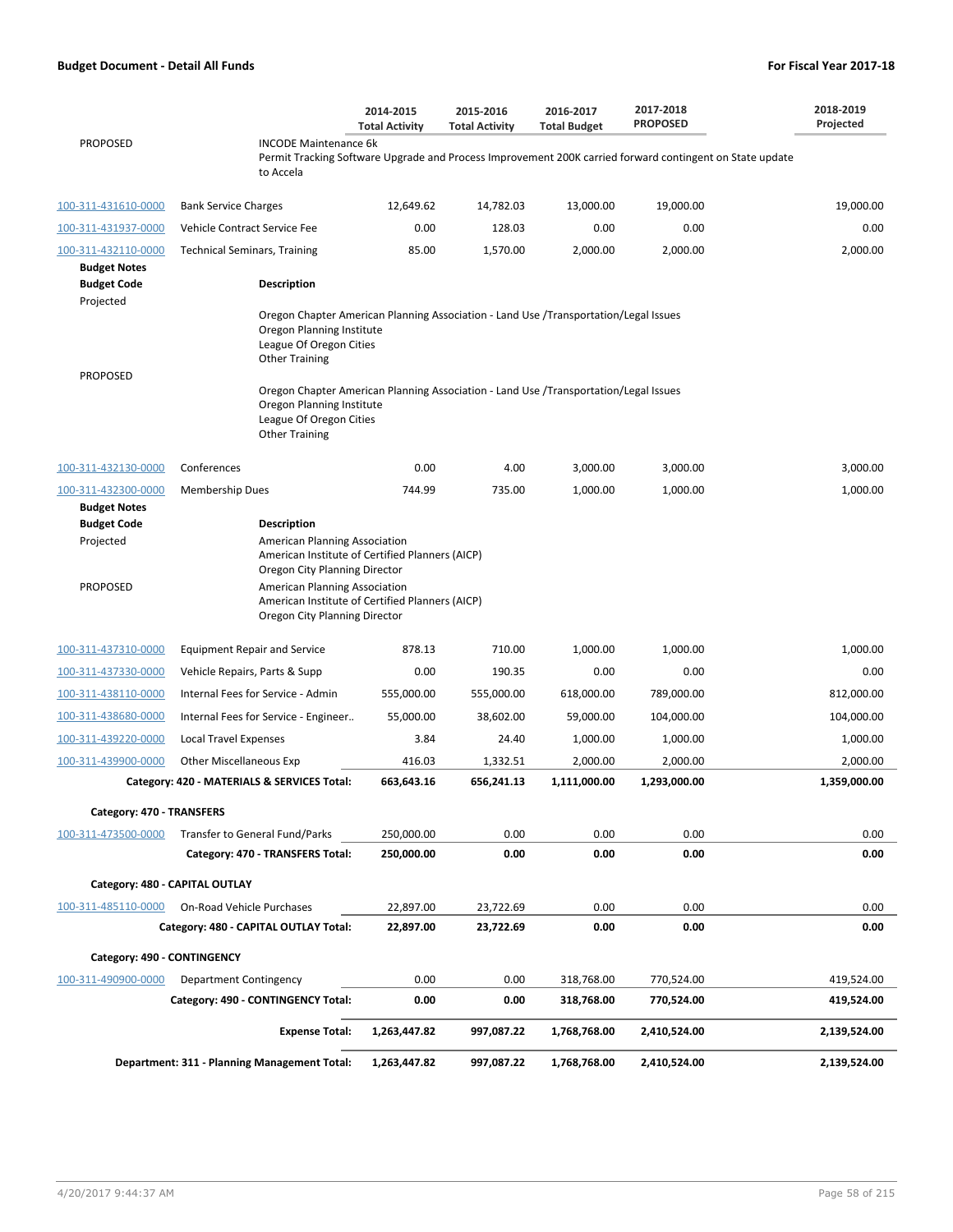| | | 2014-2015 Total Activity | 2015-2016 Total Activity | 2016-2017 Total Budget | 2017-2018 PROPOSED | 2018-2019 Projected |
|---|---|---|---|---|---|---|
| PROPOSED | INCODE Maintenance 6k<br>Permit Tracking Software Upgrade and Process Improvement 200K carried forward contingent on State update to Accela | | | | | |
| 100-311-431610-0000 | Bank Service Charges | 12,649.62 | 14,782.03 | 13,000.00 | 19,000.00 | 19,000.00 |
| 100-311-431937-0000 | Vehicle Contract Service Fee | 0.00 | 128.03 | 0.00 | 0.00 | 0.00 |
| 100-311-432110-0000 | Technical Seminars, Training | 85.00 | 1,570.00 | 2,000.00 | 2,000.00 | 2,000.00 |
| **Budget Notes** | | | | | | |
| **Budget Code** | **Description** | | | | | |
| Projected | Oregon Chapter American Planning Association - Land Use /Transportation/Legal Issues<br>Oregon Planning Institute<br>League Of Oregon Cities<br>Other Training | | | | | |
| PROPOSED | Oregon Chapter American Planning Association - Land Use /Transportation/Legal Issues<br>Oregon Planning Institute<br>League Of Oregon Cities<br>Other Training | | | | | |
| 100-311-432130-0000 | Conferences | 0.00 | 4.00 | 3,000.00 | 3,000.00 | 3,000.00 |
| 100-311-432300-0000 | Membership Dues | 744.99 | 735.00 | 1,000.00 | 1,000.00 | 1,000.00 |
| **Budget Notes** | | | | | | |
| **Budget Code** | **Description** | | | | | |
| Projected | American Planning Association<br>American Institute of Certified Planners (AICP)<br>Oregon City Planning Director | | | | | |
| PROPOSED | American Planning Association<br>American Institute of Certified Planners (AICP)<br>Oregon City Planning Director | | | | | |
| 100-311-437310-0000 | Equipment Repair and Service | 878.13 | 710.00 | 1,000.00 | 1,000.00 | 1,000.00 |
| 100-311-437330-0000 | Vehicle Repairs, Parts & Supp | 0.00 | 190.35 | 0.00 | 0.00 | 0.00 |
| 100-311-438110-0000 | Internal Fees for Service - Admin | 555,000.00 | 555,000.00 | 618,000.00 | 789,000.00 | 812,000.00 |
| 100-311-438680-0000 | Internal Fees for Service - Engineer.. | 55,000.00 | 38,602.00 | 59,000.00 | 104,000.00 | 104,000.00 |
| 100-311-439220-0000 | Local Travel Expenses | 3.84 | 24.40 | 1,000.00 | 1,000.00 | 1,000.00 |
| 100-311-439900-0000 | Other Miscellaneous Exp | 416.03 | 1,332.51 | 2,000.00 | 2,000.00 | 2,000.00 |
| | **Category: 420 - MATERIALS & SERVICES Total:** | **663,643.16** | **656,241.13** | **1,111,000.00** | **1,293,000.00** | **1,359,000.00** |
| **Category: 470 - TRANSFERS** | | | | | | |
| 100-311-473500-0000 | Transfer to General Fund/Parks | 250,000.00 | 0.00 | 0.00 | 0.00 | 0.00 |
| | **Category: 470 - TRANSFERS Total:** | **250,000.00** | **0.00** | **0.00** | **0.00** | **0.00** |
| **Category: 480 - CAPITAL OUTLAY** | | | | | | |
| 100-311-485110-0000 | On-Road Vehicle Purchases | 22,897.00 | 23,722.69 | 0.00 | 0.00 | 0.00 |
| | **Category: 480 - CAPITAL OUTLAY Total:** | **22,897.00** | **23,722.69** | **0.00** | **0.00** | **0.00** |
| **Category: 490 - CONTINGENCY** | | | | | | |
| 100-311-490900-0000 | Department Contingency | 0.00 | 0.00 | 318,768.00 | 770,524.00 | 419,524.00 |
| | **Category: 490 - CONTINGENCY Total:** | **0.00** | **0.00** | **318,768.00** | **770,524.00** | **419,524.00** |
| | **Expense Total:** | **1,263,447.82** | **997,087.22** | **1,768,768.00** | **2,410,524.00** | **2,139,524.00** |
| | **Department: 311 - Planning Management Total:** | **1,263,447.82** | **997,087.22** | **1,768,768.00** | **2,410,524.00** | **2,139,524.00** |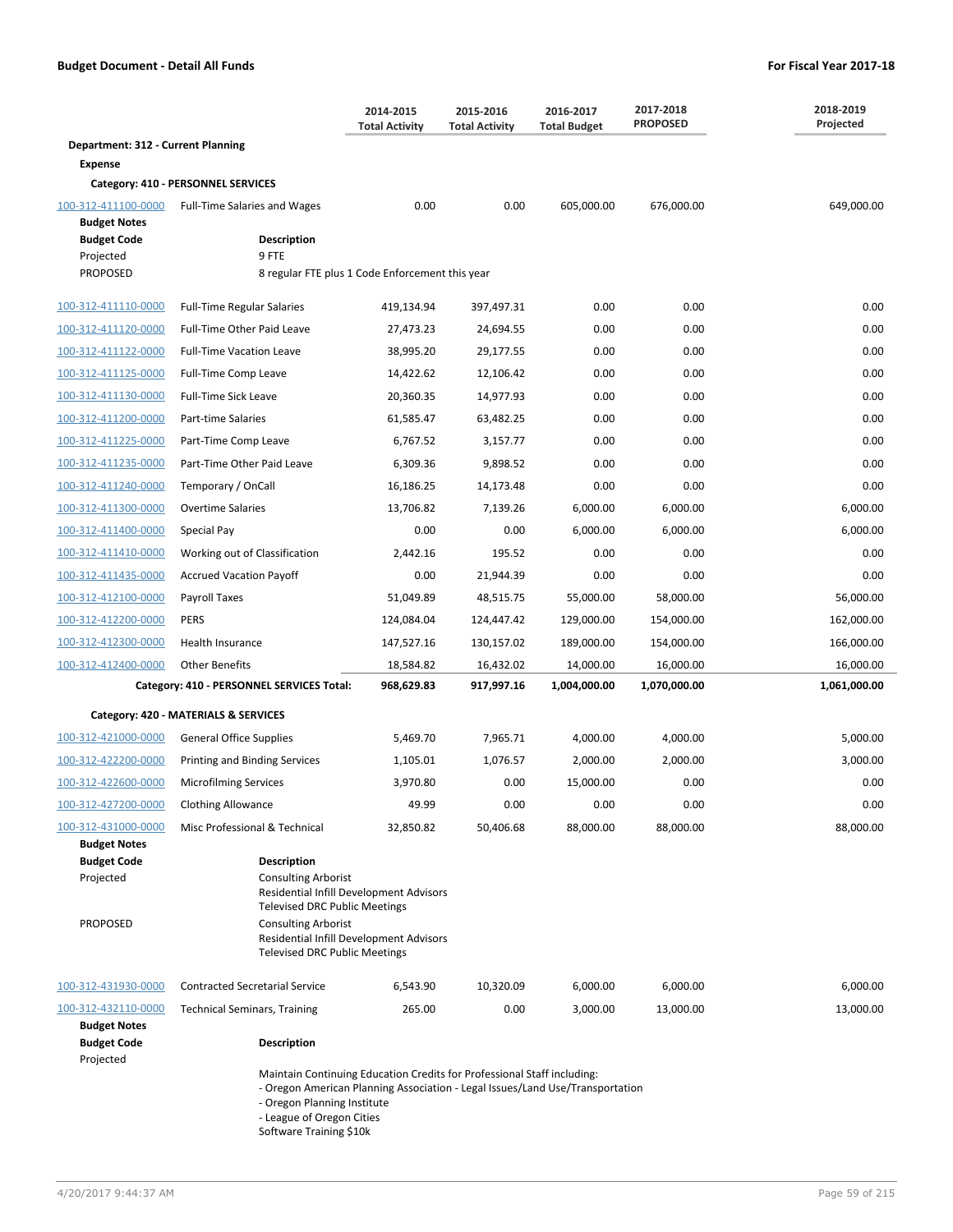**Budget Document - Detail All Funds** | **For Fiscal Year 2017-18**

| | | 2014-2015 Total Activity | 2015-2016 Total Activity | 2016-2017 Total Budget | 2017-2018 PROPOSED | 2018-2019 Projected |
|---|---|---|---|---|---|---|
| **Department: 312 - Current Planning** | | | | | | |
| **Expense** | | | | | | |
| **Category: 410 - PERSONNEL SERVICES** | | | | | | |
| 100-312-411100-0000 | Full-Time Salaries and Wages | 0.00 | 0.00 | 605,000.00 | 676,000.00 | 649,000.00 |

**Budget Notes**

| Budget Code | Description |
|---|---|
| Projected | 9 FTE |
| PROPOSED | 8 regular FTE plus 1 Code Enforcement this year |

| | | 2014-2015 Total Activity | 2015-2016 Total Activity | 2016-2017 Total Budget | 2017-2018 PROPOSED | 2018-2019 Projected |
|---|---|---|---|---|---|---|
| 100-312-411110-0000 | Full-Time Regular Salaries | 419,134.94 | 397,497.31 | 0.00 | 0.00 | 0.00 |
| 100-312-411120-0000 | Full-Time Other Paid Leave | 27,473.23 | 24,694.55 | 0.00 | 0.00 | 0.00 |
| 100-312-411122-0000 | Full-Time Vacation Leave | 38,995.20 | 29,177.55 | 0.00 | 0.00 | 0.00 |
| 100-312-411125-0000 | Full-Time Comp Leave | 14,422.62 | 12,106.42 | 0.00 | 0.00 | 0.00 |
| 100-312-411130-0000 | Full-Time Sick Leave | 20,360.35 | 14,977.93 | 0.00 | 0.00 | 0.00 |
| 100-312-411200-0000 | Part-time Salaries | 61,585.47 | 63,482.25 | 0.00 | 0.00 | 0.00 |
| 100-312-411225-0000 | Part-Time Comp Leave | 6,767.52 | 3,157.77 | 0.00 | 0.00 | 0.00 |
| 100-312-411235-0000 | Part-Time Other Paid Leave | 6,309.36 | 9,898.52 | 0.00 | 0.00 | 0.00 |
| 100-312-411240-0000 | Temporary / OnCall | 16,186.25 | 14,173.48 | 0.00 | 0.00 | 0.00 |
| 100-312-411300-0000 | Overtime Salaries | 13,706.82 | 7,139.26 | 6,000.00 | 6,000.00 | 6,000.00 |
| 100-312-411400-0000 | Special Pay | 0.00 | 0.00 | 6,000.00 | 6,000.00 | 6,000.00 |
| 100-312-411410-0000 | Working out of Classification | 2,442.16 | 195.52 | 0.00 | 0.00 | 0.00 |
| 100-312-411435-0000 | Accrued Vacation Payoff | 0.00 | 21,944.39 | 0.00 | 0.00 | 0.00 |
| 100-312-412100-0000 | Payroll Taxes | 51,049.89 | 48,515.75 | 55,000.00 | 58,000.00 | 56,000.00 |
| 100-312-412200-0000 | PERS | 124,084.04 | 124,447.42 | 129,000.00 | 154,000.00 | 162,000.00 |
| 100-312-412300-0000 | Health Insurance | 147,527.16 | 130,157.02 | 189,000.00 | 154,000.00 | 166,000.00 |
| 100-312-412400-0000 | Other Benefits | 18,584.82 | 16,432.02 | 14,000.00 | 16,000.00 | 16,000.00 |
| | **Category: 410 - PERSONNEL SERVICES Total:** | **968,629.83** | **917,997.16** | **1,004,000.00** | **1,070,000.00** | **1,061,000.00** |
| **Category: 420 - MATERIALS & SERVICES** | | | | | | |
| 100-312-421000-0000 | General Office Supplies | 5,469.70 | 7,965.71 | 4,000.00 | 4,000.00 | 5,000.00 |
| 100-312-422200-0000 | Printing and Binding Services | 1,105.01 | 1,076.57 | 2,000.00 | 2,000.00 | 3,000.00 |
| 100-312-422600-0000 | Microfilming Services | 3,970.80 | 0.00 | 15,000.00 | 0.00 | 0.00 |
| 100-312-427200-0000 | Clothing Allowance | 49.99 | 0.00 | 0.00 | 0.00 | 0.00 |
| 100-312-431000-0000 | Misc Professional & Technical | 32,850.82 | 50,406.68 | 88,000.00 | 88,000.00 | 88,000.00 |

**Budget Notes**

| Budget Code | Description |
|---|---|
| Projected | Consulting Arborist<br>Residential Infill Development Advisors<br>Televised DRC Public Meetings |
| PROPOSED | Consulting Arborist<br>Residential Infill Development Advisors<br>Televised DRC Public Meetings |

| | | 2014-2015 Total Activity | 2015-2016 Total Activity | 2016-2017 Total Budget | 2017-2018 PROPOSED | 2018-2019 Projected |
|---|---|---|---|---|---|---|
| 100-312-431930-0000 | Contracted Secretarial Service | 6,543.90 | 10,320.09 | 6,000.00 | 6,000.00 | 6,000.00 |
| 100-312-432110-0000 | Technical Seminars, Training | 265.00 | 0.00 | 3,000.00 | 13,000.00 | 13,000.00 |

**Budget Notes**

| Budget Code | Description |
|---|---|
| Projected | Maintain Continuing Education Credits for Professional Staff including:<br>- Oregon American Planning Association - Legal Issues/Land Use/Transportation<br>- Oregon Planning Institute<br>- League of Oregon Cities<br>Software Training $10k |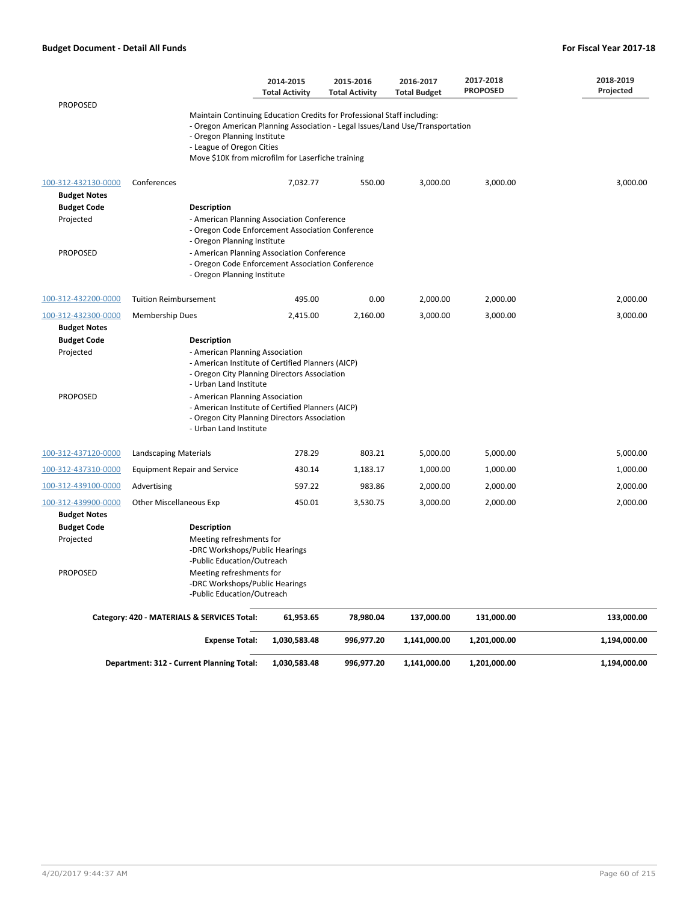**Budget Document - Detail All Funds** | **For Fiscal Year 2017-18**

| | | 2014-2015 Total Activity | 2015-2016 Total Activity | 2016-2017 Total Budget | 2017-2018 PROPOSED | 2018-2019 Projected |
|---|---|---|---|---|---|---|
| PROPOSED | Maintain Continuing Education Credits for Professional Staff including:<br>- Oregon American Planning Association - Legal Issues/Land Use/Transportation<br>- Oregon Planning Institute<br>- League of Oregon Cities<br>Move $10K from microfilm for Laserfiche training | | | | | |
| 100-312-432130-0000 | Conferences | 7,032.77 | 550.00 | 3,000.00 | 3,000.00 | 3,000.00 |
| **Budget Notes** | | | | | | |
| **Budget Code** | **Description** | | | | | |
| Projected | - American Planning Association Conference<br>- Oregon Code Enforcement Association Conference<br>- Oregon Planning Institute | | | | | |
| PROPOSED | - American Planning Association Conference<br>- Oregon Code Enforcement Association Conference<br>- Oregon Planning Institute | | | | | |
| 100-312-432200-0000 | Tuition Reimbursement | 495.00 | 0.00 | 2,000.00 | 2,000.00 | 2,000.00 |
| 100-312-432300-0000 | Membership Dues | 2,415.00 | 2,160.00 | 3,000.00 | 3,000.00 | 3,000.00 |
| **Budget Notes** | | | | | | |
| **Budget Code** | **Description** | | | | | |
| Projected | - American Planning Association<br>- American Institute of Certified Planners (AICP)<br>- Oregon City Planning Directors Association<br>- Urban Land Institute | | | | | |
| PROPOSED | - American Planning Association<br>- American Institute of Certified Planners (AICP)<br>- Oregon City Planning Directors Association<br>- Urban Land Institute | | | | | |
| 100-312-437120-0000 | Landscaping Materials | 278.29 | 803.21 | 5,000.00 | 5,000.00 | 5,000.00 |
| 100-312-437310-0000 | Equipment Repair and Service | 430.14 | 1,183.17 | 1,000.00 | 1,000.00 | 1,000.00 |
| 100-312-439100-0000 | Advertising | 597.22 | 983.86 | 2,000.00 | 2,000.00 | 2,000.00 |
| 100-312-439900-0000 | Other Miscellaneous Exp | 450.01 | 3,530.75 | 3,000.00 | 2,000.00 | 2,000.00 |
| **Budget Notes** | | | | | | |
| **Budget Code** | **Description** | | | | | |
| Projected | Meeting refreshments for<br>-DRC Workshops/Public Hearings<br>-Public Education/Outreach | | | | | |
| PROPOSED | Meeting refreshments for<br>-DRC Workshops/Public Hearings<br>-Public Education/Outreach | | | | | |
| | **Category: 420 - MATERIALS & SERVICES Total:** | **61,953.65** | **78,980.04** | **137,000.00** | **131,000.00** | **133,000.00** |
| | **Expense Total:** | **1,030,583.48** | **996,977.20** | **1,141,000.00** | **1,201,000.00** | **1,194,000.00** |
| | **Department: 312 - Current Planning Total:** | **1,030,583.48** | **996,977.20** | **1,141,000.00** | **1,201,000.00** | **1,194,000.00** |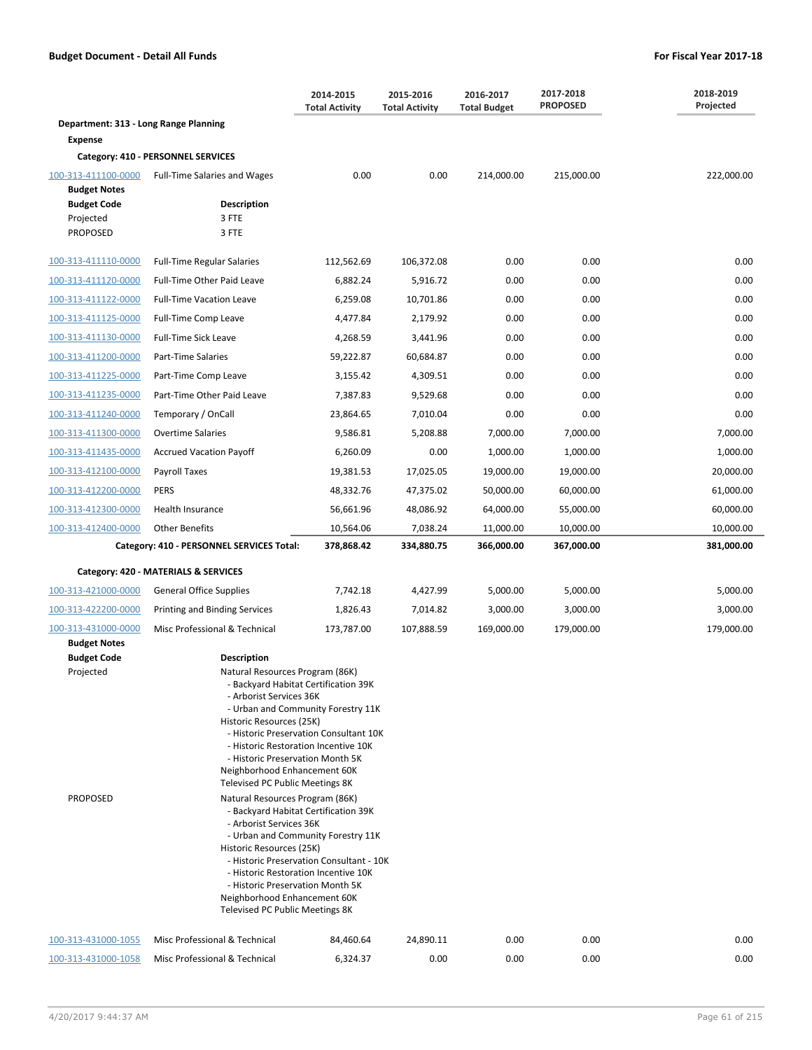**Budget Document - Detail All Funds** | **For Fiscal Year 2017-18**

| | | 2014-2015 Total Activity | 2015-2016 Total Activity | 2016-2017 Total Budget | 2017-2018 PROPOSED | 2018-2019 Projected |
|---|---|---|---|---|---|---|
| **Department: 313 - Long Range Planning** | | | | | | |
| **Expense** | | | | | | |
| **Category: 410 - PERSONNEL SERVICES** | | | | | | |
| 100-313-411100-0000 | Full-Time Salaries and Wages | 0.00 | 0.00 | 214,000.00 | 215,000.00 | 222,000.00 |

**Budget Notes**

| Budget Code | Description |
|---|---|
| Projected | 3 FTE |
| PROPOSED | 3 FTE |

| | | 2014-2015 Total Activity | 2015-2016 Total Activity | 2016-2017 Total Budget | 2017-2018 PROPOSED | 2018-2019 Projected |
|---|---|---|---|---|---|---|
| 100-313-411110-0000 | Full-Time Regular Salaries | 112,562.69 | 106,372.08 | 0.00 | 0.00 | 0.00 |
| 100-313-411120-0000 | Full-Time Other Paid Leave | 6,882.24 | 5,916.72 | 0.00 | 0.00 | 0.00 |
| 100-313-411122-0000 | Full-Time Vacation Leave | 6,259.08 | 10,701.86 | 0.00 | 0.00 | 0.00 |
| 100-313-411125-0000 | Full-Time Comp Leave | 4,477.84 | 2,179.92 | 0.00 | 0.00 | 0.00 |
| 100-313-411130-0000 | Full-Time Sick Leave | 4,268.59 | 3,441.96 | 0.00 | 0.00 | 0.00 |
| 100-313-411200-0000 | Part-Time Salaries | 59,222.87 | 60,684.87 | 0.00 | 0.00 | 0.00 |
| 100-313-411225-0000 | Part-Time Comp Leave | 3,155.42 | 4,309.51 | 0.00 | 0.00 | 0.00 |
| 100-313-411235-0000 | Part-Time Other Paid Leave | 7,387.83 | 9,529.68 | 0.00 | 0.00 | 0.00 |
| 100-313-411240-0000 | Temporary / OnCall | 23,864.65 | 7,010.04 | 0.00 | 0.00 | 0.00 |
| 100-313-411300-0000 | Overtime Salaries | 9,586.81 | 5,208.88 | 7,000.00 | 7,000.00 | 7,000.00 |
| 100-313-411435-0000 | Accrued Vacation Payoff | 6,260.09 | 0.00 | 1,000.00 | 1,000.00 | 1,000.00 |
| 100-313-412100-0000 | Payroll Taxes | 19,381.53 | 17,025.05 | 19,000.00 | 19,000.00 | 20,000.00 |
| 100-313-412200-0000 | PERS | 48,332.76 | 47,375.02 | 50,000.00 | 60,000.00 | 61,000.00 |
| 100-313-412300-0000 | Health Insurance | 56,661.96 | 48,086.92 | 64,000.00 | 55,000.00 | 60,000.00 |
| 100-313-412400-0000 | Other Benefits | 10,564.06 | 7,038.24 | 11,000.00 | 10,000.00 | 10,000.00 |
| | **Category: 410 - PERSONNEL SERVICES Total:** | **378,868.42** | **334,880.75** | **366,000.00** | **367,000.00** | **381,000.00** |
| **Category: 420 - MATERIALS & SERVICES** | | | | | | |
| 100-313-421000-0000 | General Office Supplies | 7,742.18 | 4,427.99 | 5,000.00 | 5,000.00 | 5,000.00 |
| 100-313-422200-0000 | Printing and Binding Services | 1,826.43 | 7,014.82 | 3,000.00 | 3,000.00 | 3,000.00 |
| 100-313-431000-0000 | Misc Professional & Technical | 173,787.00 | 107,888.59 | 169,000.00 | 179,000.00 | 179,000.00 |

**Budget Notes**

| Budget Code | Description |
|---|---|
| Projected | Natural Resources Program (86K)<br>- Backyard Habitat Certification 39K<br>- Arborist Services 36K<br>- Urban and Community Forestry 11K<br>Historic Resources (25K)<br>- Historic Preservation Consultant 10K<br>- Historic Restoration Incentive 10K<br>- Historic Preservation Month 5K<br>Neighborhood Enhancement 60K<br>Televised PC Public Meetings 8K |
| PROPOSED | Natural Resources Program (86K)<br>- Backyard Habitat Certification 39K<br>- Arborist Services 36K<br>- Urban and Community Forestry 11K<br>Historic Resources (25K)<br>- Historic Preservation Consultant - 10K<br>- Historic Restoration Incentive 10K<br>- Historic Preservation Month 5K<br>Neighborhood Enhancement 60K<br>Televised PC Public Meetings 8K |

| | | 2014-2015 Total Activity | 2015-2016 Total Activity | 2016-2017 Total Budget | 2017-2018 PROPOSED | 2018-2019 Projected |
|---|---|---|---|---|---|---|
| 100-313-431000-1055 | Misc Professional & Technical | 84,460.64 | 24,890.11 | 0.00 | 0.00 | 0.00 |
| 100-313-431000-1058 | Misc Professional & Technical | 6,324.37 | 0.00 | 0.00 | 0.00 | 0.00 |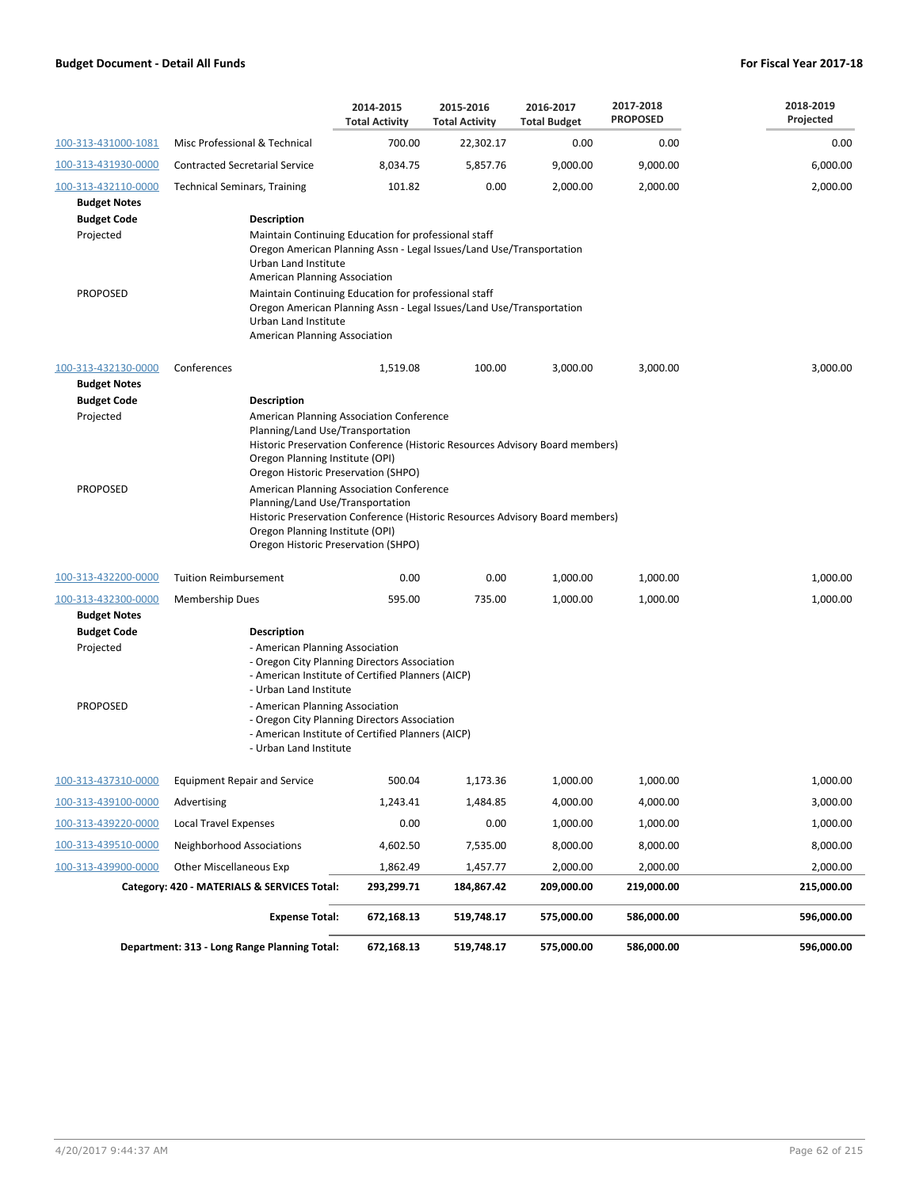| | | 2014-2015 Total Activity | 2015-2016 Total Activity | 2016-2017 Total Budget | 2017-2018 PROPOSED | 2018-2019 Projected |
|---|---|---|---|---|---|---|
| 100-313-431000-1081 | Misc Professional & Technical | 700.00 | 22,302.17 | 0.00 | 0.00 | 0.00 |
| 100-313-431930-0000 | Contracted Secretarial Service | 8,034.75 | 5,857.76 | 9,000.00 | 9,000.00 | 6,000.00 |
| 100-313-432110-0000 | Technical Seminars, Training | 101.82 | 0.00 | 2,000.00 | 2,000.00 | 2,000.00 |

**Budget Notes**

| Budget Code | Description |
|---|---|
| Projected | Maintain Continuing Education for professional staff<br>Oregon American Planning Assn - Legal Issues/Land Use/Transportation<br>Urban Land Institute<br>American Planning Association |
| PROPOSED | Maintain Continuing Education for professional staff<br>Oregon American Planning Assn - Legal Issues/Land Use/Transportation<br>Urban Land Institute<br>American Planning Association |

| | | 2014-2015 Total Activity | 2015-2016 Total Activity | 2016-2017 Total Budget | 2017-2018 PROPOSED | 2018-2019 Projected |
|---|---|---|---|---|---|---|
| 100-313-432130-0000 | Conferences | 1,519.08 | 100.00 | 3,000.00 | 3,000.00 | 3,000.00 |

**Budget Notes**

| Budget Code | Description |
|---|---|
| Projected | American Planning Association Conference<br>Planning/Land Use/Transportation<br>Historic Preservation Conference (Historic Resources Advisory Board members)<br>Oregon Planning Institute (OPI)<br>Oregon Historic Preservation (SHPO) |
| PROPOSED | American Planning Association Conference<br>Planning/Land Use/Transportation<br>Historic Preservation Conference (Historic Resources Advisory Board members)<br>Oregon Planning Institute (OPI)<br>Oregon Historic Preservation (SHPO) |

| | | 2014-2015 Total Activity | 2015-2016 Total Activity | 2016-2017 Total Budget | 2017-2018 PROPOSED | 2018-2019 Projected |
|---|---|---|---|---|---|---|
| 100-313-432200-0000 | Tuition Reimbursement | 0.00 | 0.00 | 1,000.00 | 1,000.00 | 1,000.00 |
| 100-313-432300-0000 | Membership Dues | 595.00 | 735.00 | 1,000.00 | 1,000.00 | 1,000.00 |

**Budget Notes**

| Budget Code | Description |
|---|---|
| Projected | - American Planning Association<br>- Oregon City Planning Directors Association<br>- American Institute of Certified Planners (AICP)<br>- Urban Land Institute |
| PROPOSED | - American Planning Association<br>- Oregon City Planning Directors Association<br>- American Institute of Certified Planners (AICP)<br>- Urban Land Institute |

| | | 2014-2015 Total Activity | 2015-2016 Total Activity | 2016-2017 Total Budget | 2017-2018 PROPOSED | 2018-2019 Projected |
|---|---|---|---|---|---|---|
| 100-313-437310-0000 | Equipment Repair and Service | 500.04 | 1,173.36 | 1,000.00 | 1,000.00 | 1,000.00 |
| 100-313-439100-0000 | Advertising | 1,243.41 | 1,484.85 | 4,000.00 | 4,000.00 | 3,000.00 |
| 100-313-439220-0000 | Local Travel Expenses | 0.00 | 0.00 | 1,000.00 | 1,000.00 | 1,000.00 |
| 100-313-439510-0000 | Neighborhood Associations | 4,602.50 | 7,535.00 | 8,000.00 | 8,000.00 | 8,000.00 |
| 100-313-439900-0000 | Other Miscellaneous Exp | 1,862.49 | 1,457.77 | 2,000.00 | 2,000.00 | 2,000.00 |
| | **Category: 420 - MATERIALS & SERVICES Total:** | **293,299.71** | **184,867.42** | **209,000.00** | **219,000.00** | **215,000.00** |
| | **Expense Total:** | **672,168.13** | **519,748.17** | **575,000.00** | **586,000.00** | **596,000.00** |
| | **Department: 313 - Long Range Planning Total:** | **672,168.13** | **519,748.17** | **575,000.00** | **586,000.00** | **596,000.00** |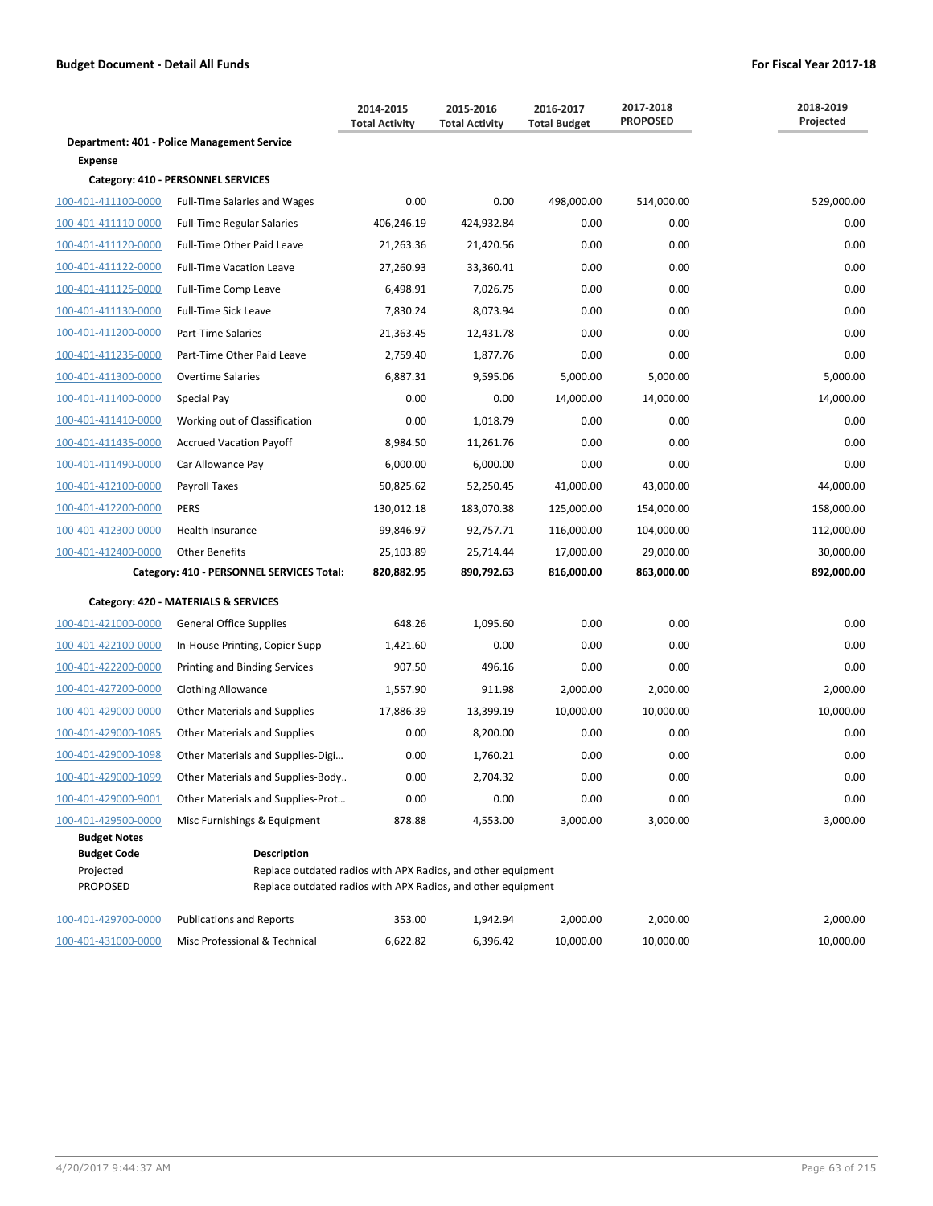**Budget Document - Detail All Funds** | **For Fiscal Year 2017-18**

| | | 2014-2015 Total Activity | 2015-2016 Total Activity | 2016-2017 Total Budget | 2017-2018 PROPOSED | 2018-2019 Projected |
|---|---|---|---|---|---|---|
| **Department: 401 - Police Management Service** | | | | | | |
| **Expense** | | | | | | |
| **Category: 410 - PERSONNEL SERVICES** | | | | | | |
| 100-401-411100-0000 | Full-Time Salaries and Wages | 0.00 | 0.00 | 498,000.00 | 514,000.00 | 529,000.00 |
| 100-401-411110-0000 | Full-Time Regular Salaries | 406,246.19 | 424,932.84 | 0.00 | 0.00 | 0.00 |
| 100-401-411120-0000 | Full-Time Other Paid Leave | 21,263.36 | 21,420.56 | 0.00 | 0.00 | 0.00 |
| 100-401-411122-0000 | Full-Time Vacation Leave | 27,260.93 | 33,360.41 | 0.00 | 0.00 | 0.00 |
| 100-401-411125-0000 | Full-Time Comp Leave | 6,498.91 | 7,026.75 | 0.00 | 0.00 | 0.00 |
| 100-401-411130-0000 | Full-Time Sick Leave | 7,830.24 | 8,073.94 | 0.00 | 0.00 | 0.00 |
| 100-401-411200-0000 | Part-Time Salaries | 21,363.45 | 12,431.78 | 0.00 | 0.00 | 0.00 |
| 100-401-411235-0000 | Part-Time Other Paid Leave | 2,759.40 | 1,877.76 | 0.00 | 0.00 | 0.00 |
| 100-401-411300-0000 | Overtime Salaries | 6,887.31 | 9,595.06 | 5,000.00 | 5,000.00 | 5,000.00 |
| 100-401-411400-0000 | Special Pay | 0.00 | 0.00 | 14,000.00 | 14,000.00 | 14,000.00 |
| 100-401-411410-0000 | Working out of Classification | 0.00 | 1,018.79 | 0.00 | 0.00 | 0.00 |
| 100-401-411435-0000 | Accrued Vacation Payoff | 8,984.50 | 11,261.76 | 0.00 | 0.00 | 0.00 |
| 100-401-411490-0000 | Car Allowance Pay | 6,000.00 | 6,000.00 | 0.00 | 0.00 | 0.00 |
| 100-401-412100-0000 | Payroll Taxes | 50,825.62 | 52,250.45 | 41,000.00 | 43,000.00 | 44,000.00 |
| 100-401-412200-0000 | PERS | 130,012.18 | 183,070.38 | 125,000.00 | 154,000.00 | 158,000.00 |
| 100-401-412300-0000 | Health Insurance | 99,846.97 | 92,757.71 | 116,000.00 | 104,000.00 | 112,000.00 |
| 100-401-412400-0000 | Other Benefits | 25,103.89 | 25,714.44 | 17,000.00 | 29,000.00 | 30,000.00 |
| **Category: 410 - PERSONNEL SERVICES Total:** | | **820,882.95** | **890,792.63** | **816,000.00** | **863,000.00** | **892,000.00** |
| **Category: 420 - MATERIALS & SERVICES** | | | | | | |
| 100-401-421000-0000 | General Office Supplies | 648.26 | 1,095.60 | 0.00 | 0.00 | 0.00 |
| 100-401-422100-0000 | In-House Printing, Copier Supp | 1,421.60 | 0.00 | 0.00 | 0.00 | 0.00 |
| 100-401-422200-0000 | Printing and Binding Services | 907.50 | 496.16 | 0.00 | 0.00 | 0.00 |
| 100-401-427200-0000 | Clothing Allowance | 1,557.90 | 911.98 | 2,000.00 | 2,000.00 | 2,000.00 |
| 100-401-429000-0000 | Other Materials and Supplies | 17,886.39 | 13,399.19 | 10,000.00 | 10,000.00 | 10,000.00 |
| 100-401-429000-1085 | Other Materials and Supplies | 0.00 | 8,200.00 | 0.00 | 0.00 | 0.00 |
| 100-401-429000-1098 | Other Materials and Supplies-Digi… | 0.00 | 1,760.21 | 0.00 | 0.00 | 0.00 |
| 100-401-429000-1099 | Other Materials and Supplies-Body.. | 0.00 | 2,704.32 | 0.00 | 0.00 | 0.00 |
| 100-401-429000-9001 | Other Materials and Supplies-Prot… | 0.00 | 0.00 | 0.00 | 0.00 | 0.00 |
| 100-401-429500-0000 | Misc Furnishings & Equipment | 878.88 | 4,553.00 | 3,000.00 | 3,000.00 | 3,000.00 |

**Budget Notes**

| Budget Code | Description |
|---|---|
| Projected | Replace outdated radios with APX Radios, and other equipment |
| PROPOSED | Replace outdated radios with APX Radios, and other equipment |

| | | 2014-2015 Total Activity | 2015-2016 Total Activity | 2016-2017 Total Budget | 2017-2018 PROPOSED | 2018-2019 Projected |
|---|---|---|---|---|---|---|
| 100-401-429700-0000 | Publications and Reports | 353.00 | 1,942.94 | 2,000.00 | 2,000.00 | 2,000.00 |
| 100-401-431000-0000 | Misc Professional & Technical | 6,622.82 | 6,396.42 | 10,000.00 | 10,000.00 | 10,000.00 |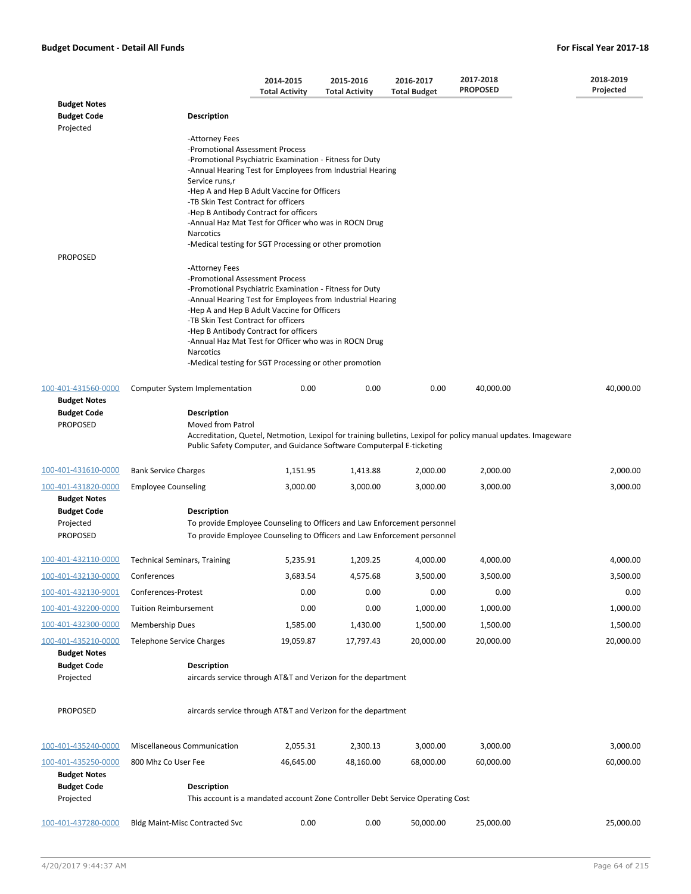**Budget Document - Detail All Funds** — **For Fiscal Year 2017-18**

| | | 2014-2015 Total Activity | 2015-2016 Total Activity | 2016-2017 Total Budget | 2017-2018 PROPOSED | 2018-2019 Projected |
|---|---|---|---|---|---|---|

**Budget Notes**

| Budget Code | Description |
|---|---|
| Projected | -Attorney Fees<br>-Promotional Assessment Process<br>-Promotional Psychiatric Examination - Fitness for Duty<br>-Annual Hearing Test for Employees from Industrial Hearing Service runs,r<br>-Hep A and Hep B Adult Vaccine for Officers<br>-TB Skin Test Contract for officers<br>-Hep B Antibody Contract for officers<br>-Annual Haz Mat Test for Officer who was in ROCN Drug Narcotics<br>-Medical testing for SGT Processing or other promotion |
| PROPOSED | -Attorney Fees<br>-Promotional Assessment Process<br>-Promotional Psychiatric Examination - Fitness for Duty<br>-Annual Hearing Test for Employees from Industrial Hearing<br>-Hep A and Hep B Adult Vaccine for Officers<br>-TB Skin Test Contract for officers<br>-Hep B Antibody Contract for officers<br>-Annual Haz Mat Test for Officer who was in ROCN Drug Narcotics<br>-Medical testing for SGT Processing or other promotion |

| Account | Description | 2014-2015 Total Activity | 2015-2016 Total Activity | 2016-2017 Total Budget | 2017-2018 PROPOSED | 2018-2019 Projected |
|---|---|---|---|---|---|---|
| 100-401-431560-0000 | Computer System Implementation | 0.00 | 0.00 | 0.00 | 40,000.00 | 40,000.00 |

**Budget Notes**

| Budget Code | Description |
|---|---|
| PROPOSED | Moved from Patrol<br>Accreditation, Quetel, Netmotion, Lexipol for training bulletins, Lexipol for policy manual updates. Imageware Public Safety Computer, and Guidance Software Computerpal E-ticketing |

| Account | Description | 2014-2015 Total Activity | 2015-2016 Total Activity | 2016-2017 Total Budget | 2017-2018 PROPOSED | 2018-2019 Projected |
|---|---|---|---|---|---|---|
| 100-401-431610-0000 | Bank Service Charges | 1,151.95 | 1,413.88 | 2,000.00 | 2,000.00 | 2,000.00 |
| 100-401-431820-0000 | Employee Counseling | 3,000.00 | 3,000.00 | 3,000.00 | 3,000.00 | 3,000.00 |

**Budget Notes**

| Budget Code | Description |
|---|---|
| Projected | To provide Employee Counseling to Officers and Law Enforcement personnel |
| PROPOSED | To provide Employee Counseling to Officers and Law Enforcement personnel |

| Account | Description | 2014-2015 Total Activity | 2015-2016 Total Activity | 2016-2017 Total Budget | 2017-2018 PROPOSED | 2018-2019 Projected |
|---|---|---|---|---|---|---|
| 100-401-432110-0000 | Technical Seminars, Training | 5,235.91 | 1,209.25 | 4,000.00 | 4,000.00 | 4,000.00 |
| 100-401-432130-0000 | Conferences | 3,683.54 | 4,575.68 | 3,500.00 | 3,500.00 | 3,500.00 |
| 100-401-432130-9001 | Conferences-Protest | 0.00 | 0.00 | 0.00 | 0.00 | 0.00 |
| 100-401-432200-0000 | Tuition Reimbursement | 0.00 | 0.00 | 1,000.00 | 1,000.00 | 1,000.00 |
| 100-401-432300-0000 | Membership Dues | 1,585.00 | 1,430.00 | 1,500.00 | 1,500.00 | 1,500.00 |
| 100-401-435210-0000 | Telephone Service Charges | 19,059.87 | 17,797.43 | 20,000.00 | 20,000.00 | 20,000.00 |

**Budget Notes**

| Budget Code | Description |
|---|---|
| Projected | aircards service through AT&T and Verizon for the department |
| PROPOSED | aircards service through AT&T and Verizon for the department |

| Account | Description | 2014-2015 Total Activity | 2015-2016 Total Activity | 2016-2017 Total Budget | 2017-2018 PROPOSED | 2018-2019 Projected |
|---|---|---|---|---|---|---|
| 100-401-435240-0000 | Miscellaneous Communication | 2,055.31 | 2,300.13 | 3,000.00 | 3,000.00 | 3,000.00 |
| 100-401-435250-0000 | 800 Mhz Co User Fee | 46,645.00 | 48,160.00 | 68,000.00 | 60,000.00 | 60,000.00 |

**Budget Notes**

| Budget Code | Description |
|---|---|
| Projected | This account is a mandated account Zone Controller Debt Service Operating Cost |

| Account | Description | 2014-2015 Total Activity | 2015-2016 Total Activity | 2016-2017 Total Budget | 2017-2018 PROPOSED | 2018-2019 Projected |
|---|---|---|---|---|---|---|
| 100-401-437280-0000 | Bldg Maint-Misc Contracted Svc | 0.00 | 0.00 | 50,000.00 | 25,000.00 | 25,000.00 |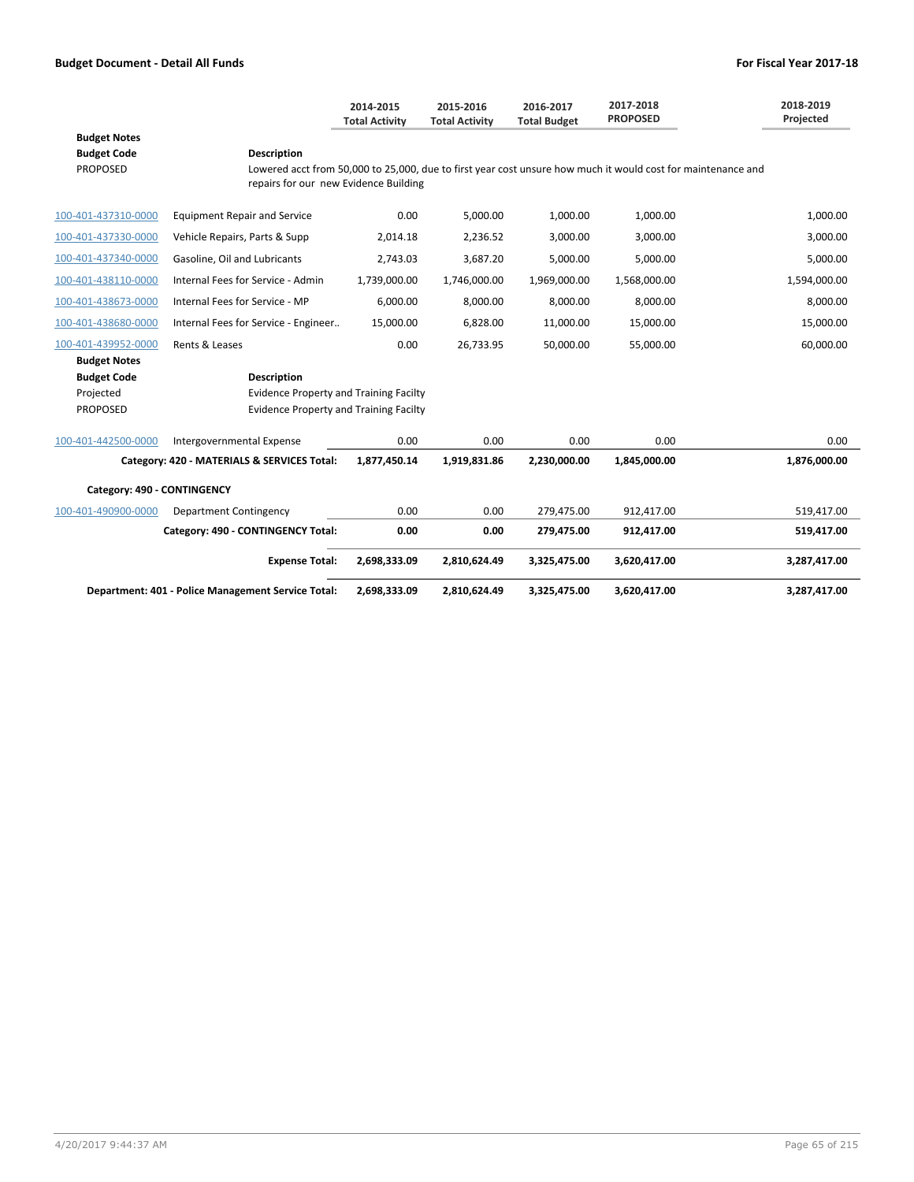| | | 2014-2015 Total Activity | 2015-2016 Total Activity | 2016-2017 Total Budget | 2017-2018 PROPOSED | 2018-2019 Projected |
|---|---|---|---|---|---|---|
| **Budget Notes** | | | | | | |
| **Budget Code** | **Description** | | | | | |
| PROPOSED | Lowered acct from 50,000 to 25,000, due to first year cost unsure how much it would cost for maintenance and repairs for our new Evidence Building | | | | | |
| 100-401-437310-0000 | Equipment Repair and Service | 0.00 | 5,000.00 | 1,000.00 | 1,000.00 | 1,000.00 |
| 100-401-437330-0000 | Vehicle Repairs, Parts & Supp | 2,014.18 | 2,236.52 | 3,000.00 | 3,000.00 | 3,000.00 |
| 100-401-437340-0000 | Gasoline, Oil and Lubricants | 2,743.03 | 3,687.20 | 5,000.00 | 5,000.00 | 5,000.00 |
| 100-401-438110-0000 | Internal Fees for Service - Admin | 1,739,000.00 | 1,746,000.00 | 1,969,000.00 | 1,568,000.00 | 1,594,000.00 |
| 100-401-438673-0000 | Internal Fees for Service - MP | 6,000.00 | 8,000.00 | 8,000.00 | 8,000.00 | 8,000.00 |
| 100-401-438680-0000 | Internal Fees for Service - Engineer.. | 15,000.00 | 6,828.00 | 11,000.00 | 15,000.00 | 15,000.00 |
| 100-401-439952-0000 | Rents & Leases | 0.00 | 26,733.95 | 50,000.00 | 55,000.00 | 60,000.00 |
| **Budget Notes** | | | | | | |
| **Budget Code** | **Description** | | | | | |
| Projected | Evidence Property and Training Facilty | | | | | |
| PROPOSED | Evidence Property and Training Facilty | | | | | |
| 100-401-442500-0000 | Intergovernmental Expense | 0.00 | 0.00 | 0.00 | 0.00 | 0.00 |
| | **Category: 420 - MATERIALS & SERVICES Total:** | **1,877,450.14** | **1,919,831.86** | **2,230,000.00** | **1,845,000.00** | **1,876,000.00** |
| **Category: 490 - CONTINGENCY** | | | | | | |
| 100-401-490900-0000 | Department Contingency | 0.00 | 0.00 | 279,475.00 | 912,417.00 | 519,417.00 |
| | **Category: 490 - CONTINGENCY Total:** | **0.00** | **0.00** | **279,475.00** | **912,417.00** | **519,417.00** |
| | **Expense Total:** | **2,698,333.09** | **2,810,624.49** | **3,325,475.00** | **3,620,417.00** | **3,287,417.00** |
| | **Department: 401 - Police Management Service Total:** | **2,698,333.09** | **2,810,624.49** | **3,325,475.00** | **3,620,417.00** | **3,287,417.00** |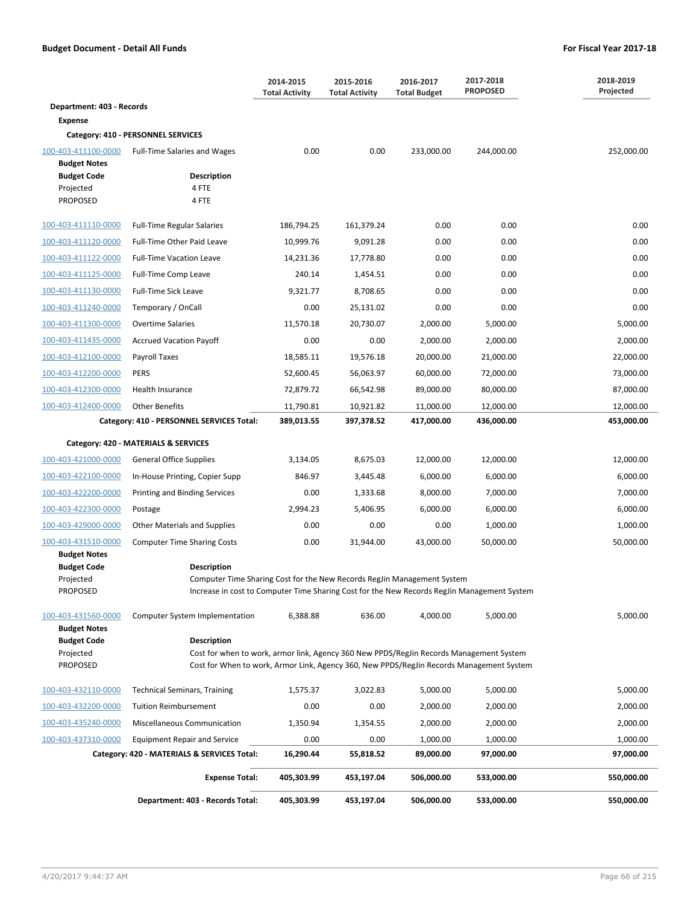**Budget Document - Detail All Funds** — **For Fiscal Year 2017-18**

| | | 2014-2015 Total Activity | 2015-2016 Total Activity | 2016-2017 Total Budget | 2017-2018 PROPOSED | 2018-2019 Projected |
|---|---|---|---|---|---|---|
| **Department: 403 - Records** | | | | | | |
| **Expense** | | | | | | |
| **Category: 410 - PERSONNEL SERVICES** | | | | | | |
| 100-403-411100-0000 | Full-Time Salaries and Wages | 0.00 | 0.00 | 233,000.00 | 244,000.00 | 252,000.00 |

**Budget Notes**

| Budget Code | Description |
|---|---|
| Projected | 4 FTE |
| PROPOSED | 4 FTE |

| | | 2014-2015 Total Activity | 2015-2016 Total Activity | 2016-2017 Total Budget | 2017-2018 PROPOSED | 2018-2019 Projected |
|---|---|---|---|---|---|---|
| 100-403-411110-0000 | Full-Time Regular Salaries | 186,794.25 | 161,379.24 | 0.00 | 0.00 | 0.00 |
| 100-403-411120-0000 | Full-Time Other Paid Leave | 10,999.76 | 9,091.28 | 0.00 | 0.00 | 0.00 |
| 100-403-411122-0000 | Full-Time Vacation Leave | 14,231.36 | 17,778.80 | 0.00 | 0.00 | 0.00 |
| 100-403-411125-0000 | Full-Time Comp Leave | 240.14 | 1,454.51 | 0.00 | 0.00 | 0.00 |
| 100-403-411130-0000 | Full-Time Sick Leave | 9,321.77 | 8,708.65 | 0.00 | 0.00 | 0.00 |
| 100-403-411240-0000 | Temporary / OnCall | 0.00 | 25,131.02 | 0.00 | 0.00 | 0.00 |
| 100-403-411300-0000 | Overtime Salaries | 11,570.18 | 20,730.07 | 2,000.00 | 5,000.00 | 5,000.00 |
| 100-403-411435-0000 | Accrued Vacation Payoff | 0.00 | 0.00 | 2,000.00 | 2,000.00 | 2,000.00 |
| 100-403-412100-0000 | Payroll Taxes | 18,585.11 | 19,576.18 | 20,000.00 | 21,000.00 | 22,000.00 |
| 100-403-412200-0000 | PERS | 52,600.45 | 56,063.97 | 60,000.00 | 72,000.00 | 73,000.00 |
| 100-403-412300-0000 | Health Insurance | 72,879.72 | 66,542.98 | 89,000.00 | 80,000.00 | 87,000.00 |
| 100-403-412400-0000 | Other Benefits | 11,790.81 | 10,921.82 | 11,000.00 | 12,000.00 | 12,000.00 |
| | **Category: 410 - PERSONNEL SERVICES Total:** | **389,013.55** | **397,378.52** | **417,000.00** | **436,000.00** | **453,000.00** |
| **Category: 420 - MATERIALS & SERVICES** | | | | | | |
| 100-403-421000-0000 | General Office Supplies | 3,134.05 | 8,675.03 | 12,000.00 | 12,000.00 | 12,000.00 |
| 100-403-422100-0000 | In-House Printing, Copier Supp | 846.97 | 3,445.48 | 6,000.00 | 6,000.00 | 6,000.00 |
| 100-403-422200-0000 | Printing and Binding Services | 0.00 | 1,333.68 | 8,000.00 | 7,000.00 | 7,000.00 |
| 100-403-422300-0000 | Postage | 2,994.23 | 5,406.95 | 6,000.00 | 6,000.00 | 6,000.00 |
| 100-403-429000-0000 | Other Materials and Supplies | 0.00 | 0.00 | 0.00 | 1,000.00 | 1,000.00 |
| 100-403-431510-0000 | Computer Time Sharing Costs | 0.00 | 31,944.00 | 43,000.00 | 50,000.00 | 50,000.00 |

**Budget Notes**

| Budget Code | Description |
|---|---|
| Projected | Computer Time Sharing Cost for the New Records RegJin Management System |
| PROPOSED | Increase in cost to Computer Time Sharing Cost for the New Records RegJin Management System |

| | | 2014-2015 Total Activity | 2015-2016 Total Activity | 2016-2017 Total Budget | 2017-2018 PROPOSED | 2018-2019 Projected |
|---|---|---|---|---|---|---|
| 100-403-431560-0000 | Computer System Implementation | 6,388.88 | 636.00 | 4,000.00 | 5,000.00 | 5,000.00 |

**Budget Notes**

| Budget Code | Description |
|---|---|
| Projected | Cost for when to work, armor link, Agency 360 New PPDS/RegJin Records Management System |
| PROPOSED | Cost for When to work, Armor Link, Agency 360, New PPDS/RegJin Records Management System |

| | | 2014-2015 Total Activity | 2015-2016 Total Activity | 2016-2017 Total Budget | 2017-2018 PROPOSED | 2018-2019 Projected |
|---|---|---|---|---|---|---|
| 100-403-432110-0000 | Technical Seminars, Training | 1,575.37 | 3,022.83 | 5,000.00 | 5,000.00 | 5,000.00 |
| 100-403-432200-0000 | Tuition Reimbursement | 0.00 | 0.00 | 2,000.00 | 2,000.00 | 2,000.00 |
| 100-403-435240-0000 | Miscellaneous Communication | 1,350.94 | 1,354.55 | 2,000.00 | 2,000.00 | 2,000.00 |
| 100-403-437310-0000 | Equipment Repair and Service | 0.00 | 0.00 | 1,000.00 | 1,000.00 | 1,000.00 |
| | **Category: 420 - MATERIALS & SERVICES Total:** | **16,290.44** | **55,818.52** | **89,000.00** | **97,000.00** | **97,000.00** |
| | **Expense Total:** | **405,303.99** | **453,197.04** | **506,000.00** | **533,000.00** | **550,000.00** |
| | **Department: 403 - Records Total:** | **405,303.99** | **453,197.04** | **506,000.00** | **533,000.00** | **550,000.00** |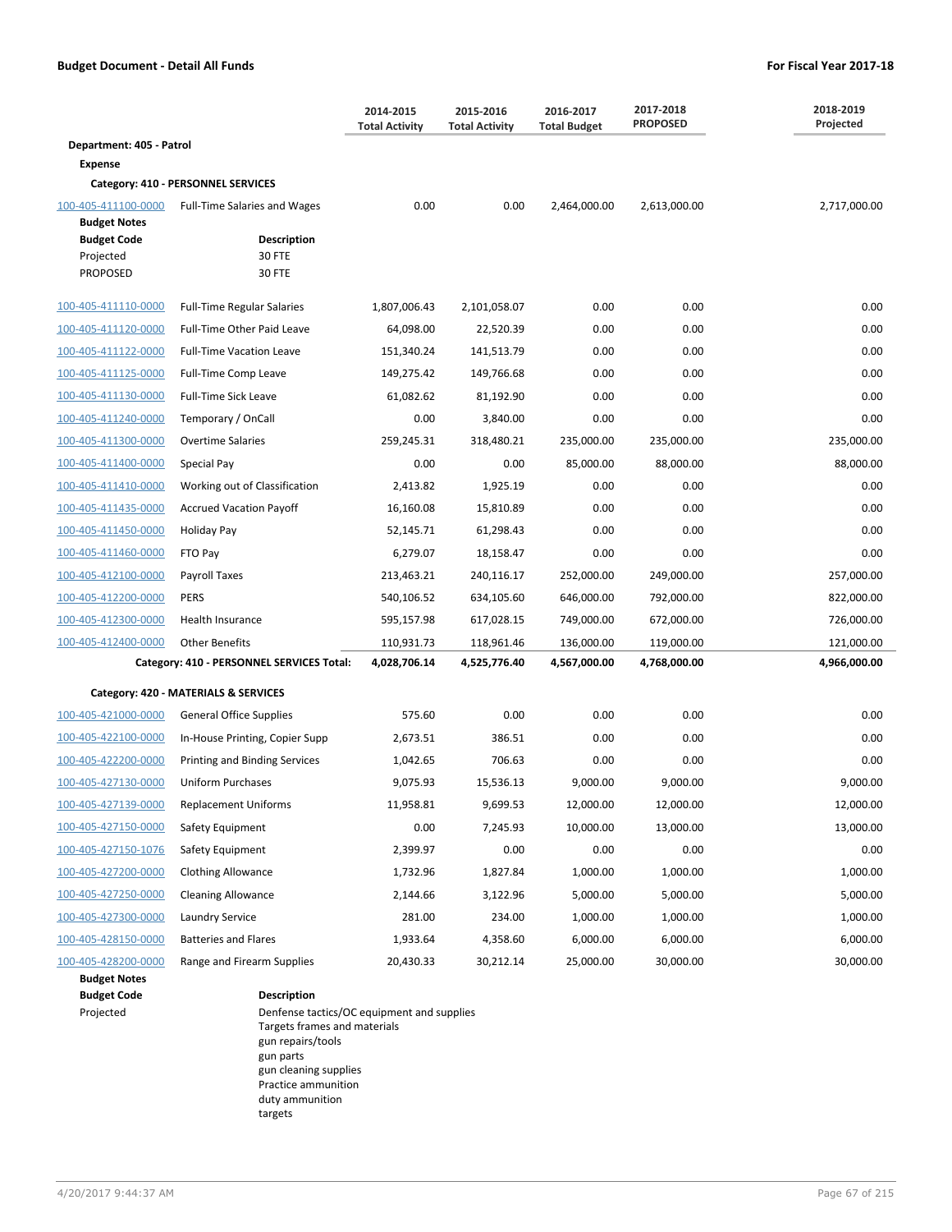**Budget Document - Detail All Funds** **For Fiscal Year 2017-18**

| | | 2014-2015 Total Activity | 2015-2016 Total Activity | 2016-2017 Total Budget | 2017-2018 PROPOSED | 2018-2019 Projected |
|---|---|---|---|---|---|---|
| **Department: 405 - Patrol** | | | | | | |
| **Expense** | | | | | | |
| **Category: 410 - PERSONNEL SERVICES** | | | | | | |
| 100-405-411100-0000 | Full-Time Salaries and Wages | 0.00 | 0.00 | 2,464,000.00 | 2,613,000.00 | 2,717,000.00 |
| **Budget Notes** | | | | | | |
| **Budget Code** | **Description** | | | | | |
| Projected | 30 FTE | | | | | |
| PROPOSED | 30 FTE | | | | | |
| 100-405-411110-0000 | Full-Time Regular Salaries | 1,807,006.43 | 2,101,058.07 | 0.00 | 0.00 | 0.00 |
| 100-405-411120-0000 | Full-Time Other Paid Leave | 64,098.00 | 22,520.39 | 0.00 | 0.00 | 0.00 |
| 100-405-411122-0000 | Full-Time Vacation Leave | 151,340.24 | 141,513.79 | 0.00 | 0.00 | 0.00 |
| 100-405-411125-0000 | Full-Time Comp Leave | 149,275.42 | 149,766.68 | 0.00 | 0.00 | 0.00 |
| 100-405-411130-0000 | Full-Time Sick Leave | 61,082.62 | 81,192.90 | 0.00 | 0.00 | 0.00 |
| 100-405-411240-0000 | Temporary / OnCall | 0.00 | 3,840.00 | 0.00 | 0.00 | 0.00 |
| 100-405-411300-0000 | Overtime Salaries | 259,245.31 | 318,480.21 | 235,000.00 | 235,000.00 | 235,000.00 |
| 100-405-411400-0000 | Special Pay | 0.00 | 0.00 | 85,000.00 | 88,000.00 | 88,000.00 |
| 100-405-411410-0000 | Working out of Classification | 2,413.82 | 1,925.19 | 0.00 | 0.00 | 0.00 |
| 100-405-411435-0000 | Accrued Vacation Payoff | 16,160.08 | 15,810.89 | 0.00 | 0.00 | 0.00 |
| 100-405-411450-0000 | Holiday Pay | 52,145.71 | 61,298.43 | 0.00 | 0.00 | 0.00 |
| 100-405-411460-0000 | FTO Pay | 6,279.07 | 18,158.47 | 0.00 | 0.00 | 0.00 |
| 100-405-412100-0000 | Payroll Taxes | 213,463.21 | 240,116.17 | 252,000.00 | 249,000.00 | 257,000.00 |
| 100-405-412200-0000 | PERS | 540,106.52 | 634,105.60 | 646,000.00 | 792,000.00 | 822,000.00 |
| 100-405-412300-0000 | Health Insurance | 595,157.98 | 617,028.15 | 749,000.00 | 672,000.00 | 726,000.00 |
| 100-405-412400-0000 | Other Benefits | 110,931.73 | 118,961.46 | 136,000.00 | 119,000.00 | 121,000.00 |
| | **Category: 410 - PERSONNEL SERVICES Total:** | **4,028,706.14** | **4,525,776.40** | **4,567,000.00** | **4,768,000.00** | **4,966,000.00** |
| **Category: 420 - MATERIALS & SERVICES** | | | | | | |
| 100-405-421000-0000 | General Office Supplies | 575.60 | 0.00 | 0.00 | 0.00 | 0.00 |
| 100-405-422100-0000 | In-House Printing, Copier Supp | 2,673.51 | 386.51 | 0.00 | 0.00 | 0.00 |
| 100-405-422200-0000 | Printing and Binding Services | 1,042.65 | 706.63 | 0.00 | 0.00 | 0.00 |
| 100-405-427130-0000 | Uniform Purchases | 9,075.93 | 15,536.13 | 9,000.00 | 9,000.00 | 9,000.00 |
| 100-405-427139-0000 | Replacement Uniforms | 11,958.81 | 9,699.53 | 12,000.00 | 12,000.00 | 12,000.00 |
| 100-405-427150-0000 | Safety Equipment | 0.00 | 7,245.93 | 10,000.00 | 13,000.00 | 13,000.00 |
| 100-405-427150-1076 | Safety Equipment | 2,399.97 | 0.00 | 0.00 | 0.00 | 0.00 |
| 100-405-427200-0000 | Clothing Allowance | 1,732.96 | 1,827.84 | 1,000.00 | 1,000.00 | 1,000.00 |
| 100-405-427250-0000 | Cleaning Allowance | 2,144.66 | 3,122.96 | 5,000.00 | 5,000.00 | 5,000.00 |
| 100-405-427300-0000 | Laundry Service | 281.00 | 234.00 | 1,000.00 | 1,000.00 | 1,000.00 |
| 100-405-428150-0000 | Batteries and Flares | 1,933.64 | 4,358.60 | 6,000.00 | 6,000.00 | 6,000.00 |
| 100-405-428200-0000 | Range and Firearm Supplies | 20,430.33 | 30,212.14 | 25,000.00 | 30,000.00 | 30,000.00 |

**Budget Notes**

| Budget Code | Description |
|---|---|
| Projected | Denfense tactics/OC equipment and supplies<br>Targets frames and materials<br>gun repairs/tools<br>gun parts<br>gun cleaning supplies<br>Practice ammunition<br>duty ammunition<br>targets |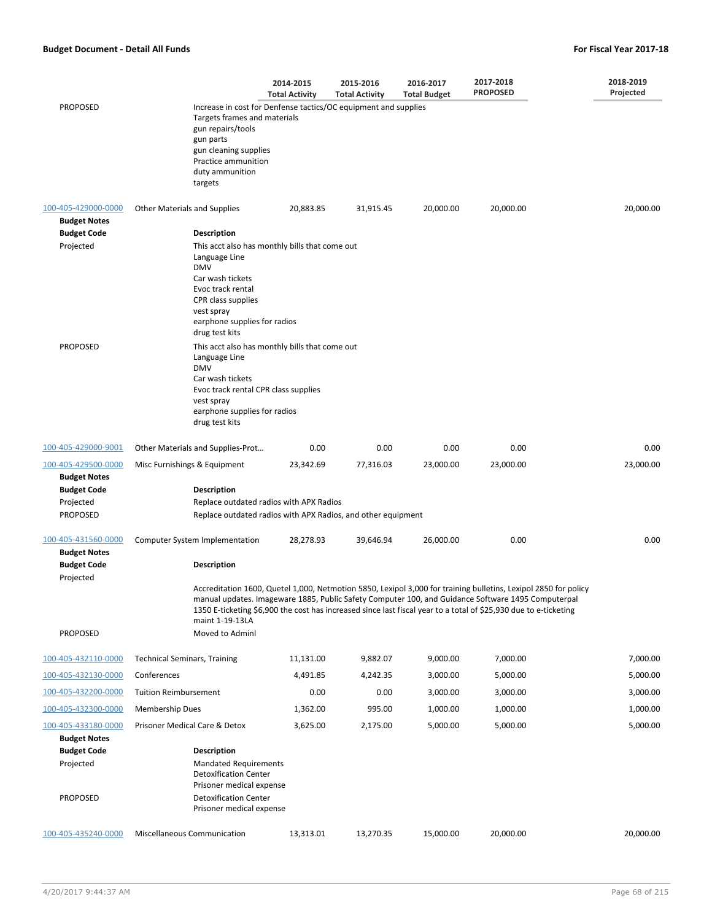| | | 2014-2015 Total Activity | 2015-2016 Total Activity | 2016-2017 Total Budget | 2017-2018 PROPOSED | 2018-2019 Projected |
|---|---|---|---|---|---|---|
| PROPOSED | Increase in cost for Denfense tactics/OC equipment and supplies<br>Targets frames and materials<br>gun repairs/tools<br>gun parts<br>gun cleaning supplies<br>Practice ammunition<br>duty ammunition<br>targets | | | | | |
| 100-405-429000-0000 | Other Materials and Supplies | 20,883.85 | 31,915.45 | 20,000.00 | 20,000.00 | 20,000.00 |
| **Budget Notes** | | | | | | |
| **Budget Code** | **Description** | | | | | |
| Projected | This acct also has monthly bills that come out<br>Language Line<br>DMV<br>Car wash tickets<br>Evoc track rental<br>CPR class supplies<br>vest spray<br>earphone supplies for radios<br>drug test kits | | | | | |
| PROPOSED | This acct also has monthly bills that come out<br>Language Line<br>DMV<br>Car wash tickets<br>Evoc track rental CPR class supplies<br>vest spray<br>earphone supplies for radios<br>drug test kits | | | | | |
| 100-405-429000-9001 | Other Materials and Supplies-Prot… | 0.00 | 0.00 | 0.00 | 0.00 | 0.00 |
| 100-405-429500-0000 | Misc Furnishings & Equipment | 23,342.69 | 77,316.03 | 23,000.00 | 23,000.00 | 23,000.00 |
| **Budget Notes** | | | | | | |
| **Budget Code** | **Description** | | | | | |
| Projected | Replace outdated radios with APX Radios | | | | | |
| PROPOSED | Replace outdated radios with APX Radios, and other equipment | | | | | |
| 100-405-431560-0000 | Computer System Implementation | 28,278.93 | 39,646.94 | 26,000.00 | 0.00 | 0.00 |
| **Budget Notes** | | | | | | |
| **Budget Code** | **Description** | | | | | |
| Projected | Accreditation 1600, Quetel 1,000, Netmotion 5850, Lexipol 3,000 for training bulletins, Lexipol 2850 for policy manual updates. Imageware 1885, Public Safety Computer 100, and Guidance Software 1495 Computerpal 1350 E-ticketing $6,900 the cost has increased since last fiscal year to a total of $25,930 due to e-ticketing maint 1-19-13LA | | | | | |
| PROPOSED | Moved to Adminl | | | | | |
| 100-405-432110-0000 | Technical Seminars, Training | 11,131.00 | 9,882.07 | 9,000.00 | 7,000.00 | 7,000.00 |
| 100-405-432130-0000 | Conferences | 4,491.85 | 4,242.35 | 3,000.00 | 5,000.00 | 5,000.00 |
| 100-405-432200-0000 | Tuition Reimbursement | 0.00 | 0.00 | 3,000.00 | 3,000.00 | 3,000.00 |
| 100-405-432300-0000 | Membership Dues | 1,362.00 | 995.00 | 1,000.00 | 1,000.00 | 1,000.00 |
| 100-405-433180-0000 | Prisoner Medical Care & Detox | 3,625.00 | 2,175.00 | 5,000.00 | 5,000.00 | 5,000.00 |
| **Budget Notes** | | | | | | |
| **Budget Code** | **Description** | | | | | |
| Projected | Mandated Requirements<br>Detoxification Center<br>Prisoner medical expense | | | | | |
| PROPOSED | Detoxification Center<br>Prisoner medical expense | | | | | |
| 100-405-435240-0000 | Miscellaneous Communication | 13,313.01 | 13,270.35 | 15,000.00 | 20,000.00 | 20,000.00 |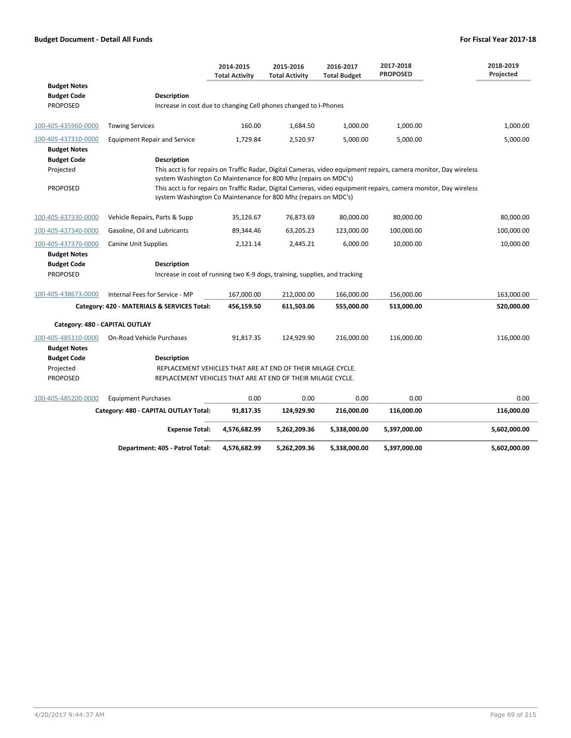**Budget Document - Detail All Funds** **For Fiscal Year 2017-18**

| | | 2014-2015 Total Activity | 2015-2016 Total Activity | 2016-2017 Total Budget | 2017-2018 PROPOSED | 2018-2019 Projected |
|---|---|---|---|---|---|---|
| **Budget Notes** | | | | | | |
| **Budget Code** | **Description** | | | | | |
| PROPOSED | Increase in cost due to changing Cell phones changed to I-Phones | | | | | |
| 100-405-435960-0000 | Towing Services | 160.00 | 1,684.50 | 1,000.00 | 1,000.00 | 1,000.00 |
| 100-405-437310-0000 | Equipment Repair and Service | 1,729.84 | 2,520.97 | 5,000.00 | 5,000.00 | 5,000.00 |
| **Budget Notes** | | | | | | |
| **Budget Code** | **Description** | | | | | |
| Projected | This acct is for repairs on Traffic Radar, Digital Cameras, video equipment repairs, camera monitor, Day wireless system Washington Co Maintenance for 800 Mhz (repairs on MDC's) | | | | | |
| PROPOSED | This acct is for repairs on Traffic Radar, Digital Cameras, video equipment repairs, camera monitor, Day wireless system Washington Co Maintenance for 800 Mhz (repairs on MDC's) | | | | | |
| 100-405-437330-0000 | Vehicle Repairs, Parts & Supp | 35,126.67 | 76,873.69 | 80,000.00 | 80,000.00 | 80,000.00 |
| 100-405-437340-0000 | Gasoline, Oil and Lubricants | 89,344.46 | 63,205.23 | 123,000.00 | 100,000.00 | 100,000.00 |
| 100-405-437370-0000 | Canine Unit Supplies | 2,121.14 | 2,445.21 | 6,000.00 | 10,000.00 | 10,000.00 |
| **Budget Notes** | | | | | | |
| **Budget Code** | **Description** | | | | | |
| PROPOSED | Increase in cost of running two K-9 dogs, training, supplies, and tracking | | | | | |
| 100-405-438673-0000 | Internal Fees for Service - MP | 167,000.00 | 212,000.00 | 166,000.00 | 156,000.00 | 163,000.00 |
| | **Category: 420 - MATERIALS & SERVICES Total:** | **456,159.50** | **611,503.06** | **555,000.00** | **513,000.00** | **520,000.00** |
| **Category: 480 - CAPITAL OUTLAY** | | | | | | |
| 100-405-485110-0000 | On-Road Vehicle Purchases | 91,817.35 | 124,929.90 | 216,000.00 | 116,000.00 | 116,000.00 |
| **Budget Notes** | | | | | | |
| **Budget Code** | **Description** | | | | | |
| Projected | REPLACEMENT VEHICLES THAT ARE AT END OF THEIR MILAGE CYCLE. | | | | | |
| PROPOSED | REPLACEMENT VEHICLES THAT ARE AT END OF THEIR MILAGE CYCLE. | | | | | |
| 100-405-485200-0000 | Equipment Purchases | 0.00 | 0.00 | 0.00 | 0.00 | 0.00 |
| | **Category: 480 - CAPITAL OUTLAY Total:** | **91,817.35** | **124,929.90** | **216,000.00** | **116,000.00** | **116,000.00** |
| | **Expense Total:** | **4,576,682.99** | **5,262,209.36** | **5,338,000.00** | **5,397,000.00** | **5,602,000.00** |
| | **Department: 405 - Patrol Total:** | **4,576,682.99** | **5,262,209.36** | **5,338,000.00** | **5,397,000.00** | **5,602,000.00** |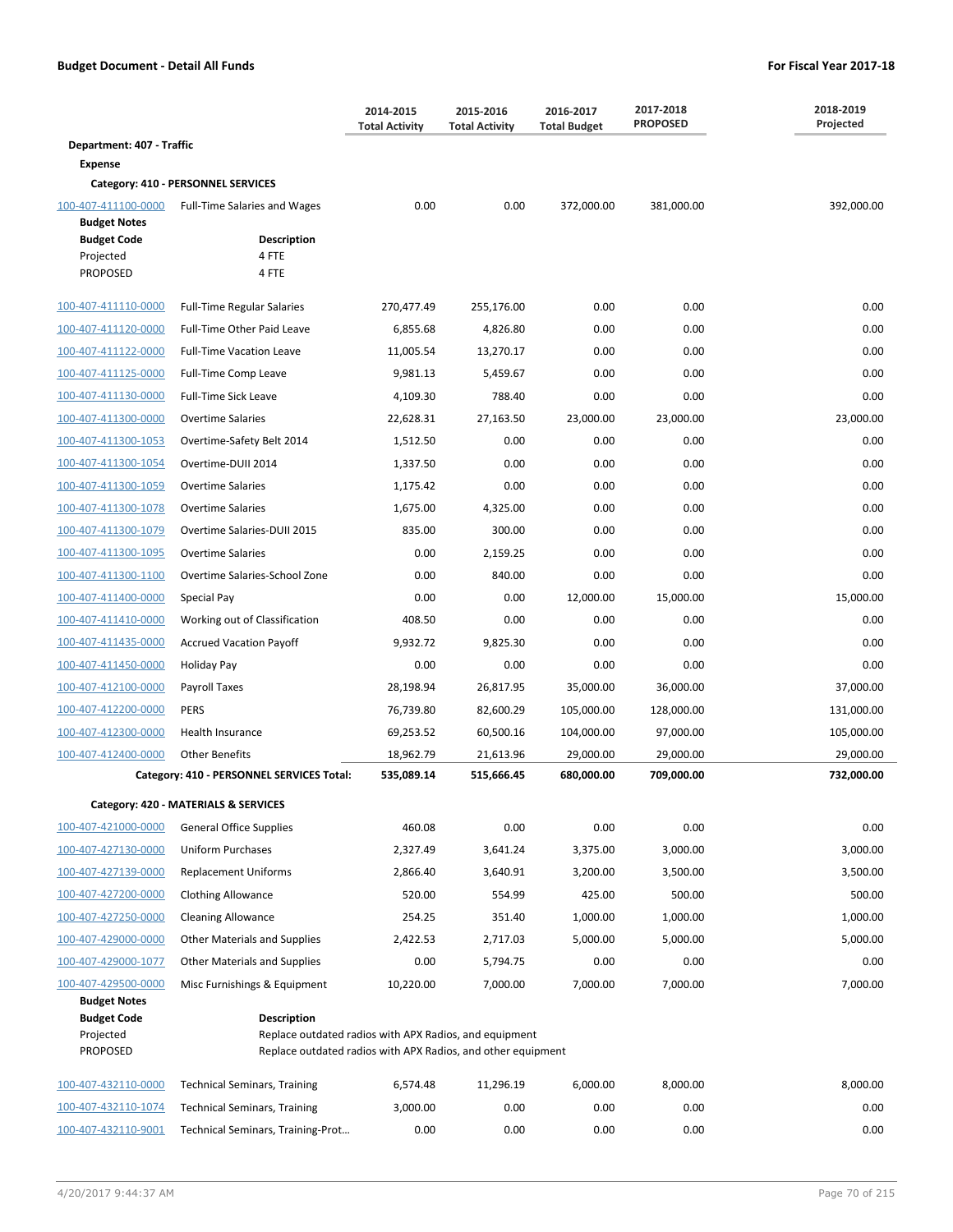**Budget Document - Detail All Funds** | **For Fiscal Year 2017-18**

| | | 2014-2015 Total Activity | 2015-2016 Total Activity | 2016-2017 Total Budget | 2017-2018 PROPOSED | 2018-2019 Projected |
|---|---|---|---|---|---|---|
| **Department: 407 - Traffic** | | | | | | |
| **Expense** | | | | | | |
| **Category: 410 - PERSONNEL SERVICES** | | | | | | |
| 100-407-411100-0000 | Full-Time Salaries and Wages | 0.00 | 0.00 | 372,000.00 | 381,000.00 | 392,000.00 |
| **Budget Notes** | | | | | | |
| **Budget Code** | **Description** | | | | | |
| Projected | 4 FTE | | | | | |
| PROPOSED | 4 FTE | | | | | |
| 100-407-411110-0000 | Full-Time Regular Salaries | 270,477.49 | 255,176.00 | 0.00 | 0.00 | 0.00 |
| 100-407-411120-0000 | Full-Time Other Paid Leave | 6,855.68 | 4,826.80 | 0.00 | 0.00 | 0.00 |
| 100-407-411122-0000 | Full-Time Vacation Leave | 11,005.54 | 13,270.17 | 0.00 | 0.00 | 0.00 |
| 100-407-411125-0000 | Full-Time Comp Leave | 9,981.13 | 5,459.67 | 0.00 | 0.00 | 0.00 |
| 100-407-411130-0000 | Full-Time Sick Leave | 4,109.30 | 788.40 | 0.00 | 0.00 | 0.00 |
| 100-407-411300-0000 | Overtime Salaries | 22,628.31 | 27,163.50 | 23,000.00 | 23,000.00 | 23,000.00 |
| 100-407-411300-1053 | Overtime-Safety Belt 2014 | 1,512.50 | 0.00 | 0.00 | 0.00 | 0.00 |
| 100-407-411300-1054 | Overtime-DUII 2014 | 1,337.50 | 0.00 | 0.00 | 0.00 | 0.00 |
| 100-407-411300-1059 | Overtime Salaries | 1,175.42 | 0.00 | 0.00 | 0.00 | 0.00 |
| 100-407-411300-1078 | Overtime Salaries | 1,675.00 | 4,325.00 | 0.00 | 0.00 | 0.00 |
| 100-407-411300-1079 | Overtime Salaries-DUII 2015 | 835.00 | 300.00 | 0.00 | 0.00 | 0.00 |
| 100-407-411300-1095 | Overtime Salaries | 0.00 | 2,159.25 | 0.00 | 0.00 | 0.00 |
| 100-407-411300-1100 | Overtime Salaries-School Zone | 0.00 | 840.00 | 0.00 | 0.00 | 0.00 |
| 100-407-411400-0000 | Special Pay | 0.00 | 0.00 | 12,000.00 | 15,000.00 | 15,000.00 |
| 100-407-411410-0000 | Working out of Classification | 408.50 | 0.00 | 0.00 | 0.00 | 0.00 |
| 100-407-411435-0000 | Accrued Vacation Payoff | 9,932.72 | 9,825.30 | 0.00 | 0.00 | 0.00 |
| 100-407-411450-0000 | Holiday Pay | 0.00 | 0.00 | 0.00 | 0.00 | 0.00 |
| 100-407-412100-0000 | Payroll Taxes | 28,198.94 | 26,817.95 | 35,000.00 | 36,000.00 | 37,000.00 |
| 100-407-412200-0000 | PERS | 76,739.80 | 82,600.29 | 105,000.00 | 128,000.00 | 131,000.00 |
| 100-407-412300-0000 | Health Insurance | 69,253.52 | 60,500.16 | 104,000.00 | 97,000.00 | 105,000.00 |
| 100-407-412400-0000 | Other Benefits | 18,962.79 | 21,613.96 | 29,000.00 | 29,000.00 | 29,000.00 |
| | **Category: 410 - PERSONNEL SERVICES Total:** | **535,089.14** | **515,666.45** | **680,000.00** | **709,000.00** | **732,000.00** |
| **Category: 420 - MATERIALS & SERVICES** | | | | | | |
| 100-407-421000-0000 | General Office Supplies | 460.08 | 0.00 | 0.00 | 0.00 | 0.00 |
| 100-407-427130-0000 | Uniform Purchases | 2,327.49 | 3,641.24 | 3,375.00 | 3,000.00 | 3,000.00 |
| 100-407-427139-0000 | Replacement Uniforms | 2,866.40 | 3,640.91 | 3,200.00 | 3,500.00 | 3,500.00 |
| 100-407-427200-0000 | Clothing Allowance | 520.00 | 554.99 | 425.00 | 500.00 | 500.00 |
| 100-407-427250-0000 | Cleaning Allowance | 254.25 | 351.40 | 1,000.00 | 1,000.00 | 1,000.00 |
| 100-407-429000-0000 | Other Materials and Supplies | 2,422.53 | 2,717.03 | 5,000.00 | 5,000.00 | 5,000.00 |
| 100-407-429000-1077 | Other Materials and Supplies | 0.00 | 5,794.75 | 0.00 | 0.00 | 0.00 |
| 100-407-429500-0000 | Misc Furnishings & Equipment | 10,220.00 | 7,000.00 | 7,000.00 | 7,000.00 | 7,000.00 |
| **Budget Notes** | | | | | | |
| **Budget Code** | **Description** | | | | | |
| Projected | Replace outdated radios with APX Radios, and equipment | | | | | |
| PROPOSED | Replace outdated radios with APX Radios, and other equipment | | | | | |
| 100-407-432110-0000 | Technical Seminars, Training | 6,574.48 | 11,296.19 | 6,000.00 | 8,000.00 | 8,000.00 |
| 100-407-432110-1074 | Technical Seminars, Training | 3,000.00 | 0.00 | 0.00 | 0.00 | 0.00 |
| 100-407-432110-9001 | Technical Seminars, Training-Prot... | 0.00 | 0.00 | 0.00 | 0.00 | 0.00 |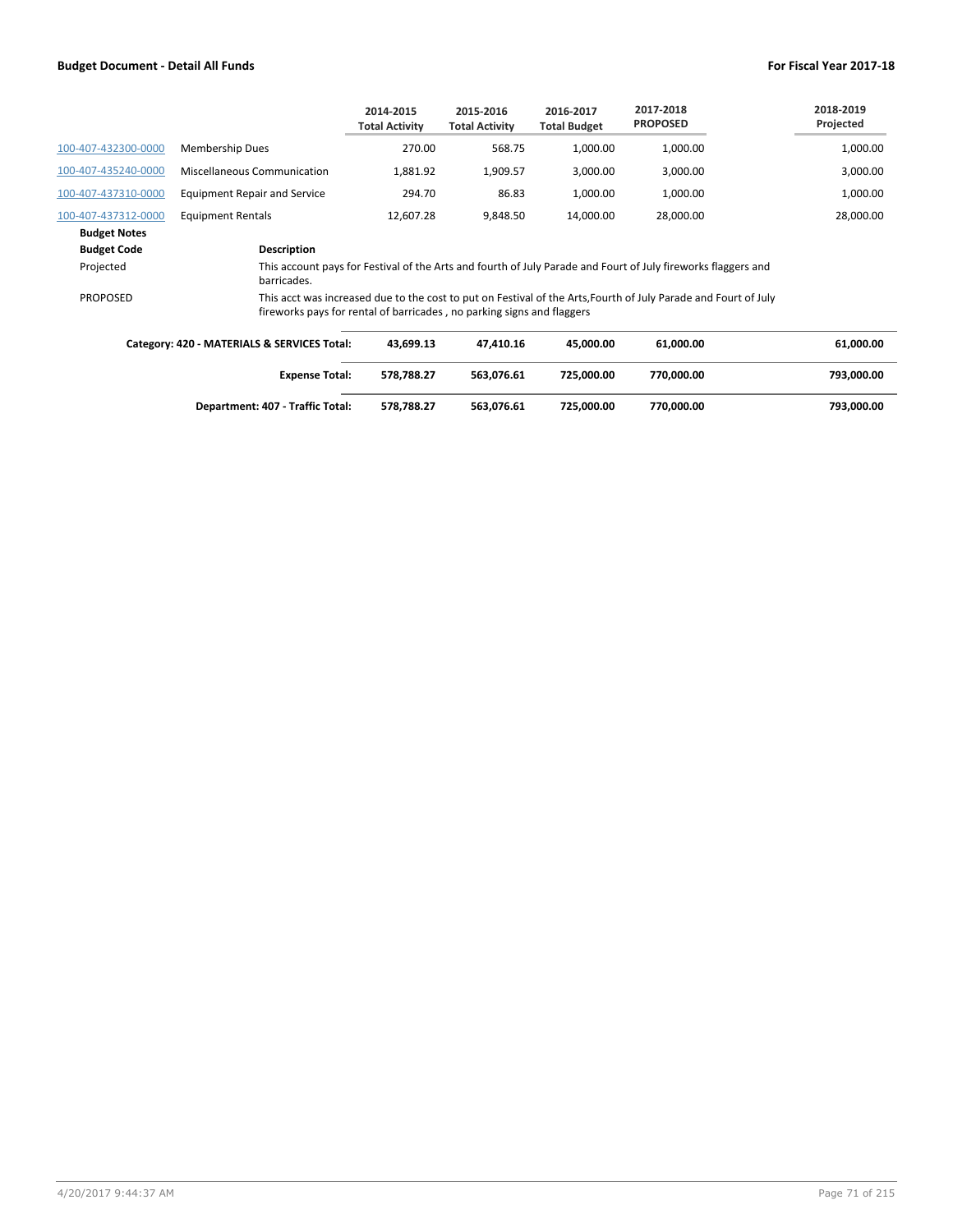| | | 2014-2015 Total Activity | 2015-2016 Total Activity | 2016-2017 Total Budget | 2017-2018 PROPOSED | 2018-2019 Projected |
|---|---|---|---|---|---|---|
| 100-407-432300-0000 | Membership Dues | 270.00 | 568.75 | 1,000.00 | 1,000.00 | 1,000.00 |
| 100-407-435240-0000 | Miscellaneous Communication | 1,881.92 | 1,909.57 | 3,000.00 | 3,000.00 | 3,000.00 |
| 100-407-437310-0000 | Equipment Repair and Service | 294.70 | 86.83 | 1,000.00 | 1,000.00 | 1,000.00 |
| 100-407-437312-0000 | Equipment Rentals | 12,607.28 | 9,848.50 | 14,000.00 | 28,000.00 | 28,000.00 |

**Budget Notes**

| Budget Code | Description |
|---|---|
| Projected | This account pays for Festival of the Arts and fourth of July Parade and Fourt of July fireworks flaggers and barricades. |
| PROPOSED | This acct was increased due to the cost to put on Festival of the Arts,Fourth of July Parade and Fourt of July fireworks pays for rental of barricades , no parking signs and flaggers |

| | 2014-2015 Total Activity | 2015-2016 Total Activity | 2016-2017 Total Budget | 2017-2018 PROPOSED | 2018-2019 Projected |
|---|---|---|---|---|---|
| **Category: 420 - MATERIALS & SERVICES Total:** | **43,699.13** | **47,410.16** | **45,000.00** | **61,000.00** | **61,000.00** |
| **Expense Total:** | **578,788.27** | **563,076.61** | **725,000.00** | **770,000.00** | **793,000.00** |
| **Department: 407 - Traffic Total:** | **578,788.27** | **563,076.61** | **725,000.00** | **770,000.00** | **793,000.00** |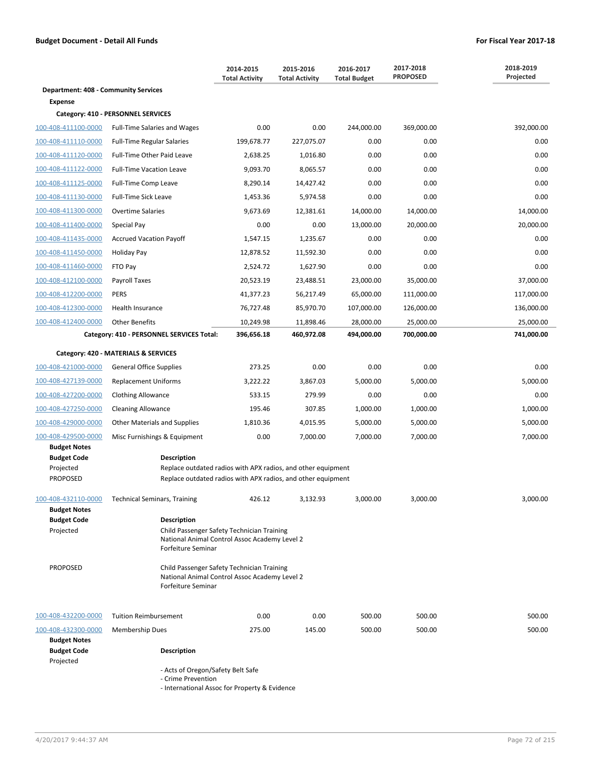| | | 2014-2015 Total Activity | 2015-2016 Total Activity | 2016-2017 Total Budget | 2017-2018 PROPOSED | 2018-2019 Projected |
|---|---|---|---|---|---|---|
| **Department: 408 - Community Services** | | | | | | |
| **Expense** | | | | | | |
| **Category: 410 - PERSONNEL SERVICES** | | | | | | |
| 100-408-411100-0000 | Full-Time Salaries and Wages | 0.00 | 0.00 | 244,000.00 | 369,000.00 | 392,000.00 |
| 100-408-411110-0000 | Full-Time Regular Salaries | 199,678.77 | 227,075.07 | 0.00 | 0.00 | 0.00 |
| 100-408-411120-0000 | Full-Time Other Paid Leave | 2,638.25 | 1,016.80 | 0.00 | 0.00 | 0.00 |
| 100-408-411122-0000 | Full-Time Vacation Leave | 9,093.70 | 8,065.57 | 0.00 | 0.00 | 0.00 |
| 100-408-411125-0000 | Full-Time Comp Leave | 8,290.14 | 14,427.42 | 0.00 | 0.00 | 0.00 |
| 100-408-411130-0000 | Full-Time Sick Leave | 1,453.36 | 5,974.58 | 0.00 | 0.00 | 0.00 |
| 100-408-411300-0000 | Overtime Salaries | 9,673.69 | 12,381.61 | 14,000.00 | 14,000.00 | 14,000.00 |
| 100-408-411400-0000 | Special Pay | 0.00 | 0.00 | 13,000.00 | 20,000.00 | 20,000.00 |
| 100-408-411435-0000 | Accrued Vacation Payoff | 1,547.15 | 1,235.67 | 0.00 | 0.00 | 0.00 |
| 100-408-411450-0000 | Holiday Pay | 12,878.52 | 11,592.30 | 0.00 | 0.00 | 0.00 |
| 100-408-411460-0000 | FTO Pay | 2,524.72 | 1,627.90 | 0.00 | 0.00 | 0.00 |
| 100-408-412100-0000 | Payroll Taxes | 20,523.19 | 23,488.51 | 23,000.00 | 35,000.00 | 37,000.00 |
| 100-408-412200-0000 | PERS | 41,377.23 | 56,217.49 | 65,000.00 | 111,000.00 | 117,000.00 |
| 100-408-412300-0000 | Health Insurance | 76,727.48 | 85,970.70 | 107,000.00 | 126,000.00 | 136,000.00 |
| 100-408-412400-0000 | Other Benefits | 10,249.98 | 11,898.46 | 28,000.00 | 25,000.00 | 25,000.00 |
| | **Category: 410 - PERSONNEL SERVICES Total:** | **396,656.18** | **460,972.08** | **494,000.00** | **700,000.00** | **741,000.00** |
| **Category: 420 - MATERIALS & SERVICES** | | | | | | |
| 100-408-421000-0000 | General Office Supplies | 273.25 | 0.00 | 0.00 | 0.00 | 0.00 |
| 100-408-427139-0000 | Replacement Uniforms | 3,222.22 | 3,867.03 | 5,000.00 | 5,000.00 | 5,000.00 |
| 100-408-427200-0000 | Clothing Allowance | 533.15 | 279.99 | 0.00 | 0.00 | 0.00 |
| 100-408-427250-0000 | Cleaning Allowance | 195.46 | 307.85 | 1,000.00 | 1,000.00 | 1,000.00 |
| 100-408-429000-0000 | Other Materials and Supplies | 1,810.36 | 4,015.95 | 5,000.00 | 5,000.00 | 5,000.00 |
| 100-408-429500-0000 | Misc Furnishings & Equipment | 0.00 | 7,000.00 | 7,000.00 | 7,000.00 | 7,000.00 |

**Budget Notes**

| Budget Code | Description |
|---|---|
| Projected | Replace outdated radios with APX radios, and other equipment |
| PROPOSED | Replace outdated radios with APX radios, and other equipment |

| | | 2014-2015 Total Activity | 2015-2016 Total Activity | 2016-2017 Total Budget | 2017-2018 PROPOSED | 2018-2019 Projected |
|---|---|---|---|---|---|---|
| 100-408-432110-0000 | Technical Seminars, Training | 426.12 | 3,132.93 | 3,000.00 | 3,000.00 | 3,000.00 |

**Budget Notes**

| Budget Code | Description |
|---|---|
| Projected | Child Passenger Safety Technician Training<br>National Animal Control Assoc Academy Level 2<br>Forfeiture Seminar |
| PROPOSED | Child Passenger Safety Technician Training<br>National Animal Control Assoc Academy Level 2<br>Forfeiture Seminar |

| | | 2014-2015 Total Activity | 2015-2016 Total Activity | 2016-2017 Total Budget | 2017-2018 PROPOSED | 2018-2019 Projected |
|---|---|---|---|---|---|---|
| 100-408-432200-0000 | Tuition Reimbursement | 0.00 | 0.00 | 500.00 | 500.00 | 500.00 |
| 100-408-432300-0000 | Membership Dues | 275.00 | 145.00 | 500.00 | 500.00 | 500.00 |

**Budget Notes**

| Budget Code | Description |
|---|---|
| Projected | - Acts of Oregon/Safety Belt Safe<br>- Crime Prevention<br>- International Assoc for Property & Evidence |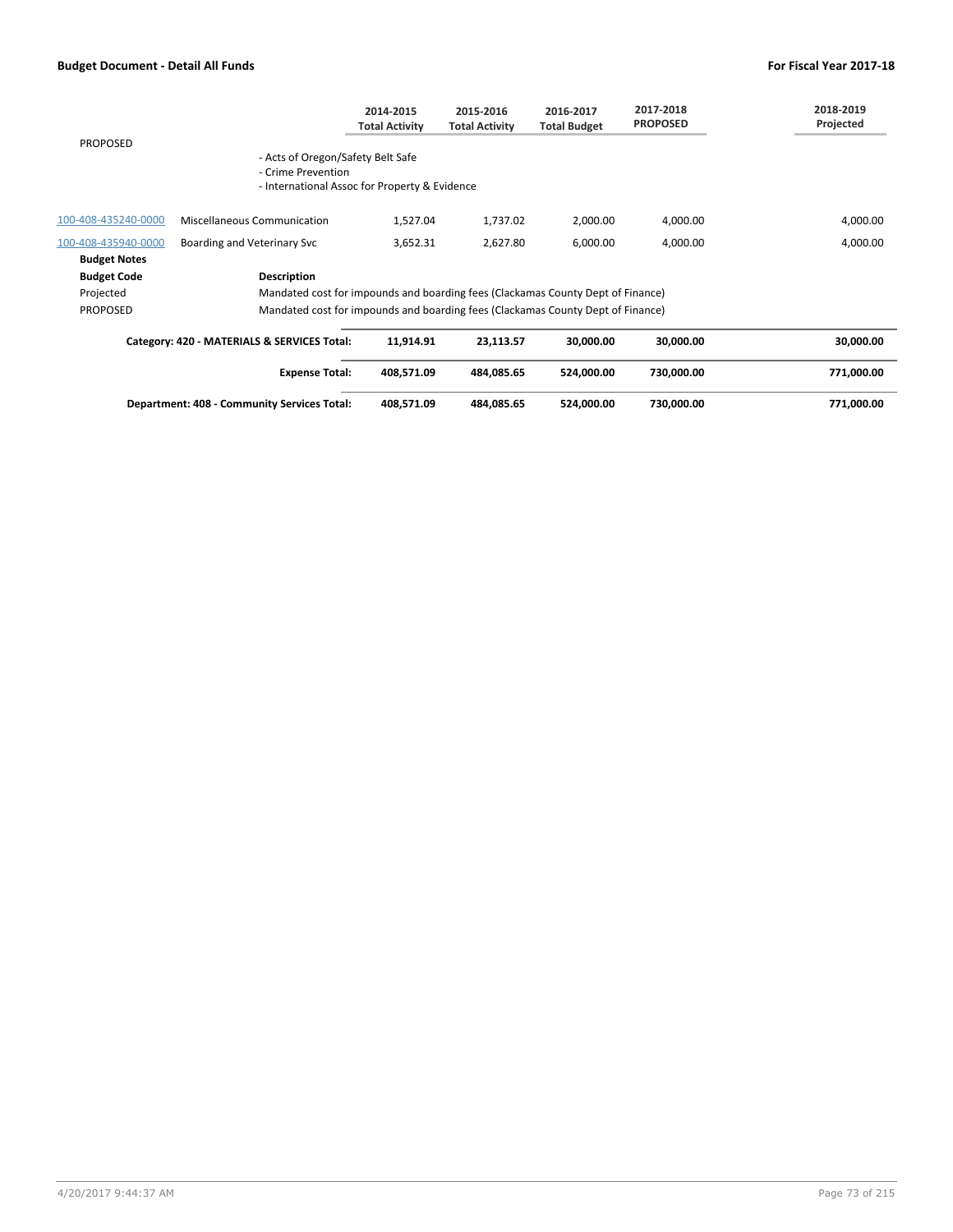| | | 2014-2015 Total Activity | 2015-2016 Total Activity | 2016-2017 Total Budget | 2017-2018 PROPOSED | 2018-2019 Projected |
|---|---|---|---|---|---|---|
| PROPOSED | - Acts of Oregon/Safety Belt Safe<br>- Crime Prevention<br>- International Assoc for Property & Evidence | | | | | |
| 100-408-435240-0000 | Miscellaneous Communication | 1,527.04 | 1,737.02 | 2,000.00 | 4,000.00 | 4,000.00 |
| 100-408-435940-0000 | Boarding and Veterinary Svc | 3,652.31 | 2,627.80 | 6,000.00 | 4,000.00 | 4,000.00 |
| **Budget Notes** | | | | | | |
| **Budget Code** | **Description** | | | | | |
| Projected | Mandated cost for impounds and boarding fees (Clackamas County Dept of Finance) | | | | | |
| PROPOSED | Mandated cost for impounds and boarding fees (Clackamas County Dept of Finance) | | | | | |
| | **Category: 420 - MATERIALS & SERVICES Total:** | **11,914.91** | **23,113.57** | **30,000.00** | **30,000.00** | **30,000.00** |
| | **Expense Total:** | **408,571.09** | **484,085.65** | **524,000.00** | **730,000.00** | **771,000.00** |
| | **Department: 408 - Community Services Total:** | **408,571.09** | **484,085.65** | **524,000.00** | **730,000.00** | **771,000.00** |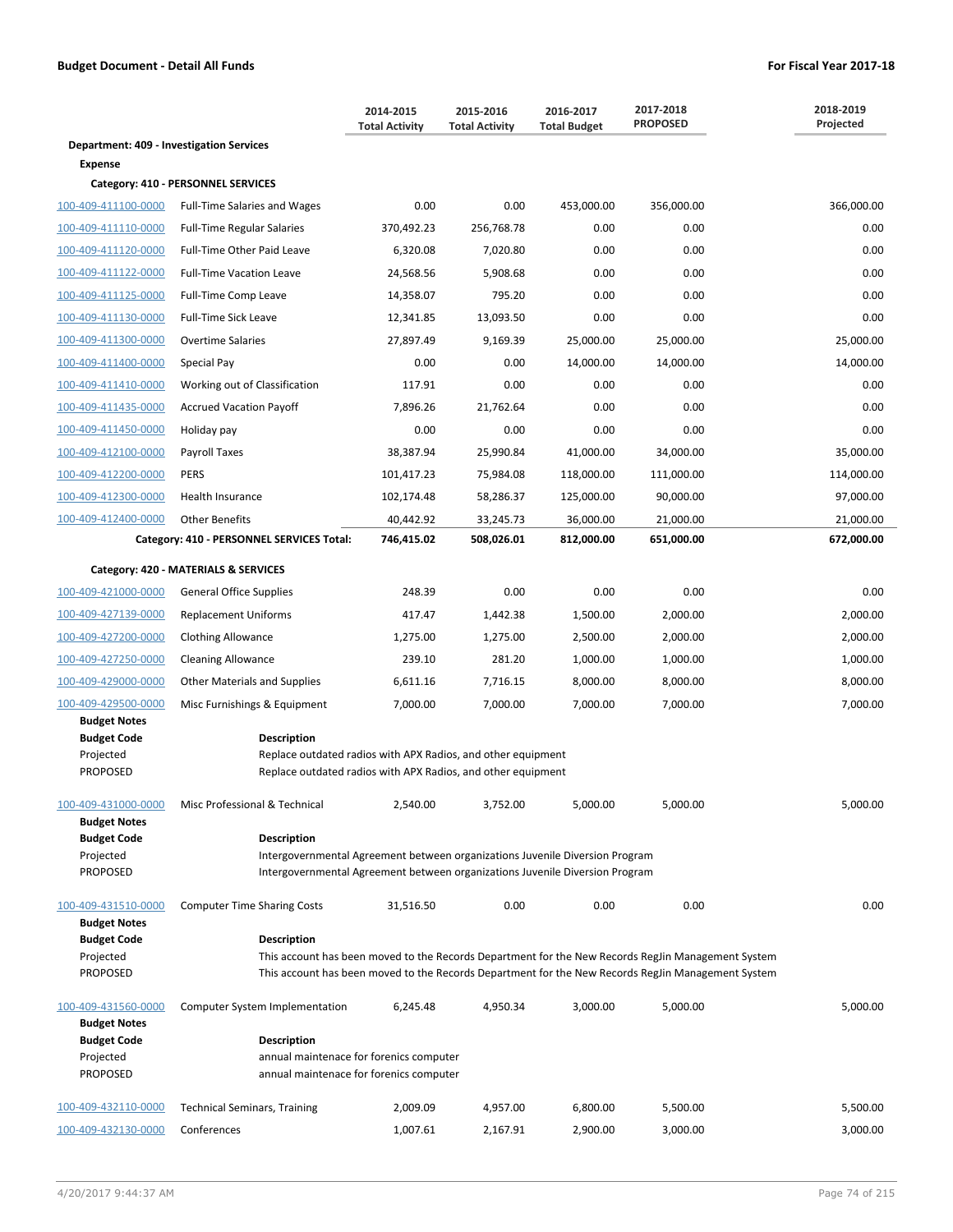**Budget Document - Detail All Funds** | **For Fiscal Year 2017-18**

| | | 2014-2015 Total Activity | 2015-2016 Total Activity | 2016-2017 Total Budget | 2017-2018 PROPOSED | 2018-2019 Projected |
|---|---|---|---|---|---|---|
| **Department: 409 - Investigation Services** | | | | | | |
| **Expense** | | | | | | |
| **Category: 410 - PERSONNEL SERVICES** | | | | | | |
| 100-409-411100-0000 | Full-Time Salaries and Wages | 0.00 | 0.00 | 453,000.00 | 356,000.00 | 366,000.00 |
| 100-409-411110-0000 | Full-Time Regular Salaries | 370,492.23 | 256,768.78 | 0.00 | 0.00 | 0.00 |
| 100-409-411120-0000 | Full-Time Other Paid Leave | 6,320.08 | 7,020.80 | 0.00 | 0.00 | 0.00 |
| 100-409-411122-0000 | Full-Time Vacation Leave | 24,568.56 | 5,908.68 | 0.00 | 0.00 | 0.00 |
| 100-409-411125-0000 | Full-Time Comp Leave | 14,358.07 | 795.20 | 0.00 | 0.00 | 0.00 |
| 100-409-411130-0000 | Full-Time Sick Leave | 12,341.85 | 13,093.50 | 0.00 | 0.00 | 0.00 |
| 100-409-411300-0000 | Overtime Salaries | 27,897.49 | 9,169.39 | 25,000.00 | 25,000.00 | 25,000.00 |
| 100-409-411400-0000 | Special Pay | 0.00 | 0.00 | 14,000.00 | 14,000.00 | 14,000.00 |
| 100-409-411410-0000 | Working out of Classification | 117.91 | 0.00 | 0.00 | 0.00 | 0.00 |
| 100-409-411435-0000 | Accrued Vacation Payoff | 7,896.26 | 21,762.64 | 0.00 | 0.00 | 0.00 |
| 100-409-411450-0000 | Holiday pay | 0.00 | 0.00 | 0.00 | 0.00 | 0.00 |
| 100-409-412100-0000 | Payroll Taxes | 38,387.94 | 25,990.84 | 41,000.00 | 34,000.00 | 35,000.00 |
| 100-409-412200-0000 | PERS | 101,417.23 | 75,984.08 | 118,000.00 | 111,000.00 | 114,000.00 |
| 100-409-412300-0000 | Health Insurance | 102,174.48 | 58,286.37 | 125,000.00 | 90,000.00 | 97,000.00 |
| 100-409-412400-0000 | Other Benefits | 40,442.92 | 33,245.73 | 36,000.00 | 21,000.00 | 21,000.00 |
| | **Category: 410 - PERSONNEL SERVICES Total:** | **746,415.02** | **508,026.01** | **812,000.00** | **651,000.00** | **672,000.00** |
| **Category: 420 - MATERIALS & SERVICES** | | | | | | |
| 100-409-421000-0000 | General Office Supplies | 248.39 | 0.00 | 0.00 | 0.00 | 0.00 |
| 100-409-427139-0000 | Replacement Uniforms | 417.47 | 1,442.38 | 1,500.00 | 2,000.00 | 2,000.00 |
| 100-409-427200-0000 | Clothing Allowance | 1,275.00 | 1,275.00 | 2,500.00 | 2,000.00 | 2,000.00 |
| 100-409-427250-0000 | Cleaning Allowance | 239.10 | 281.20 | 1,000.00 | 1,000.00 | 1,000.00 |
| 100-409-429000-0000 | Other Materials and Supplies | 6,611.16 | 7,716.15 | 8,000.00 | 8,000.00 | 8,000.00 |
| 100-409-429500-0000 | Misc Furnishings & Equipment | 7,000.00 | 7,000.00 | 7,000.00 | 7,000.00 | 7,000.00 |

**Budget Notes**

| **Budget Code** | **Description** |
|---|---|
| Projected | Replace outdated radios with APX Radios, and other equipment |
| PROPOSED | Replace outdated radios with APX Radios, and other equipment |

| | | 2014-2015 Total Activity | 2015-2016 Total Activity | 2016-2017 Total Budget | 2017-2018 PROPOSED | 2018-2019 Projected |
|---|---|---|---|---|---|---|
| 100-409-431000-0000 | Misc Professional & Technical | 2,540.00 | 3,752.00 | 5,000.00 | 5,000.00 | 5,000.00 |

**Budget Notes**

| **Budget Code** | **Description** |
|---|---|
| Projected | Intergovernmental Agreement between organizations Juvenile Diversion Program |
| PROPOSED | Intergovernmental Agreement between organizations Juvenile Diversion Program |

| | | 2014-2015 Total Activity | 2015-2016 Total Activity | 2016-2017 Total Budget | 2017-2018 PROPOSED | 2018-2019 Projected |
|---|---|---|---|---|---|---|
| 100-409-431510-0000 | Computer Time Sharing Costs | 31,516.50 | 0.00 | 0.00 | 0.00 | 0.00 |

**Budget Notes**

| **Budget Code** | **Description** |
|---|---|
| Projected | This account has been moved to the Records Department for the New Records RegJin Management System |
| PROPOSED | This account has been moved to the Records Department for the New Records RegJin Management System |

| | | 2014-2015 Total Activity | 2015-2016 Total Activity | 2016-2017 Total Budget | 2017-2018 PROPOSED | 2018-2019 Projected |
|---|---|---|---|---|---|---|
| 100-409-431560-0000 | Computer System Implementation | 6,245.48 | 4,950.34 | 3,000.00 | 5,000.00 | 5,000.00 |

**Budget Notes**

| **Budget Code** | **Description** |
|---|---|
| Projected | annual maintenace for forenics computer |
| PROPOSED | annual maintenace for forenics computer |

| | | 2014-2015 Total Activity | 2015-2016 Total Activity | 2016-2017 Total Budget | 2017-2018 PROPOSED | 2018-2019 Projected |
|---|---|---|---|---|---|---|
| 100-409-432110-0000 | Technical Seminars, Training | 2,009.09 | 4,957.00 | 6,800.00 | 5,500.00 | 5,500.00 |
| 100-409-432130-0000 | Conferences | 1,007.61 | 2,167.91 | 2,900.00 | 3,000.00 | 3,000.00 |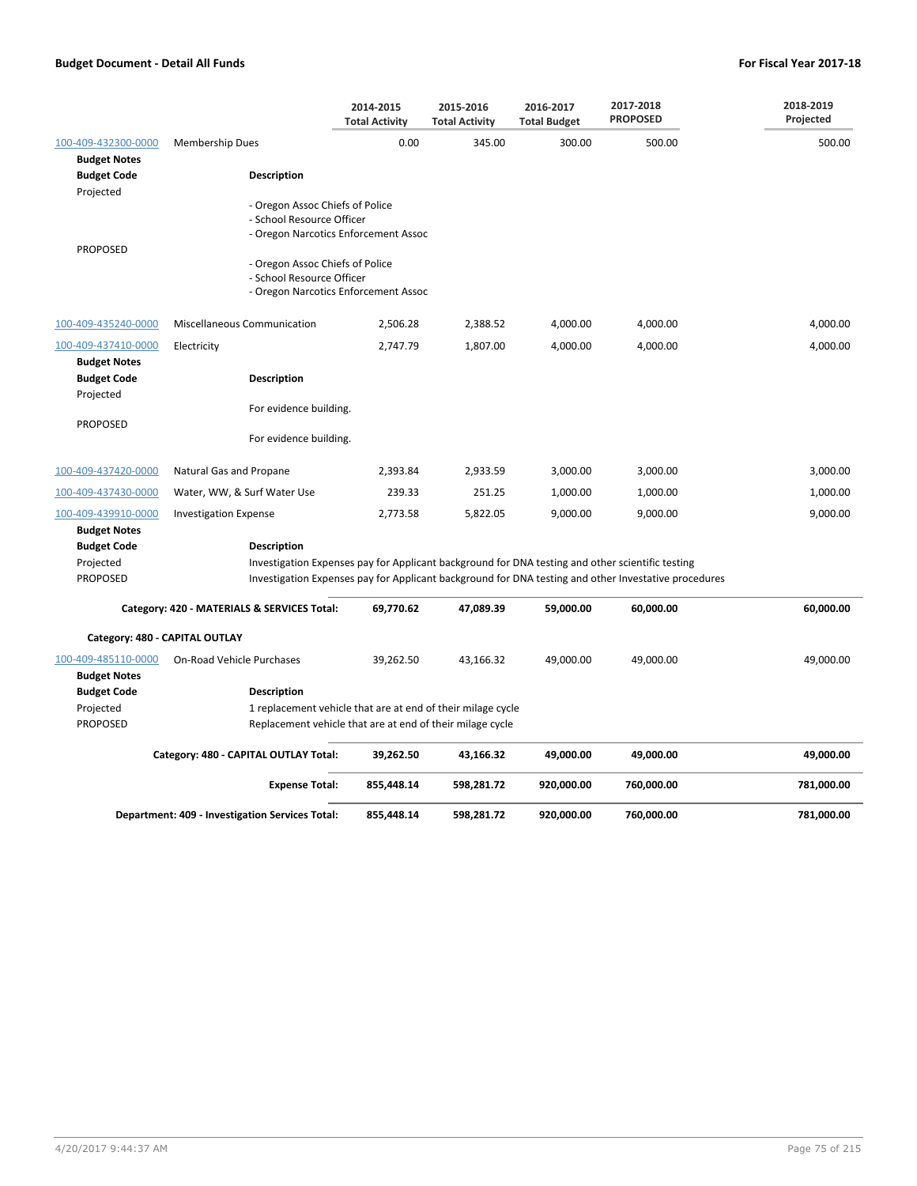**Budget Document - Detail All Funds** — **For Fiscal Year 2017-18**

| | | 2014-2015 Total Activity | 2015-2016 Total Activity | 2016-2017 Total Budget | 2017-2018 PROPOSED | 2018-2019 Projected |
|---|---|---|---|---|---|---|
| 100-409-432300-0000 | Membership Dues | 0.00 | 345.00 | 300.00 | 500.00 | 500.00 |

**Budget Notes**

| Budget Code | Description |
|---|---|
| Projected | - Oregon Assoc Chiefs of Police<br>- School Resource Officer<br>- Oregon Narcotics Enforcement Assoc |
| PROPOSED | - Oregon Assoc Chiefs of Police<br>- School Resource Officer<br>- Oregon Narcotics Enforcement Assoc |

| | | 2014-2015 Total Activity | 2015-2016 Total Activity | 2016-2017 Total Budget | 2017-2018 PROPOSED | 2018-2019 Projected |
|---|---|---|---|---|---|---|
| 100-409-435240-0000 | Miscellaneous Communication | 2,506.28 | 2,388.52 | 4,000.00 | 4,000.00 | 4,000.00 |
| 100-409-437410-0000 | Electricity | 2,747.79 | 1,807.00 | 4,000.00 | 4,000.00 | 4,000.00 |

**Budget Notes**

| Budget Code | Description |
|---|---|
| Projected | For evidence building. |
| PROPOSED | For evidence building. |

| | | 2014-2015 Total Activity | 2015-2016 Total Activity | 2016-2017 Total Budget | 2017-2018 PROPOSED | 2018-2019 Projected |
|---|---|---|---|---|---|---|
| 100-409-437420-0000 | Natural Gas and Propane | 2,393.84 | 2,933.59 | 3,000.00 | 3,000.00 | 3,000.00 |
| 100-409-437430-0000 | Water, WW, & Surf Water Use | 239.33 | 251.25 | 1,000.00 | 1,000.00 | 1,000.00 |
| 100-409-439910-0000 | Investigation Expense | 2,773.58 | 5,822.05 | 9,000.00 | 9,000.00 | 9,000.00 |

**Budget Notes**

| Budget Code | Description |
|---|---|
| Projected | Investigation Expenses pay for Applicant background for DNA testing and other scientific testing |
| PROPOSED | Investigation Expenses pay for Applicant background for DNA testing and other Investative procedures |

| | 2014-2015 Total Activity | 2015-2016 Total Activity | 2016-2017 Total Budget | 2017-2018 PROPOSED | 2018-2019 Projected |
|---|---|---|---|---|---|
| **Category: 420 - MATERIALS & SERVICES Total:** | **69,770.62** | **47,089.39** | **59,000.00** | **60,000.00** | **60,000.00** |

**Category: 480 - CAPITAL OUTLAY**

| | | 2014-2015 Total Activity | 2015-2016 Total Activity | 2016-2017 Total Budget | 2017-2018 PROPOSED | 2018-2019 Projected |
|---|---|---|---|---|---|---|
| 100-409-485110-0000 | On-Road Vehicle Purchases | 39,262.50 | 43,166.32 | 49,000.00 | 49,000.00 | 49,000.00 |

**Budget Notes**

| Budget Code | Description |
|---|---|
| Projected | 1 replacement vehicle that are at end of their milage cycle |
| PROPOSED | Replacement vehicle that are at end of their milage cycle |

| | 2014-2015 Total Activity | 2015-2016 Total Activity | 2016-2017 Total Budget | 2017-2018 PROPOSED | 2018-2019 Projected |
|---|---|---|---|---|---|
| **Category: 480 - CAPITAL OUTLAY Total:** | **39,262.50** | **43,166.32** | **49,000.00** | **49,000.00** | **49,000.00** |
| **Expense Total:** | **855,448.14** | **598,281.72** | **920,000.00** | **760,000.00** | **781,000.00** |
| **Department: 409 - Investigation Services Total:** | **855,448.14** | **598,281.72** | **920,000.00** | **760,000.00** | **781,000.00** |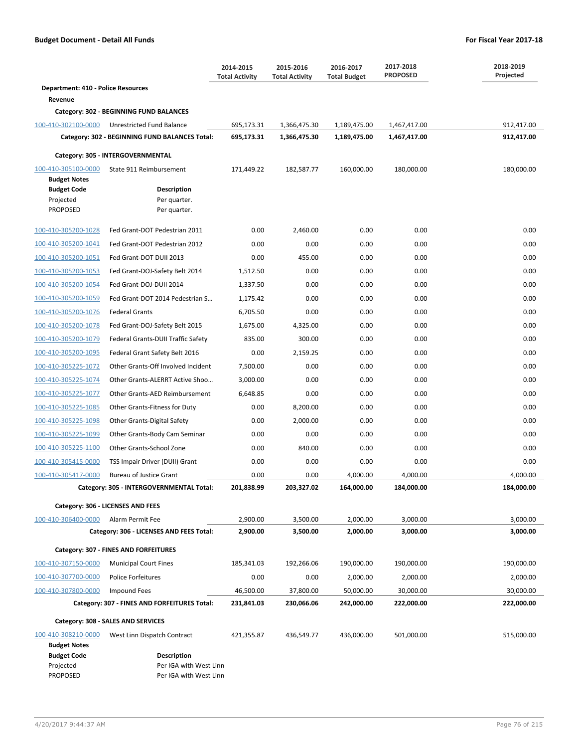**Budget Document - Detail All Funds** | **For Fiscal Year 2017-18**

| | | 2014-2015 Total Activity | 2015-2016 Total Activity | 2016-2017 Total Budget | 2017-2018 PROPOSED | 2018-2019 Projected |
|---|---|---|---|---|---|---|
| **Department: 410 - Police Resources** | | | | | | |
| **Revenue** | | | | | | |
| **Category: 302 - BEGINNING FUND BALANCES** | | | | | | |
| 100-410-302100-0000 | Unrestricted Fund Balance | 695,173.31 | 1,366,475.30 | 1,189,475.00 | 1,467,417.00 | 912,417.00 |
| | **Category: 302 - BEGINNING FUND BALANCES Total:** | **695,173.31** | **1,366,475.30** | **1,189,475.00** | **1,467,417.00** | **912,417.00** |
| **Category: 305 - INTERGOVERNMENTAL** | | | | | | |
| 100-410-305100-0000 | State 911 Reimbursement | 171,449.22 | 182,587.77 | 160,000.00 | 180,000.00 | 180,000.00 |
| **Budget Notes** | | | | | | |
| **Budget Code** | **Description** | | | | | |
| Projected | Per quarter. | | | | | |
| PROPOSED | Per quarter. | | | | | |
| 100-410-305200-1028 | Fed Grant-DOT Pedestrian 2011 | 0.00 | 2,460.00 | 0.00 | 0.00 | 0.00 |
| 100-410-305200-1041 | Fed Grant-DOT Pedestrian 2012 | 0.00 | 0.00 | 0.00 | 0.00 | 0.00 |
| 100-410-305200-1051 | Fed Grant-DOT DUII 2013 | 0.00 | 455.00 | 0.00 | 0.00 | 0.00 |
| 100-410-305200-1053 | Fed Grant-DOJ-Safety Belt 2014 | 1,512.50 | 0.00 | 0.00 | 0.00 | 0.00 |
| 100-410-305200-1054 | Fed Grant-DOJ-DUII 2014 | 1,337.50 | 0.00 | 0.00 | 0.00 | 0.00 |
| 100-410-305200-1059 | Fed Grant-DOT 2014 Pedestrian S… | 1,175.42 | 0.00 | 0.00 | 0.00 | 0.00 |
| 100-410-305200-1076 | Federal Grants | 6,705.50 | 0.00 | 0.00 | 0.00 | 0.00 |
| 100-410-305200-1078 | Fed Grant-DOJ-Safety Belt 2015 | 1,675.00 | 4,325.00 | 0.00 | 0.00 | 0.00 |
| 100-410-305200-1079 | Federal Grants-DUII Traffic Safety | 835.00 | 300.00 | 0.00 | 0.00 | 0.00 |
| 100-410-305200-1095 | Federal Grant Safety Belt 2016 | 0.00 | 2,159.25 | 0.00 | 0.00 | 0.00 |
| 100-410-305225-1072 | Other Grants-Off Involved Incident | 7,500.00 | 0.00 | 0.00 | 0.00 | 0.00 |
| 100-410-305225-1074 | Other Grants-ALERRT Active Shoo… | 3,000.00 | 0.00 | 0.00 | 0.00 | 0.00 |
| 100-410-305225-1077 | Other Grants-AED Reimbursement | 6,648.85 | 0.00 | 0.00 | 0.00 | 0.00 |
| 100-410-305225-1085 | Other Grants-Fitness for Duty | 0.00 | 8,200.00 | 0.00 | 0.00 | 0.00 |
| 100-410-305225-1098 | Other Grants-Digital Safety | 0.00 | 2,000.00 | 0.00 | 0.00 | 0.00 |
| 100-410-305225-1099 | Other Grants-Body Cam Seminar | 0.00 | 0.00 | 0.00 | 0.00 | 0.00 |
| 100-410-305225-1100 | Other Grants-School Zone | 0.00 | 840.00 | 0.00 | 0.00 | 0.00 |
| 100-410-305415-0000 | TSS Impair Driver (DUII) Grant | 0.00 | 0.00 | 0.00 | 0.00 | 0.00 |
| 100-410-305417-0000 | Bureau of Justice Grant | 0.00 | 0.00 | 4,000.00 | 4,000.00 | 4,000.00 |
| | **Category: 305 - INTERGOVERNMENTAL Total:** | **201,838.99** | **203,327.02** | **164,000.00** | **184,000.00** | **184,000.00** |
| **Category: 306 - LICENSES AND FEES** | | | | | | |
| 100-410-306400-0000 | Alarm Permit Fee | 2,900.00 | 3,500.00 | 2,000.00 | 3,000.00 | 3,000.00 |
| | **Category: 306 - LICENSES AND FEES Total:** | **2,900.00** | **3,500.00** | **2,000.00** | **3,000.00** | **3,000.00** |
| **Category: 307 - FINES AND FORFEITURES** | | | | | | |
| 100-410-307150-0000 | Municipal Court Fines | 185,341.03 | 192,266.06 | 190,000.00 | 190,000.00 | 190,000.00 |
| 100-410-307700-0000 | Police Forfeitures | 0.00 | 0.00 | 2,000.00 | 2,000.00 | 2,000.00 |
| 100-410-307800-0000 | Impound Fees | 46,500.00 | 37,800.00 | 50,000.00 | 30,000.00 | 30,000.00 |
| | **Category: 307 - FINES AND FORFEITURES Total:** | **231,841.03** | **230,066.06** | **242,000.00** | **222,000.00** | **222,000.00** |
| **Category: 308 - SALES AND SERVICES** | | | | | | |
| 100-410-308210-0000 | West Linn Dispatch Contract | 421,355.87 | 436,549.77 | 436,000.00 | 501,000.00 | 515,000.00 |
| **Budget Notes** | | | | | | |
| **Budget Code** | **Description** | | | | | |
| Projected | Per IGA with West Linn | | | | | |
| PROPOSED | Per IGA with West Linn | | | | | |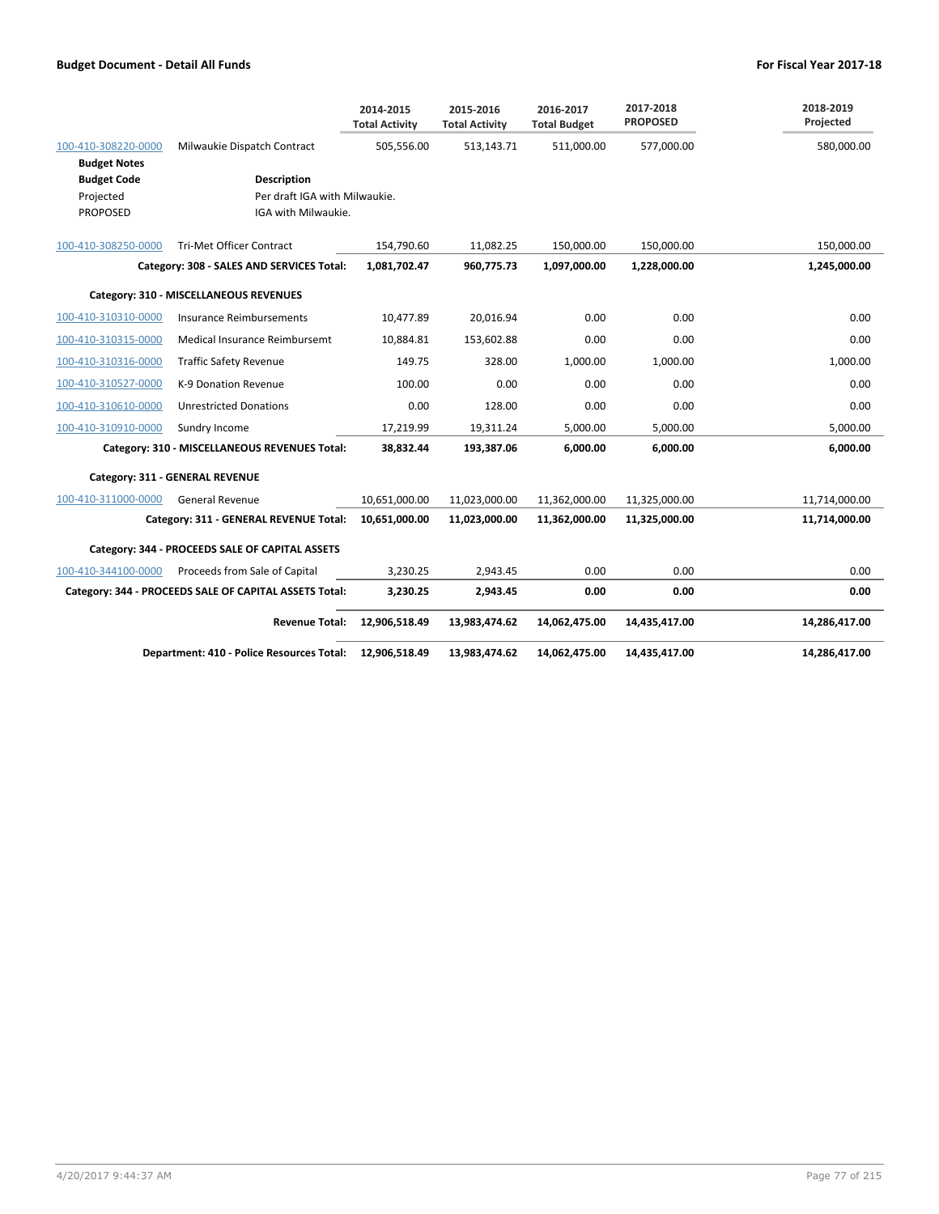**Budget Document - Detail All Funds** | **For Fiscal Year 2017-18**

| | | 2014-2015 Total Activity | 2015-2016 Total Activity | 2016-2017 Total Budget | 2017-2018 PROPOSED | 2018-2019 Projected |
|---|---|---|---|---|---|---|
| 100-410-308220-0000 | Milwaukie Dispatch Contract | 505,556.00 | 513,143.71 | 511,000.00 | 577,000.00 | 580,000.00 |
| **Budget Notes** | | | | | | |
| **Budget Code** | **Description** | | | | | |
| Projected | Per draft IGA with Milwaukie. | | | | | |
| PROPOSED | IGA with Milwaukie. | | | | | |
| 100-410-308250-0000 | Tri-Met Officer Contract | 154,790.60 | 11,082.25 | 150,000.00 | 150,000.00 | 150,000.00 |
| | **Category: 308 - SALES AND SERVICES Total:** | **1,081,702.47** | **960,775.73** | **1,097,000.00** | **1,228,000.00** | **1,245,000.00** |
| | **Category: 310 - MISCELLANEOUS REVENUES** | | | | | |
| 100-410-310310-0000 | Insurance Reimbursements | 10,477.89 | 20,016.94 | 0.00 | 0.00 | 0.00 |
| 100-410-310315-0000 | Medical Insurance Reimbursemt | 10,884.81 | 153,602.88 | 0.00 | 0.00 | 0.00 |
| 100-410-310316-0000 | Traffic Safety Revenue | 149.75 | 328.00 | 1,000.00 | 1,000.00 | 1,000.00 |
| 100-410-310527-0000 | K-9 Donation Revenue | 100.00 | 0.00 | 0.00 | 0.00 | 0.00 |
| 100-410-310610-0000 | Unrestricted Donations | 0.00 | 128.00 | 0.00 | 0.00 | 0.00 |
| 100-410-310910-0000 | Sundry Income | 17,219.99 | 19,311.24 | 5,000.00 | 5,000.00 | 5,000.00 |
| | **Category: 310 - MISCELLANEOUS REVENUES Total:** | **38,832.44** | **193,387.06** | **6,000.00** | **6,000.00** | **6,000.00** |
| | **Category: 311 - GENERAL REVENUE** | | | | | |
| 100-410-311000-0000 | General Revenue | 10,651,000.00 | 11,023,000.00 | 11,362,000.00 | 11,325,000.00 | 11,714,000.00 |
| | **Category: 311 - GENERAL REVENUE Total:** | **10,651,000.00** | **11,023,000.00** | **11,362,000.00** | **11,325,000.00** | **11,714,000.00** |
| | **Category: 344 - PROCEEDS SALE OF CAPITAL ASSETS** | | | | | |
| 100-410-344100-0000 | Proceeds from Sale of Capital | 3,230.25 | 2,943.45 | 0.00 | 0.00 | 0.00 |
| | **Category: 344 - PROCEEDS SALE OF CAPITAL ASSETS Total:** | **3,230.25** | **2,943.45** | **0.00** | **0.00** | **0.00** |
| | **Revenue Total:** | **12,906,518.49** | **13,983,474.62** | **14,062,475.00** | **14,435,417.00** | **14,286,417.00** |
| | **Department: 410 - Police Resources Total:** | **12,906,518.49** | **13,983,474.62** | **14,062,475.00** | **14,435,417.00** | **14,286,417.00** |

4/20/2017 9:44:37 AM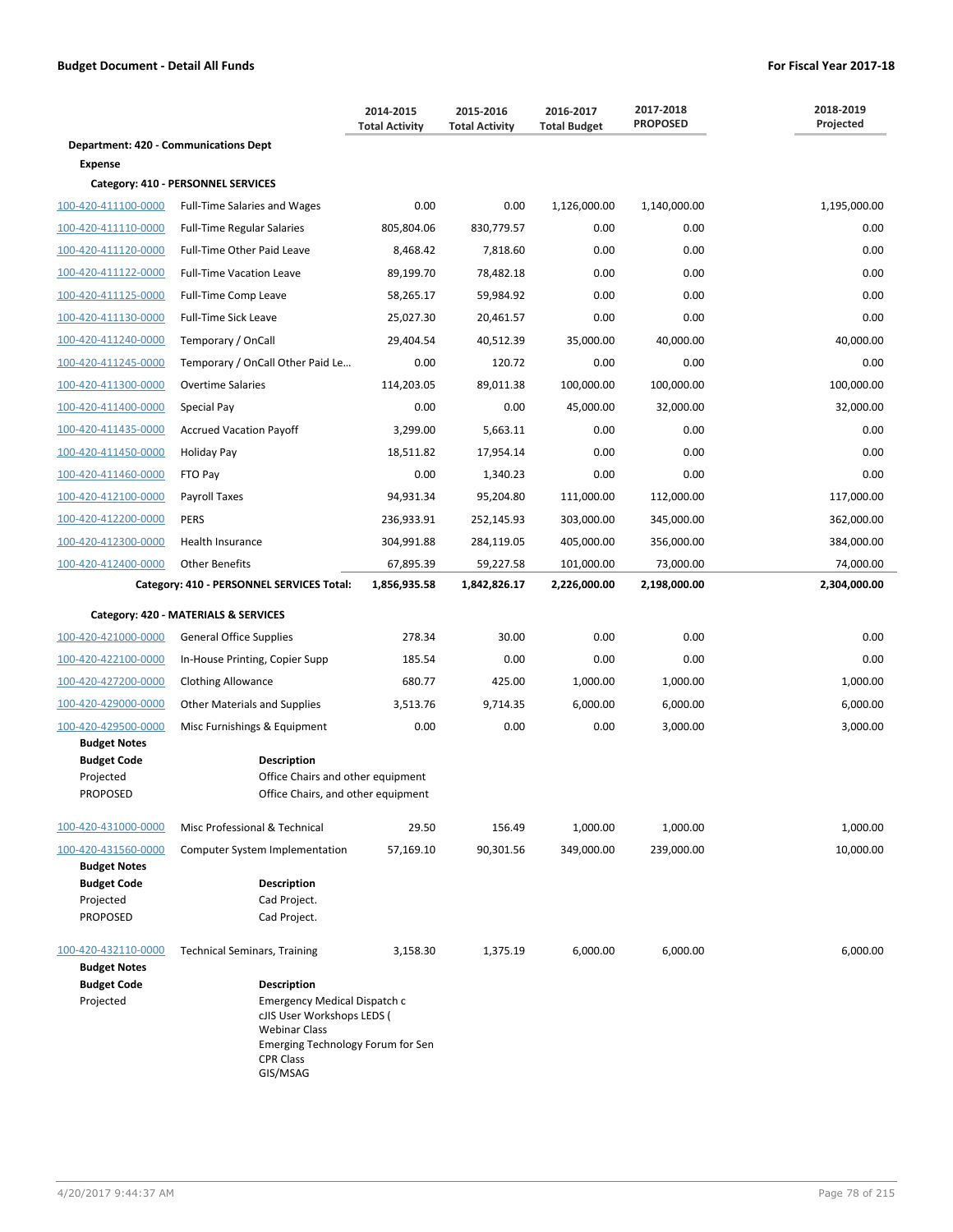## Budget Document - Detail All Funds

**For Fiscal Year 2017-18**

| | | 2014-2015 Total Activity | 2015-2016 Total Activity | 2016-2017 Total Budget | 2017-2018 PROPOSED | 2018-2019 Projected |
|---|---|---|---|---|---|---|
| **Department: 420 - Communications Dept** | | | | | | |
| **Expense** | | | | | | |
| **Category: 410 - PERSONNEL SERVICES** | | | | | | |
| 100-420-411100-0000 | Full-Time Salaries and Wages | 0.00 | 0.00 | 1,126,000.00 | 1,140,000.00 | 1,195,000.00 |
| 100-420-411110-0000 | Full-Time Regular Salaries | 805,804.06 | 830,779.57 | 0.00 | 0.00 | 0.00 |
| 100-420-411120-0000 | Full-Time Other Paid Leave | 8,468.42 | 7,818.60 | 0.00 | 0.00 | 0.00 |
| 100-420-411122-0000 | Full-Time Vacation Leave | 89,199.70 | 78,482.18 | 0.00 | 0.00 | 0.00 |
| 100-420-411125-0000 | Full-Time Comp Leave | 58,265.17 | 59,984.92 | 0.00 | 0.00 | 0.00 |
| 100-420-411130-0000 | Full-Time Sick Leave | 25,027.30 | 20,461.57 | 0.00 | 0.00 | 0.00 |
| 100-420-411240-0000 | Temporary / OnCall | 29,404.54 | 40,512.39 | 35,000.00 | 40,000.00 | 40,000.00 |
| 100-420-411245-0000 | Temporary / OnCall Other Paid Le… | 0.00 | 120.72 | 0.00 | 0.00 | 0.00 |
| 100-420-411300-0000 | Overtime Salaries | 114,203.05 | 89,011.38 | 100,000.00 | 100,000.00 | 100,000.00 |
| 100-420-411400-0000 | Special Pay | 0.00 | 0.00 | 45,000.00 | 32,000.00 | 32,000.00 |
| 100-420-411435-0000 | Accrued Vacation Payoff | 3,299.00 | 5,663.11 | 0.00 | 0.00 | 0.00 |
| 100-420-411450-0000 | Holiday Pay | 18,511.82 | 17,954.14 | 0.00 | 0.00 | 0.00 |
| 100-420-411460-0000 | FTO Pay | 0.00 | 1,340.23 | 0.00 | 0.00 | 0.00 |
| 100-420-412100-0000 | Payroll Taxes | 94,931.34 | 95,204.80 | 111,000.00 | 112,000.00 | 117,000.00 |
| 100-420-412200-0000 | PERS | 236,933.91 | 252,145.93 | 303,000.00 | 345,000.00 | 362,000.00 |
| 100-420-412300-0000 | Health Insurance | 304,991.88 | 284,119.05 | 405,000.00 | 356,000.00 | 384,000.00 |
| 100-420-412400-0000 | Other Benefits | 67,895.39 | 59,227.58 | 101,000.00 | 73,000.00 | 74,000.00 |
| | **Category: 410 - PERSONNEL SERVICES Total:** | **1,856,935.58** | **1,842,826.17** | **2,226,000.00** | **2,198,000.00** | **2,304,000.00** |
| **Category: 420 - MATERIALS & SERVICES** | | | | | | |
| 100-420-421000-0000 | General Office Supplies | 278.34 | 30.00 | 0.00 | 0.00 | 0.00 |
| 100-420-422100-0000 | In-House Printing, Copier Supp | 185.54 | 0.00 | 0.00 | 0.00 | 0.00 |
| 100-420-427200-0000 | Clothing Allowance | 680.77 | 425.00 | 1,000.00 | 1,000.00 | 1,000.00 |
| 100-420-429000-0000 | Other Materials and Supplies | 3,513.76 | 9,714.35 | 6,000.00 | 6,000.00 | 6,000.00 |
| 100-420-429500-0000 | Misc Furnishings & Equipment | 0.00 | 0.00 | 0.00 | 3,000.00 | 3,000.00 |

**Budget Notes**

| Budget Code | Description |
|---|---|
| Projected | Office Chairs and other equipment |
| PROPOSED | Office Chairs, and other equipment |

| | | 2014-2015 Total Activity | 2015-2016 Total Activity | 2016-2017 Total Budget | 2017-2018 PROPOSED | 2018-2019 Projected |
|---|---|---|---|---|---|---|
| 100-420-431000-0000 | Misc Professional & Technical | 29.50 | 156.49 | 1,000.00 | 1,000.00 | 1,000.00 |
| 100-420-431560-0000 | Computer System Implementation | 57,169.10 | 90,301.56 | 349,000.00 | 239,000.00 | 10,000.00 |

**Budget Notes**

| Budget Code | Description |
|---|---|
| Projected | Cad Project. |
| PROPOSED | Cad Project. |

| | | 2014-2015 Total Activity | 2015-2016 Total Activity | 2016-2017 Total Budget | 2017-2018 PROPOSED | 2018-2019 Projected |
|---|---|---|---|---|---|---|
| 100-420-432110-0000 | Technical Seminars, Training | 3,158.30 | 1,375.19 | 6,000.00 | 6,000.00 | 6,000.00 |

**Budget Notes**

| Budget Code | Description |
|---|---|
| Projected | Emergency Medical Dispatch c<br>cJIS User Workshops LEDS (<br>Webinar Class<br>Emerging Technology Forum for Sen<br>CPR Class<br>GIS/MSAG |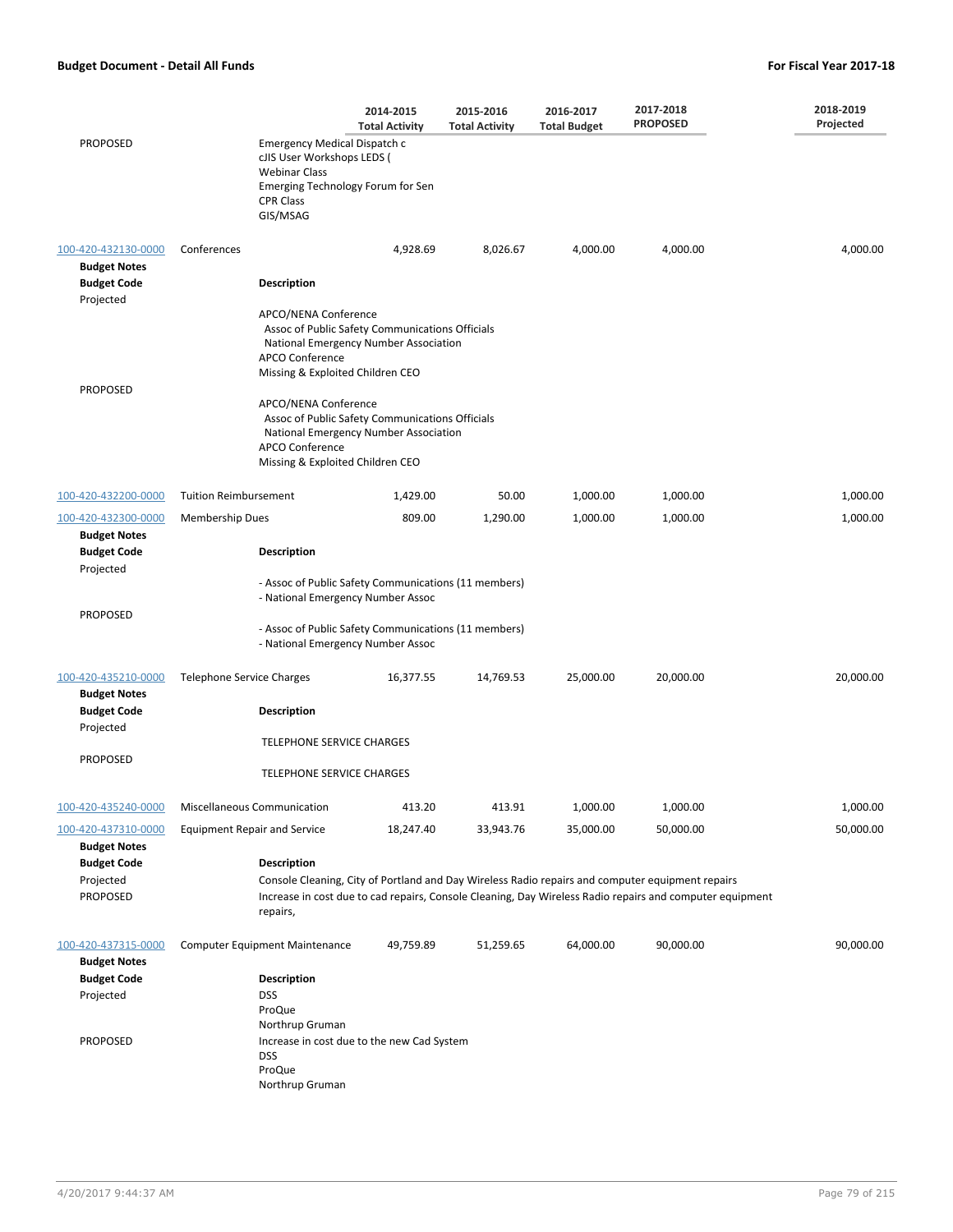| | | 2014-2015 Total Activity | 2015-2016 Total Activity | 2016-2017 Total Budget | 2017-2018 PROPOSED | 2018-2019 Projected |
|---|---|---|---|---|---|---|
| PROPOSED | Emergency Medical Dispatch c<br>cJIS User Workshops LEDS (<br>Webinar Class<br>Emerging Technology Forum for Sen<br>CPR Class<br>GIS/MSAG | | | | | |
| 100-420-432130-0000 | Conferences | 4,928.69 | 8,026.67 | 4,000.00 | 4,000.00 | 4,000.00 |

**Budget Notes**

| Budget Code | Description |
|---|---|
| Projected | APCO/NENA Conference<br>Assoc of Public Safety Communications Officials<br>National Emergency Number Association<br>APCO Conference<br>Missing & Exploited Children CEO |
| PROPOSED | APCO/NENA Conference<br>Assoc of Public Safety Communications Officials<br>National Emergency Number Association<br>APCO Conference<br>Missing & Exploited Children CEO |

| | | 2014-2015 Total Activity | 2015-2016 Total Activity | 2016-2017 Total Budget | 2017-2018 PROPOSED | 2018-2019 Projected |
|---|---|---|---|---|---|---|
| 100-420-432200-0000 | Tuition Reimbursement | 1,429.00 | 50.00 | 1,000.00 | 1,000.00 | 1,000.00 |
| 100-420-432300-0000 | Membership Dues | 809.00 | 1,290.00 | 1,000.00 | 1,000.00 | 1,000.00 |

**Budget Notes**

| Budget Code | Description |
|---|---|
| Projected | - Assoc of Public Safety Communications (11 members)<br>- National Emergency Number Assoc |
| PROPOSED | - Assoc of Public Safety Communications (11 members)<br>- National Emergency Number Assoc |

| | | 2014-2015 Total Activity | 2015-2016 Total Activity | 2016-2017 Total Budget | 2017-2018 PROPOSED | 2018-2019 Projected |
|---|---|---|---|---|---|---|
| 100-420-435210-0000 | Telephone Service Charges | 16,377.55 | 14,769.53 | 25,000.00 | 20,000.00 | 20,000.00 |

**Budget Notes**

| Budget Code | Description |
|---|---|
| Projected | TELEPHONE SERVICE CHARGES |
| PROPOSED | TELEPHONE SERVICE CHARGES |

| | | 2014-2015 Total Activity | 2015-2016 Total Activity | 2016-2017 Total Budget | 2017-2018 PROPOSED | 2018-2019 Projected |
|---|---|---|---|---|---|---|
| 100-420-435240-0000 | Miscellaneous Communication | 413.20 | 413.91 | 1,000.00 | 1,000.00 | 1,000.00 |
| 100-420-437310-0000 | Equipment Repair and Service | 18,247.40 | 33,943.76 | 35,000.00 | 50,000.00 | 50,000.00 |

**Budget Notes**

| Budget Code | Description |
|---|---|
| Projected | Console Cleaning, City of Portland and Day Wireless Radio repairs and computer equipment repairs |
| PROPOSED | Increase in cost due to cad repairs, Console Cleaning, Day Wireless Radio repairs and computer equipment repairs, |

| | | 2014-2015 Total Activity | 2015-2016 Total Activity | 2016-2017 Total Budget | 2017-2018 PROPOSED | 2018-2019 Projected |
|---|---|---|---|---|---|---|
| 100-420-437315-0000 | Computer Equipment Maintenance | 49,759.89 | 51,259.65 | 64,000.00 | 90,000.00 | 90,000.00 |

**Budget Notes**

| Budget Code | Description |
|---|---|
| Projected | DSS<br>ProQue<br>Northrup Gruman |
| PROPOSED | Increase in cost due to the new Cad System<br>DSS<br>ProQue<br>Northrup Gruman |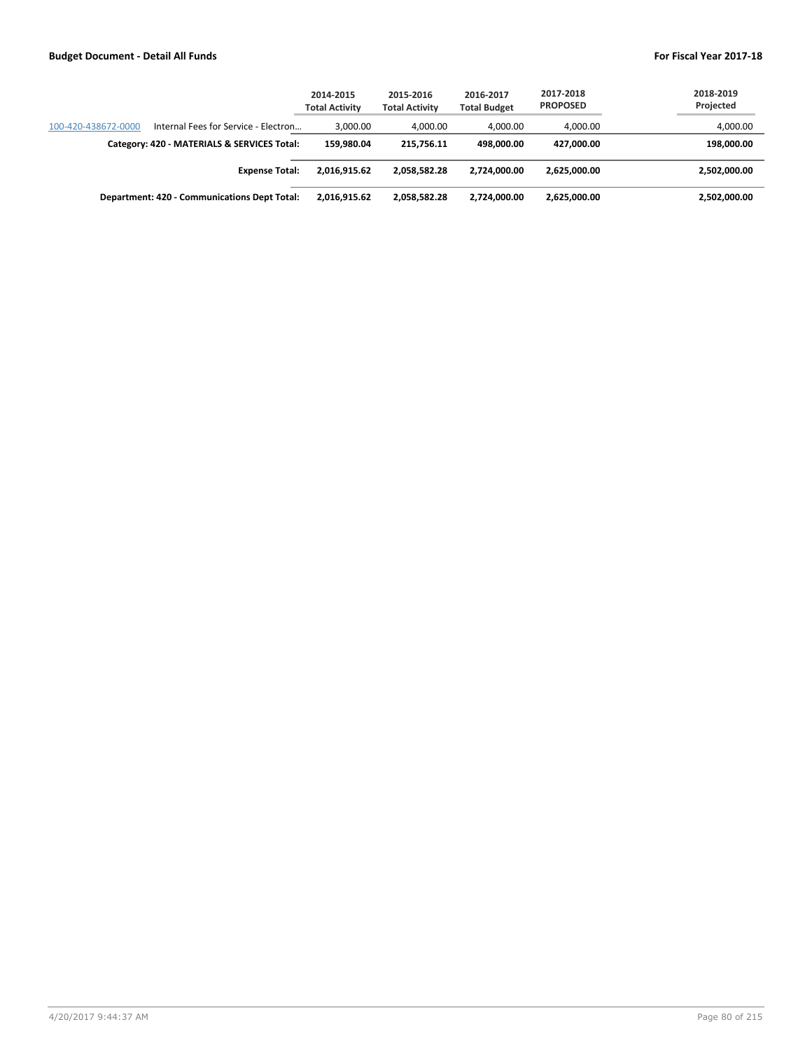| | | 2014-2015 Total Activity | 2015-2016 Total Activity | 2016-2017 Total Budget | 2017-2018 PROPOSED | 2018-2019 Projected |
|---|---|---|---|---|---|---|
| 100-420-438672-0000 | Internal Fees for Service - Electron… | 3,000.00 | 4,000.00 | 4,000.00 | 4,000.00 | 4,000.00 |
| | **Category: 420 - MATERIALS & SERVICES Total:** | **159,980.04** | **215,756.11** | **498,000.00** | **427,000.00** | **198,000.00** |
| | **Expense Total:** | **2,016,915.62** | **2,058,582.28** | **2,724,000.00** | **2,625,000.00** | **2,502,000.00** |
| | **Department: 420 - Communications Dept Total:** | **2,016,915.62** | **2,058,582.28** | **2,724,000.00** | **2,625,000.00** | **2,502,000.00** |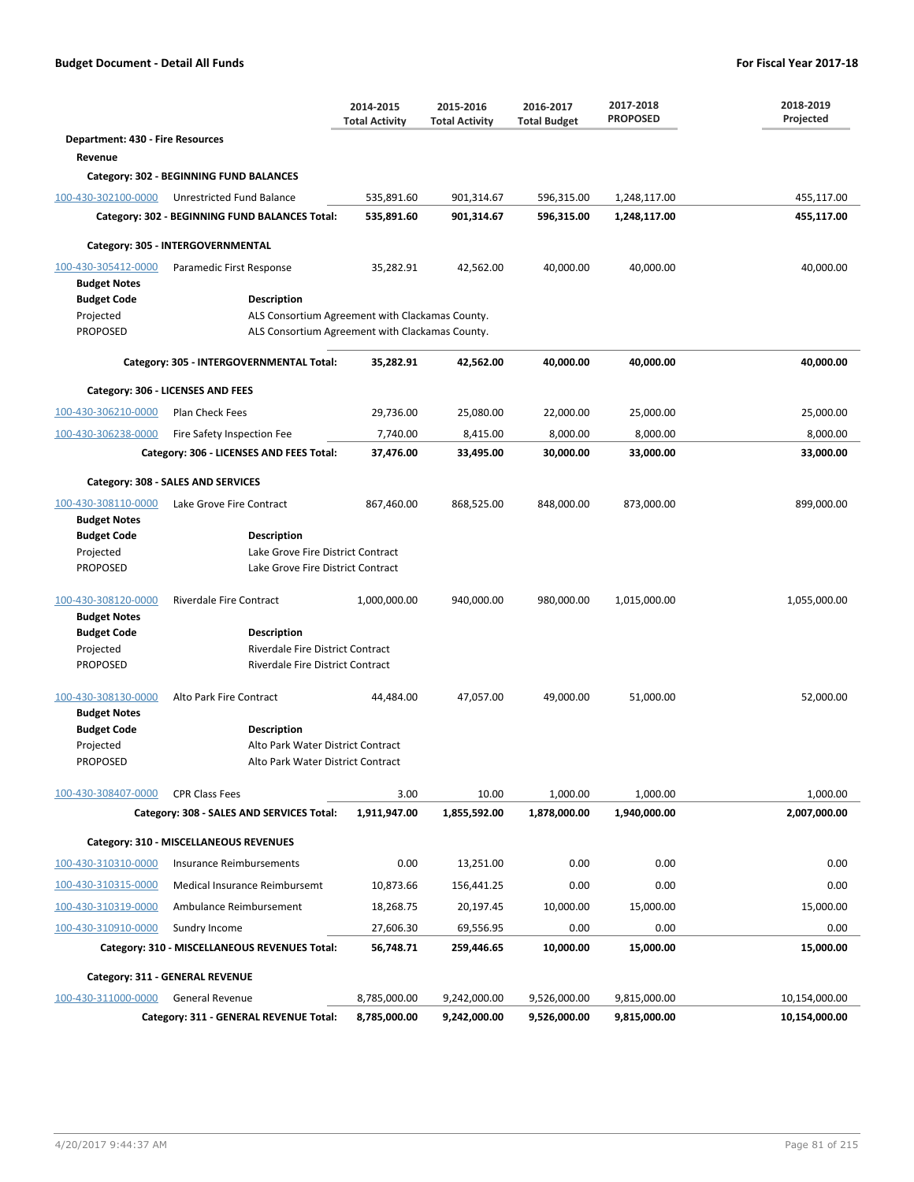**Budget Document - Detail All Funds** — **For Fiscal Year 2017-18**

| | | 2014-2015 Total Activity | 2015-2016 Total Activity | 2016-2017 Total Budget | 2017-2018 PROPOSED | 2018-2019 Projected |
|---|---|---|---|---|---|---|
| **Department: 430 - Fire Resources** | | | | | | |
| **Revenue** | | | | | | |
| **Category: 302 - BEGINNING FUND BALANCES** | | | | | | |
| 100-430-302100-0000 | Unrestricted Fund Balance | 535,891.60 | 901,314.67 | 596,315.00 | 1,248,117.00 | 455,117.00 |
| | **Category: 302 - BEGINNING FUND BALANCES Total:** | **535,891.60** | **901,314.67** | **596,315.00** | **1,248,117.00** | **455,117.00** |
| **Category: 305 - INTERGOVERNMENTAL** | | | | | | |
| 100-430-305412-0000 | Paramedic First Response | 35,282.91 | 42,562.00 | 40,000.00 | 40,000.00 | 40,000.00 |
| **Budget Notes** | | | | | | |
| **Budget Code** | **Description** | | | | | |
| Projected | ALS Consortium Agreement with Clackamas County. | | | | | |
| PROPOSED | ALS Consortium Agreement with Clackamas County. | | | | | |
| | **Category: 305 - INTERGOVERNMENTAL Total:** | **35,282.91** | **42,562.00** | **40,000.00** | **40,000.00** | **40,000.00** |
| **Category: 306 - LICENSES AND FEES** | | | | | | |
| 100-430-306210-0000 | Plan Check Fees | 29,736.00 | 25,080.00 | 22,000.00 | 25,000.00 | 25,000.00 |
| 100-430-306238-0000 | Fire Safety Inspection Fee | 7,740.00 | 8,415.00 | 8,000.00 | 8,000.00 | 8,000.00 |
| | **Category: 306 - LICENSES AND FEES Total:** | **37,476.00** | **33,495.00** | **30,000.00** | **33,000.00** | **33,000.00** |
| **Category: 308 - SALES AND SERVICES** | | | | | | |
| 100-430-308110-0000 | Lake Grove Fire Contract | 867,460.00 | 868,525.00 | 848,000.00 | 873,000.00 | 899,000.00 |
| **Budget Notes** | | | | | | |
| **Budget Code** | **Description** | | | | | |
| Projected | Lake Grove Fire District Contract | | | | | |
| PROPOSED | Lake Grove Fire District Contract | | | | | |
| 100-430-308120-0000 | Riverdale Fire Contract | 1,000,000.00 | 940,000.00 | 980,000.00 | 1,015,000.00 | 1,055,000.00 |
| **Budget Notes** | | | | | | |
| **Budget Code** | **Description** | | | | | |
| Projected | Riverdale Fire District Contract | | | | | |
| PROPOSED | Riverdale Fire District Contract | | | | | |
| 100-430-308130-0000 | Alto Park Fire Contract | 44,484.00 | 47,057.00 | 49,000.00 | 51,000.00 | 52,000.00 |
| **Budget Notes** | | | | | | |
| **Budget Code** | **Description** | | | | | |
| Projected | Alto Park Water District Contract | | | | | |
| PROPOSED | Alto Park Water District Contract | | | | | |
| 100-430-308407-0000 | CPR Class Fees | 3.00 | 10.00 | 1,000.00 | 1,000.00 | 1,000.00 |
| | **Category: 308 - SALES AND SERVICES Total:** | **1,911,947.00** | **1,855,592.00** | **1,878,000.00** | **1,940,000.00** | **2,007,000.00** |
| **Category: 310 - MISCELLANEOUS REVENUES** | | | | | | |
| 100-430-310310-0000 | Insurance Reimbursements | 0.00 | 13,251.00 | 0.00 | 0.00 | 0.00 |
| 100-430-310315-0000 | Medical Insurance Reimbursemt | 10,873.66 | 156,441.25 | 0.00 | 0.00 | 0.00 |
| 100-430-310319-0000 | Ambulance Reimbursement | 18,268.75 | 20,197.45 | 10,000.00 | 15,000.00 | 15,000.00 |
| 100-430-310910-0000 | Sundry Income | 27,606.30 | 69,556.95 | 0.00 | 0.00 | 0.00 |
| | **Category: 310 - MISCELLANEOUS REVENUES Total:** | **56,748.71** | **259,446.65** | **10,000.00** | **15,000.00** | **15,000.00** |
| **Category: 311 - GENERAL REVENUE** | | | | | | |
| 100-430-311000-0000 | General Revenue | 8,785,000.00 | 9,242,000.00 | 9,526,000.00 | 9,815,000.00 | 10,154,000.00 |
| | **Category: 311 - GENERAL REVENUE Total:** | **8,785,000.00** | **9,242,000.00** | **9,526,000.00** | **9,815,000.00** | **10,154,000.00** |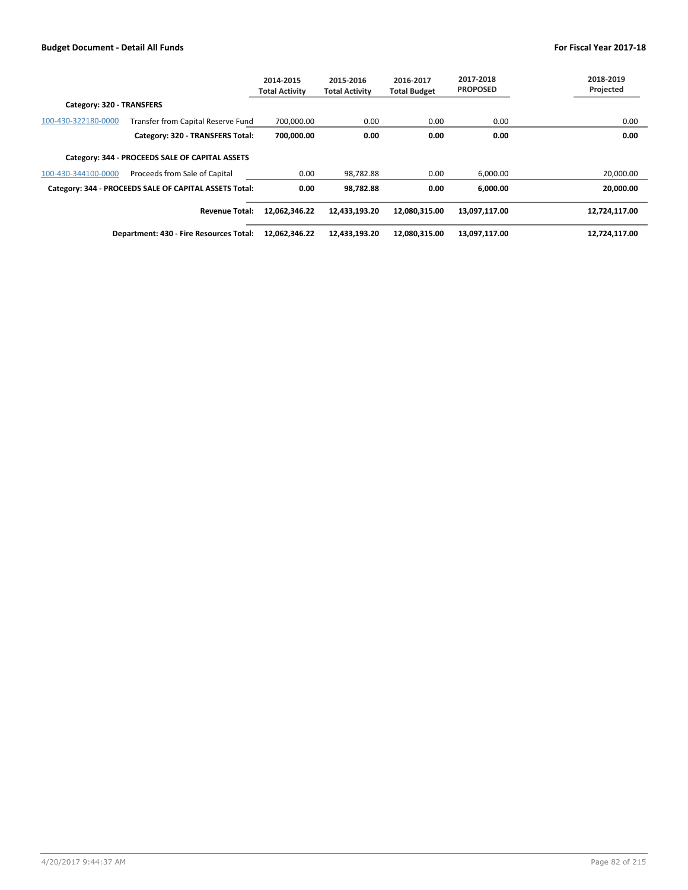| | | 2014-2015 Total Activity | 2015-2016 Total Activity | 2016-2017 Total Budget | 2017-2018 PROPOSED | 2018-2019 Projected |
|---|---|---|---|---|---|---|
| **Category: 320 - TRANSFERS** | | | | | | |
| 100-430-322180-0000 | Transfer from Capital Reserve Fund | 700,000.00 | 0.00 | 0.00 | 0.00 | 0.00 |
| | **Category: 320 - TRANSFERS Total:** | **700,000.00** | **0.00** | **0.00** | **0.00** | **0.00** |
| **Category: 344 - PROCEEDS SALE OF CAPITAL ASSETS** | | | | | | |
| 100-430-344100-0000 | Proceeds from Sale of Capital | 0.00 | 98,782.88 | 0.00 | 6,000.00 | 20,000.00 |
| | **Category: 344 - PROCEEDS SALE OF CAPITAL ASSETS Total:** | **0.00** | **98,782.88** | **0.00** | **6,000.00** | **20,000.00** |
| | **Revenue Total:** | **12,062,346.22** | **12,433,193.20** | **12,080,315.00** | **13,097,117.00** | **12,724,117.00** |
| | **Department: 430 - Fire Resources Total:** | **12,062,346.22** | **12,433,193.20** | **12,080,315.00** | **13,097,117.00** | **12,724,117.00** |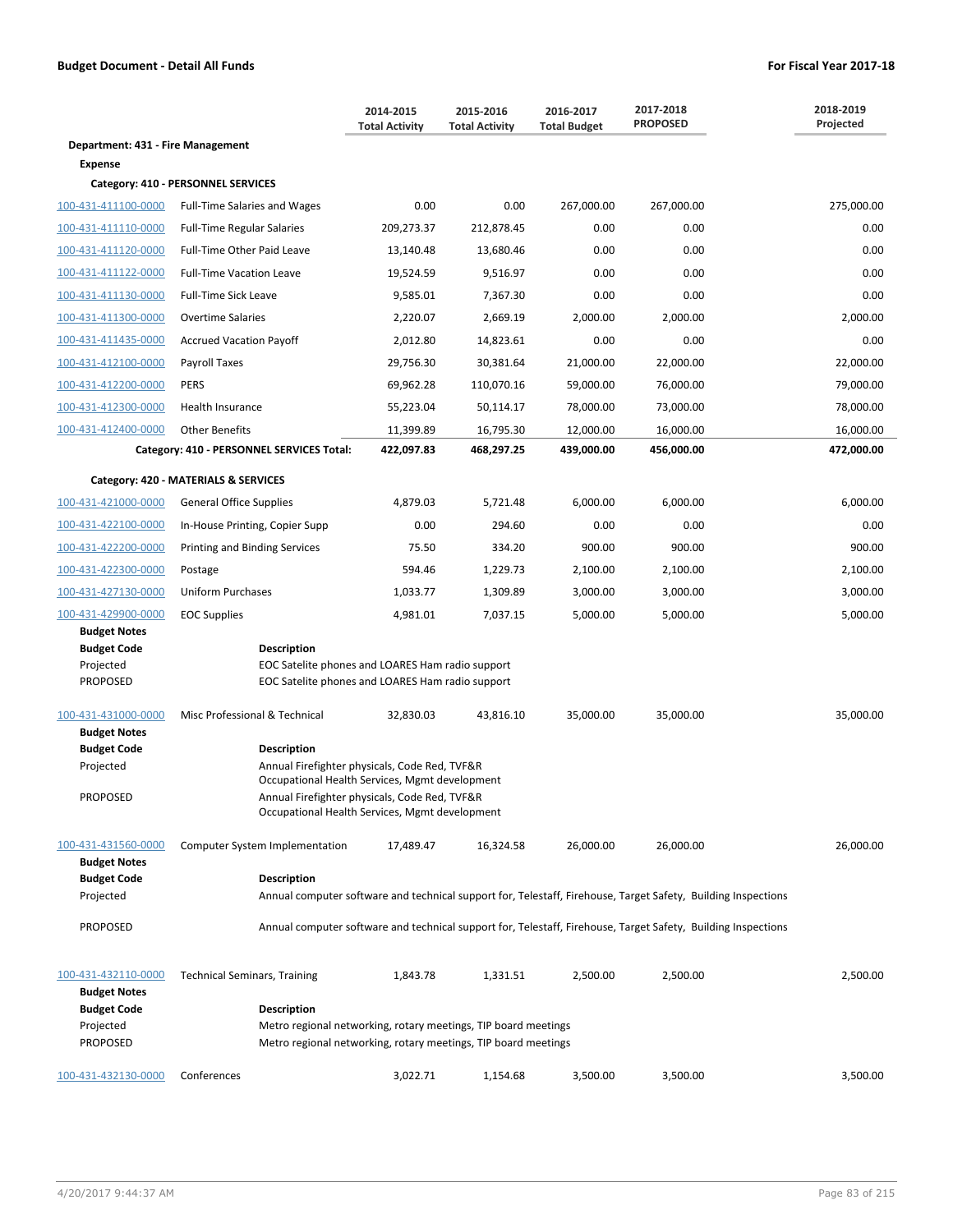**Budget Document - Detail All Funds** | **For Fiscal Year 2017-18**

| | | 2014-2015 Total Activity | 2015-2016 Total Activity | 2016-2017 Total Budget | 2017-2018 PROPOSED | 2018-2019 Projected |
|---|---|---|---|---|---|---|
| **Department: 431 - Fire Management** | | | | | | |
| **Expense** | | | | | | |
| **Category: 410 - PERSONNEL SERVICES** | | | | | | |
| 100-431-411100-0000 | Full-Time Salaries and Wages | 0.00 | 0.00 | 267,000.00 | 267,000.00 | 275,000.00 |
| 100-431-411110-0000 | Full-Time Regular Salaries | 209,273.37 | 212,878.45 | 0.00 | 0.00 | 0.00 |
| 100-431-411120-0000 | Full-Time Other Paid Leave | 13,140.48 | 13,680.46 | 0.00 | 0.00 | 0.00 |
| 100-431-411122-0000 | Full-Time Vacation Leave | 19,524.59 | 9,516.97 | 0.00 | 0.00 | 0.00 |
| 100-431-411130-0000 | Full-Time Sick Leave | 9,585.01 | 7,367.30 | 0.00 | 0.00 | 0.00 |
| 100-431-411300-0000 | Overtime Salaries | 2,220.07 | 2,669.19 | 2,000.00 | 2,000.00 | 2,000.00 |
| 100-431-411435-0000 | Accrued Vacation Payoff | 2,012.80 | 14,823.61 | 0.00 | 0.00 | 0.00 |
| 100-431-412100-0000 | Payroll Taxes | 29,756.30 | 30,381.64 | 21,000.00 | 22,000.00 | 22,000.00 |
| 100-431-412200-0000 | PERS | 69,962.28 | 110,070.16 | 59,000.00 | 76,000.00 | 79,000.00 |
| 100-431-412300-0000 | Health Insurance | 55,223.04 | 50,114.17 | 78,000.00 | 73,000.00 | 78,000.00 |
| 100-431-412400-0000 | Other Benefits | 11,399.89 | 16,795.30 | 12,000.00 | 16,000.00 | 16,000.00 |
| | **Category: 410 - PERSONNEL SERVICES Total:** | **422,097.83** | **468,297.25** | **439,000.00** | **456,000.00** | **472,000.00** |
| **Category: 420 - MATERIALS & SERVICES** | | | | | | |
| 100-431-421000-0000 | General Office Supplies | 4,879.03 | 5,721.48 | 6,000.00 | 6,000.00 | 6,000.00 |
| 100-431-422100-0000 | In-House Printing, Copier Supp | 0.00 | 294.60 | 0.00 | 0.00 | 0.00 |
| 100-431-422200-0000 | Printing and Binding Services | 75.50 | 334.20 | 900.00 | 900.00 | 900.00 |
| 100-431-422300-0000 | Postage | 594.46 | 1,229.73 | 2,100.00 | 2,100.00 | 2,100.00 |
| 100-431-427130-0000 | Uniform Purchases | 1,033.77 | 1,309.89 | 3,000.00 | 3,000.00 | 3,000.00 |
| 100-431-429900-0000 | EOC Supplies | 4,981.01 | 7,037.15 | 5,000.00 | 5,000.00 | 5,000.00 |

**Budget Notes**

| Budget Code | Description |
|---|---|
| Projected | EOC Satelite phones and LOARES Ham radio support |
| PROPOSED | EOC Satelite phones and LOARES Ham radio support |

| | | 2014-2015 Total Activity | 2015-2016 Total Activity | 2016-2017 Total Budget | 2017-2018 PROPOSED | 2018-2019 Projected |
|---|---|---|---|---|---|---|
| 100-431-431000-0000 | Misc Professional & Technical | 32,830.03 | 43,816.10 | 35,000.00 | 35,000.00 | 35,000.00 |

**Budget Notes**

| Budget Code | Description |
|---|---|
| Projected | Annual Firefighter physicals, Code Red, TVF&R Occupational Health Services, Mgmt development |
| PROPOSED | Annual Firefighter physicals, Code Red, TVF&R Occupational Health Services, Mgmt development |

| | | 2014-2015 Total Activity | 2015-2016 Total Activity | 2016-2017 Total Budget | 2017-2018 PROPOSED | 2018-2019 Projected |
|---|---|---|---|---|---|---|
| 100-431-431560-0000 | Computer System Implementation | 17,489.47 | 16,324.58 | 26,000.00 | 26,000.00 | 26,000.00 |

**Budget Notes**

| Budget Code | Description |
|---|---|
| Projected | Annual computer software and technical support for, Telestaff, Firehouse, Target Safety, Building Inspections |
| PROPOSED | Annual computer software and technical support for, Telestaff, Firehouse, Target Safety, Building Inspections |

| | | 2014-2015 Total Activity | 2015-2016 Total Activity | 2016-2017 Total Budget | 2017-2018 PROPOSED | 2018-2019 Projected |
|---|---|---|---|---|---|---|
| 100-431-432110-0000 | Technical Seminars, Training | 1,843.78 | 1,331.51 | 2,500.00 | 2,500.00 | 2,500.00 |

**Budget Notes**

| Budget Code | Description |
|---|---|
| Projected | Metro regional networking, rotary meetings, TIP board meetings |
| PROPOSED | Metro regional networking, rotary meetings, TIP board meetings |

| | | 2014-2015 Total Activity | 2015-2016 Total Activity | 2016-2017 Total Budget | 2017-2018 PROPOSED | 2018-2019 Projected |
|---|---|---|---|---|---|---|
| 100-431-432130-0000 | Conferences | 3,022.71 | 1,154.68 | 3,500.00 | 3,500.00 | 3,500.00 |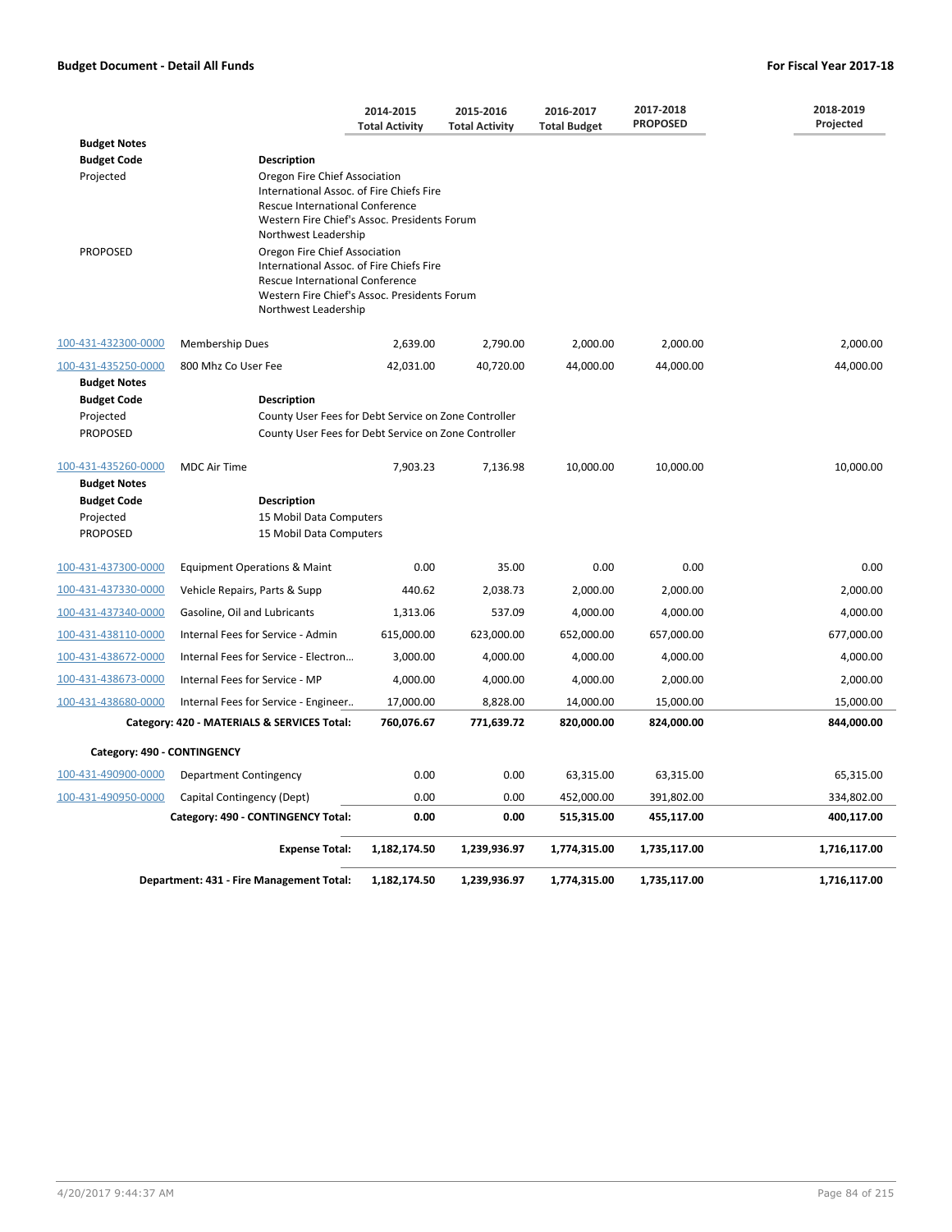**Budget Document - Detail All Funds** — **For Fiscal Year 2017-18**

| | | 2014-2015 Total Activity | 2015-2016 Total Activity | 2016-2017 Total Budget | 2017-2018 PROPOSED | 2018-2019 Projected |
|---|---|---|---|---|---|---|
| **Budget Notes** | | | | | | |
| **Budget Code** | **Description** | | | | | |
| Projected | Oregon Fire Chief Association<br>International Assoc. of Fire Chiefs Fire Rescue International Conference<br>Western Fire Chief's Assoc. Presidents Forum<br>Northwest Leadership | | | | | |
| PROPOSED | Oregon Fire Chief Association<br>International Assoc. of Fire Chiefs Fire Rescue International Conference<br>Western Fire Chief's Assoc. Presidents Forum<br>Northwest Leadership | | | | | |
| 100-431-432300-0000 | Membership Dues | 2,639.00 | 2,790.00 | 2,000.00 | 2,000.00 | 2,000.00 |
| 100-431-435250-0000 | 800 Mhz Co User Fee | 42,031.00 | 40,720.00 | 44,000.00 | 44,000.00 | 44,000.00 |
| **Budget Notes** | | | | | | |
| **Budget Code** | **Description** | | | | | |
| Projected | County User Fees for Debt Service on Zone Controller | | | | | |
| PROPOSED | County User Fees for Debt Service on Zone Controller | | | | | |
| 100-431-435260-0000 | MDC Air Time | 7,903.23 | 7,136.98 | 10,000.00 | 10,000.00 | 10,000.00 |
| **Budget Notes** | | | | | | |
| **Budget Code** | **Description** | | | | | |
| Projected | 15 Mobil Data Computers | | | | | |
| PROPOSED | 15 Mobil Data Computers | | | | | |
| 100-431-437300-0000 | Equipment Operations & Maint | 0.00 | 35.00 | 0.00 | 0.00 | 0.00 |
| 100-431-437330-0000 | Vehicle Repairs, Parts & Supp | 440.62 | 2,038.73 | 2,000.00 | 2,000.00 | 2,000.00 |
| 100-431-437340-0000 | Gasoline, Oil and Lubricants | 1,313.06 | 537.09 | 4,000.00 | 4,000.00 | 4,000.00 |
| 100-431-438110-0000 | Internal Fees for Service - Admin | 615,000.00 | 623,000.00 | 652,000.00 | 657,000.00 | 677,000.00 |
| 100-431-438672-0000 | Internal Fees for Service - Electron… | 3,000.00 | 4,000.00 | 4,000.00 | 4,000.00 | 4,000.00 |
| 100-431-438673-0000 | Internal Fees for Service - MP | 4,000.00 | 4,000.00 | 4,000.00 | 2,000.00 | 2,000.00 |
| 100-431-438680-0000 | Internal Fees for Service - Engineer.. | 17,000.00 | 8,828.00 | 14,000.00 | 15,000.00 | 15,000.00 |
| | **Category: 420 - MATERIALS & SERVICES Total:** | **760,076.67** | **771,639.72** | **820,000.00** | **824,000.00** | **844,000.00** |
| **Category: 490 - CONTINGENCY** | | | | | | |
| 100-431-490900-0000 | Department Contingency | 0.00 | 0.00 | 63,315.00 | 63,315.00 | 65,315.00 |
| 100-431-490950-0000 | Capital Contingency (Dept) | 0.00 | 0.00 | 452,000.00 | 391,802.00 | 334,802.00 |
| | **Category: 490 - CONTINGENCY Total:** | **0.00** | **0.00** | **515,315.00** | **455,117.00** | **400,117.00** |
| | **Expense Total:** | **1,182,174.50** | **1,239,936.97** | **1,774,315.00** | **1,735,117.00** | **1,716,117.00** |
| | **Department: 431 - Fire Management Total:** | **1,182,174.50** | **1,239,936.97** | **1,774,315.00** | **1,735,117.00** | **1,716,117.00** |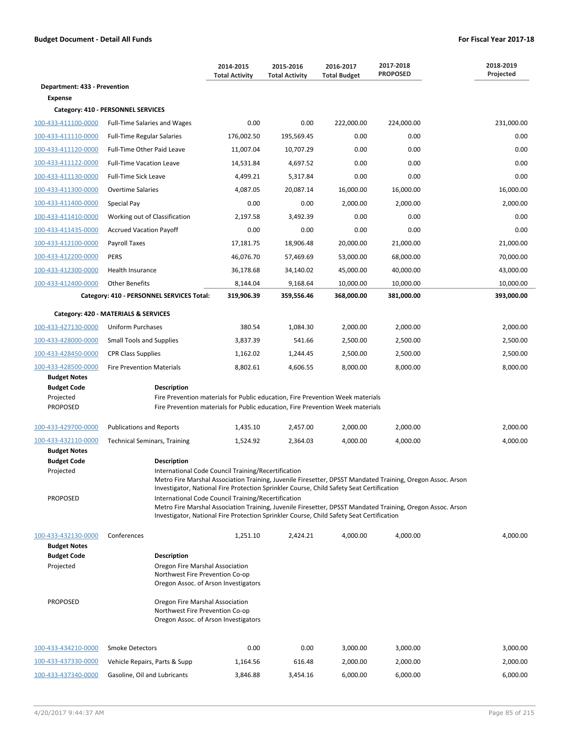**Budget Document - Detail All Funds** | **For Fiscal Year 2017-18**

| | | 2014-2015 Total Activity | 2015-2016 Total Activity | 2016-2017 Total Budget | 2017-2018 PROPOSED | 2018-2019 Projected |
|---|---|---|---|---|---|---|
| **Department: 433 - Prevention** | | | | | | |
| **Expense** | | | | | | |
| **Category: 410 - PERSONNEL SERVICES** | | | | | | |
| 100-433-411100-0000 | Full-Time Salaries and Wages | 0.00 | 0.00 | 222,000.00 | 224,000.00 | 231,000.00 |
| 100-433-411110-0000 | Full-Time Regular Salaries | 176,002.50 | 195,569.45 | 0.00 | 0.00 | 0.00 |
| 100-433-411120-0000 | Full-Time Other Paid Leave | 11,007.04 | 10,707.29 | 0.00 | 0.00 | 0.00 |
| 100-433-411122-0000 | Full-Time Vacation Leave | 14,531.84 | 4,697.52 | 0.00 | 0.00 | 0.00 |
| 100-433-411130-0000 | Full-Time Sick Leave | 4,499.21 | 5,317.84 | 0.00 | 0.00 | 0.00 |
| 100-433-411300-0000 | Overtime Salaries | 4,087.05 | 20,087.14 | 16,000.00 | 16,000.00 | 16,000.00 |
| 100-433-411400-0000 | Special Pay | 0.00 | 0.00 | 2,000.00 | 2,000.00 | 2,000.00 |
| 100-433-411410-0000 | Working out of Classification | 2,197.58 | 3,492.39 | 0.00 | 0.00 | 0.00 |
| 100-433-411435-0000 | Accrued Vacation Payoff | 0.00 | 0.00 | 0.00 | 0.00 | 0.00 |
| 100-433-412100-0000 | Payroll Taxes | 17,181.75 | 18,906.48 | 20,000.00 | 21,000.00 | 21,000.00 |
| 100-433-412200-0000 | PERS | 46,076.70 | 57,469.69 | 53,000.00 | 68,000.00 | 70,000.00 |
| 100-433-412300-0000 | Health Insurance | 36,178.68 | 34,140.02 | 45,000.00 | 40,000.00 | 43,000.00 |
| 100-433-412400-0000 | Other Benefits | 8,144.04 | 9,168.64 | 10,000.00 | 10,000.00 | 10,000.00 |
| | **Category: 410 - PERSONNEL SERVICES Total:** | **319,906.39** | **359,556.46** | **368,000.00** | **381,000.00** | **393,000.00** |
| **Category: 420 - MATERIALS & SERVICES** | | | | | | |
| 100-433-427130-0000 | Uniform Purchases | 380.54 | 1,084.30 | 2,000.00 | 2,000.00 | 2,000.00 |
| 100-433-428000-0000 | Small Tools and Supplies | 3,837.39 | 541.66 | 2,500.00 | 2,500.00 | 2,500.00 |
| 100-433-428450-0000 | CPR Class Supplies | 1,162.02 | 1,244.45 | 2,500.00 | 2,500.00 | 2,500.00 |
| 100-433-428500-0000 | Fire Prevention Materials | 8,802.61 | 4,606.55 | 8,000.00 | 8,000.00 | 8,000.00 |

**Budget Notes**

| Budget Code | Description |
|---|---|
| Projected | Fire Prevention materials for Public education, Fire Prevention Week materials |
| PROPOSED | Fire Prevention materials for Public education, Fire Prevention Week materials |

| | | 2014-2015 Total Activity | 2015-2016 Total Activity | 2016-2017 Total Budget | 2017-2018 PROPOSED | 2018-2019 Projected |
|---|---|---|---|---|---|---|
| 100-433-429700-0000 | Publications and Reports | 1,435.10 | 2,457.00 | 2,000.00 | 2,000.00 | 2,000.00 |
| 100-433-432110-0000 | Technical Seminars, Training | 1,524.92 | 2,364.03 | 4,000.00 | 4,000.00 | 4,000.00 |

**Budget Notes**

| Budget Code | Description |
|---|---|
| Projected | International Code Council Training/Recertification<br>Metro Fire Marshal Association Training, Juvenile Firesetter, DPSST Mandated Training, Oregon Assoc. Arson Investigator, National Fire Protection Sprinkler Course, Child Safety Seat Certification |
| PROPOSED | International Code Council Training/Recertification<br>Metro Fire Marshal Association Training, Juvenile Firesetter, DPSST Mandated Training, Oregon Assoc. Arson Investigator, National Fire Protection Sprinkler Course, Child Safety Seat Certification |

| | | 2014-2015 Total Activity | 2015-2016 Total Activity | 2016-2017 Total Budget | 2017-2018 PROPOSED | 2018-2019 Projected |
|---|---|---|---|---|---|---|
| 100-433-432130-0000 | Conferences | 1,251.10 | 2,424.21 | 4,000.00 | 4,000.00 | 4,000.00 |

**Budget Notes**

| Budget Code | Description |
|---|---|
| Projected | Oregon Fire Marshal Association<br>Northwest Fire Prevention Co-op<br>Oregon Assoc. of Arson Investigators |
| PROPOSED | Oregon Fire Marshal Association<br>Northwest Fire Prevention Co-op<br>Oregon Assoc. of Arson Investigators |

| | | 2014-2015 Total Activity | 2015-2016 Total Activity | 2016-2017 Total Budget | 2017-2018 PROPOSED | 2018-2019 Projected |
|---|---|---|---|---|---|---|
| 100-433-434210-0000 | Smoke Detectors | 0.00 | 0.00 | 3,000.00 | 3,000.00 | 3,000.00 |
| 100-433-437330-0000 | Vehicle Repairs, Parts & Supp | 1,164.56 | 616.48 | 2,000.00 | 2,000.00 | 2,000.00 |
| 100-433-437340-0000 | Gasoline, Oil and Lubricants | 3,846.88 | 3,454.16 | 6,000.00 | 6,000.00 | 6,000.00 |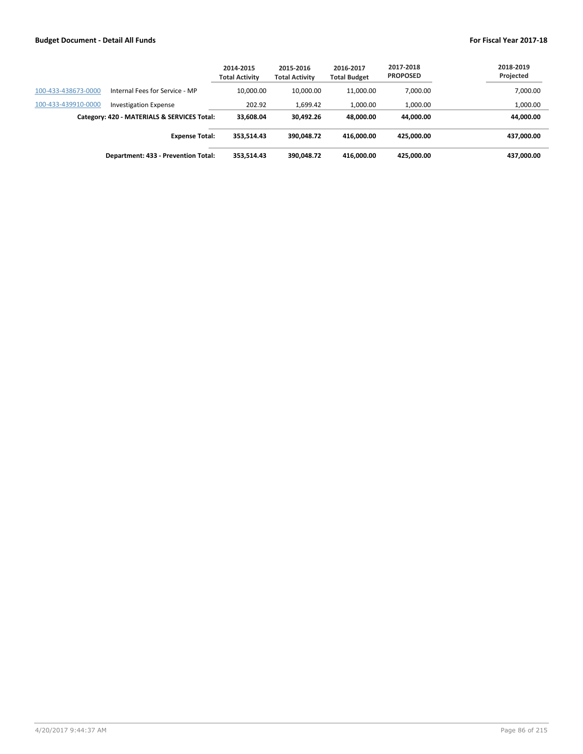| | | 2014-2015 Total Activity | 2015-2016 Total Activity | 2016-2017 Total Budget | 2017-2018 PROPOSED | 2018-2019 Projected |
|---|---|---|---|---|---|---|
| 100-433-438673-0000 | Internal Fees for Service - MP | 10,000.00 | 10,000.00 | 11,000.00 | 7,000.00 | 7,000.00 |
| 100-433-439910-0000 | Investigation Expense | 202.92 | 1,699.42 | 1,000.00 | 1,000.00 | 1,000.00 |
| | **Category: 420 - MATERIALS & SERVICES Total:** | **33,608.04** | **30,492.26** | **48,000.00** | **44,000.00** | **44,000.00** |
| | **Expense Total:** | **353,514.43** | **390,048.72** | **416,000.00** | **425,000.00** | **437,000.00** |
| | **Department: 433 - Prevention Total:** | **353,514.43** | **390,048.72** | **416,000.00** | **425,000.00** | **437,000.00** |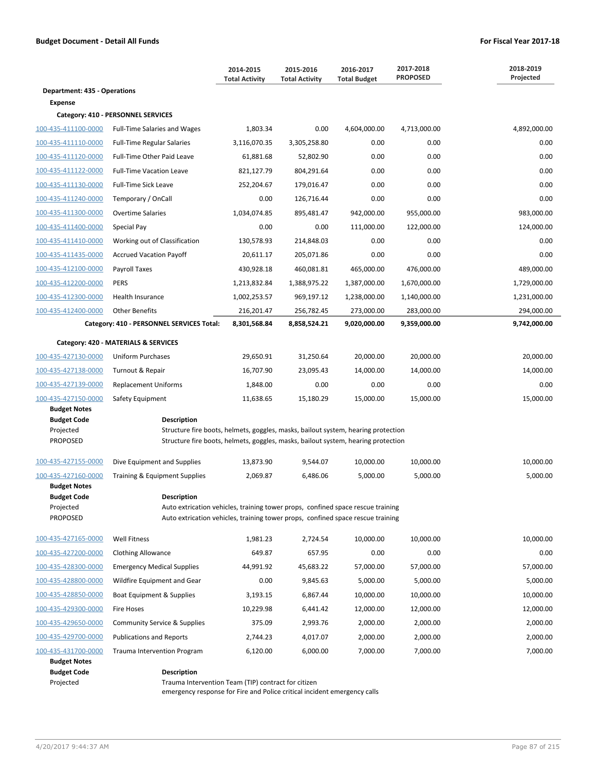**Budget Document - Detail All Funds** | **For Fiscal Year 2017-18**

| | | 2014-2015 Total Activity | 2015-2016 Total Activity | 2016-2017 Total Budget | 2017-2018 PROPOSED | 2018-2019 Projected |
|---|---|---|---|---|---|---|
| **Department: 435 - Operations** | | | | | | |
| **Expense** | | | | | | |
| **Category: 410 - PERSONNEL SERVICES** | | | | | | |
| 100-435-411100-0000 | Full-Time Salaries and Wages | 1,803.34 | 0.00 | 4,604,000.00 | 4,713,000.00 | 4,892,000.00 |
| 100-435-411110-0000 | Full-Time Regular Salaries | 3,116,070.35 | 3,305,258.80 | 0.00 | 0.00 | 0.00 |
| 100-435-411120-0000 | Full-Time Other Paid Leave | 61,881.68 | 52,802.90 | 0.00 | 0.00 | 0.00 |
| 100-435-411122-0000 | Full-Time Vacation Leave | 821,127.79 | 804,291.64 | 0.00 | 0.00 | 0.00 |
| 100-435-411130-0000 | Full-Time Sick Leave | 252,204.67 | 179,016.47 | 0.00 | 0.00 | 0.00 |
| 100-435-411240-0000 | Temporary / OnCall | 0.00 | 126,716.44 | 0.00 | 0.00 | 0.00 |
| 100-435-411300-0000 | Overtime Salaries | 1,034,074.85 | 895,481.47 | 942,000.00 | 955,000.00 | 983,000.00 |
| 100-435-411400-0000 | Special Pay | 0.00 | 0.00 | 111,000.00 | 122,000.00 | 124,000.00 |
| 100-435-411410-0000 | Working out of Classification | 130,578.93 | 214,848.03 | 0.00 | 0.00 | 0.00 |
| 100-435-411435-0000 | Accrued Vacation Payoff | 20,611.17 | 205,071.86 | 0.00 | 0.00 | 0.00 |
| 100-435-412100-0000 | Payroll Taxes | 430,928.18 | 460,081.81 | 465,000.00 | 476,000.00 | 489,000.00 |
| 100-435-412200-0000 | PERS | 1,213,832.84 | 1,388,975.22 | 1,387,000.00 | 1,670,000.00 | 1,729,000.00 |
| 100-435-412300-0000 | Health Insurance | 1,002,253.57 | 969,197.12 | 1,238,000.00 | 1,140,000.00 | 1,231,000.00 |
| 100-435-412400-0000 | Other Benefits | 216,201.47 | 256,782.45 | 273,000.00 | 283,000.00 | 294,000.00 |
| | **Category: 410 - PERSONNEL SERVICES Total:** | **8,301,568.84** | **8,858,524.21** | **9,020,000.00** | **9,359,000.00** | **9,742,000.00** |
| **Category: 420 - MATERIALS & SERVICES** | | | | | | |
| 100-435-427130-0000 | Uniform Purchases | 29,650.91 | 31,250.64 | 20,000.00 | 20,000.00 | 20,000.00 |
| 100-435-427138-0000 | Turnout & Repair | 16,707.90 | 23,095.43 | 14,000.00 | 14,000.00 | 14,000.00 |
| 100-435-427139-0000 | Replacement Uniforms | 1,848.00 | 0.00 | 0.00 | 0.00 | 0.00 |
| 100-435-427150-0000 | Safety Equipment | 11,638.65 | 15,180.29 | 15,000.00 | 15,000.00 | 15,000.00 |

**Budget Notes**

| Budget Code | Description |
|---|---|
| Projected | Structure fire boots, helmets, goggles, masks, bailout system, hearing protection |
| PROPOSED | Structure fire boots, helmets, goggles, masks, bailout system, hearing protection |

| | | 2014-2015 Total Activity | 2015-2016 Total Activity | 2016-2017 Total Budget | 2017-2018 PROPOSED | 2018-2019 Projected |
|---|---|---|---|---|---|---|
| 100-435-427155-0000 | Dive Equipment and Supplies | 13,873.90 | 9,544.07 | 10,000.00 | 10,000.00 | 10,000.00 |
| 100-435-427160-0000 | Training & Equipment Supplies | 2,069.87 | 6,486.06 | 5,000.00 | 5,000.00 | 5,000.00 |

**Budget Notes**

| Budget Code | Description |
|---|---|
| Projected | Auto extrication vehicles, training tower props, confined space rescue training |
| PROPOSED | Auto extrication vehicles, training tower props, confined space rescue training |

| | | 2014-2015 Total Activity | 2015-2016 Total Activity | 2016-2017 Total Budget | 2017-2018 PROPOSED | 2018-2019 Projected |
|---|---|---|---|---|---|---|
| 100-435-427165-0000 | Well Fitness | 1,981.23 | 2,724.54 | 10,000.00 | 10,000.00 | 10,000.00 |
| 100-435-427200-0000 | Clothing Allowance | 649.87 | 657.95 | 0.00 | 0.00 | 0.00 |
| 100-435-428300-0000 | Emergency Medical Supplies | 44,991.92 | 45,683.22 | 57,000.00 | 57,000.00 | 57,000.00 |
| 100-435-428800-0000 | Wildfire Equipment and Gear | 0.00 | 9,845.63 | 5,000.00 | 5,000.00 | 5,000.00 |
| 100-435-428850-0000 | Boat Equipment & Supplies | 3,193.15 | 6,867.44 | 10,000.00 | 10,000.00 | 10,000.00 |
| 100-435-429300-0000 | Fire Hoses | 10,229.98 | 6,441.42 | 12,000.00 | 12,000.00 | 12,000.00 |
| 100-435-429650-0000 | Community Service & Supplies | 375.09 | 2,993.76 | 2,000.00 | 2,000.00 | 2,000.00 |
| 100-435-429700-0000 | Publications and Reports | 2,744.23 | 4,017.07 | 2,000.00 | 2,000.00 | 2,000.00 |
| 100-435-431700-0000 | Trauma Intervention Program | 6,120.00 | 6,000.00 | 7,000.00 | 7,000.00 | 7,000.00 |

**Budget Notes**

| Budget Code | Description |
|---|---|
| Projected | Trauma Intervention Team (TIP) contract for citizen emergency response for Fire and Police critical incident emergency calls |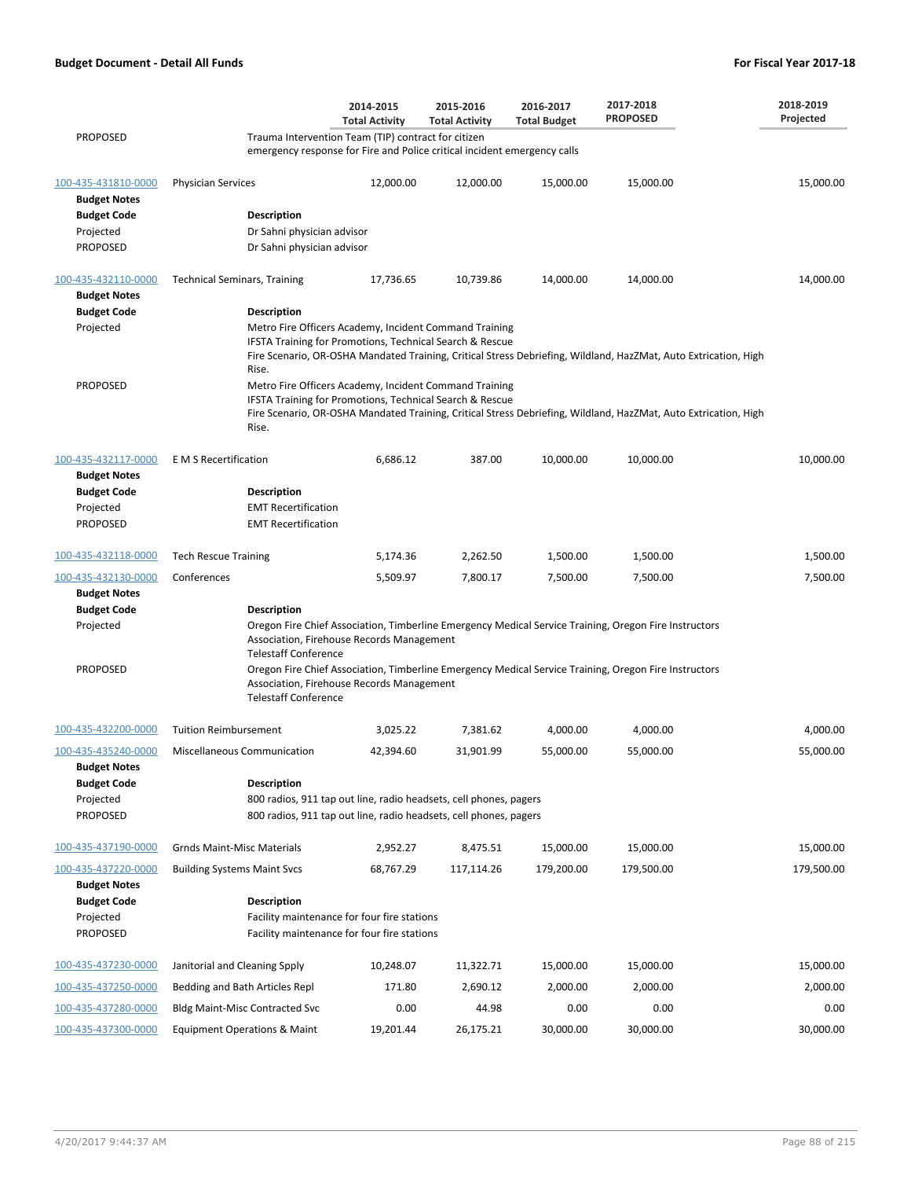## Budget Document - Detail All Funds

**For Fiscal Year 2017-18**

| | | 2014-2015 Total Activity | 2015-2016 Total Activity | 2016-2017 Total Budget | 2017-2018 PROPOSED | 2018-2019 Projected |
|---|---|---|---|---|---|---|
| PROPOSED | Trauma Intervention Team (TIP) contract for citizen emergency response for Fire and Police critical incident emergency calls | | | | | |
| 100-435-431810-0000 | Physician Services | 12,000.00 | 12,000.00 | 15,000.00 | 15,000.00 | 15,000.00 |
| **Budget Notes** | | | | | | |
| **Budget Code** | **Description** | | | | | |
| Projected | Dr Sahni physician advisor | | | | | |
| PROPOSED | Dr Sahni physician advisor | | | | | |
| 100-435-432110-0000 | Technical Seminars, Training | 17,736.65 | 10,739.86 | 14,000.00 | 14,000.00 | 14,000.00 |
| **Budget Notes** | | | | | | |
| **Budget Code** | **Description** | | | | | |
| Projected | Metro Fire Officers Academy, Incident Command Training IFSTA Training for Promotions, Technical Search & Rescue Fire Scenario, OR-OSHA Mandated Training, Critical Stress Debriefing, Wildland, HazZMat, Auto Extrication, High Rise. | | | | | |
| PROPOSED | Metro Fire Officers Academy, Incident Command Training IFSTA Training for Promotions, Technical Search & Rescue Fire Scenario, OR-OSHA Mandated Training, Critical Stress Debriefing, Wildland, HazZMat, Auto Extrication, High Rise. | | | | | |
| 100-435-432117-0000 | E M S Recertification | 6,686.12 | 387.00 | 10,000.00 | 10,000.00 | 10,000.00 |
| **Budget Notes** | | | | | | |
| **Budget Code** | **Description** | | | | | |
| Projected | EMT Recertification | | | | | |
| PROPOSED | EMT Recertification | | | | | |
| 100-435-432118-0000 | Tech Rescue Training | 5,174.36 | 2,262.50 | 1,500.00 | 1,500.00 | 1,500.00 |
| 100-435-432130-0000 | Conferences | 5,509.97 | 7,800.17 | 7,500.00 | 7,500.00 | 7,500.00 |
| **Budget Notes** | | | | | | |
| **Budget Code** | **Description** | | | | | |
| Projected | Oregon Fire Chief Association, Timberline Emergency Medical Service Training, Oregon Fire Instructors Association, Firehouse Records Management Telestaff Conference | | | | | |
| PROPOSED | Oregon Fire Chief Association, Timberline Emergency Medical Service Training, Oregon Fire Instructors Association, Firehouse Records Management Telestaff Conference | | | | | |
| 100-435-432200-0000 | Tuition Reimbursement | 3,025.22 | 7,381.62 | 4,000.00 | 4,000.00 | 4,000.00 |
| 100-435-435240-0000 | Miscellaneous Communication | 42,394.60 | 31,901.99 | 55,000.00 | 55,000.00 | 55,000.00 |
| **Budget Notes** | | | | | | |
| **Budget Code** | **Description** | | | | | |
| Projected | 800 radios, 911 tap out line, radio headsets, cell phones, pagers | | | | | |
| PROPOSED | 800 radios, 911 tap out line, radio headsets, cell phones, pagers | | | | | |
| 100-435-437190-0000 | Grnds Maint-Misc Materials | 2,952.27 | 8,475.51 | 15,000.00 | 15,000.00 | 15,000.00 |
| 100-435-437220-0000 | Building Systems Maint Svcs | 68,767.29 | 117,114.26 | 179,200.00 | 179,500.00 | 179,500.00 |
| **Budget Notes** | | | | | | |
| **Budget Code** | **Description** | | | | | |
| Projected | Facility maintenance for four fire stations | | | | | |
| PROPOSED | Facility maintenance for four fire stations | | | | | |
| 100-435-437230-0000 | Janitorial and Cleaning Spply | 10,248.07 | 11,322.71 | 15,000.00 | 15,000.00 | 15,000.00 |
| 100-435-437250-0000 | Bedding and Bath Articles Repl | 171.80 | 2,690.12 | 2,000.00 | 2,000.00 | 2,000.00 |
| 100-435-437280-0000 | Bldg Maint-Misc Contracted Svc | 0.00 | 44.98 | 0.00 | 0.00 | 0.00 |
| 100-435-437300-0000 | Equipment Operations & Maint | 19,201.44 | 26,175.21 | 30,000.00 | 30,000.00 | 30,000.00 |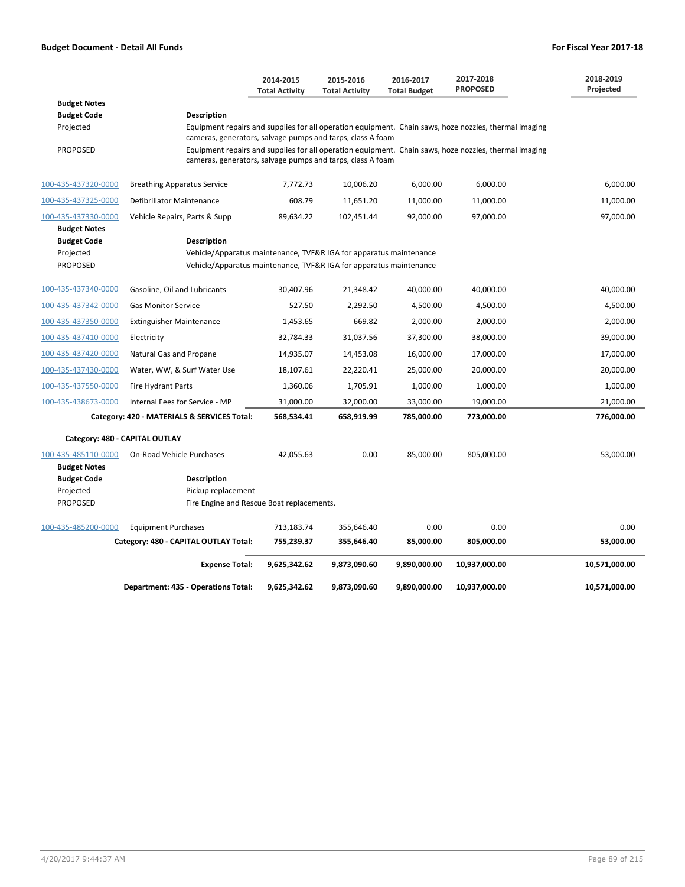**Budget Document - Detail All Funds** | **For Fiscal Year 2017-18**

| | | 2014-2015 Total Activity | 2015-2016 Total Activity | 2016-2017 Total Budget | 2017-2018 PROPOSED | 2018-2019 Projected |
|---|---|---|---|---|---|---|
| **Budget Notes** | | | | | | |
| **Budget Code** | **Description** | | | | | |
| Projected | Equipment repairs and supplies for all operation equipment. Chain saws, hoze nozzles, thermal imaging cameras, generators, salvage pumps and tarps, class A foam | | | | | |
| PROPOSED | Equipment repairs and supplies for all operation equipment. Chain saws, hoze nozzles, thermal imaging cameras, generators, salvage pumps and tarps, class A foam | | | | | |
| 100-435-437320-0000 | Breathing Apparatus Service | 7,772.73 | 10,006.20 | 6,000.00 | 6,000.00 | 6,000.00 |
| 100-435-437325-0000 | Defibrillator Maintenance | 608.79 | 11,651.20 | 11,000.00 | 11,000.00 | 11,000.00 |
| 100-435-437330-0000 | Vehicle Repairs, Parts & Supp | 89,634.22 | 102,451.44 | 92,000.00 | 97,000.00 | 97,000.00 |
| **Budget Notes** | | | | | | |
| **Budget Code** | **Description** | | | | | |
| Projected | Vehicle/Apparatus maintenance, TVF&R IGA for apparatus maintenance | | | | | |
| PROPOSED | Vehicle/Apparatus maintenance, TVF&R IGA for apparatus maintenance | | | | | |
| 100-435-437340-0000 | Gasoline, Oil and Lubricants | 30,407.96 | 21,348.42 | 40,000.00 | 40,000.00 | 40,000.00 |
| 100-435-437342-0000 | Gas Monitor Service | 527.50 | 2,292.50 | 4,500.00 | 4,500.00 | 4,500.00 |
| 100-435-437350-0000 | Extinguisher Maintenance | 1,453.65 | 669.82 | 2,000.00 | 2,000.00 | 2,000.00 |
| 100-435-437410-0000 | Electricity | 32,784.33 | 31,037.56 | 37,300.00 | 38,000.00 | 39,000.00 |
| 100-435-437420-0000 | Natural Gas and Propane | 14,935.07 | 14,453.08 | 16,000.00 | 17,000.00 | 17,000.00 |
| 100-435-437430-0000 | Water, WW, & Surf Water Use | 18,107.61 | 22,220.41 | 25,000.00 | 20,000.00 | 20,000.00 |
| 100-435-437550-0000 | Fire Hydrant Parts | 1,360.06 | 1,705.91 | 1,000.00 | 1,000.00 | 1,000.00 |
| 100-435-438673-0000 | Internal Fees for Service - MP | 31,000.00 | 32,000.00 | 33,000.00 | 19,000.00 | 21,000.00 |
| | **Category: 420 - MATERIALS & SERVICES Total:** | **568,534.41** | **658,919.99** | **785,000.00** | **773,000.00** | **776,000.00** |
| **Category: 480 - CAPITAL OUTLAY** | | | | | | |
| 100-435-485110-0000 | On-Road Vehicle Purchases | 42,055.63 | 0.00 | 85,000.00 | 805,000.00 | 53,000.00 |
| **Budget Notes** | | | | | | |
| **Budget Code** | **Description** | | | | | |
| Projected | Pickup replacement | | | | | |
| PROPOSED | Fire Engine and Rescue Boat replacements. | | | | | |
| 100-435-485200-0000 | Equipment Purchases | 713,183.74 | 355,646.40 | 0.00 | 0.00 | 0.00 |
| | **Category: 480 - CAPITAL OUTLAY Total:** | **755,239.37** | **355,646.40** | **85,000.00** | **805,000.00** | **53,000.00** |
| | **Expense Total:** | **9,625,342.62** | **9,873,090.60** | **9,890,000.00** | **10,937,000.00** | **10,571,000.00** |
| | **Department: 435 - Operations Total:** | **9,625,342.62** | **9,873,090.60** | **9,890,000.00** | **10,937,000.00** | **10,571,000.00** |

4/20/2017 9:44:37 AM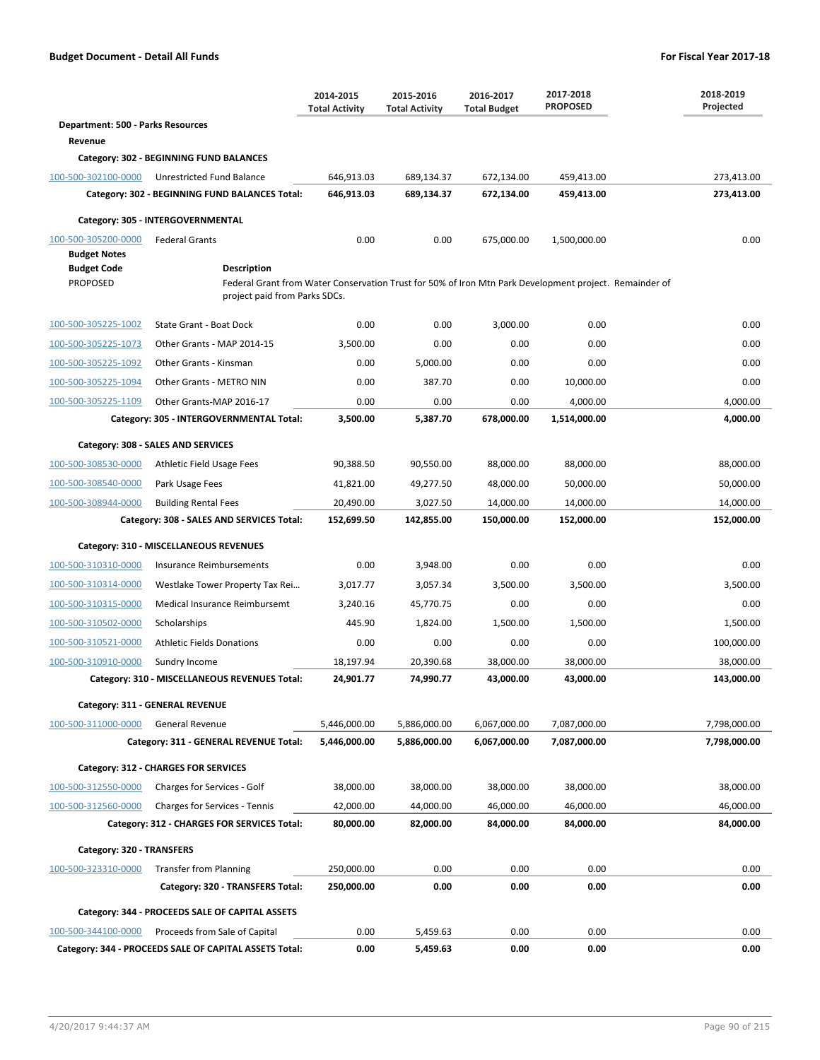**Budget Document - Detail All Funds** | **For Fiscal Year 2017-18**

| | | 2014-2015 Total Activity | 2015-2016 Total Activity | 2016-2017 Total Budget | 2017-2018 PROPOSED | 2018-2019 Projected |
|---|---|---|---|---|---|---|
| **Department: 500 - Parks Resources** | | | | | | |
| **Revenue** | | | | | | |
| **Category: 302 - BEGINNING FUND BALANCES** | | | | | | |
| 100-500-302100-0000 | Unrestricted Fund Balance | 646,913.03 | 689,134.37 | 672,134.00 | 459,413.00 | 273,413.00 |
| | **Category: 302 - BEGINNING FUND BALANCES Total:** | **646,913.03** | **689,134.37** | **672,134.00** | **459,413.00** | **273,413.00** |
| **Category: 305 - INTERGOVERNMENTAL** | | | | | | |
| 100-500-305200-0000 | Federal Grants | 0.00 | 0.00 | 675,000.00 | 1,500,000.00 | 0.00 |

**Budget Notes**

| Budget Code | Description |
|---|---|
| PROPOSED | Federal Grant from Water Conservation Trust for 50% of Iron Mtn Park Development project. Remainder of project paid from Parks SDCs. |

| | | 2014-2015 Total Activity | 2015-2016 Total Activity | 2016-2017 Total Budget | 2017-2018 PROPOSED | 2018-2019 Projected |
|---|---|---|---|---|---|---|
| 100-500-305225-1002 | State Grant - Boat Dock | 0.00 | 0.00 | 3,000.00 | 0.00 | 0.00 |
| 100-500-305225-1073 | Other Grants - MAP 2014-15 | 3,500.00 | 0.00 | 0.00 | 0.00 | 0.00 |
| 100-500-305225-1092 | Other Grants - Kinsman | 0.00 | 5,000.00 | 0.00 | 0.00 | 0.00 |
| 100-500-305225-1094 | Other Grants - METRO NIN | 0.00 | 387.70 | 0.00 | 10,000.00 | 0.00 |
| 100-500-305225-1109 | Other Grants-MAP 2016-17 | 0.00 | 0.00 | 0.00 | 4,000.00 | 4,000.00 |
| | **Category: 305 - INTERGOVERNMENTAL Total:** | **3,500.00** | **5,387.70** | **678,000.00** | **1,514,000.00** | **4,000.00** |
| **Category: 308 - SALES AND SERVICES** | | | | | | |
| 100-500-308530-0000 | Athletic Field Usage Fees | 90,388.50 | 90,550.00 | 88,000.00 | 88,000.00 | 88,000.00 |
| 100-500-308540-0000 | Park Usage Fees | 41,821.00 | 49,277.50 | 48,000.00 | 50,000.00 | 50,000.00 |
| 100-500-308944-0000 | Building Rental Fees | 20,490.00 | 3,027.50 | 14,000.00 | 14,000.00 | 14,000.00 |
| | **Category: 308 - SALES AND SERVICES Total:** | **152,699.50** | **142,855.00** | **150,000.00** | **152,000.00** | **152,000.00** |
| **Category: 310 - MISCELLANEOUS REVENUES** | | | | | | |
| 100-500-310310-0000 | Insurance Reimbursements | 0.00 | 3,948.00 | 0.00 | 0.00 | 0.00 |
| 100-500-310314-0000 | Westlake Tower Property Tax Rei… | 3,017.77 | 3,057.34 | 3,500.00 | 3,500.00 | 3,500.00 |
| 100-500-310315-0000 | Medical Insurance Reimbursemt | 3,240.16 | 45,770.75 | 0.00 | 0.00 | 0.00 |
| 100-500-310502-0000 | Scholarships | 445.90 | 1,824.00 | 1,500.00 | 1,500.00 | 1,500.00 |
| 100-500-310521-0000 | Athletic Fields Donations | 0.00 | 0.00 | 0.00 | 0.00 | 100,000.00 |
| 100-500-310910-0000 | Sundry Income | 18,197.94 | 20,390.68 | 38,000.00 | 38,000.00 | 38,000.00 |
| | **Category: 310 - MISCELLANEOUS REVENUES Total:** | **24,901.77** | **74,990.77** | **43,000.00** | **43,000.00** | **143,000.00** |
| **Category: 311 - GENERAL REVENUE** | | | | | | |
| 100-500-311000-0000 | General Revenue | 5,446,000.00 | 5,886,000.00 | 6,067,000.00 | 7,087,000.00 | 7,798,000.00 |
| | **Category: 311 - GENERAL REVENUE Total:** | **5,446,000.00** | **5,886,000.00** | **6,067,000.00** | **7,087,000.00** | **7,798,000.00** |
| **Category: 312 - CHARGES FOR SERVICES** | | | | | | |
| 100-500-312550-0000 | Charges for Services - Golf | 38,000.00 | 38,000.00 | 38,000.00 | 38,000.00 | 38,000.00 |
| 100-500-312560-0000 | Charges for Services - Tennis | 42,000.00 | 44,000.00 | 46,000.00 | 46,000.00 | 46,000.00 |
| | **Category: 312 - CHARGES FOR SERVICES Total:** | **80,000.00** | **82,000.00** | **84,000.00** | **84,000.00** | **84,000.00** |
| **Category: 320 - TRANSFERS** | | | | | | |
| 100-500-323310-0000 | Transfer from Planning | 250,000.00 | 0.00 | 0.00 | 0.00 | 0.00 |
| | **Category: 320 - TRANSFERS Total:** | **250,000.00** | **0.00** | **0.00** | **0.00** | **0.00** |
| **Category: 344 - PROCEEDS SALE OF CAPITAL ASSETS** | | | | | | |
| 100-500-344100-0000 | Proceeds from Sale of Capital | 0.00 | 5,459.63 | 0.00 | 0.00 | 0.00 |
| | **Category: 344 - PROCEEDS SALE OF CAPITAL ASSETS Total:** | **0.00** | **5,459.63** | **0.00** | **0.00** | **0.00** |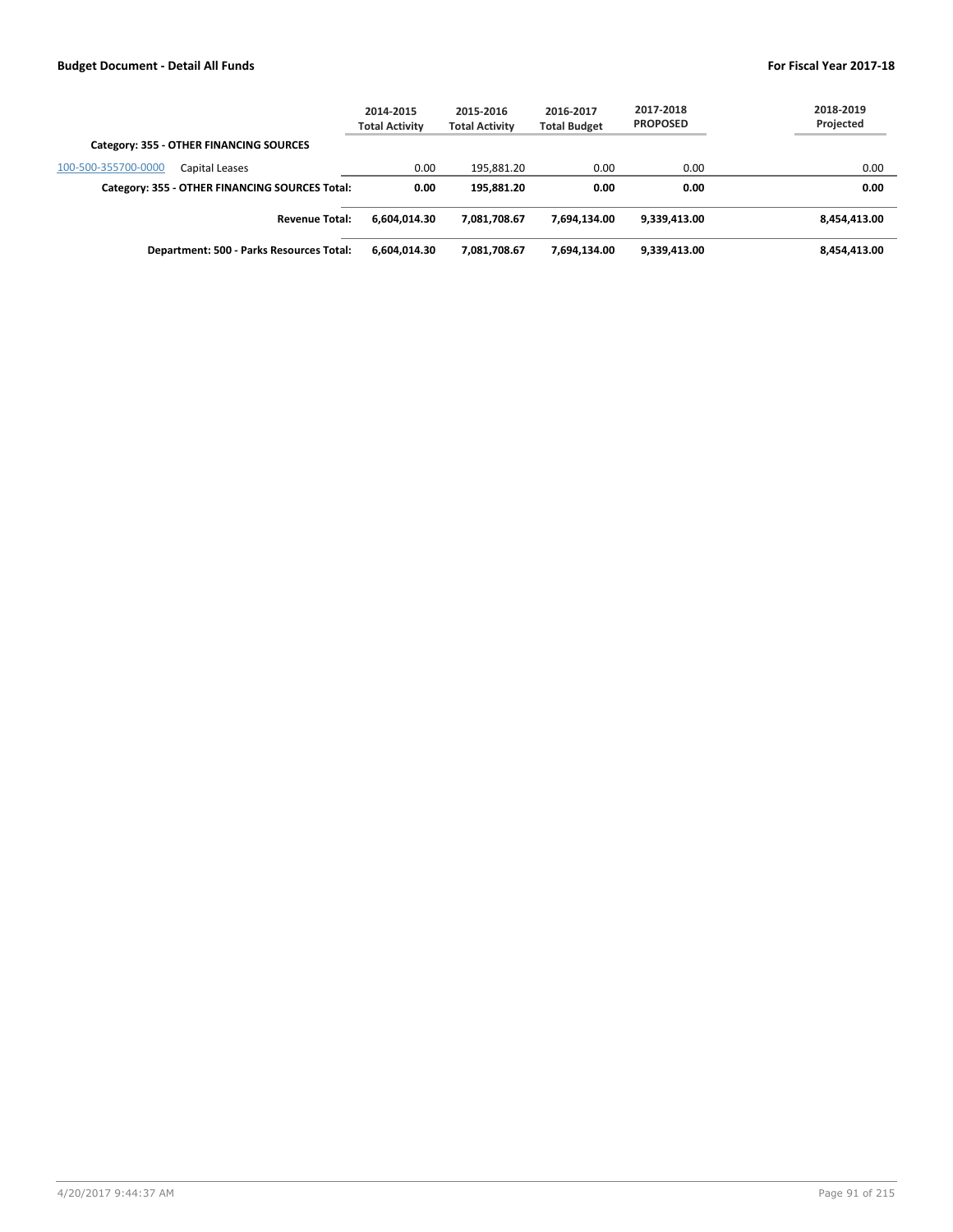| | 2014-2015 Total Activity | 2015-2016 Total Activity | 2016-2017 Total Budget | 2017-2018 PROPOSED | 2018-2019 Projected |
|---|---|---|---|---|---|
| **Category: 355 - OTHER FINANCING SOURCES** | | | | | |
| 100-500-355700-0000 Capital Leases | 0.00 | 195,881.20 | 0.00 | 0.00 | 0.00 |
| **Category: 355 - OTHER FINANCING SOURCES Total:** | **0.00** | **195,881.20** | **0.00** | **0.00** | **0.00** |
| **Revenue Total:** | **6,604,014.30** | **7,081,708.67** | **7,694,134.00** | **9,339,413.00** | **8,454,413.00** |
| **Department: 500 - Parks Resources Total:** | **6,604,014.30** | **7,081,708.67** | **7,694,134.00** | **9,339,413.00** | **8,454,413.00** |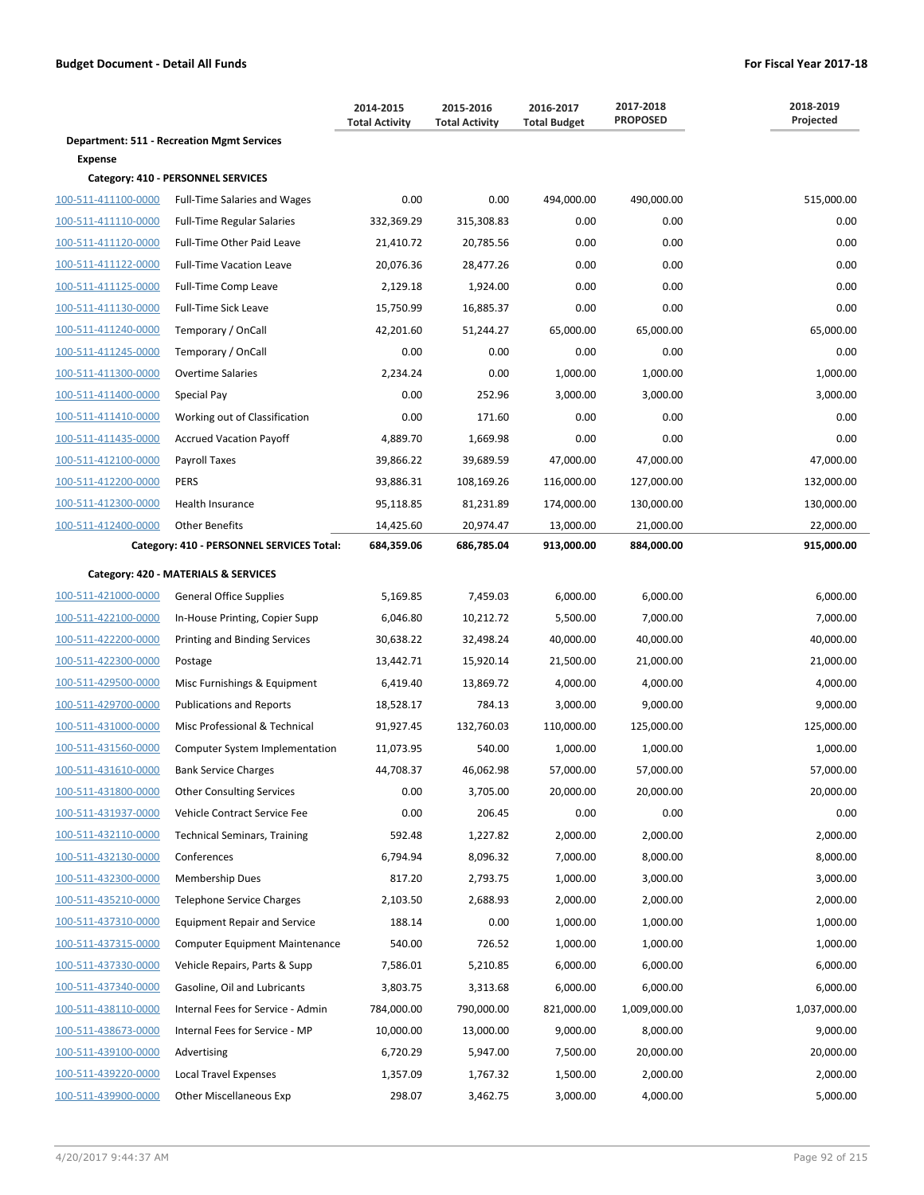## Budget Document - Detail All Funds

**For Fiscal Year 2017-18**

| | | 2014-2015 Total Activity | 2015-2016 Total Activity | 2016-2017 Total Budget | 2017-2018 PROPOSED | 2018-2019 Projected |
|---|---|---|---|---|---|---|
| **Department: 511 - Recreation Mgmt Services** | | | | | | |
| **Expense** | | | | | | |
| **Category: 410 - PERSONNEL SERVICES** | | | | | | |
| 100-511-411100-0000 | Full-Time Salaries and Wages | 0.00 | 0.00 | 494,000.00 | 490,000.00 | 515,000.00 |
| 100-511-411110-0000 | Full-Time Regular Salaries | 332,369.29 | 315,308.83 | 0.00 | 0.00 | 0.00 |
| 100-511-411120-0000 | Full-Time Other Paid Leave | 21,410.72 | 20,785.56 | 0.00 | 0.00 | 0.00 |
| 100-511-411122-0000 | Full-Time Vacation Leave | 20,076.36 | 28,477.26 | 0.00 | 0.00 | 0.00 |
| 100-511-411125-0000 | Full-Time Comp Leave | 2,129.18 | 1,924.00 | 0.00 | 0.00 | 0.00 |
| 100-511-411130-0000 | Full-Time Sick Leave | 15,750.99 | 16,885.37 | 0.00 | 0.00 | 0.00 |
| 100-511-411240-0000 | Temporary / OnCall | 42,201.60 | 51,244.27 | 65,000.00 | 65,000.00 | 65,000.00 |
| 100-511-411245-0000 | Temporary / OnCall | 0.00 | 0.00 | 0.00 | 0.00 | 0.00 |
| 100-511-411300-0000 | Overtime Salaries | 2,234.24 | 0.00 | 1,000.00 | 1,000.00 | 1,000.00 |
| 100-511-411400-0000 | Special Pay | 0.00 | 252.96 | 3,000.00 | 3,000.00 | 3,000.00 |
| 100-511-411410-0000 | Working out of Classification | 0.00 | 171.60 | 0.00 | 0.00 | 0.00 |
| 100-511-411435-0000 | Accrued Vacation Payoff | 4,889.70 | 1,669.98 | 0.00 | 0.00 | 0.00 |
| 100-511-412100-0000 | Payroll Taxes | 39,866.22 | 39,689.59 | 47,000.00 | 47,000.00 | 47,000.00 |
| 100-511-412200-0000 | PERS | 93,886.31 | 108,169.26 | 116,000.00 | 127,000.00 | 132,000.00 |
| 100-511-412300-0000 | Health Insurance | 95,118.85 | 81,231.89 | 174,000.00 | 130,000.00 | 130,000.00 |
| 100-511-412400-0000 | Other Benefits | 14,425.60 | 20,974.47 | 13,000.00 | 21,000.00 | 22,000.00 |
| | **Category: 410 - PERSONNEL SERVICES Total:** | **684,359.06** | **686,785.04** | **913,000.00** | **884,000.00** | **915,000.00** |
| **Category: 420 - MATERIALS & SERVICES** | | | | | | |
| 100-511-421000-0000 | General Office Supplies | 5,169.85 | 7,459.03 | 6,000.00 | 6,000.00 | 6,000.00 |
| 100-511-422100-0000 | In-House Printing, Copier Supp | 6,046.80 | 10,212.72 | 5,500.00 | 7,000.00 | 7,000.00 |
| 100-511-422200-0000 | Printing and Binding Services | 30,638.22 | 32,498.24 | 40,000.00 | 40,000.00 | 40,000.00 |
| 100-511-422300-0000 | Postage | 13,442.71 | 15,920.14 | 21,500.00 | 21,000.00 | 21,000.00 |
| 100-511-429500-0000 | Misc Furnishings & Equipment | 6,419.40 | 13,869.72 | 4,000.00 | 4,000.00 | 4,000.00 |
| 100-511-429700-0000 | Publications and Reports | 18,528.17 | 784.13 | 3,000.00 | 9,000.00 | 9,000.00 |
| 100-511-431000-0000 | Misc Professional & Technical | 91,927.45 | 132,760.03 | 110,000.00 | 125,000.00 | 125,000.00 |
| 100-511-431560-0000 | Computer System Implementation | 11,073.95 | 540.00 | 1,000.00 | 1,000.00 | 1,000.00 |
| 100-511-431610-0000 | Bank Service Charges | 44,708.37 | 46,062.98 | 57,000.00 | 57,000.00 | 57,000.00 |
| 100-511-431800-0000 | Other Consulting Services | 0.00 | 3,705.00 | 20,000.00 | 20,000.00 | 20,000.00 |
| 100-511-431937-0000 | Vehicle Contract Service Fee | 0.00 | 206.45 | 0.00 | 0.00 | 0.00 |
| 100-511-432110-0000 | Technical Seminars, Training | 592.48 | 1,227.82 | 2,000.00 | 2,000.00 | 2,000.00 |
| 100-511-432130-0000 | Conferences | 6,794.94 | 8,096.32 | 7,000.00 | 8,000.00 | 8,000.00 |
| 100-511-432300-0000 | Membership Dues | 817.20 | 2,793.75 | 1,000.00 | 3,000.00 | 3,000.00 |
| 100-511-435210-0000 | Telephone Service Charges | 2,103.50 | 2,688.93 | 2,000.00 | 2,000.00 | 2,000.00 |
| 100-511-437310-0000 | Equipment Repair and Service | 188.14 | 0.00 | 1,000.00 | 1,000.00 | 1,000.00 |
| 100-511-437315-0000 | Computer Equipment Maintenance | 540.00 | 726.52 | 1,000.00 | 1,000.00 | 1,000.00 |
| 100-511-437330-0000 | Vehicle Repairs, Parts & Supp | 7,586.01 | 5,210.85 | 6,000.00 | 6,000.00 | 6,000.00 |
| 100-511-437340-0000 | Gasoline, Oil and Lubricants | 3,803.75 | 3,313.68 | 6,000.00 | 6,000.00 | 6,000.00 |
| 100-511-438110-0000 | Internal Fees for Service - Admin | 784,000.00 | 790,000.00 | 821,000.00 | 1,009,000.00 | 1,037,000.00 |
| 100-511-438673-0000 | Internal Fees for Service - MP | 10,000.00 | 13,000.00 | 9,000.00 | 8,000.00 | 9,000.00 |
| 100-511-439100-0000 | Advertising | 6,720.29 | 5,947.00 | 7,500.00 | 20,000.00 | 20,000.00 |
| 100-511-439220-0000 | Local Travel Expenses | 1,357.09 | 1,767.32 | 1,500.00 | 2,000.00 | 2,000.00 |
| 100-511-439900-0000 | Other Miscellaneous Exp | 298.07 | 3,462.75 | 3,000.00 | 4,000.00 | 5,000.00 |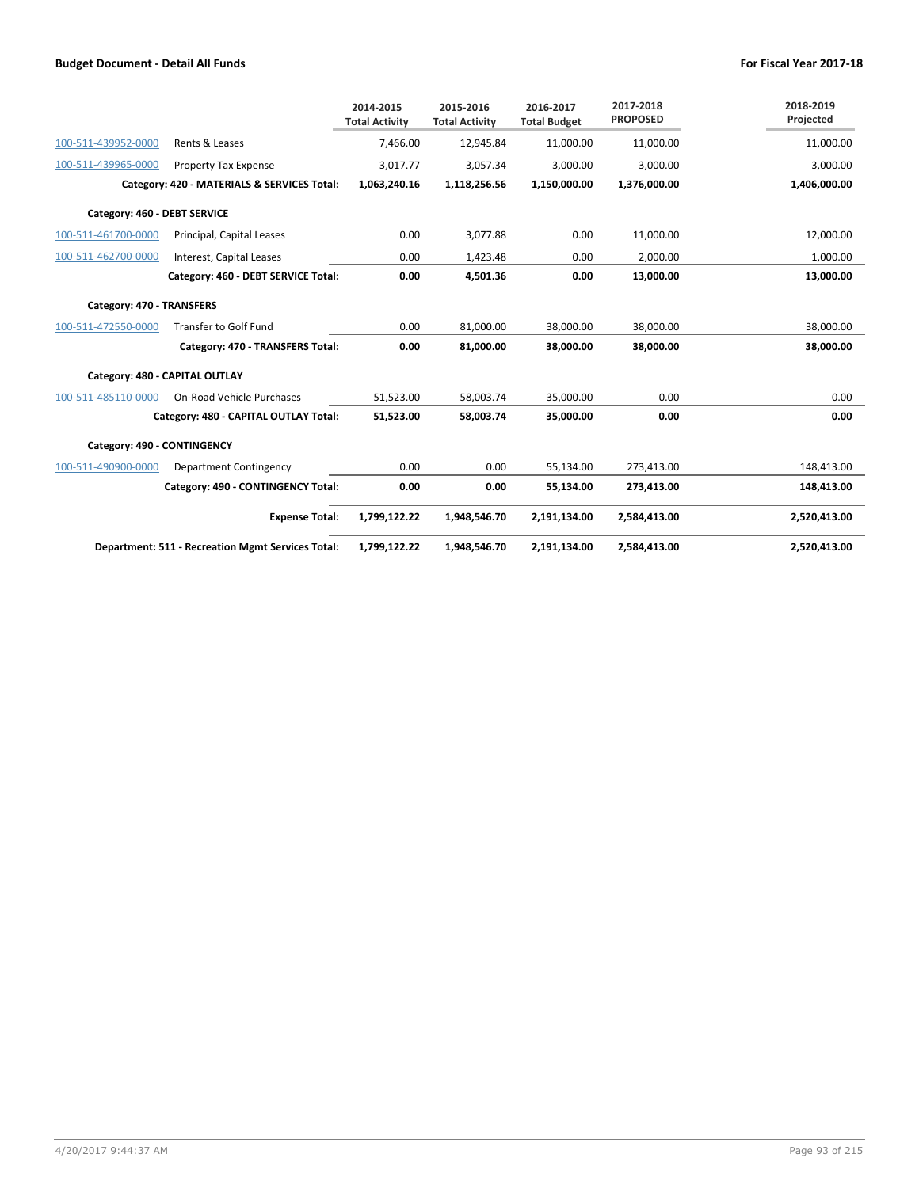| | | 2014-2015 Total Activity | 2015-2016 Total Activity | 2016-2017 Total Budget | 2017-2018 PROPOSED | 2018-2019 Projected |
|---|---|---|---|---|---|---|
| 100-511-439952-0000 | Rents & Leases | 7,466.00 | 12,945.84 | 11,000.00 | 11,000.00 | 11,000.00 |
| 100-511-439965-0000 | Property Tax Expense | 3,017.77 | 3,057.34 | 3,000.00 | 3,000.00 | 3,000.00 |
| | **Category: 420 - MATERIALS & SERVICES Total:** | **1,063,240.16** | **1,118,256.56** | **1,150,000.00** | **1,376,000.00** | **1,406,000.00** |
| **Category: 460 - DEBT SERVICE** | | | | | | |
| 100-511-461700-0000 | Principal, Capital Leases | 0.00 | 3,077.88 | 0.00 | 11,000.00 | 12,000.00 |
| 100-511-462700-0000 | Interest, Capital Leases | 0.00 | 1,423.48 | 0.00 | 2,000.00 | 1,000.00 |
| | **Category: 460 - DEBT SERVICE Total:** | **0.00** | **4,501.36** | **0.00** | **13,000.00** | **13,000.00** |
| **Category: 470 - TRANSFERS** | | | | | | |
| 100-511-472550-0000 | Transfer to Golf Fund | 0.00 | 81,000.00 | 38,000.00 | 38,000.00 | 38,000.00 |
| | **Category: 470 - TRANSFERS Total:** | **0.00** | **81,000.00** | **38,000.00** | **38,000.00** | **38,000.00** |
| **Category: 480 - CAPITAL OUTLAY** | | | | | | |
| 100-511-485110-0000 | On-Road Vehicle Purchases | 51,523.00 | 58,003.74 | 35,000.00 | 0.00 | 0.00 |
| | **Category: 480 - CAPITAL OUTLAY Total:** | **51,523.00** | **58,003.74** | **35,000.00** | **0.00** | **0.00** |
| **Category: 490 - CONTINGENCY** | | | | | | |
| 100-511-490900-0000 | Department Contingency | 0.00 | 0.00 | 55,134.00 | 273,413.00 | 148,413.00 |
| | **Category: 490 - CONTINGENCY Total:** | **0.00** | **0.00** | **55,134.00** | **273,413.00** | **148,413.00** |
| | **Expense Total:** | **1,799,122.22** | **1,948,546.70** | **2,191,134.00** | **2,584,413.00** | **2,520,413.00** |
| | **Department: 511 - Recreation Mgmt Services Total:** | **1,799,122.22** | **1,948,546.70** | **2,191,134.00** | **2,584,413.00** | **2,520,413.00** |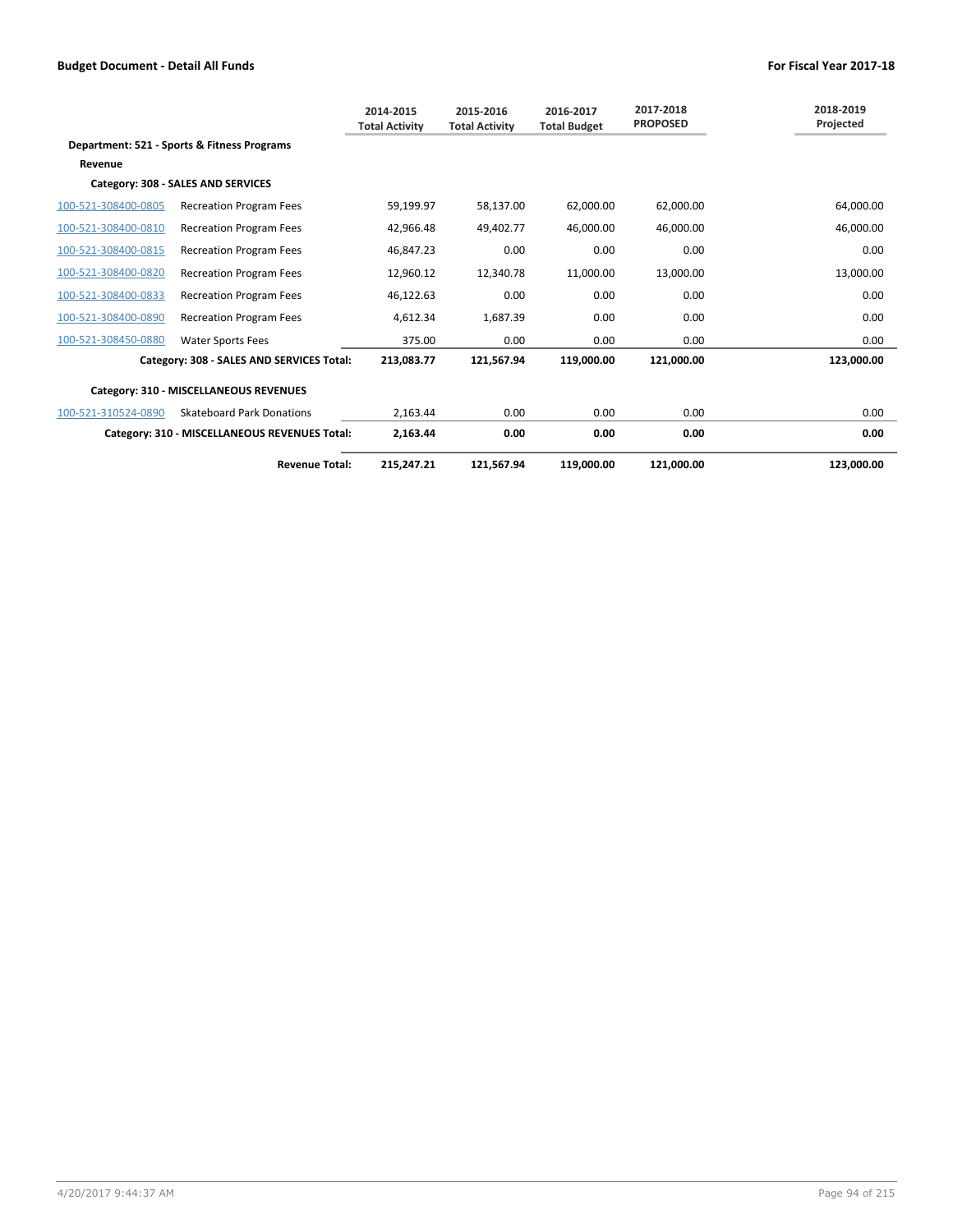| | | 2014-2015 Total Activity | 2015-2016 Total Activity | 2016-2017 Total Budget | 2017-2018 PROPOSED | 2018-2019 Projected |
|---|---|---|---|---|---|---|
| **Department: 521 - Sports & Fitness Programs** | | | | | | |
| **Revenue** | | | | | | |
| **Category: 308 - SALES AND SERVICES** | | | | | | |
| 100-521-308400-0805 | Recreation Program Fees | 59,199.97 | 58,137.00 | 62,000.00 | 62,000.00 | 64,000.00 |
| 100-521-308400-0810 | Recreation Program Fees | 42,966.48 | 49,402.77 | 46,000.00 | 46,000.00 | 46,000.00 |
| 100-521-308400-0815 | Recreation Program Fees | 46,847.23 | 0.00 | 0.00 | 0.00 | 0.00 |
| 100-521-308400-0820 | Recreation Program Fees | 12,960.12 | 12,340.78 | 11,000.00 | 13,000.00 | 13,000.00 |
| 100-521-308400-0833 | Recreation Program Fees | 46,122.63 | 0.00 | 0.00 | 0.00 | 0.00 |
| 100-521-308400-0890 | Recreation Program Fees | 4,612.34 | 1,687.39 | 0.00 | 0.00 | 0.00 |
| 100-521-308450-0880 | Water Sports Fees | 375.00 | 0.00 | 0.00 | 0.00 | 0.00 |
| | **Category: 308 - SALES AND SERVICES Total:** | **213,083.77** | **121,567.94** | **119,000.00** | **121,000.00** | **123,000.00** |
| **Category: 310 - MISCELLANEOUS REVENUES** | | | | | | |
| 100-521-310524-0890 | Skateboard Park Donations | 2,163.44 | 0.00 | 0.00 | 0.00 | 0.00 |
| | **Category: 310 - MISCELLANEOUS REVENUES Total:** | **2,163.44** | **0.00** | **0.00** | **0.00** | **0.00** |
| | **Revenue Total:** | **215,247.21** | **121,567.94** | **119,000.00** | **121,000.00** | **123,000.00** |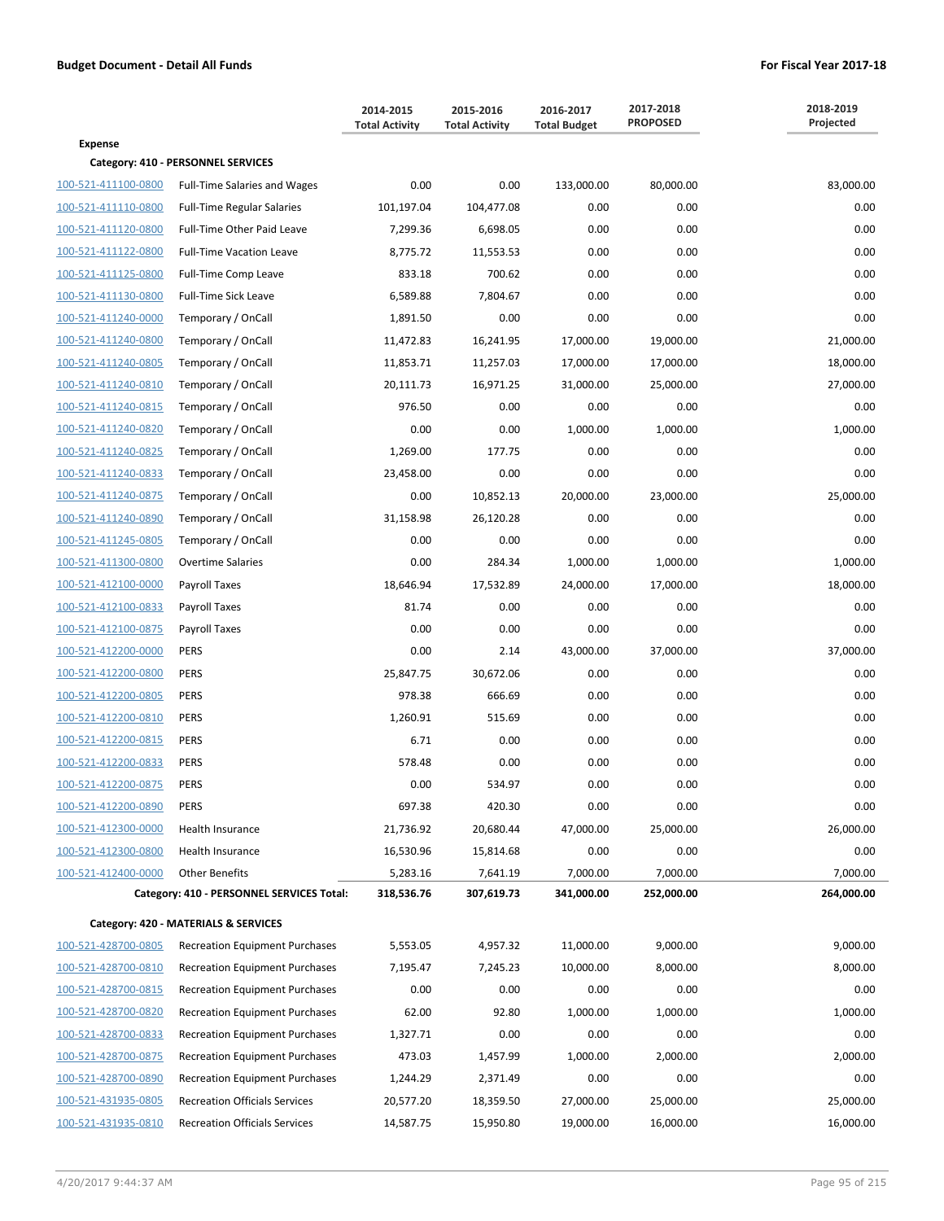**Budget Document - Detail All Funds** | **For Fiscal Year 2017-18**

| | | 2014-2015 Total Activity | 2015-2016 Total Activity | 2016-2017 Total Budget | 2017-2018 PROPOSED | 2018-2019 Projected |
|---|---|---|---|---|---|---|
| **Expense** | | | | | | |
| **Category: 410 - PERSONNEL SERVICES** | | | | | | |
| 100-521-411100-0800 | Full-Time Salaries and Wages | 0.00 | 0.00 | 133,000.00 | 80,000.00 | 83,000.00 |
| 100-521-411110-0800 | Full-Time Regular Salaries | 101,197.04 | 104,477.08 | 0.00 | 0.00 | 0.00 |
| 100-521-411120-0800 | Full-Time Other Paid Leave | 7,299.36 | 6,698.05 | 0.00 | 0.00 | 0.00 |
| 100-521-411122-0800 | Full-Time Vacation Leave | 8,775.72 | 11,553.53 | 0.00 | 0.00 | 0.00 |
| 100-521-411125-0800 | Full-Time Comp Leave | 833.18 | 700.62 | 0.00 | 0.00 | 0.00 |
| 100-521-411130-0800 | Full-Time Sick Leave | 6,589.88 | 7,804.67 | 0.00 | 0.00 | 0.00 |
| 100-521-411240-0000 | Temporary / OnCall | 1,891.50 | 0.00 | 0.00 | 0.00 | 0.00 |
| 100-521-411240-0800 | Temporary / OnCall | 11,472.83 | 16,241.95 | 17,000.00 | 19,000.00 | 21,000.00 |
| 100-521-411240-0805 | Temporary / OnCall | 11,853.71 | 11,257.03 | 17,000.00 | 17,000.00 | 18,000.00 |
| 100-521-411240-0810 | Temporary / OnCall | 20,111.73 | 16,971.25 | 31,000.00 | 25,000.00 | 27,000.00 |
| 100-521-411240-0815 | Temporary / OnCall | 976.50 | 0.00 | 0.00 | 0.00 | 0.00 |
| 100-521-411240-0820 | Temporary / OnCall | 0.00 | 0.00 | 1,000.00 | 1,000.00 | 1,000.00 |
| 100-521-411240-0825 | Temporary / OnCall | 1,269.00 | 177.75 | 0.00 | 0.00 | 0.00 |
| 100-521-411240-0833 | Temporary / OnCall | 23,458.00 | 0.00 | 0.00 | 0.00 | 0.00 |
| 100-521-411240-0875 | Temporary / OnCall | 0.00 | 10,852.13 | 20,000.00 | 23,000.00 | 25,000.00 |
| 100-521-411240-0890 | Temporary / OnCall | 31,158.98 | 26,120.28 | 0.00 | 0.00 | 0.00 |
| 100-521-411245-0805 | Temporary / OnCall | 0.00 | 0.00 | 0.00 | 0.00 | 0.00 |
| 100-521-411300-0800 | Overtime Salaries | 0.00 | 284.34 | 1,000.00 | 1,000.00 | 1,000.00 |
| 100-521-412100-0000 | Payroll Taxes | 18,646.94 | 17,532.89 | 24,000.00 | 17,000.00 | 18,000.00 |
| 100-521-412100-0833 | Payroll Taxes | 81.74 | 0.00 | 0.00 | 0.00 | 0.00 |
| 100-521-412100-0875 | Payroll Taxes | 0.00 | 0.00 | 0.00 | 0.00 | 0.00 |
| 100-521-412200-0000 | PERS | 0.00 | 2.14 | 43,000.00 | 37,000.00 | 37,000.00 |
| 100-521-412200-0800 | PERS | 25,847.75 | 30,672.06 | 0.00 | 0.00 | 0.00 |
| 100-521-412200-0805 | PERS | 978.38 | 666.69 | 0.00 | 0.00 | 0.00 |
| 100-521-412200-0810 | PERS | 1,260.91 | 515.69 | 0.00 | 0.00 | 0.00 |
| 100-521-412200-0815 | PERS | 6.71 | 0.00 | 0.00 | 0.00 | 0.00 |
| 100-521-412200-0833 | PERS | 578.48 | 0.00 | 0.00 | 0.00 | 0.00 |
| 100-521-412200-0875 | PERS | 0.00 | 534.97 | 0.00 | 0.00 | 0.00 |
| 100-521-412200-0890 | PERS | 697.38 | 420.30 | 0.00 | 0.00 | 0.00 |
| 100-521-412300-0000 | Health Insurance | 21,736.92 | 20,680.44 | 47,000.00 | 25,000.00 | 26,000.00 |
| 100-521-412300-0800 | Health Insurance | 16,530.96 | 15,814.68 | 0.00 | 0.00 | 0.00 |
| 100-521-412400-0000 | Other Benefits | 5,283.16 | 7,641.19 | 7,000.00 | 7,000.00 | 7,000.00 |
| | **Category: 410 - PERSONNEL SERVICES Total:** | **318,536.76** | **307,619.73** | **341,000.00** | **252,000.00** | **264,000.00** |
| **Category: 420 - MATERIALS & SERVICES** | | | | | | |
| 100-521-428700-0805 | Recreation Equipment Purchases | 5,553.05 | 4,957.32 | 11,000.00 | 9,000.00 | 9,000.00 |
| 100-521-428700-0810 | Recreation Equipment Purchases | 7,195.47 | 7,245.23 | 10,000.00 | 8,000.00 | 8,000.00 |
| 100-521-428700-0815 | Recreation Equipment Purchases | 0.00 | 0.00 | 0.00 | 0.00 | 0.00 |
| 100-521-428700-0820 | Recreation Equipment Purchases | 62.00 | 92.80 | 1,000.00 | 1,000.00 | 1,000.00 |
| 100-521-428700-0833 | Recreation Equipment Purchases | 1,327.71 | 0.00 | 0.00 | 0.00 | 0.00 |
| 100-521-428700-0875 | Recreation Equipment Purchases | 473.03 | 1,457.99 | 1,000.00 | 2,000.00 | 2,000.00 |
| 100-521-428700-0890 | Recreation Equipment Purchases | 1,244.29 | 2,371.49 | 0.00 | 0.00 | 0.00 |
| 100-521-431935-0805 | Recreation Officials Services | 20,577.20 | 18,359.50 | 27,000.00 | 25,000.00 | 25,000.00 |
| 100-521-431935-0810 | Recreation Officials Services | 14,587.75 | 15,950.80 | 19,000.00 | 16,000.00 | 16,000.00 |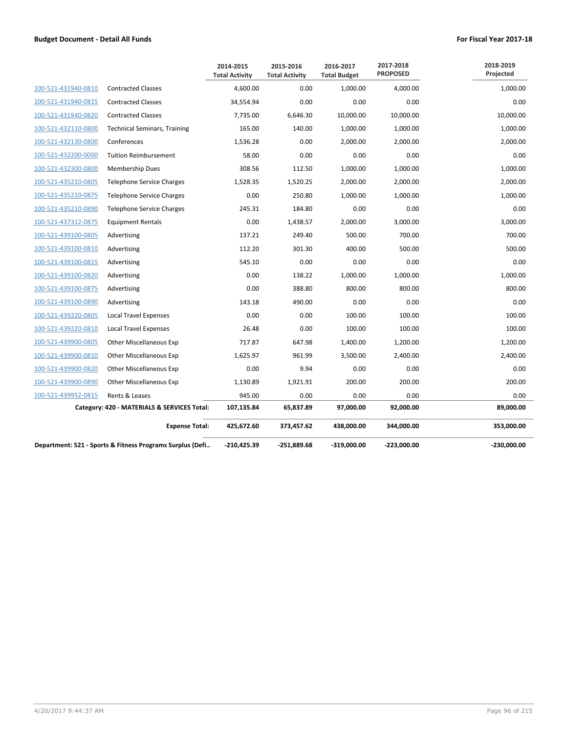**Budget Document - Detail All Funds** | **For Fiscal Year 2017-18**

| | | 2014-2015 Total Activity | 2015-2016 Total Activity | 2016-2017 Total Budget | 2017-2018 PROPOSED | 2018-2019 Projected |
|---|---|---|---|---|---|---|
| 100-521-431940-0810 | Contracted Classes | 4,600.00 | 0.00 | 1,000.00 | 4,000.00 | 1,000.00 |
| 100-521-431940-0815 | Contracted Classes | 34,554.94 | 0.00 | 0.00 | 0.00 | 0.00 |
| 100-521-431940-0820 | Contracted Classes | 7,735.00 | 6,646.30 | 10,000.00 | 10,000.00 | 10,000.00 |
| 100-521-432110-0800 | Technical Seminars, Training | 165.00 | 140.00 | 1,000.00 | 1,000.00 | 1,000.00 |
| 100-521-432130-0800 | Conferences | 1,536.28 | 0.00 | 2,000.00 | 2,000.00 | 2,000.00 |
| 100-521-432200-0000 | Tuition Reimbursement | 58.00 | 0.00 | 0.00 | 0.00 | 0.00 |
| 100-521-432300-0800 | Membership Dues | 308.56 | 112.50 | 1,000.00 | 1,000.00 | 1,000.00 |
| 100-521-435210-0805 | Telephone Service Charges | 1,528.35 | 1,520.25 | 2,000.00 | 2,000.00 | 2,000.00 |
| 100-521-435210-0875 | Telephone Service Charges | 0.00 | 250.80 | 1,000.00 | 1,000.00 | 1,000.00 |
| 100-521-435210-0890 | Telephone Service Charges | 245.31 | 184.80 | 0.00 | 0.00 | 0.00 |
| 100-521-437312-0875 | Equipment Rentals | 0.00 | 1,438.57 | 2,000.00 | 3,000.00 | 3,000.00 |
| 100-521-439100-0805 | Advertising | 137.21 | 249.40 | 500.00 | 700.00 | 700.00 |
| 100-521-439100-0810 | Advertising | 112.20 | 301.30 | 400.00 | 500.00 | 500.00 |
| 100-521-439100-0815 | Advertising | 545.10 | 0.00 | 0.00 | 0.00 | 0.00 |
| 100-521-439100-0820 | Advertising | 0.00 | 138.22 | 1,000.00 | 1,000.00 | 1,000.00 |
| 100-521-439100-0875 | Advertising | 0.00 | 388.80 | 800.00 | 800.00 | 800.00 |
| 100-521-439100-0890 | Advertising | 143.18 | 490.00 | 0.00 | 0.00 | 0.00 |
| 100-521-439220-0805 | Local Travel Expenses | 0.00 | 0.00 | 100.00 | 100.00 | 100.00 |
| 100-521-439220-0810 | Local Travel Expenses | 26.48 | 0.00 | 100.00 | 100.00 | 100.00 |
| 100-521-439900-0805 | Other Miscellaneous Exp | 717.87 | 647.98 | 1,400.00 | 1,200.00 | 1,200.00 |
| 100-521-439900-0810 | Other Miscellaneous Exp | 1,625.97 | 961.99 | 3,500.00 | 2,400.00 | 2,400.00 |
| 100-521-439900-0820 | Other Miscellaneous Exp | 0.00 | 9.94 | 0.00 | 0.00 | 0.00 |
| 100-521-439900-0890 | Other Miscellaneous Exp | 1,130.89 | 1,921.91 | 200.00 | 200.00 | 200.00 |
| 100-521-439952-0815 | Rents & Leases | 945.00 | 0.00 | 0.00 | 0.00 | 0.00 |
| | **Category: 420 - MATERIALS & SERVICES Total:** | **107,135.84** | **65,837.89** | **97,000.00** | **92,000.00** | **89,000.00** |
| | **Expense Total:** | **425,672.60** | **373,457.62** | **438,000.00** | **344,000.00** | **353,000.00** |
| **Department: 521 - Sports & Fitness Programs Surplus (Defi...** | | **-210,425.39** | **-251,889.68** | **-319,000.00** | **-223,000.00** | **-230,000.00** |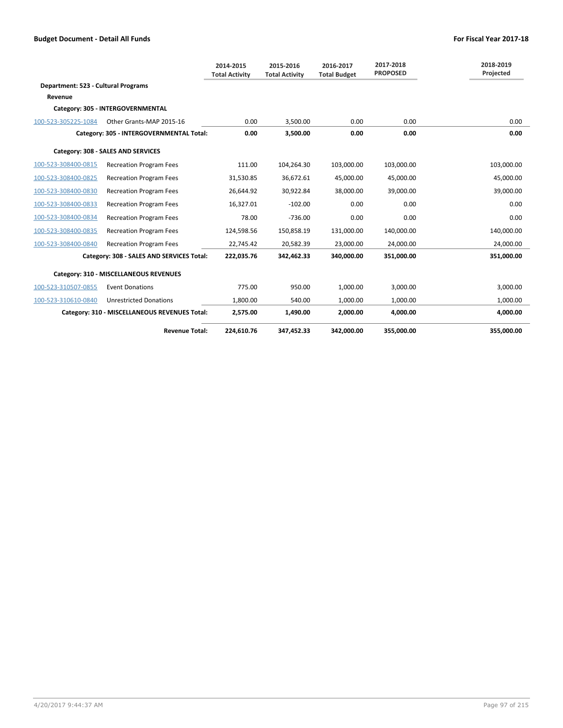| | | 2014-2015 Total Activity | 2015-2016 Total Activity | 2016-2017 Total Budget | 2017-2018 PROPOSED | 2018-2019 Projected |
|---|---|---|---|---|---|---|
| **Department: 523 - Cultural Programs** | | | | | | |
| **Revenue** | | | | | | |
| **Category: 305 - INTERGOVERNMENTAL** | | | | | | |
| 100-523-305225-1084 | Other Grants-MAP 2015-16 | 0.00 | 3,500.00 | 0.00 | 0.00 | 0.00 |
| | **Category: 305 - INTERGOVERNMENTAL Total:** | **0.00** | **3,500.00** | **0.00** | **0.00** | **0.00** |
| **Category: 308 - SALES AND SERVICES** | | | | | | |
| 100-523-308400-0815 | Recreation Program Fees | 111.00 | 104,264.30 | 103,000.00 | 103,000.00 | 103,000.00 |
| 100-523-308400-0825 | Recreation Program Fees | 31,530.85 | 36,672.61 | 45,000.00 | 45,000.00 | 45,000.00 |
| 100-523-308400-0830 | Recreation Program Fees | 26,644.92 | 30,922.84 | 38,000.00 | 39,000.00 | 39,000.00 |
| 100-523-308400-0833 | Recreation Program Fees | 16,327.01 | -102.00 | 0.00 | 0.00 | 0.00 |
| 100-523-308400-0834 | Recreation Program Fees | 78.00 | -736.00 | 0.00 | 0.00 | 0.00 |
| 100-523-308400-0835 | Recreation Program Fees | 124,598.56 | 150,858.19 | 131,000.00 | 140,000.00 | 140,000.00 |
| 100-523-308400-0840 | Recreation Program Fees | 22,745.42 | 20,582.39 | 23,000.00 | 24,000.00 | 24,000.00 |
| | **Category: 308 - SALES AND SERVICES Total:** | **222,035.76** | **342,462.33** | **340,000.00** | **351,000.00** | **351,000.00** |
| **Category: 310 - MISCELLANEOUS REVENUES** | | | | | | |
| 100-523-310507-0855 | Event Donations | 775.00 | 950.00 | 1,000.00 | 3,000.00 | 3,000.00 |
| 100-523-310610-0840 | Unrestricted Donations | 1,800.00 | 540.00 | 1,000.00 | 1,000.00 | 1,000.00 |
| | **Category: 310 - MISCELLANEOUS REVENUES Total:** | **2,575.00** | **1,490.00** | **2,000.00** | **4,000.00** | **4,000.00** |
| | **Revenue Total:** | **224,610.76** | **347,452.33** | **342,000.00** | **355,000.00** | **355,000.00** |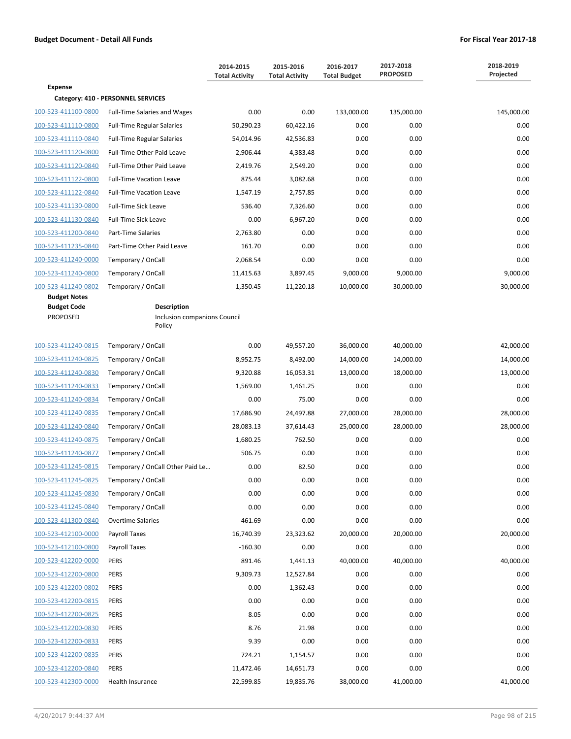| | | 2014-2015 Total Activity | 2015-2016 Total Activity | 2016-2017 Total Budget | 2017-2018 PROPOSED | 2018-2019 Projected |
|---|---|---|---|---|---|---|
| **Expense** | | | | | | |
| **Category: 410 - PERSONNEL SERVICES** | | | | | | |
| 100-523-411100-0800 | Full-Time Salaries and Wages | 0.00 | 0.00 | 133,000.00 | 135,000.00 | 145,000.00 |
| 100-523-411110-0800 | Full-Time Regular Salaries | 50,290.23 | 60,422.16 | 0.00 | 0.00 | 0.00 |
| 100-523-411110-0840 | Full-Time Regular Salaries | 54,014.96 | 42,536.83 | 0.00 | 0.00 | 0.00 |
| 100-523-411120-0800 | Full-Time Other Paid Leave | 2,906.44 | 4,383.48 | 0.00 | 0.00 | 0.00 |
| 100-523-411120-0840 | Full-Time Other Paid Leave | 2,419.76 | 2,549.20 | 0.00 | 0.00 | 0.00 |
| 100-523-411122-0800 | Full-Time Vacation Leave | 875.44 | 3,082.68 | 0.00 | 0.00 | 0.00 |
| 100-523-411122-0840 | Full-Time Vacation Leave | 1,547.19 | 2,757.85 | 0.00 | 0.00 | 0.00 |
| 100-523-411130-0800 | Full-Time Sick Leave | 536.40 | 7,326.60 | 0.00 | 0.00 | 0.00 |
| 100-523-411130-0840 | Full-Time Sick Leave | 0.00 | 6,967.20 | 0.00 | 0.00 | 0.00 |
| 100-523-411200-0840 | Part-Time Salaries | 2,763.80 | 0.00 | 0.00 | 0.00 | 0.00 |
| 100-523-411235-0840 | Part-Time Other Paid Leave | 161.70 | 0.00 | 0.00 | 0.00 | 0.00 |
| 100-523-411240-0000 | Temporary / OnCall | 2,068.54 | 0.00 | 0.00 | 0.00 | 0.00 |
| 100-523-411240-0800 | Temporary / OnCall | 11,415.63 | 3,897.45 | 9,000.00 | 9,000.00 | 9,000.00 |
| 100-523-411240-0802 | Temporary / OnCall | 1,350.45 | 11,220.18 | 10,000.00 | 30,000.00 | 30,000.00 |

**Budget Notes**

| Budget Code | Description |
|---|---|
| PROPOSED | Inclusion companions Council Policy |

| | | 2014-2015 Total Activity | 2015-2016 Total Activity | 2016-2017 Total Budget | 2017-2018 PROPOSED | 2018-2019 Projected |
|---|---|---|---|---|---|---|
| 100-523-411240-0815 | Temporary / OnCall | 0.00 | 49,557.20 | 36,000.00 | 40,000.00 | 42,000.00 |
| 100-523-411240-0825 | Temporary / OnCall | 8,952.75 | 8,492.00 | 14,000.00 | 14,000.00 | 14,000.00 |
| 100-523-411240-0830 | Temporary / OnCall | 9,320.88 | 16,053.31 | 13,000.00 | 18,000.00 | 13,000.00 |
| 100-523-411240-0833 | Temporary / OnCall | 1,569.00 | 1,461.25 | 0.00 | 0.00 | 0.00 |
| 100-523-411240-0834 | Temporary / OnCall | 0.00 | 75.00 | 0.00 | 0.00 | 0.00 |
| 100-523-411240-0835 | Temporary / OnCall | 17,686.90 | 24,497.88 | 27,000.00 | 28,000.00 | 28,000.00 |
| 100-523-411240-0840 | Temporary / OnCall | 28,083.13 | 37,614.43 | 25,000.00 | 28,000.00 | 28,000.00 |
| 100-523-411240-0875 | Temporary / OnCall | 1,680.25 | 762.50 | 0.00 | 0.00 | 0.00 |
| 100-523-411240-0877 | Temporary / OnCall | 506.75 | 0.00 | 0.00 | 0.00 | 0.00 |
| 100-523-411245-0815 | Temporary / OnCall Other Paid Le... | 0.00 | 82.50 | 0.00 | 0.00 | 0.00 |
| 100-523-411245-0825 | Temporary / OnCall | 0.00 | 0.00 | 0.00 | 0.00 | 0.00 |
| 100-523-411245-0830 | Temporary / OnCall | 0.00 | 0.00 | 0.00 | 0.00 | 0.00 |
| 100-523-411245-0840 | Temporary / OnCall | 0.00 | 0.00 | 0.00 | 0.00 | 0.00 |
| 100-523-411300-0840 | Overtime Salaries | 461.69 | 0.00 | 0.00 | 0.00 | 0.00 |
| 100-523-412100-0000 | Payroll Taxes | 16,740.39 | 23,323.62 | 20,000.00 | 20,000.00 | 20,000.00 |
| 100-523-412100-0800 | Payroll Taxes | -160.30 | 0.00 | 0.00 | 0.00 | 0.00 |
| 100-523-412200-0000 | PERS | 891.46 | 1,441.13 | 40,000.00 | 40,000.00 | 40,000.00 |
| 100-523-412200-0800 | PERS | 9,309.73 | 12,527.84 | 0.00 | 0.00 | 0.00 |
| 100-523-412200-0802 | PERS | 0.00 | 1,362.43 | 0.00 | 0.00 | 0.00 |
| 100-523-412200-0815 | PERS | 0.00 | 0.00 | 0.00 | 0.00 | 0.00 |
| 100-523-412200-0825 | PERS | 8.05 | 0.00 | 0.00 | 0.00 | 0.00 |
| 100-523-412200-0830 | PERS | 8.76 | 21.98 | 0.00 | 0.00 | 0.00 |
| 100-523-412200-0833 | PERS | 9.39 | 0.00 | 0.00 | 0.00 | 0.00 |
| 100-523-412200-0835 | PERS | 724.21 | 1,154.57 | 0.00 | 0.00 | 0.00 |
| 100-523-412200-0840 | PERS | 11,472.46 | 14,651.73 | 0.00 | 0.00 | 0.00 |
| 100-523-412300-0000 | Health Insurance | 22,599.85 | 19,835.76 | 38,000.00 | 41,000.00 | 41,000.00 |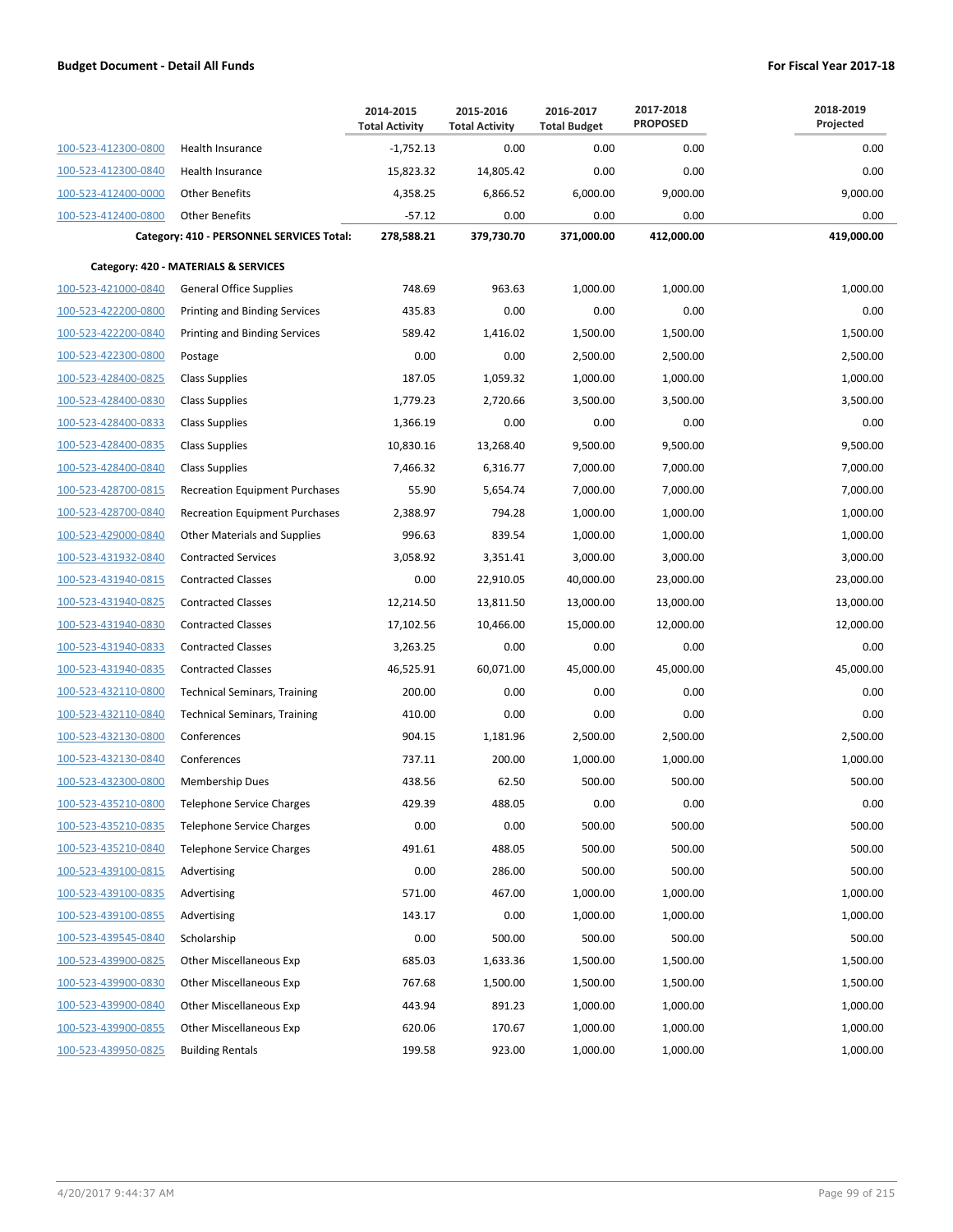## Budget Document - Detail All Funds

**For Fiscal Year 2017-18**

| | | 2014-2015 Total Activity | 2015-2016 Total Activity | 2016-2017 Total Budget | 2017-2018 PROPOSED | 2018-2019 Projected |
|---|---|---|---|---|---|---|
| 100-523-412300-0800 | Health Insurance | -1,752.13 | 0.00 | 0.00 | 0.00 | 0.00 |
| 100-523-412300-0840 | Health Insurance | 15,823.32 | 14,805.42 | 0.00 | 0.00 | 0.00 |
| 100-523-412400-0000 | Other Benefits | 4,358.25 | 6,866.52 | 6,000.00 | 9,000.00 | 9,000.00 |
| 100-523-412400-0800 | Other Benefits | -57.12 | 0.00 | 0.00 | 0.00 | 0.00 |
| | **Category: 410 - PERSONNEL SERVICES Total:** | **278,588.21** | **379,730.70** | **371,000.00** | **412,000.00** | **419,000.00** |
| **Category: 420 - MATERIALS & SERVICES** | | | | | | |
| 100-523-421000-0840 | General Office Supplies | 748.69 | 963.63 | 1,000.00 | 1,000.00 | 1,000.00 |
| 100-523-422200-0800 | Printing and Binding Services | 435.83 | 0.00 | 0.00 | 0.00 | 0.00 |
| 100-523-422200-0840 | Printing and Binding Services | 589.42 | 1,416.02 | 1,500.00 | 1,500.00 | 1,500.00 |
| 100-523-422300-0800 | Postage | 0.00 | 0.00 | 2,500.00 | 2,500.00 | 2,500.00 |
| 100-523-428400-0825 | Class Supplies | 187.05 | 1,059.32 | 1,000.00 | 1,000.00 | 1,000.00 |
| 100-523-428400-0830 | Class Supplies | 1,779.23 | 2,720.66 | 3,500.00 | 3,500.00 | 3,500.00 |
| 100-523-428400-0833 | Class Supplies | 1,366.19 | 0.00 | 0.00 | 0.00 | 0.00 |
| 100-523-428400-0835 | Class Supplies | 10,830.16 | 13,268.40 | 9,500.00 | 9,500.00 | 9,500.00 |
| 100-523-428400-0840 | Class Supplies | 7,466.32 | 6,316.77 | 7,000.00 | 7,000.00 | 7,000.00 |
| 100-523-428700-0815 | Recreation Equipment Purchases | 55.90 | 5,654.74 | 7,000.00 | 7,000.00 | 7,000.00 |
| 100-523-428700-0840 | Recreation Equipment Purchases | 2,388.97 | 794.28 | 1,000.00 | 1,000.00 | 1,000.00 |
| 100-523-429000-0840 | Other Materials and Supplies | 996.63 | 839.54 | 1,000.00 | 1,000.00 | 1,000.00 |
| 100-523-431932-0840 | Contracted Services | 3,058.92 | 3,351.41 | 3,000.00 | 3,000.00 | 3,000.00 |
| 100-523-431940-0815 | Contracted Classes | 0.00 | 22,910.05 | 40,000.00 | 23,000.00 | 23,000.00 |
| 100-523-431940-0825 | Contracted Classes | 12,214.50 | 13,811.50 | 13,000.00 | 13,000.00 | 13,000.00 |
| 100-523-431940-0830 | Contracted Classes | 17,102.56 | 10,466.00 | 15,000.00 | 12,000.00 | 12,000.00 |
| 100-523-431940-0833 | Contracted Classes | 3,263.25 | 0.00 | 0.00 | 0.00 | 0.00 |
| 100-523-431940-0835 | Contracted Classes | 46,525.91 | 60,071.00 | 45,000.00 | 45,000.00 | 45,000.00 |
| 100-523-432110-0800 | Technical Seminars, Training | 200.00 | 0.00 | 0.00 | 0.00 | 0.00 |
| 100-523-432110-0840 | Technical Seminars, Training | 410.00 | 0.00 | 0.00 | 0.00 | 0.00 |
| 100-523-432130-0800 | Conferences | 904.15 | 1,181.96 | 2,500.00 | 2,500.00 | 2,500.00 |
| 100-523-432130-0840 | Conferences | 737.11 | 200.00 | 1,000.00 | 1,000.00 | 1,000.00 |
| 100-523-432300-0800 | Membership Dues | 438.56 | 62.50 | 500.00 | 500.00 | 500.00 |
| 100-523-435210-0800 | Telephone Service Charges | 429.39 | 488.05 | 0.00 | 0.00 | 0.00 |
| 100-523-435210-0835 | Telephone Service Charges | 0.00 | 0.00 | 500.00 | 500.00 | 500.00 |
| 100-523-435210-0840 | Telephone Service Charges | 491.61 | 488.05 | 500.00 | 500.00 | 500.00 |
| 100-523-439100-0815 | Advertising | 0.00 | 286.00 | 500.00 | 500.00 | 500.00 |
| 100-523-439100-0835 | Advertising | 571.00 | 467.00 | 1,000.00 | 1,000.00 | 1,000.00 |
| 100-523-439100-0855 | Advertising | 143.17 | 0.00 | 1,000.00 | 1,000.00 | 1,000.00 |
| 100-523-439545-0840 | Scholarship | 0.00 | 500.00 | 500.00 | 500.00 | 500.00 |
| 100-523-439900-0825 | Other Miscellaneous Exp | 685.03 | 1,633.36 | 1,500.00 | 1,500.00 | 1,500.00 |
| 100-523-439900-0830 | Other Miscellaneous Exp | 767.68 | 1,500.00 | 1,500.00 | 1,500.00 | 1,500.00 |
| 100-523-439900-0840 | Other Miscellaneous Exp | 443.94 | 891.23 | 1,000.00 | 1,000.00 | 1,000.00 |
| 100-523-439900-0855 | Other Miscellaneous Exp | 620.06 | 170.67 | 1,000.00 | 1,000.00 | 1,000.00 |
| 100-523-439950-0825 | Building Rentals | 199.58 | 923.00 | 1,000.00 | 1,000.00 | 1,000.00 |

4/20/2017 9:44:37 AM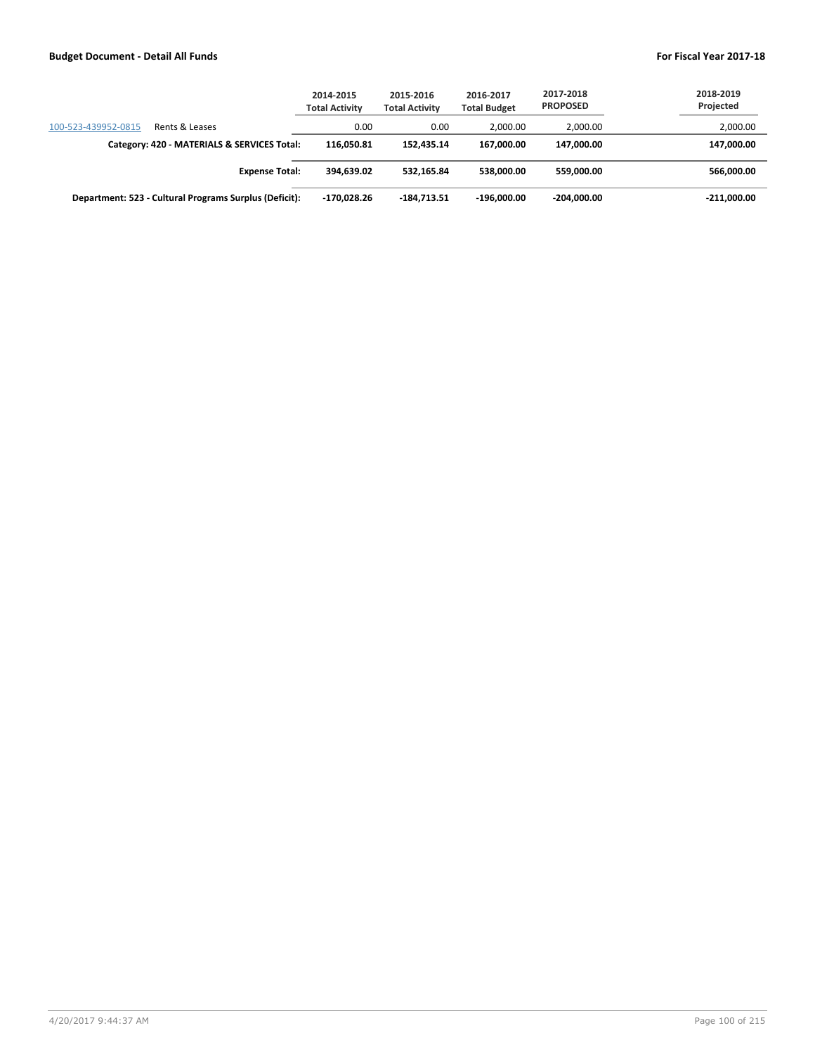| | | 2014-2015 Total Activity | 2015-2016 Total Activity | 2016-2017 Total Budget | 2017-2018 PROPOSED | 2018-2019 Projected |
|---|---|---|---|---|---|---|
| 100-523-439952-0815 | Rents & Leases | 0.00 | 0.00 | 2,000.00 | 2,000.00 | 2,000.00 |
| **Category: 420 - MATERIALS & SERVICES Total:** | | **116,050.81** | **152,435.14** | **167,000.00** | **147,000.00** | **147,000.00** |
| **Expense Total:** | | **394,639.02** | **532,165.84** | **538,000.00** | **559,000.00** | **566,000.00** |
| **Department: 523 - Cultural Programs Surplus (Deficit):** | | **-170,028.26** | **-184,713.51** | **-196,000.00** | **-204,000.00** | **-211,000.00** |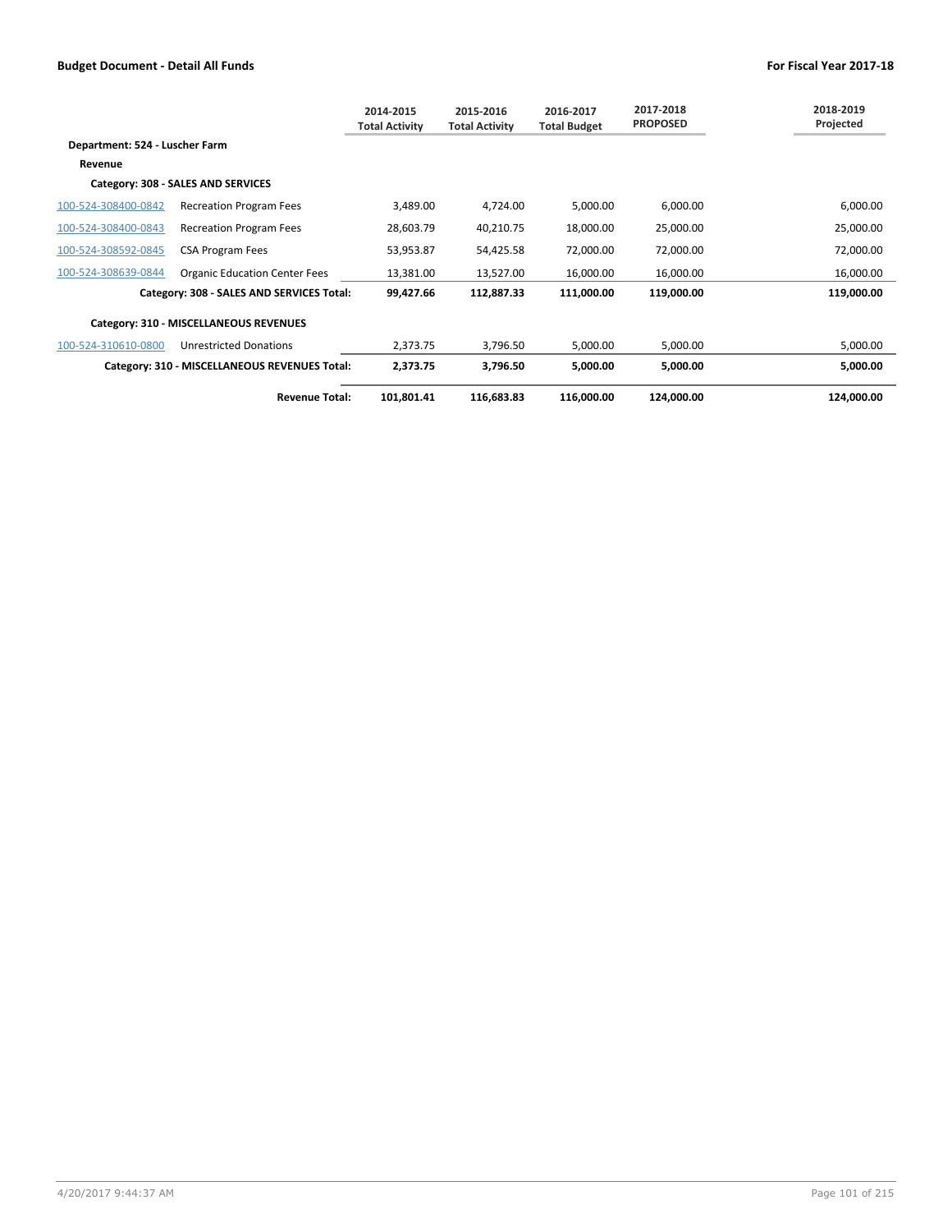| | | 2014-2015 Total Activity | 2015-2016 Total Activity | 2016-2017 Total Budget | 2017-2018 PROPOSED | 2018-2019 Projected |
|---|---|---|---|---|---|---|
| **Department: 524 - Luscher Farm** | | | | | | |
| **Revenue** | | | | | | |
| **Category: 308 - SALES AND SERVICES** | | | | | | |
| 100-524-308400-0842 | Recreation Program Fees | 3,489.00 | 4,724.00 | 5,000.00 | 6,000.00 | 6,000.00 |
| 100-524-308400-0843 | Recreation Program Fees | 28,603.79 | 40,210.75 | 18,000.00 | 25,000.00 | 25,000.00 |
| 100-524-308592-0845 | CSA Program Fees | 53,953.87 | 54,425.58 | 72,000.00 | 72,000.00 | 72,000.00 |
| 100-524-308639-0844 | Organic Education Center Fees | 13,381.00 | 13,527.00 | 16,000.00 | 16,000.00 | 16,000.00 |
| | **Category: 308 - SALES AND SERVICES Total:** | **99,427.66** | **112,887.33** | **111,000.00** | **119,000.00** | **119,000.00** |
| **Category: 310 - MISCELLANEOUS REVENUES** | | | | | | |
| 100-524-310610-0800 | Unrestricted Donations | 2,373.75 | 3,796.50 | 5,000.00 | 5,000.00 | 5,000.00 |
| | **Category: 310 - MISCELLANEOUS REVENUES Total:** | **2,373.75** | **3,796.50** | **5,000.00** | **5,000.00** | **5,000.00** |
| | **Revenue Total:** | **101,801.41** | **116,683.83** | **116,000.00** | **124,000.00** | **124,000.00** |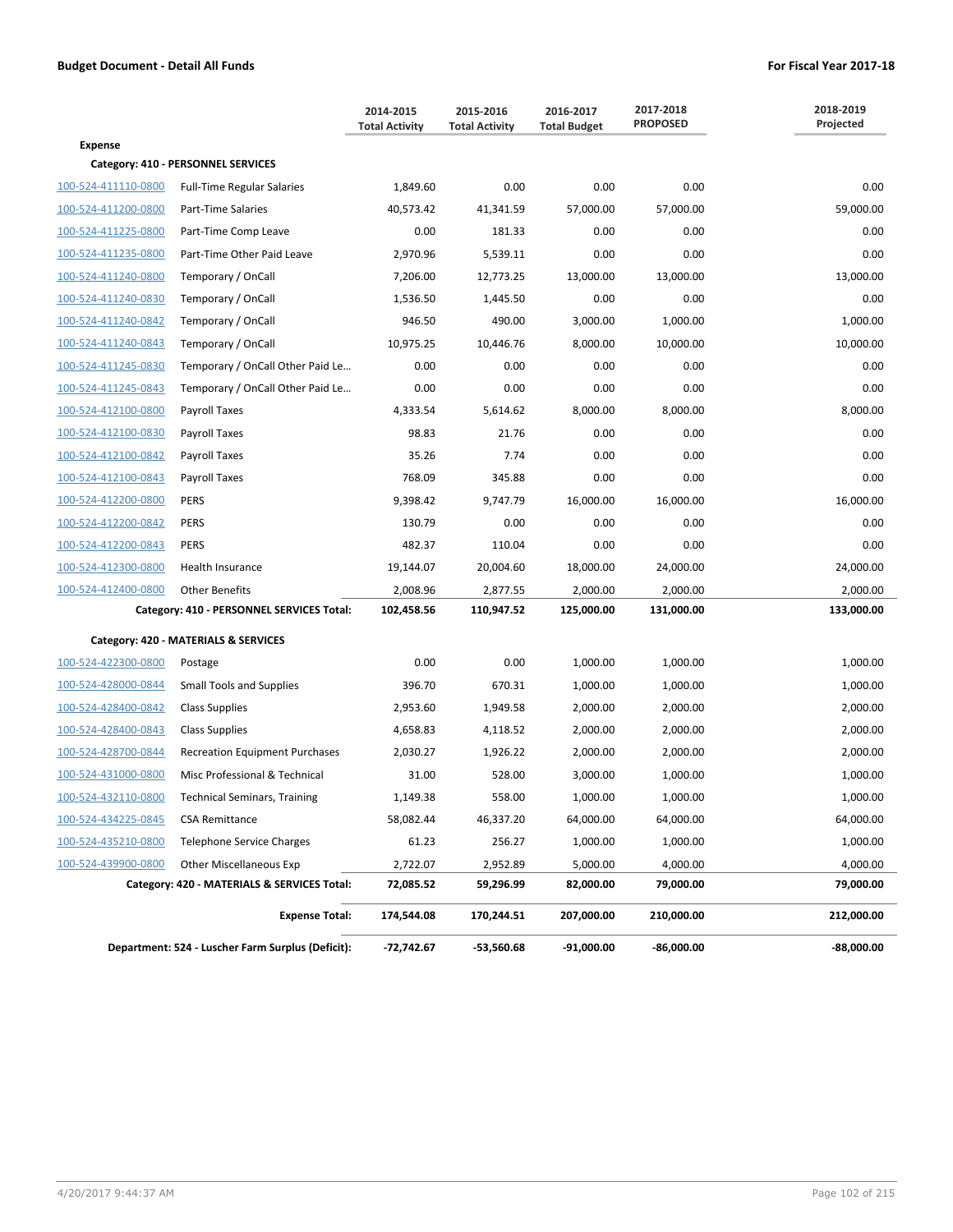**Budget Document - Detail All Funds** | **For Fiscal Year 2017-18**

| | | 2014-2015 Total Activity | 2015-2016 Total Activity | 2016-2017 Total Budget | 2017-2018 PROPOSED | 2018-2019 Projected |
|---|---|---|---|---|---|---|
| **Expense** | | | | | | |
| **Category: 410 - PERSONNEL SERVICES** | | | | | | |
| 100-524-411110-0800 | Full-Time Regular Salaries | 1,849.60 | 0.00 | 0.00 | 0.00 | 0.00 |
| 100-524-411200-0800 | Part-Time Salaries | 40,573.42 | 41,341.59 | 57,000.00 | 57,000.00 | 59,000.00 |
| 100-524-411225-0800 | Part-Time Comp Leave | 0.00 | 181.33 | 0.00 | 0.00 | 0.00 |
| 100-524-411235-0800 | Part-Time Other Paid Leave | 2,970.96 | 5,539.11 | 0.00 | 0.00 | 0.00 |
| 100-524-411240-0800 | Temporary / OnCall | 7,206.00 | 12,773.25 | 13,000.00 | 13,000.00 | 13,000.00 |
| 100-524-411240-0830 | Temporary / OnCall | 1,536.50 | 1,445.50 | 0.00 | 0.00 | 0.00 |
| 100-524-411240-0842 | Temporary / OnCall | 946.50 | 490.00 | 3,000.00 | 1,000.00 | 1,000.00 |
| 100-524-411240-0843 | Temporary / OnCall | 10,975.25 | 10,446.76 | 8,000.00 | 10,000.00 | 10,000.00 |
| 100-524-411245-0830 | Temporary / OnCall Other Paid Le... | 0.00 | 0.00 | 0.00 | 0.00 | 0.00 |
| 100-524-411245-0843 | Temporary / OnCall Other Paid Le... | 0.00 | 0.00 | 0.00 | 0.00 | 0.00 |
| 100-524-412100-0800 | Payroll Taxes | 4,333.54 | 5,614.62 | 8,000.00 | 8,000.00 | 8,000.00 |
| 100-524-412100-0830 | Payroll Taxes | 98.83 | 21.76 | 0.00 | 0.00 | 0.00 |
| 100-524-412100-0842 | Payroll Taxes | 35.26 | 7.74 | 0.00 | 0.00 | 0.00 |
| 100-524-412100-0843 | Payroll Taxes | 768.09 | 345.88 | 0.00 | 0.00 | 0.00 |
| 100-524-412200-0800 | PERS | 9,398.42 | 9,747.79 | 16,000.00 | 16,000.00 | 16,000.00 |
| 100-524-412200-0842 | PERS | 130.79 | 0.00 | 0.00 | 0.00 | 0.00 |
| 100-524-412200-0843 | PERS | 482.37 | 110.04 | 0.00 | 0.00 | 0.00 |
| 100-524-412300-0800 | Health Insurance | 19,144.07 | 20,004.60 | 18,000.00 | 24,000.00 | 24,000.00 |
| 100-524-412400-0800 | Other Benefits | 2,008.96 | 2,877.55 | 2,000.00 | 2,000.00 | 2,000.00 |
| | **Category: 410 - PERSONNEL SERVICES Total:** | **102,458.56** | **110,947.52** | **125,000.00** | **131,000.00** | **133,000.00** |
| **Category: 420 - MATERIALS & SERVICES** | | | | | | |
| 100-524-422300-0800 | Postage | 0.00 | 0.00 | 1,000.00 | 1,000.00 | 1,000.00 |
| 100-524-428000-0844 | Small Tools and Supplies | 396.70 | 670.31 | 1,000.00 | 1,000.00 | 1,000.00 |
| 100-524-428400-0842 | Class Supplies | 2,953.60 | 1,949.58 | 2,000.00 | 2,000.00 | 2,000.00 |
| 100-524-428400-0843 | Class Supplies | 4,658.83 | 4,118.52 | 2,000.00 | 2,000.00 | 2,000.00 |
| 100-524-428700-0844 | Recreation Equipment Purchases | 2,030.27 | 1,926.22 | 2,000.00 | 2,000.00 | 2,000.00 |
| 100-524-431000-0800 | Misc Professional & Technical | 31.00 | 528.00 | 3,000.00 | 1,000.00 | 1,000.00 |
| 100-524-432110-0800 | Technical Seminars, Training | 1,149.38 | 558.00 | 1,000.00 | 1,000.00 | 1,000.00 |
| 100-524-434225-0845 | CSA Remittance | 58,082.44 | 46,337.20 | 64,000.00 | 64,000.00 | 64,000.00 |
| 100-524-435210-0800 | Telephone Service Charges | 61.23 | 256.27 | 1,000.00 | 1,000.00 | 1,000.00 |
| 100-524-439900-0800 | Other Miscellaneous Exp | 2,722.07 | 2,952.89 | 5,000.00 | 4,000.00 | 4,000.00 |
| | **Category: 420 - MATERIALS & SERVICES Total:** | **72,085.52** | **59,296.99** | **82,000.00** | **79,000.00** | **79,000.00** |
| | **Expense Total:** | **174,544.08** | **170,244.51** | **207,000.00** | **210,000.00** | **212,000.00** |
| | **Department: 524 - Luscher Farm Surplus (Deficit):** | **-72,742.67** | **-53,560.68** | **-91,000.00** | **-86,000.00** | **-88,000.00** |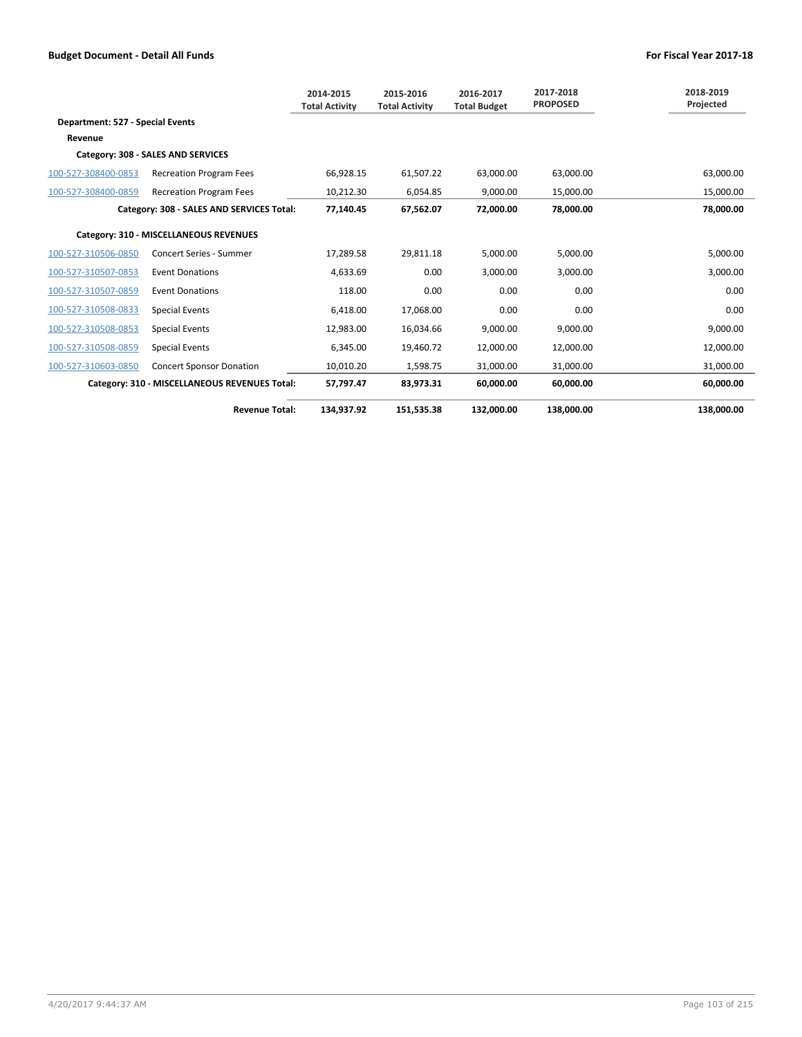| | | 2014-2015 Total Activity | 2015-2016 Total Activity | 2016-2017 Total Budget | 2017-2018 PROPOSED | 2018-2019 Projected |
|---|---|---|---|---|---|---|
| **Department: 527 - Special Events** | | | | | | |
| **Revenue** | | | | | | |
| **Category: 308 - SALES AND SERVICES** | | | | | | |
| 100-527-308400-0853 | Recreation Program Fees | 66,928.15 | 61,507.22 | 63,000.00 | 63,000.00 | 63,000.00 |
| 100-527-308400-0859 | Recreation Program Fees | 10,212.30 | 6,054.85 | 9,000.00 | 15,000.00 | 15,000.00 |
| | **Category: 308 - SALES AND SERVICES Total:** | **77,140.45** | **67,562.07** | **72,000.00** | **78,000.00** | **78,000.00** |
| **Category: 310 - MISCELLANEOUS REVENUES** | | | | | | |
| 100-527-310506-0850 | Concert Series - Summer | 17,289.58 | 29,811.18 | 5,000.00 | 5,000.00 | 5,000.00 |
| 100-527-310507-0853 | Event Donations | 4,633.69 | 0.00 | 3,000.00 | 3,000.00 | 3,000.00 |
| 100-527-310507-0859 | Event Donations | 118.00 | 0.00 | 0.00 | 0.00 | 0.00 |
| 100-527-310508-0833 | Special Events | 6,418.00 | 17,068.00 | 0.00 | 0.00 | 0.00 |
| 100-527-310508-0853 | Special Events | 12,983.00 | 16,034.66 | 9,000.00 | 9,000.00 | 9,000.00 |
| 100-527-310508-0859 | Special Events | 6,345.00 | 19,460.72 | 12,000.00 | 12,000.00 | 12,000.00 |
| 100-527-310603-0850 | Concert Sponsor Donation | 10,010.20 | 1,598.75 | 31,000.00 | 31,000.00 | 31,000.00 |
| | **Category: 310 - MISCELLANEOUS REVENUES Total:** | **57,797.47** | **83,973.31** | **60,000.00** | **60,000.00** | **60,000.00** |
| | **Revenue Total:** | **134,937.92** | **151,535.38** | **132,000.00** | **138,000.00** | **138,000.00** |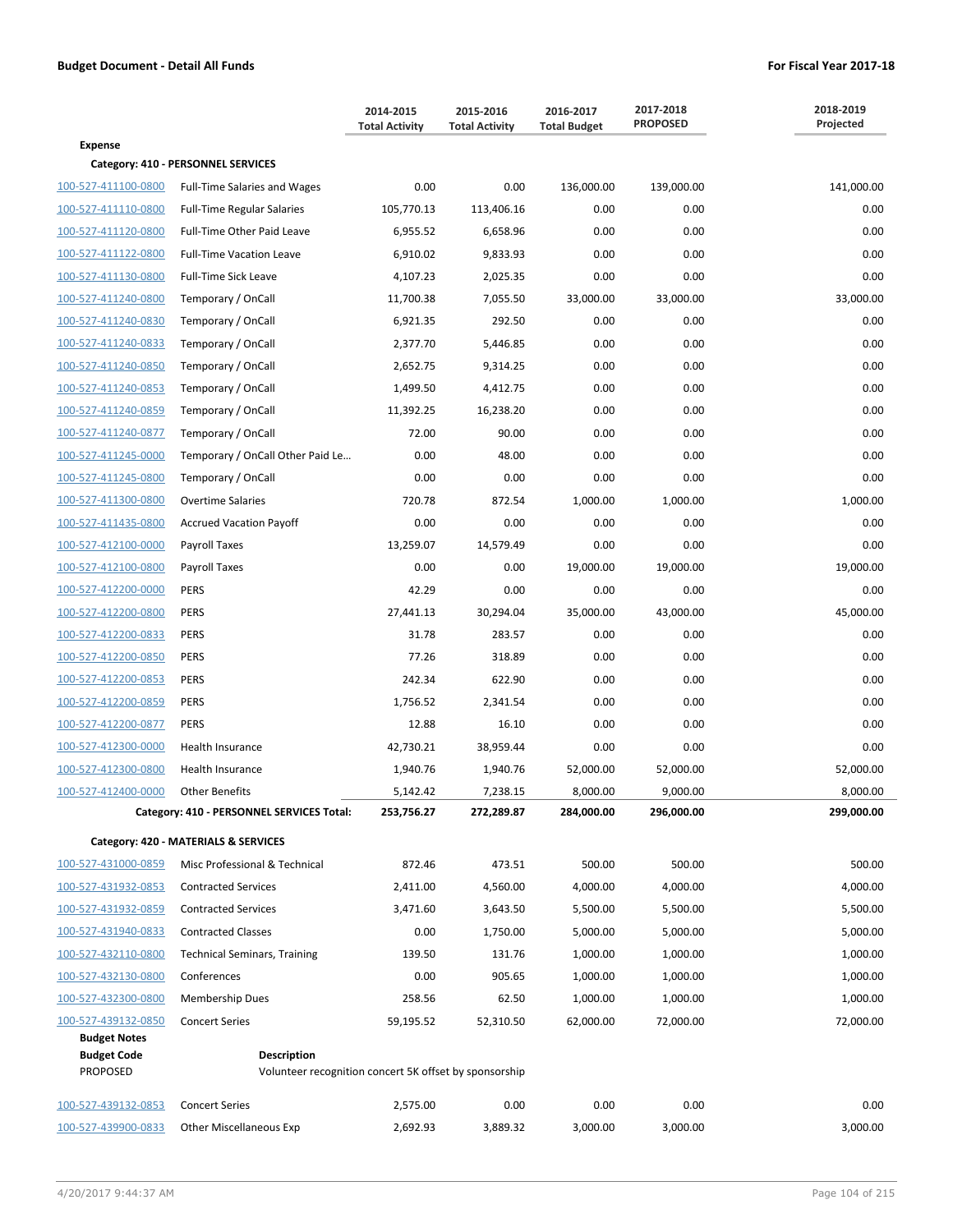**Budget Document - Detail All Funds** | **For Fiscal Year 2017-18**

| | | 2014-2015 Total Activity | 2015-2016 Total Activity | 2016-2017 Total Budget | 2017-2018 PROPOSED | 2018-2019 Projected |
|---|---|---|---|---|---|---|
| **Expense** | | | | | | |
| **Category: 410 - PERSONNEL SERVICES** | | | | | | |
| 100-527-411100-0800 | Full-Time Salaries and Wages | 0.00 | 0.00 | 136,000.00 | 139,000.00 | 141,000.00 |
| 100-527-411110-0800 | Full-Time Regular Salaries | 105,770.13 | 113,406.16 | 0.00 | 0.00 | 0.00 |
| 100-527-411120-0800 | Full-Time Other Paid Leave | 6,955.52 | 6,658.96 | 0.00 | 0.00 | 0.00 |
| 100-527-411122-0800 | Full-Time Vacation Leave | 6,910.02 | 9,833.93 | 0.00 | 0.00 | 0.00 |
| 100-527-411130-0800 | Full-Time Sick Leave | 4,107.23 | 2,025.35 | 0.00 | 0.00 | 0.00 |
| 100-527-411240-0800 | Temporary / OnCall | 11,700.38 | 7,055.50 | 33,000.00 | 33,000.00 | 33,000.00 |
| 100-527-411240-0830 | Temporary / OnCall | 6,921.35 | 292.50 | 0.00 | 0.00 | 0.00 |
| 100-527-411240-0833 | Temporary / OnCall | 2,377.70 | 5,446.85 | 0.00 | 0.00 | 0.00 |
| 100-527-411240-0850 | Temporary / OnCall | 2,652.75 | 9,314.25 | 0.00 | 0.00 | 0.00 |
| 100-527-411240-0853 | Temporary / OnCall | 1,499.50 | 4,412.75 | 0.00 | 0.00 | 0.00 |
| 100-527-411240-0859 | Temporary / OnCall | 11,392.25 | 16,238.20 | 0.00 | 0.00 | 0.00 |
| 100-527-411240-0877 | Temporary / OnCall | 72.00 | 90.00 | 0.00 | 0.00 | 0.00 |
| 100-527-411245-0000 | Temporary / OnCall Other Paid Le... | 0.00 | 48.00 | 0.00 | 0.00 | 0.00 |
| 100-527-411245-0800 | Temporary / OnCall | 0.00 | 0.00 | 0.00 | 0.00 | 0.00 |
| 100-527-411300-0800 | Overtime Salaries | 720.78 | 872.54 | 1,000.00 | 1,000.00 | 1,000.00 |
| 100-527-411435-0800 | Accrued Vacation Payoff | 0.00 | 0.00 | 0.00 | 0.00 | 0.00 |
| 100-527-412100-0000 | Payroll Taxes | 13,259.07 | 14,579.49 | 0.00 | 0.00 | 0.00 |
| 100-527-412100-0800 | Payroll Taxes | 0.00 | 0.00 | 19,000.00 | 19,000.00 | 19,000.00 |
| 100-527-412200-0000 | PERS | 42.29 | 0.00 | 0.00 | 0.00 | 0.00 |
| 100-527-412200-0800 | PERS | 27,441.13 | 30,294.04 | 35,000.00 | 43,000.00 | 45,000.00 |
| 100-527-412200-0833 | PERS | 31.78 | 283.57 | 0.00 | 0.00 | 0.00 |
| 100-527-412200-0850 | PERS | 77.26 | 318.89 | 0.00 | 0.00 | 0.00 |
| 100-527-412200-0853 | PERS | 242.34 | 622.90 | 0.00 | 0.00 | 0.00 |
| 100-527-412200-0859 | PERS | 1,756.52 | 2,341.54 | 0.00 | 0.00 | 0.00 |
| 100-527-412200-0877 | PERS | 12.88 | 16.10 | 0.00 | 0.00 | 0.00 |
| 100-527-412300-0000 | Health Insurance | 42,730.21 | 38,959.44 | 0.00 | 0.00 | 0.00 |
| 100-527-412300-0800 | Health Insurance | 1,940.76 | 1,940.76 | 52,000.00 | 52,000.00 | 52,000.00 |
| 100-527-412400-0000 | Other Benefits | 5,142.42 | 7,238.15 | 8,000.00 | 9,000.00 | 8,000.00 |
| | **Category: 410 - PERSONNEL SERVICES Total:** | **253,756.27** | **272,289.87** | **284,000.00** | **296,000.00** | **299,000.00** |
| **Category: 420 - MATERIALS & SERVICES** | | | | | | |
| 100-527-431000-0859 | Misc Professional & Technical | 872.46 | 473.51 | 500.00 | 500.00 | 500.00 |
| 100-527-431932-0853 | Contracted Services | 2,411.00 | 4,560.00 | 4,000.00 | 4,000.00 | 4,000.00 |
| 100-527-431932-0859 | Contracted Services | 3,471.60 | 3,643.50 | 5,500.00 | 5,500.00 | 5,500.00 |
| 100-527-431940-0833 | Contracted Classes | 0.00 | 1,750.00 | 5,000.00 | 5,000.00 | 5,000.00 |
| 100-527-432110-0800 | Technical Seminars, Training | 139.50 | 131.76 | 1,000.00 | 1,000.00 | 1,000.00 |
| 100-527-432130-0800 | Conferences | 0.00 | 905.65 | 1,000.00 | 1,000.00 | 1,000.00 |
| 100-527-432300-0800 | Membership Dues | 258.56 | 62.50 | 1,000.00 | 1,000.00 | 1,000.00 |
| 100-527-439132-0850 | Concert Series | 59,195.52 | 52,310.50 | 62,000.00 | 72,000.00 | 72,000.00 |

**Budget Notes**

| **Budget Code** | **Description** |
|---|---|
| PROPOSED | Volunteer recognition concert 5K offset by sponsorship |

| | | 2014-2015 Total Activity | 2015-2016 Total Activity | 2016-2017 Total Budget | 2017-2018 PROPOSED | 2018-2019 Projected |
|---|---|---|---|---|---|---|
| 100-527-439132-0853 | Concert Series | 2,575.00 | 0.00 | 0.00 | 0.00 | 0.00 |
| 100-527-439900-0833 | Other Miscellaneous Exp | 2,692.93 | 3,889.32 | 3,000.00 | 3,000.00 | 3,000.00 |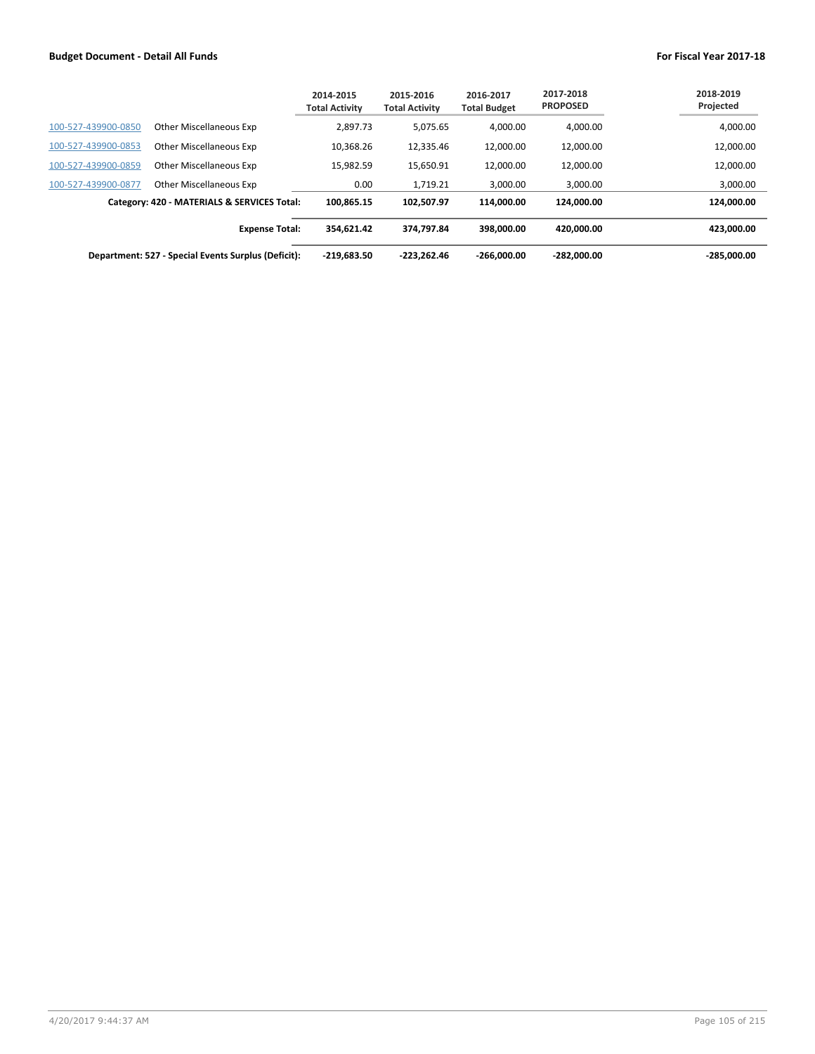**Budget Document - Detail All Funds** **For Fiscal Year 2017-18**

| | | 2014-2015 Total Activity | 2015-2016 Total Activity | 2016-2017 Total Budget | 2017-2018 PROPOSED | 2018-2019 Projected |
|---|---|---|---|---|---|---|
| 100-527-439900-0850 | Other Miscellaneous Exp | 2,897.73 | 5,075.65 | 4,000.00 | 4,000.00 | 4,000.00 |
| 100-527-439900-0853 | Other Miscellaneous Exp | 10,368.26 | 12,335.46 | 12,000.00 | 12,000.00 | 12,000.00 |
| 100-527-439900-0859 | Other Miscellaneous Exp | 15,982.59 | 15,650.91 | 12,000.00 | 12,000.00 | 12,000.00 |
| 100-527-439900-0877 | Other Miscellaneous Exp | 0.00 | 1,719.21 | 3,000.00 | 3,000.00 | 3,000.00 |
| | **Category: 420 - MATERIALS & SERVICES Total:** | **100,865.15** | **102,507.97** | **114,000.00** | **124,000.00** | **124,000.00** |
| | **Expense Total:** | **354,621.42** | **374,797.84** | **398,000.00** | **420,000.00** | **423,000.00** |
| | **Department: 527 - Special Events Surplus (Deficit):** | **-219,683.50** | **-223,262.46** | **-266,000.00** | **-282,000.00** | **-285,000.00** |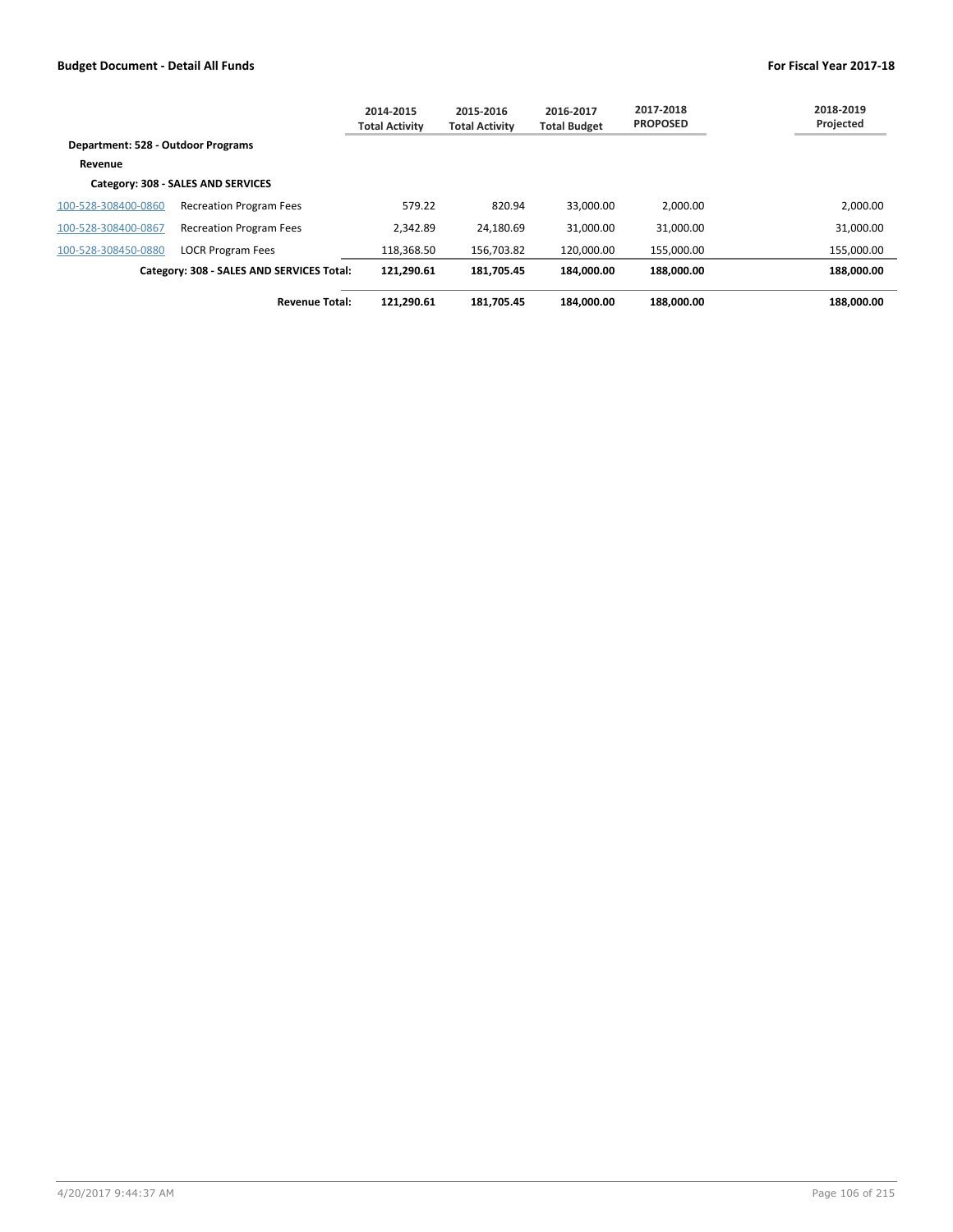| | | 2014-2015 Total Activity | 2015-2016 Total Activity | 2016-2017 Total Budget | 2017-2018 PROPOSED | 2018-2019 Projected |
|---|---|---|---|---|---|---|
| **Department: 528 - Outdoor Programs** | | | | | | |
| **Revenue** | | | | | | |
| **Category: 308 - SALES AND SERVICES** | | | | | | |
| 100-528-308400-0860 | Recreation Program Fees | 579.22 | 820.94 | 33,000.00 | 2,000.00 | 2,000.00 |
| 100-528-308400-0867 | Recreation Program Fees | 2,342.89 | 24,180.69 | 31,000.00 | 31,000.00 | 31,000.00 |
| 100-528-308450-0880 | LOCR Program Fees | 118,368.50 | 156,703.82 | 120,000.00 | 155,000.00 | 155,000.00 |
| | **Category: 308 - SALES AND SERVICES Total:** | **121,290.61** | **181,705.45** | **184,000.00** | **188,000.00** | **188,000.00** |
| | **Revenue Total:** | **121,290.61** | **181,705.45** | **184,000.00** | **188,000.00** | **188,000.00** |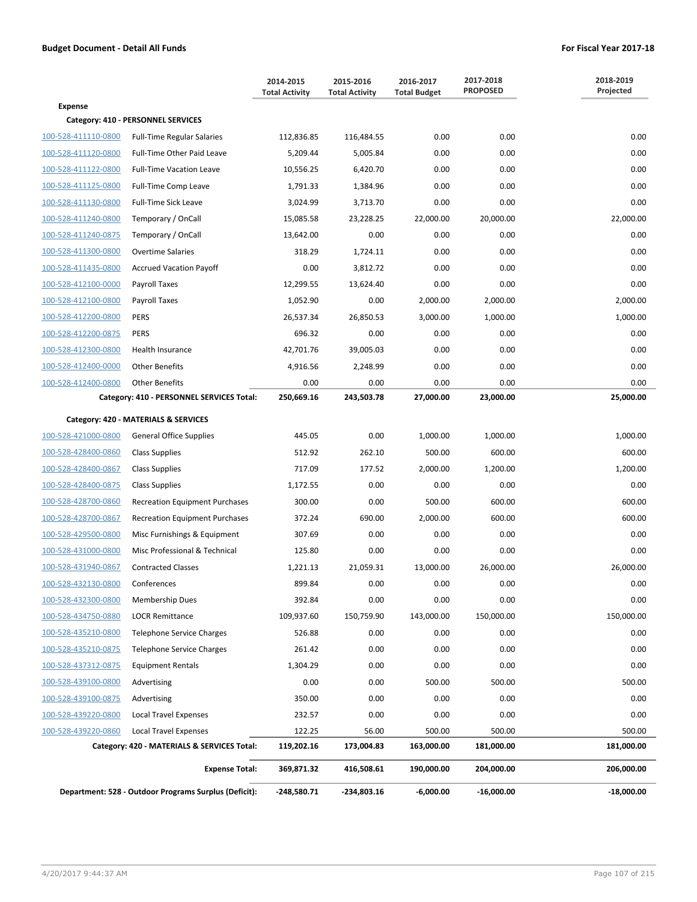**Budget Document - Detail All Funds** | **For Fiscal Year 2017-18**

| | | 2014-2015 Total Activity | 2015-2016 Total Activity | 2016-2017 Total Budget | 2017-2018 PROPOSED | 2018-2019 Projected |
|---|---|---|---|---|---|---|
| **Expense** | | | | | | |
| **Category: 410 - PERSONNEL SERVICES** | | | | | | |
| 100-528-411110-0800 | Full-Time Regular Salaries | 112,836.85 | 116,484.55 | 0.00 | 0.00 | 0.00 |
| 100-528-411120-0800 | Full-Time Other Paid Leave | 5,209.44 | 5,005.84 | 0.00 | 0.00 | 0.00 |
| 100-528-411122-0800 | Full-Time Vacation Leave | 10,556.25 | 6,420.70 | 0.00 | 0.00 | 0.00 |
| 100-528-411125-0800 | Full-Time Comp Leave | 1,791.33 | 1,384.96 | 0.00 | 0.00 | 0.00 |
| 100-528-411130-0800 | Full-Time Sick Leave | 3,024.99 | 3,713.70 | 0.00 | 0.00 | 0.00 |
| 100-528-411240-0800 | Temporary / OnCall | 15,085.58 | 23,228.25 | 22,000.00 | 20,000.00 | 22,000.00 |
| 100-528-411240-0875 | Temporary / OnCall | 13,642.00 | 0.00 | 0.00 | 0.00 | 0.00 |
| 100-528-411300-0800 | Overtime Salaries | 318.29 | 1,724.11 | 0.00 | 0.00 | 0.00 |
| 100-528-411435-0800 | Accrued Vacation Payoff | 0.00 | 3,812.72 | 0.00 | 0.00 | 0.00 |
| 100-528-412100-0000 | Payroll Taxes | 12,299.55 | 13,624.40 | 0.00 | 0.00 | 0.00 |
| 100-528-412100-0800 | Payroll Taxes | 1,052.90 | 0.00 | 2,000.00 | 2,000.00 | 2,000.00 |
| 100-528-412200-0800 | PERS | 26,537.34 | 26,850.53 | 3,000.00 | 1,000.00 | 1,000.00 |
| 100-528-412200-0875 | PERS | 696.32 | 0.00 | 0.00 | 0.00 | 0.00 |
| 100-528-412300-0800 | Health Insurance | 42,701.76 | 39,005.03 | 0.00 | 0.00 | 0.00 |
| 100-528-412400-0000 | Other Benefits | 4,916.56 | 2,248.99 | 0.00 | 0.00 | 0.00 |
| 100-528-412400-0800 | Other Benefits | 0.00 | 0.00 | 0.00 | 0.00 | 0.00 |
| **Category: 410 - PERSONNEL SERVICES Total:** | | **250,669.16** | **243,503.78** | **27,000.00** | **23,000.00** | **25,000.00** |
| **Category: 420 - MATERIALS & SERVICES** | | | | | | |
| 100-528-421000-0800 | General Office Supplies | 445.05 | 0.00 | 1,000.00 | 1,000.00 | 1,000.00 |
| 100-528-428400-0860 | Class Supplies | 512.92 | 262.10 | 500.00 | 600.00 | 600.00 |
| 100-528-428400-0867 | Class Supplies | 717.09 | 177.52 | 2,000.00 | 1,200.00 | 1,200.00 |
| 100-528-428400-0875 | Class Supplies | 1,172.55 | 0.00 | 0.00 | 0.00 | 0.00 |
| 100-528-428700-0860 | Recreation Equipment Purchases | 300.00 | 0.00 | 500.00 | 600.00 | 600.00 |
| 100-528-428700-0867 | Recreation Equipment Purchases | 372.24 | 690.00 | 2,000.00 | 600.00 | 600.00 |
| 100-528-429500-0800 | Misc Furnishings & Equipment | 307.69 | 0.00 | 0.00 | 0.00 | 0.00 |
| 100-528-431000-0800 | Misc Professional & Technical | 125.80 | 0.00 | 0.00 | 0.00 | 0.00 |
| 100-528-431940-0867 | Contracted Classes | 1,221.13 | 21,059.31 | 13,000.00 | 26,000.00 | 26,000.00 |
| 100-528-432130-0800 | Conferences | 899.84 | 0.00 | 0.00 | 0.00 | 0.00 |
| 100-528-432300-0800 | Membership Dues | 392.84 | 0.00 | 0.00 | 0.00 | 0.00 |
| 100-528-434750-0880 | LOCR Remittance | 109,937.60 | 150,759.90 | 143,000.00 | 150,000.00 | 150,000.00 |
| 100-528-435210-0800 | Telephone Service Charges | 526.88 | 0.00 | 0.00 | 0.00 | 0.00 |
| 100-528-435210-0875 | Telephone Service Charges | 261.42 | 0.00 | 0.00 | 0.00 | 0.00 |
| 100-528-437312-0875 | Equipment Rentals | 1,304.29 | 0.00 | 0.00 | 0.00 | 0.00 |
| 100-528-439100-0800 | Advertising | 0.00 | 0.00 | 500.00 | 500.00 | 500.00 |
| 100-528-439100-0875 | Advertising | 350.00 | 0.00 | 0.00 | 0.00 | 0.00 |
| 100-528-439220-0800 | Local Travel Expenses | 232.57 | 0.00 | 0.00 | 0.00 | 0.00 |
| 100-528-439220-0860 | Local Travel Expenses | 122.25 | 56.00 | 500.00 | 500.00 | 500.00 |
| **Category: 420 - MATERIALS & SERVICES Total:** | | **119,202.16** | **173,004.83** | **163,000.00** | **181,000.00** | **181,000.00** |
| **Expense Total:** | | **369,871.32** | **416,508.61** | **190,000.00** | **204,000.00** | **206,000.00** |
| **Department: 528 - Outdoor Programs Surplus (Deficit):** | | **-248,580.71** | **-234,803.16** | **-6,000.00** | **-16,000.00** | **-18,000.00** |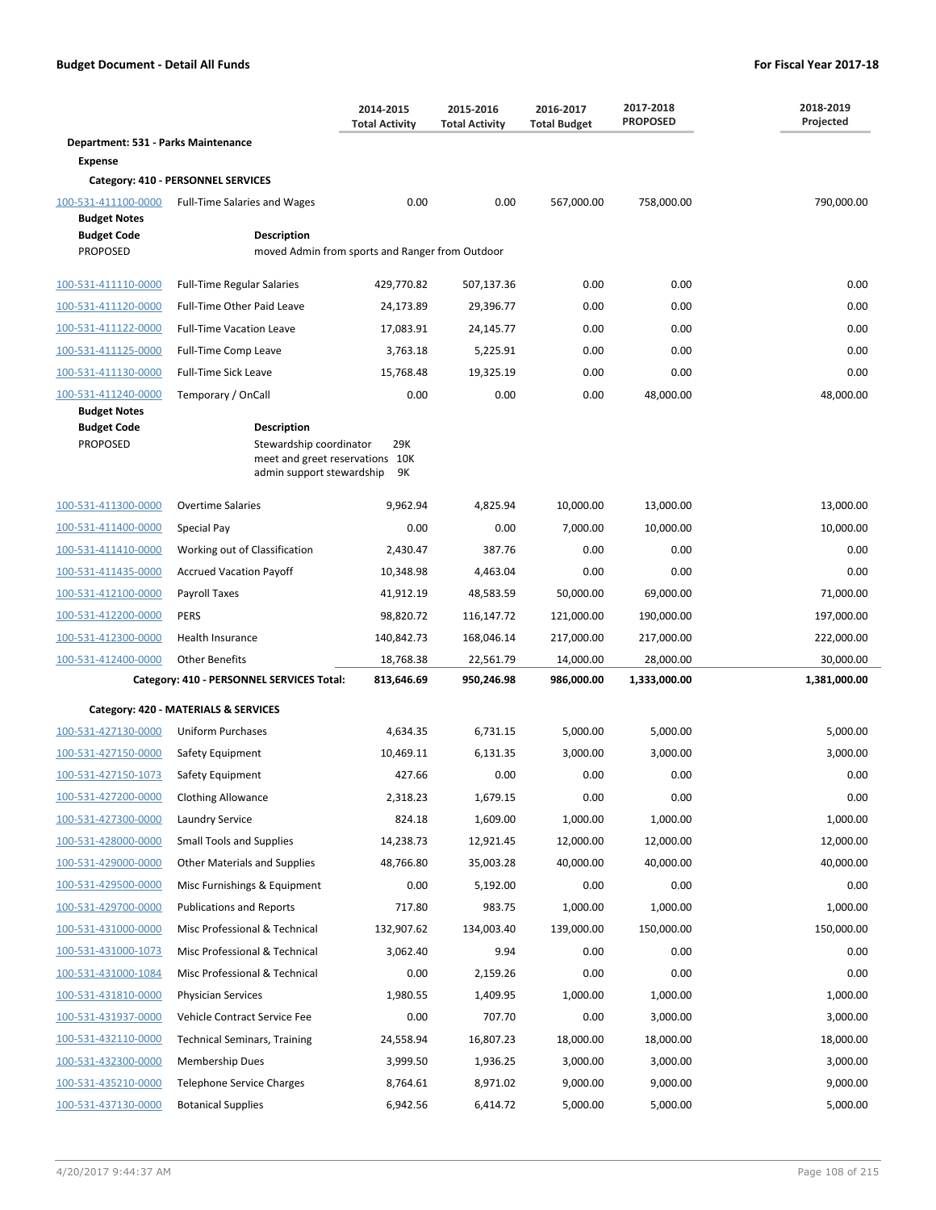**Budget Document - Detail All Funds** — **For Fiscal Year 2017-18**

| | | 2014-2015 Total Activity | 2015-2016 Total Activity | 2016-2017 Total Budget | 2017-2018 PROPOSED | 2018-2019 Projected |
|---|---|---|---|---|---|---|
| **Department: 531 - Parks Maintenance** | | | | | | |
| **Expense** | | | | | | |
| **Category: 410 - PERSONNEL SERVICES** | | | | | | |
| 100-531-411100-0000 | Full-Time Salaries and Wages | 0.00 | 0.00 | 567,000.00 | 758,000.00 | 790,000.00 |
| **Budget Notes** | | | | | | |
| **Budget Code** | **Description** | | | | | |
| PROPOSED | moved Admin from sports and Ranger from Outdoor | | | | | |
| 100-531-411110-0000 | Full-Time Regular Salaries | 429,770.82 | 507,137.36 | 0.00 | 0.00 | 0.00 |
| 100-531-411120-0000 | Full-Time Other Paid Leave | 24,173.89 | 29,396.77 | 0.00 | 0.00 | 0.00 |
| 100-531-411122-0000 | Full-Time Vacation Leave | 17,083.91 | 24,145.77 | 0.00 | 0.00 | 0.00 |
| 100-531-411125-0000 | Full-Time Comp Leave | 3,763.18 | 5,225.91 | 0.00 | 0.00 | 0.00 |
| 100-531-411130-0000 | Full-Time Sick Leave | 15,768.48 | 19,325.19 | 0.00 | 0.00 | 0.00 |
| 100-531-411240-0000 | Temporary / OnCall | 0.00 | 0.00 | 0.00 | 48,000.00 | 48,000.00 |
| **Budget Notes** | | | | | | |
| **Budget Code** | **Description** | | | | | |
| PROPOSED | Stewardship coordinator 29K<br>meet and greet reservations 10K<br>admin support stewardship 9K | | | | | |
| 100-531-411300-0000 | Overtime Salaries | 9,962.94 | 4,825.94 | 10,000.00 | 13,000.00 | 13,000.00 |
| 100-531-411400-0000 | Special Pay | 0.00 | 0.00 | 7,000.00 | 10,000.00 | 10,000.00 |
| 100-531-411410-0000 | Working out of Classification | 2,430.47 | 387.76 | 0.00 | 0.00 | 0.00 |
| 100-531-411435-0000 | Accrued Vacation Payoff | 10,348.98 | 4,463.04 | 0.00 | 0.00 | 0.00 |
| 100-531-412100-0000 | Payroll Taxes | 41,912.19 | 48,583.59 | 50,000.00 | 69,000.00 | 71,000.00 |
| 100-531-412200-0000 | PERS | 98,820.72 | 116,147.72 | 121,000.00 | 190,000.00 | 197,000.00 |
| 100-531-412300-0000 | Health Insurance | 140,842.73 | 168,046.14 | 217,000.00 | 217,000.00 | 222,000.00 |
| 100-531-412400-0000 | Other Benefits | 18,768.38 | 22,561.79 | 14,000.00 | 28,000.00 | 30,000.00 |
| | **Category: 410 - PERSONNEL SERVICES Total:** | **813,646.69** | **950,246.98** | **986,000.00** | **1,333,000.00** | **1,381,000.00** |
| **Category: 420 - MATERIALS & SERVICES** | | | | | | |
| 100-531-427130-0000 | Uniform Purchases | 4,634.35 | 6,731.15 | 5,000.00 | 5,000.00 | 5,000.00 |
| 100-531-427150-0000 | Safety Equipment | 10,469.11 | 6,131.35 | 3,000.00 | 3,000.00 | 3,000.00 |
| 100-531-427150-1073 | Safety Equipment | 427.66 | 0.00 | 0.00 | 0.00 | 0.00 |
| 100-531-427200-0000 | Clothing Allowance | 2,318.23 | 1,679.15 | 0.00 | 0.00 | 0.00 |
| 100-531-427300-0000 | Laundry Service | 824.18 | 1,609.00 | 1,000.00 | 1,000.00 | 1,000.00 |
| 100-531-428000-0000 | Small Tools and Supplies | 14,238.73 | 12,921.45 | 12,000.00 | 12,000.00 | 12,000.00 |
| 100-531-429000-0000 | Other Materials and Supplies | 48,766.80 | 35,003.28 | 40,000.00 | 40,000.00 | 40,000.00 |
| 100-531-429500-0000 | Misc Furnishings & Equipment | 0.00 | 5,192.00 | 0.00 | 0.00 | 0.00 |
| 100-531-429700-0000 | Publications and Reports | 717.80 | 983.75 | 1,000.00 | 1,000.00 | 1,000.00 |
| 100-531-431000-0000 | Misc Professional & Technical | 132,907.62 | 134,003.40 | 139,000.00 | 150,000.00 | 150,000.00 |
| 100-531-431000-1073 | Misc Professional & Technical | 3,062.40 | 9.94 | 0.00 | 0.00 | 0.00 |
| 100-531-431000-1084 | Misc Professional & Technical | 0.00 | 2,159.26 | 0.00 | 0.00 | 0.00 |
| 100-531-431810-0000 | Physician Services | 1,980.55 | 1,409.95 | 1,000.00 | 1,000.00 | 1,000.00 |
| 100-531-431937-0000 | Vehicle Contract Service Fee | 0.00 | 707.70 | 0.00 | 3,000.00 | 3,000.00 |
| 100-531-432110-0000 | Technical Seminars, Training | 24,558.94 | 16,807.23 | 18,000.00 | 18,000.00 | 18,000.00 |
| 100-531-432300-0000 | Membership Dues | 3,999.50 | 1,936.25 | 3,000.00 | 3,000.00 | 3,000.00 |
| 100-531-435210-0000 | Telephone Service Charges | 8,764.61 | 8,971.02 | 9,000.00 | 9,000.00 | 9,000.00 |
| 100-531-437130-0000 | Botanical Supplies | 6,942.56 | 6,414.72 | 5,000.00 | 5,000.00 | 5,000.00 |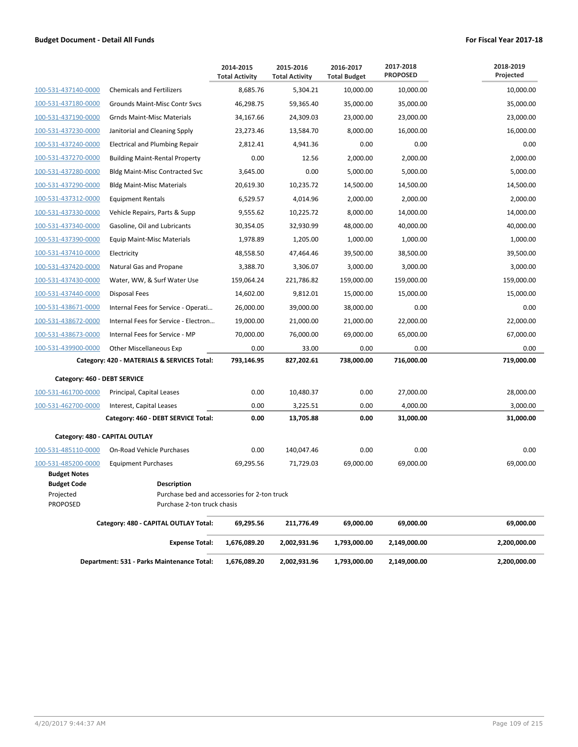**Budget Document - Detail All Funds** | **For Fiscal Year 2017-18**

| | | 2014-2015 Total Activity | 2015-2016 Total Activity | 2016-2017 Total Budget | 2017-2018 PROPOSED | 2018-2019 Projected |
|---|---|---|---|---|---|---|
| 100-531-437140-0000 | Chemicals and Fertilizers | 8,685.76 | 5,304.21 | 10,000.00 | 10,000.00 | 10,000.00 |
| 100-531-437180-0000 | Grounds Maint-Misc Contr Svcs | 46,298.75 | 59,365.40 | 35,000.00 | 35,000.00 | 35,000.00 |
| 100-531-437190-0000 | Grnds Maint-Misc Materials | 34,167.66 | 24,309.03 | 23,000.00 | 23,000.00 | 23,000.00 |
| 100-531-437230-0000 | Janitorial and Cleaning Spply | 23,273.46 | 13,584.70 | 8,000.00 | 16,000.00 | 16,000.00 |
| 100-531-437240-0000 | Electrical and Plumbing Repair | 2,812.41 | 4,941.36 | 0.00 | 0.00 | 0.00 |
| 100-531-437270-0000 | Building Maint-Rental Property | 0.00 | 12.56 | 2,000.00 | 2,000.00 | 2,000.00 |
| 100-531-437280-0000 | Bldg Maint-Misc Contracted Svc | 3,645.00 | 0.00 | 5,000.00 | 5,000.00 | 5,000.00 |
| 100-531-437290-0000 | Bldg Maint-Misc Materials | 20,619.30 | 10,235.72 | 14,500.00 | 14,500.00 | 14,500.00 |
| 100-531-437312-0000 | Equipment Rentals | 6,529.57 | 4,014.96 | 2,000.00 | 2,000.00 | 2,000.00 |
| 100-531-437330-0000 | Vehicle Repairs, Parts & Supp | 9,555.62 | 10,225.72 | 8,000.00 | 14,000.00 | 14,000.00 |
| 100-531-437340-0000 | Gasoline, Oil and Lubricants | 30,354.05 | 32,930.99 | 48,000.00 | 40,000.00 | 40,000.00 |
| 100-531-437390-0000 | Equip Maint-Misc Materials | 1,978.89 | 1,205.00 | 1,000.00 | 1,000.00 | 1,000.00 |
| 100-531-437410-0000 | Electricity | 48,558.50 | 47,464.46 | 39,500.00 | 38,500.00 | 39,500.00 |
| 100-531-437420-0000 | Natural Gas and Propane | 3,388.70 | 3,306.07 | 3,000.00 | 3,000.00 | 3,000.00 |
| 100-531-437430-0000 | Water, WW, & Surf Water Use | 159,064.24 | 221,786.82 | 159,000.00 | 159,000.00 | 159,000.00 |
| 100-531-437440-0000 | Disposal Fees | 14,602.00 | 9,812.01 | 15,000.00 | 15,000.00 | 15,000.00 |
| 100-531-438671-0000 | Internal Fees for Service - Operati… | 26,000.00 | 39,000.00 | 38,000.00 | 0.00 | 0.00 |
| 100-531-438672-0000 | Internal Fees for Service - Electron… | 19,000.00 | 21,000.00 | 21,000.00 | 22,000.00 | 22,000.00 |
| 100-531-438673-0000 | Internal Fees for Service - MP | 70,000.00 | 76,000.00 | 69,000.00 | 65,000.00 | 67,000.00 |
| 100-531-439900-0000 | Other Miscellaneous Exp | 0.00 | 33.00 | 0.00 | 0.00 | 0.00 |
| | **Category: 420 - MATERIALS & SERVICES Total:** | **793,146.95** | **827,202.61** | **738,000.00** | **716,000.00** | **719,000.00** |
| **Category: 460 - DEBT SERVICE** | | | | | | |
| 100-531-461700-0000 | Principal, Capital Leases | 0.00 | 10,480.37 | 0.00 | 27,000.00 | 28,000.00 |
| 100-531-462700-0000 | Interest, Capital Leases | 0.00 | 3,225.51 | 0.00 | 4,000.00 | 3,000.00 |
| | **Category: 460 - DEBT SERVICE Total:** | **0.00** | **13,705.88** | **0.00** | **31,000.00** | **31,000.00** |
| **Category: 480 - CAPITAL OUTLAY** | | | | | | |
| 100-531-485110-0000 | On-Road Vehicle Purchases | 0.00 | 140,047.46 | 0.00 | 0.00 | 0.00 |
| 100-531-485200-0000 | Equipment Purchases | 69,295.56 | 71,729.03 | 69,000.00 | 69,000.00 | 69,000.00 |

**Budget Notes**

| Budget Code | Description |
|---|---|
| Projected | Purchase bed and accessories for 2-ton truck |
| PROPOSED | Purchase 2-ton truck chasis |

| | 2014-2015 Total Activity | 2015-2016 Total Activity | 2016-2017 Total Budget | 2017-2018 PROPOSED | 2018-2019 Projected |
|---|---|---|---|---|---|
| **Category: 480 - CAPITAL OUTLAY Total:** | **69,295.56** | **211,776.49** | **69,000.00** | **69,000.00** | **69,000.00** |
| **Expense Total:** | **1,676,089.20** | **2,002,931.96** | **1,793,000.00** | **2,149,000.00** | **2,200,000.00** |
| **Department: 531 - Parks Maintenance Total:** | **1,676,089.20** | **2,002,931.96** | **1,793,000.00** | **2,149,000.00** | **2,200,000.00** |

4/20/2017 9:44:37 AM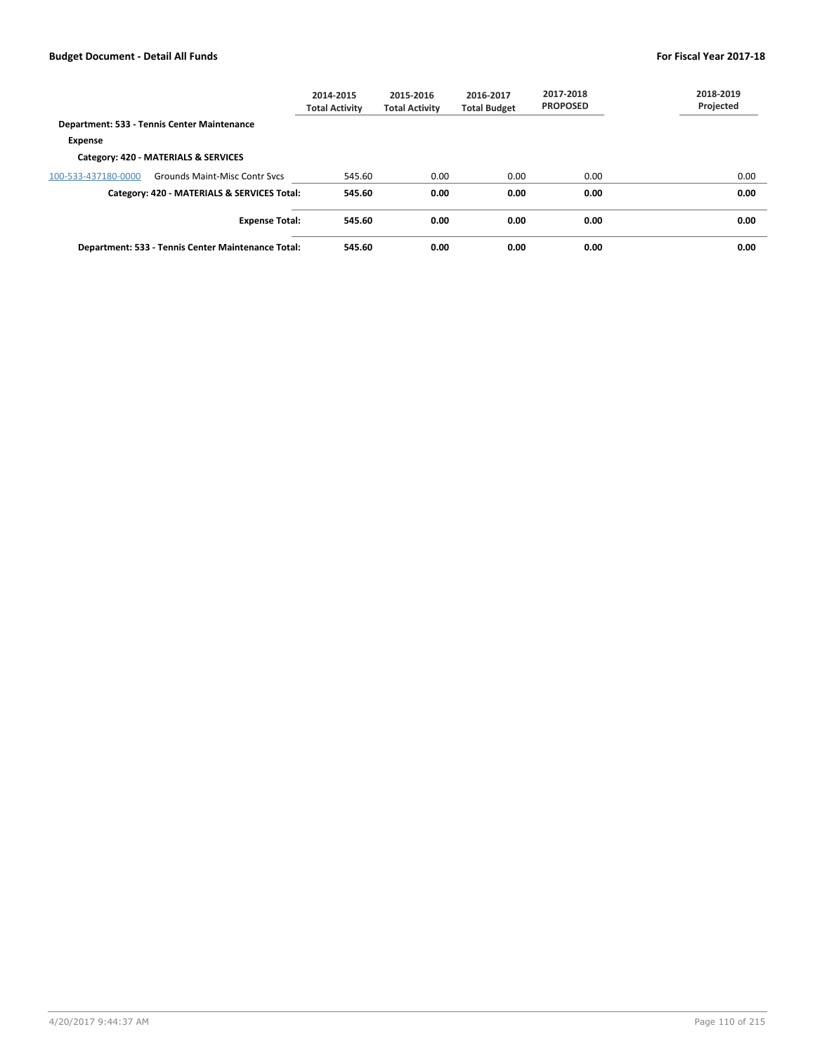| | 2014-2015 Total Activity | 2015-2016 Total Activity | 2016-2017 Total Budget | 2017-2018 PROPOSED | 2018-2019 Projected |
|---|---|---|---|---|---|
| **Department: 533 - Tennis Center Maintenance** | | | | | |
| **Expense** | | | | | |
| **Category: 420 - MATERIALS & SERVICES** | | | | | |
| 100-533-437180-0000 Grounds Maint-Misc Contr Svcs | 545.60 | 0.00 | 0.00 | 0.00 | 0.00 |
| **Category: 420 - MATERIALS & SERVICES Total:** | **545.60** | **0.00** | **0.00** | **0.00** | **0.00** |
| **Expense Total:** | **545.60** | **0.00** | **0.00** | **0.00** | **0.00** |
| **Department: 533 - Tennis Center Maintenance Total:** | **545.60** | **0.00** | **0.00** | **0.00** | **0.00** |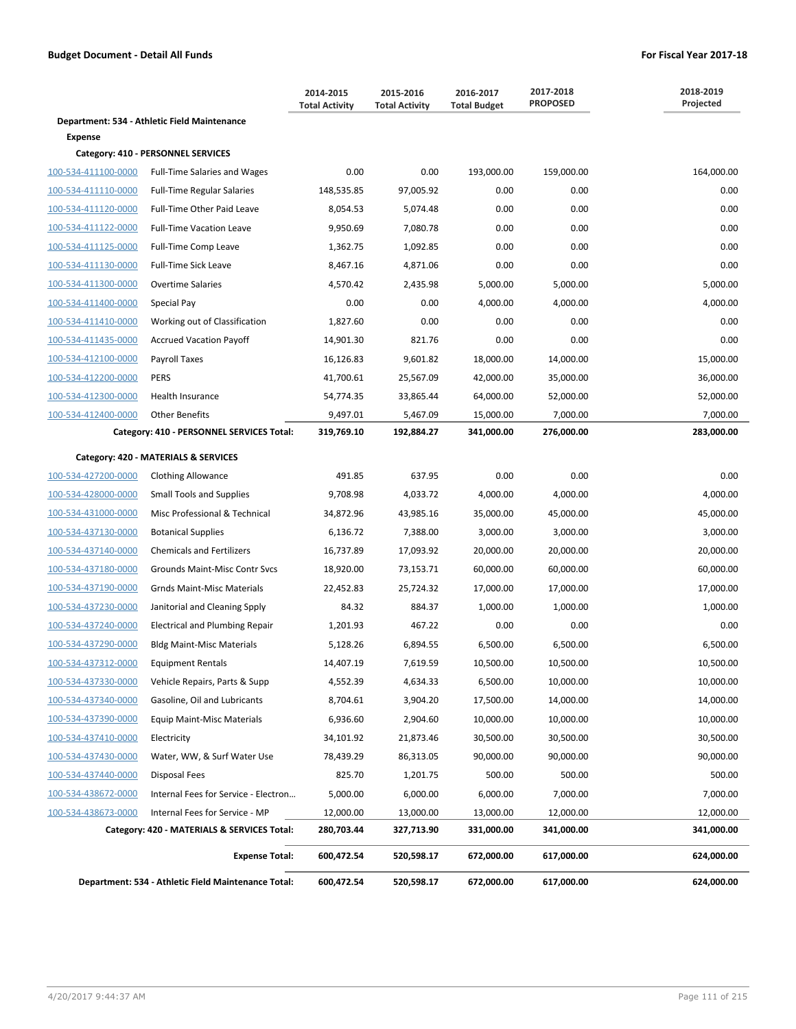**Budget Document - Detail All Funds** | **For Fiscal Year 2017-18**

| | | 2014-2015 Total Activity | 2015-2016 Total Activity | 2016-2017 Total Budget | 2017-2018 PROPOSED | 2018-2019 Projected |
|---|---|---|---|---|---|---|
| **Department: 534 - Athletic Field Maintenance** | | | | | | |
| **Expense** | | | | | | |
| **Category: 410 - PERSONNEL SERVICES** | | | | | | |
| 100-534-411100-0000 | Full-Time Salaries and Wages | 0.00 | 0.00 | 193,000.00 | 159,000.00 | 164,000.00 |
| 100-534-411110-0000 | Full-Time Regular Salaries | 148,535.85 | 97,005.92 | 0.00 | 0.00 | 0.00 |
| 100-534-411120-0000 | Full-Time Other Paid Leave | 8,054.53 | 5,074.48 | 0.00 | 0.00 | 0.00 |
| 100-534-411122-0000 | Full-Time Vacation Leave | 9,950.69 | 7,080.78 | 0.00 | 0.00 | 0.00 |
| 100-534-411125-0000 | Full-Time Comp Leave | 1,362.75 | 1,092.85 | 0.00 | 0.00 | 0.00 |
| 100-534-411130-0000 | Full-Time Sick Leave | 8,467.16 | 4,871.06 | 0.00 | 0.00 | 0.00 |
| 100-534-411300-0000 | Overtime Salaries | 4,570.42 | 2,435.98 | 5,000.00 | 5,000.00 | 5,000.00 |
| 100-534-411400-0000 | Special Pay | 0.00 | 0.00 | 4,000.00 | 4,000.00 | 4,000.00 |
| 100-534-411410-0000 | Working out of Classification | 1,827.60 | 0.00 | 0.00 | 0.00 | 0.00 |
| 100-534-411435-0000 | Accrued Vacation Payoff | 14,901.30 | 821.76 | 0.00 | 0.00 | 0.00 |
| 100-534-412100-0000 | Payroll Taxes | 16,126.83 | 9,601.82 | 18,000.00 | 14,000.00 | 15,000.00 |
| 100-534-412200-0000 | PERS | 41,700.61 | 25,567.09 | 42,000.00 | 35,000.00 | 36,000.00 |
| 100-534-412300-0000 | Health Insurance | 54,774.35 | 33,865.44 | 64,000.00 | 52,000.00 | 52,000.00 |
| 100-534-412400-0000 | Other Benefits | 9,497.01 | 5,467.09 | 15,000.00 | 7,000.00 | 7,000.00 |
| | **Category: 410 - PERSONNEL SERVICES Total:** | **319,769.10** | **192,884.27** | **341,000.00** | **276,000.00** | **283,000.00** |
| **Category: 420 - MATERIALS & SERVICES** | | | | | | |
| 100-534-427200-0000 | Clothing Allowance | 491.85 | 637.95 | 0.00 | 0.00 | 0.00 |
| 100-534-428000-0000 | Small Tools and Supplies | 9,708.98 | 4,033.72 | 4,000.00 | 4,000.00 | 4,000.00 |
| 100-534-431000-0000 | Misc Professional & Technical | 34,872.96 | 43,985.16 | 35,000.00 | 45,000.00 | 45,000.00 |
| 100-534-437130-0000 | Botanical Supplies | 6,136.72 | 7,388.00 | 3,000.00 | 3,000.00 | 3,000.00 |
| 100-534-437140-0000 | Chemicals and Fertilizers | 16,737.89 | 17,093.92 | 20,000.00 | 20,000.00 | 20,000.00 |
| 100-534-437180-0000 | Grounds Maint-Misc Contr Svcs | 18,920.00 | 73,153.71 | 60,000.00 | 60,000.00 | 60,000.00 |
| 100-534-437190-0000 | Grnds Maint-Misc Materials | 22,452.83 | 25,724.32 | 17,000.00 | 17,000.00 | 17,000.00 |
| 100-534-437230-0000 | Janitorial and Cleaning Spply | 84.32 | 884.37 | 1,000.00 | 1,000.00 | 1,000.00 |
| 100-534-437240-0000 | Electrical and Plumbing Repair | 1,201.93 | 467.22 | 0.00 | 0.00 | 0.00 |
| 100-534-437290-0000 | Bldg Maint-Misc Materials | 5,128.26 | 6,894.55 | 6,500.00 | 6,500.00 | 6,500.00 |
| 100-534-437312-0000 | Equipment Rentals | 14,407.19 | 7,619.59 | 10,500.00 | 10,500.00 | 10,500.00 |
| 100-534-437330-0000 | Vehicle Repairs, Parts & Supp | 4,552.39 | 4,634.33 | 6,500.00 | 10,000.00 | 10,000.00 |
| 100-534-437340-0000 | Gasoline, Oil and Lubricants | 8,704.61 | 3,904.20 | 17,500.00 | 14,000.00 | 14,000.00 |
| 100-534-437390-0000 | Equip Maint-Misc Materials | 6,936.60 | 2,904.60 | 10,000.00 | 10,000.00 | 10,000.00 |
| 100-534-437410-0000 | Electricity | 34,101.92 | 21,873.46 | 30,500.00 | 30,500.00 | 30,500.00 |
| 100-534-437430-0000 | Water, WW, & Surf Water Use | 78,439.29 | 86,313.05 | 90,000.00 | 90,000.00 | 90,000.00 |
| 100-534-437440-0000 | Disposal Fees | 825.70 | 1,201.75 | 500.00 | 500.00 | 500.00 |
| 100-534-438672-0000 | Internal Fees for Service - Electron... | 5,000.00 | 6,000.00 | 6,000.00 | 7,000.00 | 7,000.00 |
| 100-534-438673-0000 | Internal Fees for Service - MP | 12,000.00 | 13,000.00 | 13,000.00 | 12,000.00 | 12,000.00 |
| | **Category: 420 - MATERIALS & SERVICES Total:** | **280,703.44** | **327,713.90** | **331,000.00** | **341,000.00** | **341,000.00** |
| | **Expense Total:** | **600,472.54** | **520,598.17** | **672,000.00** | **617,000.00** | **624,000.00** |
| | **Department: 534 - Athletic Field Maintenance Total:** | **600,472.54** | **520,598.17** | **672,000.00** | **617,000.00** | **624,000.00** |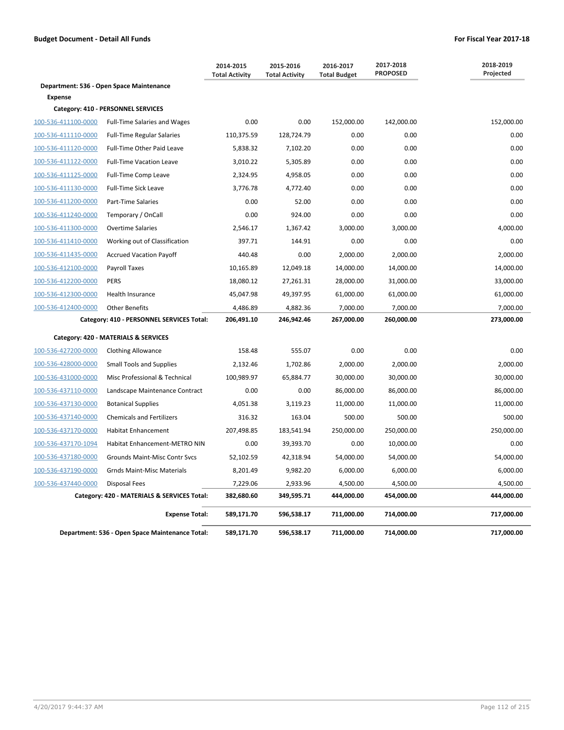**Budget Document - Detail All Funds** **For Fiscal Year 2017-18**

| | | 2014-2015 Total Activity | 2015-2016 Total Activity | 2016-2017 Total Budget | 2017-2018 PROPOSED | 2018-2019 Projected |
|---|---|---|---|---|---|---|
| **Department: 536 - Open Space Maintenance** | | | | | | |
| **Expense** | | | | | | |
| **Category: 410 - PERSONNEL SERVICES** | | | | | | |
| 100-536-411100-0000 | Full-Time Salaries and Wages | 0.00 | 0.00 | 152,000.00 | 142,000.00 | 152,000.00 |
| 100-536-411110-0000 | Full-Time Regular Salaries | 110,375.59 | 128,724.79 | 0.00 | 0.00 | 0.00 |
| 100-536-411120-0000 | Full-Time Other Paid Leave | 5,838.32 | 7,102.20 | 0.00 | 0.00 | 0.00 |
| 100-536-411122-0000 | Full-Time Vacation Leave | 3,010.22 | 5,305.89 | 0.00 | 0.00 | 0.00 |
| 100-536-411125-0000 | Full-Time Comp Leave | 2,324.95 | 4,958.05 | 0.00 | 0.00 | 0.00 |
| 100-536-411130-0000 | Full-Time Sick Leave | 3,776.78 | 4,772.40 | 0.00 | 0.00 | 0.00 |
| 100-536-411200-0000 | Part-Time Salaries | 0.00 | 52.00 | 0.00 | 0.00 | 0.00 |
| 100-536-411240-0000 | Temporary / OnCall | 0.00 | 924.00 | 0.00 | 0.00 | 0.00 |
| 100-536-411300-0000 | Overtime Salaries | 2,546.17 | 1,367.42 | 3,000.00 | 3,000.00 | 4,000.00 |
| 100-536-411410-0000 | Working out of Classification | 397.71 | 144.91 | 0.00 | 0.00 | 0.00 |
| 100-536-411435-0000 | Accrued Vacation Payoff | 440.48 | 0.00 | 2,000.00 | 2,000.00 | 2,000.00 |
| 100-536-412100-0000 | Payroll Taxes | 10,165.89 | 12,049.18 | 14,000.00 | 14,000.00 | 14,000.00 |
| 100-536-412200-0000 | PERS | 18,080.12 | 27,261.31 | 28,000.00 | 31,000.00 | 33,000.00 |
| 100-536-412300-0000 | Health Insurance | 45,047.98 | 49,397.95 | 61,000.00 | 61,000.00 | 61,000.00 |
| 100-536-412400-0000 | Other Benefits | 4,486.89 | 4,882.36 | 7,000.00 | 7,000.00 | 7,000.00 |
| | **Category: 410 - PERSONNEL SERVICES Total:** | **206,491.10** | **246,942.46** | **267,000.00** | **260,000.00** | **273,000.00** |
| **Category: 420 - MATERIALS & SERVICES** | | | | | | |
| 100-536-427200-0000 | Clothing Allowance | 158.48 | 555.07 | 0.00 | 0.00 | 0.00 |
| 100-536-428000-0000 | Small Tools and Supplies | 2,132.46 | 1,702.86 | 2,000.00 | 2,000.00 | 2,000.00 |
| 100-536-431000-0000 | Misc Professional & Technical | 100,989.97 | 65,884.77 | 30,000.00 | 30,000.00 | 30,000.00 |
| 100-536-437110-0000 | Landscape Maintenance Contract | 0.00 | 0.00 | 86,000.00 | 86,000.00 | 86,000.00 |
| 100-536-437130-0000 | Botanical Supplies | 4,051.38 | 3,119.23 | 11,000.00 | 11,000.00 | 11,000.00 |
| 100-536-437140-0000 | Chemicals and Fertilizers | 316.32 | 163.04 | 500.00 | 500.00 | 500.00 |
| 100-536-437170-0000 | Habitat Enhancement | 207,498.85 | 183,541.94 | 250,000.00 | 250,000.00 | 250,000.00 |
| 100-536-437170-1094 | Habitat Enhancement-METRO NIN | 0.00 | 39,393.70 | 0.00 | 10,000.00 | 0.00 |
| 100-536-437180-0000 | Grounds Maint-Misc Contr Svcs | 52,102.59 | 42,318.94 | 54,000.00 | 54,000.00 | 54,000.00 |
| 100-536-437190-0000 | Grnds Maint-Misc Materials | 8,201.49 | 9,982.20 | 6,000.00 | 6,000.00 | 6,000.00 |
| 100-536-437440-0000 | Disposal Fees | 7,229.06 | 2,933.96 | 4,500.00 | 4,500.00 | 4,500.00 |
| | **Category: 420 - MATERIALS & SERVICES Total:** | **382,680.60** | **349,595.71** | **444,000.00** | **454,000.00** | **444,000.00** |
| | **Expense Total:** | **589,171.70** | **596,538.17** | **711,000.00** | **714,000.00** | **717,000.00** |
| | **Department: 536 - Open Space Maintenance Total:** | **589,171.70** | **596,538.17** | **711,000.00** | **714,000.00** | **717,000.00** |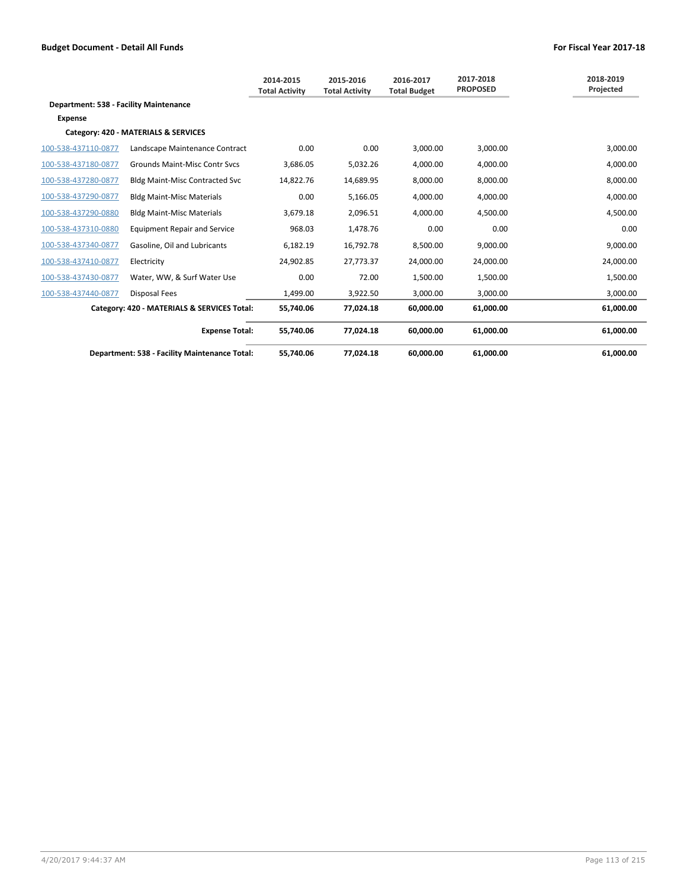**Budget Document - Detail All Funds** | **For Fiscal Year 2017-18**

| | | 2014-2015 Total Activity | 2015-2016 Total Activity | 2016-2017 Total Budget | 2017-2018 PROPOSED | 2018-2019 Projected |
|---|---|---|---|---|---|---|
| **Department: 538 - Facility Maintenance** | | | | | | |
| **Expense** | | | | | | |
| **Category: 420 - MATERIALS & SERVICES** | | | | | | |
| 100-538-437110-0877 | Landscape Maintenance Contract | 0.00 | 0.00 | 3,000.00 | 3,000.00 | 3,000.00 |
| 100-538-437180-0877 | Grounds Maint-Misc Contr Svcs | 3,686.05 | 5,032.26 | 4,000.00 | 4,000.00 | 4,000.00 |
| 100-538-437280-0877 | Bldg Maint-Misc Contracted Svc | 14,822.76 | 14,689.95 | 8,000.00 | 8,000.00 | 8,000.00 |
| 100-538-437290-0877 | Bldg Maint-Misc Materials | 0.00 | 5,166.05 | 4,000.00 | 4,000.00 | 4,000.00 |
| 100-538-437290-0880 | Bldg Maint-Misc Materials | 3,679.18 | 2,096.51 | 4,000.00 | 4,500.00 | 4,500.00 |
| 100-538-437310-0880 | Equipment Repair and Service | 968.03 | 1,478.76 | 0.00 | 0.00 | 0.00 |
| 100-538-437340-0877 | Gasoline, Oil and Lubricants | 6,182.19 | 16,792.78 | 8,500.00 | 9,000.00 | 9,000.00 |
| 100-538-437410-0877 | Electricity | 24,902.85 | 27,773.37 | 24,000.00 | 24,000.00 | 24,000.00 |
| 100-538-437430-0877 | Water, WW, & Surf Water Use | 0.00 | 72.00 | 1,500.00 | 1,500.00 | 1,500.00 |
| 100-538-437440-0877 | Disposal Fees | 1,499.00 | 3,922.50 | 3,000.00 | 3,000.00 | 3,000.00 |
| | **Category: 420 - MATERIALS & SERVICES Total:** | **55,740.06** | **77,024.18** | **60,000.00** | **61,000.00** | **61,000.00** |
| | **Expense Total:** | **55,740.06** | **77,024.18** | **60,000.00** | **61,000.00** | **61,000.00** |
| | **Department: 538 - Facility Maintenance Total:** | **55,740.06** | **77,024.18** | **60,000.00** | **61,000.00** | **61,000.00** |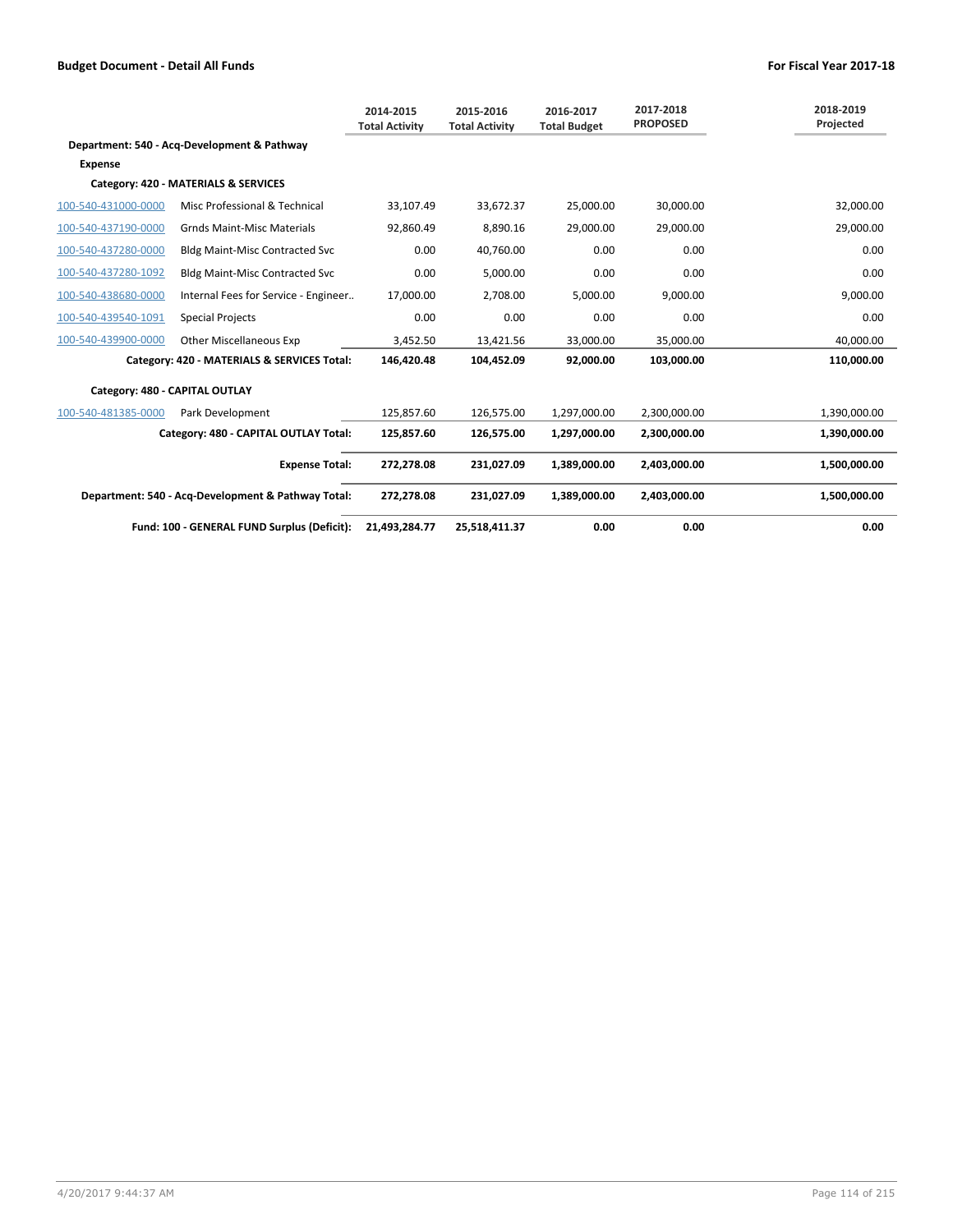| | | 2014-2015 Total Activity | 2015-2016 Total Activity | 2016-2017 Total Budget | 2017-2018 PROPOSED | 2018-2019 Projected |
|---|---|---|---|---|---|---|
| **Department: 540 - Acq-Development & Pathway** | | | | | | |
| **Expense** | | | | | | |
| **Category: 420 - MATERIALS & SERVICES** | | | | | | |
| 100-540-431000-0000 | Misc Professional & Technical | 33,107.49 | 33,672.37 | 25,000.00 | 30,000.00 | 32,000.00 |
| 100-540-437190-0000 | Grnds Maint-Misc Materials | 92,860.49 | 8,890.16 | 29,000.00 | 29,000.00 | 29,000.00 |
| 100-540-437280-0000 | Bldg Maint-Misc Contracted Svc | 0.00 | 40,760.00 | 0.00 | 0.00 | 0.00 |
| 100-540-437280-1092 | Bldg Maint-Misc Contracted Svc | 0.00 | 5,000.00 | 0.00 | 0.00 | 0.00 |
| 100-540-438680-0000 | Internal Fees for Service - Engineer.. | 17,000.00 | 2,708.00 | 5,000.00 | 9,000.00 | 9,000.00 |
| 100-540-439540-1091 | Special Projects | 0.00 | 0.00 | 0.00 | 0.00 | 0.00 |
| 100-540-439900-0000 | Other Miscellaneous Exp | 3,452.50 | 13,421.56 | 33,000.00 | 35,000.00 | 40,000.00 |
| | **Category: 420 - MATERIALS & SERVICES Total:** | **146,420.48** | **104,452.09** | **92,000.00** | **103,000.00** | **110,000.00** |
| **Category: 480 - CAPITAL OUTLAY** | | | | | | |
| 100-540-481385-0000 | Park Development | 125,857.60 | 126,575.00 | 1,297,000.00 | 2,300,000.00 | 1,390,000.00 |
| | **Category: 480 - CAPITAL OUTLAY Total:** | **125,857.60** | **126,575.00** | **1,297,000.00** | **2,300,000.00** | **1,390,000.00** |
| | **Expense Total:** | **272,278.08** | **231,027.09** | **1,389,000.00** | **2,403,000.00** | **1,500,000.00** |
| | **Department: 540 - Acq-Development & Pathway Total:** | **272,278.08** | **231,027.09** | **1,389,000.00** | **2,403,000.00** | **1,500,000.00** |
| | **Fund: 100 - GENERAL FUND Surplus (Deficit):** | **21,493,284.77** | **25,518,411.37** | **0.00** | **0.00** | **0.00** |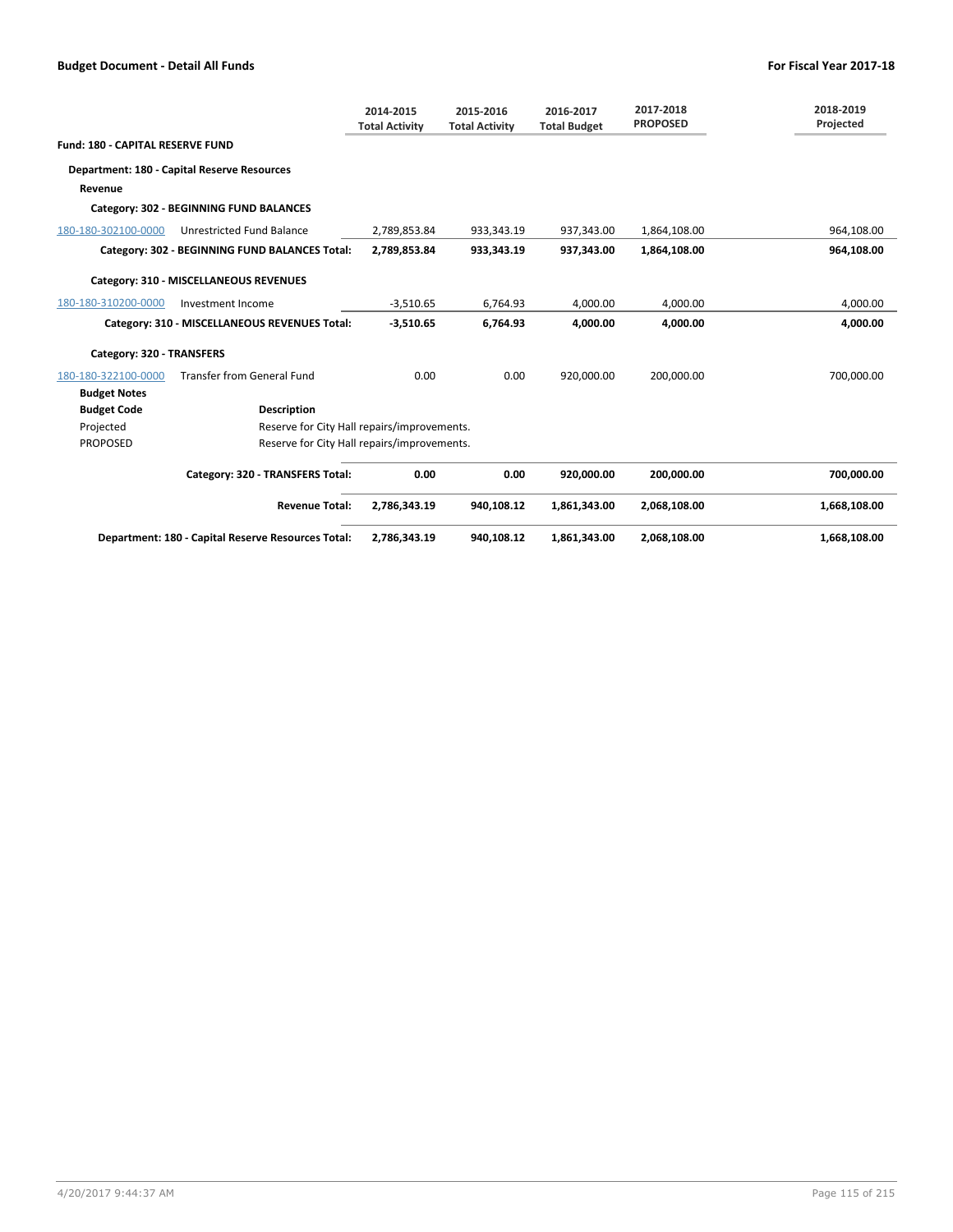## Budget Document - Detail All Funds

**For Fiscal Year 2017-18**

| | | 2014-2015 Total Activity | 2015-2016 Total Activity | 2016-2017 Total Budget | 2017-2018 PROPOSED | 2018-2019 Projected |
|---|---|---|---|---|---|---|
| **Fund: 180 - CAPITAL RESERVE FUND** | | | | | | |
| **Department: 180 - Capital Reserve Resources** | | | | | | |
| **Revenue** | | | | | | |
| **Category: 302 - BEGINNING FUND BALANCES** | | | | | | |
| 180-180-302100-0000 | Unrestricted Fund Balance | 2,789,853.84 | 933,343.19 | 937,343.00 | 1,864,108.00 | 964,108.00 |
| | **Category: 302 - BEGINNING FUND BALANCES Total:** | **2,789,853.84** | **933,343.19** | **937,343.00** | **1,864,108.00** | **964,108.00** |
| **Category: 310 - MISCELLANEOUS REVENUES** | | | | | | |
| 180-180-310200-0000 | Investment Income | -3,510.65 | 6,764.93 | 4,000.00 | 4,000.00 | 4,000.00 |
| | **Category: 310 - MISCELLANEOUS REVENUES Total:** | **-3,510.65** | **6,764.93** | **4,000.00** | **4,000.00** | **4,000.00** |
| **Category: 320 - TRANSFERS** | | | | | | |
| 180-180-322100-0000 | Transfer from General Fund | 0.00 | 0.00 | 920,000.00 | 200,000.00 | 700,000.00 |

**Budget Notes**

| Budget Code | Description |
|---|---|
| Projected | Reserve for City Hall repairs/improvements. |
| PROPOSED | Reserve for City Hall repairs/improvements. |

| | 2014-2015 Total Activity | 2015-2016 Total Activity | 2016-2017 Total Budget | 2017-2018 PROPOSED | 2018-2019 Projected |
|---|---|---|---|---|---|
| **Category: 320 - TRANSFERS Total:** | **0.00** | **0.00** | **920,000.00** | **200,000.00** | **700,000.00** |
| **Revenue Total:** | **2,786,343.19** | **940,108.12** | **1,861,343.00** | **2,068,108.00** | **1,668,108.00** |
| **Department: 180 - Capital Reserve Resources Total:** | **2,786,343.19** | **940,108.12** | **1,861,343.00** | **2,068,108.00** | **1,668,108.00** |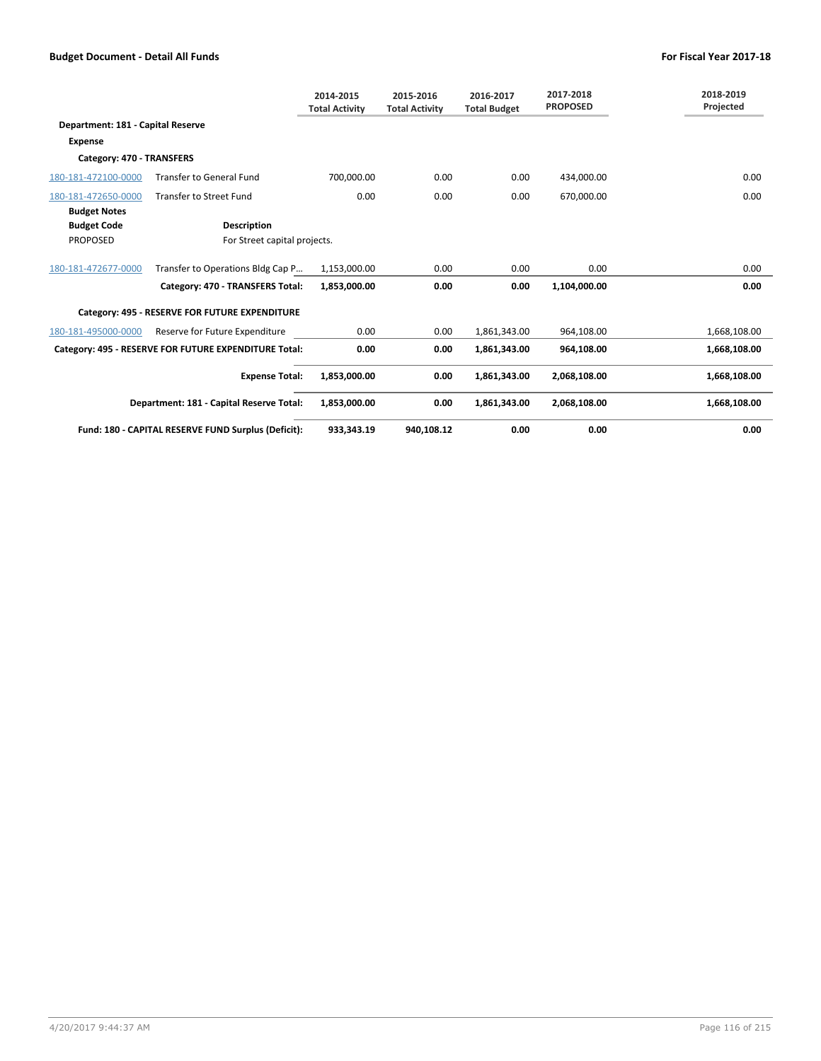**Budget Document - Detail All Funds** — **For Fiscal Year 2017-18**

| | | 2014-2015 Total Activity | 2015-2016 Total Activity | 2016-2017 Total Budget | 2017-2018 PROPOSED | 2018-2019 Projected |
|---|---|---|---|---|---|---|
| **Department: 181 - Capital Reserve** | | | | | | |
| **Expense** | | | | | | |
| **Category: 470 - TRANSFERS** | | | | | | |
| 180-181-472100-0000 | Transfer to General Fund | 700,000.00 | 0.00 | 0.00 | 434,000.00 | 0.00 |
| 180-181-472650-0000 | Transfer to Street Fund | 0.00 | 0.00 | 0.00 | 670,000.00 | 0.00 |
| **Budget Notes** | | | | | | |
| **Budget Code** | **Description** | | | | | |
| PROPOSED | For Street capital projects. | | | | | |
| 180-181-472677-0000 | Transfer to Operations Bldg Cap P… | 1,153,000.00 | 0.00 | 0.00 | 0.00 | 0.00 |
| | **Category: 470 - TRANSFERS Total:** | **1,853,000.00** | **0.00** | **0.00** | **1,104,000.00** | **0.00** |
| **Category: 495 - RESERVE FOR FUTURE EXPENDITURE** | | | | | | |
| 180-181-495000-0000 | Reserve for Future Expenditure | 0.00 | 0.00 | 1,861,343.00 | 964,108.00 | 1,668,108.00 |
| | **Category: 495 - RESERVE FOR FUTURE EXPENDITURE Total:** | **0.00** | **0.00** | **1,861,343.00** | **964,108.00** | **1,668,108.00** |
| | **Expense Total:** | **1,853,000.00** | **0.00** | **1,861,343.00** | **2,068,108.00** | **1,668,108.00** |
| | **Department: 181 - Capital Reserve Total:** | **1,853,000.00** | **0.00** | **1,861,343.00** | **2,068,108.00** | **1,668,108.00** |
| | **Fund: 180 - CAPITAL RESERVE FUND Surplus (Deficit):** | **933,343.19** | **940,108.12** | **0.00** | **0.00** | **0.00** |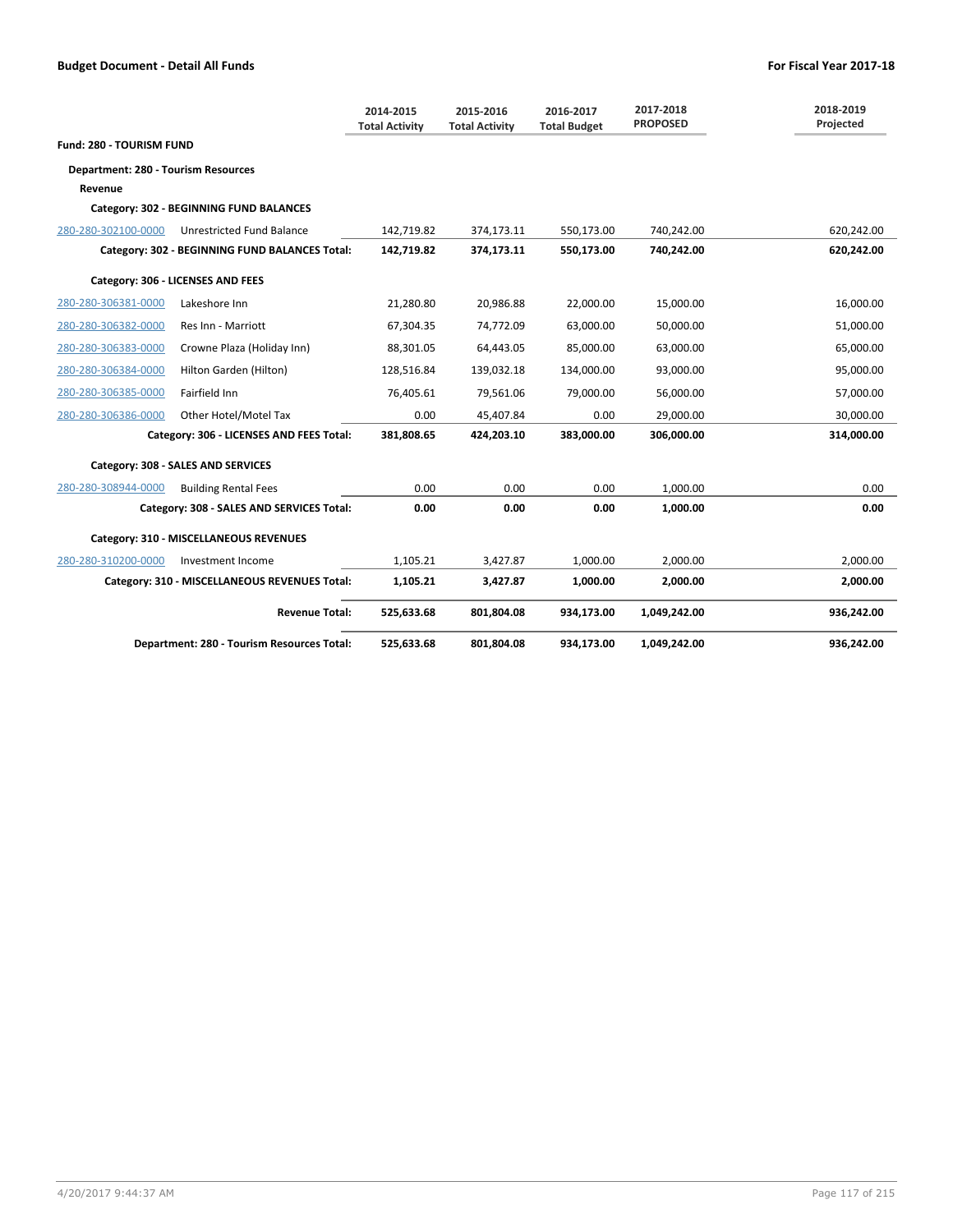**Budget Document - Detail All Funds** **For Fiscal Year 2017-18**

| | | 2014-2015 Total Activity | 2015-2016 Total Activity | 2016-2017 Total Budget | 2017-2018 PROPOSED | 2018-2019 Projected |
|---|---|---|---|---|---|---|
| **Fund: 280 - TOURISM FUND** | | | | | | |
| **Department: 280 - Tourism Resources** | | | | | | |
| **Revenue** | | | | | | |
| **Category: 302 - BEGINNING FUND BALANCES** | | | | | | |
| 280-280-302100-0000 | Unrestricted Fund Balance | 142,719.82 | 374,173.11 | 550,173.00 | 740,242.00 | 620,242.00 |
| | **Category: 302 - BEGINNING FUND BALANCES Total:** | **142,719.82** | **374,173.11** | **550,173.00** | **740,242.00** | **620,242.00** |
| **Category: 306 - LICENSES AND FEES** | | | | | | |
| 280-280-306381-0000 | Lakeshore Inn | 21,280.80 | 20,986.88 | 22,000.00 | 15,000.00 | 16,000.00 |
| 280-280-306382-0000 | Res Inn - Marriott | 67,304.35 | 74,772.09 | 63,000.00 | 50,000.00 | 51,000.00 |
| 280-280-306383-0000 | Crowne Plaza (Holiday Inn) | 88,301.05 | 64,443.05 | 85,000.00 | 63,000.00 | 65,000.00 |
| 280-280-306384-0000 | Hilton Garden (Hilton) | 128,516.84 | 139,032.18 | 134,000.00 | 93,000.00 | 95,000.00 |
| 280-280-306385-0000 | Fairfield Inn | 76,405.61 | 79,561.06 | 79,000.00 | 56,000.00 | 57,000.00 |
| 280-280-306386-0000 | Other Hotel/Motel Tax | 0.00 | 45,407.84 | 0.00 | 29,000.00 | 30,000.00 |
| | **Category: 306 - LICENSES AND FEES Total:** | **381,808.65** | **424,203.10** | **383,000.00** | **306,000.00** | **314,000.00** |
| **Category: 308 - SALES AND SERVICES** | | | | | | |
| 280-280-308944-0000 | Building Rental Fees | 0.00 | 0.00 | 0.00 | 1,000.00 | 0.00 |
| | **Category: 308 - SALES AND SERVICES Total:** | **0.00** | **0.00** | **0.00** | **1,000.00** | **0.00** |
| **Category: 310 - MISCELLANEOUS REVENUES** | | | | | | |
| 280-280-310200-0000 | Investment Income | 1,105.21 | 3,427.87 | 1,000.00 | 2,000.00 | 2,000.00 |
| | **Category: 310 - MISCELLANEOUS REVENUES Total:** | **1,105.21** | **3,427.87** | **1,000.00** | **2,000.00** | **2,000.00** |
| | **Revenue Total:** | **525,633.68** | **801,804.08** | **934,173.00** | **1,049,242.00** | **936,242.00** |
| | **Department: 280 - Tourism Resources Total:** | **525,633.68** | **801,804.08** | **934,173.00** | **1,049,242.00** | **936,242.00** |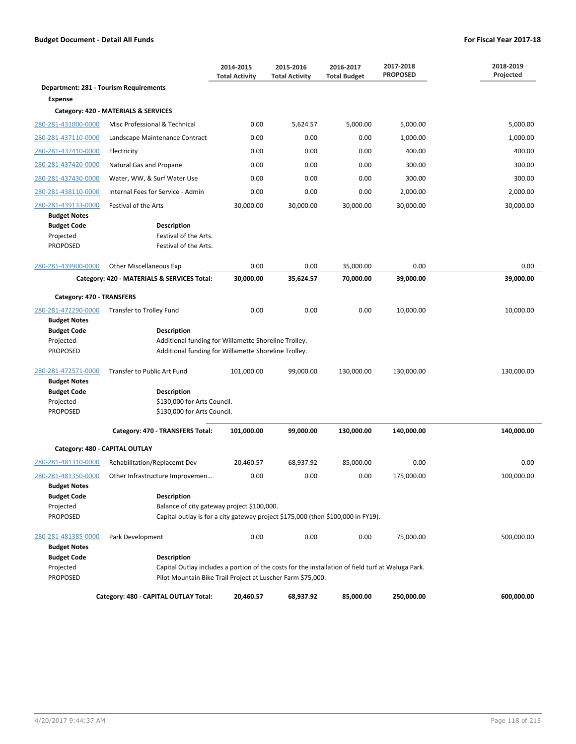**Budget Document - Detail All Funds** — **For Fiscal Year 2017-18**

| | | 2014-2015 Total Activity | 2015-2016 Total Activity | 2016-2017 Total Budget | 2017-2018 PROPOSED | 2018-2019 Projected |
|---|---|---|---|---|---|---|
| **Department: 281 - Tourism Requirements** | | | | | | |
| **Expense** | | | | | | |
| **Category: 420 - MATERIALS & SERVICES** | | | | | | |
| 280-281-431000-0000 | Misc Professional & Technical | 0.00 | 5,624.57 | 5,000.00 | 5,000.00 | 5,000.00 |
| 280-281-437110-0000 | Landscape Maintenance Contract | 0.00 | 0.00 | 0.00 | 1,000.00 | 1,000.00 |
| 280-281-437410-0000 | Electricity | 0.00 | 0.00 | 0.00 | 400.00 | 400.00 |
| 280-281-437420-0000 | Natural Gas and Propane | 0.00 | 0.00 | 0.00 | 300.00 | 300.00 |
| 280-281-437430-0000 | Water, WW, & Surf Water Use | 0.00 | 0.00 | 0.00 | 300.00 | 300.00 |
| 280-281-438110-0000 | Internal Fees for Service - Admin | 0.00 | 0.00 | 0.00 | 2,000.00 | 2,000.00 |
| 280-281-439133-0000 | Festival of the Arts | 30,000.00 | 30,000.00 | 30,000.00 | 30,000.00 | 30,000.00 |

**Budget Notes**

| Budget Code | Description |
|---|---|
| Projected | Festival of the Arts. |
| PROPOSED | Festival of the Arts. |

| | | 2014-2015 Total Activity | 2015-2016 Total Activity | 2016-2017 Total Budget | 2017-2018 PROPOSED | 2018-2019 Projected |
|---|---|---|---|---|---|---|
| 280-281-439900-0000 | Other Miscellaneous Exp | 0.00 | 0.00 | 35,000.00 | 0.00 | 0.00 |
| | **Category: 420 - MATERIALS & SERVICES Total:** | **30,000.00** | **35,624.57** | **70,000.00** | **39,000.00** | **39,000.00** |
| **Category: 470 - TRANSFERS** | | | | | | |
| 280-281-472290-0000 | Transfer to Trolley Fund | 0.00 | 0.00 | 0.00 | 10,000.00 | 10,000.00 |

**Budget Notes**

| Budget Code | Description |
|---|---|
| Projected | Additional funding for Willamette Shoreline Trolley. |
| PROPOSED | Additional funding for Willamette Shoreline Trolley. |

| | | 2014-2015 Total Activity | 2015-2016 Total Activity | 2016-2017 Total Budget | 2017-2018 PROPOSED | 2018-2019 Projected |
|---|---|---|---|---|---|---|
| 280-281-472571-0000 | Transfer to Public Art Fund | 101,000.00 | 99,000.00 | 130,000.00 | 130,000.00 | 130,000.00 |

**Budget Notes**

| Budget Code | Description |
|---|---|
| Projected | $130,000 for Arts Council. |
| PROPOSED | $130,000 for Arts Council. |

| | | 2014-2015 Total Activity | 2015-2016 Total Activity | 2016-2017 Total Budget | 2017-2018 PROPOSED | 2018-2019 Projected |
|---|---|---|---|---|---|---|
| | **Category: 470 - TRANSFERS Total:** | **101,000.00** | **99,000.00** | **130,000.00** | **140,000.00** | **140,000.00** |
| **Category: 480 - CAPITAL OUTLAY** | | | | | | |
| 280-281-481310-0000 | Rehabilitation/Replacemt Dev | 20,460.57 | 68,937.92 | 85,000.00 | 0.00 | 0.00 |
| 280-281-481350-0000 | Other Infrastructure Improvemen... | 0.00 | 0.00 | 0.00 | 175,000.00 | 100,000.00 |

**Budget Notes**

| Budget Code | Description |
|---|---|
| Projected | Balance of city gateway project $100,000. |
| PROPOSED | Capital outlay is for a city gateway project $175,000 (then $100,000 in FY19). |

| | | 2014-2015 Total Activity | 2015-2016 Total Activity | 2016-2017 Total Budget | 2017-2018 PROPOSED | 2018-2019 Projected |
|---|---|---|---|---|---|---|
| 280-281-481385-0000 | Park Development | 0.00 | 0.00 | 0.00 | 75,000.00 | 500,000.00 |

**Budget Notes**

| Budget Code | Description |
|---|---|
| Projected | Capital Outlay includes a portion of the costs for the installation of field turf at Waluga Park. |
| PROPOSED | Pilot Mountain Bike Trail Project at Luscher Farm $75,000. |

| | | 2014-2015 Total Activity | 2015-2016 Total Activity | 2016-2017 Total Budget | 2017-2018 PROPOSED | 2018-2019 Projected |
|---|---|---|---|---|---|---|
| | **Category: 480 - CAPITAL OUTLAY Total:** | **20,460.57** | **68,937.92** | **85,000.00** | **250,000.00** | **600,000.00** |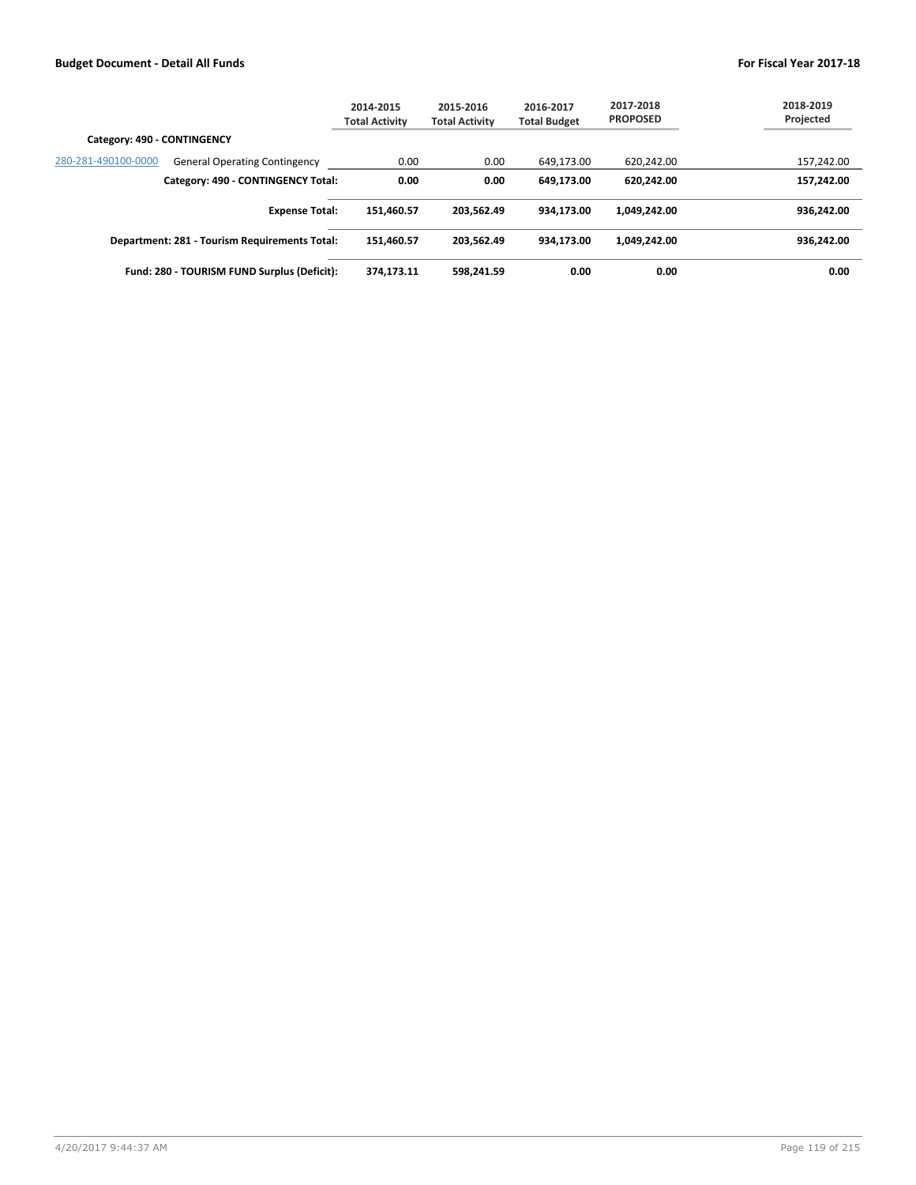**Budget Document - Detail All Funds** | **For Fiscal Year 2017-18**

| | | 2014-2015 Total Activity | 2015-2016 Total Activity | 2016-2017 Total Budget | 2017-2018 PROPOSED | 2018-2019 Projected |
|---|---|---|---|---|---|---|
| **Category: 490 - CONTINGENCY** | | | | | | |
| 280-281-490100-0000 | General Operating Contingency | 0.00 | 0.00 | 649,173.00 | 620,242.00 | 157,242.00 |
| | **Category: 490 - CONTINGENCY Total:** | **0.00** | **0.00** | **649,173.00** | **620,242.00** | **157,242.00** |
| | **Expense Total:** | **151,460.57** | **203,562.49** | **934,173.00** | **1,049,242.00** | **936,242.00** |
| | **Department: 281 - Tourism Requirements Total:** | **151,460.57** | **203,562.49** | **934,173.00** | **1,049,242.00** | **936,242.00** |
| | **Fund: 280 - TOURISM FUND Surplus (Deficit):** | **374,173.11** | **598,241.59** | **0.00** | **0.00** | **0.00** |

4/20/2017 9:44:37 AM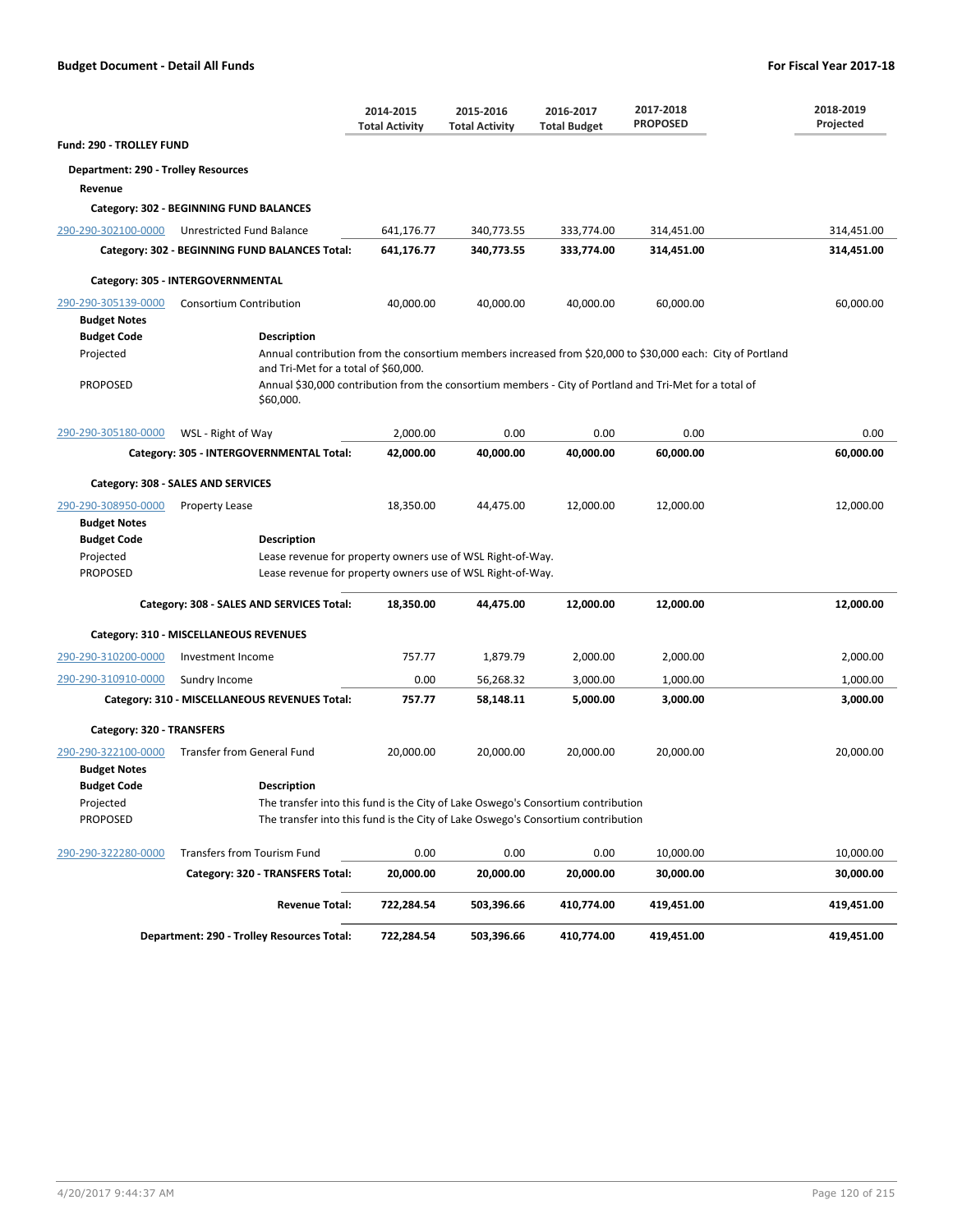**Budget Document - Detail All Funds** | **For Fiscal Year 2017-18**

| | | 2014-2015 Total Activity | 2015-2016 Total Activity | 2016-2017 Total Budget | 2017-2018 PROPOSED | 2018-2019 Projected |
|---|---|---|---|---|---|---|
| **Fund: 290 - TROLLEY FUND** | | | | | | |
| **Department: 290 - Trolley Resources** | | | | | | |
| **Revenue** | | | | | | |
| **Category: 302 - BEGINNING FUND BALANCES** | | | | | | |
| 290-290-302100-0000 | Unrestricted Fund Balance | 641,176.77 | 340,773.55 | 333,774.00 | 314,451.00 | 314,451.00 |
| | **Category: 302 - BEGINNING FUND BALANCES Total:** | **641,176.77** | **340,773.55** | **333,774.00** | **314,451.00** | **314,451.00** |
| **Category: 305 - INTERGOVERNMENTAL** | | | | | | |
| 290-290-305139-0000 | Consortium Contribution | 40,000.00 | 40,000.00 | 40,000.00 | 60,000.00 | 60,000.00 |
| 290-290-305180-0000 | WSL - Right of Way | 2,000.00 | 0.00 | 0.00 | 0.00 | 0.00 |
| | **Category: 305 - INTERGOVERNMENTAL Total:** | **42,000.00** | **40,000.00** | **40,000.00** | **60,000.00** | **60,000.00** |
| **Category: 308 - SALES AND SERVICES** | | | | | | |
| 290-290-308950-0000 | Property Lease | 18,350.00 | 44,475.00 | 12,000.00 | 12,000.00 | 12,000.00 |
| | **Category: 308 - SALES AND SERVICES Total:** | **18,350.00** | **44,475.00** | **12,000.00** | **12,000.00** | **12,000.00** |
| **Category: 310 - MISCELLANEOUS REVENUES** | | | | | | |
| 290-290-310200-0000 | Investment Income | 757.77 | 1,879.79 | 2,000.00 | 2,000.00 | 2,000.00 |
| 290-290-310910-0000 | Sundry Income | 0.00 | 56,268.32 | 3,000.00 | 1,000.00 | 1,000.00 |
| | **Category: 310 - MISCELLANEOUS REVENUES Total:** | **757.77** | **58,148.11** | **5,000.00** | **3,000.00** | **3,000.00** |
| **Category: 320 - TRANSFERS** | | | | | | |
| 290-290-322100-0000 | Transfer from General Fund | 20,000.00 | 20,000.00 | 20,000.00 | 20,000.00 | 20,000.00 |
| 290-290-322280-0000 | Transfers from Tourism Fund | 0.00 | 0.00 | 0.00 | 10,000.00 | 10,000.00 |
| | **Category: 320 - TRANSFERS Total:** | **20,000.00** | **20,000.00** | **20,000.00** | **30,000.00** | **30,000.00** |
| | **Revenue Total:** | **722,284.54** | **503,396.66** | **410,774.00** | **419,451.00** | **419,451.00** |
| | **Department: 290 - Trolley Resources Total:** | **722,284.54** | **503,396.66** | **410,774.00** | **419,451.00** | **419,451.00** |

**Budget Notes — 290-290-305139-0000 Consortium Contribution**

| Budget Code | Description |
|---|---|
| Projected | Annual contribution from the consortium members increased from $20,000 to $30,000 each: City of Portland and Tri-Met for a total of $60,000. |
| PROPOSED | Annual $30,000 contribution from the consortium members - City of Portland and Tri-Met for a total of $60,000. |

**Budget Notes — 290-290-308950-0000 Property Lease**

| Budget Code | Description |
|---|---|
| Projected | Lease revenue for property owners use of WSL Right-of-Way. |
| PROPOSED | Lease revenue for property owners use of WSL Right-of-Way. |

**Budget Notes — 290-290-322100-0000 Transfer from General Fund**

| Budget Code | Description |
|---|---|
| Projected | The transfer into this fund is the City of Lake Oswego's Consortium contribution |
| PROPOSED | The transfer into this fund is the City of Lake Oswego's Consortium contribution |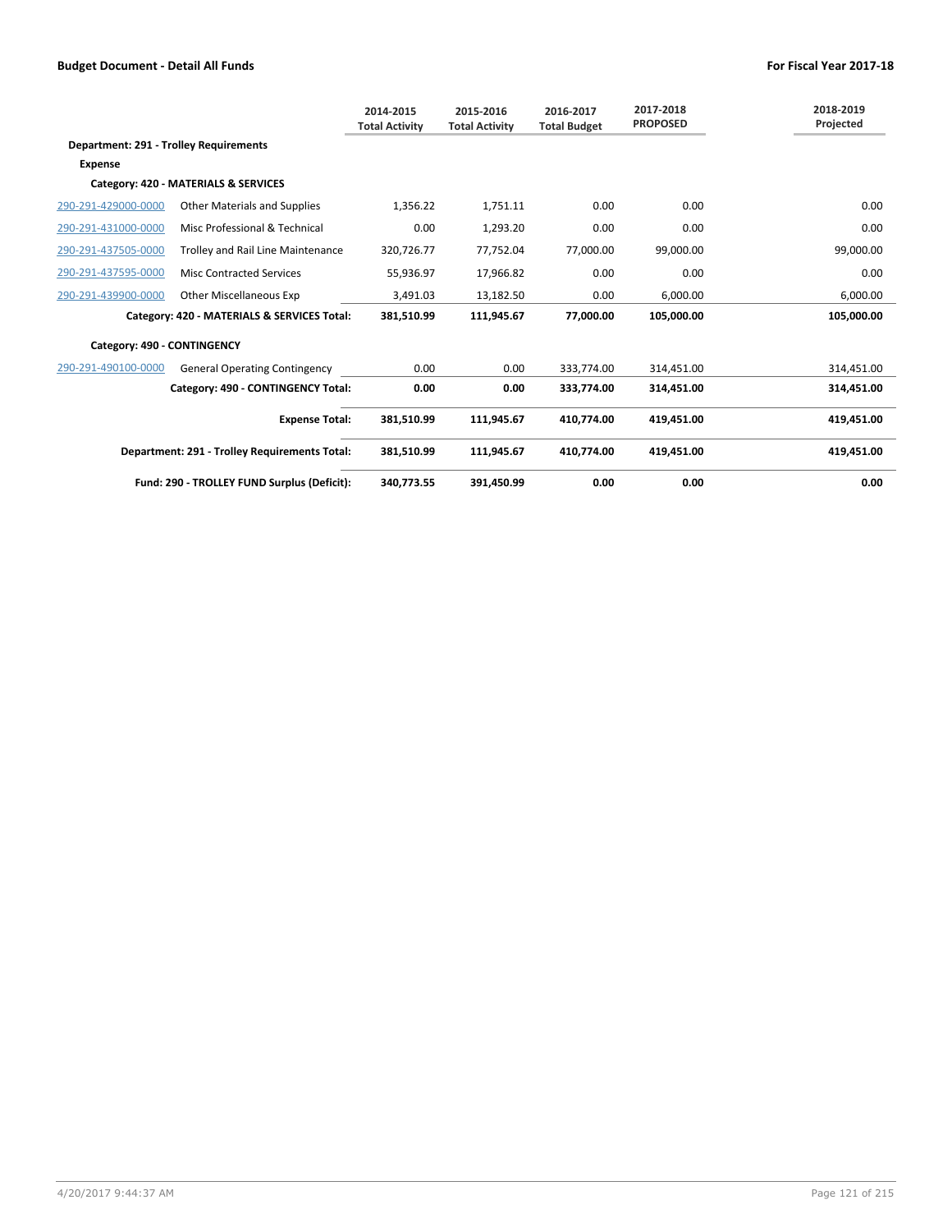| | | 2014-2015 Total Activity | 2015-2016 Total Activity | 2016-2017 Total Budget | 2017-2018 PROPOSED | 2018-2019 Projected |
|---|---|---|---|---|---|---|
| **Department: 291 - Trolley Requirements** | | | | | | |
| **Expense** | | | | | | |
| **Category: 420 - MATERIALS & SERVICES** | | | | | | |
| 290-291-429000-0000 | Other Materials and Supplies | 1,356.22 | 1,751.11 | 0.00 | 0.00 | 0.00 |
| 290-291-431000-0000 | Misc Professional & Technical | 0.00 | 1,293.20 | 0.00 | 0.00 | 0.00 |
| 290-291-437505-0000 | Trolley and Rail Line Maintenance | 320,726.77 | 77,752.04 | 77,000.00 | 99,000.00 | 99,000.00 |
| 290-291-437595-0000 | Misc Contracted Services | 55,936.97 | 17,966.82 | 0.00 | 0.00 | 0.00 |
| 290-291-439900-0000 | Other Miscellaneous Exp | 3,491.03 | 13,182.50 | 0.00 | 6,000.00 | 6,000.00 |
| | **Category: 420 - MATERIALS & SERVICES Total:** | **381,510.99** | **111,945.67** | **77,000.00** | **105,000.00** | **105,000.00** |
| **Category: 490 - CONTINGENCY** | | | | | | |
| 290-291-490100-0000 | General Operating Contingency | 0.00 | 0.00 | 333,774.00 | 314,451.00 | 314,451.00 |
| | **Category: 490 - CONTINGENCY Total:** | **0.00** | **0.00** | **333,774.00** | **314,451.00** | **314,451.00** |
| | **Expense Total:** | **381,510.99** | **111,945.67** | **410,774.00** | **419,451.00** | **419,451.00** |
| | **Department: 291 - Trolley Requirements Total:** | **381,510.99** | **111,945.67** | **410,774.00** | **419,451.00** | **419,451.00** |
| | **Fund: 290 - TROLLEY FUND Surplus (Deficit):** | **340,773.55** | **391,450.99** | **0.00** | **0.00** | **0.00** |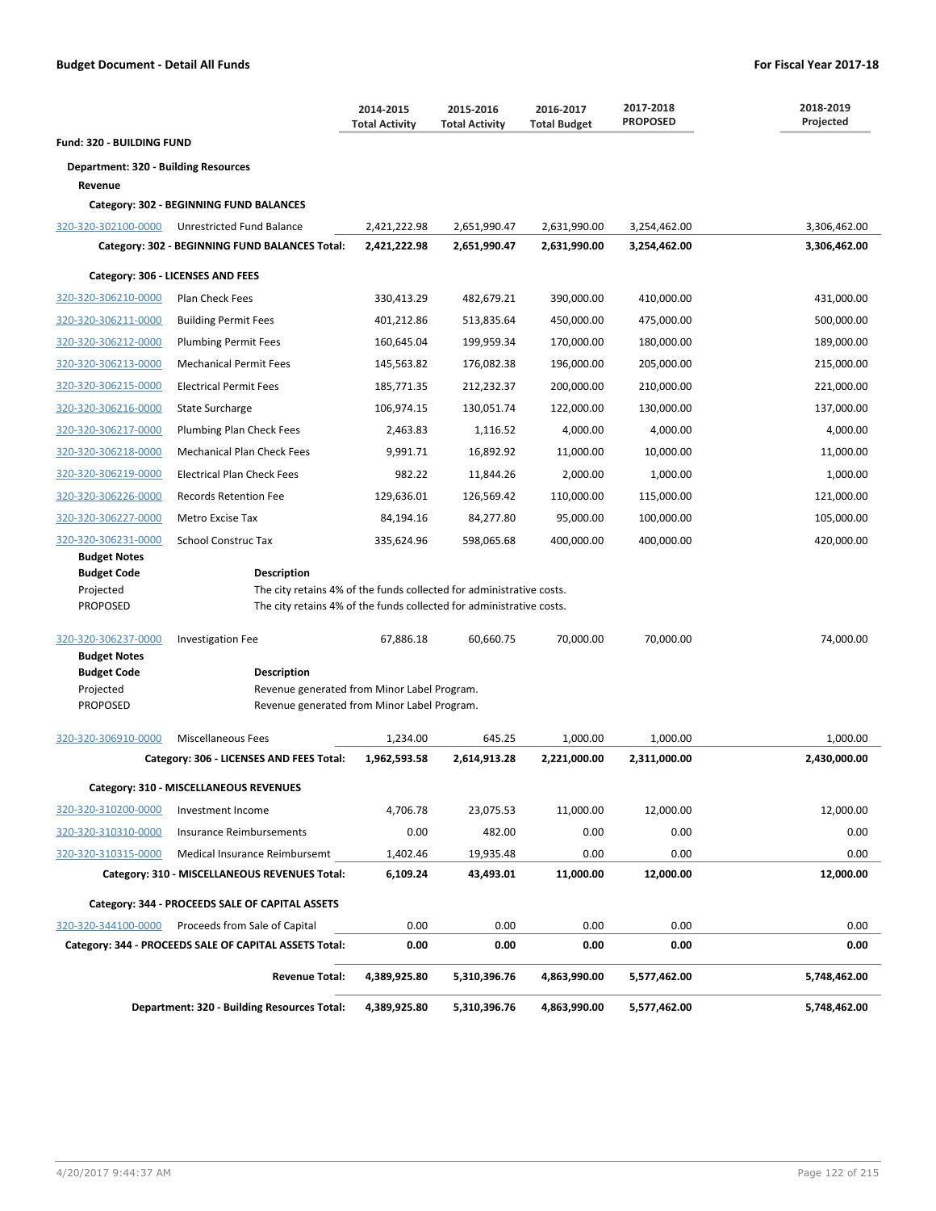**Budget Document - Detail All Funds** | **For Fiscal Year 2017-18**

| | | 2014-2015 Total Activity | 2015-2016 Total Activity | 2016-2017 Total Budget | 2017-2018 PROPOSED | 2018-2019 Projected |
|---|---|---|---|---|---|---|
| **Fund: 320 - BUILDING FUND** | | | | | | |
| **Department: 320 - Building Resources** | | | | | | |
| **Revenue** | | | | | | |
| **Category: 302 - BEGINNING FUND BALANCES** | | | | | | |
| 320-320-302100-0000 | Unrestricted Fund Balance | 2,421,222.98 | 2,651,990.47 | 2,631,990.00 | 3,254,462.00 | 3,306,462.00 |
| | **Category: 302 - BEGINNING FUND BALANCES Total:** | **2,421,222.98** | **2,651,990.47** | **2,631,990.00** | **3,254,462.00** | **3,306,462.00** |
| **Category: 306 - LICENSES AND FEES** | | | | | | |
| 320-320-306210-0000 | Plan Check Fees | 330,413.29 | 482,679.21 | 390,000.00 | 410,000.00 | 431,000.00 |
| 320-320-306211-0000 | Building Permit Fees | 401,212.86 | 513,835.64 | 450,000.00 | 475,000.00 | 500,000.00 |
| 320-320-306212-0000 | Plumbing Permit Fees | 160,645.04 | 199,959.34 | 170,000.00 | 180,000.00 | 189,000.00 |
| 320-320-306213-0000 | Mechanical Permit Fees | 145,563.82 | 176,082.38 | 196,000.00 | 205,000.00 | 215,000.00 |
| 320-320-306215-0000 | Electrical Permit Fees | 185,771.35 | 212,232.37 | 200,000.00 | 210,000.00 | 221,000.00 |
| 320-320-306216-0000 | State Surcharge | 106,974.15 | 130,051.74 | 122,000.00 | 130,000.00 | 137,000.00 |
| 320-320-306217-0000 | Plumbing Plan Check Fees | 2,463.83 | 1,116.52 | 4,000.00 | 4,000.00 | 4,000.00 |
| 320-320-306218-0000 | Mechanical Plan Check Fees | 9,991.71 | 16,892.92 | 11,000.00 | 10,000.00 | 11,000.00 |
| 320-320-306219-0000 | Electrical Plan Check Fees | 982.22 | 11,844.26 | 2,000.00 | 1,000.00 | 1,000.00 |
| 320-320-306226-0000 | Records Retention Fee | 129,636.01 | 126,569.42 | 110,000.00 | 115,000.00 | 121,000.00 |
| 320-320-306227-0000 | Metro Excise Tax | 84,194.16 | 84,277.80 | 95,000.00 | 100,000.00 | 105,000.00 |
| 320-320-306231-0000 | School Construc Tax | 335,624.96 | 598,065.68 | 400,000.00 | 400,000.00 | 420,000.00 |

**Budget Notes**

| Budget Code | Description |
|---|---|
| Projected | The city retains 4% of the funds collected for administrative costs. |
| PROPOSED | The city retains 4% of the funds collected for administrative costs. |

| | | 2014-2015 Total Activity | 2015-2016 Total Activity | 2016-2017 Total Budget | 2017-2018 PROPOSED | 2018-2019 Projected |
|---|---|---|---|---|---|---|
| 320-320-306237-0000 | Investigation Fee | 67,886.18 | 60,660.75 | 70,000.00 | 70,000.00 | 74,000.00 |

**Budget Notes**

| Budget Code | Description |
|---|---|
| Projected | Revenue generated from Minor Label Program. |
| PROPOSED | Revenue generated from Minor Label Program. |

| | | 2014-2015 Total Activity | 2015-2016 Total Activity | 2016-2017 Total Budget | 2017-2018 PROPOSED | 2018-2019 Projected |
|---|---|---|---|---|---|---|
| 320-320-306910-0000 | Miscellaneous Fees | 1,234.00 | 645.25 | 1,000.00 | 1,000.00 | 1,000.00 |
| | **Category: 306 - LICENSES AND FEES Total:** | **1,962,593.58** | **2,614,913.28** | **2,221,000.00** | **2,311,000.00** | **2,430,000.00** |
| **Category: 310 - MISCELLANEOUS REVENUES** | | | | | | |
| 320-320-310200-0000 | Investment Income | 4,706.78 | 23,075.53 | 11,000.00 | 12,000.00 | 12,000.00 |
| 320-320-310310-0000 | Insurance Reimbursements | 0.00 | 482.00 | 0.00 | 0.00 | 0.00 |
| 320-320-310315-0000 | Medical Insurance Reimbursemt | 1,402.46 | 19,935.48 | 0.00 | 0.00 | 0.00 |
| | **Category: 310 - MISCELLANEOUS REVENUES Total:** | **6,109.24** | **43,493.01** | **11,000.00** | **12,000.00** | **12,000.00** |
| **Category: 344 - PROCEEDS SALE OF CAPITAL ASSETS** | | | | | | |
| 320-320-344100-0000 | Proceeds from Sale of Capital | 0.00 | 0.00 | 0.00 | 0.00 | 0.00 |
| | **Category: 344 - PROCEEDS SALE OF CAPITAL ASSETS Total:** | **0.00** | **0.00** | **0.00** | **0.00** | **0.00** |
| | **Revenue Total:** | **4,389,925.80** | **5,310,396.76** | **4,863,990.00** | **5,577,462.00** | **5,748,462.00** |
| | **Department: 320 - Building Resources Total:** | **4,389,925.80** | **5,310,396.76** | **4,863,990.00** | **5,577,462.00** | **5,748,462.00** |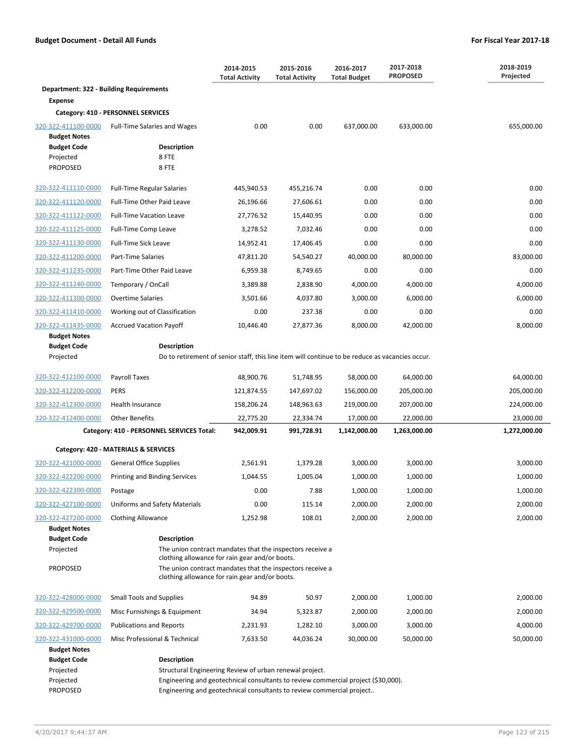**Budget Document - Detail All Funds** — **For Fiscal Year 2017-18**

| | | 2014-2015 Total Activity | 2015-2016 Total Activity | 2016-2017 Total Budget | 2017-2018 PROPOSED | 2018-2019 Projected |
|---|---|---|---|---|---|---|
| **Department: 322 - Building Requirements** | | | | | | |
| **Expense** | | | | | | |
| **Category: 410 - PERSONNEL SERVICES** | | | | | | |
| 320-322-411100-0000 | Full-Time Salaries and Wages | 0.00 | 0.00 | 637,000.00 | 633,000.00 | 655,000.00 |
| **Budget Notes** | | | | | | |
| **Budget Code** | **Description** | | | | | |
| Projected | 8 FTE | | | | | |
| PROPOSED | 8 FTE | | | | | |
| 320-322-411110-0000 | Full-Time Regular Salaries | 445,940.53 | 455,216.74 | 0.00 | 0.00 | 0.00 |
| 320-322-411120-0000 | Full-Time Other Paid Leave | 26,196.66 | 27,606.61 | 0.00 | 0.00 | 0.00 |
| 320-322-411122-0000 | Full-Time Vacation Leave | 27,776.52 | 15,440.95 | 0.00 | 0.00 | 0.00 |
| 320-322-411125-0000 | Full-Time Comp Leave | 3,278.52 | 7,032.46 | 0.00 | 0.00 | 0.00 |
| 320-322-411130-0000 | Full-Time Sick Leave | 14,952.41 | 17,406.45 | 0.00 | 0.00 | 0.00 |
| 320-322-411200-0000 | Part-Time Salaries | 47,811.20 | 54,540.27 | 40,000.00 | 80,000.00 | 83,000.00 |
| 320-322-411235-0000 | Part-Time Other Paid Leave | 6,959.38 | 8,749.65 | 0.00 | 0.00 | 0.00 |
| 320-322-411240-0000 | Temporary / OnCall | 3,389.88 | 2,838.90 | 4,000.00 | 4,000.00 | 4,000.00 |
| 320-322-411300-0000 | Overtime Salaries | 3,501.66 | 4,037.80 | 3,000.00 | 6,000.00 | 6,000.00 |
| 320-322-411410-0000 | Working out of Classification | 0.00 | 237.38 | 0.00 | 0.00 | 0.00 |
| 320-322-411435-0000 | Accrued Vacation Payoff | 10,446.40 | 27,877.36 | 8,000.00 | 42,000.00 | 8,000.00 |
| **Budget Notes** | | | | | | |
| **Budget Code** | **Description** | | | | | |
| Projected | Do to retirement of senior staff, this line item will continue to be reduce as vacancies occur. | | | | | |
| 320-322-412100-0000 | Payroll Taxes | 48,900.76 | 51,748.95 | 58,000.00 | 64,000.00 | 64,000.00 |
| 320-322-412200-0000 | PERS | 121,874.55 | 147,697.02 | 156,000.00 | 205,000.00 | 205,000.00 |
| 320-322-412300-0000 | Health Insurance | 158,206.24 | 148,963.63 | 219,000.00 | 207,000.00 | 224,000.00 |
| 320-322-412400-0000 | Other Benefits | 22,775.20 | 22,334.74 | 17,000.00 | 22,000.00 | 23,000.00 |
| | **Category: 410 - PERSONNEL SERVICES Total:** | **942,009.91** | **991,728.91** | **1,142,000.00** | **1,263,000.00** | **1,272,000.00** |
| **Category: 420 - MATERIALS & SERVICES** | | | | | | |
| 320-322-421000-0000 | General Office Supplies | 2,561.91 | 1,379.28 | 3,000.00 | 3,000.00 | 3,000.00 |
| 320-322-422200-0000 | Printing and Binding Services | 1,044.55 | 1,005.04 | 1,000.00 | 1,000.00 | 1,000.00 |
| 320-322-422300-0000 | Postage | 0.00 | 7.88 | 1,000.00 | 1,000.00 | 1,000.00 |
| 320-322-427100-0000 | Uniforms and Safety Materials | 0.00 | 115.14 | 2,000.00 | 2,000.00 | 2,000.00 |
| 320-322-427200-0000 | Clothing Allowance | 1,252.98 | 108.01 | 2,000.00 | 2,000.00 | 2,000.00 |
| **Budget Notes** | | | | | | |
| **Budget Code** | **Description** | | | | | |
| Projected | The union contract mandates that the inspectors receive a clothing allowance for rain gear and/or boots. | | | | | |
| PROPOSED | The union contract mandates that the inspectors receive a clothing allowance for rain gear and/or boots. | | | | | |
| 320-322-428000-0000 | Small Tools and Supplies | 94.89 | 50.97 | 2,000.00 | 1,000.00 | 2,000.00 |
| 320-322-429500-0000 | Misc Furnishings & Equipment | 34.94 | 5,323.87 | 2,000.00 | 2,000.00 | 2,000.00 |
| 320-322-429700-0000 | Publications and Reports | 2,231.93 | 1,282.10 | 3,000.00 | 3,000.00 | 4,000.00 |
| 320-322-431000-0000 | Misc Professional & Technical | 7,633.50 | 44,036.24 | 30,000.00 | 50,000.00 | 50,000.00 |
| **Budget Notes** | | | | | | |
| **Budget Code** | **Description** | | | | | |
| Projected | Structural Engineering Review of urban renewal project. | | | | | |
| Projected | Engineering and geotechnical consultants to review commercial project ($30,000). | | | | | |
| PROPOSED | Engineering and geotechnical consultants to review commercial project.. | | | | | |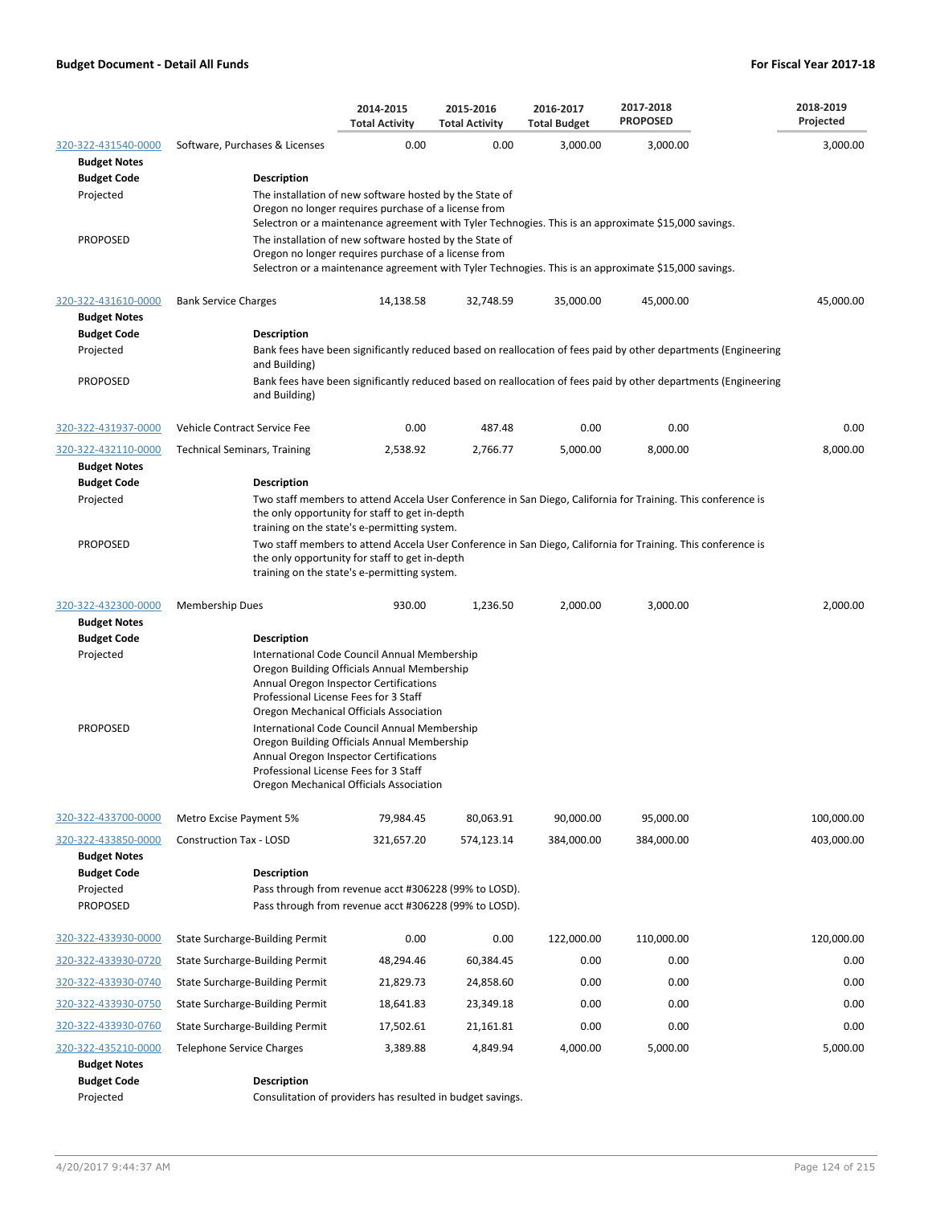**Budget Document - Detail All Funds** **For Fiscal Year 2017-18**

| | | 2014-2015 Total Activity | 2015-2016 Total Activity | 2016-2017 Total Budget | 2017-2018 PROPOSED | 2018-2019 Projected |
|---|---|---|---|---|---|---|
| 320-322-431540-0000 | Software, Purchases & Licenses | 0.00 | 0.00 | 3,000.00 | 3,000.00 | 3,000.00 |

**Budget Notes**

| Budget Code | Description |
|---|---|
| Projected | The installation of new software hosted by the State of Oregon no longer requires purchase of a license from Selectron or a maintenance agreement with Tyler Technogies. This is an approximate $15,000 savings. |
| PROPOSED | The installation of new software hosted by the State of Oregon no longer requires purchase of a license from Selectron or a maintenance agreement with Tyler Technogies. This is an approximate $15,000 savings. |

| | | 2014-2015 Total Activity | 2015-2016 Total Activity | 2016-2017 Total Budget | 2017-2018 PROPOSED | 2018-2019 Projected |
|---|---|---|---|---|---|---|
| 320-322-431610-0000 | Bank Service Charges | 14,138.58 | 32,748.59 | 35,000.00 | 45,000.00 | 45,000.00 |

**Budget Notes**

| Budget Code | Description |
|---|---|
| Projected | Bank fees have been significantly reduced based on reallocation of fees paid by other departments (Engineering and Building) |
| PROPOSED | Bank fees have been significantly reduced based on reallocation of fees paid by other departments (Engineering and Building) |

| | | 2014-2015 Total Activity | 2015-2016 Total Activity | 2016-2017 Total Budget | 2017-2018 PROPOSED | 2018-2019 Projected |
|---|---|---|---|---|---|---|
| 320-322-431937-0000 | Vehicle Contract Service Fee | 0.00 | 487.48 | 0.00 | 0.00 | 0.00 |
| 320-322-432110-0000 | Technical Seminars, Training | 2,538.92 | 2,766.77 | 5,000.00 | 8,000.00 | 8,000.00 |

**Budget Notes**

| Budget Code | Description |
|---|---|
| Projected | Two staff members to attend Accela User Conference in San Diego, California for Training. This conference is the only opportunity for staff to get in-depth training on the state's e-permitting system. |
| PROPOSED | Two staff members to attend Accela User Conference in San Diego, California for Training. This conference is the only opportunity for staff to get in-depth training on the state's e-permitting system. |

| | | 2014-2015 Total Activity | 2015-2016 Total Activity | 2016-2017 Total Budget | 2017-2018 PROPOSED | 2018-2019 Projected |
|---|---|---|---|---|---|---|
| 320-322-432300-0000 | Membership Dues | 930.00 | 1,236.50 | 2,000.00 | 3,000.00 | 2,000.00 |

**Budget Notes**

| Budget Code | Description |
|---|---|
| Projected | International Code Council Annual Membership<br>Oregon Building Officials Annual Membership<br>Annual Oregon Inspector Certifications<br>Professional License Fees for 3 Staff<br>Oregon Mechanical Officials Association |
| PROPOSED | International Code Council Annual Membership<br>Oregon Building Officials Annual Membership<br>Annual Oregon Inspector Certifications<br>Professional License Fees for 3 Staff<br>Oregon Mechanical Officials Association |

| | | 2014-2015 Total Activity | 2015-2016 Total Activity | 2016-2017 Total Budget | 2017-2018 PROPOSED | 2018-2019 Projected |
|---|---|---|---|---|---|---|
| 320-322-433700-0000 | Metro Excise Payment 5% | 79,984.45 | 80,063.91 | 90,000.00 | 95,000.00 | 100,000.00 |
| 320-322-433850-0000 | Construction Tax - LOSD | 321,657.20 | 574,123.14 | 384,000.00 | 384,000.00 | 403,000.00 |

**Budget Notes**

| Budget Code | Description |
|---|---|
| Projected | Pass through from revenue acct #306228 (99% to LOSD). |
| PROPOSED | Pass through from revenue acct #306228 (99% to LOSD). |

| | | 2014-2015 Total Activity | 2015-2016 Total Activity | 2016-2017 Total Budget | 2017-2018 PROPOSED | 2018-2019 Projected |
|---|---|---|---|---|---|---|
| 320-322-433930-0000 | State Surcharge-Building Permit | 0.00 | 0.00 | 122,000.00 | 110,000.00 | 120,000.00 |
| 320-322-433930-0720 | State Surcharge-Building Permit | 48,294.46 | 60,384.45 | 0.00 | 0.00 | 0.00 |
| 320-322-433930-0740 | State Surcharge-Building Permit | 21,829.73 | 24,858.60 | 0.00 | 0.00 | 0.00 |
| 320-322-433930-0750 | State Surcharge-Building Permit | 18,641.83 | 23,349.18 | 0.00 | 0.00 | 0.00 |
| 320-322-433930-0760 | State Surcharge-Building Permit | 17,502.61 | 21,161.81 | 0.00 | 0.00 | 0.00 |
| 320-322-435210-0000 | Telephone Service Charges | 3,389.88 | 4,849.94 | 4,000.00 | 5,000.00 | 5,000.00 |

**Budget Notes**

| Budget Code | Description |
|---|---|
| Projected | Consulitation of providers has resulted in budget savings. |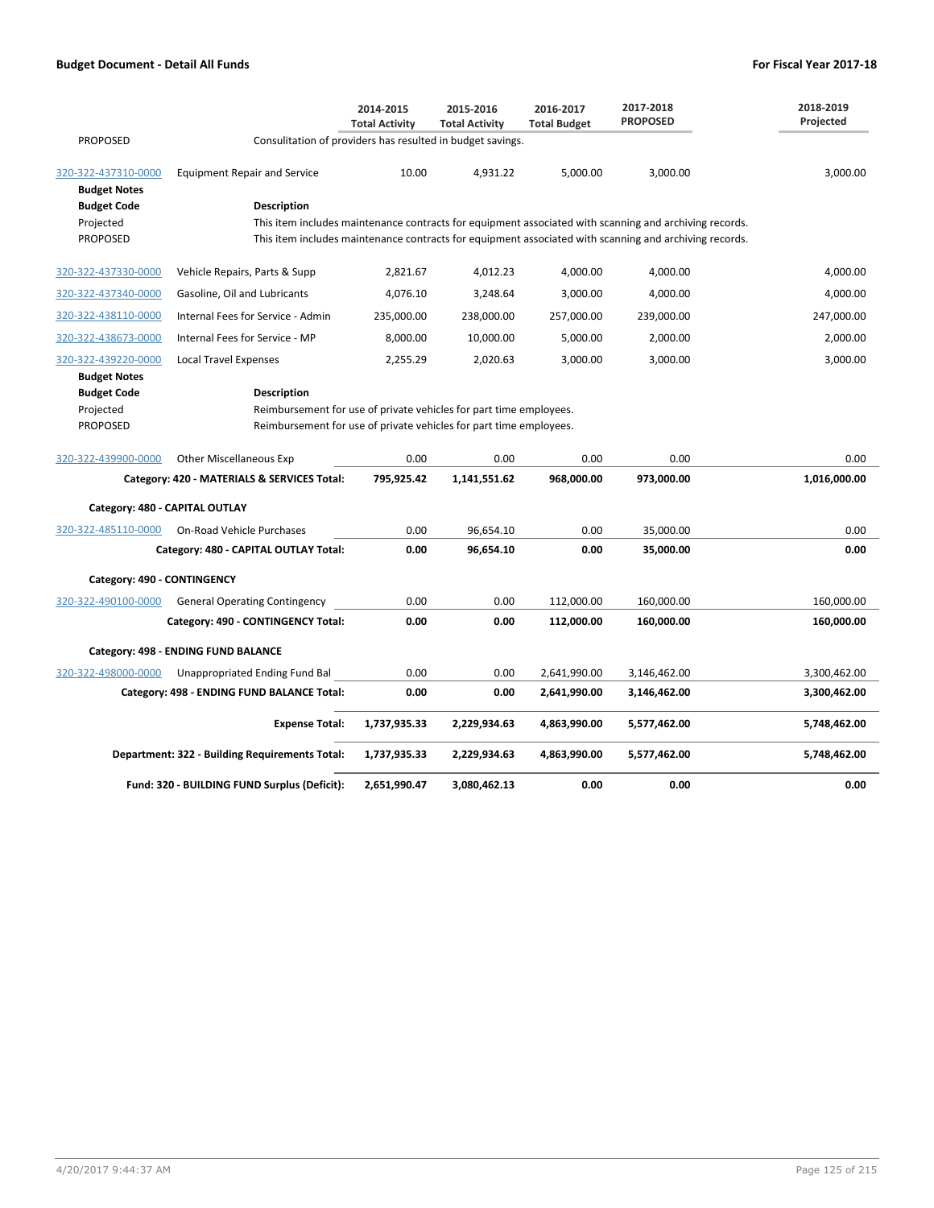| | | 2014-2015 Total Activity | 2015-2016 Total Activity | 2016-2017 Total Budget | 2017-2018 PROPOSED | 2018-2019 Projected |
|---|---|---|---|---|---|---|
| PROPOSED | Consultation of providers has resulted in budget savings. | | | | | |
| 320-322-437310-0000 | Equipment Repair and Service | 10.00 | 4,931.22 | 5,000.00 | 3,000.00 | 3,000.00 |
| **Budget Notes** | | | | | | |
| **Budget Code** | **Description** | | | | | |
| Projected | This item includes maintenance contracts for equipment associated with scanning and archiving records. | | | | | |
| PROPOSED | This item includes maintenance contracts for equipment associated with scanning and archiving records. | | | | | |
| 320-322-437330-0000 | Vehicle Repairs, Parts & Supp | 2,821.67 | 4,012.23 | 4,000.00 | 4,000.00 | 4,000.00 |
| 320-322-437340-0000 | Gasoline, Oil and Lubricants | 4,076.10 | 3,248.64 | 3,000.00 | 4,000.00 | 4,000.00 |
| 320-322-438110-0000 | Internal Fees for Service - Admin | 235,000.00 | 238,000.00 | 257,000.00 | 239,000.00 | 247,000.00 |
| 320-322-438673-0000 | Internal Fees for Service - MP | 8,000.00 | 10,000.00 | 5,000.00 | 2,000.00 | 2,000.00 |
| 320-322-439220-0000 | Local Travel Expenses | 2,255.29 | 2,020.63 | 3,000.00 | 3,000.00 | 3,000.00 |
| **Budget Notes** | | | | | | |
| **Budget Code** | **Description** | | | | | |
| Projected | Reimbursement for use of private vehicles for part time employees. | | | | | |
| PROPOSED | Reimbursement for use of private vehicles for part time employees. | | | | | |
| 320-322-439900-0000 | Other Miscellaneous Exp | 0.00 | 0.00 | 0.00 | 0.00 | 0.00 |
| | **Category: 420 - MATERIALS & SERVICES Total:** | **795,925.42** | **1,141,551.62** | **968,000.00** | **973,000.00** | **1,016,000.00** |
| **Category: 480 - CAPITAL OUTLAY** | | | | | | |
| 320-322-485110-0000 | On-Road Vehicle Purchases | 0.00 | 96,654.10 | 0.00 | 35,000.00 | 0.00 |
| | **Category: 480 - CAPITAL OUTLAY Total:** | **0.00** | **96,654.10** | **0.00** | **35,000.00** | **0.00** |
| **Category: 490 - CONTINGENCY** | | | | | | |
| 320-322-490100-0000 | General Operating Contingency | 0.00 | 0.00 | 112,000.00 | 160,000.00 | 160,000.00 |
| | **Category: 490 - CONTINGENCY Total:** | **0.00** | **0.00** | **112,000.00** | **160,000.00** | **160,000.00** |
| **Category: 498 - ENDING FUND BALANCE** | | | | | | |
| 320-322-498000-0000 | Unappropriated Ending Fund Bal | 0.00 | 0.00 | 2,641,990.00 | 3,146,462.00 | 3,300,462.00 |
| | **Category: 498 - ENDING FUND BALANCE Total:** | **0.00** | **0.00** | **2,641,990.00** | **3,146,462.00** | **3,300,462.00** |
| | **Expense Total:** | **1,737,935.33** | **2,229,934.63** | **4,863,990.00** | **5,577,462.00** | **5,748,462.00** |
| | **Department: 322 - Building Requirements Total:** | **1,737,935.33** | **2,229,934.63** | **4,863,990.00** | **5,577,462.00** | **5,748,462.00** |
| | **Fund: 320 - BUILDING FUND Surplus (Deficit):** | **2,651,990.47** | **3,080,462.13** | **0.00** | **0.00** | **0.00** |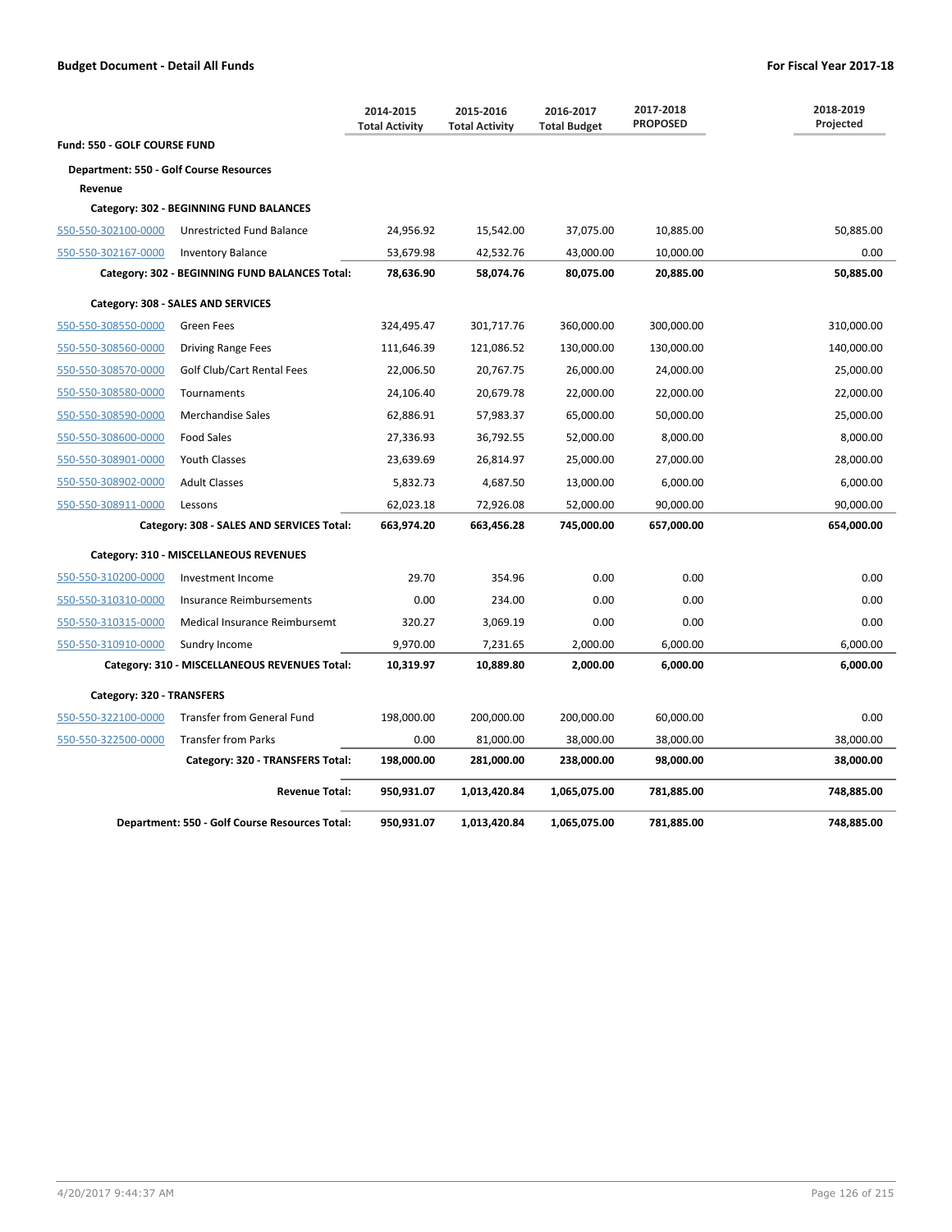**Budget Document - Detail All Funds** | **For Fiscal Year 2017-18**

| | | 2014-2015 Total Activity | 2015-2016 Total Activity | 2016-2017 Total Budget | 2017-2018 PROPOSED | 2018-2019 Projected |
|---|---|---|---|---|---|---|
| **Fund: 550 - GOLF COURSE FUND** | | | | | | |
| **Department: 550 - Golf Course Resources** | | | | | | |
| **Revenue** | | | | | | |
| **Category: 302 - BEGINNING FUND BALANCES** | | | | | | |
| 550-550-302100-0000 | Unrestricted Fund Balance | 24,956.92 | 15,542.00 | 37,075.00 | 10,885.00 | 50,885.00 |
| 550-550-302167-0000 | Inventory Balance | 53,679.98 | 42,532.76 | 43,000.00 | 10,000.00 | 0.00 |
| | **Category: 302 - BEGINNING FUND BALANCES Total:** | **78,636.90** | **58,074.76** | **80,075.00** | **20,885.00** | **50,885.00** |
| **Category: 308 - SALES AND SERVICES** | | | | | | |
| 550-550-308550-0000 | Green Fees | 324,495.47 | 301,717.76 | 360,000.00 | 300,000.00 | 310,000.00 |
| 550-550-308560-0000 | Driving Range Fees | 111,646.39 | 121,086.52 | 130,000.00 | 130,000.00 | 140,000.00 |
| 550-550-308570-0000 | Golf Club/Cart Rental Fees | 22,006.50 | 20,767.75 | 26,000.00 | 24,000.00 | 25,000.00 |
| 550-550-308580-0000 | Tournaments | 24,106.40 | 20,679.78 | 22,000.00 | 22,000.00 | 22,000.00 |
| 550-550-308590-0000 | Merchandise Sales | 62,886.91 | 57,983.37 | 65,000.00 | 50,000.00 | 25,000.00 |
| 550-550-308600-0000 | Food Sales | 27,336.93 | 36,792.55 | 52,000.00 | 8,000.00 | 8,000.00 |
| 550-550-308901-0000 | Youth Classes | 23,639.69 | 26,814.97 | 25,000.00 | 27,000.00 | 28,000.00 |
| 550-550-308902-0000 | Adult Classes | 5,832.73 | 4,687.50 | 13,000.00 | 6,000.00 | 6,000.00 |
| 550-550-308911-0000 | Lessons | 62,023.18 | 72,926.08 | 52,000.00 | 90,000.00 | 90,000.00 |
| | **Category: 308 - SALES AND SERVICES Total:** | **663,974.20** | **663,456.28** | **745,000.00** | **657,000.00** | **654,000.00** |
| **Category: 310 - MISCELLANEOUS REVENUES** | | | | | | |
| 550-550-310200-0000 | Investment Income | 29.70 | 354.96 | 0.00 | 0.00 | 0.00 |
| 550-550-310310-0000 | Insurance Reimbursements | 0.00 | 234.00 | 0.00 | 0.00 | 0.00 |
| 550-550-310315-0000 | Medical Insurance Reimbursemt | 320.27 | 3,069.19 | 0.00 | 0.00 | 0.00 |
| 550-550-310910-0000 | Sundry Income | 9,970.00 | 7,231.65 | 2,000.00 | 6,000.00 | 6,000.00 |
| | **Category: 310 - MISCELLANEOUS REVENUES Total:** | **10,319.97** | **10,889.80** | **2,000.00** | **6,000.00** | **6,000.00** |
| **Category: 320 - TRANSFERS** | | | | | | |
| 550-550-322100-0000 | Transfer from General Fund | 198,000.00 | 200,000.00 | 200,000.00 | 60,000.00 | 0.00 |
| 550-550-322500-0000 | Transfer from Parks | 0.00 | 81,000.00 | 38,000.00 | 38,000.00 | 38,000.00 |
| | **Category: 320 - TRANSFERS Total:** | **198,000.00** | **281,000.00** | **238,000.00** | **98,000.00** | **38,000.00** |
| | **Revenue Total:** | **950,931.07** | **1,013,420.84** | **1,065,075.00** | **781,885.00** | **748,885.00** |
| | **Department: 550 - Golf Course Resources Total:** | **950,931.07** | **1,013,420.84** | **1,065,075.00** | **781,885.00** | **748,885.00** |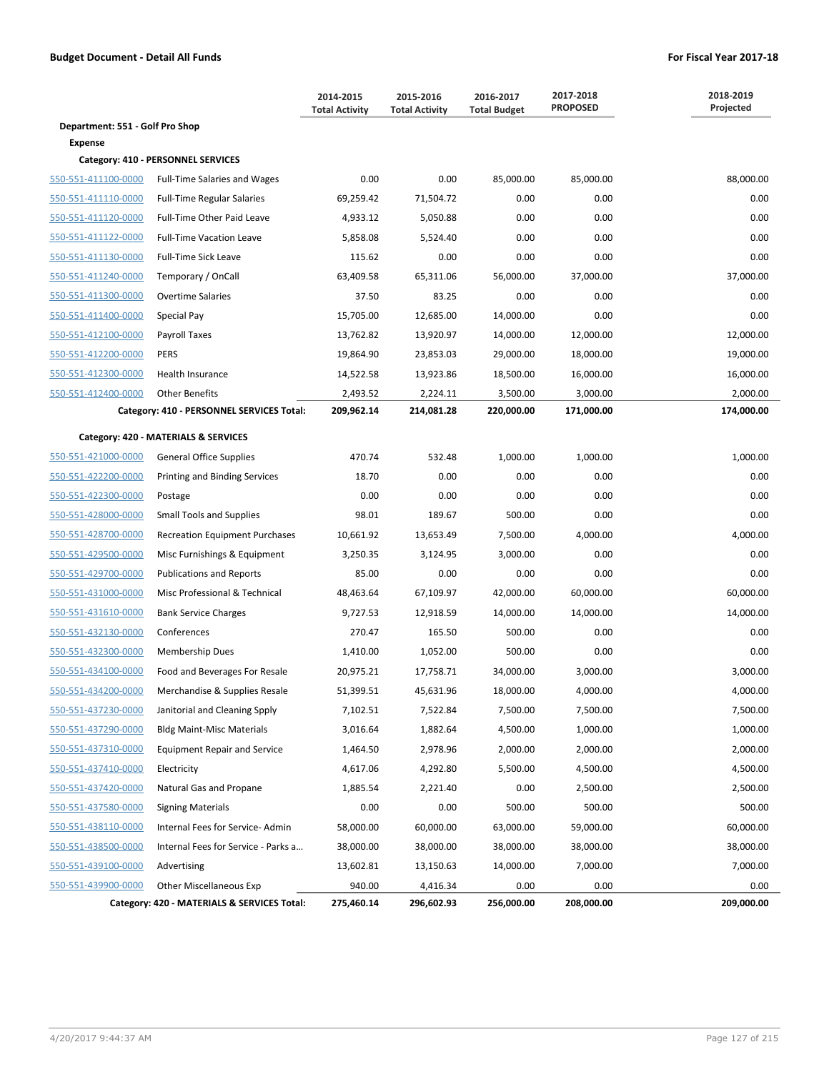**Budget Document - Detail All Funds** **For Fiscal Year 2017-18**

| | | 2014-2015 Total Activity | 2015-2016 Total Activity | 2016-2017 Total Budget | 2017-2018 PROPOSED | 2018-2019 Projected |
|---|---|---|---|---|---|---|
| **Department: 551 - Golf Pro Shop** | | | | | | |
| **Expense** | | | | | | |
| **Category: 410 - PERSONNEL SERVICES** | | | | | | |
| 550-551-411100-0000 | Full-Time Salaries and Wages | 0.00 | 0.00 | 85,000.00 | 85,000.00 | 88,000.00 |
| 550-551-411110-0000 | Full-Time Regular Salaries | 69,259.42 | 71,504.72 | 0.00 | 0.00 | 0.00 |
| 550-551-411120-0000 | Full-Time Other Paid Leave | 4,933.12 | 5,050.88 | 0.00 | 0.00 | 0.00 |
| 550-551-411122-0000 | Full-Time Vacation Leave | 5,858.08 | 5,524.40 | 0.00 | 0.00 | 0.00 |
| 550-551-411130-0000 | Full-Time Sick Leave | 115.62 | 0.00 | 0.00 | 0.00 | 0.00 |
| 550-551-411240-0000 | Temporary / OnCall | 63,409.58 | 65,311.06 | 56,000.00 | 37,000.00 | 37,000.00 |
| 550-551-411300-0000 | Overtime Salaries | 37.50 | 83.25 | 0.00 | 0.00 | 0.00 |
| 550-551-411400-0000 | Special Pay | 15,705.00 | 12,685.00 | 14,000.00 | 0.00 | 0.00 |
| 550-551-412100-0000 | Payroll Taxes | 13,762.82 | 13,920.97 | 14,000.00 | 12,000.00 | 12,000.00 |
| 550-551-412200-0000 | PERS | 19,864.90 | 23,853.03 | 29,000.00 | 18,000.00 | 19,000.00 |
| 550-551-412300-0000 | Health Insurance | 14,522.58 | 13,923.86 | 18,500.00 | 16,000.00 | 16,000.00 |
| 550-551-412400-0000 | Other Benefits | 2,493.52 | 2,224.11 | 3,500.00 | 3,000.00 | 2,000.00 |
| | **Category: 410 - PERSONNEL SERVICES Total:** | **209,962.14** | **214,081.28** | **220,000.00** | **171,000.00** | **174,000.00** |
| **Category: 420 - MATERIALS & SERVICES** | | | | | | |
| 550-551-421000-0000 | General Office Supplies | 470.74 | 532.48 | 1,000.00 | 1,000.00 | 1,000.00 |
| 550-551-422200-0000 | Printing and Binding Services | 18.70 | 0.00 | 0.00 | 0.00 | 0.00 |
| 550-551-422300-0000 | Postage | 0.00 | 0.00 | 0.00 | 0.00 | 0.00 |
| 550-551-428000-0000 | Small Tools and Supplies | 98.01 | 189.67 | 500.00 | 0.00 | 0.00 |
| 550-551-428700-0000 | Recreation Equipment Purchases | 10,661.92 | 13,653.49 | 7,500.00 | 4,000.00 | 4,000.00 |
| 550-551-429500-0000 | Misc Furnishings & Equipment | 3,250.35 | 3,124.95 | 3,000.00 | 0.00 | 0.00 |
| 550-551-429700-0000 | Publications and Reports | 85.00 | 0.00 | 0.00 | 0.00 | 0.00 |
| 550-551-431000-0000 | Misc Professional & Technical | 48,463.64 | 67,109.97 | 42,000.00 | 60,000.00 | 60,000.00 |
| 550-551-431610-0000 | Bank Service Charges | 9,727.53 | 12,918.59 | 14,000.00 | 14,000.00 | 14,000.00 |
| 550-551-432130-0000 | Conferences | 270.47 | 165.50 | 500.00 | 0.00 | 0.00 |
| 550-551-432300-0000 | Membership Dues | 1,410.00 | 1,052.00 | 500.00 | 0.00 | 0.00 |
| 550-551-434100-0000 | Food and Beverages For Resale | 20,975.21 | 17,758.71 | 34,000.00 | 3,000.00 | 3,000.00 |
| 550-551-434200-0000 | Merchandise & Supplies Resale | 51,399.51 | 45,631.96 | 18,000.00 | 4,000.00 | 4,000.00 |
| 550-551-437230-0000 | Janitorial and Cleaning Spply | 7,102.51 | 7,522.84 | 7,500.00 | 7,500.00 | 7,500.00 |
| 550-551-437290-0000 | Bldg Maint-Misc Materials | 3,016.64 | 1,882.64 | 4,500.00 | 1,000.00 | 1,000.00 |
| 550-551-437310-0000 | Equipment Repair and Service | 1,464.50 | 2,978.96 | 2,000.00 | 2,000.00 | 2,000.00 |
| 550-551-437410-0000 | Electricity | 4,617.06 | 4,292.80 | 5,500.00 | 4,500.00 | 4,500.00 |
| 550-551-437420-0000 | Natural Gas and Propane | 1,885.54 | 2,221.40 | 0.00 | 2,500.00 | 2,500.00 |
| 550-551-437580-0000 | Signing Materials | 0.00 | 0.00 | 500.00 | 500.00 | 500.00 |
| 550-551-438110-0000 | Internal Fees for Service- Admin | 58,000.00 | 60,000.00 | 63,000.00 | 59,000.00 | 60,000.00 |
| 550-551-438500-0000 | Internal Fees for Service - Parks a... | 38,000.00 | 38,000.00 | 38,000.00 | 38,000.00 | 38,000.00 |
| 550-551-439100-0000 | Advertising | 13,602.81 | 13,150.63 | 14,000.00 | 7,000.00 | 7,000.00 |
| 550-551-439900-0000 | Other Miscellaneous Exp | 940.00 | 4,416.34 | 0.00 | 0.00 | 0.00 |
| | **Category: 420 - MATERIALS & SERVICES Total:** | **275,460.14** | **296,602.93** | **256,000.00** | **208,000.00** | **209,000.00** |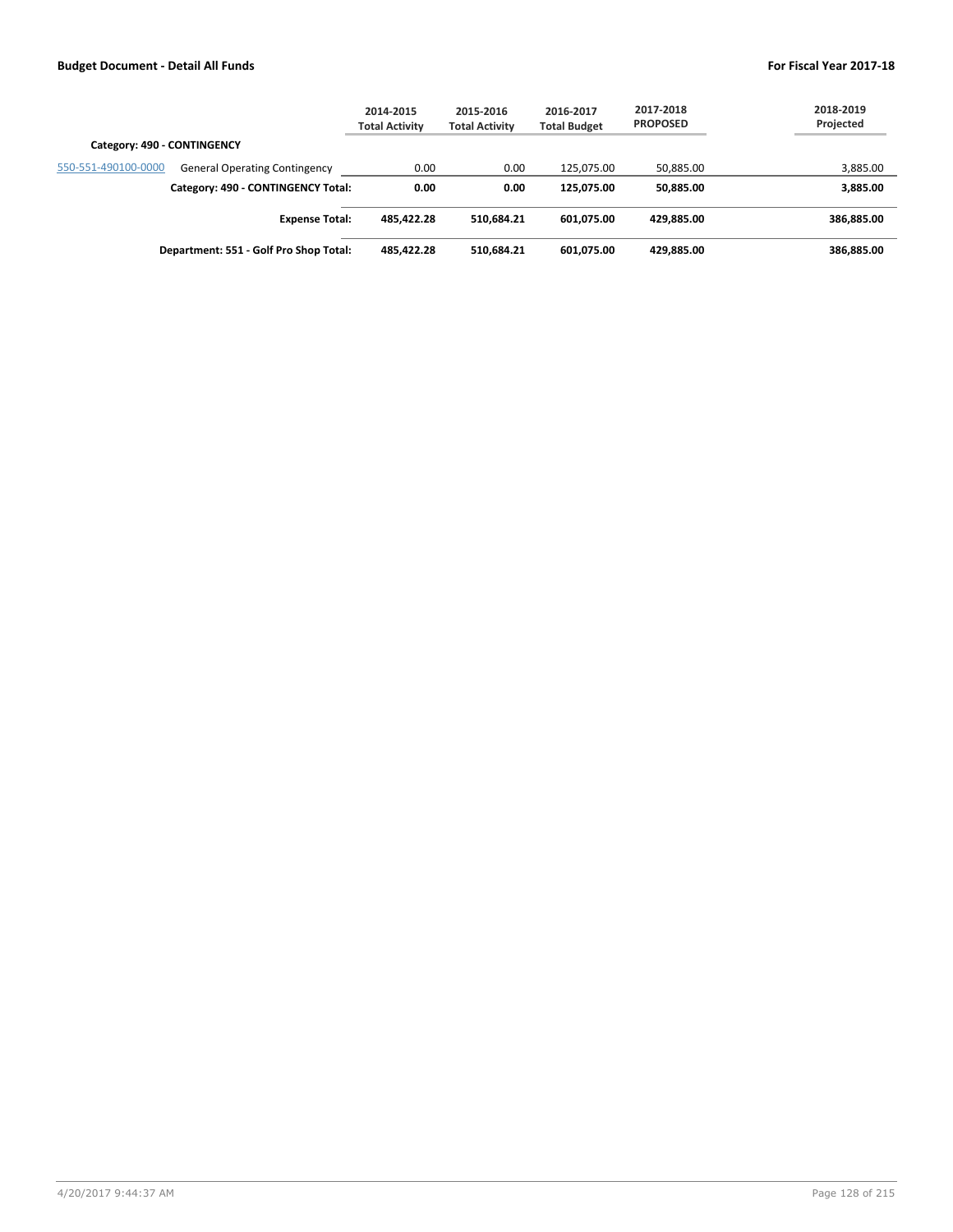| | | 2014-2015 Total Activity | 2015-2016 Total Activity | 2016-2017 Total Budget | 2017-2018 PROPOSED | 2018-2019 Projected |
|---|---|---|---|---|---|---|
| **Category: 490 - CONTINGENCY** | | | | | | |
| 550-551-490100-0000 | General Operating Contingency | 0.00 | 0.00 | 125,075.00 | 50,885.00 | 3,885.00 |
| | **Category: 490 - CONTINGENCY Total:** | **0.00** | **0.00** | **125,075.00** | **50,885.00** | **3,885.00** |
| | **Expense Total:** | **485,422.28** | **510,684.21** | **601,075.00** | **429,885.00** | **386,885.00** |
| | **Department: 551 - Golf Pro Shop Total:** | **485,422.28** | **510,684.21** | **601,075.00** | **429,885.00** | **386,885.00** |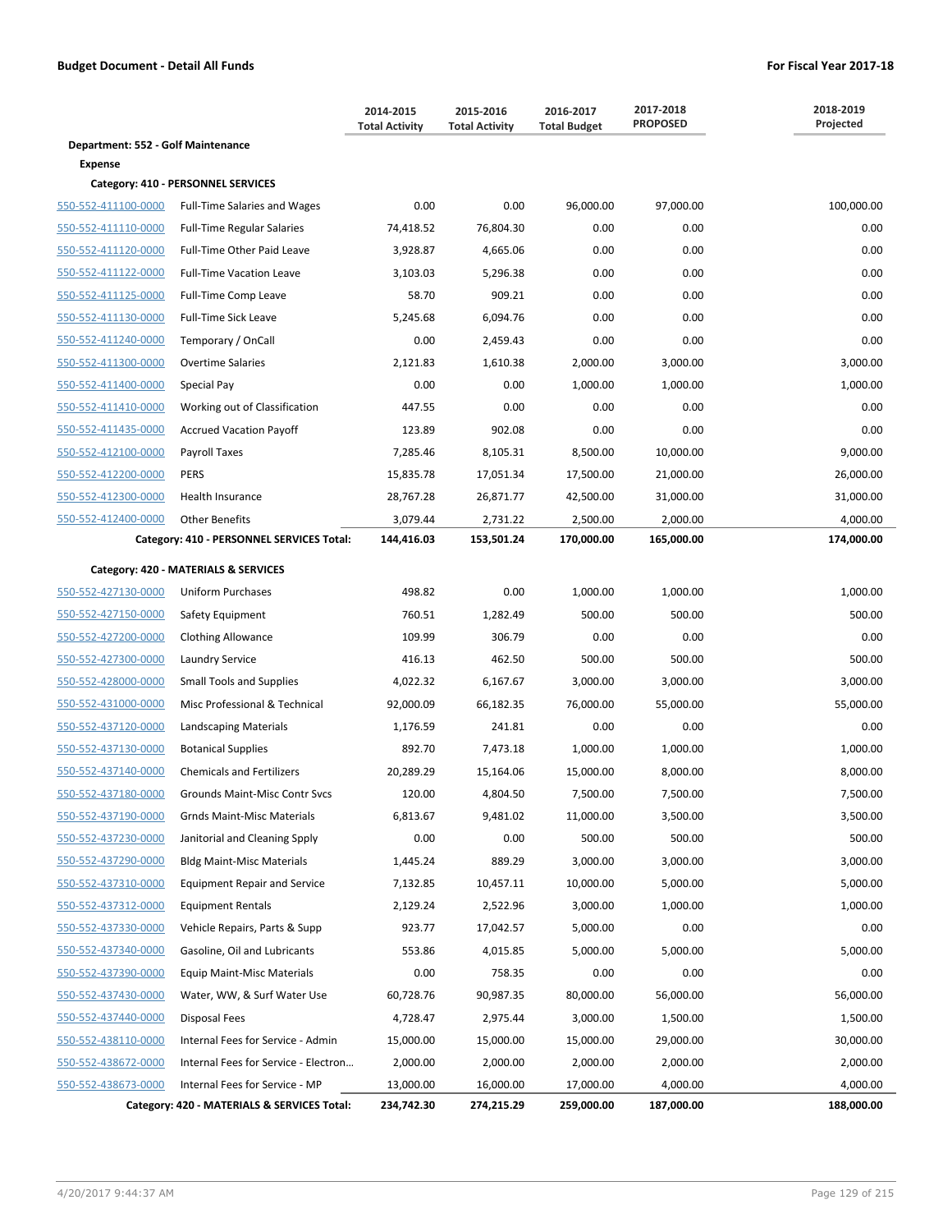| | | 2014-2015 Total Activity | 2015-2016 Total Activity | 2016-2017 Total Budget | 2017-2018 PROPOSED | 2018-2019 Projected |
|---|---|---|---|---|---|---|
| **Department: 552 - Golf Maintenance** | | | | | | |
| **Expense** | | | | | | |
| **Category: 410 - PERSONNEL SERVICES** | | | | | | |
| 550-552-411100-0000 | Full-Time Salaries and Wages | 0.00 | 0.00 | 96,000.00 | 97,000.00 | 100,000.00 |
| 550-552-411110-0000 | Full-Time Regular Salaries | 74,418.52 | 76,804.30 | 0.00 | 0.00 | 0.00 |
| 550-552-411120-0000 | Full-Time Other Paid Leave | 3,928.87 | 4,665.06 | 0.00 | 0.00 | 0.00 |
| 550-552-411122-0000 | Full-Time Vacation Leave | 3,103.03 | 5,296.38 | 0.00 | 0.00 | 0.00 |
| 550-552-411125-0000 | Full-Time Comp Leave | 58.70 | 909.21 | 0.00 | 0.00 | 0.00 |
| 550-552-411130-0000 | Full-Time Sick Leave | 5,245.68 | 6,094.76 | 0.00 | 0.00 | 0.00 |
| 550-552-411240-0000 | Temporary / OnCall | 0.00 | 2,459.43 | 0.00 | 0.00 | 0.00 |
| 550-552-411300-0000 | Overtime Salaries | 2,121.83 | 1,610.38 | 2,000.00 | 3,000.00 | 3,000.00 |
| 550-552-411400-0000 | Special Pay | 0.00 | 0.00 | 1,000.00 | 1,000.00 | 1,000.00 |
| 550-552-411410-0000 | Working out of Classification | 447.55 | 0.00 | 0.00 | 0.00 | 0.00 |
| 550-552-411435-0000 | Accrued Vacation Payoff | 123.89 | 902.08 | 0.00 | 0.00 | 0.00 |
| 550-552-412100-0000 | Payroll Taxes | 7,285.46 | 8,105.31 | 8,500.00 | 10,000.00 | 9,000.00 |
| 550-552-412200-0000 | PERS | 15,835.78 | 17,051.34 | 17,500.00 | 21,000.00 | 26,000.00 |
| 550-552-412300-0000 | Health Insurance | 28,767.28 | 26,871.77 | 42,500.00 | 31,000.00 | 31,000.00 |
| 550-552-412400-0000 | Other Benefits | 3,079.44 | 2,731.22 | 2,500.00 | 2,000.00 | 4,000.00 |
| | **Category: 410 - PERSONNEL SERVICES Total:** | **144,416.03** | **153,501.24** | **170,000.00** | **165,000.00** | **174,000.00** |
| **Category: 420 - MATERIALS & SERVICES** | | | | | | |
| 550-552-427130-0000 | Uniform Purchases | 498.82 | 0.00 | 1,000.00 | 1,000.00 | 1,000.00 |
| 550-552-427150-0000 | Safety Equipment | 760.51 | 1,282.49 | 500.00 | 500.00 | 500.00 |
| 550-552-427200-0000 | Clothing Allowance | 109.99 | 306.79 | 0.00 | 0.00 | 0.00 |
| 550-552-427300-0000 | Laundry Service | 416.13 | 462.50 | 500.00 | 500.00 | 500.00 |
| 550-552-428000-0000 | Small Tools and Supplies | 4,022.32 | 6,167.67 | 3,000.00 | 3,000.00 | 3,000.00 |
| 550-552-431000-0000 | Misc Professional & Technical | 92,000.09 | 66,182.35 | 76,000.00 | 55,000.00 | 55,000.00 |
| 550-552-437120-0000 | Landscaping Materials | 1,176.59 | 241.81 | 0.00 | 0.00 | 0.00 |
| 550-552-437130-0000 | Botanical Supplies | 892.70 | 7,473.18 | 1,000.00 | 1,000.00 | 1,000.00 |
| 550-552-437140-0000 | Chemicals and Fertilizers | 20,289.29 | 15,164.06 | 15,000.00 | 8,000.00 | 8,000.00 |
| 550-552-437180-0000 | Grounds Maint-Misc Contr Svcs | 120.00 | 4,804.50 | 7,500.00 | 7,500.00 | 7,500.00 |
| 550-552-437190-0000 | Grnds Maint-Misc Materials | 6,813.67 | 9,481.02 | 11,000.00 | 3,500.00 | 3,500.00 |
| 550-552-437230-0000 | Janitorial and Cleaning Spply | 0.00 | 0.00 | 500.00 | 500.00 | 500.00 |
| 550-552-437290-0000 | Bldg Maint-Misc Materials | 1,445.24 | 889.29 | 3,000.00 | 3,000.00 | 3,000.00 |
| 550-552-437310-0000 | Equipment Repair and Service | 7,132.85 | 10,457.11 | 10,000.00 | 5,000.00 | 5,000.00 |
| 550-552-437312-0000 | Equipment Rentals | 2,129.24 | 2,522.96 | 3,000.00 | 1,000.00 | 1,000.00 |
| 550-552-437330-0000 | Vehicle Repairs, Parts & Supp | 923.77 | 17,042.57 | 5,000.00 | 0.00 | 0.00 |
| 550-552-437340-0000 | Gasoline, Oil and Lubricants | 553.86 | 4,015.85 | 5,000.00 | 5,000.00 | 5,000.00 |
| 550-552-437390-0000 | Equip Maint-Misc Materials | 0.00 | 758.35 | 0.00 | 0.00 | 0.00 |
| 550-552-437430-0000 | Water, WW, & Surf Water Use | 60,728.76 | 90,987.35 | 80,000.00 | 56,000.00 | 56,000.00 |
| 550-552-437440-0000 | Disposal Fees | 4,728.47 | 2,975.44 | 3,000.00 | 1,500.00 | 1,500.00 |
| 550-552-438110-0000 | Internal Fees for Service - Admin | 15,000.00 | 15,000.00 | 15,000.00 | 29,000.00 | 30,000.00 |
| 550-552-438672-0000 | Internal Fees for Service - Electron... | 2,000.00 | 2,000.00 | 2,000.00 | 2,000.00 | 2,000.00 |
| 550-552-438673-0000 | Internal Fees for Service - MP | 13,000.00 | 16,000.00 | 17,000.00 | 4,000.00 | 4,000.00 |
| | **Category: 420 - MATERIALS & SERVICES Total:** | **234,742.30** | **274,215.29** | **259,000.00** | **187,000.00** | **188,000.00** |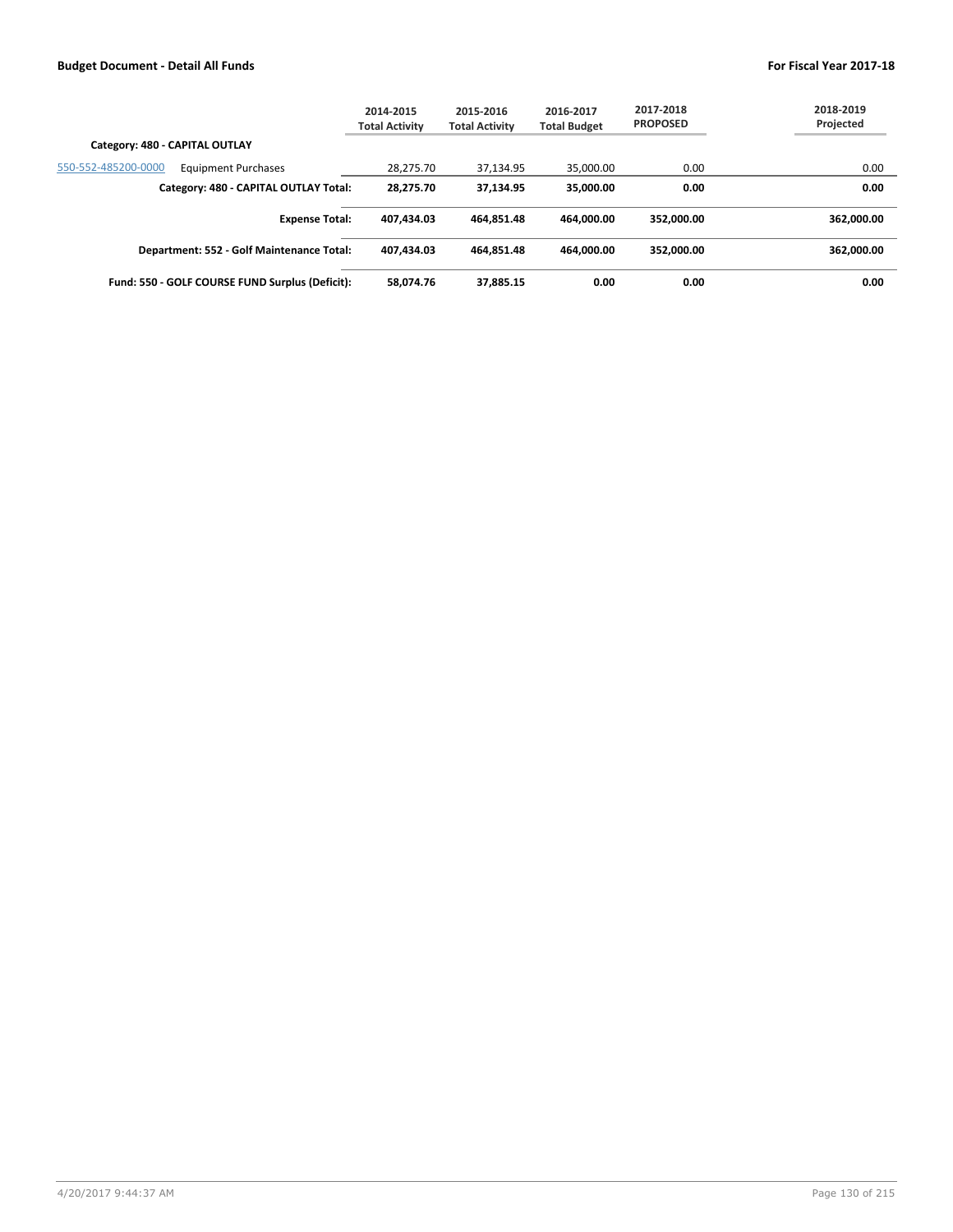**Budget Document - Detail All Funds** **For Fiscal Year 2017-18**

| | | 2014-2015 Total Activity | 2015-2016 Total Activity | 2016-2017 Total Budget | 2017-2018 PROPOSED | 2018-2019 Projected |
|---|---|---|---|---|---|---|
| **Category: 480 - CAPITAL OUTLAY** | | | | | | |
| 550-552-485200-0000 | Equipment Purchases | 28,275.70 | 37,134.95 | 35,000.00 | 0.00 | 0.00 |
| | **Category: 480 - CAPITAL OUTLAY Total:** | **28,275.70** | **37,134.95** | **35,000.00** | **0.00** | **0.00** |
| | **Expense Total:** | **407,434.03** | **464,851.48** | **464,000.00** | **352,000.00** | **362,000.00** |
| | **Department: 552 - Golf Maintenance Total:** | **407,434.03** | **464,851.48** | **464,000.00** | **352,000.00** | **362,000.00** |
| | **Fund: 550 - GOLF COURSE FUND Surplus (Deficit):** | **58,074.76** | **37,885.15** | **0.00** | **0.00** | **0.00** |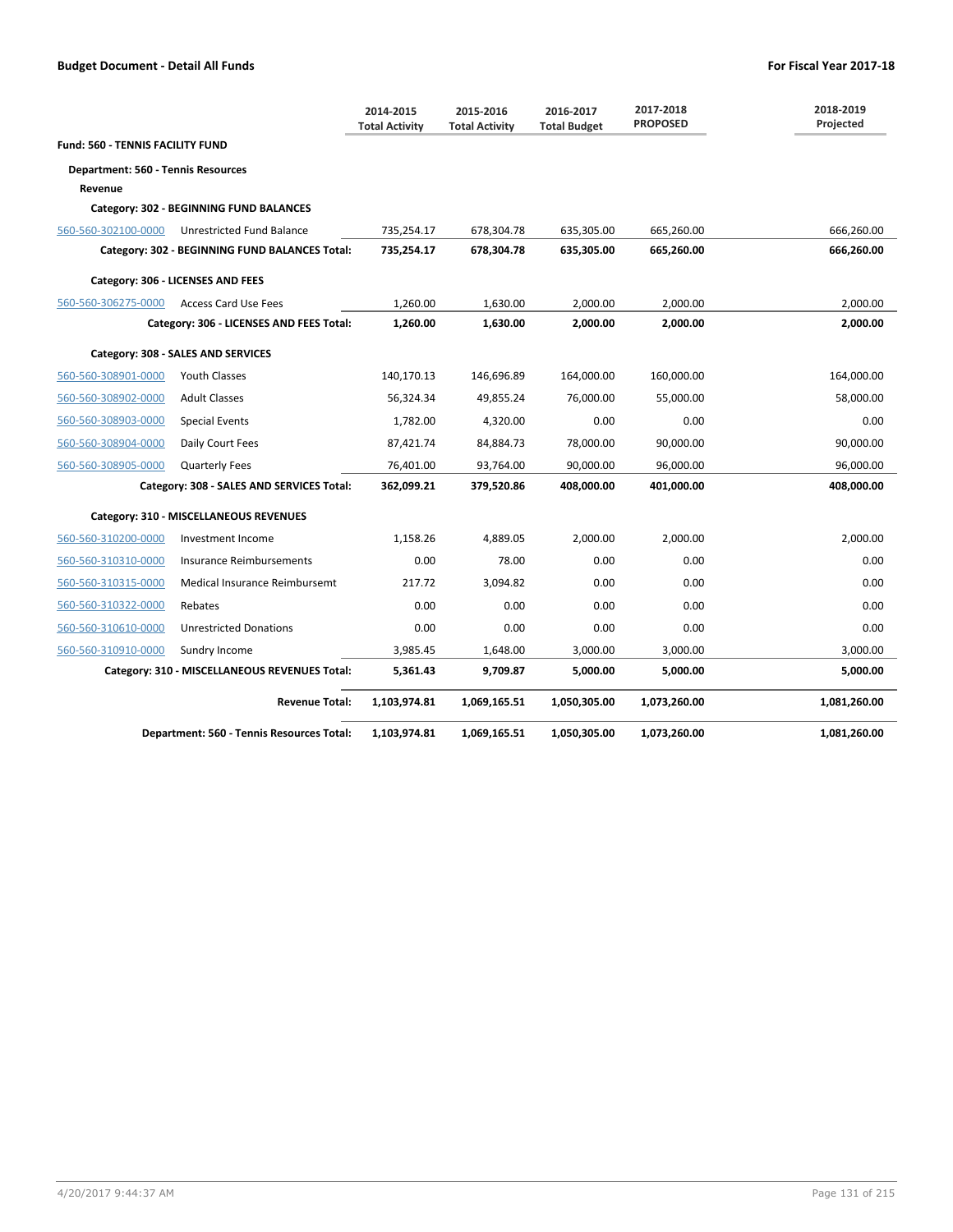**Budget Document - Detail All Funds** | **For Fiscal Year 2017-18**

| | | 2014-2015 Total Activity | 2015-2016 Total Activity | 2016-2017 Total Budget | 2017-2018 PROPOSED | 2018-2019 Projected |
|---|---|---|---|---|---|---|
| **Fund: 560 - TENNIS FACILITY FUND** | | | | | | |
| **Department: 560 - Tennis Resources** | | | | | | |
| **Revenue** | | | | | | |
| **Category: 302 - BEGINNING FUND BALANCES** | | | | | | |
| 560-560-302100-0000 | Unrestricted Fund Balance | 735,254.17 | 678,304.78 | 635,305.00 | 665,260.00 | 666,260.00 |
| | **Category: 302 - BEGINNING FUND BALANCES Total:** | **735,254.17** | **678,304.78** | **635,305.00** | **665,260.00** | **666,260.00** |
| **Category: 306 - LICENSES AND FEES** | | | | | | |
| 560-560-306275-0000 | Access Card Use Fees | 1,260.00 | 1,630.00 | 2,000.00 | 2,000.00 | 2,000.00 |
| | **Category: 306 - LICENSES AND FEES Total:** | **1,260.00** | **1,630.00** | **2,000.00** | **2,000.00** | **2,000.00** |
| **Category: 308 - SALES AND SERVICES** | | | | | | |
| 560-560-308901-0000 | Youth Classes | 140,170.13 | 146,696.89 | 164,000.00 | 160,000.00 | 164,000.00 |
| 560-560-308902-0000 | Adult Classes | 56,324.34 | 49,855.24 | 76,000.00 | 55,000.00 | 58,000.00 |
| 560-560-308903-0000 | Special Events | 1,782.00 | 4,320.00 | 0.00 | 0.00 | 0.00 |
| 560-560-308904-0000 | Daily Court Fees | 87,421.74 | 84,884.73 | 78,000.00 | 90,000.00 | 90,000.00 |
| 560-560-308905-0000 | Quarterly Fees | 76,401.00 | 93,764.00 | 90,000.00 | 96,000.00 | 96,000.00 |
| | **Category: 308 - SALES AND SERVICES Total:** | **362,099.21** | **379,520.86** | **408,000.00** | **401,000.00** | **408,000.00** |
| **Category: 310 - MISCELLANEOUS REVENUES** | | | | | | |
| 560-560-310200-0000 | Investment Income | 1,158.26 | 4,889.05 | 2,000.00 | 2,000.00 | 2,000.00 |
| 560-560-310310-0000 | Insurance Reimbursements | 0.00 | 78.00 | 0.00 | 0.00 | 0.00 |
| 560-560-310315-0000 | Medical Insurance Reimbursemt | 217.72 | 3,094.82 | 0.00 | 0.00 | 0.00 |
| 560-560-310322-0000 | Rebates | 0.00 | 0.00 | 0.00 | 0.00 | 0.00 |
| 560-560-310610-0000 | Unrestricted Donations | 0.00 | 0.00 | 0.00 | 0.00 | 0.00 |
| 560-560-310910-0000 | Sundry Income | 3,985.45 | 1,648.00 | 3,000.00 | 3,000.00 | 3,000.00 |
| | **Category: 310 - MISCELLANEOUS REVENUES Total:** | **5,361.43** | **9,709.87** | **5,000.00** | **5,000.00** | **5,000.00** |
| | **Revenue Total:** | **1,103,974.81** | **1,069,165.51** | **1,050,305.00** | **1,073,260.00** | **1,081,260.00** |
| | **Department: 560 - Tennis Resources Total:** | **1,103,974.81** | **1,069,165.51** | **1,050,305.00** | **1,073,260.00** | **1,081,260.00** |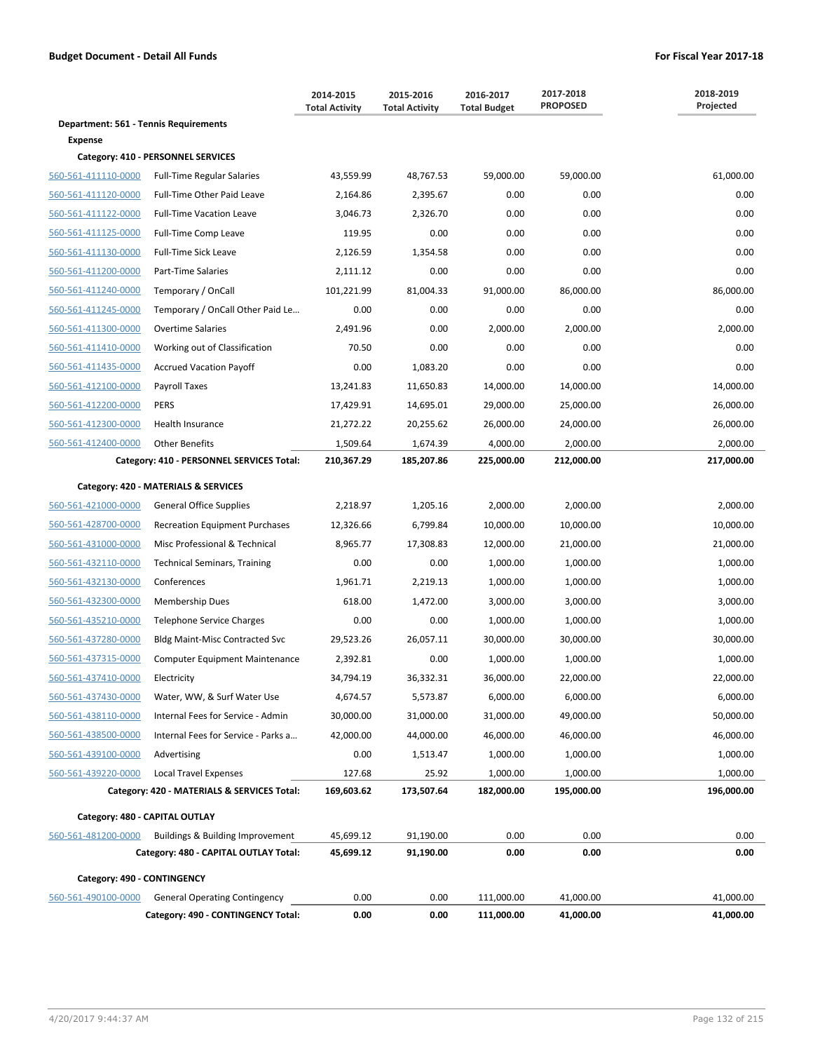**Budget Document - Detail All Funds** | **For Fiscal Year 2017-18**

| | | 2014-2015 Total Activity | 2015-2016 Total Activity | 2016-2017 Total Budget | 2017-2018 PROPOSED | 2018-2019 Projected |
|---|---|---|---|---|---|---|
| **Department: 561 - Tennis Requirements** | | | | | | |
| **Expense** | | | | | | |
| **Category: 410 - PERSONNEL SERVICES** | | | | | | |
| 560-561-411110-0000 | Full-Time Regular Salaries | 43,559.99 | 48,767.53 | 59,000.00 | 59,000.00 | 61,000.00 |
| 560-561-411120-0000 | Full-Time Other Paid Leave | 2,164.86 | 2,395.67 | 0.00 | 0.00 | 0.00 |
| 560-561-411122-0000 | Full-Time Vacation Leave | 3,046.73 | 2,326.70 | 0.00 | 0.00 | 0.00 |
| 560-561-411125-0000 | Full-Time Comp Leave | 119.95 | 0.00 | 0.00 | 0.00 | 0.00 |
| 560-561-411130-0000 | Full-Time Sick Leave | 2,126.59 | 1,354.58 | 0.00 | 0.00 | 0.00 |
| 560-561-411200-0000 | Part-Time Salaries | 2,111.12 | 0.00 | 0.00 | 0.00 | 0.00 |
| 560-561-411240-0000 | Temporary / OnCall | 101,221.99 | 81,004.33 | 91,000.00 | 86,000.00 | 86,000.00 |
| 560-561-411245-0000 | Temporary / OnCall Other Paid Le… | 0.00 | 0.00 | 0.00 | 0.00 | 0.00 |
| 560-561-411300-0000 | Overtime Salaries | 2,491.96 | 0.00 | 2,000.00 | 2,000.00 | 2,000.00 |
| 560-561-411410-0000 | Working out of Classification | 70.50 | 0.00 | 0.00 | 0.00 | 0.00 |
| 560-561-411435-0000 | Accrued Vacation Payoff | 0.00 | 1,083.20 | 0.00 | 0.00 | 0.00 |
| 560-561-412100-0000 | Payroll Taxes | 13,241.83 | 11,650.83 | 14,000.00 | 14,000.00 | 14,000.00 |
| 560-561-412200-0000 | PERS | 17,429.91 | 14,695.01 | 29,000.00 | 25,000.00 | 26,000.00 |
| 560-561-412300-0000 | Health Insurance | 21,272.22 | 20,255.62 | 26,000.00 | 24,000.00 | 26,000.00 |
| 560-561-412400-0000 | Other Benefits | 1,509.64 | 1,674.39 | 4,000.00 | 2,000.00 | 2,000.00 |
| | **Category: 410 - PERSONNEL SERVICES Total:** | **210,367.29** | **185,207.86** | **225,000.00** | **212,000.00** | **217,000.00** |
| **Category: 420 - MATERIALS & SERVICES** | | | | | | |
| 560-561-421000-0000 | General Office Supplies | 2,218.97 | 1,205.16 | 2,000.00 | 2,000.00 | 2,000.00 |
| 560-561-428700-0000 | Recreation Equipment Purchases | 12,326.66 | 6,799.84 | 10,000.00 | 10,000.00 | 10,000.00 |
| 560-561-431000-0000 | Misc Professional & Technical | 8,965.77 | 17,308.83 | 12,000.00 | 21,000.00 | 21,000.00 |
| 560-561-432110-0000 | Technical Seminars, Training | 0.00 | 0.00 | 1,000.00 | 1,000.00 | 1,000.00 |
| 560-561-432130-0000 | Conferences | 1,961.71 | 2,219.13 | 1,000.00 | 1,000.00 | 1,000.00 |
| 560-561-432300-0000 | Membership Dues | 618.00 | 1,472.00 | 3,000.00 | 3,000.00 | 3,000.00 |
| 560-561-435210-0000 | Telephone Service Charges | 0.00 | 0.00 | 1,000.00 | 1,000.00 | 1,000.00 |
| 560-561-437280-0000 | Bldg Maint-Misc Contracted Svc | 29,523.26 | 26,057.11 | 30,000.00 | 30,000.00 | 30,000.00 |
| 560-561-437315-0000 | Computer Equipment Maintenance | 2,392.81 | 0.00 | 1,000.00 | 1,000.00 | 1,000.00 |
| 560-561-437410-0000 | Electricity | 34,794.19 | 36,332.31 | 36,000.00 | 22,000.00 | 22,000.00 |
| 560-561-437430-0000 | Water, WW, & Surf Water Use | 4,674.57 | 5,573.87 | 6,000.00 | 6,000.00 | 6,000.00 |
| 560-561-438110-0000 | Internal Fees for Service - Admin | 30,000.00 | 31,000.00 | 31,000.00 | 49,000.00 | 50,000.00 |
| 560-561-438500-0000 | Internal Fees for Service - Parks a… | 42,000.00 | 44,000.00 | 46,000.00 | 46,000.00 | 46,000.00 |
| 560-561-439100-0000 | Advertising | 0.00 | 1,513.47 | 1,000.00 | 1,000.00 | 1,000.00 |
| 560-561-439220-0000 | Local Travel Expenses | 127.68 | 25.92 | 1,000.00 | 1,000.00 | 1,000.00 |
| | **Category: 420 - MATERIALS & SERVICES Total:** | **169,603.62** | **173,507.64** | **182,000.00** | **195,000.00** | **196,000.00** |
| **Category: 480 - CAPITAL OUTLAY** | | | | | | |
| 560-561-481200-0000 | Buildings & Building Improvement | 45,699.12 | 91,190.00 | 0.00 | 0.00 | 0.00 |
| | **Category: 480 - CAPITAL OUTLAY Total:** | **45,699.12** | **91,190.00** | **0.00** | **0.00** | **0.00** |
| **Category: 490 - CONTINGENCY** | | | | | | |
| 560-561-490100-0000 | General Operating Contingency | 0.00 | 0.00 | 111,000.00 | 41,000.00 | 41,000.00 |
| | **Category: 490 - CONTINGENCY Total:** | **0.00** | **0.00** | **111,000.00** | **41,000.00** | **41,000.00** |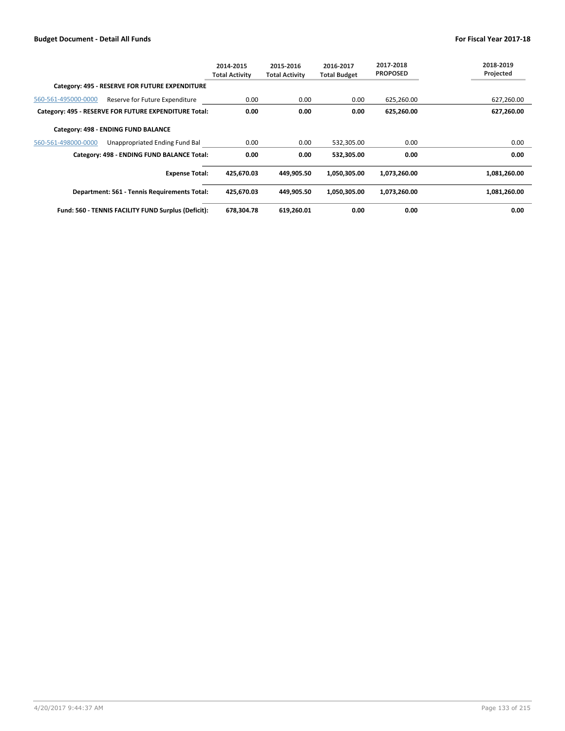| | | 2014-2015 Total Activity | 2015-2016 Total Activity | 2016-2017 Total Budget | 2017-2018 PROPOSED | 2018-2019 Projected |
|---|---|---|---|---|---|---|
| **Category: 495 - RESERVE FOR FUTURE EXPENDITURE** | | | | | | |
| 560-561-495000-0000 | Reserve for Future Expenditure | 0.00 | 0.00 | 0.00 | 625,260.00 | 627,260.00 |
| **Category: 495 - RESERVE FOR FUTURE EXPENDITURE Total:** | | **0.00** | **0.00** | **0.00** | **625,260.00** | **627,260.00** |
| **Category: 498 - ENDING FUND BALANCE** | | | | | | |
| 560-561-498000-0000 | Unappropriated Ending Fund Bal | 0.00 | 0.00 | 532,305.00 | 0.00 | 0.00 |
| **Category: 498 - ENDING FUND BALANCE Total:** | | **0.00** | **0.00** | **532,305.00** | **0.00** | **0.00** |
| **Expense Total:** | | **425,670.03** | **449,905.50** | **1,050,305.00** | **1,073,260.00** | **1,081,260.00** |
| **Department: 561 - Tennis Requirements Total:** | | **425,670.03** | **449,905.50** | **1,050,305.00** | **1,073,260.00** | **1,081,260.00** |
| **Fund: 560 - TENNIS FACILITY FUND Surplus (Deficit):** | | **678,304.78** | **619,260.01** | **0.00** | **0.00** | **0.00** |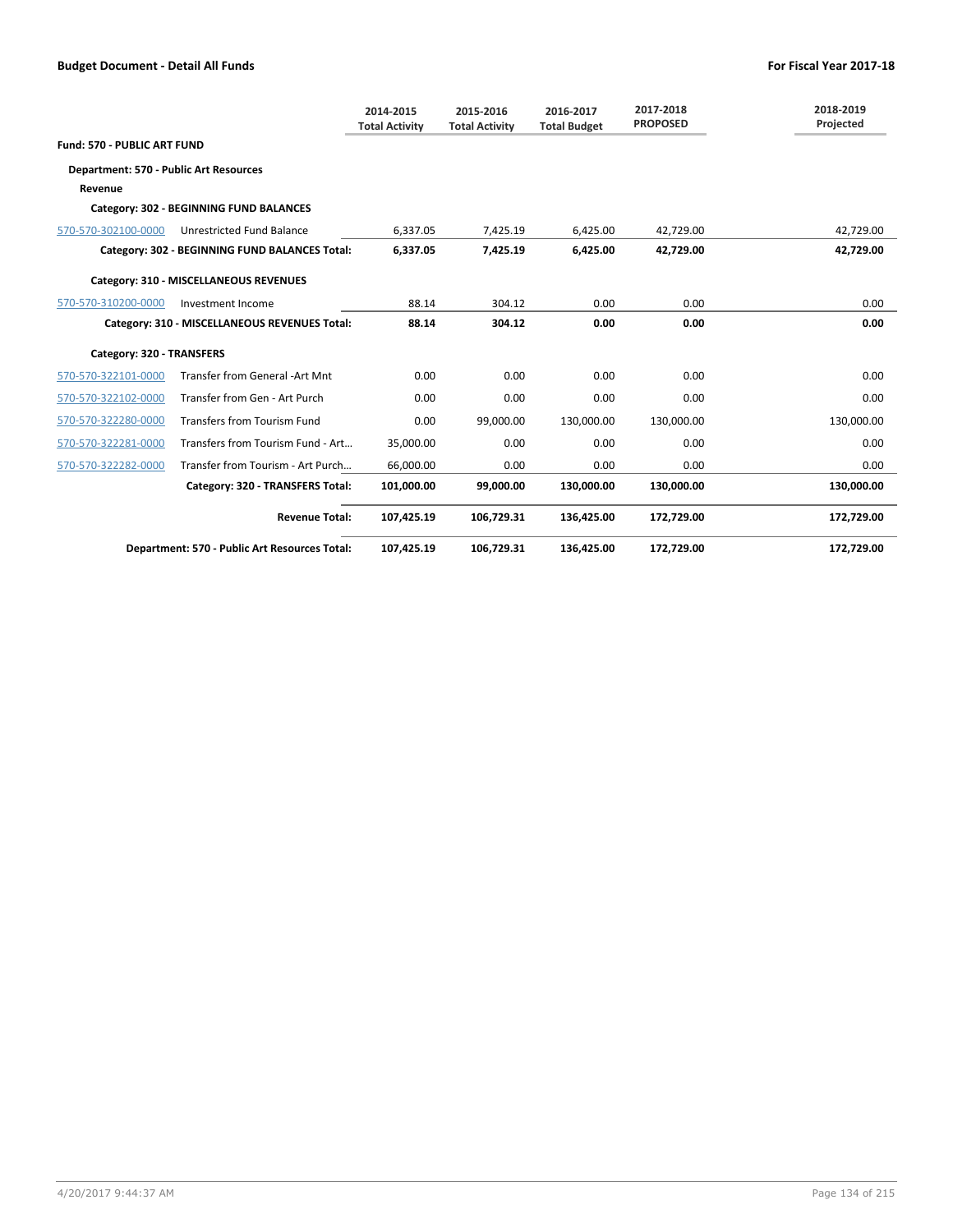**Budget Document - Detail All Funds** | **For Fiscal Year 2017-18**

| | | 2014-2015 Total Activity | 2015-2016 Total Activity | 2016-2017 Total Budget | 2017-2018 PROPOSED | 2018-2019 Projected |
|---|---|---|---|---|---|---|
| **Fund: 570 - PUBLIC ART FUND** | | | | | | |
| **Department: 570 - Public Art Resources** | | | | | | |
| **Revenue** | | | | | | |
| **Category: 302 - BEGINNING FUND BALANCES** | | | | | | |
| 570-570-302100-0000 | Unrestricted Fund Balance | 6,337.05 | 7,425.19 | 6,425.00 | 42,729.00 | 42,729.00 |
| | **Category: 302 - BEGINNING FUND BALANCES Total:** | **6,337.05** | **7,425.19** | **6,425.00** | **42,729.00** | **42,729.00** |
| **Category: 310 - MISCELLANEOUS REVENUES** | | | | | | |
| 570-570-310200-0000 | Investment Income | 88.14 | 304.12 | 0.00 | 0.00 | 0.00 |
| | **Category: 310 - MISCELLANEOUS REVENUES Total:** | **88.14** | **304.12** | **0.00** | **0.00** | **0.00** |
| **Category: 320 - TRANSFERS** | | | | | | |
| 570-570-322101-0000 | Transfer from General -Art Mnt | 0.00 | 0.00 | 0.00 | 0.00 | 0.00 |
| 570-570-322102-0000 | Transfer from Gen - Art Purch | 0.00 | 0.00 | 0.00 | 0.00 | 0.00 |
| 570-570-322280-0000 | Transfers from Tourism Fund | 0.00 | 99,000.00 | 130,000.00 | 130,000.00 | 130,000.00 |
| 570-570-322281-0000 | Transfers from Tourism Fund - Art... | 35,000.00 | 0.00 | 0.00 | 0.00 | 0.00 |
| 570-570-322282-0000 | Transfer from Tourism - Art Purch... | 66,000.00 | 0.00 | 0.00 | 0.00 | 0.00 |
| | **Category: 320 - TRANSFERS Total:** | **101,000.00** | **99,000.00** | **130,000.00** | **130,000.00** | **130,000.00** |
| | **Revenue Total:** | **107,425.19** | **106,729.31** | **136,425.00** | **172,729.00** | **172,729.00** |
| | **Department: 570 - Public Art Resources Total:** | **107,425.19** | **106,729.31** | **136,425.00** | **172,729.00** | **172,729.00** |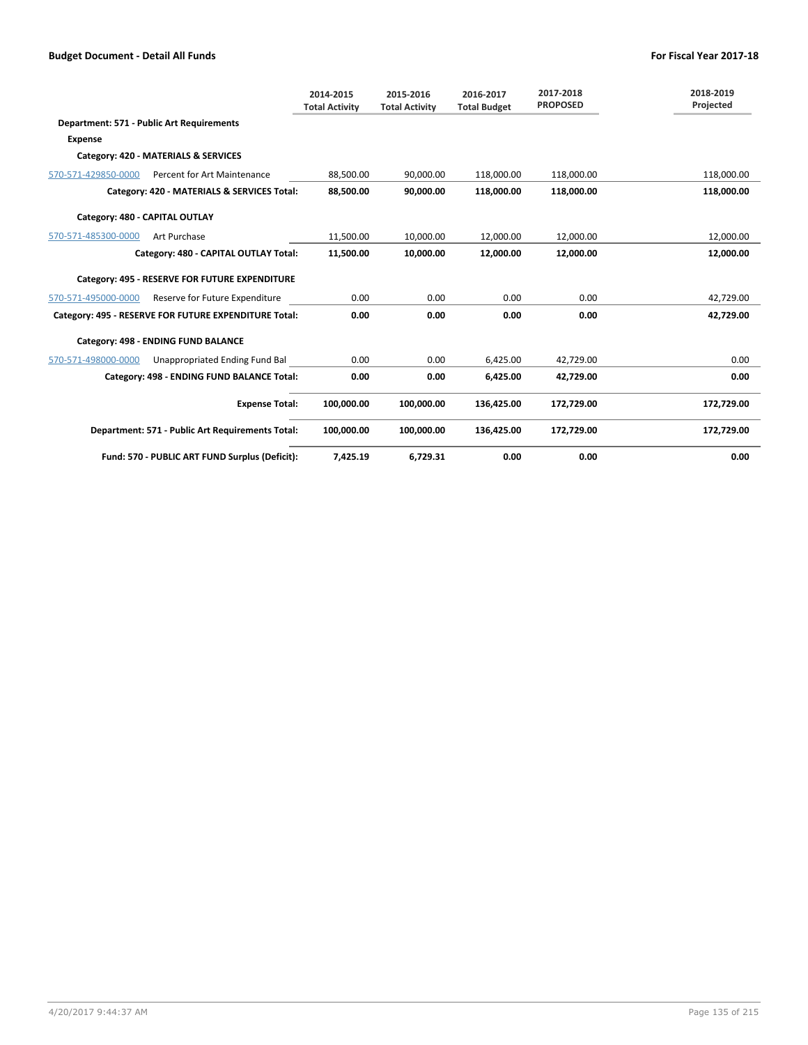**Budget Document - Detail All Funds** — **For Fiscal Year 2017-18**

| | | 2014-2015 Total Activity | 2015-2016 Total Activity | 2016-2017 Total Budget | 2017-2018 PROPOSED | 2018-2019 Projected |
|---|---|---|---|---|---|---|
| **Department: 571 - Public Art Requirements** | | | | | | |
| **Expense** | | | | | | |
| **Category: 420 - MATERIALS & SERVICES** | | | | | | |
| 570-571-429850-0000 | Percent for Art Maintenance | 88,500.00 | 90,000.00 | 118,000.00 | 118,000.00 | 118,000.00 |
| **Category: 420 - MATERIALS & SERVICES Total:** | | **88,500.00** | **90,000.00** | **118,000.00** | **118,000.00** | **118,000.00** |
| **Category: 480 - CAPITAL OUTLAY** | | | | | | |
| 570-571-485300-0000 | Art Purchase | 11,500.00 | 10,000.00 | 12,000.00 | 12,000.00 | 12,000.00 |
| **Category: 480 - CAPITAL OUTLAY Total:** | | **11,500.00** | **10,000.00** | **12,000.00** | **12,000.00** | **12,000.00** |
| **Category: 495 - RESERVE FOR FUTURE EXPENDITURE** | | | | | | |
| 570-571-495000-0000 | Reserve for Future Expenditure | 0.00 | 0.00 | 0.00 | 0.00 | 42,729.00 |
| **Category: 495 - RESERVE FOR FUTURE EXPENDITURE Total:** | | **0.00** | **0.00** | **0.00** | **0.00** | **42,729.00** |
| **Category: 498 - ENDING FUND BALANCE** | | | | | | |
| 570-571-498000-0000 | Unappropriated Ending Fund Bal | 0.00 | 0.00 | 6,425.00 | 42,729.00 | 0.00 |
| **Category: 498 - ENDING FUND BALANCE Total:** | | **0.00** | **0.00** | **6,425.00** | **42,729.00** | **0.00** |
| **Expense Total:** | | **100,000.00** | **100,000.00** | **136,425.00** | **172,729.00** | **172,729.00** |
| **Department: 571 - Public Art Requirements Total:** | | **100,000.00** | **100,000.00** | **136,425.00** | **172,729.00** | **172,729.00** |
| **Fund: 570 - PUBLIC ART FUND Surplus (Deficit):** | | **7,425.19** | **6,729.31** | **0.00** | **0.00** | **0.00** |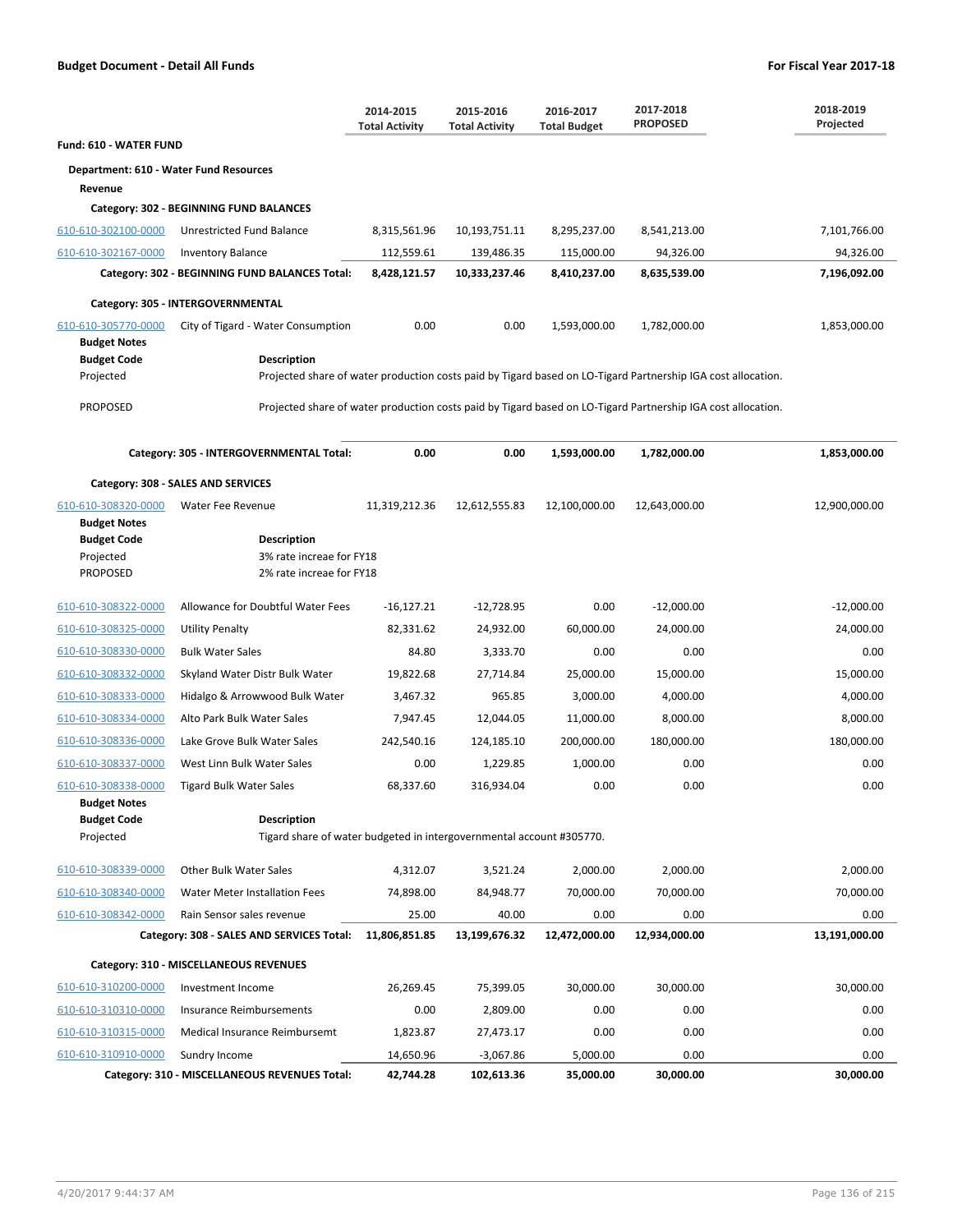**Budget Document - Detail All Funds** | **For Fiscal Year 2017-18**

| | | 2014-2015 Total Activity | 2015-2016 Total Activity | 2016-2017 Total Budget | 2017-2018 PROPOSED | 2018-2019 Projected |
|---|---|---|---|---|---|---|
| **Fund: 610 - WATER FUND** | | | | | | |
| **Department: 610 - Water Fund Resources** | | | | | | |
| **Revenue** | | | | | | |
| **Category: 302 - BEGINNING FUND BALANCES** | | | | | | |
| 610-610-302100-0000 | Unrestricted Fund Balance | 8,315,561.96 | 10,193,751.11 | 8,295,237.00 | 8,541,213.00 | 7,101,766.00 |
| 610-610-302167-0000 | Inventory Balance | 112,559.61 | 139,486.35 | 115,000.00 | 94,326.00 | 94,326.00 |
| | **Category: 302 - BEGINNING FUND BALANCES Total:** | **8,428,121.57** | **10,333,237.46** | **8,410,237.00** | **8,635,539.00** | **7,196,092.00** |
| **Category: 305 - INTERGOVERNMENTAL** | | | | | | |
| 610-610-305770-0000 | City of Tigard - Water Consumption | 0.00 | 0.00 | 1,593,000.00 | 1,782,000.00 | 1,853,000.00 |
| **Budget Notes** | | | | | | |
| **Budget Code** | **Description** | | | | | |
| Projected | Projected share of water production costs paid by Tigard based on LO-Tigard Partnership IGA cost allocation. | | | | | |
| PROPOSED | Projected share of water production costs paid by Tigard based on LO-Tigard Partnership IGA cost allocation. | | | | | |
| | **Category: 305 - INTERGOVERNMENTAL Total:** | **0.00** | **0.00** | **1,593,000.00** | **1,782,000.00** | **1,853,000.00** |
| **Category: 308 - SALES AND SERVICES** | | | | | | |
| 610-610-308320-0000 | Water Fee Revenue | 11,319,212.36 | 12,612,555.83 | 12,100,000.00 | 12,643,000.00 | 12,900,000.00 |
| **Budget Notes** | | | | | | |
| **Budget Code** | **Description** | | | | | |
| Projected | 3% rate increae for FY18 | | | | | |
| PROPOSED | 2% rate increae for FY18 | | | | | |
| 610-610-308322-0000 | Allowance for Doubtful Water Fees | -16,127.21 | -12,728.95 | 0.00 | -12,000.00 | -12,000.00 |
| 610-610-308325-0000 | Utility Penalty | 82,331.62 | 24,932.00 | 60,000.00 | 24,000.00 | 24,000.00 |
| 610-610-308330-0000 | Bulk Water Sales | 84.80 | 3,333.70 | 0.00 | 0.00 | 0.00 |
| 610-610-308332-0000 | Skyland Water Distr Bulk Water | 19,822.68 | 27,714.84 | 25,000.00 | 15,000.00 | 15,000.00 |
| 610-610-308333-0000 | Hidalgo & Arrowwood Bulk Water | 3,467.32 | 965.85 | 3,000.00 | 4,000.00 | 4,000.00 |
| 610-610-308334-0000 | Alto Park Bulk Water Sales | 7,947.45 | 12,044.05 | 11,000.00 | 8,000.00 | 8,000.00 |
| 610-610-308336-0000 | Lake Grove Bulk Water Sales | 242,540.16 | 124,185.10 | 200,000.00 | 180,000.00 | 180,000.00 |
| 610-610-308337-0000 | West Linn Bulk Water Sales | 0.00 | 1,229.85 | 1,000.00 | 0.00 | 0.00 |
| 610-610-308338-0000 | Tigard Bulk Water Sales | 68,337.60 | 316,934.04 | 0.00 | 0.00 | 0.00 |
| **Budget Notes** | | | | | | |
| **Budget Code** | **Description** | | | | | |
| Projected | Tigard share of water budgeted in intergovernmental account #305770. | | | | | |
| 610-610-308339-0000 | Other Bulk Water Sales | 4,312.07 | 3,521.24 | 2,000.00 | 2,000.00 | 2,000.00 |
| 610-610-308340-0000 | Water Meter Installation Fees | 74,898.00 | 84,948.77 | 70,000.00 | 70,000.00 | 70,000.00 |
| 610-610-308342-0000 | Rain Sensor sales revenue | 25.00 | 40.00 | 0.00 | 0.00 | 0.00 |
| | **Category: 308 - SALES AND SERVICES Total:** | **11,806,851.85** | **13,199,676.32** | **12,472,000.00** | **12,934,000.00** | **13,191,000.00** |
| **Category: 310 - MISCELLANEOUS REVENUES** | | | | | | |
| 610-610-310200-0000 | Investment Income | 26,269.45 | 75,399.05 | 30,000.00 | 30,000.00 | 30,000.00 |
| 610-610-310310-0000 | Insurance Reimbursements | 0.00 | 2,809.00 | 0.00 | 0.00 | 0.00 |
| 610-610-310315-0000 | Medical Insurance Reimbursemt | 1,823.87 | 27,473.17 | 0.00 | 0.00 | 0.00 |
| 610-610-310910-0000 | Sundry Income | 14,650.96 | -3,067.86 | 5,000.00 | 0.00 | 0.00 |
| | **Category: 310 - MISCELLANEOUS REVENUES Total:** | **42,744.28** | **102,613.36** | **35,000.00** | **30,000.00** | **30,000.00** |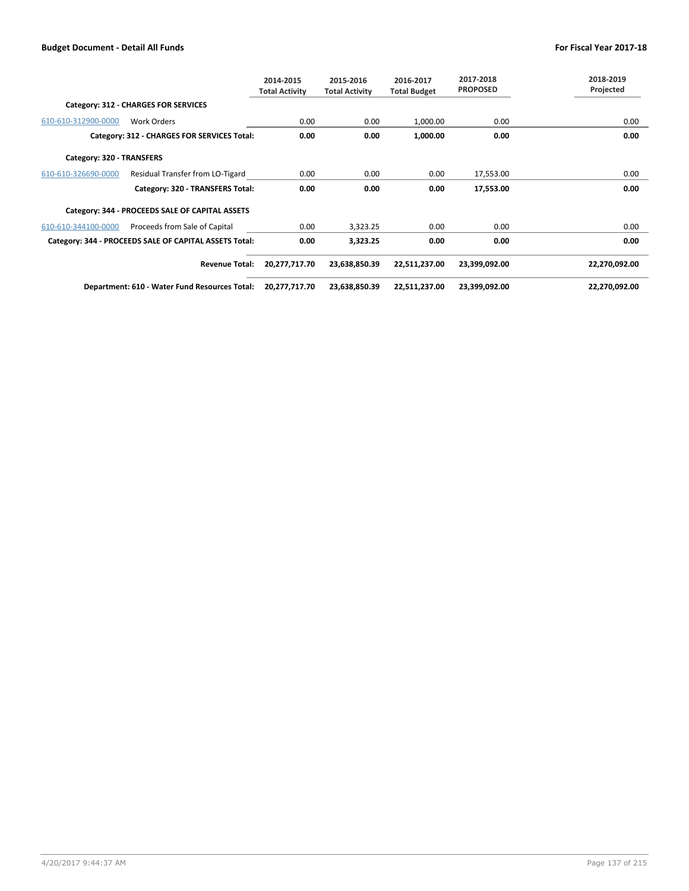**Budget Document - Detail All Funds** | **For Fiscal Year 2017-18**

| | | 2014-2015 Total Activity | 2015-2016 Total Activity | 2016-2017 Total Budget | 2017-2018 PROPOSED | 2018-2019 Projected |
|---|---|---|---|---|---|---|
| **Category: 312 - CHARGES FOR SERVICES** | | | | | | |
| 610-610-312900-0000 | Work Orders | 0.00 | 0.00 | 1,000.00 | 0.00 | 0.00 |
| | **Category: 312 - CHARGES FOR SERVICES Total:** | **0.00** | **0.00** | **1,000.00** | **0.00** | **0.00** |
| **Category: 320 - TRANSFERS** | | | | | | |
| 610-610-326690-0000 | Residual Transfer from LO-Tigard | 0.00 | 0.00 | 0.00 | 17,553.00 | 0.00 |
| | **Category: 320 - TRANSFERS Total:** | **0.00** | **0.00** | **0.00** | **17,553.00** | **0.00** |
| **Category: 344 - PROCEEDS SALE OF CAPITAL ASSETS** | | | | | | |
| 610-610-344100-0000 | Proceeds from Sale of Capital | 0.00 | 3,323.25 | 0.00 | 0.00 | 0.00 |
| | **Category: 344 - PROCEEDS SALE OF CAPITAL ASSETS Total:** | **0.00** | **3,323.25** | **0.00** | **0.00** | **0.00** |
| | **Revenue Total:** | **20,277,717.70** | **23,638,850.39** | **22,511,237.00** | **23,399,092.00** | **22,270,092.00** |
| | **Department: 610 - Water Fund Resources Total:** | **20,277,717.70** | **23,638,850.39** | **22,511,237.00** | **23,399,092.00** | **22,270,092.00** |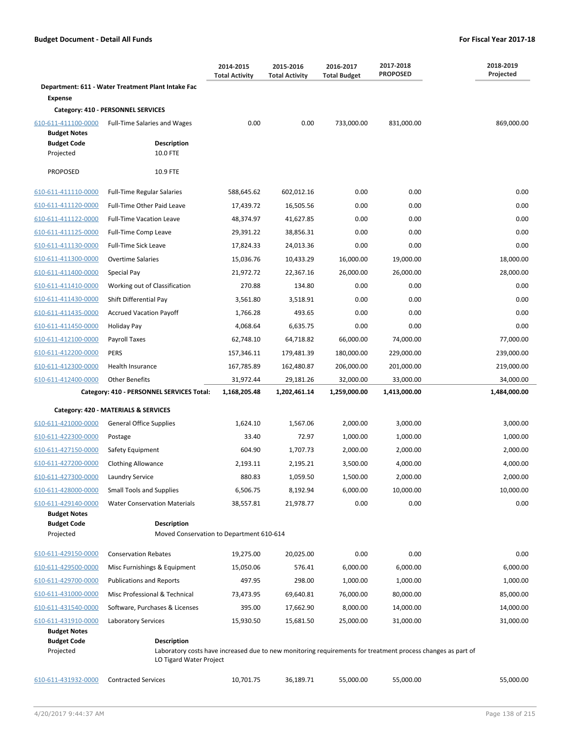## Budget Document - Detail All Funds

**For Fiscal Year 2017-18**

| | | 2014-2015 Total Activity | 2015-2016 Total Activity | 2016-2017 Total Budget | 2017-2018 PROPOSED | 2018-2019 Projected |
|---|---|---|---|---|---|---|
| **Department: 611 - Water Treatment Plant Intake Fac** | | | | | | |
| **Expense** | | | | | | |
| **Category: 410 - PERSONNEL SERVICES** | | | | | | |
| 610-611-411100-0000 | Full-Time Salaries and Wages | 0.00 | 0.00 | 733,000.00 | 831,000.00 | 869,000.00 |
| **Budget Notes** | | | | | | |
| **Budget Code** | **Description** | | | | | |
| Projected | 10.0 FTE | | | | | |
| PROPOSED | 10.9 FTE | | | | | |
| 610-611-411110-0000 | Full-Time Regular Salaries | 588,645.62 | 602,012.16 | 0.00 | 0.00 | 0.00 |
| 610-611-411120-0000 | Full-Time Other Paid Leave | 17,439.72 | 16,505.56 | 0.00 | 0.00 | 0.00 |
| 610-611-411122-0000 | Full-Time Vacation Leave | 48,374.97 | 41,627.85 | 0.00 | 0.00 | 0.00 |
| 610-611-411125-0000 | Full-Time Comp Leave | 29,391.22 | 38,856.31 | 0.00 | 0.00 | 0.00 |
| 610-611-411130-0000 | Full-Time Sick Leave | 17,824.33 | 24,013.36 | 0.00 | 0.00 | 0.00 |
| 610-611-411300-0000 | Overtime Salaries | 15,036.76 | 10,433.29 | 16,000.00 | 19,000.00 | 18,000.00 |
| 610-611-411400-0000 | Special Pay | 21,972.72 | 22,367.16 | 26,000.00 | 26,000.00 | 28,000.00 |
| 610-611-411410-0000 | Working out of Classification | 270.88 | 134.80 | 0.00 | 0.00 | 0.00 |
| 610-611-411430-0000 | Shift Differential Pay | 3,561.80 | 3,518.91 | 0.00 | 0.00 | 0.00 |
| 610-611-411435-0000 | Accrued Vacation Payoff | 1,766.28 | 493.65 | 0.00 | 0.00 | 0.00 |
| 610-611-411450-0000 | Holiday Pay | 4,068.64 | 6,635.75 | 0.00 | 0.00 | 0.00 |
| 610-611-412100-0000 | Payroll Taxes | 62,748.10 | 64,718.82 | 66,000.00 | 74,000.00 | 77,000.00 |
| 610-611-412200-0000 | PERS | 157,346.11 | 179,481.39 | 180,000.00 | 229,000.00 | 239,000.00 |
| 610-611-412300-0000 | Health Insurance | 167,785.89 | 162,480.87 | 206,000.00 | 201,000.00 | 219,000.00 |
| 610-611-412400-0000 | Other Benefits | 31,972.44 | 29,181.26 | 32,000.00 | 33,000.00 | 34,000.00 |
| | **Category: 410 - PERSONNEL SERVICES Total:** | **1,168,205.48** | **1,202,461.14** | **1,259,000.00** | **1,413,000.00** | **1,484,000.00** |
| **Category: 420 - MATERIALS & SERVICES** | | | | | | |
| 610-611-421000-0000 | General Office Supplies | 1,624.10 | 1,567.06 | 2,000.00 | 3,000.00 | 3,000.00 |
| 610-611-422300-0000 | Postage | 33.40 | 72.97 | 1,000.00 | 1,000.00 | 1,000.00 |
| 610-611-427150-0000 | Safety Equipment | 604.90 | 1,707.73 | 2,000.00 | 2,000.00 | 2,000.00 |
| 610-611-427200-0000 | Clothing Allowance | 2,193.11 | 2,195.21 | 3,500.00 | 4,000.00 | 4,000.00 |
| 610-611-427300-0000 | Laundry Service | 880.83 | 1,059.50 | 1,500.00 | 2,000.00 | 2,000.00 |
| 610-611-428000-0000 | Small Tools and Supplies | 6,506.75 | 8,192.94 | 6,000.00 | 10,000.00 | 10,000.00 |
| 610-611-429140-0000 | Water Conservation Materials | 38,557.81 | 21,978.77 | 0.00 | 0.00 | 0.00 |
| **Budget Notes** | | | | | | |
| **Budget Code** | **Description** | | | | | |
| Projected | Moved Conservation to Department 610-614 | | | | | |
| 610-611-429150-0000 | Conservation Rebates | 19,275.00 | 20,025.00 | 0.00 | 0.00 | 0.00 |
| 610-611-429500-0000 | Misc Furnishings & Equipment | 15,050.06 | 576.41 | 6,000.00 | 6,000.00 | 6,000.00 |
| 610-611-429700-0000 | Publications and Reports | 497.95 | 298.00 | 1,000.00 | 1,000.00 | 1,000.00 |
| 610-611-431000-0000 | Misc Professional & Technical | 73,473.95 | 69,640.81 | 76,000.00 | 80,000.00 | 85,000.00 |
| 610-611-431540-0000 | Software, Purchases & Licenses | 395.00 | 17,662.90 | 8,000.00 | 14,000.00 | 14,000.00 |
| 610-611-431910-0000 | Laboratory Services | 15,930.50 | 15,681.50 | 25,000.00 | 31,000.00 | 31,000.00 |
| **Budget Notes** | | | | | | |
| **Budget Code** | **Description** | | | | | |
| Projected | Laboratory costs have increased due to new monitoring requirements for treatment process changes as part of LO Tigard Water Project | | | | | |
| 610-611-431932-0000 | Contracted Services | 10,701.75 | 36,189.71 | 55,000.00 | 55,000.00 | 55,000.00 |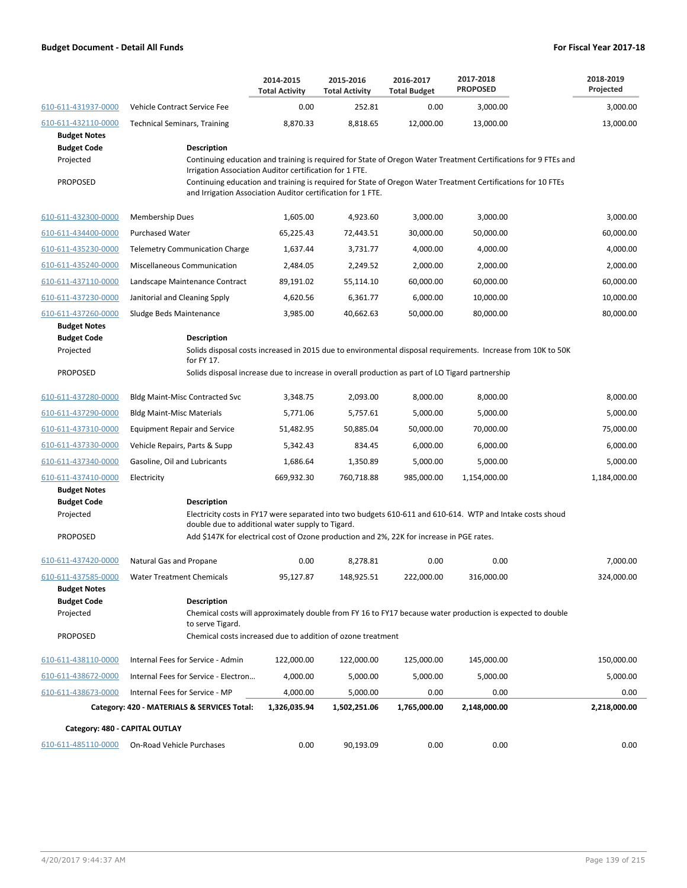| | | 2014-2015 Total Activity | 2015-2016 Total Activity | 2016-2017 Total Budget | 2017-2018 PROPOSED | 2018-2019 Projected |
|---|---|---|---|---|---|---|
| 610-611-431937-0000 | Vehicle Contract Service Fee | 0.00 | 252.81 | 0.00 | 3,000.00 | 3,000.00 |
| 610-611-432110-0000 | Technical Seminars, Training | 8,870.33 | 8,818.65 | 12,000.00 | 13,000.00 | 13,000.00 |

**Budget Notes**

| Budget Code | Description |
|---|---|
| Projected | Continuing education and training is required for State of Oregon Water Treatment Certifications for 9 FTEs and Irrigation Association Auditor certification for 1 FTE. |
| PROPOSED | Continuing education and training is required for State of Oregon Water Treatment Certifications for 10 FTEs and Irrigation Association Auditor certification for 1 FTE. |

| | | 2014-2015 Total Activity | 2015-2016 Total Activity | 2016-2017 Total Budget | 2017-2018 PROPOSED | 2018-2019 Projected |
|---|---|---|---|---|---|---|
| 610-611-432300-0000 | Membership Dues | 1,605.00 | 4,923.60 | 3,000.00 | 3,000.00 | 3,000.00 |
| 610-611-434400-0000 | Purchased Water | 65,225.43 | 72,443.51 | 30,000.00 | 50,000.00 | 60,000.00 |
| 610-611-435230-0000 | Telemetry Communication Charge | 1,637.44 | 3,731.77 | 4,000.00 | 4,000.00 | 4,000.00 |
| 610-611-435240-0000 | Miscellaneous Communication | 2,484.05 | 2,249.52 | 2,000.00 | 2,000.00 | 2,000.00 |
| 610-611-437110-0000 | Landscape Maintenance Contract | 89,191.02 | 55,114.10 | 60,000.00 | 60,000.00 | 60,000.00 |
| 610-611-437230-0000 | Janitorial and Cleaning Spply | 4,620.56 | 6,361.77 | 6,000.00 | 10,000.00 | 10,000.00 |
| 610-611-437260-0000 | Sludge Beds Maintenance | 3,985.00 | 40,662.63 | 50,000.00 | 80,000.00 | 80,000.00 |

**Budget Notes**

| Budget Code | Description |
|---|---|
| Projected | Solids disposal costs increased in 2015 due to environmental disposal requirements. Increase from 10K to 50K for FY 17. |
| PROPOSED | Solids disposal increase due to increase in overall production as part of LO Tigard partnership |

| | | 2014-2015 Total Activity | 2015-2016 Total Activity | 2016-2017 Total Budget | 2017-2018 PROPOSED | 2018-2019 Projected |
|---|---|---|---|---|---|---|
| 610-611-437280-0000 | Bldg Maint-Misc Contracted Svc | 3,348.75 | 2,093.00 | 8,000.00 | 8,000.00 | 8,000.00 |
| 610-611-437290-0000 | Bldg Maint-Misc Materials | 5,771.06 | 5,757.61 | 5,000.00 | 5,000.00 | 5,000.00 |
| 610-611-437310-0000 | Equipment Repair and Service | 51,482.95 | 50,885.04 | 50,000.00 | 70,000.00 | 75,000.00 |
| 610-611-437330-0000 | Vehicle Repairs, Parts & Supp | 5,342.43 | 834.45 | 6,000.00 | 6,000.00 | 6,000.00 |
| 610-611-437340-0000 | Gasoline, Oil and Lubricants | 1,686.64 | 1,350.89 | 5,000.00 | 5,000.00 | 5,000.00 |
| 610-611-437410-0000 | Electricity | 669,932.30 | 760,718.88 | 985,000.00 | 1,154,000.00 | 1,184,000.00 |

**Budget Notes**

| Budget Code | Description |
|---|---|
| Projected | Electricity costs in FY17 were separated into two budgets 610-611 and 610-614. WTP and Intake costs shoud double due to additional water supply to Tigard. |
| PROPOSED | Add $147K for electrical cost of Ozone production and 2%, 22K for increase in PGE rates. |

| | | 2014-2015 Total Activity | 2015-2016 Total Activity | 2016-2017 Total Budget | 2017-2018 PROPOSED | 2018-2019 Projected |
|---|---|---|---|---|---|---|
| 610-611-437420-0000 | Natural Gas and Propane | 0.00 | 8,278.81 | 0.00 | 0.00 | 7,000.00 |
| 610-611-437585-0000 | Water Treatment Chemicals | 95,127.87 | 148,925.51 | 222,000.00 | 316,000.00 | 324,000.00 |

**Budget Notes**

| Budget Code | Description |
|---|---|
| Projected | Chemical costs will approximately double from FY 16 to FY17 because water production is expected to double to serve Tigard. |
| PROPOSED | Chemical costs increased due to addition of ozone treatment |

| | | 2014-2015 Total Activity | 2015-2016 Total Activity | 2016-2017 Total Budget | 2017-2018 PROPOSED | 2018-2019 Projected |
|---|---|---|---|---|---|---|
| 610-611-438110-0000 | Internal Fees for Service - Admin | 122,000.00 | 122,000.00 | 125,000.00 | 145,000.00 | 150,000.00 |
| 610-611-438672-0000 | Internal Fees for Service - Electron… | 4,000.00 | 5,000.00 | 5,000.00 | 5,000.00 | 5,000.00 |
| 610-611-438673-0000 | Internal Fees for Service - MP | 4,000.00 | 5,000.00 | 0.00 | 0.00 | 0.00 |
| | **Category: 420 - MATERIALS & SERVICES Total:** | **1,326,035.94** | **1,502,251.06** | **1,765,000.00** | **2,148,000.00** | **2,218,000.00** |

**Category: 480 - CAPITAL OUTLAY**

| | | 2014-2015 Total Activity | 2015-2016 Total Activity | 2016-2017 Total Budget | 2017-2018 PROPOSED | 2018-2019 Projected |
|---|---|---|---|---|---|---|
| 610-611-485110-0000 | On-Road Vehicle Purchases | 0.00 | 90,193.09 | 0.00 | 0.00 | 0.00 |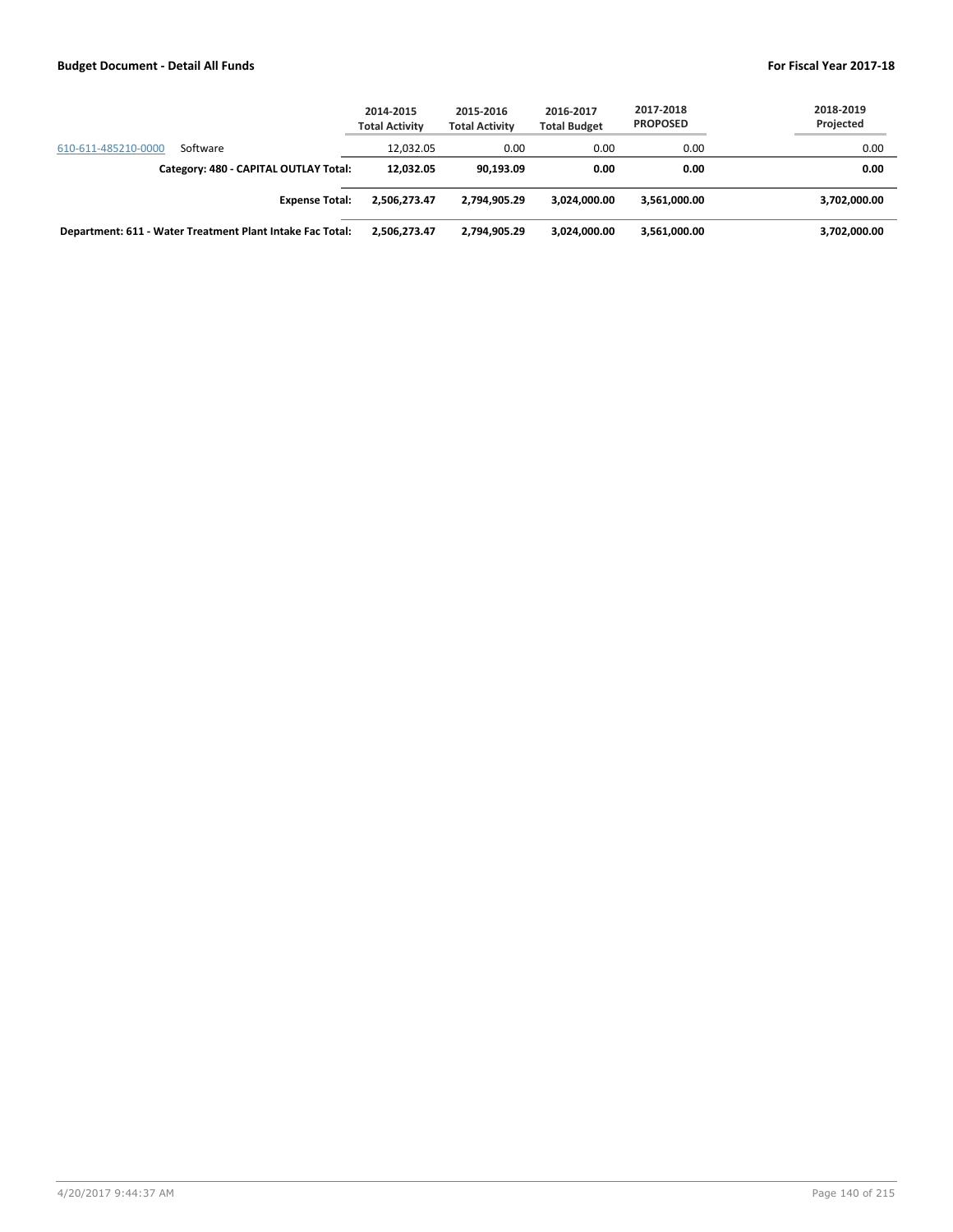| | | 2014-2015 Total Activity | 2015-2016 Total Activity | 2016-2017 Total Budget | 2017-2018 PROPOSED | 2018-2019 Projected |
|---|---|---|---|---|---|---|
| 610-611-485210-0000 | Software | 12,032.05 | 0.00 | 0.00 | 0.00 | 0.00 |
| | **Category: 480 - CAPITAL OUTLAY Total:** | **12,032.05** | **90,193.09** | **0.00** | **0.00** | **0.00** |
| | **Expense Total:** | **2,506,273.47** | **2,794,905.29** | **3,024,000.00** | **3,561,000.00** | **3,702,000.00** |
| | **Department: 611 - Water Treatment Plant Intake Fac Total:** | **2,506,273.47** | **2,794,905.29** | **3,024,000.00** | **3,561,000.00** | **3,702,000.00** |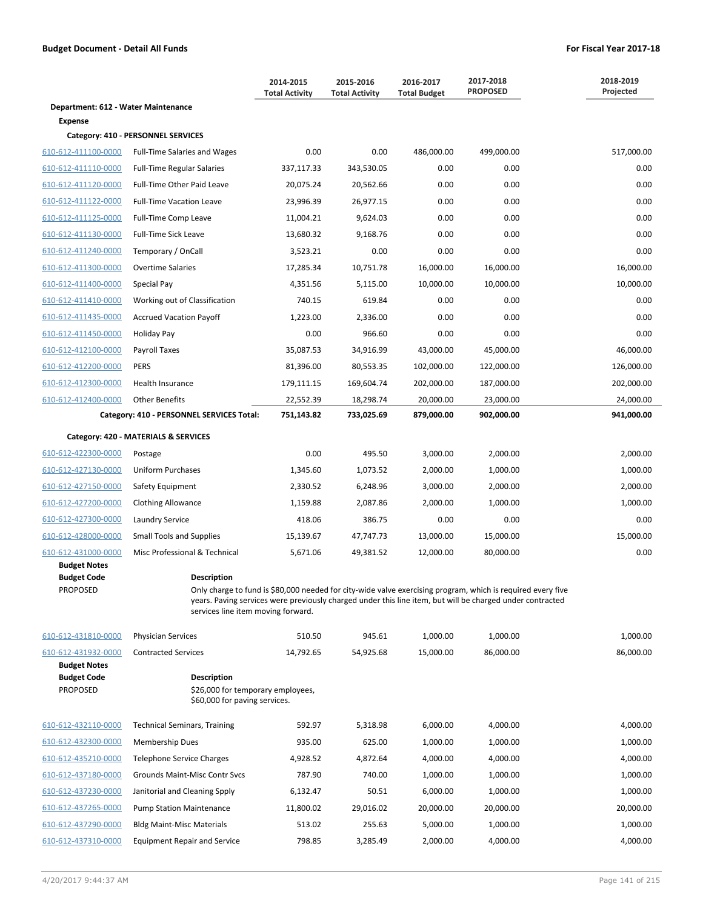**Budget Document - Detail All Funds** **For Fiscal Year 2017-18**

| | | 2014-2015 Total Activity | 2015-2016 Total Activity | 2016-2017 Total Budget | 2017-2018 PROPOSED | 2018-2019 Projected |
|---|---|---|---|---|---|---|
| **Department: 612 - Water Maintenance** | | | | | | |
| **Expense** | | | | | | |
| **Category: 410 - PERSONNEL SERVICES** | | | | | | |
| 610-612-411100-0000 | Full-Time Salaries and Wages | 0.00 | 0.00 | 486,000.00 | 499,000.00 | 517,000.00 |
| 610-612-411110-0000 | Full-Time Regular Salaries | 337,117.33 | 343,530.05 | 0.00 | 0.00 | 0.00 |
| 610-612-411120-0000 | Full-Time Other Paid Leave | 20,075.24 | 20,562.66 | 0.00 | 0.00 | 0.00 |
| 610-612-411122-0000 | Full-Time Vacation Leave | 23,996.39 | 26,977.15 | 0.00 | 0.00 | 0.00 |
| 610-612-411125-0000 | Full-Time Comp Leave | 11,004.21 | 9,624.03 | 0.00 | 0.00 | 0.00 |
| 610-612-411130-0000 | Full-Time Sick Leave | 13,680.32 | 9,168.76 | 0.00 | 0.00 | 0.00 |
| 610-612-411240-0000 | Temporary / OnCall | 3,523.21 | 0.00 | 0.00 | 0.00 | 0.00 |
| 610-612-411300-0000 | Overtime Salaries | 17,285.34 | 10,751.78 | 16,000.00 | 16,000.00 | 16,000.00 |
| 610-612-411400-0000 | Special Pay | 4,351.56 | 5,115.00 | 10,000.00 | 10,000.00 | 10,000.00 |
| 610-612-411410-0000 | Working out of Classification | 740.15 | 619.84 | 0.00 | 0.00 | 0.00 |
| 610-612-411435-0000 | Accrued Vacation Payoff | 1,223.00 | 2,336.00 | 0.00 | 0.00 | 0.00 |
| 610-612-411450-0000 | Holiday Pay | 0.00 | 966.60 | 0.00 | 0.00 | 0.00 |
| 610-612-412100-0000 | Payroll Taxes | 35,087.53 | 34,916.99 | 43,000.00 | 45,000.00 | 46,000.00 |
| 610-612-412200-0000 | PERS | 81,396.00 | 80,553.35 | 102,000.00 | 122,000.00 | 126,000.00 |
| 610-612-412300-0000 | Health Insurance | 179,111.15 | 169,604.74 | 202,000.00 | 187,000.00 | 202,000.00 |
| 610-612-412400-0000 | Other Benefits | 22,552.39 | 18,298.74 | 20,000.00 | 23,000.00 | 24,000.00 |
| | **Category: 410 - PERSONNEL SERVICES Total:** | **751,143.82** | **733,025.69** | **879,000.00** | **902,000.00** | **941,000.00** |
| **Category: 420 - MATERIALS & SERVICES** | | | | | | |
| 610-612-422300-0000 | Postage | 0.00 | 495.50 | 3,000.00 | 2,000.00 | 2,000.00 |
| 610-612-427130-0000 | Uniform Purchases | 1,345.60 | 1,073.52 | 2,000.00 | 1,000.00 | 1,000.00 |
| 610-612-427150-0000 | Safety Equipment | 2,330.52 | 6,248.96 | 3,000.00 | 2,000.00 | 2,000.00 |
| 610-612-427200-0000 | Clothing Allowance | 1,159.88 | 2,087.86 | 2,000.00 | 1,000.00 | 1,000.00 |
| 610-612-427300-0000 | Laundry Service | 418.06 | 386.75 | 0.00 | 0.00 | 0.00 |
| 610-612-428000-0000 | Small Tools and Supplies | 15,139.67 | 47,747.73 | 13,000.00 | 15,000.00 | 15,000.00 |
| 610-612-431000-0000 | Misc Professional & Technical | 5,671.06 | 49,381.52 | 12,000.00 | 80,000.00 | 0.00 |

**Budget Notes**

| Budget Code | Description |
|---|---|
| PROPOSED | Only charge to fund is $80,000 needed for city-wide valve exercising program, which is required every five years. Paving services were previously charged under this line item, but will be charged under contracted services line item moving forward. |

| | | 2014-2015 Total Activity | 2015-2016 Total Activity | 2016-2017 Total Budget | 2017-2018 PROPOSED | 2018-2019 Projected |
|---|---|---|---|---|---|---|
| 610-612-431810-0000 | Physician Services | 510.50 | 945.61 | 1,000.00 | 1,000.00 | 1,000.00 |
| 610-612-431932-0000 | Contracted Services | 14,792.65 | 54,925.68 | 15,000.00 | 86,000.00 | 86,000.00 |

**Budget Notes**

| Budget Code | Description |
|---|---|
| PROPOSED | $26,000 for temporary employees, $60,000 for paving services. |

| | | 2014-2015 Total Activity | 2015-2016 Total Activity | 2016-2017 Total Budget | 2017-2018 PROPOSED | 2018-2019 Projected |
|---|---|---|---|---|---|---|
| 610-612-432110-0000 | Technical Seminars, Training | 592.97 | 5,318.98 | 6,000.00 | 4,000.00 | 4,000.00 |
| 610-612-432300-0000 | Membership Dues | 935.00 | 625.00 | 1,000.00 | 1,000.00 | 1,000.00 |
| 610-612-435210-0000 | Telephone Service Charges | 4,928.52 | 4,872.64 | 4,000.00 | 4,000.00 | 4,000.00 |
| 610-612-437180-0000 | Grounds Maint-Misc Contr Svcs | 787.90 | 740.00 | 1,000.00 | 1,000.00 | 1,000.00 |
| 610-612-437230-0000 | Janitorial and Cleaning Spply | 6,132.47 | 50.51 | 6,000.00 | 1,000.00 | 1,000.00 |
| 610-612-437265-0000 | Pump Station Maintenance | 11,800.02 | 29,016.02 | 20,000.00 | 20,000.00 | 20,000.00 |
| 610-612-437290-0000 | Bldg Maint-Misc Materials | 513.02 | 255.63 | 5,000.00 | 1,000.00 | 1,000.00 |
| 610-612-437310-0000 | Equipment Repair and Service | 798.85 | 3,285.49 | 2,000.00 | 4,000.00 | 4,000.00 |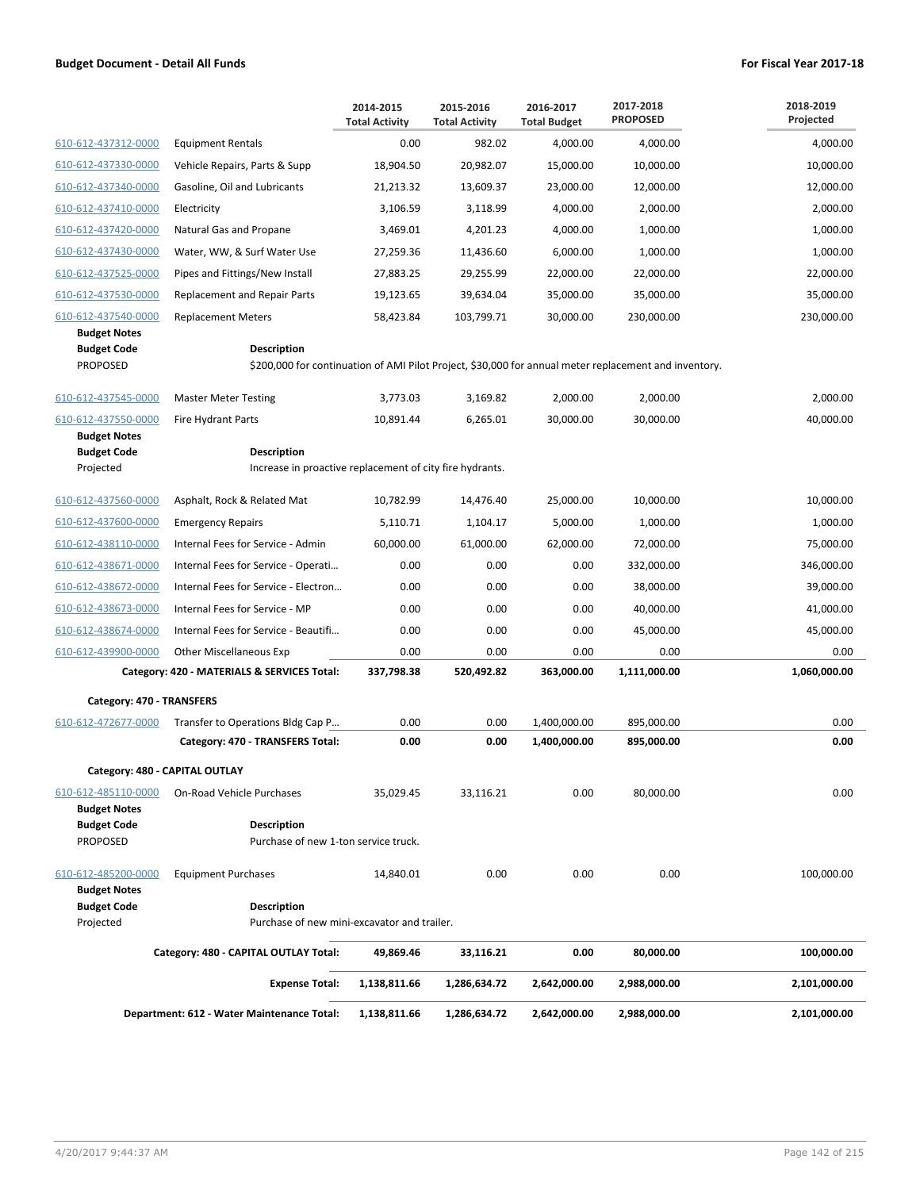**Budget Document - Detail All Funds** — **For Fiscal Year 2017-18**

| | | 2014-2015 Total Activity | 2015-2016 Total Activity | 2016-2017 Total Budget | 2017-2018 PROPOSED | 2018-2019 Projected |
|---|---|---|---|---|---|---|
| 610-612-437312-0000 | Equipment Rentals | 0.00 | 982.02 | 4,000.00 | 4,000.00 | 4,000.00 |
| 610-612-437330-0000 | Vehicle Repairs, Parts & Supp | 18,904.50 | 20,982.07 | 15,000.00 | 10,000.00 | 10,000.00 |
| 610-612-437340-0000 | Gasoline, Oil and Lubricants | 21,213.32 | 13,609.37 | 23,000.00 | 12,000.00 | 12,000.00 |
| 610-612-437410-0000 | Electricity | 3,106.59 | 3,118.99 | 4,000.00 | 2,000.00 | 2,000.00 |
| 610-612-437420-0000 | Natural Gas and Propane | 3,469.01 | 4,201.23 | 4,000.00 | 1,000.00 | 1,000.00 |
| 610-612-437430-0000 | Water, WW, & Surf Water Use | 27,259.36 | 11,436.60 | 6,000.00 | 1,000.00 | 1,000.00 |
| 610-612-437525-0000 | Pipes and Fittings/New Install | 27,883.25 | 29,255.99 | 22,000.00 | 22,000.00 | 22,000.00 |
| 610-612-437530-0000 | Replacement and Repair Parts | 19,123.65 | 39,634.04 | 35,000.00 | 35,000.00 | 35,000.00 |
| 610-612-437540-0000 | Replacement Meters | 58,423.84 | 103,799.71 | 30,000.00 | 230,000.00 | 230,000.00 |

**Budget Notes**

| Budget Code | Description |
|---|---|
| PROPOSED | $200,000 for continuation of AMI Pilot Project, $30,000 for annual meter replacement and inventory. |

| | | 2014-2015 Total Activity | 2015-2016 Total Activity | 2016-2017 Total Budget | 2017-2018 PROPOSED | 2018-2019 Projected |
|---|---|---|---|---|---|---|
| 610-612-437545-0000 | Master Meter Testing | 3,773.03 | 3,169.82 | 2,000.00 | 2,000.00 | 2,000.00 |
| 610-612-437550-0000 | Fire Hydrant Parts | 10,891.44 | 6,265.01 | 30,000.00 | 30,000.00 | 40,000.00 |

**Budget Notes**

| Budget Code | Description |
|---|---|
| Projected | Increase in proactive replacement of city fire hydrants. |

| | | 2014-2015 Total Activity | 2015-2016 Total Activity | 2016-2017 Total Budget | 2017-2018 PROPOSED | 2018-2019 Projected |
|---|---|---|---|---|---|---|
| 610-612-437560-0000 | Asphalt, Rock & Related Mat | 10,782.99 | 14,476.40 | 25,000.00 | 10,000.00 | 10,000.00 |
| 610-612-437600-0000 | Emergency Repairs | 5,110.71 | 1,104.17 | 5,000.00 | 1,000.00 | 1,000.00 |
| 610-612-438110-0000 | Internal Fees for Service - Admin | 60,000.00 | 61,000.00 | 62,000.00 | 72,000.00 | 75,000.00 |
| 610-612-438671-0000 | Internal Fees for Service - Operati… | 0.00 | 0.00 | 0.00 | 332,000.00 | 346,000.00 |
| 610-612-438672-0000 | Internal Fees for Service - Electron… | 0.00 | 0.00 | 0.00 | 38,000.00 | 39,000.00 |
| 610-612-438673-0000 | Internal Fees for Service - MP | 0.00 | 0.00 | 0.00 | 40,000.00 | 41,000.00 |
| 610-612-438674-0000 | Internal Fees for Service - Beautifi… | 0.00 | 0.00 | 0.00 | 45,000.00 | 45,000.00 |
| 610-612-439900-0000 | Other Miscellaneous Exp | 0.00 | 0.00 | 0.00 | 0.00 | 0.00 |
| | **Category: 420 - MATERIALS & SERVICES Total:** | **337,798.38** | **520,492.82** | **363,000.00** | **1,111,000.00** | **1,060,000.00** |

**Category: 470 - TRANSFERS**

| | | 2014-2015 Total Activity | 2015-2016 Total Activity | 2016-2017 Total Budget | 2017-2018 PROPOSED | 2018-2019 Projected |
|---|---|---|---|---|---|---|
| 610-612-472677-0000 | Transfer to Operations Bldg Cap P… | 0.00 | 0.00 | 1,400,000.00 | 895,000.00 | 0.00 |
| | **Category: 470 - TRANSFERS Total:** | **0.00** | **0.00** | **1,400,000.00** | **895,000.00** | **0.00** |

**Category: 480 - CAPITAL OUTLAY**

| | | 2014-2015 Total Activity | 2015-2016 Total Activity | 2016-2017 Total Budget | 2017-2018 PROPOSED | 2018-2019 Projected |
|---|---|---|---|---|---|---|
| 610-612-485110-0000 | On-Road Vehicle Purchases | 35,029.45 | 33,116.21 | 0.00 | 80,000.00 | 0.00 |

**Budget Notes**

| Budget Code | Description |
|---|---|
| PROPOSED | Purchase of new 1-ton service truck. |

| | | 2014-2015 Total Activity | 2015-2016 Total Activity | 2016-2017 Total Budget | 2017-2018 PROPOSED | 2018-2019 Projected |
|---|---|---|---|---|---|---|
| 610-612-485200-0000 | Equipment Purchases | 14,840.01 | 0.00 | 0.00 | 0.00 | 100,000.00 |

**Budget Notes**

| Budget Code | Description |
|---|---|
| Projected | Purchase of new mini-excavator and trailer. |

| | | 2014-2015 Total Activity | 2015-2016 Total Activity | 2016-2017 Total Budget | 2017-2018 PROPOSED | 2018-2019 Projected |
|---|---|---|---|---|---|---|
| | **Category: 480 - CAPITAL OUTLAY Total:** | **49,869.46** | **33,116.21** | **0.00** | **80,000.00** | **100,000.00** |
| | **Expense Total:** | **1,138,811.66** | **1,286,634.72** | **2,642,000.00** | **2,988,000.00** | **2,101,000.00** |
| | **Department: 612 - Water Maintenance Total:** | **1,138,811.66** | **1,286,634.72** | **2,642,000.00** | **2,988,000.00** | **2,101,000.00** |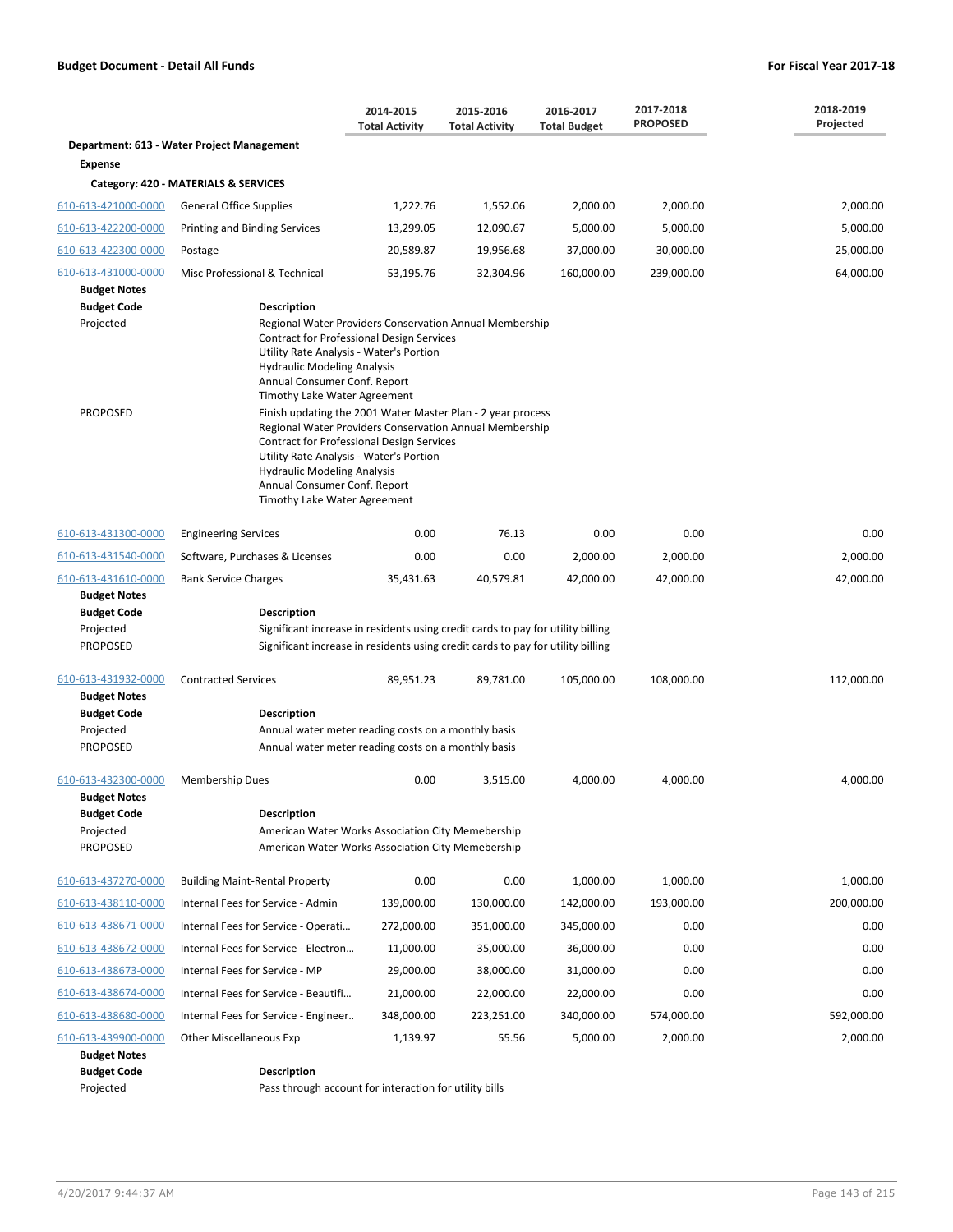| | | 2014-2015 Total Activity | 2015-2016 Total Activity | 2016-2017 Total Budget | 2017-2018 PROPOSED | 2018-2019 Projected |
|---|---|---|---|---|---|---|
| **Department: 613 - Water Project Management** | | | | | | |
| **Expense** | | | | | | |
| **Category: 420 - MATERIALS & SERVICES** | | | | | | |
| 610-613-421000-0000 | General Office Supplies | 1,222.76 | 1,552.06 | 2,000.00 | 2,000.00 | 2,000.00 |
| 610-613-422200-0000 | Printing and Binding Services | 13,299.05 | 12,090.67 | 5,000.00 | 5,000.00 | 5,000.00 |
| 610-613-422300-0000 | Postage | 20,589.87 | 19,956.68 | 37,000.00 | 30,000.00 | 25,000.00 |
| 610-613-431000-0000 | Misc Professional & Technical | 53,195.76 | 32,304.96 | 160,000.00 | 239,000.00 | 64,000.00 |

**Budget Notes**

| Budget Code | Description |
|---|---|
| Projected | Regional Water Providers Conservation Annual Membership<br>Contract for Professional Design Services<br>Utility Rate Analysis - Water's Portion<br>Hydraulic Modeling Analysis<br>Annual Consumer Conf. Report<br>Timothy Lake Water Agreement |
| PROPOSED | Finish updating the 2001 Water Master Plan - 2 year process<br>Regional Water Providers Conservation Annual Membership<br>Contract for Professional Design Services<br>Utility Rate Analysis - Water's Portion<br>Hydraulic Modeling Analysis<br>Annual Consumer Conf. Report<br>Timothy Lake Water Agreement |

| | | 2014-2015 Total Activity | 2015-2016 Total Activity | 2016-2017 Total Budget | 2017-2018 PROPOSED | 2018-2019 Projected |
|---|---|---|---|---|---|---|
| 610-613-431300-0000 | Engineering Services | 0.00 | 76.13 | 0.00 | 0.00 | 0.00 |
| 610-613-431540-0000 | Software, Purchases & Licenses | 0.00 | 0.00 | 2,000.00 | 2,000.00 | 2,000.00 |
| 610-613-431610-0000 | Bank Service Charges | 35,431.63 | 40,579.81 | 42,000.00 | 42,000.00 | 42,000.00 |

**Budget Notes**

| Budget Code | Description |
|---|---|
| Projected | Significant increase in residents using credit cards to pay for utility billing |
| PROPOSED | Significant increase in residents using credit cards to pay for utility billing |

| | | 2014-2015 Total Activity | 2015-2016 Total Activity | 2016-2017 Total Budget | 2017-2018 PROPOSED | 2018-2019 Projected |
|---|---|---|---|---|---|---|
| 610-613-431932-0000 | Contracted Services | 89,951.23 | 89,781.00 | 105,000.00 | 108,000.00 | 112,000.00 |

**Budget Notes**

| Budget Code | Description |
|---|---|
| Projected | Annual water meter reading costs on a monthly basis |
| PROPOSED | Annual water meter reading costs on a monthly basis |

| | | 2014-2015 Total Activity | 2015-2016 Total Activity | 2016-2017 Total Budget | 2017-2018 PROPOSED | 2018-2019 Projected |
|---|---|---|---|---|---|---|
| 610-613-432300-0000 | Membership Dues | 0.00 | 3,515.00 | 4,000.00 | 4,000.00 | 4,000.00 |

**Budget Notes**

| Budget Code | Description |
|---|---|
| Projected | American Water Works Association City Memebership |
| PROPOSED | American Water Works Association City Memebership |

| | | 2014-2015 Total Activity | 2015-2016 Total Activity | 2016-2017 Total Budget | 2017-2018 PROPOSED | 2018-2019 Projected |
|---|---|---|---|---|---|---|
| 610-613-437270-0000 | Building Maint-Rental Property | 0.00 | 0.00 | 1,000.00 | 1,000.00 | 1,000.00 |
| 610-613-438110-0000 | Internal Fees for Service - Admin | 139,000.00 | 130,000.00 | 142,000.00 | 193,000.00 | 200,000.00 |
| 610-613-438671-0000 | Internal Fees for Service - Operati… | 272,000.00 | 351,000.00 | 345,000.00 | 0.00 | 0.00 |
| 610-613-438672-0000 | Internal Fees for Service - Electron… | 11,000.00 | 35,000.00 | 36,000.00 | 0.00 | 0.00 |
| 610-613-438673-0000 | Internal Fees for Service - MP | 29,000.00 | 38,000.00 | 31,000.00 | 0.00 | 0.00 |
| 610-613-438674-0000 | Internal Fees for Service - Beautifi… | 21,000.00 | 22,000.00 | 22,000.00 | 0.00 | 0.00 |
| 610-613-438680-0000 | Internal Fees for Service - Engineer.. | 348,000.00 | 223,251.00 | 340,000.00 | 574,000.00 | 592,000.00 |
| 610-613-439900-0000 | Other Miscellaneous Exp | 1,139.97 | 55.56 | 5,000.00 | 2,000.00 | 2,000.00 |

**Budget Notes**

| Budget Code | Description |
|---|---|
| Projected | Pass through account for interaction for utility bills |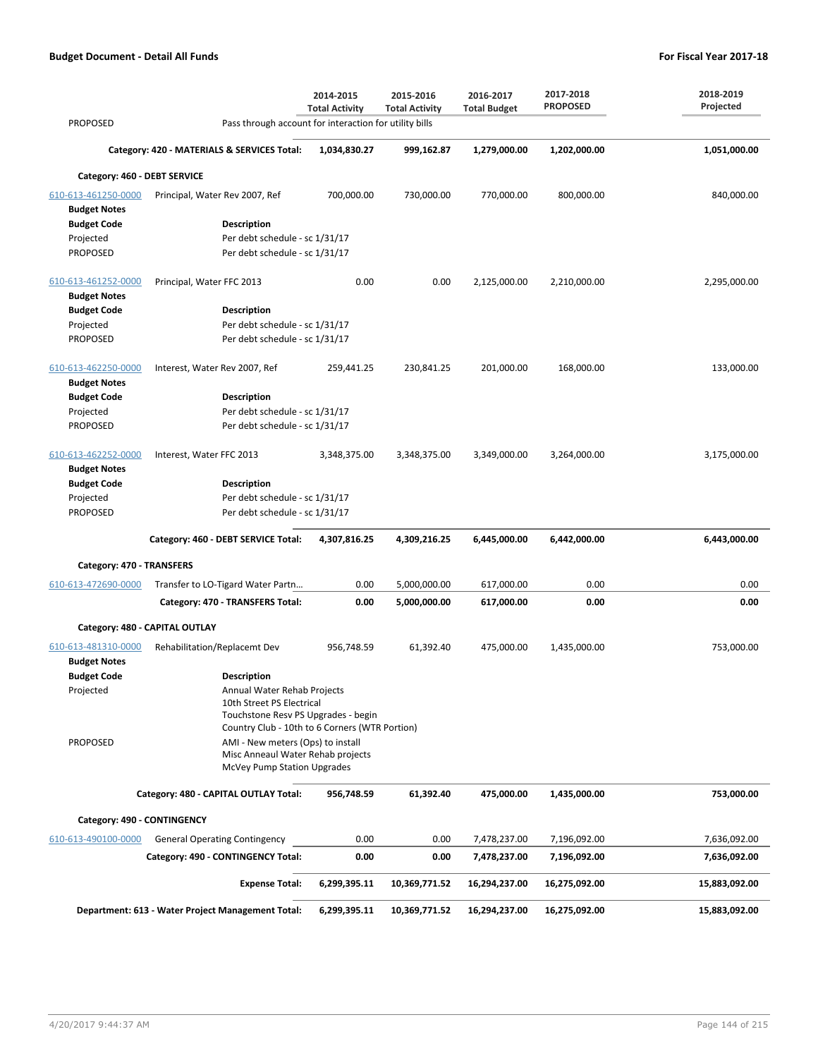| | | 2014-2015 Total Activity | 2015-2016 Total Activity | 2016-2017 Total Budget | 2017-2018 PROPOSED | 2018-2019 Projected |
|---|---|---|---|---|---|---|
| PROPOSED | Pass through account for interaction for utility bills | | | | | |
| | **Category: 420 - MATERIALS & SERVICES Total:** | **1,034,830.27** | **999,162.87** | **1,279,000.00** | **1,202,000.00** | **1,051,000.00** |
| **Category: 460 - DEBT SERVICE** | | | | | | |
| 610-613-461250-0000 | Principal, Water Rev 2007, Ref | 700,000.00 | 730,000.00 | 770,000.00 | 800,000.00 | 840,000.00 |
| **Budget Notes** | | | | | | |
| **Budget Code** | **Description** | | | | | |
| Projected | Per debt schedule - sc 1/31/17 | | | | | |
| PROPOSED | Per debt schedule - sc 1/31/17 | | | | | |
| 610-613-461252-0000 | Principal, Water FFC 2013 | 0.00 | 0.00 | 2,125,000.00 | 2,210,000.00 | 2,295,000.00 |
| **Budget Notes** | | | | | | |
| **Budget Code** | **Description** | | | | | |
| Projected | Per debt schedule - sc 1/31/17 | | | | | |
| PROPOSED | Per debt schedule - sc 1/31/17 | | | | | |
| 610-613-462250-0000 | Interest, Water Rev 2007, Ref | 259,441.25 | 230,841.25 | 201,000.00 | 168,000.00 | 133,000.00 |
| **Budget Notes** | | | | | | |
| **Budget Code** | **Description** | | | | | |
| Projected | Per debt schedule - sc 1/31/17 | | | | | |
| PROPOSED | Per debt schedule - sc 1/31/17 | | | | | |
| 610-613-462252-0000 | Interest, Water FFC 2013 | 3,348,375.00 | 3,348,375.00 | 3,349,000.00 | 3,264,000.00 | 3,175,000.00 |
| **Budget Notes** | | | | | | |
| **Budget Code** | **Description** | | | | | |
| Projected | Per debt schedule - sc 1/31/17 | | | | | |
| PROPOSED | Per debt schedule - sc 1/31/17 | | | | | |
| | **Category: 460 - DEBT SERVICE Total:** | **4,307,816.25** | **4,309,216.25** | **6,445,000.00** | **6,442,000.00** | **6,443,000.00** |
| **Category: 470 - TRANSFERS** | | | | | | |
| 610-613-472690-0000 | Transfer to LO-Tigard Water Partn... | 0.00 | 5,000,000.00 | 617,000.00 | 0.00 | 0.00 |
| | **Category: 470 - TRANSFERS Total:** | **0.00** | **5,000,000.00** | **617,000.00** | **0.00** | **0.00** |
| **Category: 480 - CAPITAL OUTLAY** | | | | | | |
| 610-613-481310-0000 | Rehabilitation/Replacemt Dev | 956,748.59 | 61,392.40 | 475,000.00 | 1,435,000.00 | 753,000.00 |
| **Budget Notes** | | | | | | |
| **Budget Code** | **Description** | | | | | |
| Projected | Annual Water Rehab Projects<br>10th Street PS Electrical<br>Touchstone Resv PS Upgrades - begin<br>Country Club - 10th to 6 Corners (WTR Portion) | | | | | |
| PROPOSED | AMI - New meters (Ops) to install<br>Misc Anneaul Water Rehab projects<br>McVey Pump Station Upgrades | | | | | |
| | **Category: 480 - CAPITAL OUTLAY Total:** | **956,748.59** | **61,392.40** | **475,000.00** | **1,435,000.00** | **753,000.00** |
| **Category: 490 - CONTINGENCY** | | | | | | |
| 610-613-490100-0000 | General Operating Contingency | 0.00 | 0.00 | 7,478,237.00 | 7,196,092.00 | 7,636,092.00 |
| | **Category: 490 - CONTINGENCY Total:** | **0.00** | **0.00** | **7,478,237.00** | **7,196,092.00** | **7,636,092.00** |
| | **Expense Total:** | **6,299,395.11** | **10,369,771.52** | **16,294,237.00** | **16,275,092.00** | **15,883,092.00** |
| | **Department: 613 - Water Project Management Total:** | **6,299,395.11** | **10,369,771.52** | **16,294,237.00** | **16,275,092.00** | **15,883,092.00** |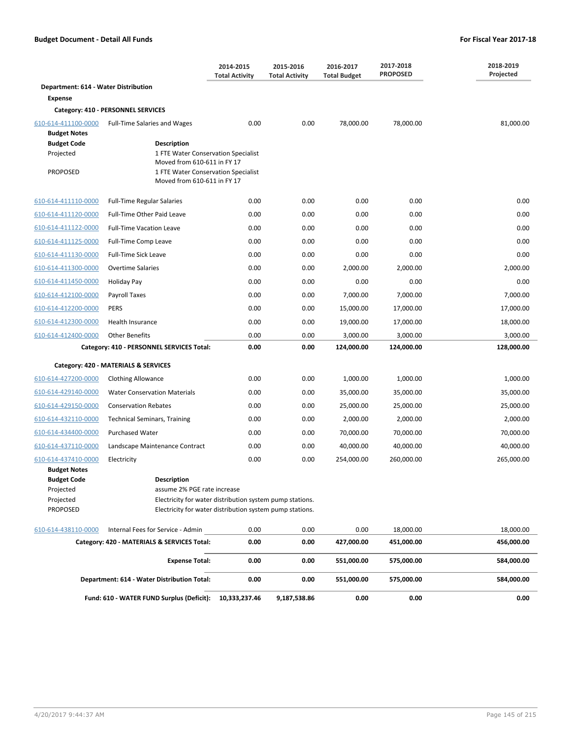**Budget Document - Detail All Funds** | **For Fiscal Year 2017-18**

| | | 2014-2015 Total Activity | 2015-2016 Total Activity | 2016-2017 Total Budget | 2017-2018 PROPOSED | 2018-2019 Projected |
|---|---|---|---|---|---|---|
| **Department: 614 - Water Distribution** | | | | | | |
| **Expense** | | | | | | |
| **Category: 410 - PERSONNEL SERVICES** | | | | | | |
| 610-614-411100-0000 | Full-Time Salaries and Wages | 0.00 | 0.00 | 78,000.00 | 78,000.00 | 81,000.00 |

**Budget Notes**

| Budget Code | Description |
|---|---|
| Projected | 1 FTE Water Conservation Specialist Moved from 610-611 in FY 17 |
| PROPOSED | 1 FTE Water Conservation Specialist Moved from 610-611 in FY 17 |

| | | 2014-2015 Total Activity | 2015-2016 Total Activity | 2016-2017 Total Budget | 2017-2018 PROPOSED | 2018-2019 Projected |
|---|---|---|---|---|---|---|
| 610-614-411110-0000 | Full-Time Regular Salaries | 0.00 | 0.00 | 0.00 | 0.00 | 0.00 |
| 610-614-411120-0000 | Full-Time Other Paid Leave | 0.00 | 0.00 | 0.00 | 0.00 | 0.00 |
| 610-614-411122-0000 | Full-Time Vacation Leave | 0.00 | 0.00 | 0.00 | 0.00 | 0.00 |
| 610-614-411125-0000 | Full-Time Comp Leave | 0.00 | 0.00 | 0.00 | 0.00 | 0.00 |
| 610-614-411130-0000 | Full-Time Sick Leave | 0.00 | 0.00 | 0.00 | 0.00 | 0.00 |
| 610-614-411300-0000 | Overtime Salaries | 0.00 | 0.00 | 2,000.00 | 2,000.00 | 2,000.00 |
| 610-614-411450-0000 | Holiday Pay | 0.00 | 0.00 | 0.00 | 0.00 | 0.00 |
| 610-614-412100-0000 | Payroll Taxes | 0.00 | 0.00 | 7,000.00 | 7,000.00 | 7,000.00 |
| 610-614-412200-0000 | PERS | 0.00 | 0.00 | 15,000.00 | 17,000.00 | 17,000.00 |
| 610-614-412300-0000 | Health Insurance | 0.00 | 0.00 | 19,000.00 | 17,000.00 | 18,000.00 |
| 610-614-412400-0000 | Other Benefits | 0.00 | 0.00 | 3,000.00 | 3,000.00 | 3,000.00 |
| | **Category: 410 - PERSONNEL SERVICES Total:** | **0.00** | **0.00** | **124,000.00** | **124,000.00** | **128,000.00** |
| **Category: 420 - MATERIALS & SERVICES** | | | | | | |
| 610-614-427200-0000 | Clothing Allowance | 0.00 | 0.00 | 1,000.00 | 1,000.00 | 1,000.00 |
| 610-614-429140-0000 | Water Conservation Materials | 0.00 | 0.00 | 35,000.00 | 35,000.00 | 35,000.00 |
| 610-614-429150-0000 | Conservation Rebates | 0.00 | 0.00 | 25,000.00 | 25,000.00 | 25,000.00 |
| 610-614-432110-0000 | Technical Seminars, Training | 0.00 | 0.00 | 2,000.00 | 2,000.00 | 2,000.00 |
| 610-614-434400-0000 | Purchased Water | 0.00 | 0.00 | 70,000.00 | 70,000.00 | 70,000.00 |
| 610-614-437110-0000 | Landscape Maintenance Contract | 0.00 | 0.00 | 40,000.00 | 40,000.00 | 40,000.00 |
| 610-614-437410-0000 | Electricity | 0.00 | 0.00 | 254,000.00 | 260,000.00 | 265,000.00 |

**Budget Notes**

| Budget Code | Description |
|---|---|
| Projected | assume 2% PGE rate increase |
| Projected | Electricity for water distribution system pump stations. |
| PROPOSED | Electricity for water distribution system pump stations. |

| | | 2014-2015 Total Activity | 2015-2016 Total Activity | 2016-2017 Total Budget | 2017-2018 PROPOSED | 2018-2019 Projected |
|---|---|---|---|---|---|---|
| 610-614-438110-0000 | Internal Fees for Service - Admin | 0.00 | 0.00 | 0.00 | 18,000.00 | 18,000.00 |
| | **Category: 420 - MATERIALS & SERVICES Total:** | **0.00** | **0.00** | **427,000.00** | **451,000.00** | **456,000.00** |
| | **Expense Total:** | **0.00** | **0.00** | **551,000.00** | **575,000.00** | **584,000.00** |
| | **Department: 614 - Water Distribution Total:** | **0.00** | **0.00** | **551,000.00** | **575,000.00** | **584,000.00** |
| | **Fund: 610 - WATER FUND Surplus (Deficit):** | **10,333,237.46** | **9,187,538.86** | **0.00** | **0.00** | **0.00** |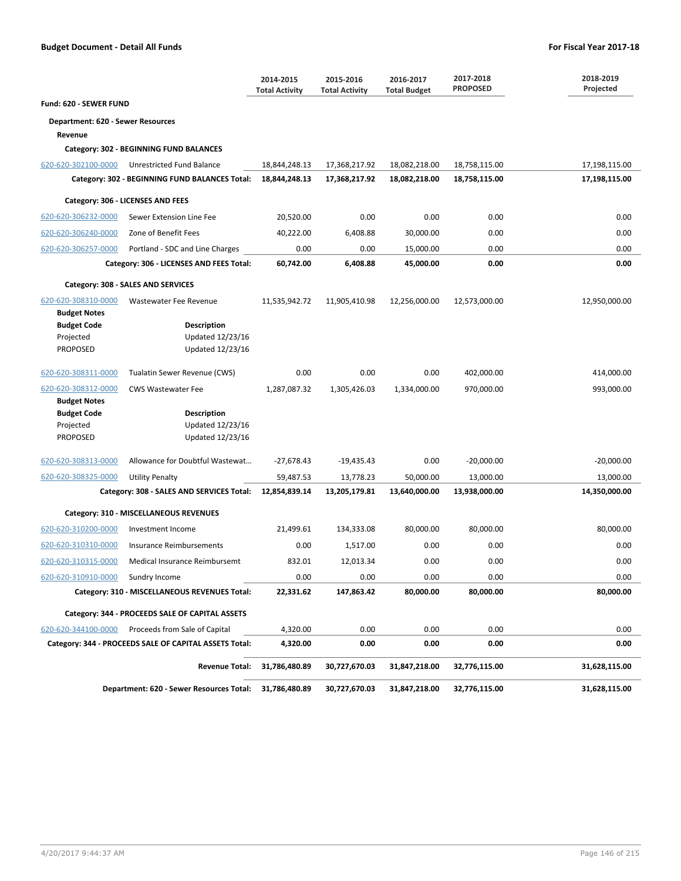**Budget Document - Detail All Funds** | **For Fiscal Year 2017-18**

| | | 2014-2015 Total Activity | 2015-2016 Total Activity | 2016-2017 Total Budget | 2017-2018 PROPOSED | 2018-2019 Projected |
|---|---|---|---|---|---|---|
| **Fund: 620 - SEWER FUND** | | | | | | |
| **Department: 620 - Sewer Resources** | | | | | | |
| **Revenue** | | | | | | |
| **Category: 302 - BEGINNING FUND BALANCES** | | | | | | |
| 620-620-302100-0000 | Unrestricted Fund Balance | 18,844,248.13 | 17,368,217.92 | 18,082,218.00 | 18,758,115.00 | 17,198,115.00 |
| | **Category: 302 - BEGINNING FUND BALANCES Total:** | **18,844,248.13** | **17,368,217.92** | **18,082,218.00** | **18,758,115.00** | **17,198,115.00** |
| **Category: 306 - LICENSES AND FEES** | | | | | | |
| 620-620-306232-0000 | Sewer Extension Line Fee | 20,520.00 | 0.00 | 0.00 | 0.00 | 0.00 |
| 620-620-306240-0000 | Zone of Benefit Fees | 40,222.00 | 6,408.88 | 30,000.00 | 0.00 | 0.00 |
| 620-620-306257-0000 | Portland - SDC and Line Charges | 0.00 | 0.00 | 15,000.00 | 0.00 | 0.00 |
| | **Category: 306 - LICENSES AND FEES Total:** | **60,742.00** | **6,408.88** | **45,000.00** | **0.00** | **0.00** |
| **Category: 308 - SALES AND SERVICES** | | | | | | |
| 620-620-308310-0000 | Wastewater Fee Revenue | 11,535,942.72 | 11,905,410.98 | 12,256,000.00 | 12,573,000.00 | 12,950,000.00 |
| **Budget Notes** | | | | | | |
| **Budget Code** | **Description** | | | | | |
| Projected | Updated 12/23/16 | | | | | |
| PROPOSED | Updated 12/23/16 | | | | | |
| 620-620-308311-0000 | Tualatin Sewer Revenue (CWS) | 0.00 | 0.00 | 0.00 | 402,000.00 | 414,000.00 |
| 620-620-308312-0000 | CWS Wastewater Fee | 1,287,087.32 | 1,305,426.03 | 1,334,000.00 | 970,000.00 | 993,000.00 |
| **Budget Notes** | | | | | | |
| **Budget Code** | **Description** | | | | | |
| Projected | Updated 12/23/16 | | | | | |
| PROPOSED | Updated 12/23/16 | | | | | |
| 620-620-308313-0000 | Allowance for Doubtful Wastewat... | -27,678.43 | -19,435.43 | 0.00 | -20,000.00 | -20,000.00 |
| 620-620-308325-0000 | Utility Penalty | 59,487.53 | 13,778.23 | 50,000.00 | 13,000.00 | 13,000.00 |
| | **Category: 308 - SALES AND SERVICES Total:** | **12,854,839.14** | **13,205,179.81** | **13,640,000.00** | **13,938,000.00** | **14,350,000.00** |
| **Category: 310 - MISCELLANEOUS REVENUES** | | | | | | |
| 620-620-310200-0000 | Investment Income | 21,499.61 | 134,333.08 | 80,000.00 | 80,000.00 | 80,000.00 |
| 620-620-310310-0000 | Insurance Reimbursements | 0.00 | 1,517.00 | 0.00 | 0.00 | 0.00 |
| 620-620-310315-0000 | Medical Insurance Reimbursemt | 832.01 | 12,013.34 | 0.00 | 0.00 | 0.00 |
| 620-620-310910-0000 | Sundry Income | 0.00 | 0.00 | 0.00 | 0.00 | 0.00 |
| | **Category: 310 - MISCELLANEOUS REVENUES Total:** | **22,331.62** | **147,863.42** | **80,000.00** | **80,000.00** | **80,000.00** |
| **Category: 344 - PROCEEDS SALE OF CAPITAL ASSETS** | | | | | | |
| 620-620-344100-0000 | Proceeds from Sale of Capital | 4,320.00 | 0.00 | 0.00 | 0.00 | 0.00 |
| | **Category: 344 - PROCEEDS SALE OF CAPITAL ASSETS Total:** | **4,320.00** | **0.00** | **0.00** | **0.00** | **0.00** |
| | **Revenue Total:** | **31,786,480.89** | **30,727,670.03** | **31,847,218.00** | **32,776,115.00** | **31,628,115.00** |
| | **Department: 620 - Sewer Resources Total:** | **31,786,480.89** | **30,727,670.03** | **31,847,218.00** | **32,776,115.00** | **31,628,115.00** |

4/20/2017 9:44:37 AM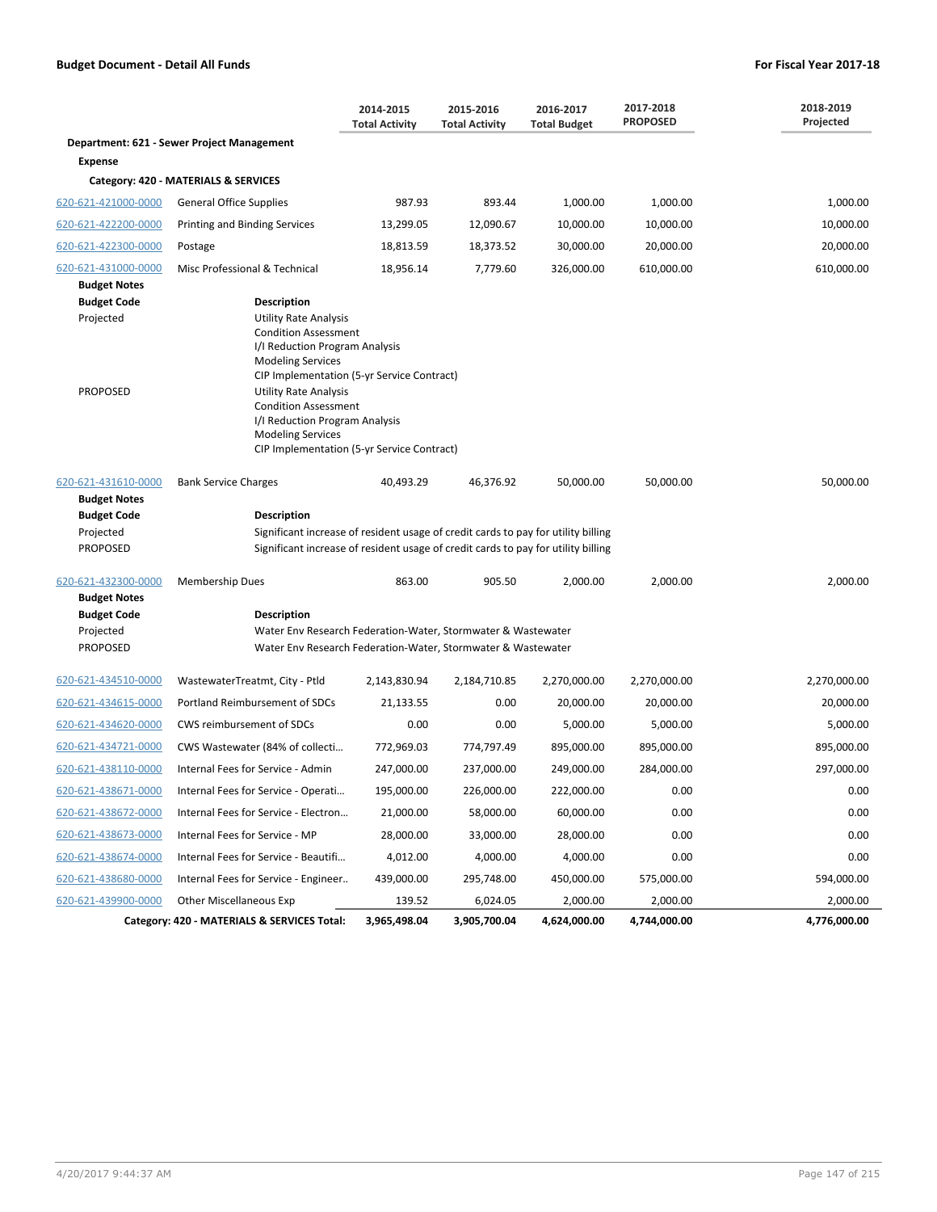**Budget Document - Detail All Funds** | **For Fiscal Year 2017-18**

| | | 2014-2015 Total Activity | 2015-2016 Total Activity | 2016-2017 Total Budget | 2017-2018 PROPOSED | 2018-2019 Projected |
|---|---|---|---|---|---|---|
| **Department: 621 - Sewer Project Management** | | | | | | |
| **Expense** | | | | | | |
| **Category: 420 - MATERIALS & SERVICES** | | | | | | |
| 620-621-421000-0000 | General Office Supplies | 987.93 | 893.44 | 1,000.00 | 1,000.00 | 1,000.00 |
| 620-621-422200-0000 | Printing and Binding Services | 13,299.05 | 12,090.67 | 10,000.00 | 10,000.00 | 10,000.00 |
| 620-621-422300-0000 | Postage | 18,813.59 | 18,373.52 | 30,000.00 | 20,000.00 | 20,000.00 |
| 620-621-431000-0000 | Misc Professional & Technical | 18,956.14 | 7,779.60 | 326,000.00 | 610,000.00 | 610,000.00 |

**Budget Notes**

| Budget Code | Description |
|---|---|
| Projected | Utility Rate Analysis<br>Condition Assessment<br>I/I Reduction Program Analysis<br>Modeling Services<br>CIP Implementation (5-yr Service Contract) |
| PROPOSED | Utility Rate Analysis<br>Condition Assessment<br>I/I Reduction Program Analysis<br>Modeling Services<br>CIP Implementation (5-yr Service Contract) |

| | | 2014-2015 Total Activity | 2015-2016 Total Activity | 2016-2017 Total Budget | 2017-2018 PROPOSED | 2018-2019 Projected |
|---|---|---|---|---|---|---|
| 620-621-431610-0000 | Bank Service Charges | 40,493.29 | 46,376.92 | 50,000.00 | 50,000.00 | 50,000.00 |

**Budget Notes**

| Budget Code | Description |
|---|---|
| Projected | Significant increase of resident usage of credit cards to pay for utility billing |
| PROPOSED | Significant increase of resident usage of credit cards to pay for utility billing |

| | | 2014-2015 Total Activity | 2015-2016 Total Activity | 2016-2017 Total Budget | 2017-2018 PROPOSED | 2018-2019 Projected |
|---|---|---|---|---|---|---|
| 620-621-432300-0000 | Membership Dues | 863.00 | 905.50 | 2,000.00 | 2,000.00 | 2,000.00 |

**Budget Notes**

| Budget Code | Description |
|---|---|
| Projected | Water Env Research Federation-Water, Stormwater & Wastewater |
| PROPOSED | Water Env Research Federation-Water, Stormwater & Wastewater |

| | | 2014-2015 Total Activity | 2015-2016 Total Activity | 2016-2017 Total Budget | 2017-2018 PROPOSED | 2018-2019 Projected |
|---|---|---|---|---|---|---|
| 620-621-434510-0000 | WastewaterTreatmt, City - Ptld | 2,143,830.94 | 2,184,710.85 | 2,270,000.00 | 2,270,000.00 | 2,270,000.00 |
| 620-621-434615-0000 | Portland Reimbursement of SDCs | 21,133.55 | 0.00 | 20,000.00 | 20,000.00 | 20,000.00 |
| 620-621-434620-0000 | CWS reimbursement of SDCs | 0.00 | 0.00 | 5,000.00 | 5,000.00 | 5,000.00 |
| 620-621-434721-0000 | CWS Wastewater (84% of collecti… | 772,969.03 | 774,797.49 | 895,000.00 | 895,000.00 | 895,000.00 |
| 620-621-438110-0000 | Internal Fees for Service - Admin | 247,000.00 | 237,000.00 | 249,000.00 | 284,000.00 | 297,000.00 |
| 620-621-438671-0000 | Internal Fees for Service - Operati… | 195,000.00 | 226,000.00 | 222,000.00 | 0.00 | 0.00 |
| 620-621-438672-0000 | Internal Fees for Service - Electron… | 21,000.00 | 58,000.00 | 60,000.00 | 0.00 | 0.00 |
| 620-621-438673-0000 | Internal Fees for Service - MP | 28,000.00 | 33,000.00 | 28,000.00 | 0.00 | 0.00 |
| 620-621-438674-0000 | Internal Fees for Service - Beautifi… | 4,012.00 | 4,000.00 | 4,000.00 | 0.00 | 0.00 |
| 620-621-438680-0000 | Internal Fees for Service - Engineer.. | 439,000.00 | 295,748.00 | 450,000.00 | 575,000.00 | 594,000.00 |
| 620-621-439900-0000 | Other Miscellaneous Exp | 139.52 | 6,024.05 | 2,000.00 | 2,000.00 | 2,000.00 |
| | **Category: 420 - MATERIALS & SERVICES Total:** | **3,965,498.04** | **3,905,700.04** | **4,624,000.00** | **4,744,000.00** | **4,776,000.00** |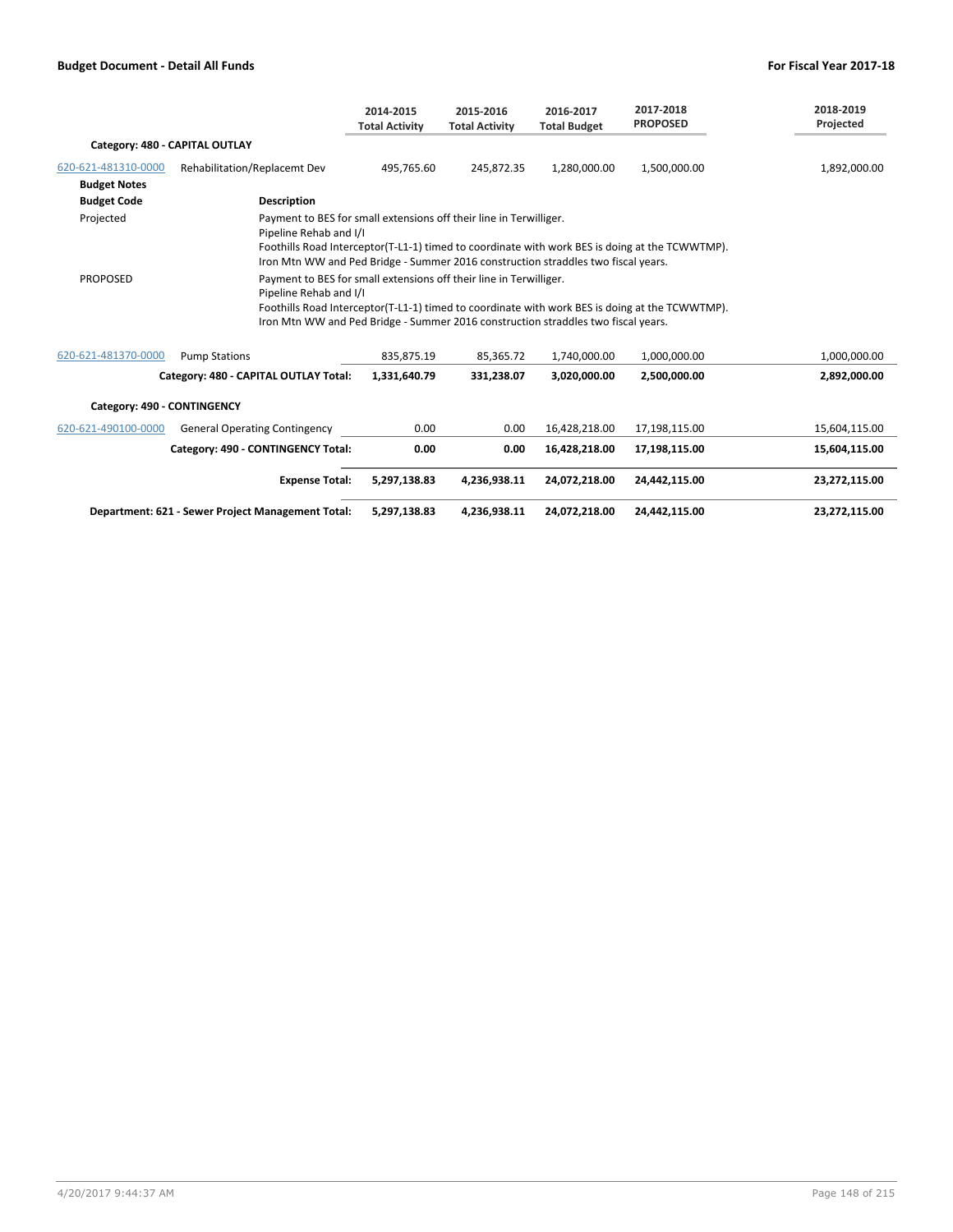## Budget Document - Detail All Funds

**For Fiscal Year 2017-18**

| | | 2014-2015 Total Activity | 2015-2016 Total Activity | 2016-2017 Total Budget | 2017-2018 PROPOSED | 2018-2019 Projected |
|---|---|---|---|---|---|---|
| **Category: 480 - CAPITAL OUTLAY** | | | | | | |
| 620-621-481310-0000 | Rehabilitation/Replacemt Dev | 495,765.60 | 245,872.35 | 1,280,000.00 | 1,500,000.00 | 1,892,000.00 |

**Budget Notes**

| Budget Code | Description |
|---|---|
| Projected | Payment to BES for small extensions off their line in Terwilliger.<br>Pipeline Rehab and I/I<br>Foothills Road Interceptor(T-L1-1) timed to coordinate with work BES is doing at the TCWWTMP).<br>Iron Mtn WW and Ped Bridge - Summer 2016 construction straddles two fiscal years. |
| PROPOSED | Payment to BES for small extensions off their line in Terwilliger.<br>Pipeline Rehab and I/I<br>Foothills Road Interceptor(T-L1-1) timed to coordinate with work BES is doing at the TCWWTMP).<br>Iron Mtn WW and Ped Bridge - Summer 2016 construction straddles two fiscal years. |

| | | 2014-2015 Total Activity | 2015-2016 Total Activity | 2016-2017 Total Budget | 2017-2018 PROPOSED | 2018-2019 Projected |
|---|---|---|---|---|---|---|
| 620-621-481370-0000 | Pump Stations | 835,875.19 | 85,365.72 | 1,740,000.00 | 1,000,000.00 | 1,000,000.00 |
| | **Category: 480 - CAPITAL OUTLAY Total:** | **1,331,640.79** | **331,238.07** | **3,020,000.00** | **2,500,000.00** | **2,892,000.00** |
| **Category: 490 - CONTINGENCY** | | | | | | |
| 620-621-490100-0000 | General Operating Contingency | 0.00 | 0.00 | 16,428,218.00 | 17,198,115.00 | 15,604,115.00 |
| | **Category: 490 - CONTINGENCY Total:** | **0.00** | **0.00** | **16,428,218.00** | **17,198,115.00** | **15,604,115.00** |
| | **Expense Total:** | **5,297,138.83** | **4,236,938.11** | **24,072,218.00** | **24,442,115.00** | **23,272,115.00** |
| | **Department: 621 - Sewer Project Management Total:** | **5,297,138.83** | **4,236,938.11** | **24,072,218.00** | **24,442,115.00** | **23,272,115.00** |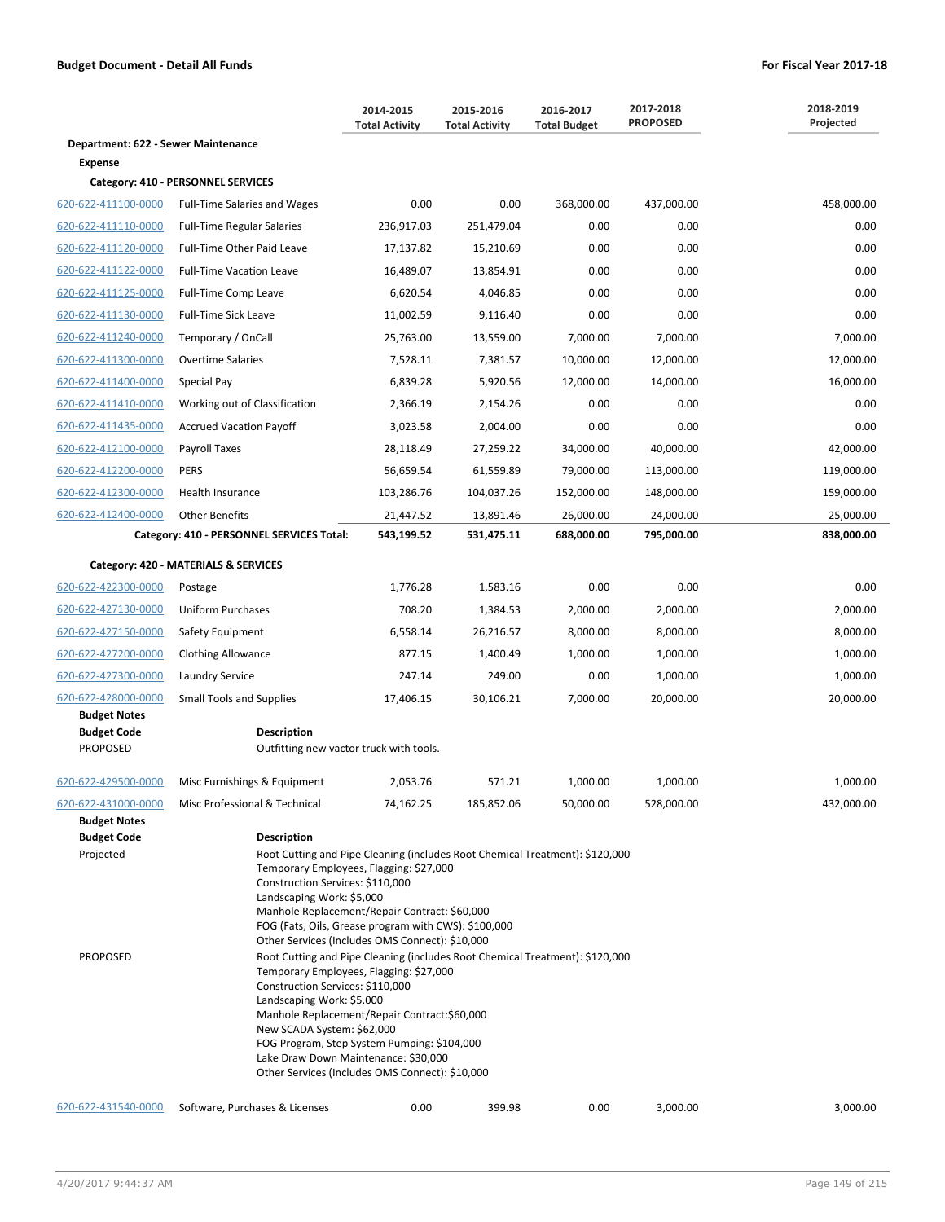**Budget Document - Detail All Funds** | **For Fiscal Year 2017-18**

| | | 2014-2015 Total Activity | 2015-2016 Total Activity | 2016-2017 Total Budget | 2017-2018 PROPOSED | 2018-2019 Projected |
|---|---|---|---|---|---|---|
| **Department: 622 - Sewer Maintenance** | | | | | | |
| **Expense** | | | | | | |
| **Category: 410 - PERSONNEL SERVICES** | | | | | | |
| 620-622-411100-0000 | Full-Time Salaries and Wages | 0.00 | 0.00 | 368,000.00 | 437,000.00 | 458,000.00 |
| 620-622-411110-0000 | Full-Time Regular Salaries | 236,917.03 | 251,479.04 | 0.00 | 0.00 | 0.00 |
| 620-622-411120-0000 | Full-Time Other Paid Leave | 17,137.82 | 15,210.69 | 0.00 | 0.00 | 0.00 |
| 620-622-411122-0000 | Full-Time Vacation Leave | 16,489.07 | 13,854.91 | 0.00 | 0.00 | 0.00 |
| 620-622-411125-0000 | Full-Time Comp Leave | 6,620.54 | 4,046.85 | 0.00 | 0.00 | 0.00 |
| 620-622-411130-0000 | Full-Time Sick Leave | 11,002.59 | 9,116.40 | 0.00 | 0.00 | 0.00 |
| 620-622-411240-0000 | Temporary / OnCall | 25,763.00 | 13,559.00 | 7,000.00 | 7,000.00 | 7,000.00 |
| 620-622-411300-0000 | Overtime Salaries | 7,528.11 | 7,381.57 | 10,000.00 | 12,000.00 | 12,000.00 |
| 620-622-411400-0000 | Special Pay | 6,839.28 | 5,920.56 | 12,000.00 | 14,000.00 | 16,000.00 |
| 620-622-411410-0000 | Working out of Classification | 2,366.19 | 2,154.26 | 0.00 | 0.00 | 0.00 |
| 620-622-411435-0000 | Accrued Vacation Payoff | 3,023.58 | 2,004.00 | 0.00 | 0.00 | 0.00 |
| 620-622-412100-0000 | Payroll Taxes | 28,118.49 | 27,259.22 | 34,000.00 | 40,000.00 | 42,000.00 |
| 620-622-412200-0000 | PERS | 56,659.54 | 61,559.89 | 79,000.00 | 113,000.00 | 119,000.00 |
| 620-622-412300-0000 | Health Insurance | 103,286.76 | 104,037.26 | 152,000.00 | 148,000.00 | 159,000.00 |
| 620-622-412400-0000 | Other Benefits | 21,447.52 | 13,891.46 | 26,000.00 | 24,000.00 | 25,000.00 |
| | **Category: 410 - PERSONNEL SERVICES Total:** | **543,199.52** | **531,475.11** | **688,000.00** | **795,000.00** | **838,000.00** |
| **Category: 420 - MATERIALS & SERVICES** | | | | | | |
| 620-622-422300-0000 | Postage | 1,776.28 | 1,583.16 | 0.00 | 0.00 | 0.00 |
| 620-622-427130-0000 | Uniform Purchases | 708.20 | 1,384.53 | 2,000.00 | 2,000.00 | 2,000.00 |
| 620-622-427150-0000 | Safety Equipment | 6,558.14 | 26,216.57 | 8,000.00 | 8,000.00 | 8,000.00 |
| 620-622-427200-0000 | Clothing Allowance | 877.15 | 1,400.49 | 1,000.00 | 1,000.00 | 1,000.00 |
| 620-622-427300-0000 | Laundry Service | 247.14 | 249.00 | 0.00 | 1,000.00 | 1,000.00 |
| 620-622-428000-0000 | Small Tools and Supplies | 17,406.15 | 30,106.21 | 7,000.00 | 20,000.00 | 20,000.00 |

**Budget Notes**

| Budget Code | Description |
|---|---|
| PROPOSED | Outfitting new vactor truck with tools. |

| | | 2014-2015 Total Activity | 2015-2016 Total Activity | 2016-2017 Total Budget | 2017-2018 PROPOSED | 2018-2019 Projected |
|---|---|---|---|---|---|---|
| 620-622-429500-0000 | Misc Furnishings & Equipment | 2,053.76 | 571.21 | 1,000.00 | 1,000.00 | 1,000.00 |
| 620-622-431000-0000 | Misc Professional & Technical | 74,162.25 | 185,852.06 | 50,000.00 | 528,000.00 | 432,000.00 |

**Budget Notes**

| Budget Code | Description |
|---|---|
| Projected | Root Cutting and Pipe Cleaning (includes Root Chemical Treatment): $120,000<br>Temporary Employees, Flagging: $27,000<br>Construction Services: $110,000<br>Landscaping Work: $5,000<br>Manhole Replacement/Repair Contract: $60,000<br>FOG (Fats, Oils, Grease program with CWS): $100,000<br>Other Services (Includes OMS Connect): $10,000 |
| PROPOSED | Root Cutting and Pipe Cleaning (includes Root Chemical Treatment): $120,000<br>Temporary Employees, Flagging: $27,000<br>Construction Services: $110,000<br>Landscaping Work: $5,000<br>Manhole Replacement/Repair Contract:$60,000<br>New SCADA System: $62,000<br>FOG Program, Step System Pumping: $104,000<br>Lake Draw Down Maintenance: $30,000<br>Other Services (Includes OMS Connect): $10,000 |

| | | 2014-2015 Total Activity | 2015-2016 Total Activity | 2016-2017 Total Budget | 2017-2018 PROPOSED | 2018-2019 Projected |
|---|---|---|---|---|---|---|
| 620-622-431540-0000 | Software, Purchases & Licenses | 0.00 | 399.98 | 0.00 | 3,000.00 | 3,000.00 |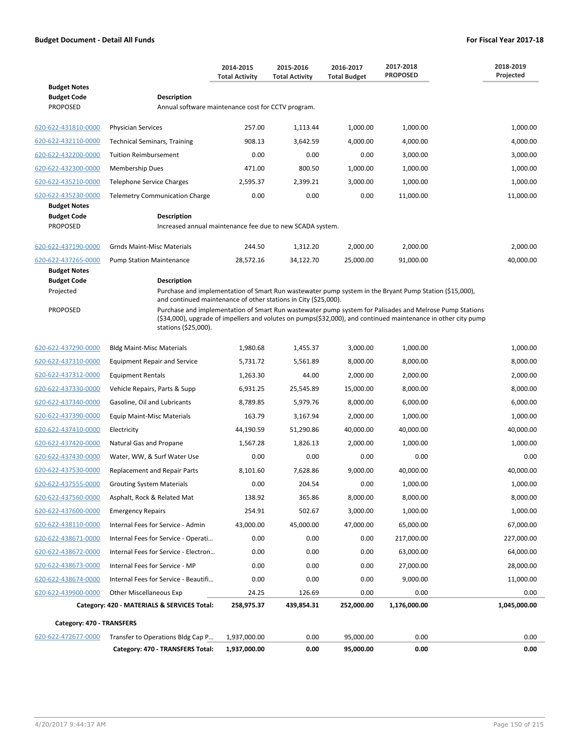**Budget Document - Detail All Funds** **For Fiscal Year 2017-18**

| | | 2014-2015 Total Activity | 2015-2016 Total Activity | 2016-2017 Total Budget | 2017-2018 PROPOSED | 2018-2019 Projected |
|---|---|---|---|---|---|---|
| **Budget Notes** | | | | | | |
| **Budget Code** | **Description** | | | | | |
| PROPOSED | Annual software maintenance cost for CCTV program. | | | | | |
| 620-622-431810-0000 | Physician Services | 257.00 | 1,113.44 | 1,000.00 | 1,000.00 | 1,000.00 |
| 620-622-432110-0000 | Technical Seminars, Training | 908.13 | 3,642.59 | 4,000.00 | 4,000.00 | 4,000.00 |
| 620-622-432200-0000 | Tuition Reimbursement | 0.00 | 0.00 | 0.00 | 3,000.00 | 3,000.00 |
| 620-622-432300-0000 | Membership Dues | 471.00 | 800.50 | 1,000.00 | 1,000.00 | 1,000.00 |
| 620-622-435210-0000 | Telephone Service Charges | 2,595.37 | 2,399.21 | 3,000.00 | 1,000.00 | 1,000.00 |
| 620-622-435230-0000 | Telemetry Communication Charge | 0.00 | 0.00 | 0.00 | 11,000.00 | 11,000.00 |
| **Budget Notes** | | | | | | |
| **Budget Code** | **Description** | | | | | |
| PROPOSED | Increased annual maintenance fee due to new SCADA system. | | | | | |
| 620-622-437190-0000 | Grnds Maint-Misc Materials | 244.50 | 1,312.20 | 2,000.00 | 2,000.00 | 2,000.00 |
| 620-622-437265-0000 | Pump Station Maintenance | 28,572.16 | 34,122.70 | 25,000.00 | 91,000.00 | 40,000.00 |
| **Budget Notes** | | | | | | |
| **Budget Code** | **Description** | | | | | |
| Projected | Purchase and implementation of Smart Run wastewater pump system in the Bryant Pump Station ($15,000), and continued maintenance of other stations in City ($25,000). | | | | | |
| PROPOSED | Purchase and implementation of Smart Run wastewater pump system for Palisades and Melrose Pump Stations ($34,000), upgrade of impellers and volutes on pumps($32,000), and continued maintenance in other city pump stations ($25,000). | | | | | |
| 620-622-437290-0000 | Bldg Maint-Misc Materials | 1,980.68 | 1,455.37 | 3,000.00 | 1,000.00 | 1,000.00 |
| 620-622-437310-0000 | Equipment Repair and Service | 5,731.72 | 5,561.89 | 8,000.00 | 8,000.00 | 8,000.00 |
| 620-622-437312-0000 | Equipment Rentals | 1,263.30 | 44.00 | 2,000.00 | 2,000.00 | 2,000.00 |
| 620-622-437330-0000 | Vehicle Repairs, Parts & Supp | 6,931.25 | 25,545.89 | 15,000.00 | 8,000.00 | 8,000.00 |
| 620-622-437340-0000 | Gasoline, Oil and Lubricants | 8,789.85 | 5,979.76 | 8,000.00 | 6,000.00 | 6,000.00 |
| 620-622-437390-0000 | Equip Maint-Misc Materials | 163.79 | 3,167.94 | 2,000.00 | 1,000.00 | 1,000.00 |
| 620-622-437410-0000 | Electricity | 44,190.59 | 51,290.86 | 40,000.00 | 40,000.00 | 40,000.00 |
| 620-622-437420-0000 | Natural Gas and Propane | 1,567.28 | 1,826.13 | 2,000.00 | 1,000.00 | 1,000.00 |
| 620-622-437430-0000 | Water, WW, & Surf Water Use | 0.00 | 0.00 | 0.00 | 0.00 | 0.00 |
| 620-622-437530-0000 | Replacement and Repair Parts | 8,101.60 | 7,628.86 | 9,000.00 | 40,000.00 | 40,000.00 |
| 620-622-437555-0000 | Grouting System Materials | 0.00 | 204.54 | 0.00 | 1,000.00 | 1,000.00 |
| 620-622-437560-0000 | Asphalt, Rock & Related Mat | 138.92 | 365.86 | 8,000.00 | 8,000.00 | 8,000.00 |
| 620-622-437600-0000 | Emergency Repairs | 254.91 | 502.67 | 3,000.00 | 1,000.00 | 1,000.00 |
| 620-622-438110-0000 | Internal Fees for Service - Admin | 43,000.00 | 45,000.00 | 47,000.00 | 65,000.00 | 67,000.00 |
| 620-622-438671-0000 | Internal Fees for Service - Operati… | 0.00 | 0.00 | 0.00 | 217,000.00 | 227,000.00 |
| 620-622-438672-0000 | Internal Fees for Service - Electron… | 0.00 | 0.00 | 0.00 | 63,000.00 | 64,000.00 |
| 620-622-438673-0000 | Internal Fees for Service - MP | 0.00 | 0.00 | 0.00 | 27,000.00 | 28,000.00 |
| 620-622-438674-0000 | Internal Fees for Service - Beautifi… | 0.00 | 0.00 | 0.00 | 9,000.00 | 11,000.00 |
| 620-622-439900-0000 | Other Miscellaneous Exp | 24.25 | 126.69 | 0.00 | 0.00 | 0.00 |
| | **Category: 420 - MATERIALS & SERVICES Total:** | **258,975.37** | **439,854.31** | **252,000.00** | **1,176,000.00** | **1,045,000.00** |
| **Category: 470 - TRANSFERS** | | | | | | |
| 620-622-472677-0000 | Transfer to Operations Bldg Cap P… | 1,937,000.00 | 0.00 | 95,000.00 | 0.00 | 0.00 |
| | **Category: 470 - TRANSFERS Total:** | **1,937,000.00** | **0.00** | **95,000.00** | **0.00** | **0.00** |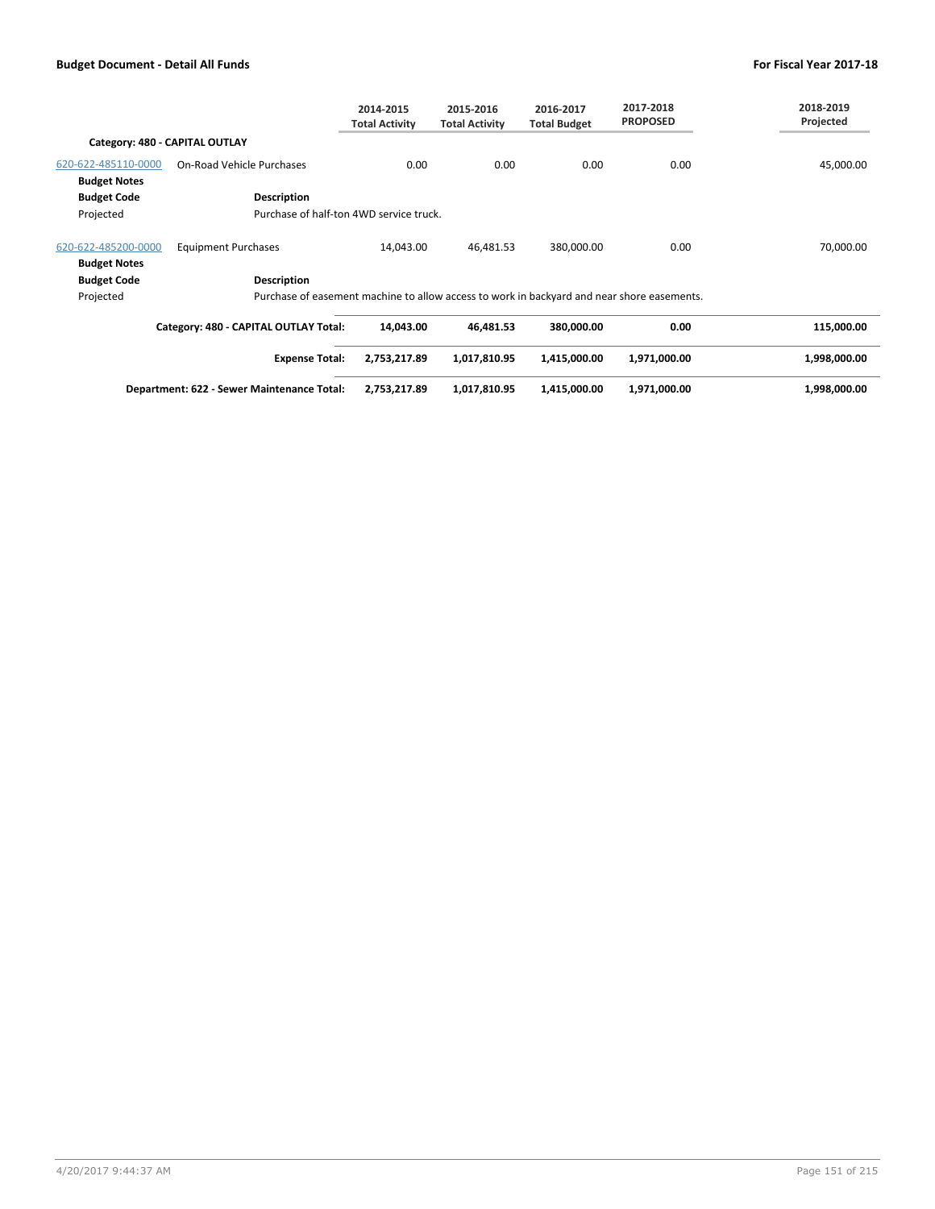| | | 2014-2015 Total Activity | 2015-2016 Total Activity | 2016-2017 Total Budget | 2017-2018 PROPOSED | 2018-2019 Projected |
|---|---|---|---|---|---|---|
| **Category: 480 - CAPITAL OUTLAY** | | | | | | |
| 620-622-485110-0000 | On-Road Vehicle Purchases | 0.00 | 0.00 | 0.00 | 0.00 | 45,000.00 |
| **Budget Notes** | | | | | | |
| **Budget Code** | **Description** | | | | | |
| Projected | Purchase of half-ton 4WD service truck. | | | | | |
| 620-622-485200-0000 | Equipment Purchases | 14,043.00 | 46,481.53 | 380,000.00 | 0.00 | 70,000.00 |
| **Budget Notes** | | | | | | |
| **Budget Code** | **Description** | | | | | |
| Projected | Purchase of easement machine to allow access to work in backyard and near shore easements. | | | | | |
| | **Category: 480 - CAPITAL OUTLAY Total:** | **14,043.00** | **46,481.53** | **380,000.00** | **0.00** | **115,000.00** |
| | **Expense Total:** | **2,753,217.89** | **1,017,810.95** | **1,415,000.00** | **1,971,000.00** | **1,998,000.00** |
| | **Department: 622 - Sewer Maintenance Total:** | **2,753,217.89** | **1,017,810.95** | **1,415,000.00** | **1,971,000.00** | **1,998,000.00** |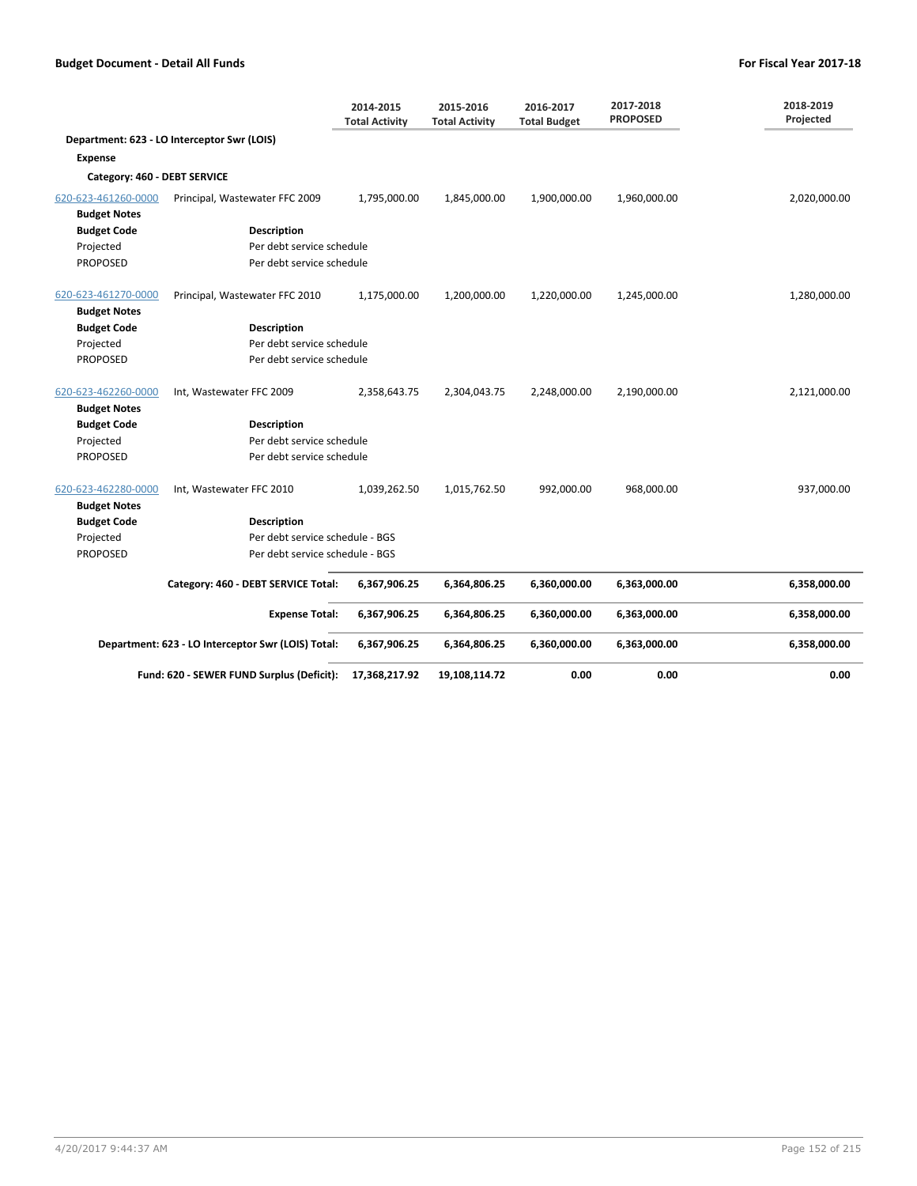## Budget Document - Detail All Funds

**For Fiscal Year 2017-18**

| | | 2014-2015 Total Activity | 2015-2016 Total Activity | 2016-2017 Total Budget | 2017-2018 PROPOSED | 2018-2019 Projected |
|---|---|---|---|---|---|---|
| **Department: 623 - LO Interceptor Swr (LOIS)** | | | | | | |
| **Expense** | | | | | | |
| **Category: 460 - DEBT SERVICE** | | | | | | |
| 620-623-461260-0000 | Principal, Wastewater FFC 2009 | 1,795,000.00 | 1,845,000.00 | 1,900,000.00 | 1,960,000.00 | 2,020,000.00 |
| **Budget Notes** | | | | | | |
| **Budget Code** | **Description** | | | | | |
| Projected | Per debt service schedule | | | | | |
| PROPOSED | Per debt service schedule | | | | | |
| 620-623-461270-0000 | Principal, Wastewater FFC 2010 | 1,175,000.00 | 1,200,000.00 | 1,220,000.00 | 1,245,000.00 | 1,280,000.00 |
| **Budget Notes** | | | | | | |
| **Budget Code** | **Description** | | | | | |
| Projected | Per debt service schedule | | | | | |
| PROPOSED | Per debt service schedule | | | | | |
| 620-623-462260-0000 | Int, Wastewater FFC 2009 | 2,358,643.75 | 2,304,043.75 | 2,248,000.00 | 2,190,000.00 | 2,121,000.00 |
| **Budget Notes** | | | | | | |
| **Budget Code** | **Description** | | | | | |
| Projected | Per debt service schedule | | | | | |
| PROPOSED | Per debt service schedule | | | | | |
| 620-623-462280-0000 | Int, Wastewater FFC 2010 | 1,039,262.50 | 1,015,762.50 | 992,000.00 | 968,000.00 | 937,000.00 |
| **Budget Notes** | | | | | | |
| **Budget Code** | **Description** | | | | | |
| Projected | Per debt service schedule - BGS | | | | | |
| PROPOSED | Per debt service schedule - BGS | | | | | |
| | **Category: 460 - DEBT SERVICE Total:** | **6,367,906.25** | **6,364,806.25** | **6,360,000.00** | **6,363,000.00** | **6,358,000.00** |
| | **Expense Total:** | **6,367,906.25** | **6,364,806.25** | **6,360,000.00** | **6,363,000.00** | **6,358,000.00** |
| | **Department: 623 - LO Interceptor Swr (LOIS) Total:** | **6,367,906.25** | **6,364,806.25** | **6,360,000.00** | **6,363,000.00** | **6,358,000.00** |
| | **Fund: 620 - SEWER FUND Surplus (Deficit):** | **17,368,217.92** | **19,108,114.72** | **0.00** | **0.00** | **0.00** |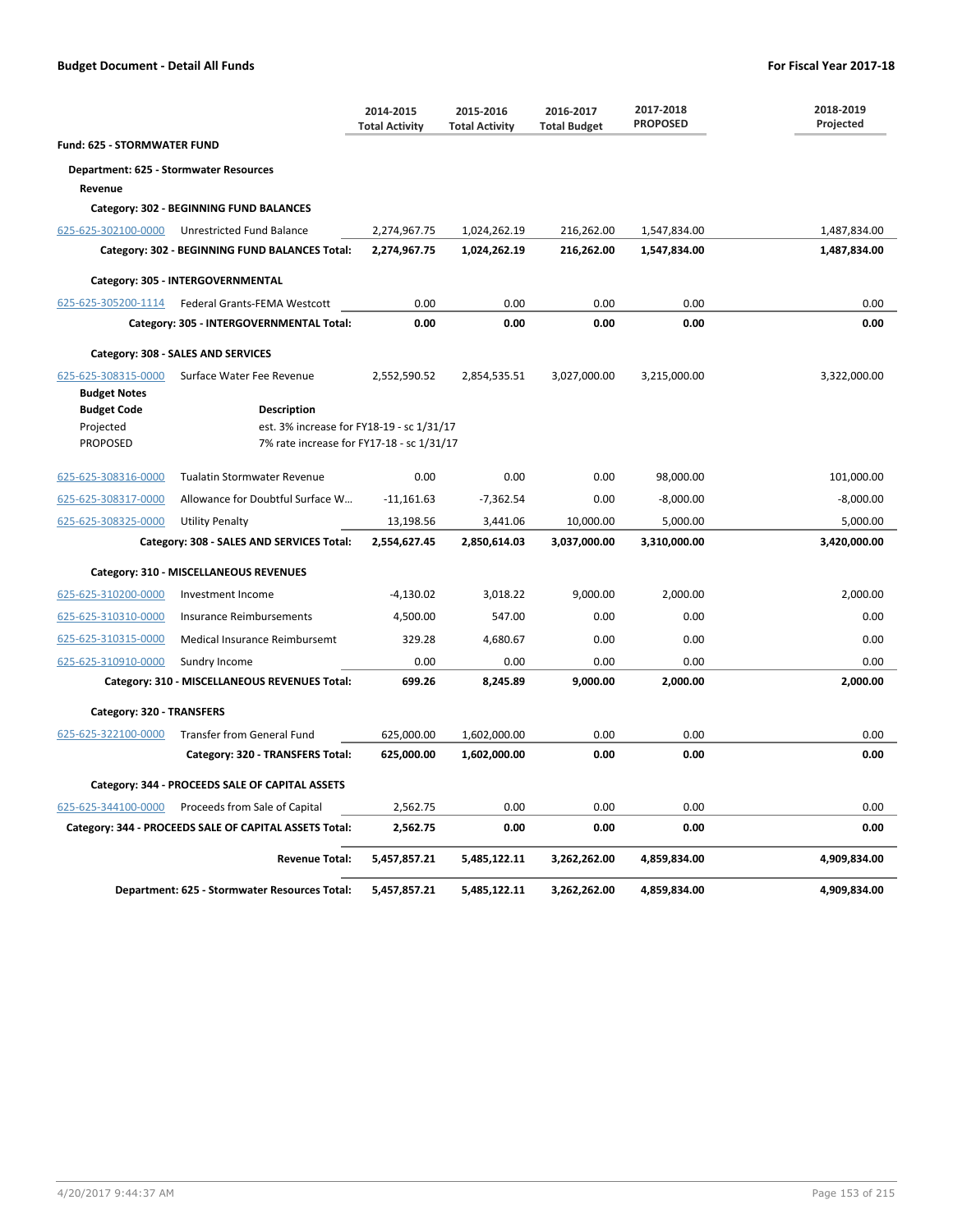**Budget Document - Detail All Funds** | **For Fiscal Year 2017-18**

| | | 2014-2015 Total Activity | 2015-2016 Total Activity | 2016-2017 Total Budget | 2017-2018 PROPOSED | 2018-2019 Projected |
|---|---|---|---|---|---|---|
| **Fund: 625 - STORMWATER FUND** | | | | | | |
| **Department: 625 - Stormwater Resources** | | | | | | |
| **Revenue** | | | | | | |
| **Category: 302 - BEGINNING FUND BALANCES** | | | | | | |
| 625-625-302100-0000 | Unrestricted Fund Balance | 2,274,967.75 | 1,024,262.19 | 216,262.00 | 1,547,834.00 | 1,487,834.00 |
| **Category: 302 - BEGINNING FUND BALANCES Total:** | | **2,274,967.75** | **1,024,262.19** | **216,262.00** | **1,547,834.00** | **1,487,834.00** |
| **Category: 305 - INTERGOVERNMENTAL** | | | | | | |
| 625-625-305200-1114 | Federal Grants-FEMA Westcott | 0.00 | 0.00 | 0.00 | 0.00 | 0.00 |
| **Category: 305 - INTERGOVERNMENTAL Total:** | | **0.00** | **0.00** | **0.00** | **0.00** | **0.00** |
| **Category: 308 - SALES AND SERVICES** | | | | | | |
| 625-625-308315-0000 | Surface Water Fee Revenue | 2,552,590.52 | 2,854,535.51 | 3,027,000.00 | 3,215,000.00 | 3,322,000.00 |
| **Budget Notes** | | | | | | |
| **Budget Code** | **Description** | | | | | |
| Projected | est. 3% increase for FY18-19 - sc 1/31/17 | | | | | |
| PROPOSED | 7% rate increase for FY17-18 - sc 1/31/17 | | | | | |
| 625-625-308316-0000 | Tualatin Stormwater Revenue | 0.00 | 0.00 | 0.00 | 98,000.00 | 101,000.00 |
| 625-625-308317-0000 | Allowance for Doubtful Surface W... | -11,161.63 | -7,362.54 | 0.00 | -8,000.00 | -8,000.00 |
| 625-625-308325-0000 | Utility Penalty | 13,198.56 | 3,441.06 | 10,000.00 | 5,000.00 | 5,000.00 |
| **Category: 308 - SALES AND SERVICES Total:** | | **2,554,627.45** | **2,850,614.03** | **3,037,000.00** | **3,310,000.00** | **3,420,000.00** |
| **Category: 310 - MISCELLANEOUS REVENUES** | | | | | | |
| 625-625-310200-0000 | Investment Income | -4,130.02 | 3,018.22 | 9,000.00 | 2,000.00 | 2,000.00 |
| 625-625-310310-0000 | Insurance Reimbursements | 4,500.00 | 547.00 | 0.00 | 0.00 | 0.00 |
| 625-625-310315-0000 | Medical Insurance Reimbursemt | 329.28 | 4,680.67 | 0.00 | 0.00 | 0.00 |
| 625-625-310910-0000 | Sundry Income | 0.00 | 0.00 | 0.00 | 0.00 | 0.00 |
| **Category: 310 - MISCELLANEOUS REVENUES Total:** | | **699.26** | **8,245.89** | **9,000.00** | **2,000.00** | **2,000.00** |
| **Category: 320 - TRANSFERS** | | | | | | |
| 625-625-322100-0000 | Transfer from General Fund | 625,000.00 | 1,602,000.00 | 0.00 | 0.00 | 0.00 |
| **Category: 320 - TRANSFERS Total:** | | **625,000.00** | **1,602,000.00** | **0.00** | **0.00** | **0.00** |
| **Category: 344 - PROCEEDS SALE OF CAPITAL ASSETS** | | | | | | |
| 625-625-344100-0000 | Proceeds from Sale of Capital | 2,562.75 | 0.00 | 0.00 | 0.00 | 0.00 |
| **Category: 344 - PROCEEDS SALE OF CAPITAL ASSETS Total:** | | **2,562.75** | **0.00** | **0.00** | **0.00** | **0.00** |
| **Revenue Total:** | | **5,457,857.21** | **5,485,122.11** | **3,262,262.00** | **4,859,834.00** | **4,909,834.00** |
| **Department: 625 - Stormwater Resources Total:** | | **5,457,857.21** | **5,485,122.11** | **3,262,262.00** | **4,859,834.00** | **4,909,834.00** |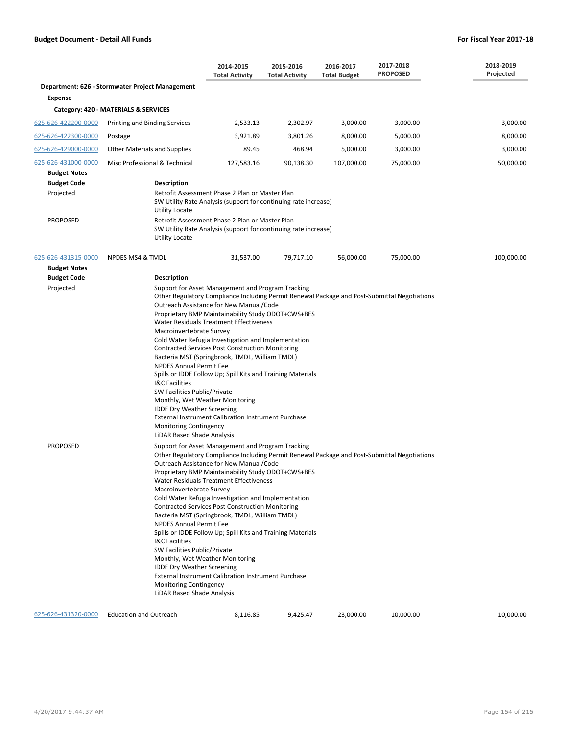**Budget Document - Detail All Funds** | **For Fiscal Year 2017-18**

| | | 2014-2015 Total Activity | 2015-2016 Total Activity | 2016-2017 Total Budget | 2017-2018 PROPOSED | 2018-2019 Projected |
|---|---|---|---|---|---|---|
| **Department: 626 - Stormwater Project Management** | | | | | | |
| **Expense** | | | | | | |
| **Category: 420 - MATERIALS & SERVICES** | | | | | | |
| 625-626-422200-0000 | Printing and Binding Services | 2,533.13 | 2,302.97 | 3,000.00 | 3,000.00 | 3,000.00 |
| 625-626-422300-0000 | Postage | 3,921.89 | 3,801.26 | 8,000.00 | 5,000.00 | 8,000.00 |
| 625-626-429000-0000 | Other Materials and Supplies | 89.45 | 468.94 | 5,000.00 | 3,000.00 | 3,000.00 |
| 625-626-431000-0000 | Misc Professional & Technical | 127,583.16 | 90,138.30 | 107,000.00 | 75,000.00 | 50,000.00 |

**Budget Notes**

| Budget Code | Description |
|---|---|
| Projected | Retrofit Assessment Phase 2 Plan or Master Plan<br>SW Utility Rate Analysis (support for continuing rate increase)<br>Utility Locate |
| PROPOSED | Retrofit Assessment Phase 2 Plan or Master Plan<br>SW Utility Rate Analysis (support for continuing rate increase)<br>Utility Locate |

| | | 2014-2015 Total Activity | 2015-2016 Total Activity | 2016-2017 Total Budget | 2017-2018 PROPOSED | 2018-2019 Projected |
|---|---|---|---|---|---|---|
| 625-626-431315-0000 | NPDES MS4 & TMDL | 31,537.00 | 79,717.10 | 56,000.00 | 75,000.00 | 100,000.00 |

**Budget Notes**

| Budget Code | Description |
|---|---|
| Projected | Support for Asset Management and Program Tracking<br>Other Regulatory Compliance Including Permit Renewal Package and Post-Submittal Negotiations<br>Outreach Assistance for New Manual/Code<br>Proprietary BMP Maintainability Study ODOT+CWS+BES<br>Water Residuals Treatment Effectiveness<br>Macroinvertebrate Survey<br>Cold Water Refugia Investigation and Implementation<br>Contracted Services Post Construction Monitoring<br>Bacteria MST (Springbrook, TMDL, William TMDL)<br>NPDES Annual Permit Fee<br>Spills or IDDE Follow Up; Spill Kits and Training Materials<br>I&C Facilities<br>SW Facilities Public/Private<br>Monthly, Wet Weather Monitoring<br>IDDE Dry Weather Screening<br>External Instrument Calibration Instrument Purchase<br>Monitoring Contingency<br>LiDAR Based Shade Analysis |
| PROPOSED | Support for Asset Management and Program Tracking<br>Other Regulatory Compliance Including Permit Renewal Package and Post-Submittal Negotiations<br>Outreach Assistance for New Manual/Code<br>Proprietary BMP Maintainability Study ODOT+CWS+BES<br>Water Residuals Treatment Effectiveness<br>Macroinvertebrate Survey<br>Cold Water Refugia Investigation and Implementation<br>Contracted Services Post Construction Monitoring<br>Bacteria MST (Springbrook, TMDL, William TMDL)<br>NPDES Annual Permit Fee<br>Spills or IDDE Follow Up; Spill Kits and Training Materials<br>I&C Facilities<br>SW Facilities Public/Private<br>Monthly, Wet Weather Monitoring<br>IDDE Dry Weather Screening<br>External Instrument Calibration Instrument Purchase<br>Monitoring Contingency<br>LiDAR Based Shade Analysis |

| | | 2014-2015 Total Activity | 2015-2016 Total Activity | 2016-2017 Total Budget | 2017-2018 PROPOSED | 2018-2019 Projected |
|---|---|---|---|---|---|---|
| 625-626-431320-0000 | Education and Outreach | 8,116.85 | 9,425.47 | 23,000.00 | 10,000.00 | 10,000.00 |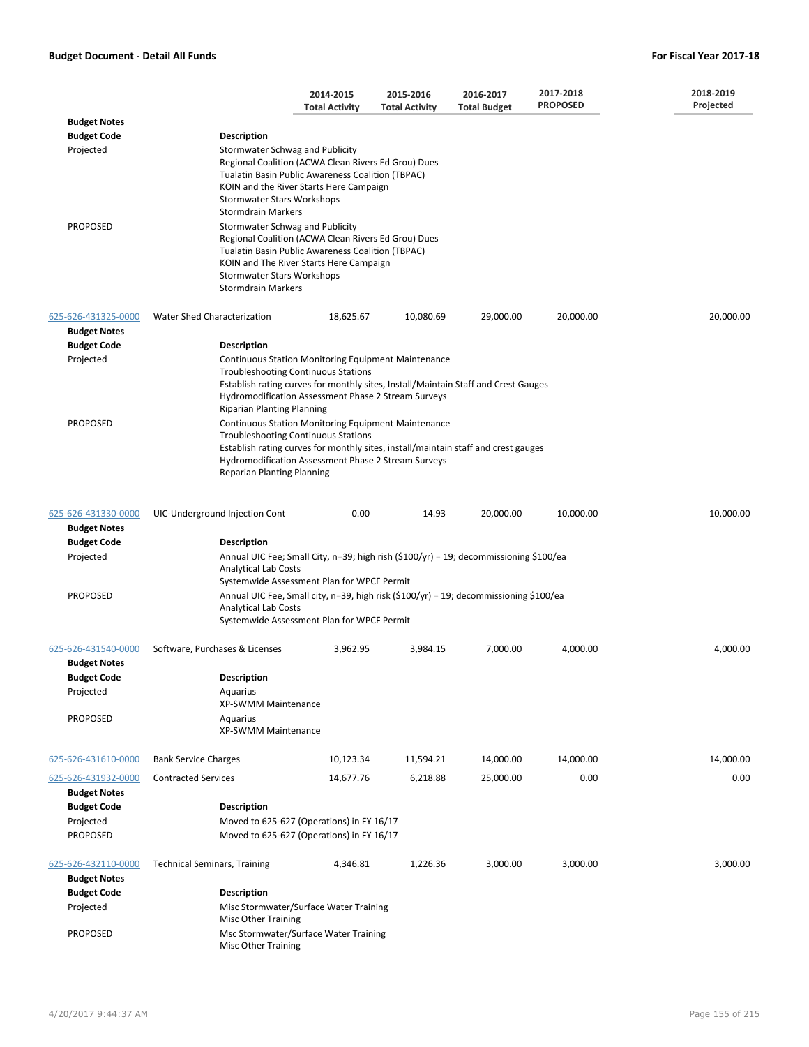**Budget Document - Detail All Funds** **For Fiscal Year 2017-18**

| | | 2014-2015 Total Activity | 2015-2016 Total Activity | 2016-2017 Total Budget | 2017-2018 PROPOSED | 2018-2019 Projected |
|---|---|---|---|---|---|---|

**Budget Notes**

| Budget Code | Description |
|---|---|
| Projected | Stormwater Schwag and Publicity<br>Regional Coalition (ACWA Clean Rivers Ed Grou) Dues<br>Tualatin Basin Public Awareness Coalition (TBPAC)<br>KOIN and the River Starts Here Campaign<br>Stormwater Stars Workshops<br>Stormdrain Markers |
| PROPOSED | Stormwater Schwag and Publicity<br>Regional Coalition (ACWA Clean Rivers Ed Grou) Dues<br>Tualatin Basin Public Awareness Coalition (TBPAC)<br>KOIN and The River Starts Here Campaign<br>Stormwater Stars Workshops<br>Stormdrain Markers |

| Account | Description | 2014-2015 Total Activity | 2015-2016 Total Activity | 2016-2017 Total Budget | 2017-2018 PROPOSED | 2018-2019 Projected |
|---|---|---|---|---|---|---|
| 625-626-431325-0000 | Water Shed Characterization | 18,625.67 | 10,080.69 | 29,000.00 | 20,000.00 | 20,000.00 |

**Budget Notes**

| Budget Code | Description |
|---|---|
| Projected | Continuous Station Monitoring Equipment Maintenance<br>Troubleshooting Continuous Stations<br>Establish rating curves for monthly sites, Install/Maintain Staff and Crest Gauges<br>Hydromodification Assessment Phase 2 Stream Surveys<br>Riparian Planting Planning |
| PROPOSED | Continuous Station Monitoring Equipment Maintenance<br>Troubleshooting Continuous Stations<br>Establish rating curves for monthly sites, install/maintain staff and crest gauges<br>Hydromodification Assessment Phase 2 Stream Surveys<br>Reparian Planting Planning |

| Account | Description | 2014-2015 Total Activity | 2015-2016 Total Activity | 2016-2017 Total Budget | 2017-2018 PROPOSED | 2018-2019 Projected |
|---|---|---|---|---|---|---|
| 625-626-431330-0000 | UIC-Underground Injection Cont | 0.00 | 14.93 | 20,000.00 | 10,000.00 | 10,000.00 |

**Budget Notes**

| Budget Code | Description |
|---|---|
| Projected | Annual UIC Fee; Small City, n=39; high rish ($100/yr) = 19; decommissioning $100/ea<br>Analytical Lab Costs<br>Systemwide Assessment Plan for WPCF Permit |
| PROPOSED | Annual UIC Fee, Small city, n=39, high risk ($100/yr) = 19; decommissioning $100/ea<br>Analytical Lab Costs<br>Systemwide Assessment Plan for WPCF Permit |

| Account | Description | 2014-2015 Total Activity | 2015-2016 Total Activity | 2016-2017 Total Budget | 2017-2018 PROPOSED | 2018-2019 Projected |
|---|---|---|---|---|---|---|
| 625-626-431540-0000 | Software, Purchases & Licenses | 3,962.95 | 3,984.15 | 7,000.00 | 4,000.00 | 4,000.00 |

**Budget Notes**

| Budget Code | Description |
|---|---|
| Projected | Aquarius<br>XP-SWMM Maintenance |
| PROPOSED | Aquarius<br>XP-SWMM Maintenance |

| Account | Description | 2014-2015 Total Activity | 2015-2016 Total Activity | 2016-2017 Total Budget | 2017-2018 PROPOSED | 2018-2019 Projected |
|---|---|---|---|---|---|---|
| 625-626-431610-0000 | Bank Service Charges | 10,123.34 | 11,594.21 | 14,000.00 | 14,000.00 | 14,000.00 |
| 625-626-431932-0000 | Contracted Services | 14,677.76 | 6,218.88 | 25,000.00 | 0.00 | 0.00 |

**Budget Notes**

| Budget Code | Description |
|---|---|
| Projected | Moved to 625-627 (Operations) in FY 16/17 |
| PROPOSED | Moved to 625-627 (Operations) in FY 16/17 |

| Account | Description | 2014-2015 Total Activity | 2015-2016 Total Activity | 2016-2017 Total Budget | 2017-2018 PROPOSED | 2018-2019 Projected |
|---|---|---|---|---|---|---|
| 625-626-432110-0000 | Technical Seminars, Training | 4,346.81 | 1,226.36 | 3,000.00 | 3,000.00 | 3,000.00 |

**Budget Notes**

| Budget Code | Description |
|---|---|
| Projected | Misc Stormwater/Surface Water Training<br>Misc Other Training |
| PROPOSED | Msc Stormwater/Surface Water Training<br>Misc Other Training |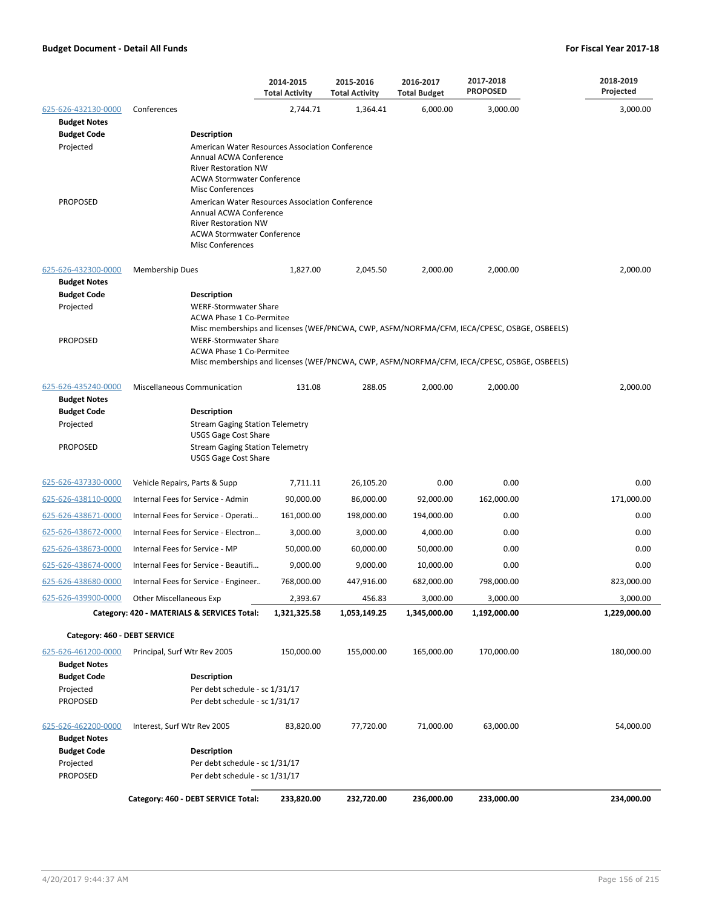| | | 2014-2015 Total Activity | 2015-2016 Total Activity | 2016-2017 Total Budget | 2017-2018 PROPOSED | 2018-2019 Projected |
|---|---|---|---|---|---|---|
| 625-626-432130-0000 | Conferences | 2,744.71 | 1,364.41 | 6,000.00 | 3,000.00 | 3,000.00 |

**Budget Notes**

| Budget Code | Description |
|---|---|
| Projected | American Water Resources Association Conference<br>Annual ACWA Conference<br>River Restoration NW<br>ACWA Stormwater Conference<br>Misc Conferences |
| PROPOSED | American Water Resources Association Conference<br>Annual ACWA Conference<br>River Restoration NW<br>ACWA Stormwater Conference<br>Misc Conferences |

| | | 2014-2015 Total Activity | 2015-2016 Total Activity | 2016-2017 Total Budget | 2017-2018 PROPOSED | 2018-2019 Projected |
|---|---|---|---|---|---|---|
| 625-626-432300-0000 | Membership Dues | 1,827.00 | 2,045.50 | 2,000.00 | 2,000.00 | 2,000.00 |

**Budget Notes**

| Budget Code | Description |
|---|---|
| Projected | WERF-Stormwater Share<br>ACWA Phase 1 Co-Permitee<br>Misc memberships and licenses (WEF/PNCWA, CWP, ASFM/NORFMA/CFM, IECA/CPESC, OSBGE, OSBEELS) |
| PROPOSED | WERF-Stormwater Share<br>ACWA Phase 1 Co-Permitee<br>Misc memberships and licenses (WEF/PNCWA, CWP, ASFM/NORFMA/CFM, IECA/CPESC, OSBGE, OSBEELS) |

| | | 2014-2015 Total Activity | 2015-2016 Total Activity | 2016-2017 Total Budget | 2017-2018 PROPOSED | 2018-2019 Projected |
|---|---|---|---|---|---|---|
| 625-626-435240-0000 | Miscellaneous Communication | 131.08 | 288.05 | 2,000.00 | 2,000.00 | 2,000.00 |

**Budget Notes**

| Budget Code | Description |
|---|---|
| Projected | Stream Gaging Station Telemetry<br>USGS Gage Cost Share |
| PROPOSED | Stream Gaging Station Telemetry<br>USGS Gage Cost Share |

| | | 2014-2015 Total Activity | 2015-2016 Total Activity | 2016-2017 Total Budget | 2017-2018 PROPOSED | 2018-2019 Projected |
|---|---|---|---|---|---|---|
| 625-626-437330-0000 | Vehicle Repairs, Parts & Supp | 7,711.11 | 26,105.20 | 0.00 | 0.00 | 0.00 |
| 625-626-438110-0000 | Internal Fees for Service - Admin | 90,000.00 | 86,000.00 | 92,000.00 | 162,000.00 | 171,000.00 |
| 625-626-438671-0000 | Internal Fees for Service - Operati… | 161,000.00 | 198,000.00 | 194,000.00 | 0.00 | 0.00 |
| 625-626-438672-0000 | Internal Fees for Service - Electron… | 3,000.00 | 3,000.00 | 4,000.00 | 0.00 | 0.00 |
| 625-626-438673-0000 | Internal Fees for Service - MP | 50,000.00 | 60,000.00 | 50,000.00 | 0.00 | 0.00 |
| 625-626-438674-0000 | Internal Fees for Service - Beautifi… | 9,000.00 | 9,000.00 | 10,000.00 | 0.00 | 0.00 |
| 625-626-438680-0000 | Internal Fees for Service - Engineer.. | 768,000.00 | 447,916.00 | 682,000.00 | 798,000.00 | 823,000.00 |
| 625-626-439900-0000 | Other Miscellaneous Exp | 2,393.67 | 456.83 | 3,000.00 | 3,000.00 | 3,000.00 |
| | **Category: 420 - MATERIALS & SERVICES Total:** | **1,321,325.58** | **1,053,149.25** | **1,345,000.00** | **1,192,000.00** | **1,229,000.00** |

**Category: 460 - DEBT SERVICE**

| | | 2014-2015 Total Activity | 2015-2016 Total Activity | 2016-2017 Total Budget | 2017-2018 PROPOSED | 2018-2019 Projected |
|---|---|---|---|---|---|---|
| 625-626-461200-0000 | Principal, Surf Wtr Rev 2005 | 150,000.00 | 155,000.00 | 165,000.00 | 170,000.00 | 180,000.00 |

**Budget Notes**

| Budget Code | Description |
|---|---|
| Projected | Per debt schedule - sc 1/31/17 |
| PROPOSED | Per debt schedule - sc 1/31/17 |

| | | 2014-2015 Total Activity | 2015-2016 Total Activity | 2016-2017 Total Budget | 2017-2018 PROPOSED | 2018-2019 Projected |
|---|---|---|---|---|---|---|
| 625-626-462200-0000 | Interest, Surf Wtr Rev 2005 | 83,820.00 | 77,720.00 | 71,000.00 | 63,000.00 | 54,000.00 |

**Budget Notes**

| Budget Code | Description |
|---|---|
| Projected | Per debt schedule - sc 1/31/17 |
| PROPOSED | Per debt schedule - sc 1/31/17 |

| | 2014-2015 Total Activity | 2015-2016 Total Activity | 2016-2017 Total Budget | 2017-2018 PROPOSED | 2018-2019 Projected |
|---|---|---|---|---|---|
| **Category: 460 - DEBT SERVICE Total:** | **233,820.00** | **232,720.00** | **236,000.00** | **233,000.00** | **234,000.00** |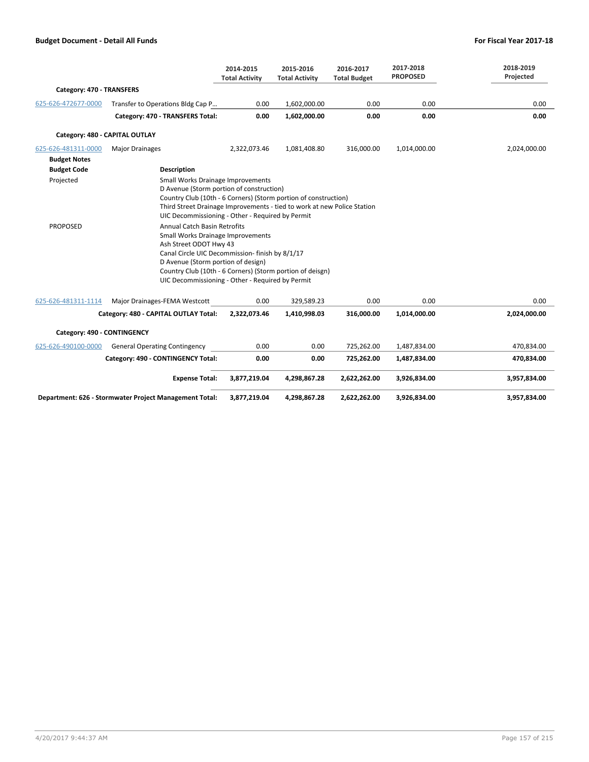| | | 2014-2015 Total Activity | 2015-2016 Total Activity | 2016-2017 Total Budget | 2017-2018 PROPOSED | 2018-2019 Projected |
|---|---|---|---|---|---|---|
| **Category: 470 - TRANSFERS** | | | | | | |
| 625-626-472677-0000 | Transfer to Operations Bldg Cap P... | 0.00 | 1,602,000.00 | 0.00 | 0.00 | 0.00 |
| | **Category: 470 - TRANSFERS Total:** | **0.00** | **1,602,000.00** | **0.00** | **0.00** | **0.00** |
| **Category: 480 - CAPITAL OUTLAY** | | | | | | |
| 625-626-481311-0000 | Major Drainages | 2,322,073.46 | 1,081,408.80 | 316,000.00 | 1,014,000.00 | 2,024,000.00 |

**Budget Notes**

| Budget Code | Description |
|---|---|
| Projected | Small Works Drainage Improvements<br>D Avenue (Storm portion of construction)<br>Country Club (10th - 6 Corners) (Storm portion of construction)<br>Third Street Drainage Improvements - tied to work at new Police Station<br>UIC Decommissioning - Other - Required by Permit |
| PROPOSED | Annual Catch Basin Retrofits<br>Small Works Drainage Improvements<br>Ash Street ODOT Hwy 43<br>Canal Circle UIC Decommission- finish by 8/1/17<br>D Avenue (Storm portion of design)<br>Country Club (10th - 6 Corners) (Storm portion of deisgn)<br>UIC Decommissioning - Other - Required by Permit |

| | | 2014-2015 Total Activity | 2015-2016 Total Activity | 2016-2017 Total Budget | 2017-2018 PROPOSED | 2018-2019 Projected |
|---|---|---|---|---|---|---|
| 625-626-481311-1114 | Major Drainages-FEMA Westcott | 0.00 | 329,589.23 | 0.00 | 0.00 | 0.00 |
| | **Category: 480 - CAPITAL OUTLAY Total:** | **2,322,073.46** | **1,410,998.03** | **316,000.00** | **1,014,000.00** | **2,024,000.00** |
| **Category: 490 - CONTINGENCY** | | | | | | |
| 625-626-490100-0000 | General Operating Contingency | 0.00 | 0.00 | 725,262.00 | 1,487,834.00 | 470,834.00 |
| | **Category: 490 - CONTINGENCY Total:** | **0.00** | **0.00** | **725,262.00** | **1,487,834.00** | **470,834.00** |
| | **Expense Total:** | **3,877,219.04** | **4,298,867.28** | **2,622,262.00** | **3,926,834.00** | **3,957,834.00** |
| **Department: 626 - Stormwater Project Management Total:** | | **3,877,219.04** | **4,298,867.28** | **2,622,262.00** | **3,926,834.00** | **3,957,834.00** |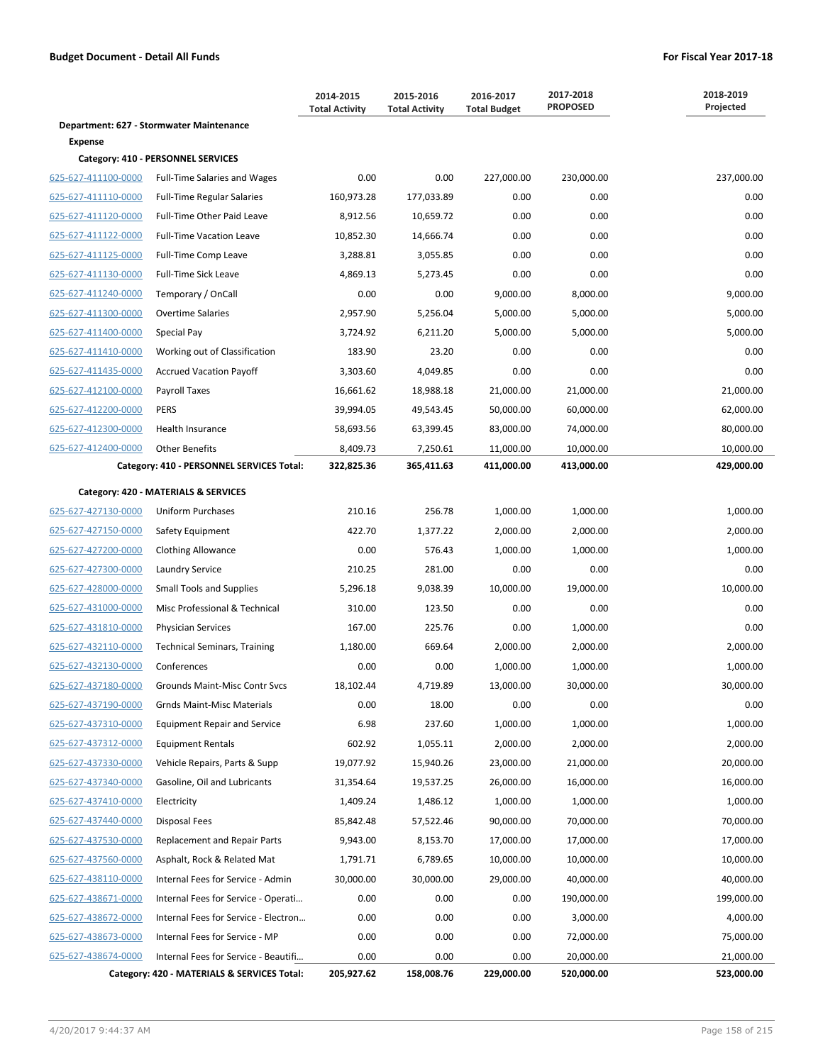| | | 2014-2015 Total Activity | 2015-2016 Total Activity | 2016-2017 Total Budget | 2017-2018 PROPOSED | 2018-2019 Projected |
|---|---|---|---|---|---|---|
| **Department: 627 - Stormwater Maintenance** | | | | | | |
| **Expense** | | | | | | |
| **Category: 410 - PERSONNEL SERVICES** | | | | | | |
| 625-627-411100-0000 | Full-Time Salaries and Wages | 0.00 | 0.00 | 227,000.00 | 230,000.00 | 237,000.00 |
| 625-627-411110-0000 | Full-Time Regular Salaries | 160,973.28 | 177,033.89 | 0.00 | 0.00 | 0.00 |
| 625-627-411120-0000 | Full-Time Other Paid Leave | 8,912.56 | 10,659.72 | 0.00 | 0.00 | 0.00 |
| 625-627-411122-0000 | Full-Time Vacation Leave | 10,852.30 | 14,666.74 | 0.00 | 0.00 | 0.00 |
| 625-627-411125-0000 | Full-Time Comp Leave | 3,288.81 | 3,055.85 | 0.00 | 0.00 | 0.00 |
| 625-627-411130-0000 | Full-Time Sick Leave | 4,869.13 | 5,273.45 | 0.00 | 0.00 | 0.00 |
| 625-627-411240-0000 | Temporary / OnCall | 0.00 | 0.00 | 9,000.00 | 8,000.00 | 9,000.00 |
| 625-627-411300-0000 | Overtime Salaries | 2,957.90 | 5,256.04 | 5,000.00 | 5,000.00 | 5,000.00 |
| 625-627-411400-0000 | Special Pay | 3,724.92 | 6,211.20 | 5,000.00 | 5,000.00 | 5,000.00 |
| 625-627-411410-0000 | Working out of Classification | 183.90 | 23.20 | 0.00 | 0.00 | 0.00 |
| 625-627-411435-0000 | Accrued Vacation Payoff | 3,303.60 | 4,049.85 | 0.00 | 0.00 | 0.00 |
| 625-627-412100-0000 | Payroll Taxes | 16,661.62 | 18,988.18 | 21,000.00 | 21,000.00 | 21,000.00 |
| 625-627-412200-0000 | PERS | 39,994.05 | 49,543.45 | 50,000.00 | 60,000.00 | 62,000.00 |
| 625-627-412300-0000 | Health Insurance | 58,693.56 | 63,399.45 | 83,000.00 | 74,000.00 | 80,000.00 |
| 625-627-412400-0000 | Other Benefits | 8,409.73 | 7,250.61 | 11,000.00 | 10,000.00 | 10,000.00 |
| | **Category: 410 - PERSONNEL SERVICES Total:** | **322,825.36** | **365,411.63** | **411,000.00** | **413,000.00** | **429,000.00** |
| **Category: 420 - MATERIALS & SERVICES** | | | | | | |
| 625-627-427130-0000 | Uniform Purchases | 210.16 | 256.78 | 1,000.00 | 1,000.00 | 1,000.00 |
| 625-627-427150-0000 | Safety Equipment | 422.70 | 1,377.22 | 2,000.00 | 2,000.00 | 2,000.00 |
| 625-627-427200-0000 | Clothing Allowance | 0.00 | 576.43 | 1,000.00 | 1,000.00 | 1,000.00 |
| 625-627-427300-0000 | Laundry Service | 210.25 | 281.00 | 0.00 | 0.00 | 0.00 |
| 625-627-428000-0000 | Small Tools and Supplies | 5,296.18 | 9,038.39 | 10,000.00 | 19,000.00 | 10,000.00 |
| 625-627-431000-0000 | Misc Professional & Technical | 310.00 | 123.50 | 0.00 | 0.00 | 0.00 |
| 625-627-431810-0000 | Physician Services | 167.00 | 225.76 | 0.00 | 1,000.00 | 0.00 |
| 625-627-432110-0000 | Technical Seminars, Training | 1,180.00 | 669.64 | 2,000.00 | 2,000.00 | 2,000.00 |
| 625-627-432130-0000 | Conferences | 0.00 | 0.00 | 1,000.00 | 1,000.00 | 1,000.00 |
| 625-627-437180-0000 | Grounds Maint-Misc Contr Svcs | 18,102.44 | 4,719.89 | 13,000.00 | 30,000.00 | 30,000.00 |
| 625-627-437190-0000 | Grnds Maint-Misc Materials | 0.00 | 18.00 | 0.00 | 0.00 | 0.00 |
| 625-627-437310-0000 | Equipment Repair and Service | 6.98 | 237.60 | 1,000.00 | 1,000.00 | 1,000.00 |
| 625-627-437312-0000 | Equipment Rentals | 602.92 | 1,055.11 | 2,000.00 | 2,000.00 | 2,000.00 |
| 625-627-437330-0000 | Vehicle Repairs, Parts & Supp | 19,077.92 | 15,940.26 | 23,000.00 | 21,000.00 | 20,000.00 |
| 625-627-437340-0000 | Gasoline, Oil and Lubricants | 31,354.64 | 19,537.25 | 26,000.00 | 16,000.00 | 16,000.00 |
| 625-627-437410-0000 | Electricity | 1,409.24 | 1,486.12 | 1,000.00 | 1,000.00 | 1,000.00 |
| 625-627-437440-0000 | Disposal Fees | 85,842.48 | 57,522.46 | 90,000.00 | 70,000.00 | 70,000.00 |
| 625-627-437530-0000 | Replacement and Repair Parts | 9,943.00 | 8,153.70 | 17,000.00 | 17,000.00 | 17,000.00 |
| 625-627-437560-0000 | Asphalt, Rock & Related Mat | 1,791.71 | 6,789.65 | 10,000.00 | 10,000.00 | 10,000.00 |
| 625-627-438110-0000 | Internal Fees for Service - Admin | 30,000.00 | 30,000.00 | 29,000.00 | 40,000.00 | 40,000.00 |
| 625-627-438671-0000 | Internal Fees for Service - Operati… | 0.00 | 0.00 | 0.00 | 190,000.00 | 199,000.00 |
| 625-627-438672-0000 | Internal Fees for Service - Electron… | 0.00 | 0.00 | 0.00 | 3,000.00 | 4,000.00 |
| 625-627-438673-0000 | Internal Fees for Service - MP | 0.00 | 0.00 | 0.00 | 72,000.00 | 75,000.00 |
| 625-627-438674-0000 | Internal Fees for Service - Beautifi… | 0.00 | 0.00 | 0.00 | 20,000.00 | 21,000.00 |
| | **Category: 420 - MATERIALS & SERVICES Total:** | **205,927.62** | **158,008.76** | **229,000.00** | **520,000.00** | **523,000.00** |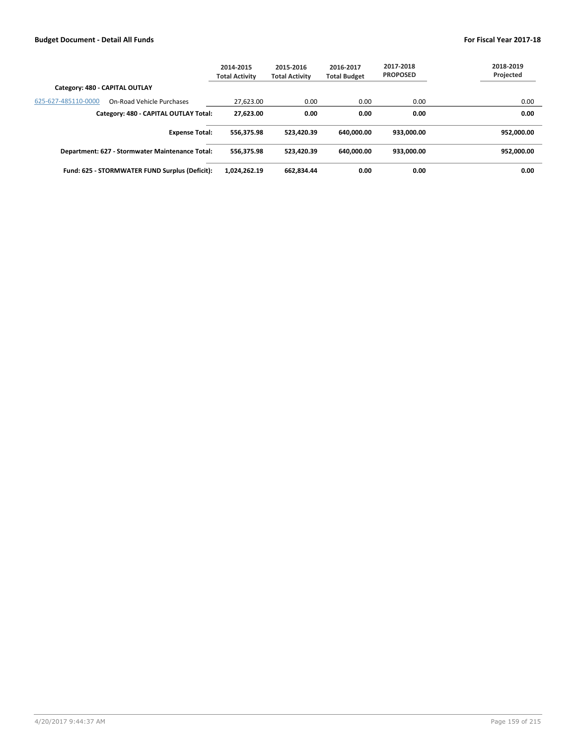| | 2014-2015 Total Activity | 2015-2016 Total Activity | 2016-2017 Total Budget | 2017-2018 PROPOSED | 2018-2019 Projected |
|---|---|---|---|---|---|
| **Category: 480 - CAPITAL OUTLAY** | | | | | |
| 625-627-485110-0000 On-Road Vehicle Purchases | 27,623.00 | 0.00 | 0.00 | 0.00 | 0.00 |
| **Category: 480 - CAPITAL OUTLAY Total:** | **27,623.00** | **0.00** | **0.00** | **0.00** | **0.00** |
| **Expense Total:** | **556,375.98** | **523,420.39** | **640,000.00** | **933,000.00** | **952,000.00** |
| **Department: 627 - Stormwater Maintenance Total:** | **556,375.98** | **523,420.39** | **640,000.00** | **933,000.00** | **952,000.00** |
| **Fund: 625 - STORMWATER FUND Surplus (Deficit):** | **1,024,262.19** | **662,834.44** | **0.00** | **0.00** | **0.00** |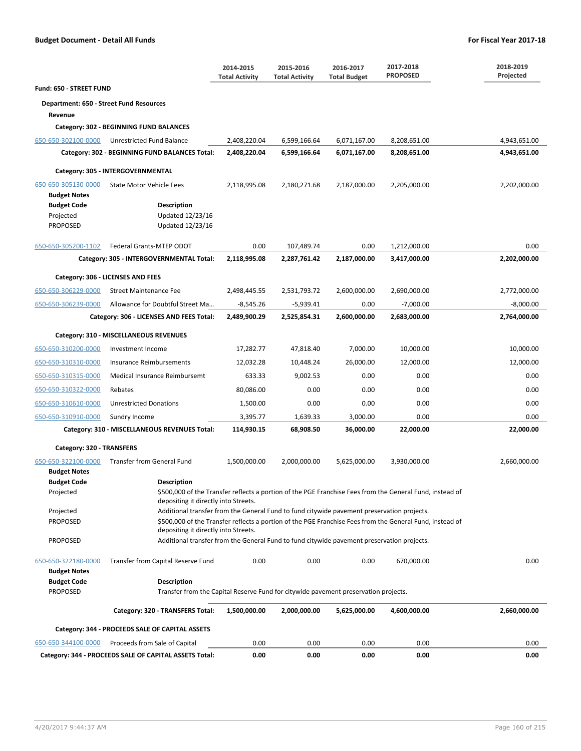## Budget Document - Detail All Funds

**For Fiscal Year 2017-18**

| | | 2014-2015 Total Activity | 2015-2016 Total Activity | 2016-2017 Total Budget | 2017-2018 PROPOSED | 2018-2019 Projected |
|---|---|---|---|---|---|---|
| **Fund: 650 - STREET FUND** | | | | | | |
| **Department: 650 - Street Fund Resources** | | | | | | |
| **Revenue** | | | | | | |
| **Category: 302 - BEGINNING FUND BALANCES** | | | | | | |
| 650-650-302100-0000 | Unrestricted Fund Balance | 2,408,220.04 | 6,599,166.64 | 6,071,167.00 | 8,208,651.00 | 4,943,651.00 |
| | **Category: 302 - BEGINNING FUND BALANCES Total:** | **2,408,220.04** | **6,599,166.64** | **6,071,167.00** | **8,208,651.00** | **4,943,651.00** |
| **Category: 305 - INTERGOVERNMENTAL** | | | | | | |
| 650-650-305130-0000 | State Motor Vehicle Fees | 2,118,995.08 | 2,180,271.68 | 2,187,000.00 | 2,205,000.00 | 2,202,000.00 |
| 650-650-305200-1102 | Federal Grants-MTEP ODOT | 0.00 | 107,489.74 | 0.00 | 1,212,000.00 | 0.00 |
| | **Category: 305 - INTERGOVERNMENTAL Total:** | **2,118,995.08** | **2,287,761.42** | **2,187,000.00** | **3,417,000.00** | **2,202,000.00** |
| **Category: 306 - LICENSES AND FEES** | | | | | | |
| 650-650-306229-0000 | Street Maintenance Fee | 2,498,445.55 | 2,531,793.72 | 2,600,000.00 | 2,690,000.00 | 2,772,000.00 |
| 650-650-306239-0000 | Allowance for Doubtful Street Ma... | -8,545.26 | -5,939.41 | 0.00 | -7,000.00 | -8,000.00 |
| | **Category: 306 - LICENSES AND FEES Total:** | **2,489,900.29** | **2,525,854.31** | **2,600,000.00** | **2,683,000.00** | **2,764,000.00** |
| **Category: 310 - MISCELLANEOUS REVENUES** | | | | | | |
| 650-650-310200-0000 | Investment Income | 17,282.77 | 47,818.40 | 7,000.00 | 10,000.00 | 10,000.00 |
| 650-650-310310-0000 | Insurance Reimbursements | 12,032.28 | 10,448.24 | 26,000.00 | 12,000.00 | 12,000.00 |
| 650-650-310315-0000 | Medical Insurance Reimbursemt | 633.33 | 9,002.53 | 0.00 | 0.00 | 0.00 |
| 650-650-310322-0000 | Rebates | 80,086.00 | 0.00 | 0.00 | 0.00 | 0.00 |
| 650-650-310610-0000 | Unrestricted Donations | 1,500.00 | 0.00 | 0.00 | 0.00 | 0.00 |
| 650-650-310910-0000 | Sundry Income | 3,395.77 | 1,639.33 | 3,000.00 | 0.00 | 0.00 |
| | **Category: 310 - MISCELLANEOUS REVENUES Total:** | **114,930.15** | **68,908.50** | **36,000.00** | **22,000.00** | **22,000.00** |
| **Category: 320 - TRANSFERS** | | | | | | |
| 650-650-322100-0000 | Transfer from General Fund | 1,500,000.00 | 2,000,000.00 | 5,625,000.00 | 3,930,000.00 | 2,660,000.00 |
| 650-650-322180-0000 | Transfer from Capital Reserve Fund | 0.00 | 0.00 | 0.00 | 670,000.00 | 0.00 |
| | **Category: 320 - TRANSFERS Total:** | **1,500,000.00** | **2,000,000.00** | **5,625,000.00** | **4,600,000.00** | **2,660,000.00** |
| **Category: 344 - PROCEEDS SALE OF CAPITAL ASSETS** | | | | | | |
| 650-650-344100-0000 | Proceeds from Sale of Capital | 0.00 | 0.00 | 0.00 | 0.00 | 0.00 |
| | **Category: 344 - PROCEEDS SALE OF CAPITAL ASSETS Total:** | **0.00** | **0.00** | **0.00** | **0.00** | **0.00** |

**Budget Notes — 650-650-305130-0000 State Motor Vehicle Fees**

| Budget Code | Description |
|---|---|
| Projected | Updated 12/23/16 |
| PROPOSED | Updated 12/23/16 |

**Budget Notes — 650-650-322100-0000 Transfer from General Fund**

| Budget Code | Description |
|---|---|
| Projected | $500,000 of the Transfer reflects a portion of the PGE Franchise Fees from the General Fund, instead of depositing it directly into Streets. |
| Projected | Additional transfer from the General Fund to fund citywide pavement preservation projects. |
| PROPOSED | $500,000 of the Transfer reflects a portion of the PGE Franchise Fees from the General Fund, instead of depositing it directly into Streets. |
| PROPOSED | Additional transfer from the General Fund to fund citywide pavement preservation projects. |

**Budget Notes — 650-650-322180-0000 Transfer from Capital Reserve Fund**

| Budget Code | Description |
|---|---|
| PROPOSED | Transfer from the Capital Reserve Fund for citywide pavement preservation projects. |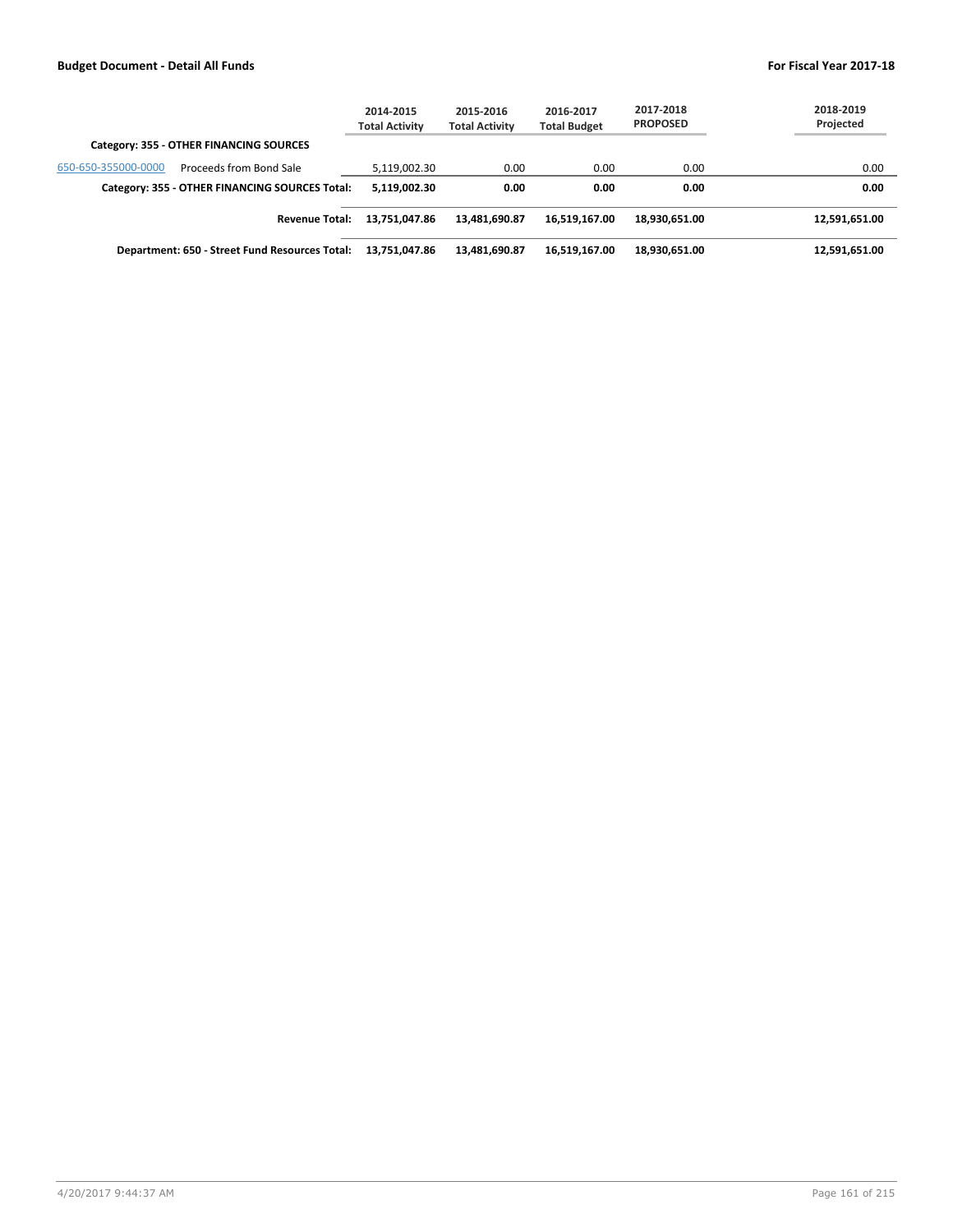|  |  | 2014-2015 Total Activity | 2015-2016 Total Activity | 2016-2017 Total Budget | 2017-2018 PROPOSED | 2018-2019 Projected |
|---|---|---|---|---|---|---|
| **Category: 355 - OTHER FINANCING SOURCES** |  |  |  |  |  |  |
| 650-650-355000-0000 | Proceeds from Bond Sale | 5,119,002.30 | 0.00 | 0.00 | 0.00 | 0.00 |
|  | **Category: 355 - OTHER FINANCING SOURCES Total:** | **5,119,002.30** | **0.00** | **0.00** | **0.00** | **0.00** |
|  | **Revenue Total:** | **13,751,047.86** | **13,481,690.87** | **16,519,167.00** | **18,930,651.00** | **12,591,651.00** |
|  | **Department: 650 - Street Fund Resources Total:** | **13,751,047.86** | **13,481,690.87** | **16,519,167.00** | **18,930,651.00** | **12,591,651.00** |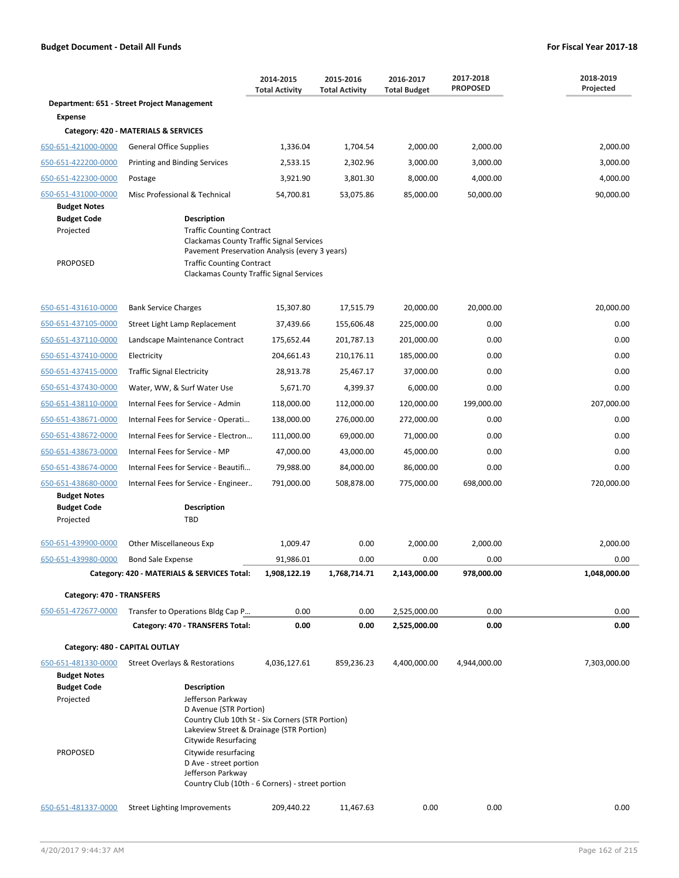**Budget Document - Detail All Funds** — **For Fiscal Year 2017-18**

| | | 2014-2015 Total Activity | 2015-2016 Total Activity | 2016-2017 Total Budget | 2017-2018 PROPOSED | 2018-2019 Projected |
|---|---|---|---|---|---|---|
| **Department: 651 - Street Project Management** | | | | | | |
| **Expense** | | | | | | |
| **Category: 420 - MATERIALS & SERVICES** | | | | | | |
| 650-651-421000-0000 | General Office Supplies | 1,336.04 | 1,704.54 | 2,000.00 | 2,000.00 | 2,000.00 |
| 650-651-422200-0000 | Printing and Binding Services | 2,533.15 | 2,302.96 | 3,000.00 | 3,000.00 | 3,000.00 |
| 650-651-422300-0000 | Postage | 3,921.90 | 3,801.30 | 8,000.00 | 4,000.00 | 4,000.00 |
| 650-651-431000-0000 | Misc Professional & Technical | 54,700.81 | 53,075.86 | 85,000.00 | 50,000.00 | 90,000.00 |

**Budget Notes**

| Budget Code | Description |
|---|---|
| Projected | Traffic Counting Contract<br>Clackamas County Traffic Signal Services<br>Pavement Preservation Analysis (every 3 years) |
| PROPOSED | Traffic Counting Contract<br>Clackamas County Traffic Signal Services |

| | | 2014-2015 Total Activity | 2015-2016 Total Activity | 2016-2017 Total Budget | 2017-2018 PROPOSED | 2018-2019 Projected |
|---|---|---|---|---|---|---|
| 650-651-431610-0000 | Bank Service Charges | 15,307.80 | 17,515.79 | 20,000.00 | 20,000.00 | 20,000.00 |
| 650-651-437105-0000 | Street Light Lamp Replacement | 37,439.66 | 155,606.48 | 225,000.00 | 0.00 | 0.00 |
| 650-651-437110-0000 | Landscape Maintenance Contract | 175,652.44 | 201,787.13 | 201,000.00 | 0.00 | 0.00 |
| 650-651-437410-0000 | Electricity | 204,661.43 | 210,176.11 | 185,000.00 | 0.00 | 0.00 |
| 650-651-437415-0000 | Traffic Signal Electricity | 28,913.78 | 25,467.17 | 37,000.00 | 0.00 | 0.00 |
| 650-651-437430-0000 | Water, WW, & Surf Water Use | 5,671.70 | 4,399.37 | 6,000.00 | 0.00 | 0.00 |
| 650-651-438110-0000 | Internal Fees for Service - Admin | 118,000.00 | 112,000.00 | 120,000.00 | 199,000.00 | 207,000.00 |
| 650-651-438671-0000 | Internal Fees for Service - Operati… | 138,000.00 | 276,000.00 | 272,000.00 | 0.00 | 0.00 |
| 650-651-438672-0000 | Internal Fees for Service - Electron… | 111,000.00 | 69,000.00 | 71,000.00 | 0.00 | 0.00 |
| 650-651-438673-0000 | Internal Fees for Service - MP | 47,000.00 | 43,000.00 | 45,000.00 | 0.00 | 0.00 |
| 650-651-438674-0000 | Internal Fees for Service - Beautifi… | 79,988.00 | 84,000.00 | 86,000.00 | 0.00 | 0.00 |
| 650-651-438680-0000 | Internal Fees for Service - Engineer.. | 791,000.00 | 508,878.00 | 775,000.00 | 698,000.00 | 720,000.00 |

**Budget Notes**

| Budget Code | Description |
|---|---|
| Projected | TBD |

| | | 2014-2015 Total Activity | 2015-2016 Total Activity | 2016-2017 Total Budget | 2017-2018 PROPOSED | 2018-2019 Projected |
|---|---|---|---|---|---|---|
| 650-651-439900-0000 | Other Miscellaneous Exp | 1,009.47 | 0.00 | 2,000.00 | 2,000.00 | 2,000.00 |
| 650-651-439980-0000 | Bond Sale Expense | 91,986.01 | 0.00 | 0.00 | 0.00 | 0.00 |
| | **Category: 420 - MATERIALS & SERVICES Total:** | **1,908,122.19** | **1,768,714.71** | **2,143,000.00** | **978,000.00** | **1,048,000.00** |
| **Category: 470 - TRANSFERS** | | | | | | |
| 650-651-472677-0000 | Transfer to Operations Bldg Cap P… | 0.00 | 0.00 | 2,525,000.00 | 0.00 | 0.00 |
| | **Category: 470 - TRANSFERS Total:** | **0.00** | **0.00** | **2,525,000.00** | **0.00** | **0.00** |
| **Category: 480 - CAPITAL OUTLAY** | | | | | | |
| 650-651-481330-0000 | Street Overlays & Restorations | 4,036,127.61 | 859,236.23 | 4,400,000.00 | 4,944,000.00 | 7,303,000.00 |

**Budget Notes**

| Budget Code | Description |
|---|---|
| Projected | Jefferson Parkway<br>D Avenue (STR Portion)<br>Country Club 10th St - Six Corners (STR Portion)<br>Lakeview Street & Drainage (STR Portion)<br>Citywide Resurfacing |
| PROPOSED | Citywide resurfacing<br>D Ave - street portion<br>Jefferson Parkway<br>Country Club (10th - 6 Corners) - street portion |

| | | 2014-2015 Total Activity | 2015-2016 Total Activity | 2016-2017 Total Budget | 2017-2018 PROPOSED | 2018-2019 Projected |
|---|---|---|---|---|---|---|
| 650-651-481337-0000 | Street Lighting Improvements | 209,440.22 | 11,467.63 | 0.00 | 0.00 | 0.00 |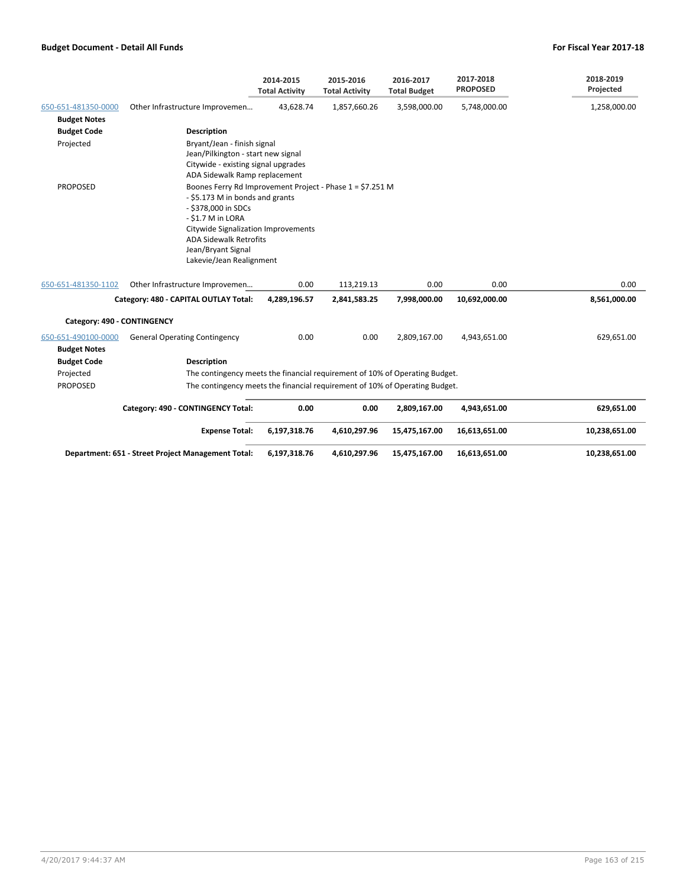| | | 2014-2015 Total Activity | 2015-2016 Total Activity | 2016-2017 Total Budget | 2017-2018 PROPOSED | 2018-2019 Projected |
|---|---|---|---|---|---|---|
| 650-651-481350-0000 | Other Infrastructure Improvemen... | 43,628.74 | 1,857,660.26 | 3,598,000.00 | 5,748,000.00 | 1,258,000.00 |

**Budget Notes**

| Budget Code | Description |
|---|---|
| Projected | Bryant/Jean - finish signal<br>Jean/Pilkington - start new signal<br>Citywide - existing signal upgrades<br>ADA Sidewalk Ramp replacement |
| PROPOSED | Boones Ferry Rd Improvement Project - Phase 1 = $7.251 M<br>- $5.173 M in bonds and grants<br>- $378,000 in SDCs<br>- $1.7 M in LORA<br>Citywide Signalization Improvements<br>ADA Sidewalk Retrofits<br>Jean/Bryant Signal<br>Lakevie/Jean Realignment |

| | | 2014-2015 Total Activity | 2015-2016 Total Activity | 2016-2017 Total Budget | 2017-2018 PROPOSED | 2018-2019 Projected |
|---|---|---|---|---|---|---|
| 650-651-481350-1102 | Other Infrastructure Improvemen... | 0.00 | 113,219.13 | 0.00 | 0.00 | 0.00 |
| | **Category: 480 - CAPITAL OUTLAY Total:** | **4,289,196.57** | **2,841,583.25** | **7,998,000.00** | **10,692,000.00** | **8,561,000.00** |

**Category: 490 - CONTINGENCY**

| | | 2014-2015 Total Activity | 2015-2016 Total Activity | 2016-2017 Total Budget | 2017-2018 PROPOSED | 2018-2019 Projected |
|---|---|---|---|---|---|---|
| 650-651-490100-0000 | General Operating Contingency | 0.00 | 0.00 | 2,809,167.00 | 4,943,651.00 | 629,651.00 |

**Budget Notes**

| Budget Code | Description |
|---|---|
| Projected | The contingency meets the financial requirement of 10% of Operating Budget. |
| PROPOSED | The contingency meets the financial requirement of 10% of Operating Budget. |

| | 2014-2015 Total Activity | 2015-2016 Total Activity | 2016-2017 Total Budget | 2017-2018 PROPOSED | 2018-2019 Projected |
|---|---|---|---|---|---|
| **Category: 490 - CONTINGENCY Total:** | **0.00** | **0.00** | **2,809,167.00** | **4,943,651.00** | **629,651.00** |
| **Expense Total:** | **6,197,318.76** | **4,610,297.96** | **15,475,167.00** | **16,613,651.00** | **10,238,651.00** |
| **Department: 651 - Street Project Management Total:** | **6,197,318.76** | **4,610,297.96** | **15,475,167.00** | **16,613,651.00** | **10,238,651.00** |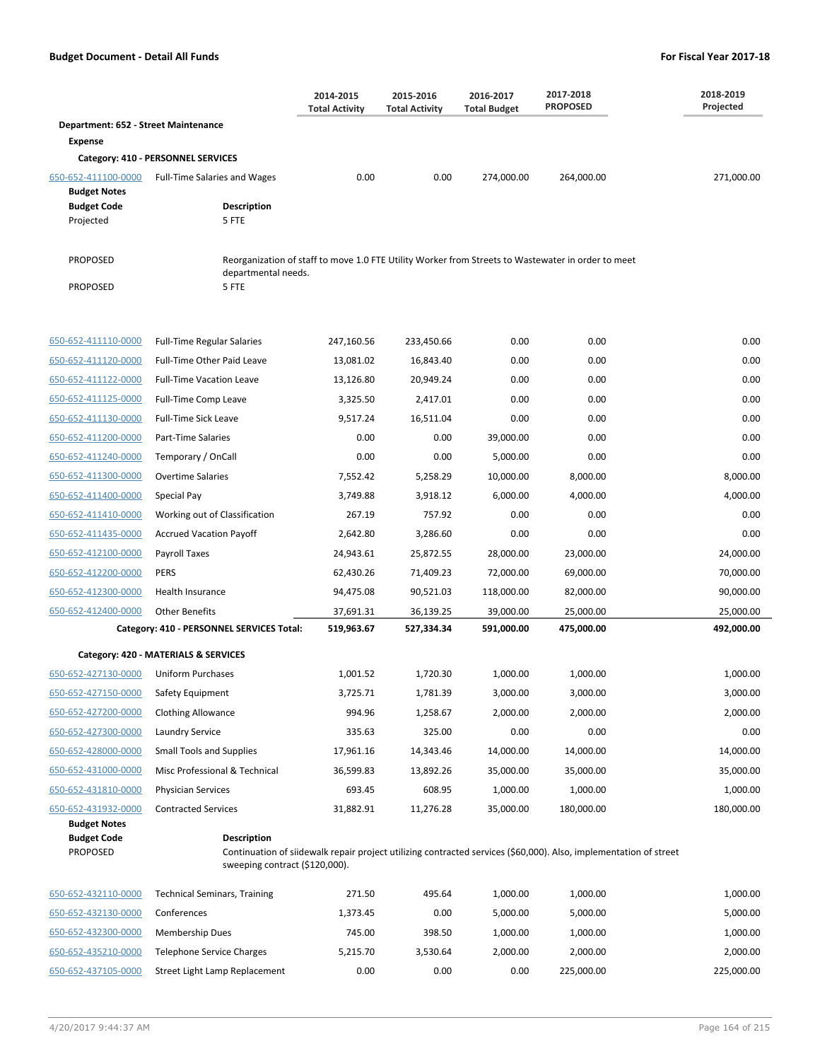**Budget Document - Detail All Funds** — **For Fiscal Year 2017-18**

| | | 2014-2015 Total Activity | 2015-2016 Total Activity | 2016-2017 Total Budget | 2017-2018 PROPOSED | 2018-2019 Projected |
|---|---|---|---|---|---|---|
| **Department: 652 - Street Maintenance** | | | | | | |
| **Expense** | | | | | | |
| **Category: 410 - PERSONNEL SERVICES** | | | | | | |
| 650-652-411100-0000 | Full-Time Salaries and Wages | 0.00 | 0.00 | 274,000.00 | 264,000.00 | 271,000.00 |

**Budget Notes**

| Budget Code | Description |
|---|---|
| Projected | 5 FTE |
| PROPOSED | Reorganization of staff to move 1.0 FTE Utility Worker from Streets to Wastewater in order to meet departmental needs. |
| PROPOSED | 5 FTE |

| | | 2014-2015 Total Activity | 2015-2016 Total Activity | 2016-2017 Total Budget | 2017-2018 PROPOSED | 2018-2019 Projected |
|---|---|---|---|---|---|---|
| 650-652-411110-0000 | Full-Time Regular Salaries | 247,160.56 | 233,450.66 | 0.00 | 0.00 | 0.00 |
| 650-652-411120-0000 | Full-Time Other Paid Leave | 13,081.02 | 16,843.40 | 0.00 | 0.00 | 0.00 |
| 650-652-411122-0000 | Full-Time Vacation Leave | 13,126.80 | 20,949.24 | 0.00 | 0.00 | 0.00 |
| 650-652-411125-0000 | Full-Time Comp Leave | 3,325.50 | 2,417.01 | 0.00 | 0.00 | 0.00 |
| 650-652-411130-0000 | Full-Time Sick Leave | 9,517.24 | 16,511.04 | 0.00 | 0.00 | 0.00 |
| 650-652-411200-0000 | Part-Time Salaries | 0.00 | 0.00 | 39,000.00 | 0.00 | 0.00 |
| 650-652-411240-0000 | Temporary / OnCall | 0.00 | 0.00 | 5,000.00 | 0.00 | 0.00 |
| 650-652-411300-0000 | Overtime Salaries | 7,552.42 | 5,258.29 | 10,000.00 | 8,000.00 | 8,000.00 |
| 650-652-411400-0000 | Special Pay | 3,749.88 | 3,918.12 | 6,000.00 | 4,000.00 | 4,000.00 |
| 650-652-411410-0000 | Working out of Classification | 267.19 | 757.92 | 0.00 | 0.00 | 0.00 |
| 650-652-411435-0000 | Accrued Vacation Payoff | 2,642.80 | 3,286.60 | 0.00 | 0.00 | 0.00 |
| 650-652-412100-0000 | Payroll Taxes | 24,943.61 | 25,872.55 | 28,000.00 | 23,000.00 | 24,000.00 |
| 650-652-412200-0000 | PERS | 62,430.26 | 71,409.23 | 72,000.00 | 69,000.00 | 70,000.00 |
| 650-652-412300-0000 | Health Insurance | 94,475.08 | 90,521.03 | 118,000.00 | 82,000.00 | 90,000.00 |
| 650-652-412400-0000 | Other Benefits | 37,691.31 | 36,139.25 | 39,000.00 | 25,000.00 | 25,000.00 |
| | **Category: 410 - PERSONNEL SERVICES Total:** | **519,963.67** | **527,334.34** | **591,000.00** | **475,000.00** | **492,000.00** |
| **Category: 420 - MATERIALS & SERVICES** | | | | | | |
| 650-652-427130-0000 | Uniform Purchases | 1,001.52 | 1,720.30 | 1,000.00 | 1,000.00 | 1,000.00 |
| 650-652-427150-0000 | Safety Equipment | 3,725.71 | 1,781.39 | 3,000.00 | 3,000.00 | 3,000.00 |
| 650-652-427200-0000 | Clothing Allowance | 994.96 | 1,258.67 | 2,000.00 | 2,000.00 | 2,000.00 |
| 650-652-427300-0000 | Laundry Service | 335.63 | 325.00 | 0.00 | 0.00 | 0.00 |
| 650-652-428000-0000 | Small Tools and Supplies | 17,961.16 | 14,343.46 | 14,000.00 | 14,000.00 | 14,000.00 |
| 650-652-431000-0000 | Misc Professional & Technical | 36,599.83 | 13,892.26 | 35,000.00 | 35,000.00 | 35,000.00 |
| 650-652-431810-0000 | Physician Services | 693.45 | 608.95 | 1,000.00 | 1,000.00 | 1,000.00 |
| 650-652-431932-0000 | Contracted Services | 31,882.91 | 11,276.28 | 35,000.00 | 180,000.00 | 180,000.00 |

**Budget Notes**

| Budget Code | Description |
|---|---|
| PROPOSED | Continuation of siidewalk repair project utilizing contracted services ($60,000). Also, implementation of street sweeping contract ($120,000). |

| | | 2014-2015 Total Activity | 2015-2016 Total Activity | 2016-2017 Total Budget | 2017-2018 PROPOSED | 2018-2019 Projected |
|---|---|---|---|---|---|---|
| 650-652-432110-0000 | Technical Seminars, Training | 271.50 | 495.64 | 1,000.00 | 1,000.00 | 1,000.00 |
| 650-652-432130-0000 | Conferences | 1,373.45 | 0.00 | 5,000.00 | 5,000.00 | 5,000.00 |
| 650-652-432300-0000 | Membership Dues | 745.00 | 398.50 | 1,000.00 | 1,000.00 | 1,000.00 |
| 650-652-435210-0000 | Telephone Service Charges | 5,215.70 | 3,530.64 | 2,000.00 | 2,000.00 | 2,000.00 |
| 650-652-437105-0000 | Street Light Lamp Replacement | 0.00 | 0.00 | 0.00 | 225,000.00 | 225,000.00 |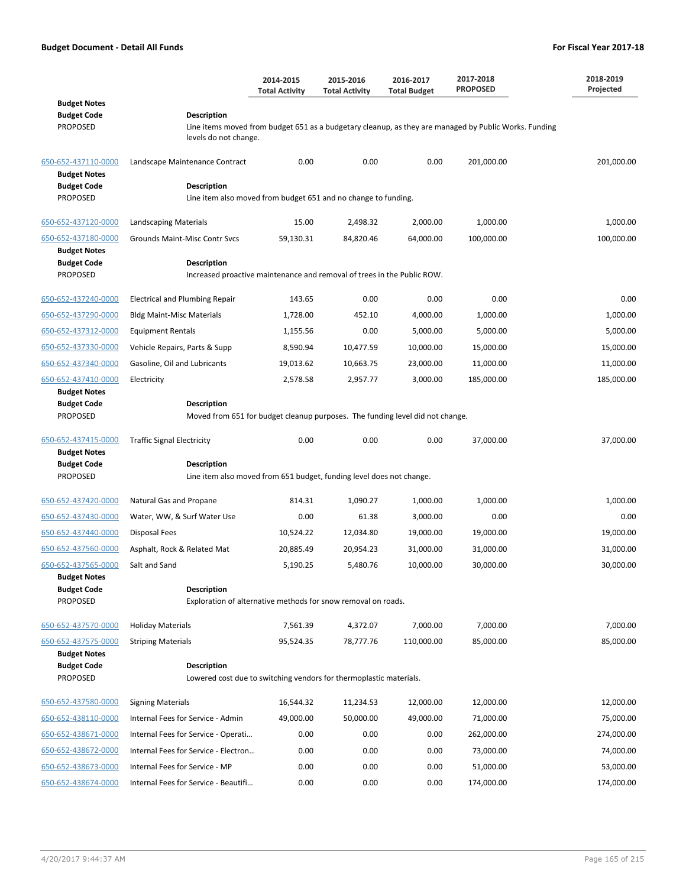**Budget Document - Detail All Funds** — **For Fiscal Year 2017-18**

| | | 2014-2015 Total Activity | 2015-2016 Total Activity | 2016-2017 Total Budget | 2017-2018 PROPOSED | 2018-2019 Projected |
|---|---|---|---|---|---|---|
| **Budget Notes** | | | | | | |
| **Budget Code** | **Description** | | | | | |
| PROPOSED | Line items moved from budget 651 as a budgetary cleanup, as they are managed by Public Works. Funding levels do not change. | | | | | |
| 650-652-437110-0000 | Landscape Maintenance Contract | 0.00 | 0.00 | 0.00 | 201,000.00 | 201,000.00 |
| **Budget Notes** | | | | | | |
| **Budget Code** | **Description** | | | | | |
| PROPOSED | Line item also moved from budget 651 and no change to funding. | | | | | |
| 650-652-437120-0000 | Landscaping Materials | 15.00 | 2,498.32 | 2,000.00 | 1,000.00 | 1,000.00 |
| 650-652-437180-0000 | Grounds Maint-Misc Contr Svcs | 59,130.31 | 84,820.46 | 64,000.00 | 100,000.00 | 100,000.00 |
| **Budget Notes** | | | | | | |
| **Budget Code** | **Description** | | | | | |
| PROPOSED | Increased proactive maintenance and removal of trees in the Public ROW. | | | | | |
| 650-652-437240-0000 | Electrical and Plumbing Repair | 143.65 | 0.00 | 0.00 | 0.00 | 0.00 |
| 650-652-437290-0000 | Bldg Maint-Misc Materials | 1,728.00 | 452.10 | 4,000.00 | 1,000.00 | 1,000.00 |
| 650-652-437312-0000 | Equipment Rentals | 1,155.56 | 0.00 | 5,000.00 | 5,000.00 | 5,000.00 |
| 650-652-437330-0000 | Vehicle Repairs, Parts & Supp | 8,590.94 | 10,477.59 | 10,000.00 | 15,000.00 | 15,000.00 |
| 650-652-437340-0000 | Gasoline, Oil and Lubricants | 19,013.62 | 10,663.75 | 23,000.00 | 11,000.00 | 11,000.00 |
| 650-652-437410-0000 | Electricity | 2,578.58 | 2,957.77 | 3,000.00 | 185,000.00 | 185,000.00 |
| **Budget Notes** | | | | | | |
| **Budget Code** | **Description** | | | | | |
| PROPOSED | Moved from 651 for budget cleanup purposes. The funding level did not change. | | | | | |
| 650-652-437415-0000 | Traffic Signal Electricity | 0.00 | 0.00 | 0.00 | 37,000.00 | 37,000.00 |
| **Budget Notes** | | | | | | |
| **Budget Code** | **Description** | | | | | |
| PROPOSED | Line item also moved from 651 budget, funding level does not change. | | | | | |
| 650-652-437420-0000 | Natural Gas and Propane | 814.31 | 1,090.27 | 1,000.00 | 1,000.00 | 1,000.00 |
| 650-652-437430-0000 | Water, WW, & Surf Water Use | 0.00 | 61.38 | 3,000.00 | 0.00 | 0.00 |
| 650-652-437440-0000 | Disposal Fees | 10,524.22 | 12,034.80 | 19,000.00 | 19,000.00 | 19,000.00 |
| 650-652-437560-0000 | Asphalt, Rock & Related Mat | 20,885.49 | 20,954.23 | 31,000.00 | 31,000.00 | 31,000.00 |
| 650-652-437565-0000 | Salt and Sand | 5,190.25 | 5,480.76 | 10,000.00 | 30,000.00 | 30,000.00 |
| **Budget Notes** | | | | | | |
| **Budget Code** | **Description** | | | | | |
| PROPOSED | Exploration of alternative methods for snow removal on roads. | | | | | |
| 650-652-437570-0000 | Holiday Materials | 7,561.39 | 4,372.07 | 7,000.00 | 7,000.00 | 7,000.00 |
| 650-652-437575-0000 | Striping Materials | 95,524.35 | 78,777.76 | 110,000.00 | 85,000.00 | 85,000.00 |
| **Budget Notes** | | | | | | |
| **Budget Code** | **Description** | | | | | |
| PROPOSED | Lowered cost due to switching vendors for thermoplastic materials. | | | | | |
| 650-652-437580-0000 | Signing Materials | 16,544.32 | 11,234.53 | 12,000.00 | 12,000.00 | 12,000.00 |
| 650-652-438110-0000 | Internal Fees for Service - Admin | 49,000.00 | 50,000.00 | 49,000.00 | 71,000.00 | 75,000.00 |
| 650-652-438671-0000 | Internal Fees for Service - Operati… | 0.00 | 0.00 | 0.00 | 262,000.00 | 274,000.00 |
| 650-652-438672-0000 | Internal Fees for Service - Electron… | 0.00 | 0.00 | 0.00 | 73,000.00 | 74,000.00 |
| 650-652-438673-0000 | Internal Fees for Service - MP | 0.00 | 0.00 | 0.00 | 51,000.00 | 53,000.00 |
| 650-652-438674-0000 | Internal Fees for Service - Beautifi… | 0.00 | 0.00 | 0.00 | 174,000.00 | 174,000.00 |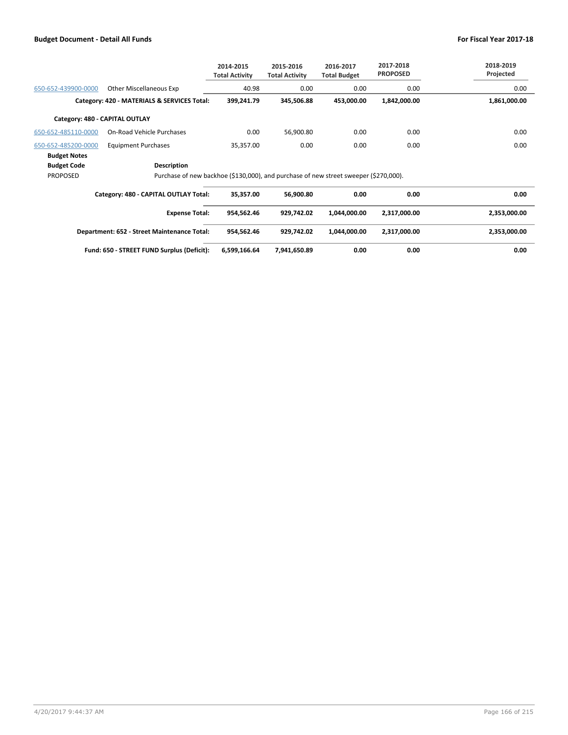| | | 2014-2015 Total Activity | 2015-2016 Total Activity | 2016-2017 Total Budget | 2017-2018 PROPOSED | 2018-2019 Projected |
|---|---|---|---|---|---|---|
| 650-652-439900-0000 | Other Miscellaneous Exp | 40.98 | 0.00 | 0.00 | 0.00 | 0.00 |
| | **Category: 420 - MATERIALS & SERVICES Total:** | **399,241.79** | **345,506.88** | **453,000.00** | **1,842,000.00** | **1,861,000.00** |
| **Category: 480 - CAPITAL OUTLAY** | | | | | | |
| 650-652-485110-0000 | On-Road Vehicle Purchases | 0.00 | 56,900.80 | 0.00 | 0.00 | 0.00 |
| 650-652-485200-0000 | Equipment Purchases | 35,357.00 | 0.00 | 0.00 | 0.00 | 0.00 |
| **Budget Notes** | | | | | | |
| **Budget Code** | **Description** | | | | | |
| PROPOSED | Purchase of new backhoe ($130,000), and purchase of new street sweeper ($270,000). | | | | | |
| | **Category: 480 - CAPITAL OUTLAY Total:** | **35,357.00** | **56,900.80** | **0.00** | **0.00** | **0.00** |
| | **Expense Total:** | **954,562.46** | **929,742.02** | **1,044,000.00** | **2,317,000.00** | **2,353,000.00** |
| | **Department: 652 - Street Maintenance Total:** | **954,562.46** | **929,742.02** | **1,044,000.00** | **2,317,000.00** | **2,353,000.00** |
| | **Fund: 650 - STREET FUND Surplus (Deficit):** | **6,599,166.64** | **7,941,650.89** | **0.00** | **0.00** | **0.00** |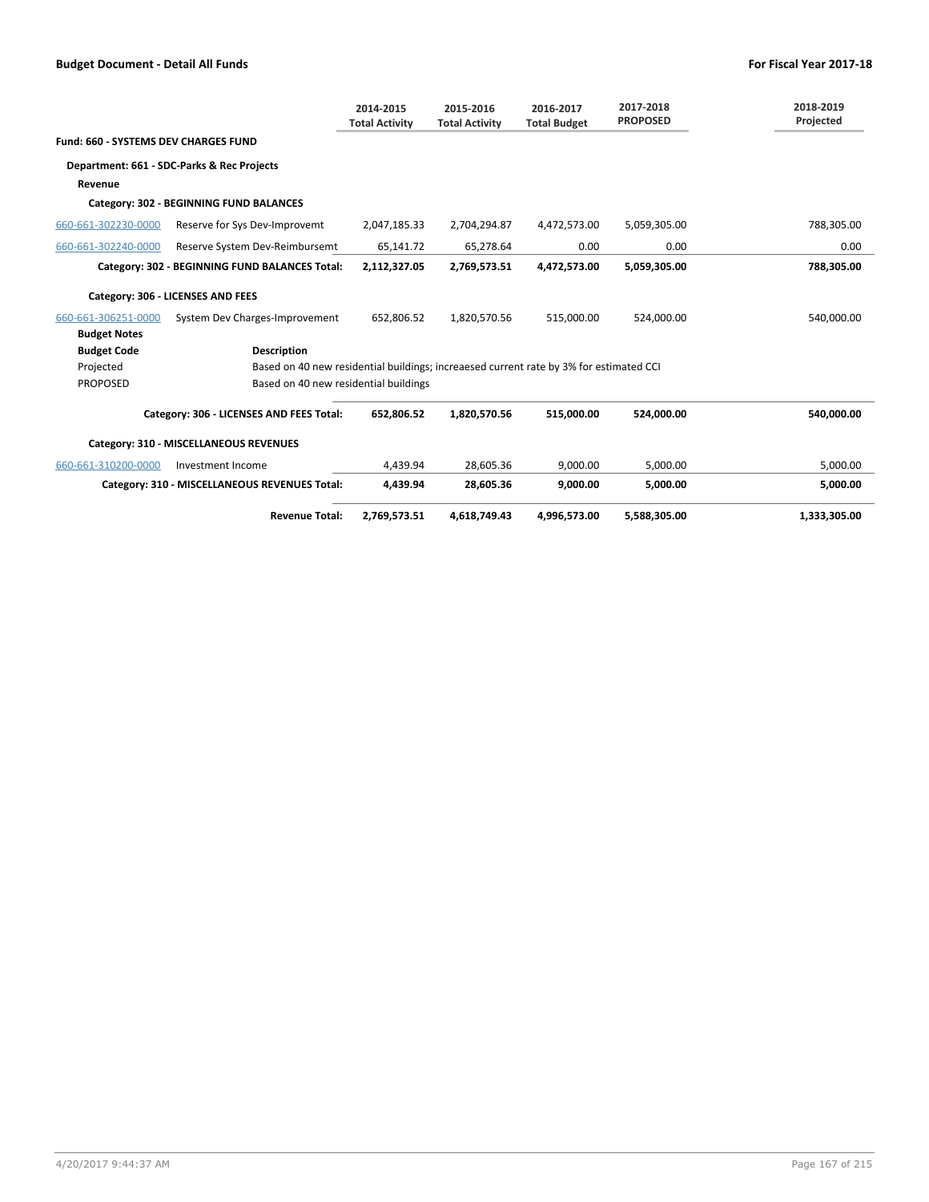**Budget Document - Detail All Funds** **For Fiscal Year 2017-18**

| | | 2014-2015 Total Activity | 2015-2016 Total Activity | 2016-2017 Total Budget | 2017-2018 PROPOSED | 2018-2019 Projected |
|---|---|---|---|---|---|---|
| **Fund: 660 - SYSTEMS DEV CHARGES FUND** | | | | | | |
| **Department: 661 - SDC-Parks & Rec Projects** | | | | | | |
| **Revenue** | | | | | | |
| **Category: 302 - BEGINNING FUND BALANCES** | | | | | | |
| 660-661-302230-0000 | Reserve for Sys Dev-Improvemt | 2,047,185.33 | 2,704,294.87 | 4,472,573.00 | 5,059,305.00 | 788,305.00 |
| 660-661-302240-0000 | Reserve System Dev-Reimbursemt | 65,141.72 | 65,278.64 | 0.00 | 0.00 | 0.00 |
| | **Category: 302 - BEGINNING FUND BALANCES Total:** | **2,112,327.05** | **2,769,573.51** | **4,472,573.00** | **5,059,305.00** | **788,305.00** |
| **Category: 306 - LICENSES AND FEES** | | | | | | |
| 660-661-306251-0000 | System Dev Charges-Improvement | 652,806.52 | 1,820,570.56 | 515,000.00 | 524,000.00 | 540,000.00 |

**Budget Notes**

| Budget Code | Description |
|---|---|
| Projected | Based on 40 new residential buildings; increaesed current rate by 3% for estimated CCI |
| PROPOSED | Based on 40 new residential buildings |

| | | 2014-2015 Total Activity | 2015-2016 Total Activity | 2016-2017 Total Budget | 2017-2018 PROPOSED | 2018-2019 Projected |
|---|---|---|---|---|---|---|
| | **Category: 306 - LICENSES AND FEES Total:** | **652,806.52** | **1,820,570.56** | **515,000.00** | **524,000.00** | **540,000.00** |
| **Category: 310 - MISCELLANEOUS REVENUES** | | | | | | |
| 660-661-310200-0000 | Investment Income | 4,439.94 | 28,605.36 | 9,000.00 | 5,000.00 | 5,000.00 |
| | **Category: 310 - MISCELLANEOUS REVENUES Total:** | **4,439.94** | **28,605.36** | **9,000.00** | **5,000.00** | **5,000.00** |
| | **Revenue Total:** | **2,769,573.51** | **4,618,749.43** | **4,996,573.00** | **5,588,305.00** | **1,333,305.00** |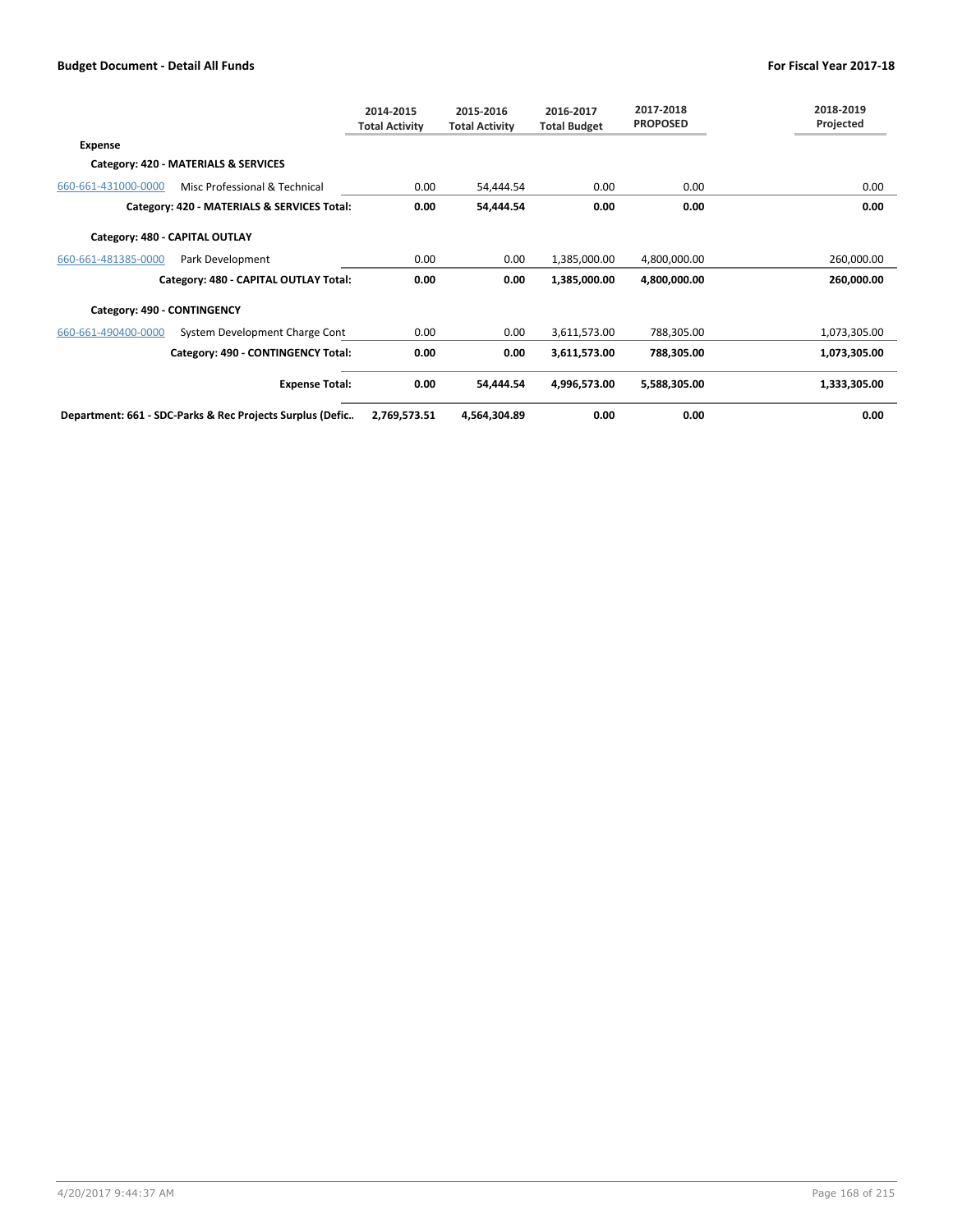| | | 2014-2015 Total Activity | 2015-2016 Total Activity | 2016-2017 Total Budget | 2017-2018 PROPOSED | 2018-2019 Projected |
|---|---|---|---|---|---|---|
| **Expense** | | | | | | |
| **Category: 420 - MATERIALS & SERVICES** | | | | | | |
| 660-661-431000-0000 | Misc Professional & Technical | 0.00 | 54,444.54 | 0.00 | 0.00 | 0.00 |
| | **Category: 420 - MATERIALS & SERVICES Total:** | **0.00** | **54,444.54** | **0.00** | **0.00** | **0.00** |
| **Category: 480 - CAPITAL OUTLAY** | | | | | | |
| 660-661-481385-0000 | Park Development | 0.00 | 0.00 | 1,385,000.00 | 4,800,000.00 | 260,000.00 |
| | **Category: 480 - CAPITAL OUTLAY Total:** | **0.00** | **0.00** | **1,385,000.00** | **4,800,000.00** | **260,000.00** |
| **Category: 490 - CONTINGENCY** | | | | | | |
| 660-661-490400-0000 | System Development Charge Cont | 0.00 | 0.00 | 3,611,573.00 | 788,305.00 | 1,073,305.00 |
| | **Category: 490 - CONTINGENCY Total:** | **0.00** | **0.00** | **3,611,573.00** | **788,305.00** | **1,073,305.00** |
| | **Expense Total:** | **0.00** | **54,444.54** | **4,996,573.00** | **5,588,305.00** | **1,333,305.00** |
| **Department: 661 - SDC-Parks & Rec Projects Surplus (Defic..** | | **2,769,573.51** | **4,564,304.89** | **0.00** | **0.00** | **0.00** |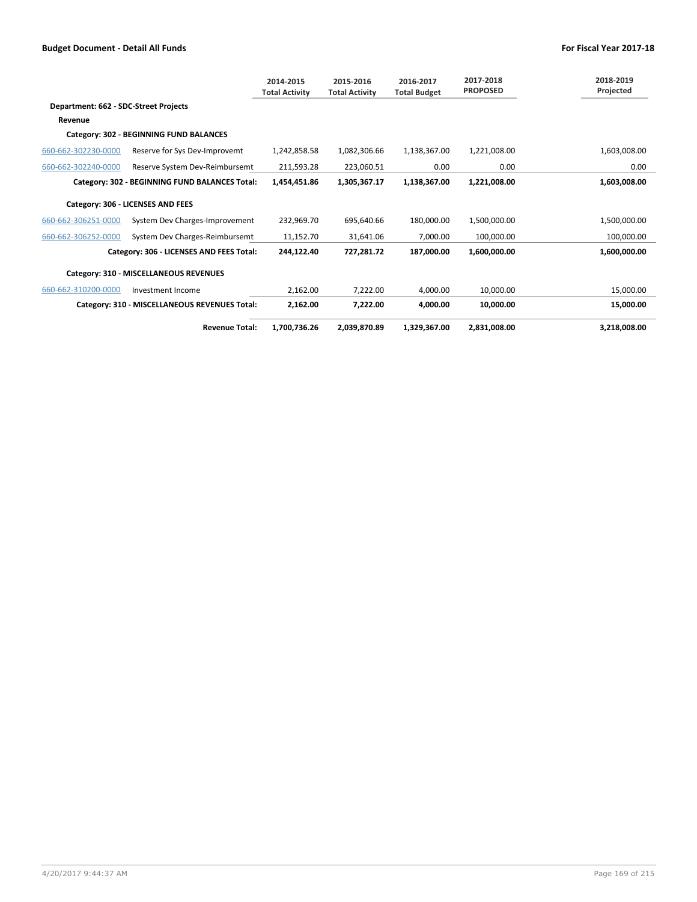**Budget Document - Detail All Funds** | **For Fiscal Year 2017-18**

| | | 2014-2015 Total Activity | 2015-2016 Total Activity | 2016-2017 Total Budget | 2017-2018 PROPOSED | 2018-2019 Projected |
|---|---|---|---|---|---|---|
| **Department: 662 - SDC-Street Projects** | | | | | | |
| **Revenue** | | | | | | |
| **Category: 302 - BEGINNING FUND BALANCES** | | | | | | |
| 660-662-302230-0000 | Reserve for Sys Dev-Improvemt | 1,242,858.58 | 1,082,306.66 | 1,138,367.00 | 1,221,008.00 | 1,603,008.00 |
| 660-662-302240-0000 | Reserve System Dev-Reimbursemt | 211,593.28 | 223,060.51 | 0.00 | 0.00 | 0.00 |
| | **Category: 302 - BEGINNING FUND BALANCES Total:** | **1,454,451.86** | **1,305,367.17** | **1,138,367.00** | **1,221,008.00** | **1,603,008.00** |
| **Category: 306 - LICENSES AND FEES** | | | | | | |
| 660-662-306251-0000 | System Dev Charges-Improvement | 232,969.70 | 695,640.66 | 180,000.00 | 1,500,000.00 | 1,500,000.00 |
| 660-662-306252-0000 | System Dev Charges-Reimbursemt | 11,152.70 | 31,641.06 | 7,000.00 | 100,000.00 | 100,000.00 |
| | **Category: 306 - LICENSES AND FEES Total:** | **244,122.40** | **727,281.72** | **187,000.00** | **1,600,000.00** | **1,600,000.00** |
| **Category: 310 - MISCELLANEOUS REVENUES** | | | | | | |
| 660-662-310200-0000 | Investment Income | 2,162.00 | 7,222.00 | 4,000.00 | 10,000.00 | 15,000.00 |
| | **Category: 310 - MISCELLANEOUS REVENUES Total:** | **2,162.00** | **7,222.00** | **4,000.00** | **10,000.00** | **15,000.00** |
| | **Revenue Total:** | **1,700,736.26** | **2,039,870.89** | **1,329,367.00** | **2,831,008.00** | **3,218,008.00** |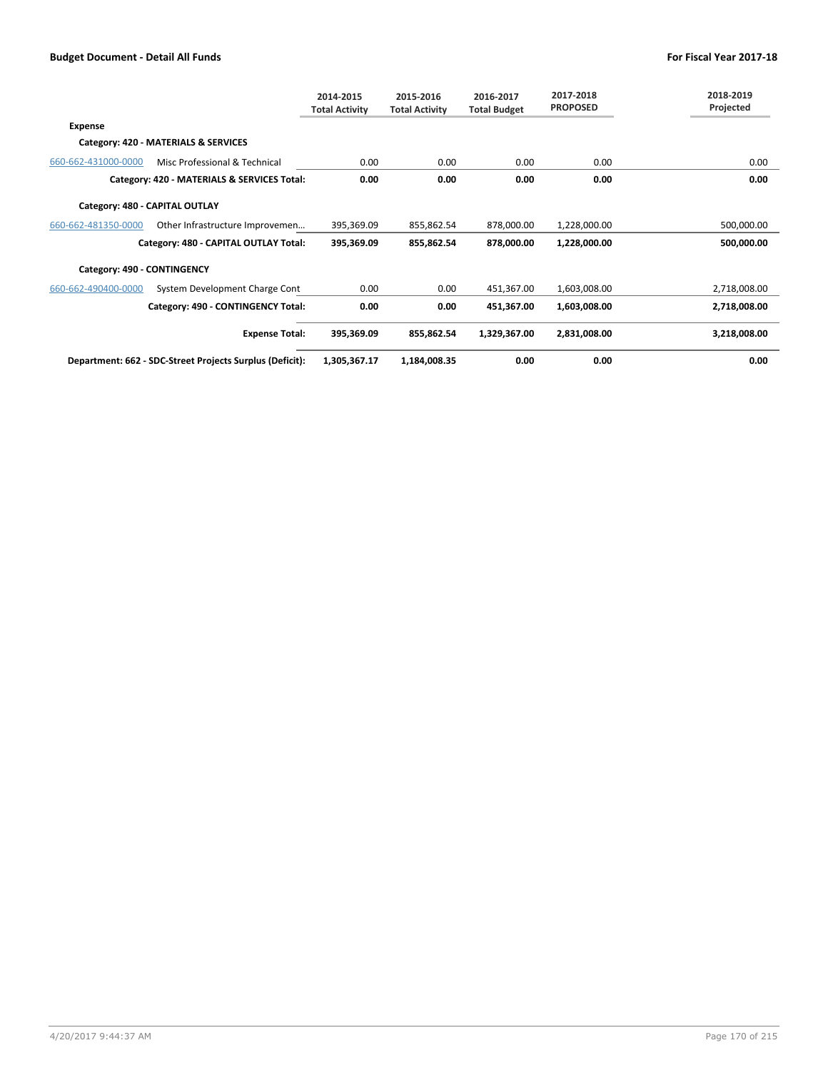**Budget Document - Detail All Funds** | **For Fiscal Year 2017-18**

| | | 2014-2015 Total Activity | 2015-2016 Total Activity | 2016-2017 Total Budget | 2017-2018 PROPOSED | 2018-2019 Projected |
|---|---|---|---|---|---|---|
| **Expense** | | | | | | |
| **Category: 420 - MATERIALS & SERVICES** | | | | | | |
| 660-662-431000-0000 | Misc Professional & Technical | 0.00 | 0.00 | 0.00 | 0.00 | 0.00 |
| | **Category: 420 - MATERIALS & SERVICES Total:** | **0.00** | **0.00** | **0.00** | **0.00** | **0.00** |
| **Category: 480 - CAPITAL OUTLAY** | | | | | | |
| 660-662-481350-0000 | Other Infrastructure Improvemen… | 395,369.09 | 855,862.54 | 878,000.00 | 1,228,000.00 | 500,000.00 |
| | **Category: 480 - CAPITAL OUTLAY Total:** | **395,369.09** | **855,862.54** | **878,000.00** | **1,228,000.00** | **500,000.00** |
| **Category: 490 - CONTINGENCY** | | | | | | |
| 660-662-490400-0000 | System Development Charge Cont | 0.00 | 0.00 | 451,367.00 | 1,603,008.00 | 2,718,008.00 |
| | **Category: 490 - CONTINGENCY Total:** | **0.00** | **0.00** | **451,367.00** | **1,603,008.00** | **2,718,008.00** |
| | **Expense Total:** | **395,369.09** | **855,862.54** | **1,329,367.00** | **2,831,008.00** | **3,218,008.00** |
| | **Department: 662 - SDC-Street Projects Surplus (Deficit):** | **1,305,367.17** | **1,184,008.35** | **0.00** | **0.00** | **0.00** |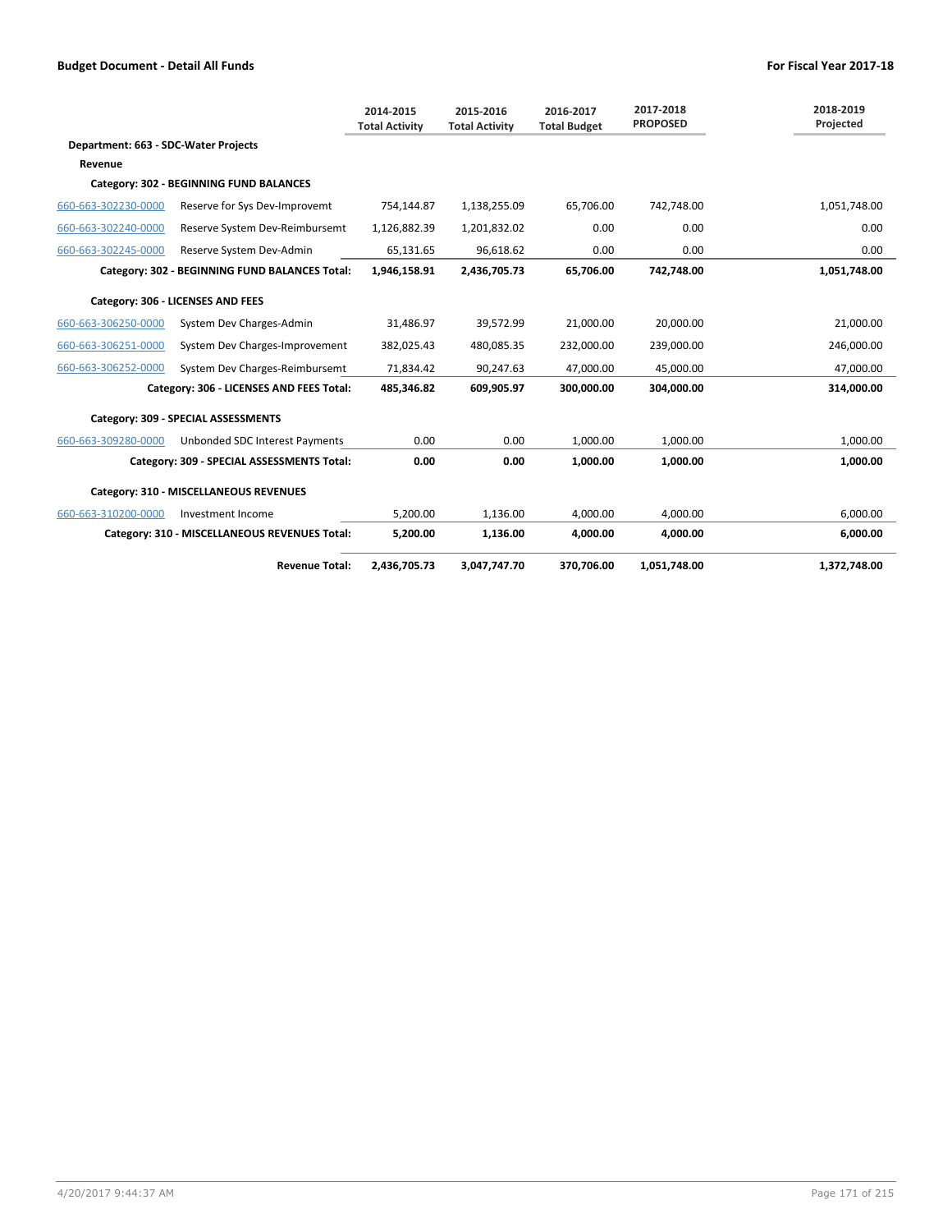**Budget Document - Detail All Funds** — **For Fiscal Year 2017-18**

| | | 2014-2015 Total Activity | 2015-2016 Total Activity | 2016-2017 Total Budget | 2017-2018 PROPOSED | 2018-2019 Projected |
|---|---|---|---|---|---|---|
| **Department: 663 - SDC-Water Projects** | | | | | | |
| **Revenue** | | | | | | |
| **Category: 302 - BEGINNING FUND BALANCES** | | | | | | |
| 660-663-302230-0000 | Reserve for Sys Dev-Improvemt | 754,144.87 | 1,138,255.09 | 65,706.00 | 742,748.00 | 1,051,748.00 |
| 660-663-302240-0000 | Reserve System Dev-Reimbursemt | 1,126,882.39 | 1,201,832.02 | 0.00 | 0.00 | 0.00 |
| 660-663-302245-0000 | Reserve System Dev-Admin | 65,131.65 | 96,618.62 | 0.00 | 0.00 | 0.00 |
| | **Category: 302 - BEGINNING FUND BALANCES Total:** | **1,946,158.91** | **2,436,705.73** | **65,706.00** | **742,748.00** | **1,051,748.00** |
| **Category: 306 - LICENSES AND FEES** | | | | | | |
| 660-663-306250-0000 | System Dev Charges-Admin | 31,486.97 | 39,572.99 | 21,000.00 | 20,000.00 | 21,000.00 |
| 660-663-306251-0000 | System Dev Charges-Improvement | 382,025.43 | 480,085.35 | 232,000.00 | 239,000.00 | 246,000.00 |
| 660-663-306252-0000 | System Dev Charges-Reimbursemt | 71,834.42 | 90,247.63 | 47,000.00 | 45,000.00 | 47,000.00 |
| | **Category: 306 - LICENSES AND FEES Total:** | **485,346.82** | **609,905.97** | **300,000.00** | **304,000.00** | **314,000.00** |
| **Category: 309 - SPECIAL ASSESSMENTS** | | | | | | |
| 660-663-309280-0000 | Unbonded SDC Interest Payments | 0.00 | 0.00 | 1,000.00 | 1,000.00 | 1,000.00 |
| | **Category: 309 - SPECIAL ASSESSMENTS Total:** | **0.00** | **0.00** | **1,000.00** | **1,000.00** | **1,000.00** |
| **Category: 310 - MISCELLANEOUS REVENUES** | | | | | | |
| 660-663-310200-0000 | Investment Income | 5,200.00 | 1,136.00 | 4,000.00 | 4,000.00 | 6,000.00 |
| | **Category: 310 - MISCELLANEOUS REVENUES Total:** | **5,200.00** | **1,136.00** | **4,000.00** | **4,000.00** | **6,000.00** |
| | **Revenue Total:** | **2,436,705.73** | **3,047,747.70** | **370,706.00** | **1,051,748.00** | **1,372,748.00** |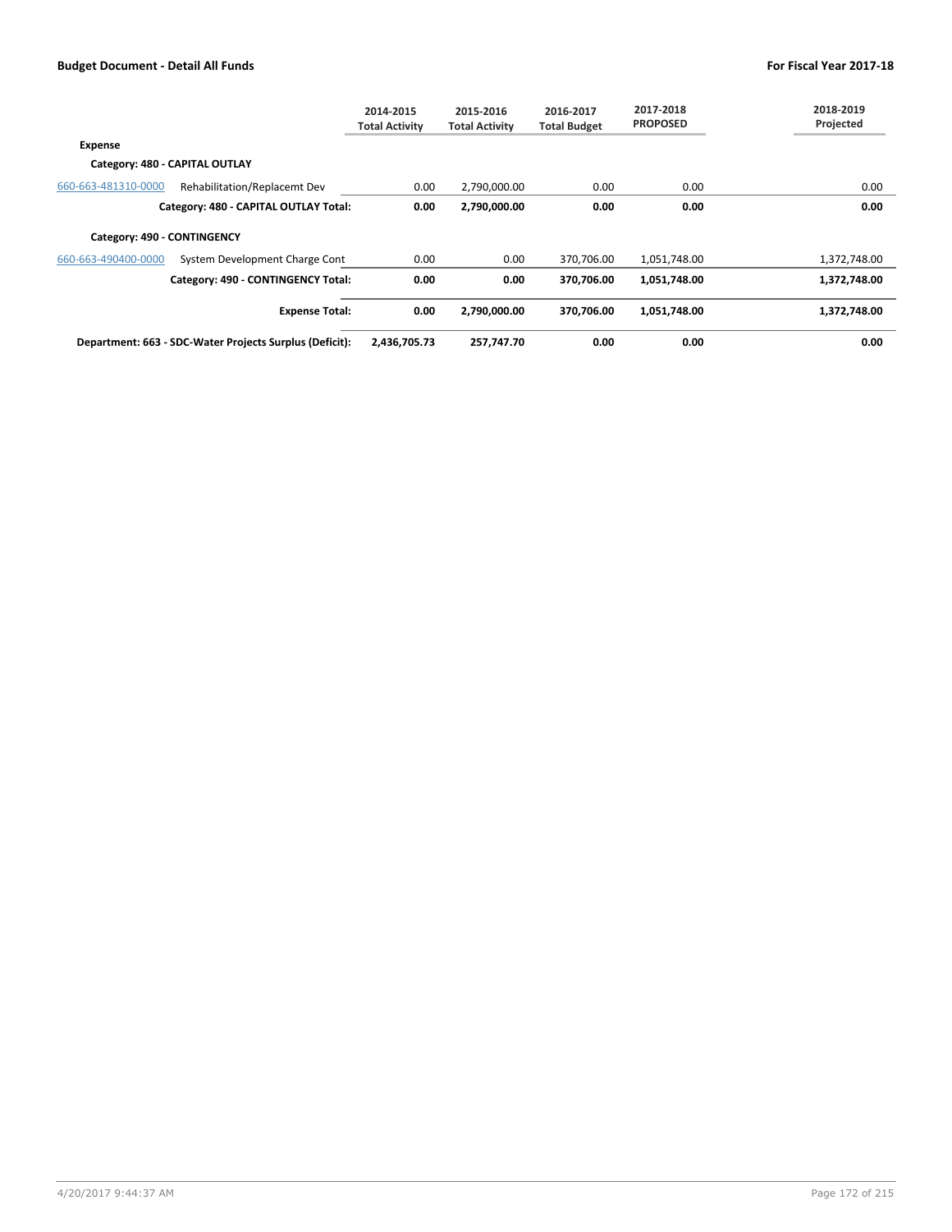| | | 2014-2015 Total Activity | 2015-2016 Total Activity | 2016-2017 Total Budget | 2017-2018 PROPOSED | 2018-2019 Projected |
|---|---|---|---|---|---|---|
| **Expense** | | | | | | |
| **Category: 480 - CAPITAL OUTLAY** | | | | | | |
| 660-663-481310-0000 | Rehabilitation/Replacemt Dev | 0.00 | 2,790,000.00 | 0.00 | 0.00 | 0.00 |
| | **Category: 480 - CAPITAL OUTLAY Total:** | **0.00** | **2,790,000.00** | **0.00** | **0.00** | **0.00** |
| **Category: 490 - CONTINGENCY** | | | | | | |
| 660-663-490400-0000 | System Development Charge Cont | 0.00 | 0.00 | 370,706.00 | 1,051,748.00 | 1,372,748.00 |
| | **Category: 490 - CONTINGENCY Total:** | **0.00** | **0.00** | **370,706.00** | **1,051,748.00** | **1,372,748.00** |
| | **Expense Total:** | **0.00** | **2,790,000.00** | **370,706.00** | **1,051,748.00** | **1,372,748.00** |
| | **Department: 663 - SDC-Water Projects Surplus (Deficit):** | **2,436,705.73** | **257,747.70** | **0.00** | **0.00** | **0.00** |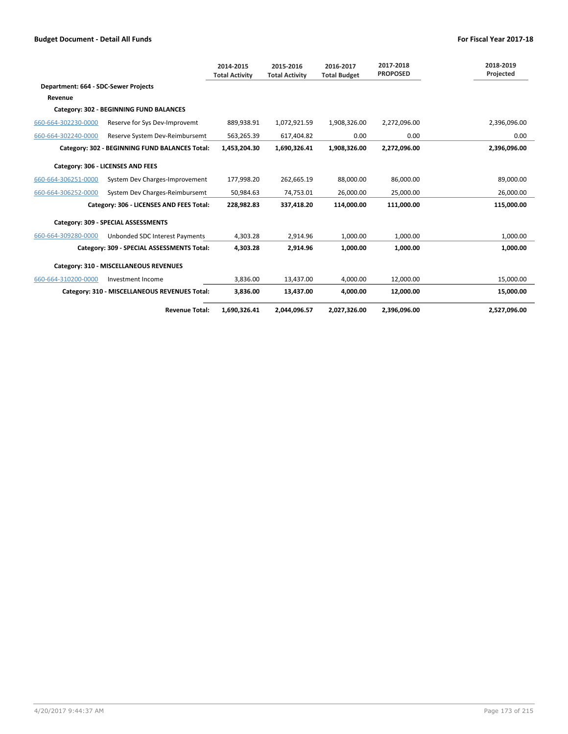**Budget Document - Detail All Funds** | **For Fiscal Year 2017-18**

| | | 2014-2015 Total Activity | 2015-2016 Total Activity | 2016-2017 Total Budget | 2017-2018 PROPOSED | 2018-2019 Projected |
|---|---|---|---|---|---|---|
| **Department: 664 - SDC-Sewer Projects** | | | | | | |
| **Revenue** | | | | | | |
| **Category: 302 - BEGINNING FUND BALANCES** | | | | | | |
| 660-664-302230-0000 | Reserve for Sys Dev-Improvemt | 889,938.91 | 1,072,921.59 | 1,908,326.00 | 2,272,096.00 | 2,396,096.00 |
| 660-664-302240-0000 | Reserve System Dev-Reimbursemt | 563,265.39 | 617,404.82 | 0.00 | 0.00 | 0.00 |
| | **Category: 302 - BEGINNING FUND BALANCES Total:** | **1,453,204.30** | **1,690,326.41** | **1,908,326.00** | **2,272,096.00** | **2,396,096.00** |
| **Category: 306 - LICENSES AND FEES** | | | | | | |
| 660-664-306251-0000 | System Dev Charges-Improvement | 177,998.20 | 262,665.19 | 88,000.00 | 86,000.00 | 89,000.00 |
| 660-664-306252-0000 | System Dev Charges-Reimbursemt | 50,984.63 | 74,753.01 | 26,000.00 | 25,000.00 | 26,000.00 |
| | **Category: 306 - LICENSES AND FEES Total:** | **228,982.83** | **337,418.20** | **114,000.00** | **111,000.00** | **115,000.00** |
| **Category: 309 - SPECIAL ASSESSMENTS** | | | | | | |
| 660-664-309280-0000 | Unbonded SDC Interest Payments | 4,303.28 | 2,914.96 | 1,000.00 | 1,000.00 | 1,000.00 |
| | **Category: 309 - SPECIAL ASSESSMENTS Total:** | **4,303.28** | **2,914.96** | **1,000.00** | **1,000.00** | **1,000.00** |
| **Category: 310 - MISCELLANEOUS REVENUES** | | | | | | |
| 660-664-310200-0000 | Investment Income | 3,836.00 | 13,437.00 | 4,000.00 | 12,000.00 | 15,000.00 |
| | **Category: 310 - MISCELLANEOUS REVENUES Total:** | **3,836.00** | **13,437.00** | **4,000.00** | **12,000.00** | **15,000.00** |
| | **Revenue Total:** | **1,690,326.41** | **2,044,096.57** | **2,027,326.00** | **2,396,096.00** | **2,527,096.00** |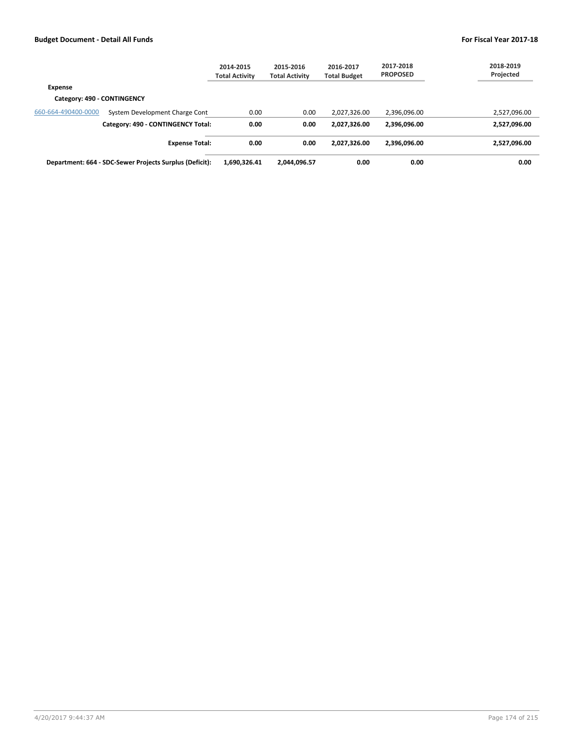| | | 2014-2015 Total Activity | 2015-2016 Total Activity | 2016-2017 Total Budget | 2017-2018 PROPOSED | 2018-2019 Projected |
|---|---|---|---|---|---|---|
| **Expense** | | | | | | |
| **Category: 490 - CONTINGENCY** | | | | | | |
| 660-664-490400-0000 | System Development Charge Cont | 0.00 | 0.00 | 2,027,326.00 | 2,396,096.00 | 2,527,096.00 |
| | **Category: 490 - CONTINGENCY Total:** | **0.00** | **0.00** | **2,027,326.00** | **2,396,096.00** | **2,527,096.00** |
| | **Expense Total:** | **0.00** | **0.00** | **2,027,326.00** | **2,396,096.00** | **2,527,096.00** |
| **Department: 664 - SDC-Sewer Projects Surplus (Deficit):** | | **1,690,326.41** | **2,044,096.57** | **0.00** | **0.00** | **0.00** |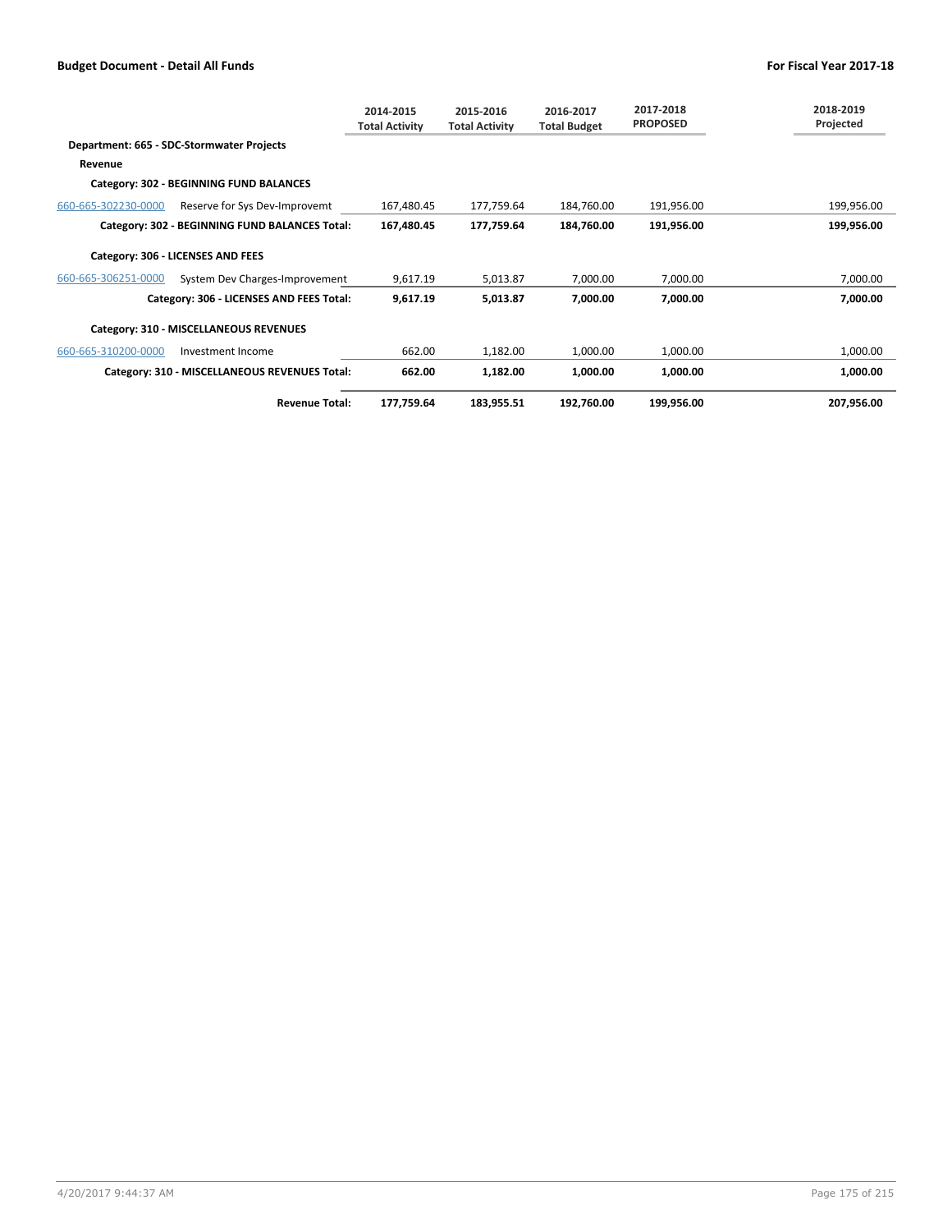**Budget Document - Detail All Funds** | **For Fiscal Year 2017-18**

| | | 2014-2015 Total Activity | 2015-2016 Total Activity | 2016-2017 Total Budget | 2017-2018 PROPOSED | 2018-2019 Projected |
|---|---|---|---|---|---|---|
| **Department: 665 - SDC-Stormwater Projects** | | | | | | |
| **Revenue** | | | | | | |
| **Category: 302 - BEGINNING FUND BALANCES** | | | | | | |
| 660-665-302230-0000 | Reserve for Sys Dev-Improvemt | 167,480.45 | 177,759.64 | 184,760.00 | 191,956.00 | 199,956.00 |
| | **Category: 302 - BEGINNING FUND BALANCES Total:** | **167,480.45** | **177,759.64** | **184,760.00** | **191,956.00** | **199,956.00** |
| **Category: 306 - LICENSES AND FEES** | | | | | | |
| 660-665-306251-0000 | System Dev Charges-Improvement | 9,617.19 | 5,013.87 | 7,000.00 | 7,000.00 | 7,000.00 |
| | **Category: 306 - LICENSES AND FEES Total:** | **9,617.19** | **5,013.87** | **7,000.00** | **7,000.00** | **7,000.00** |
| **Category: 310 - MISCELLANEOUS REVENUES** | | | | | | |
| 660-665-310200-0000 | Investment Income | 662.00 | 1,182.00 | 1,000.00 | 1,000.00 | 1,000.00 |
| | **Category: 310 - MISCELLANEOUS REVENUES Total:** | **662.00** | **1,182.00** | **1,000.00** | **1,000.00** | **1,000.00** |
| | **Revenue Total:** | **177,759.64** | **183,955.51** | **192,760.00** | **199,956.00** | **207,956.00** |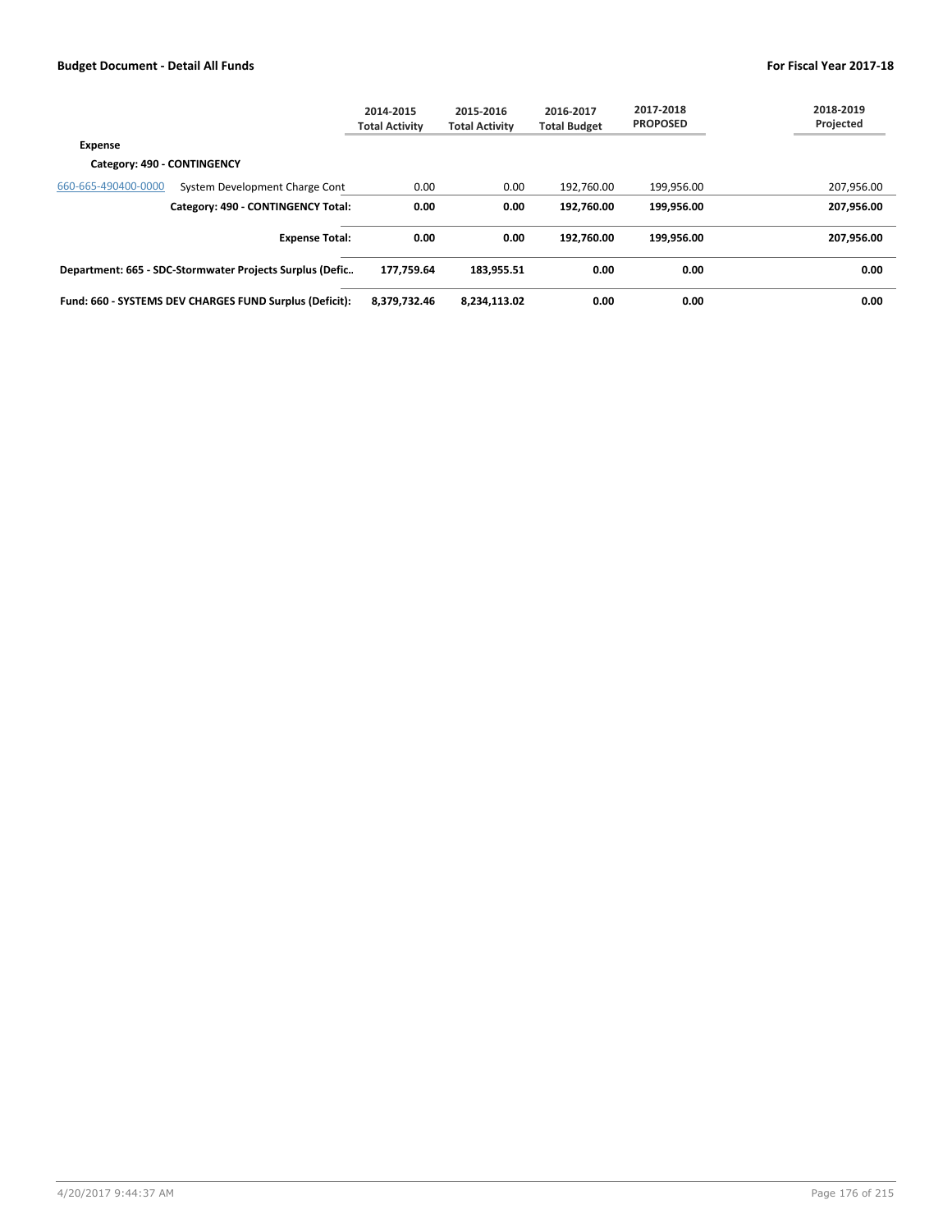| | | 2014-2015 Total Activity | 2015-2016 Total Activity | 2016-2017 Total Budget | 2017-2018 PROPOSED | 2018-2019 Projected |
|---|---|---|---|---|---|---|
| **Expense** | | | | | | |
| **Category: 490 - CONTINGENCY** | | | | | | |
| 660-665-490400-0000 | System Development Charge Cont | 0.00 | 0.00 | 192,760.00 | 199,956.00 | 207,956.00 |
| | **Category: 490 - CONTINGENCY Total:** | **0.00** | **0.00** | **192,760.00** | **199,956.00** | **207,956.00** |
| | **Expense Total:** | **0.00** | **0.00** | **192,760.00** | **199,956.00** | **207,956.00** |
| **Department: 665 - SDC-Stormwater Projects Surplus (Defic..** | | **177,759.64** | **183,955.51** | **0.00** | **0.00** | **0.00** |
| **Fund: 660 - SYSTEMS DEV CHARGES FUND Surplus (Deficit):** | | **8,379,732.46** | **8,234,113.02** | **0.00** | **0.00** | **0.00** |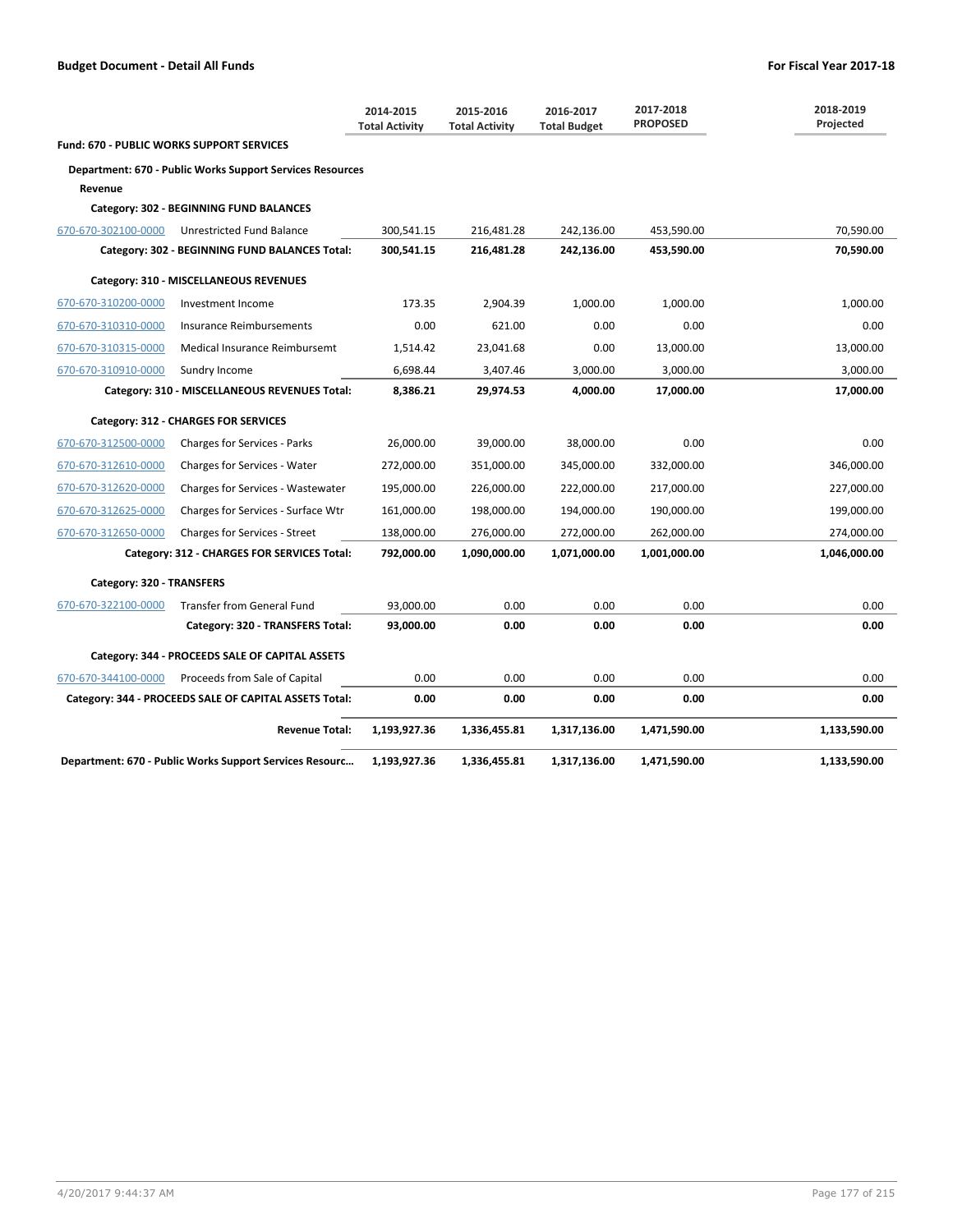**Budget Document - Detail All Funds** **For Fiscal Year 2017-18**

| | | 2014-2015 Total Activity | 2015-2016 Total Activity | 2016-2017 Total Budget | 2017-2018 PROPOSED | 2018-2019 Projected |
|---|---|---|---|---|---|---|
| **Fund: 670 - PUBLIC WORKS SUPPORT SERVICES** | | | | | | |
| **Department: 670 - Public Works Support Services Resources** | | | | | | |
| **Revenue** | | | | | | |
| **Category: 302 - BEGINNING FUND BALANCES** | | | | | | |
| 670-670-302100-0000 | Unrestricted Fund Balance | 300,541.15 | 216,481.28 | 242,136.00 | 453,590.00 | 70,590.00 |
| **Category: 302 - BEGINNING FUND BALANCES Total:** | | **300,541.15** | **216,481.28** | **242,136.00** | **453,590.00** | **70,590.00** |
| **Category: 310 - MISCELLANEOUS REVENUES** | | | | | | |
| 670-670-310200-0000 | Investment Income | 173.35 | 2,904.39 | 1,000.00 | 1,000.00 | 1,000.00 |
| 670-670-310310-0000 | Insurance Reimbursements | 0.00 | 621.00 | 0.00 | 0.00 | 0.00 |
| 670-670-310315-0000 | Medical Insurance Reimbursemt | 1,514.42 | 23,041.68 | 0.00 | 13,000.00 | 13,000.00 |
| 670-670-310910-0000 | Sundry Income | 6,698.44 | 3,407.46 | 3,000.00 | 3,000.00 | 3,000.00 |
| **Category: 310 - MISCELLANEOUS REVENUES Total:** | | **8,386.21** | **29,974.53** | **4,000.00** | **17,000.00** | **17,000.00** |
| **Category: 312 - CHARGES FOR SERVICES** | | | | | | |
| 670-670-312500-0000 | Charges for Services - Parks | 26,000.00 | 39,000.00 | 38,000.00 | 0.00 | 0.00 |
| 670-670-312610-0000 | Charges for Services - Water | 272,000.00 | 351,000.00 | 345,000.00 | 332,000.00 | 346,000.00 |
| 670-670-312620-0000 | Charges for Services - Wastewater | 195,000.00 | 226,000.00 | 222,000.00 | 217,000.00 | 227,000.00 |
| 670-670-312625-0000 | Charges for Services - Surface Wtr | 161,000.00 | 198,000.00 | 194,000.00 | 190,000.00 | 199,000.00 |
| 670-670-312650-0000 | Charges for Services - Street | 138,000.00 | 276,000.00 | 272,000.00 | 262,000.00 | 274,000.00 |
| **Category: 312 - CHARGES FOR SERVICES Total:** | | **792,000.00** | **1,090,000.00** | **1,071,000.00** | **1,001,000.00** | **1,046,000.00** |
| **Category: 320 - TRANSFERS** | | | | | | |
| 670-670-322100-0000 | Transfer from General Fund | 93,000.00 | 0.00 | 0.00 | 0.00 | 0.00 |
| **Category: 320 - TRANSFERS Total:** | | **93,000.00** | **0.00** | **0.00** | **0.00** | **0.00** |
| **Category: 344 - PROCEEDS SALE OF CAPITAL ASSETS** | | | | | | |
| 670-670-344100-0000 | Proceeds from Sale of Capital | 0.00 | 0.00 | 0.00 | 0.00 | 0.00 |
| **Category: 344 - PROCEEDS SALE OF CAPITAL ASSETS Total:** | | **0.00** | **0.00** | **0.00** | **0.00** | **0.00** |
| **Revenue Total:** | | **1,193,927.36** | **1,336,455.81** | **1,317,136.00** | **1,471,590.00** | **1,133,590.00** |
| **Department: 670 - Public Works Support Services Resourc...** | | **1,193,927.36** | **1,336,455.81** | **1,317,136.00** | **1,471,590.00** | **1,133,590.00** |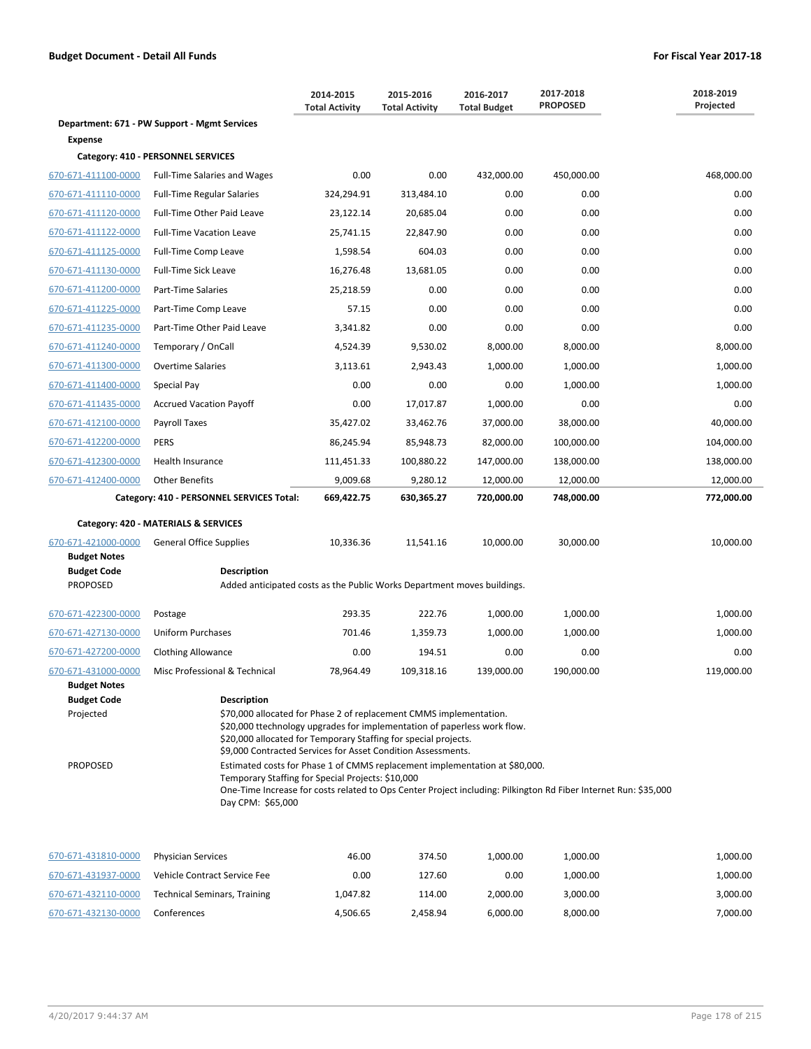| | | 2014-2015 Total Activity | 2015-2016 Total Activity | 2016-2017 Total Budget | 2017-2018 PROPOSED | 2018-2019 Projected |
|---|---|---|---|---|---|---|
| **Department: 671 - PW Support - Mgmt Services** | | | | | | |
| **Expense** | | | | | | |
| **Category: 410 - PERSONNEL SERVICES** | | | | | | |
| 670-671-411100-0000 | Full-Time Salaries and Wages | 0.00 | 0.00 | 432,000.00 | 450,000.00 | 468,000.00 |
| 670-671-411110-0000 | Full-Time Regular Salaries | 324,294.91 | 313,484.10 | 0.00 | 0.00 | 0.00 |
| 670-671-411120-0000 | Full-Time Other Paid Leave | 23,122.14 | 20,685.04 | 0.00 | 0.00 | 0.00 |
| 670-671-411122-0000 | Full-Time Vacation Leave | 25,741.15 | 22,847.90 | 0.00 | 0.00 | 0.00 |
| 670-671-411125-0000 | Full-Time Comp Leave | 1,598.54 | 604.03 | 0.00 | 0.00 | 0.00 |
| 670-671-411130-0000 | Full-Time Sick Leave | 16,276.48 | 13,681.05 | 0.00 | 0.00 | 0.00 |
| 670-671-411200-0000 | Part-Time Salaries | 25,218.59 | 0.00 | 0.00 | 0.00 | 0.00 |
| 670-671-411225-0000 | Part-Time Comp Leave | 57.15 | 0.00 | 0.00 | 0.00 | 0.00 |
| 670-671-411235-0000 | Part-Time Other Paid Leave | 3,341.82 | 0.00 | 0.00 | 0.00 | 0.00 |
| 670-671-411240-0000 | Temporary / OnCall | 4,524.39 | 9,530.02 | 8,000.00 | 8,000.00 | 8,000.00 |
| 670-671-411300-0000 | Overtime Salaries | 3,113.61 | 2,943.43 | 1,000.00 | 1,000.00 | 1,000.00 |
| 670-671-411400-0000 | Special Pay | 0.00 | 0.00 | 0.00 | 1,000.00 | 1,000.00 |
| 670-671-411435-0000 | Accrued Vacation Payoff | 0.00 | 17,017.87 | 1,000.00 | 0.00 | 0.00 |
| 670-671-412100-0000 | Payroll Taxes | 35,427.02 | 33,462.76 | 37,000.00 | 38,000.00 | 40,000.00 |
| 670-671-412200-0000 | PERS | 86,245.94 | 85,948.73 | 82,000.00 | 100,000.00 | 104,000.00 |
| 670-671-412300-0000 | Health Insurance | 111,451.33 | 100,880.22 | 147,000.00 | 138,000.00 | 138,000.00 |
| 670-671-412400-0000 | Other Benefits | 9,009.68 | 9,280.12 | 12,000.00 | 12,000.00 | 12,000.00 |
| | **Category: 410 - PERSONNEL SERVICES Total:** | **669,422.75** | **630,365.27** | **720,000.00** | **748,000.00** | **772,000.00** |
| **Category: 420 - MATERIALS & SERVICES** | | | | | | |
| 670-671-421000-0000 | General Office Supplies | 10,336.36 | 11,541.16 | 10,000.00 | 30,000.00 | 10,000.00 |

**Budget Notes**

| Budget Code | Description |
|---|---|
| PROPOSED | Added anticipated costs as the Public Works Department moves buildings. |

| | | 2014-2015 Total Activity | 2015-2016 Total Activity | 2016-2017 Total Budget | 2017-2018 PROPOSED | 2018-2019 Projected |
|---|---|---|---|---|---|---|
| 670-671-422300-0000 | Postage | 293.35 | 222.76 | 1,000.00 | 1,000.00 | 1,000.00 |
| 670-671-427130-0000 | Uniform Purchases | 701.46 | 1,359.73 | 1,000.00 | 1,000.00 | 1,000.00 |
| 670-671-427200-0000 | Clothing Allowance | 0.00 | 194.51 | 0.00 | 0.00 | 0.00 |
| 670-671-431000-0000 | Misc Professional & Technical | 78,964.49 | 109,318.16 | 139,000.00 | 190,000.00 | 119,000.00 |

**Budget Notes**

| Budget Code | Description |
|---|---|
| Projected | $70,000 allocated for Phase 2 of replacement CMMS implementation.<br>$20,000 ttechnology upgrades for implementation of paperless work flow.<br>$20,000 allocated for Temporary Staffing for special projects.<br>$9,000 Contracted Services for Asset Condition Assessments. |
| PROPOSED | Estimated costs for Phase 1 of CMMS replacement implementation at $80,000.<br>Temporary Staffing for Special Projects: $10,000<br>One-Time Increase for costs related to Ops Center Project including: Pilkington Rd Fiber Internet Run: $35,000<br>Day CPM: $65,000 |

| | | 2014-2015 Total Activity | 2015-2016 Total Activity | 2016-2017 Total Budget | 2017-2018 PROPOSED | 2018-2019 Projected |
|---|---|---|---|---|---|---|
| 670-671-431810-0000 | Physician Services | 46.00 | 374.50 | 1,000.00 | 1,000.00 | 1,000.00 |
| 670-671-431937-0000 | Vehicle Contract Service Fee | 0.00 | 127.60 | 0.00 | 1,000.00 | 1,000.00 |
| 670-671-432110-0000 | Technical Seminars, Training | 1,047.82 | 114.00 | 2,000.00 | 3,000.00 | 3,000.00 |
| 670-671-432130-0000 | Conferences | 4,506.65 | 2,458.94 | 6,000.00 | 8,000.00 | 7,000.00 |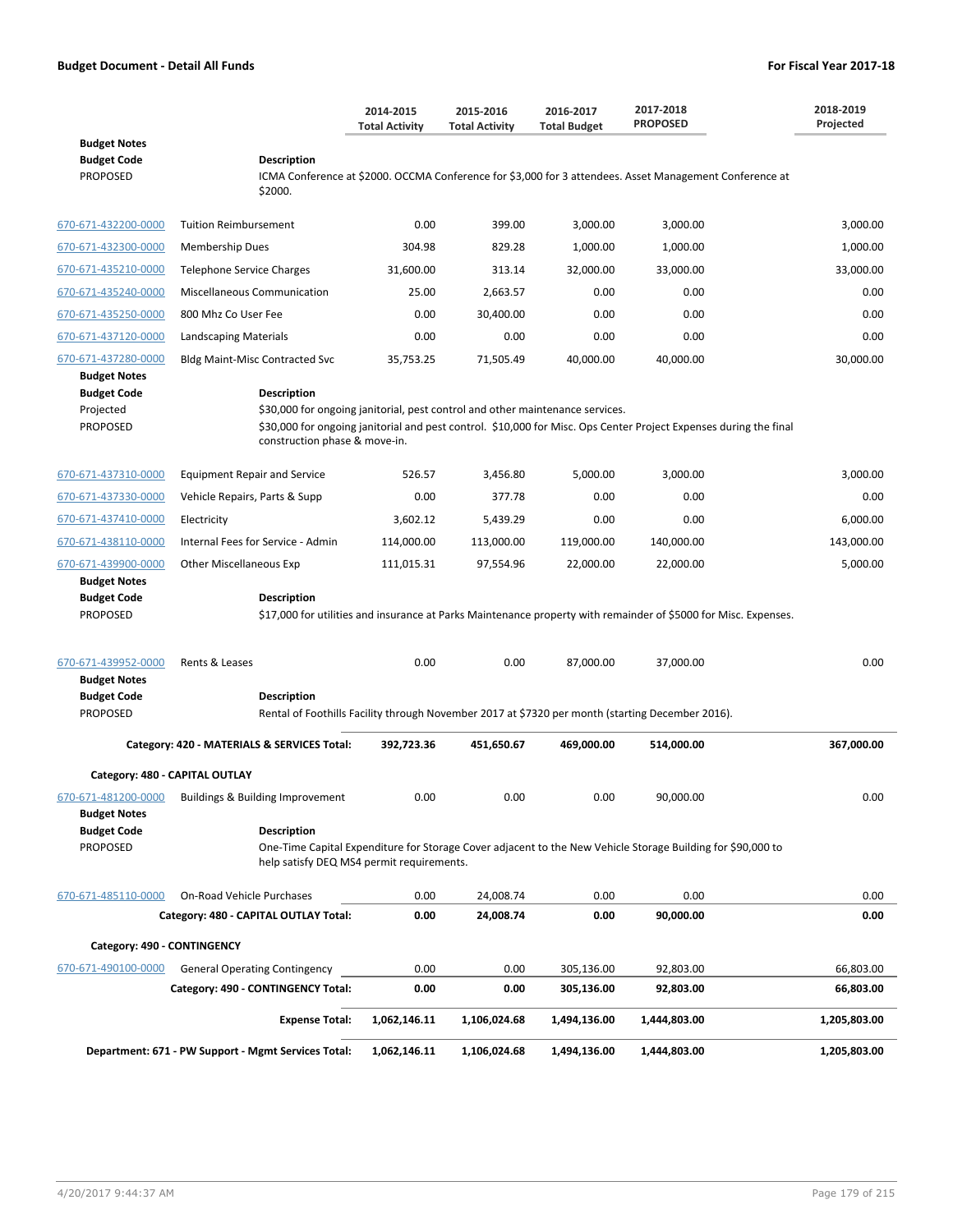| | | 2014-2015 Total Activity | 2015-2016 Total Activity | 2016-2017 Total Budget | 2017-2018 PROPOSED | 2018-2019 Projected |
|---|---|---|---|---|---|---|
| **Budget Notes** | | | | | | |
| **Budget Code** | **Description** | | | | | |
| PROPOSED | ICMA Conference at $2000. OCCMA Conference for $3,000 for 3 attendees. Asset Management Conference at $2000. | | | | | |
| 670-671-432200-0000 | Tuition Reimbursement | 0.00 | 399.00 | 3,000.00 | 3,000.00 | 3,000.00 |
| 670-671-432300-0000 | Membership Dues | 304.98 | 829.28 | 1,000.00 | 1,000.00 | 1,000.00 |
| 670-671-435210-0000 | Telephone Service Charges | 31,600.00 | 313.14 | 32,000.00 | 33,000.00 | 33,000.00 |
| 670-671-435240-0000 | Miscellaneous Communication | 25.00 | 2,663.57 | 0.00 | 0.00 | 0.00 |
| 670-671-435250-0000 | 800 Mhz Co User Fee | 0.00 | 30,400.00 | 0.00 | 0.00 | 0.00 |
| 670-671-437120-0000 | Landscaping Materials | 0.00 | 0.00 | 0.00 | 0.00 | 0.00 |
| 670-671-437280-0000 | Bldg Maint-Misc Contracted Svc | 35,753.25 | 71,505.49 | 40,000.00 | 40,000.00 | 30,000.00 |
| **Budget Notes** | | | | | | |
| **Budget Code** | **Description** | | | | | |
| Projected | $30,000 for ongoing janitorial, pest control and other maintenance services. | | | | | |
| PROPOSED | $30,000 for ongoing janitorial and pest control. $10,000 for Misc. Ops Center Project Expenses during the final construction phase & move-in. | | | | | |
| 670-671-437310-0000 | Equipment Repair and Service | 526.57 | 3,456.80 | 5,000.00 | 3,000.00 | 3,000.00 |
| 670-671-437330-0000 | Vehicle Repairs, Parts & Supp | 0.00 | 377.78 | 0.00 | 0.00 | 0.00 |
| 670-671-437410-0000 | Electricity | 3,602.12 | 5,439.29 | 0.00 | 0.00 | 6,000.00 |
| 670-671-438110-0000 | Internal Fees for Service - Admin | 114,000.00 | 113,000.00 | 119,000.00 | 140,000.00 | 143,000.00 |
| 670-671-439900-0000 | Other Miscellaneous Exp | 111,015.31 | 97,554.96 | 22,000.00 | 22,000.00 | 5,000.00 |
| **Budget Notes** | | | | | | |
| **Budget Code** | **Description** | | | | | |
| PROPOSED | $17,000 for utilities and insurance at Parks Maintenance property with remainder of $5000 for Misc. Expenses. | | | | | |
| 670-671-439952-0000 | Rents & Leases | 0.00 | 0.00 | 87,000.00 | 37,000.00 | 0.00 |
| **Budget Notes** | | | | | | |
| **Budget Code** | **Description** | | | | | |
| PROPOSED | Rental of Foothills Facility through November 2017 at $7320 per month (starting December 2016). | | | | | |
| | **Category: 420 - MATERIALS & SERVICES Total:** | **392,723.36** | **451,650.67** | **469,000.00** | **514,000.00** | **367,000.00** |
| **Category: 480 - CAPITAL OUTLAY** | | | | | | |
| 670-671-481200-0000 | Buildings & Building Improvement | 0.00 | 0.00 | 0.00 | 90,000.00 | 0.00 |
| **Budget Notes** | | | | | | |
| **Budget Code** | **Description** | | | | | |
| PROPOSED | One-Time Capital Expenditure for Storage Cover adjacent to the New Vehicle Storage Building for $90,000 to help satisfy DEQ MS4 permit requirements. | | | | | |
| 670-671-485110-0000 | On-Road Vehicle Purchases | 0.00 | 24,008.74 | 0.00 | 0.00 | 0.00 |
| | **Category: 480 - CAPITAL OUTLAY Total:** | **0.00** | **24,008.74** | **0.00** | **90,000.00** | **0.00** |
| **Category: 490 - CONTINGENCY** | | | | | | |
| 670-671-490100-0000 | General Operating Contingency | 0.00 | 0.00 | 305,136.00 | 92,803.00 | 66,803.00 |
| | **Category: 490 - CONTINGENCY Total:** | **0.00** | **0.00** | **305,136.00** | **92,803.00** | **66,803.00** |
| | **Expense Total:** | **1,062,146.11** | **1,106,024.68** | **1,494,136.00** | **1,444,803.00** | **1,205,803.00** |
| | **Department: 671 - PW Support - Mgmt Services Total:** | **1,062,146.11** | **1,106,024.68** | **1,494,136.00** | **1,444,803.00** | **1,205,803.00** |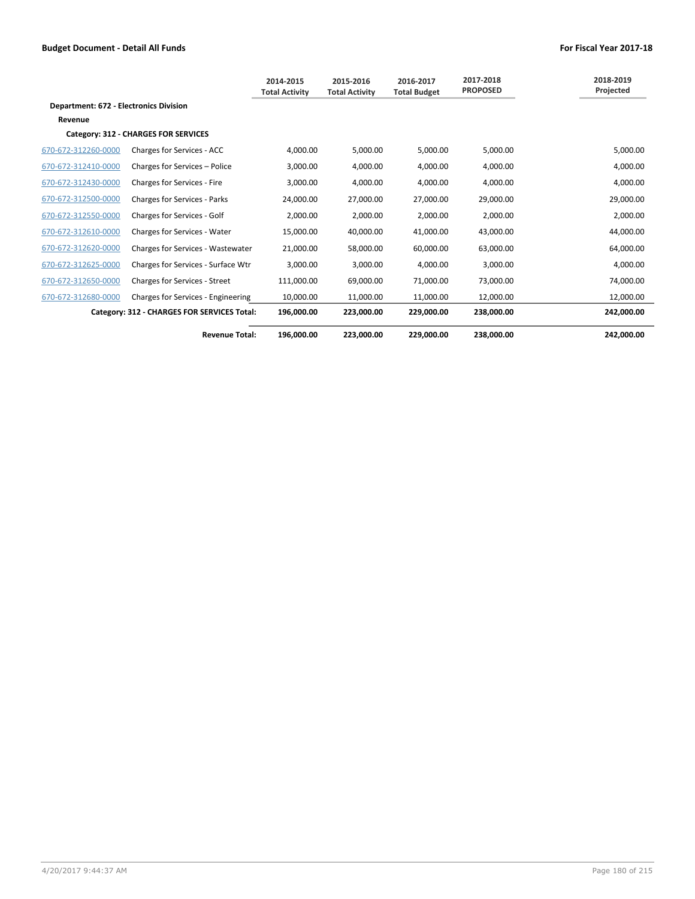**Budget Document - Detail All Funds** **For Fiscal Year 2017-18**

| | | 2014-2015 Total Activity | 2015-2016 Total Activity | 2016-2017 Total Budget | 2017-2018 PROPOSED | 2018-2019 Projected |
|---|---|---|---|---|---|---|
| **Department: 672 - Electronics Division** | | | | | | |
| **Revenue** | | | | | | |
| **Category: 312 - CHARGES FOR SERVICES** | | | | | | |
| 670-672-312260-0000 | Charges for Services - ACC | 4,000.00 | 5,000.00 | 5,000.00 | 5,000.00 | 5,000.00 |
| 670-672-312410-0000 | Charges for Services – Police | 3,000.00 | 4,000.00 | 4,000.00 | 4,000.00 | 4,000.00 |
| 670-672-312430-0000 | Charges for Services - Fire | 3,000.00 | 4,000.00 | 4,000.00 | 4,000.00 | 4,000.00 |
| 670-672-312500-0000 | Charges for Services - Parks | 24,000.00 | 27,000.00 | 27,000.00 | 29,000.00 | 29,000.00 |
| 670-672-312550-0000 | Charges for Services - Golf | 2,000.00 | 2,000.00 | 2,000.00 | 2,000.00 | 2,000.00 |
| 670-672-312610-0000 | Charges for Services - Water | 15,000.00 | 40,000.00 | 41,000.00 | 43,000.00 | 44,000.00 |
| 670-672-312620-0000 | Charges for Services - Wastewater | 21,000.00 | 58,000.00 | 60,000.00 | 63,000.00 | 64,000.00 |
| 670-672-312625-0000 | Charges for Services - Surface Wtr | 3,000.00 | 3,000.00 | 4,000.00 | 3,000.00 | 4,000.00 |
| 670-672-312650-0000 | Charges for Services - Street | 111,000.00 | 69,000.00 | 71,000.00 | 73,000.00 | 74,000.00 |
| 670-672-312680-0000 | Charges for Services - Engineering | 10,000.00 | 11,000.00 | 11,000.00 | 12,000.00 | 12,000.00 |
| | **Category: 312 - CHARGES FOR SERVICES Total:** | **196,000.00** | **223,000.00** | **229,000.00** | **238,000.00** | **242,000.00** |
| | **Revenue Total:** | **196,000.00** | **223,000.00** | **229,000.00** | **238,000.00** | **242,000.00** |

4/20/2017 9:44:37 AM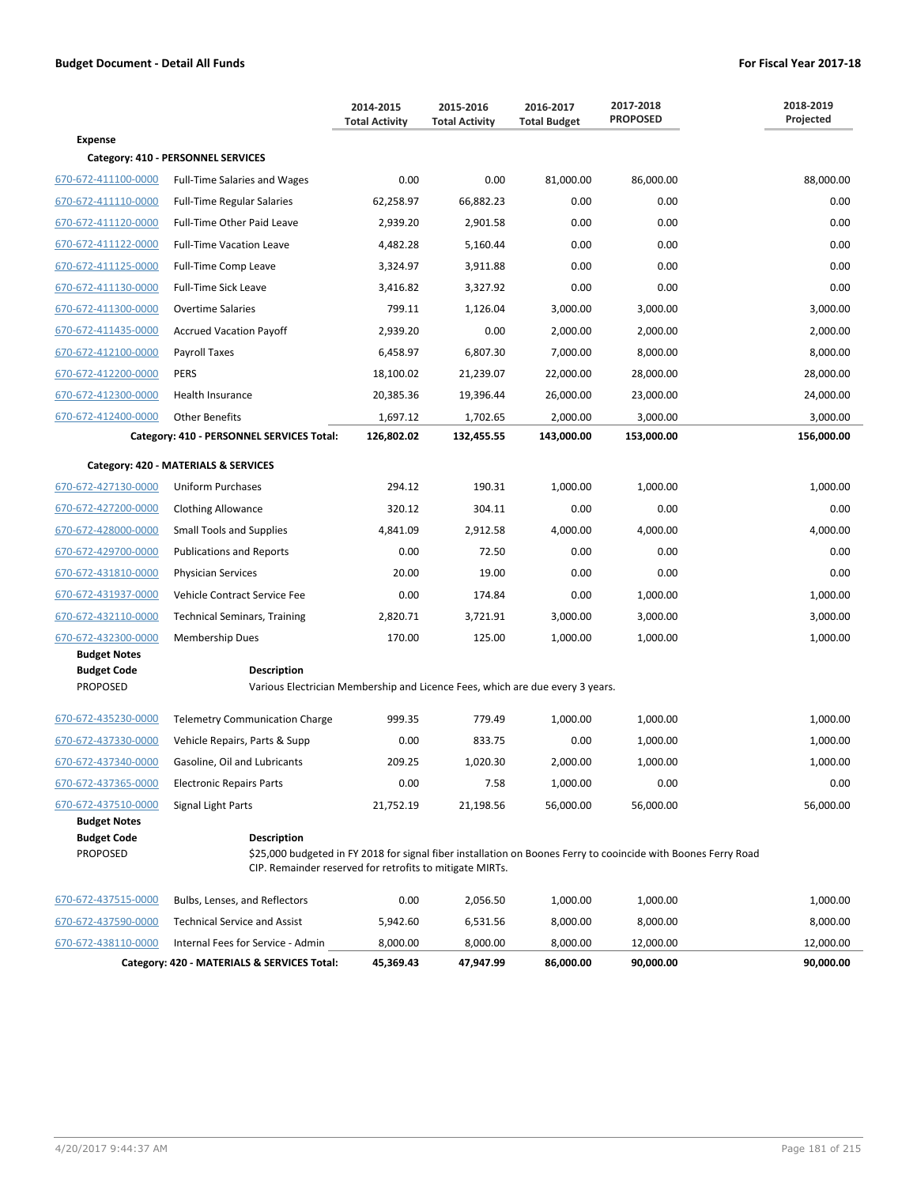**Budget Document - Detail All Funds** — **For Fiscal Year 2017-18**

| | | 2014-2015 Total Activity | 2015-2016 Total Activity | 2016-2017 Total Budget | 2017-2018 PROPOSED | 2018-2019 Projected |
|---|---|---|---|---|---|---|
| **Expense** | | | | | | |
| **Category: 410 - PERSONNEL SERVICES** | | | | | | |
| 670-672-411100-0000 | Full-Time Salaries and Wages | 0.00 | 0.00 | 81,000.00 | 86,000.00 | 88,000.00 |
| 670-672-411110-0000 | Full-Time Regular Salaries | 62,258.97 | 66,882.23 | 0.00 | 0.00 | 0.00 |
| 670-672-411120-0000 | Full-Time Other Paid Leave | 2,939.20 | 2,901.58 | 0.00 | 0.00 | 0.00 |
| 670-672-411122-0000 | Full-Time Vacation Leave | 4,482.28 | 5,160.44 | 0.00 | 0.00 | 0.00 |
| 670-672-411125-0000 | Full-Time Comp Leave | 3,324.97 | 3,911.88 | 0.00 | 0.00 | 0.00 |
| 670-672-411130-0000 | Full-Time Sick Leave | 3,416.82 | 3,327.92 | 0.00 | 0.00 | 0.00 |
| 670-672-411300-0000 | Overtime Salaries | 799.11 | 1,126.04 | 3,000.00 | 3,000.00 | 3,000.00 |
| 670-672-411435-0000 | Accrued Vacation Payoff | 2,939.20 | 0.00 | 2,000.00 | 2,000.00 | 2,000.00 |
| 670-672-412100-0000 | Payroll Taxes | 6,458.97 | 6,807.30 | 7,000.00 | 8,000.00 | 8,000.00 |
| 670-672-412200-0000 | PERS | 18,100.02 | 21,239.07 | 22,000.00 | 28,000.00 | 28,000.00 |
| 670-672-412300-0000 | Health Insurance | 20,385.36 | 19,396.44 | 26,000.00 | 23,000.00 | 24,000.00 |
| 670-672-412400-0000 | Other Benefits | 1,697.12 | 1,702.65 | 2,000.00 | 3,000.00 | 3,000.00 |
| | **Category: 410 - PERSONNEL SERVICES Total:** | **126,802.02** | **132,455.55** | **143,000.00** | **153,000.00** | **156,000.00** |
| **Category: 420 - MATERIALS & SERVICES** | | | | | | |
| 670-672-427130-0000 | Uniform Purchases | 294.12 | 190.31 | 1,000.00 | 1,000.00 | 1,000.00 |
| 670-672-427200-0000 | Clothing Allowance | 320.12 | 304.11 | 0.00 | 0.00 | 0.00 |
| 670-672-428000-0000 | Small Tools and Supplies | 4,841.09 | 2,912.58 | 4,000.00 | 4,000.00 | 4,000.00 |
| 670-672-429700-0000 | Publications and Reports | 0.00 | 72.50 | 0.00 | 0.00 | 0.00 |
| 670-672-431810-0000 | Physician Services | 20.00 | 19.00 | 0.00 | 0.00 | 0.00 |
| 670-672-431937-0000 | Vehicle Contract Service Fee | 0.00 | 174.84 | 0.00 | 1,000.00 | 1,000.00 |
| 670-672-432110-0000 | Technical Seminars, Training | 2,820.71 | 3,721.91 | 3,000.00 | 3,000.00 | 3,000.00 |
| 670-672-432300-0000 | Membership Dues | 170.00 | 125.00 | 1,000.00 | 1,000.00 | 1,000.00 |
| **Budget Notes** | | | | | | |
| **Budget Code** | **Description** | | | | | |
| PROPOSED | Various Electrician Membership and Licence Fees, which are due every 3 years. | | | | | |
| 670-672-435230-0000 | Telemetry Communication Charge | 999.35 | 779.49 | 1,000.00 | 1,000.00 | 1,000.00 |
| 670-672-437330-0000 | Vehicle Repairs, Parts & Supp | 0.00 | 833.75 | 0.00 | 1,000.00 | 1,000.00 |
| 670-672-437340-0000 | Gasoline, Oil and Lubricants | 209.25 | 1,020.30 | 2,000.00 | 1,000.00 | 1,000.00 |
| 670-672-437365-0000 | Electronic Repairs Parts | 0.00 | 7.58 | 1,000.00 | 0.00 | 0.00 |
| 670-672-437510-0000 | Signal Light Parts | 21,752.19 | 21,198.56 | 56,000.00 | 56,000.00 | 56,000.00 |
| **Budget Notes** | | | | | | |
| **Budget Code** | **Description** | | | | | |
| PROPOSED | $25,000 budgeted in FY 2018 for signal fiber installation on Boones Ferry to cooincide with Boones Ferry Road CIP. Remainder reserved for retrofits to mitigate MIRTs. | | | | | |
| 670-672-437515-0000 | Bulbs, Lenses, and Reflectors | 0.00 | 2,056.50 | 1,000.00 | 1,000.00 | 1,000.00 |
| 670-672-437590-0000 | Technical Service and Assist | 5,942.60 | 6,531.56 | 8,000.00 | 8,000.00 | 8,000.00 |
| 670-672-438110-0000 | Internal Fees for Service - Admin | 8,000.00 | 8,000.00 | 8,000.00 | 12,000.00 | 12,000.00 |
| | **Category: 420 - MATERIALS & SERVICES Total:** | **45,369.43** | **47,947.99** | **86,000.00** | **90,000.00** | **90,000.00** |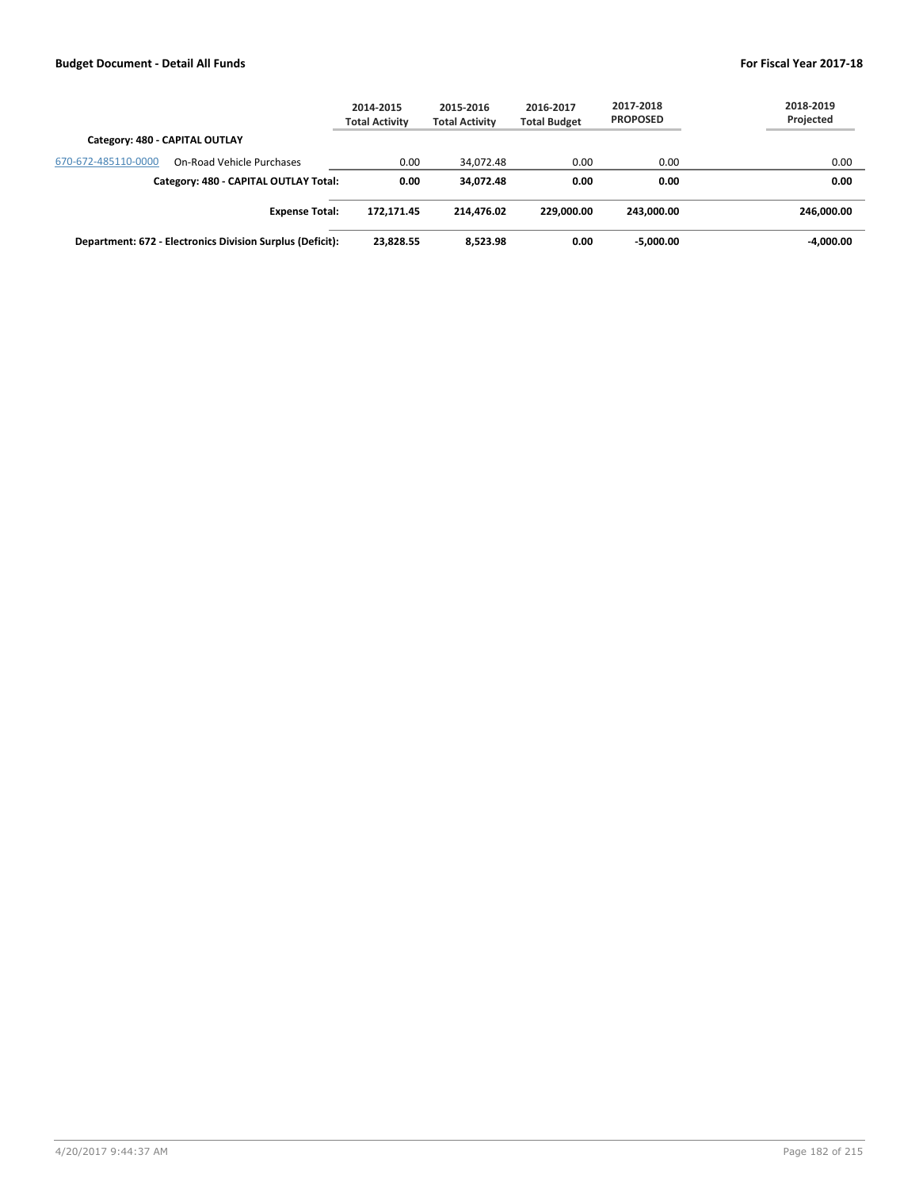**Budget Document - Detail All Funds** **For Fiscal Year 2017-18**

| | | 2014-2015 Total Activity | 2015-2016 Total Activity | 2016-2017 Total Budget | 2017-2018 PROPOSED | 2018-2019 Projected |
|---|---|---|---|---|---|---|
| **Category: 480 - CAPITAL OUTLAY** | | | | | | |
| 670-672-485110-0000 | On-Road Vehicle Purchases | 0.00 | 34,072.48 | 0.00 | 0.00 | 0.00 |
| | **Category: 480 - CAPITAL OUTLAY Total:** | **0.00** | **34,072.48** | **0.00** | **0.00** | **0.00** |
| | **Expense Total:** | **172,171.45** | **214,476.02** | **229,000.00** | **243,000.00** | **246,000.00** |
| | **Department: 672 - Electronics Division Surplus (Deficit):** | **23,828.55** | **8,523.98** | **0.00** | **-5,000.00** | **-4,000.00** |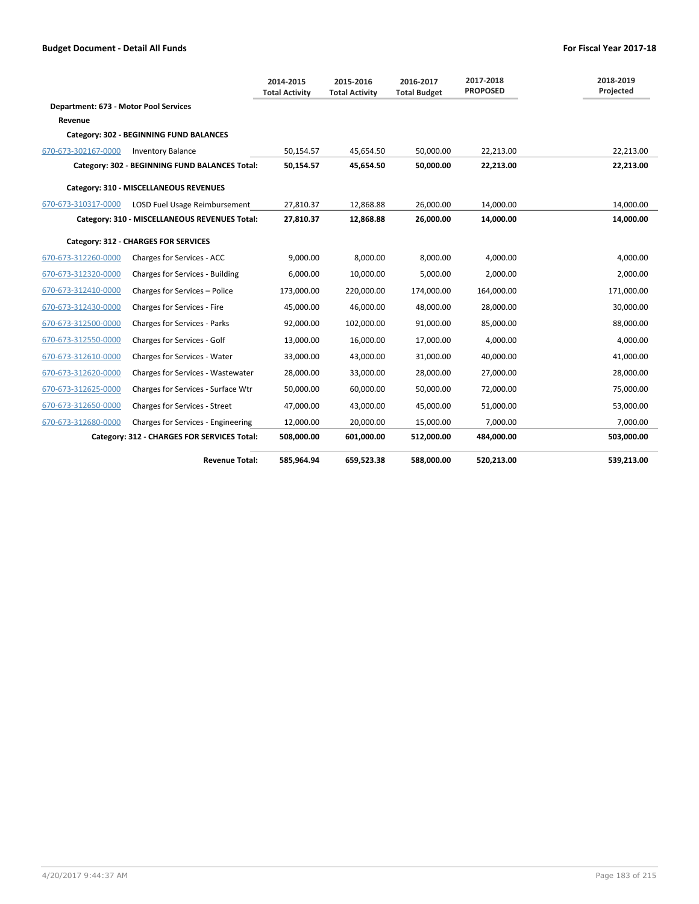**Budget Document - Detail All Funds** | **For Fiscal Year 2017-18**

| | | 2014-2015 Total Activity | 2015-2016 Total Activity | 2016-2017 Total Budget | 2017-2018 PROPOSED | 2018-2019 Projected |
|---|---|---|---|---|---|---|
| **Department: 673 - Motor Pool Services** | | | | | | |
| **Revenue** | | | | | | |
| **Category: 302 - BEGINNING FUND BALANCES** | | | | | | |
| 670-673-302167-0000 | Inventory Balance | 50,154.57 | 45,654.50 | 50,000.00 | 22,213.00 | 22,213.00 |
| | **Category: 302 - BEGINNING FUND BALANCES Total:** | **50,154.57** | **45,654.50** | **50,000.00** | **22,213.00** | **22,213.00** |
| **Category: 310 - MISCELLANEOUS REVENUES** | | | | | | |
| 670-673-310317-0000 | LOSD Fuel Usage Reimbursement | 27,810.37 | 12,868.88 | 26,000.00 | 14,000.00 | 14,000.00 |
| | **Category: 310 - MISCELLANEOUS REVENUES Total:** | **27,810.37** | **12,868.88** | **26,000.00** | **14,000.00** | **14,000.00** |
| **Category: 312 - CHARGES FOR SERVICES** | | | | | | |
| 670-673-312260-0000 | Charges for Services - ACC | 9,000.00 | 8,000.00 | 8,000.00 | 4,000.00 | 4,000.00 |
| 670-673-312320-0000 | Charges for Services - Building | 6,000.00 | 10,000.00 | 5,000.00 | 2,000.00 | 2,000.00 |
| 670-673-312410-0000 | Charges for Services – Police | 173,000.00 | 220,000.00 | 174,000.00 | 164,000.00 | 171,000.00 |
| 670-673-312430-0000 | Charges for Services - Fire | 45,000.00 | 46,000.00 | 48,000.00 | 28,000.00 | 30,000.00 |
| 670-673-312500-0000 | Charges for Services - Parks | 92,000.00 | 102,000.00 | 91,000.00 | 85,000.00 | 88,000.00 |
| 670-673-312550-0000 | Charges for Services - Golf | 13,000.00 | 16,000.00 | 17,000.00 | 4,000.00 | 4,000.00 |
| 670-673-312610-0000 | Charges for Services - Water | 33,000.00 | 43,000.00 | 31,000.00 | 40,000.00 | 41,000.00 |
| 670-673-312620-0000 | Charges for Services - Wastewater | 28,000.00 | 33,000.00 | 28,000.00 | 27,000.00 | 28,000.00 |
| 670-673-312625-0000 | Charges for Services - Surface Wtr | 50,000.00 | 60,000.00 | 50,000.00 | 72,000.00 | 75,000.00 |
| 670-673-312650-0000 | Charges for Services - Street | 47,000.00 | 43,000.00 | 45,000.00 | 51,000.00 | 53,000.00 |
| 670-673-312680-0000 | Charges for Services - Engineering | 12,000.00 | 20,000.00 | 15,000.00 | 7,000.00 | 7,000.00 |
| | **Category: 312 - CHARGES FOR SERVICES Total:** | **508,000.00** | **601,000.00** | **512,000.00** | **484,000.00** | **503,000.00** |
| | **Revenue Total:** | **585,964.94** | **659,523.38** | **588,000.00** | **520,213.00** | **539,213.00** |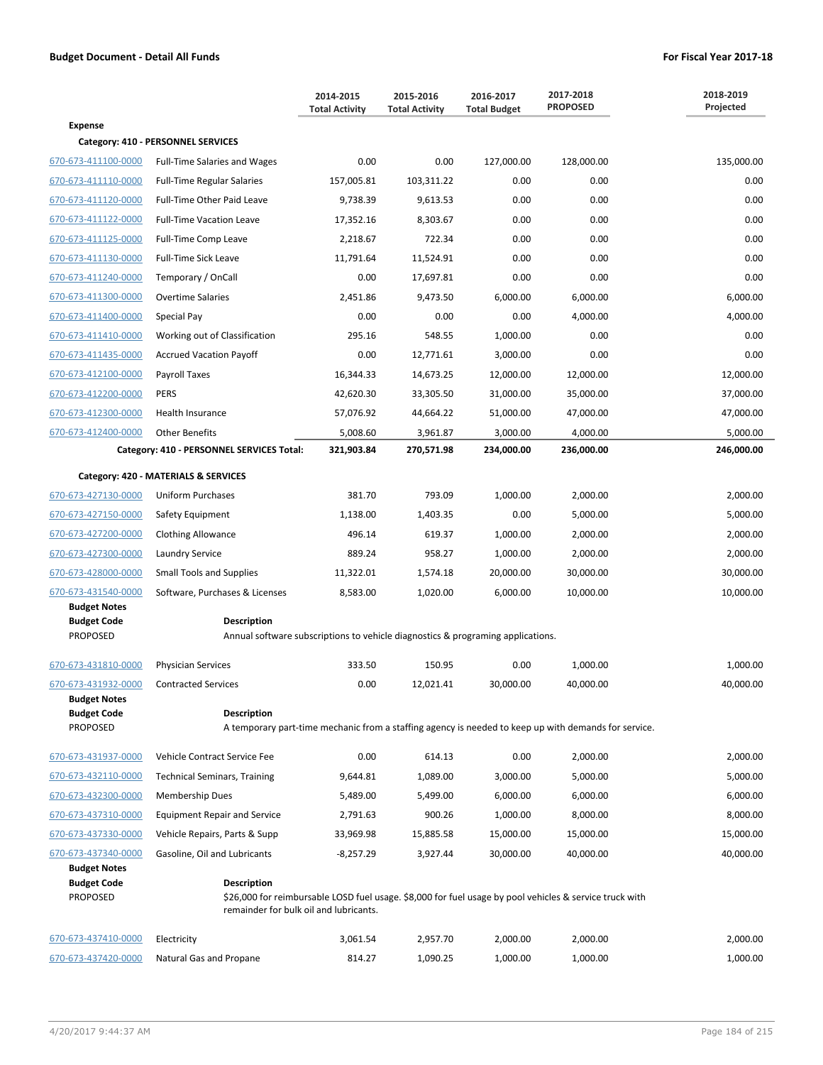**Budget Document - Detail All Funds** | **For Fiscal Year 2017-18**

| | | 2014-2015 Total Activity | 2015-2016 Total Activity | 2016-2017 Total Budget | 2017-2018 PROPOSED | 2018-2019 Projected |
|---|---|---|---|---|---|---|
| **Expense** | | | | | | |
| **Category: 410 - PERSONNEL SERVICES** | | | | | | |
| 670-673-411100-0000 | Full-Time Salaries and Wages | 0.00 | 0.00 | 127,000.00 | 128,000.00 | 135,000.00 |
| 670-673-411110-0000 | Full-Time Regular Salaries | 157,005.81 | 103,311.22 | 0.00 | 0.00 | 0.00 |
| 670-673-411120-0000 | Full-Time Other Paid Leave | 9,738.39 | 9,613.53 | 0.00 | 0.00 | 0.00 |
| 670-673-411122-0000 | Full-Time Vacation Leave | 17,352.16 | 8,303.67 | 0.00 | 0.00 | 0.00 |
| 670-673-411125-0000 | Full-Time Comp Leave | 2,218.67 | 722.34 | 0.00 | 0.00 | 0.00 |
| 670-673-411130-0000 | Full-Time Sick Leave | 11,791.64 | 11,524.91 | 0.00 | 0.00 | 0.00 |
| 670-673-411240-0000 | Temporary / OnCall | 0.00 | 17,697.81 | 0.00 | 0.00 | 0.00 |
| 670-673-411300-0000 | Overtime Salaries | 2,451.86 | 9,473.50 | 6,000.00 | 6,000.00 | 6,000.00 |
| 670-673-411400-0000 | Special Pay | 0.00 | 0.00 | 0.00 | 4,000.00 | 4,000.00 |
| 670-673-411410-0000 | Working out of Classification | 295.16 | 548.55 | 1,000.00 | 0.00 | 0.00 |
| 670-673-411435-0000 | Accrued Vacation Payoff | 0.00 | 12,771.61 | 3,000.00 | 0.00 | 0.00 |
| 670-673-412100-0000 | Payroll Taxes | 16,344.33 | 14,673.25 | 12,000.00 | 12,000.00 | 12,000.00 |
| 670-673-412200-0000 | PERS | 42,620.30 | 33,305.50 | 31,000.00 | 35,000.00 | 37,000.00 |
| 670-673-412300-0000 | Health Insurance | 57,076.92 | 44,664.22 | 51,000.00 | 47,000.00 | 47,000.00 |
| 670-673-412400-0000 | Other Benefits | 5,008.60 | 3,961.87 | 3,000.00 | 4,000.00 | 5,000.00 |
| | **Category: 410 - PERSONNEL SERVICES Total:** | **321,903.84** | **270,571.98** | **234,000.00** | **236,000.00** | **246,000.00** |
| **Category: 420 - MATERIALS & SERVICES** | | | | | | |
| 670-673-427130-0000 | Uniform Purchases | 381.70 | 793.09 | 1,000.00 | 2,000.00 | 2,000.00 |
| 670-673-427150-0000 | Safety Equipment | 1,138.00 | 1,403.35 | 0.00 | 5,000.00 | 5,000.00 |
| 670-673-427200-0000 | Clothing Allowance | 496.14 | 619.37 | 1,000.00 | 2,000.00 | 2,000.00 |
| 670-673-427300-0000 | Laundry Service | 889.24 | 958.27 | 1,000.00 | 2,000.00 | 2,000.00 |
| 670-673-428000-0000 | Small Tools and Supplies | 11,322.01 | 1,574.18 | 20,000.00 | 30,000.00 | 30,000.00 |
| 670-673-431540-0000 | Software, Purchases & Licenses | 8,583.00 | 1,020.00 | 6,000.00 | 10,000.00 | 10,000.00 |

**Budget Notes**

| Budget Code | Description |
|---|---|
| PROPOSED | Annual software subscriptions to vehicle diagnostics & programing applications. |

| | | 2014-2015 Total Activity | 2015-2016 Total Activity | 2016-2017 Total Budget | 2017-2018 PROPOSED | 2018-2019 Projected |
|---|---|---|---|---|---|---|
| 670-673-431810-0000 | Physician Services | 333.50 | 150.95 | 0.00 | 1,000.00 | 1,000.00 |
| 670-673-431932-0000 | Contracted Services | 0.00 | 12,021.41 | 30,000.00 | 40,000.00 | 40,000.00 |

**Budget Notes**

| Budget Code | Description |
|---|---|
| PROPOSED | A temporary part-time mechanic from a staffing agency is needed to keep up with demands for service. |

| | | 2014-2015 Total Activity | 2015-2016 Total Activity | 2016-2017 Total Budget | 2017-2018 PROPOSED | 2018-2019 Projected |
|---|---|---|---|---|---|---|
| 670-673-431937-0000 | Vehicle Contract Service Fee | 0.00 | 614.13 | 0.00 | 2,000.00 | 2,000.00 |
| 670-673-432110-0000 | Technical Seminars, Training | 9,644.81 | 1,089.00 | 3,000.00 | 5,000.00 | 5,000.00 |
| 670-673-432300-0000 | Membership Dues | 5,489.00 | 5,499.00 | 6,000.00 | 6,000.00 | 6,000.00 |
| 670-673-437310-0000 | Equipment Repair and Service | 2,791.63 | 900.26 | 1,000.00 | 8,000.00 | 8,000.00 |
| 670-673-437330-0000 | Vehicle Repairs, Parts & Supp | 33,969.98 | 15,885.58 | 15,000.00 | 15,000.00 | 15,000.00 |
| 670-673-437340-0000 | Gasoline, Oil and Lubricants | -8,257.29 | 3,927.44 | 30,000.00 | 40,000.00 | 40,000.00 |

**Budget Notes**

| Budget Code | Description |
|---|---|
| PROPOSED | $26,000 for reimbursable LOSD fuel usage. $8,000 for fuel usage by pool vehicles & service truck with remainder for bulk oil and lubricants. |

| | | 2014-2015 Total Activity | 2015-2016 Total Activity | 2016-2017 Total Budget | 2017-2018 PROPOSED | 2018-2019 Projected |
|---|---|---|---|---|---|---|
| 670-673-437410-0000 | Electricity | 3,061.54 | 2,957.70 | 2,000.00 | 2,000.00 | 2,000.00 |
| 670-673-437420-0000 | Natural Gas and Propane | 814.27 | 1,090.25 | 1,000.00 | 1,000.00 | 1,000.00 |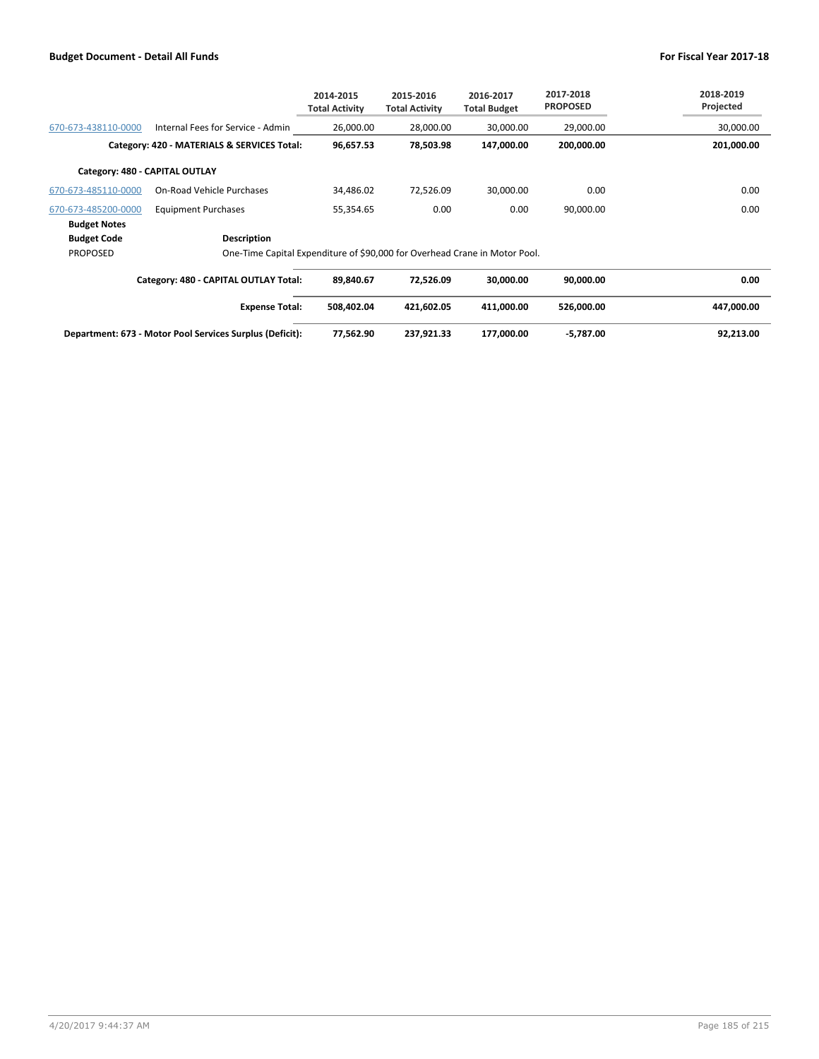| | | 2014-2015 Total Activity | 2015-2016 Total Activity | 2016-2017 Total Budget | 2017-2018 PROPOSED | 2018-2019 Projected |
|---|---|---|---|---|---|---|
| 670-673-438110-0000 | Internal Fees for Service - Admin | 26,000.00 | 28,000.00 | 30,000.00 | 29,000.00 | 30,000.00 |
| | **Category: 420 - MATERIALS & SERVICES Total:** | **96,657.53** | **78,503.98** | **147,000.00** | **200,000.00** | **201,000.00** |
| **Category: 480 - CAPITAL OUTLAY** | | | | | | |
| 670-673-485110-0000 | On-Road Vehicle Purchases | 34,486.02 | 72,526.09 | 30,000.00 | 0.00 | 0.00 |
| 670-673-485200-0000 | Equipment Purchases | 55,354.65 | 0.00 | 0.00 | 90,000.00 | 0.00 |
| **Budget Notes** | | | | | | |
| **Budget Code** | **Description** | | | | | |
| PROPOSED | One-Time Capital Expenditure of $90,000 for Overhead Crane in Motor Pool. | | | | | |
| | **Category: 480 - CAPITAL OUTLAY Total:** | **89,840.67** | **72,526.09** | **30,000.00** | **90,000.00** | **0.00** |
| | **Expense Total:** | **508,402.04** | **421,602.05** | **411,000.00** | **526,000.00** | **447,000.00** |
| | **Department: 673 - Motor Pool Services Surplus (Deficit):** | **77,562.90** | **237,921.33** | **177,000.00** | **-5,787.00** | **92,213.00** |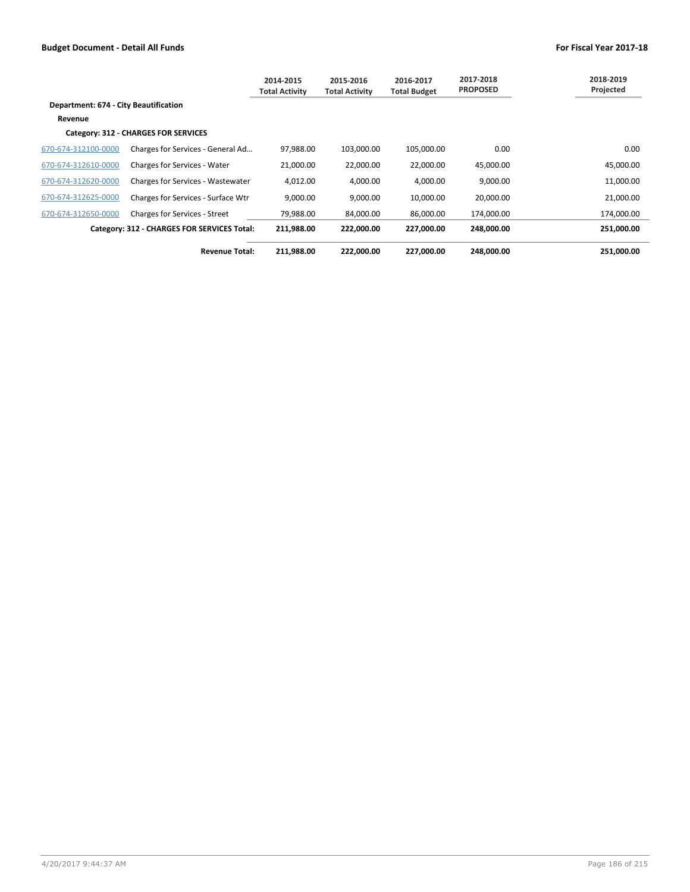**Budget Document - Detail All Funds** | **For Fiscal Year 2017-18**

| | | 2014-2015 Total Activity | 2015-2016 Total Activity | 2016-2017 Total Budget | 2017-2018 PROPOSED | 2018-2019 Projected |
|---|---|---|---|---|---|---|
| **Department: 674 - City Beautification** | | | | | | |
| **Revenue** | | | | | | |
| **Category: 312 - CHARGES FOR SERVICES** | | | | | | |
| 670-674-312100-0000 | Charges for Services - General Ad… | 97,988.00 | 103,000.00 | 105,000.00 | 0.00 | 0.00 |
| 670-674-312610-0000 | Charges for Services - Water | 21,000.00 | 22,000.00 | 22,000.00 | 45,000.00 | 45,000.00 |
| 670-674-312620-0000 | Charges for Services - Wastewater | 4,012.00 | 4,000.00 | 4,000.00 | 9,000.00 | 11,000.00 |
| 670-674-312625-0000 | Charges for Services - Surface Wtr | 9,000.00 | 9,000.00 | 10,000.00 | 20,000.00 | 21,000.00 |
| 670-674-312650-0000 | Charges for Services - Street | 79,988.00 | 84,000.00 | 86,000.00 | 174,000.00 | 174,000.00 |
| | **Category: 312 - CHARGES FOR SERVICES Total:** | **211,988.00** | **222,000.00** | **227,000.00** | **248,000.00** | **251,000.00** |
| | **Revenue Total:** | **211,988.00** | **222,000.00** | **227,000.00** | **248,000.00** | **251,000.00** |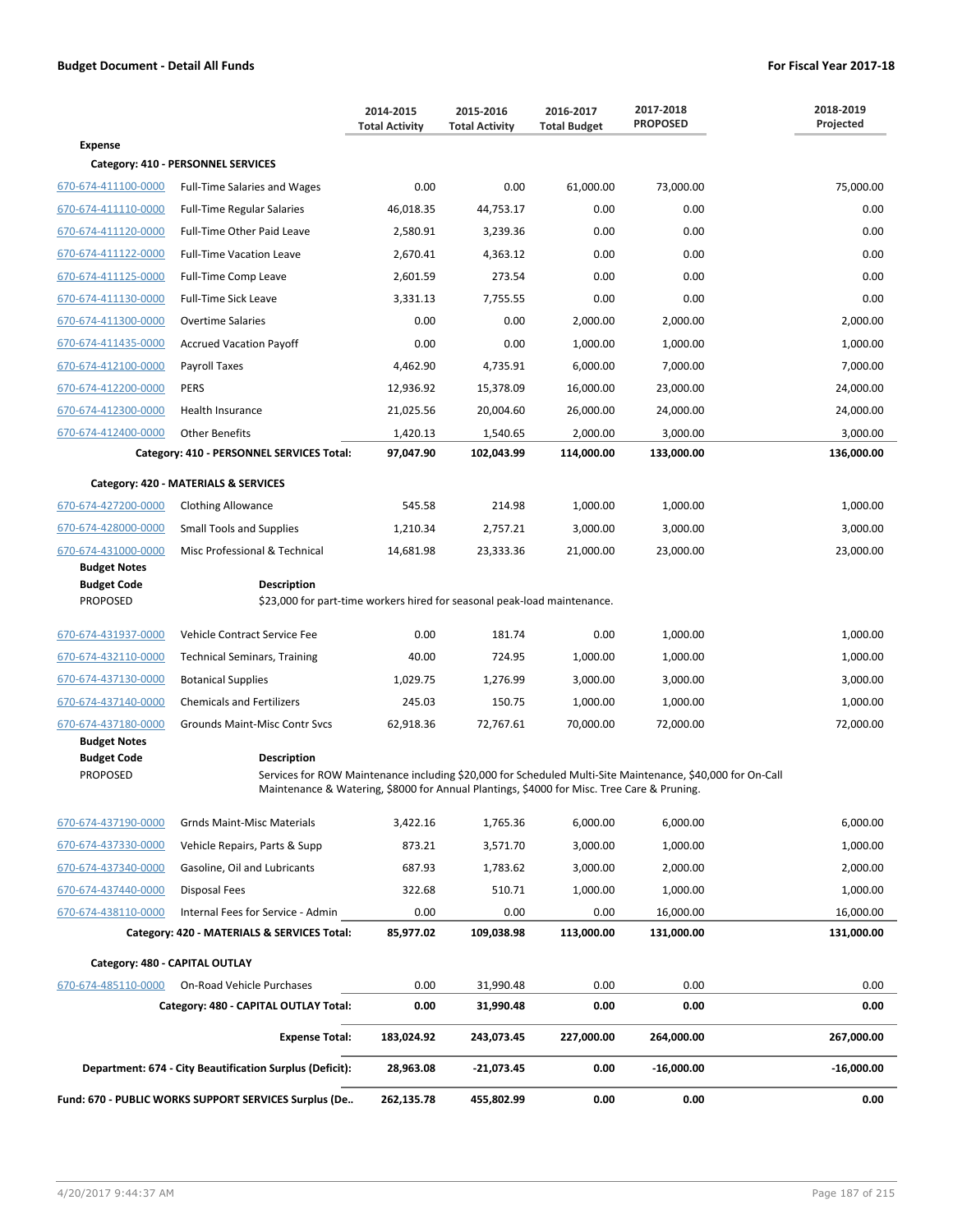**Budget Document - Detail All Funds** | **For Fiscal Year 2017-18**

| | | 2014-2015 Total Activity | 2015-2016 Total Activity | 2016-2017 Total Budget | 2017-2018 PROPOSED | 2018-2019 Projected |
|---|---|---|---|---|---|---|
| **Expense** | | | | | | |
| **Category: 410 - PERSONNEL SERVICES** | | | | | | |
| 670-674-411100-0000 | Full-Time Salaries and Wages | 0.00 | 0.00 | 61,000.00 | 73,000.00 | 75,000.00 |
| 670-674-411110-0000 | Full-Time Regular Salaries | 46,018.35 | 44,753.17 | 0.00 | 0.00 | 0.00 |
| 670-674-411120-0000 | Full-Time Other Paid Leave | 2,580.91 | 3,239.36 | 0.00 | 0.00 | 0.00 |
| 670-674-411122-0000 | Full-Time Vacation Leave | 2,670.41 | 4,363.12 | 0.00 | 0.00 | 0.00 |
| 670-674-411125-0000 | Full-Time Comp Leave | 2,601.59 | 273.54 | 0.00 | 0.00 | 0.00 |
| 670-674-411130-0000 | Full-Time Sick Leave | 3,331.13 | 7,755.55 | 0.00 | 0.00 | 0.00 |
| 670-674-411300-0000 | Overtime Salaries | 0.00 | 0.00 | 2,000.00 | 2,000.00 | 2,000.00 |
| 670-674-411435-0000 | Accrued Vacation Payoff | 0.00 | 0.00 | 1,000.00 | 1,000.00 | 1,000.00 |
| 670-674-412100-0000 | Payroll Taxes | 4,462.90 | 4,735.91 | 6,000.00 | 7,000.00 | 7,000.00 |
| 670-674-412200-0000 | PERS | 12,936.92 | 15,378.09 | 16,000.00 | 23,000.00 | 24,000.00 |
| 670-674-412300-0000 | Health Insurance | 21,025.56 | 20,004.60 | 26,000.00 | 24,000.00 | 24,000.00 |
| 670-674-412400-0000 | Other Benefits | 1,420.13 | 1,540.65 | 2,000.00 | 3,000.00 | 3,000.00 |
| | **Category: 410 - PERSONNEL SERVICES Total:** | **97,047.90** | **102,043.99** | **114,000.00** | **133,000.00** | **136,000.00** |
| **Category: 420 - MATERIALS & SERVICES** | | | | | | |
| 670-674-427200-0000 | Clothing Allowance | 545.58 | 214.98 | 1,000.00 | 1,000.00 | 1,000.00 |
| 670-674-428000-0000 | Small Tools and Supplies | 1,210.34 | 2,757.21 | 3,000.00 | 3,000.00 | 3,000.00 |
| 670-674-431000-0000 | Misc Professional & Technical | 14,681.98 | 23,333.36 | 21,000.00 | 23,000.00 | 23,000.00 |
| **Budget Notes** | | | | | | |
| **Budget Code** | **Description** | | | | | |
| PROPOSED | $23,000 for part-time workers hired for seasonal peak-load maintenance. | | | | | |
| 670-674-431937-0000 | Vehicle Contract Service Fee | 0.00 | 181.74 | 0.00 | 1,000.00 | 1,000.00 |
| 670-674-432110-0000 | Technical Seminars, Training | 40.00 | 724.95 | 1,000.00 | 1,000.00 | 1,000.00 |
| 670-674-437130-0000 | Botanical Supplies | 1,029.75 | 1,276.99 | 3,000.00 | 3,000.00 | 3,000.00 |
| 670-674-437140-0000 | Chemicals and Fertilizers | 245.03 | 150.75 | 1,000.00 | 1,000.00 | 1,000.00 |
| 670-674-437180-0000 | Grounds Maint-Misc Contr Svcs | 62,918.36 | 72,767.61 | 70,000.00 | 72,000.00 | 72,000.00 |
| **Budget Notes** | | | | | | |
| **Budget Code** | **Description** | | | | | |
| PROPOSED | Services for ROW Maintenance including $20,000 for Scheduled Multi-Site Maintenance, $40,000 for On-Call Maintenance & Watering, $8000 for Annual Plantings, $4000 for Misc. Tree Care & Pruning. | | | | | |
| 670-674-437190-0000 | Grnds Maint-Misc Materials | 3,422.16 | 1,765.36 | 6,000.00 | 6,000.00 | 6,000.00 |
| 670-674-437330-0000 | Vehicle Repairs, Parts & Supp | 873.21 | 3,571.70 | 3,000.00 | 1,000.00 | 1,000.00 |
| 670-674-437340-0000 | Gasoline, Oil and Lubricants | 687.93 | 1,783.62 | 3,000.00 | 2,000.00 | 2,000.00 |
| 670-674-437440-0000 | Disposal Fees | 322.68 | 510.71 | 1,000.00 | 1,000.00 | 1,000.00 |
| 670-674-438110-0000 | Internal Fees for Service - Admin | 0.00 | 0.00 | 0.00 | 16,000.00 | 16,000.00 |
| | **Category: 420 - MATERIALS & SERVICES Total:** | **85,977.02** | **109,038.98** | **113,000.00** | **131,000.00** | **131,000.00** |
| **Category: 480 - CAPITAL OUTLAY** | | | | | | |
| 670-674-485110-0000 | On-Road Vehicle Purchases | 0.00 | 31,990.48 | 0.00 | 0.00 | 0.00 |
| | **Category: 480 - CAPITAL OUTLAY Total:** | **0.00** | **31,990.48** | **0.00** | **0.00** | **0.00** |
| | **Expense Total:** | **183,024.92** | **243,073.45** | **227,000.00** | **264,000.00** | **267,000.00** |
| | **Department: 674 - City Beautification Surplus (Deficit):** | **28,963.08** | **-21,073.45** | **0.00** | **-16,000.00** | **-16,000.00** |
| | **Fund: 670 - PUBLIC WORKS SUPPORT SERVICES Surplus (De..** | **262,135.78** | **455,802.99** | **0.00** | **0.00** | **0.00** |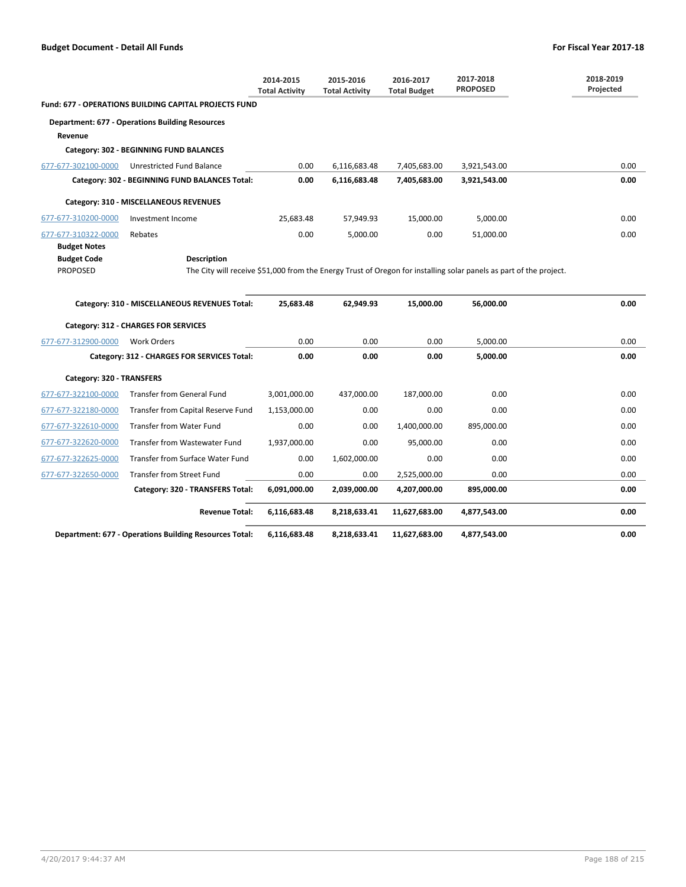**Budget Document - Detail All Funds** | **For Fiscal Year 2017-18**

| | | 2014-2015 Total Activity | 2015-2016 Total Activity | 2016-2017 Total Budget | 2017-2018 PROPOSED | 2018-2019 Projected |
|---|---|---|---|---|---|---|
| **Fund: 677 - OPERATIONS BUILDING CAPITAL PROJECTS FUND** | | | | | | |
| **Department: 677 - Operations Building Resources** | | | | | | |
| **Revenue** | | | | | | |
| **Category: 302 - BEGINNING FUND BALANCES** | | | | | | |
| 677-677-302100-0000 | Unrestricted Fund Balance | 0.00 | 6,116,683.48 | 7,405,683.00 | 3,921,543.00 | 0.00 |
| | **Category: 302 - BEGINNING FUND BALANCES Total:** | **0.00** | **6,116,683.48** | **7,405,683.00** | **3,921,543.00** | **0.00** |
| **Category: 310 - MISCELLANEOUS REVENUES** | | | | | | |
| 677-677-310200-0000 | Investment Income | 25,683.48 | 57,949.93 | 15,000.00 | 5,000.00 | 0.00 |
| 677-677-310322-0000 | Rebates | 0.00 | 5,000.00 | 0.00 | 51,000.00 | 0.00 |

**Budget Notes**

| Budget Code | Description |
|---|---|
| PROPOSED | The City will receive $51,000 from the Energy Trust of Oregon for installing solar panels as part of the project. |

| | | 2014-2015 Total Activity | 2015-2016 Total Activity | 2016-2017 Total Budget | 2017-2018 PROPOSED | 2018-2019 Projected |
|---|---|---|---|---|---|---|
| | **Category: 310 - MISCELLANEOUS REVENUES Total:** | **25,683.48** | **62,949.93** | **15,000.00** | **56,000.00** | **0.00** |
| **Category: 312 - CHARGES FOR SERVICES** | | | | | | |
| 677-677-312900-0000 | Work Orders | 0.00 | 0.00 | 0.00 | 5,000.00 | 0.00 |
| | **Category: 312 - CHARGES FOR SERVICES Total:** | **0.00** | **0.00** | **0.00** | **5,000.00** | **0.00** |
| **Category: 320 - TRANSFERS** | | | | | | |
| 677-677-322100-0000 | Transfer from General Fund | 3,001,000.00 | 437,000.00 | 187,000.00 | 0.00 | 0.00 |
| 677-677-322180-0000 | Transfer from Capital Reserve Fund | 1,153,000.00 | 0.00 | 0.00 | 0.00 | 0.00 |
| 677-677-322610-0000 | Transfer from Water Fund | 0.00 | 0.00 | 1,400,000.00 | 895,000.00 | 0.00 |
| 677-677-322620-0000 | Transfer from Wastewater Fund | 1,937,000.00 | 0.00 | 95,000.00 | 0.00 | 0.00 |
| 677-677-322625-0000 | Transfer from Surface Water Fund | 0.00 | 1,602,000.00 | 0.00 | 0.00 | 0.00 |
| 677-677-322650-0000 | Transfer from Street Fund | 0.00 | 0.00 | 2,525,000.00 | 0.00 | 0.00 |
| | **Category: 320 - TRANSFERS Total:** | **6,091,000.00** | **2,039,000.00** | **4,207,000.00** | **895,000.00** | **0.00** |
| | **Revenue Total:** | **6,116,683.48** | **8,218,633.41** | **11,627,683.00** | **4,877,543.00** | **0.00** |
| | **Department: 677 - Operations Building Resources Total:** | **6,116,683.48** | **8,218,633.41** | **11,627,683.00** | **4,877,543.00** | **0.00** |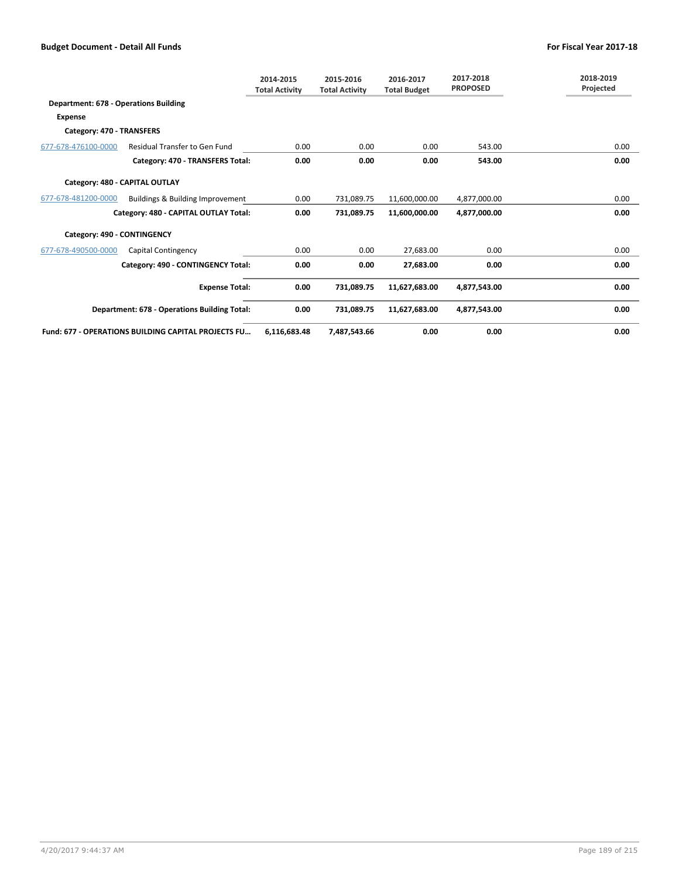| | | 2014-2015 Total Activity | 2015-2016 Total Activity | 2016-2017 Total Budget | 2017-2018 PROPOSED | 2018-2019 Projected |
|---|---|---|---|---|---|---|
| **Department: 678 - Operations Building** | | | | | | |
| **Expense** | | | | | | |
| **Category: 470 - TRANSFERS** | | | | | | |
| 677-678-476100-0000 | Residual Transfer to Gen Fund | 0.00 | 0.00 | 0.00 | 543.00 | 0.00 |
| | **Category: 470 - TRANSFERS Total:** | **0.00** | **0.00** | **0.00** | **543.00** | **0.00** |
| **Category: 480 - CAPITAL OUTLAY** | | | | | | |
| 677-678-481200-0000 | Buildings & Building Improvement | 0.00 | 731,089.75 | 11,600,000.00 | 4,877,000.00 | 0.00 |
| | **Category: 480 - CAPITAL OUTLAY Total:** | **0.00** | **731,089.75** | **11,600,000.00** | **4,877,000.00** | **0.00** |
| **Category: 490 - CONTINGENCY** | | | | | | |
| 677-678-490500-0000 | Capital Contingency | 0.00 | 0.00 | 27,683.00 | 0.00 | 0.00 |
| | **Category: 490 - CONTINGENCY Total:** | **0.00** | **0.00** | **27,683.00** | **0.00** | **0.00** |
| | **Expense Total:** | **0.00** | **731,089.75** | **11,627,683.00** | **4,877,543.00** | **0.00** |
| | **Department: 678 - Operations Building Total:** | **0.00** | **731,089.75** | **11,627,683.00** | **4,877,543.00** | **0.00** |
| **Fund: 677 - OPERATIONS BUILDING CAPITAL PROJECTS FU...** | | **6,116,683.48** | **7,487,543.66** | **0.00** | **0.00** | **0.00** |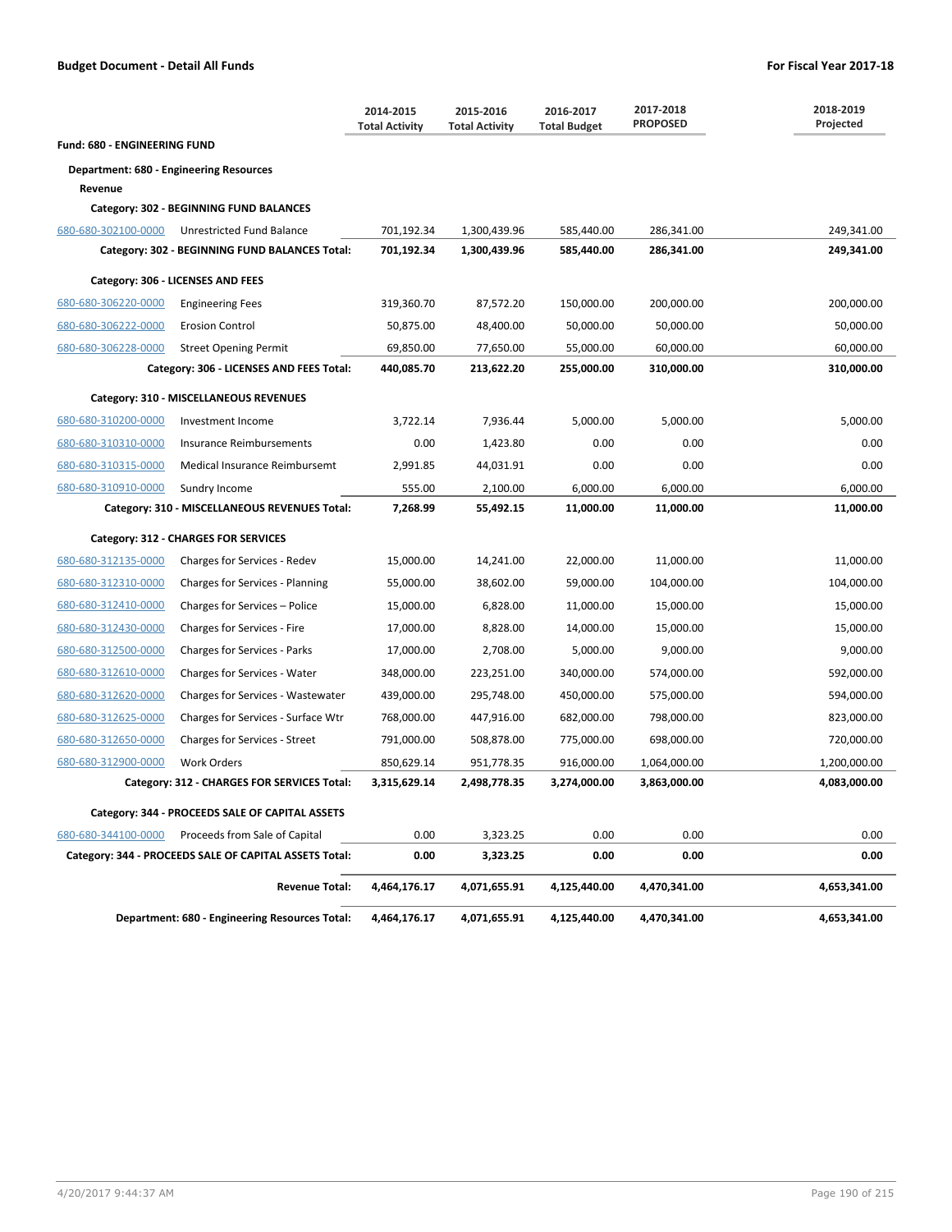**Budget Document - Detail All Funds** | **For Fiscal Year 2017-18**

| | | 2014-2015 Total Activity | 2015-2016 Total Activity | 2016-2017 Total Budget | 2017-2018 PROPOSED | 2018-2019 Projected |
|---|---|---|---|---|---|---|
| **Fund: 680 - ENGINEERING FUND** | | | | | | |
| **Department: 680 - Engineering Resources** | | | | | | |
| **Revenue** | | | | | | |
| **Category: 302 - BEGINNING FUND BALANCES** | | | | | | |
| 680-680-302100-0000 | Unrestricted Fund Balance | 701,192.34 | 1,300,439.96 | 585,440.00 | 286,341.00 | 249,341.00 |
| | **Category: 302 - BEGINNING FUND BALANCES Total:** | **701,192.34** | **1,300,439.96** | **585,440.00** | **286,341.00** | **249,341.00** |
| **Category: 306 - LICENSES AND FEES** | | | | | | |
| 680-680-306220-0000 | Engineering Fees | 319,360.70 | 87,572.20 | 150,000.00 | 200,000.00 | 200,000.00 |
| 680-680-306222-0000 | Erosion Control | 50,875.00 | 48,400.00 | 50,000.00 | 50,000.00 | 50,000.00 |
| 680-680-306228-0000 | Street Opening Permit | 69,850.00 | 77,650.00 | 55,000.00 | 60,000.00 | 60,000.00 |
| | **Category: 306 - LICENSES AND FEES Total:** | **440,085.70** | **213,622.20** | **255,000.00** | **310,000.00** | **310,000.00** |
| **Category: 310 - MISCELLANEOUS REVENUES** | | | | | | |
| 680-680-310200-0000 | Investment Income | 3,722.14 | 7,936.44 | 5,000.00 | 5,000.00 | 5,000.00 |
| 680-680-310310-0000 | Insurance Reimbursements | 0.00 | 1,423.80 | 0.00 | 0.00 | 0.00 |
| 680-680-310315-0000 | Medical Insurance Reimbursemt | 2,991.85 | 44,031.91 | 0.00 | 0.00 | 0.00 |
| 680-680-310910-0000 | Sundry Income | 555.00 | 2,100.00 | 6,000.00 | 6,000.00 | 6,000.00 |
| | **Category: 310 - MISCELLANEOUS REVENUES Total:** | **7,268.99** | **55,492.15** | **11,000.00** | **11,000.00** | **11,000.00** |
| **Category: 312 - CHARGES FOR SERVICES** | | | | | | |
| 680-680-312135-0000 | Charges for Services - Redev | 15,000.00 | 14,241.00 | 22,000.00 | 11,000.00 | 11,000.00 |
| 680-680-312310-0000 | Charges for Services - Planning | 55,000.00 | 38,602.00 | 59,000.00 | 104,000.00 | 104,000.00 |
| 680-680-312410-0000 | Charges for Services – Police | 15,000.00 | 6,828.00 | 11,000.00 | 15,000.00 | 15,000.00 |
| 680-680-312430-0000 | Charges for Services - Fire | 17,000.00 | 8,828.00 | 14,000.00 | 15,000.00 | 15,000.00 |
| 680-680-312500-0000 | Charges for Services - Parks | 17,000.00 | 2,708.00 | 5,000.00 | 9,000.00 | 9,000.00 |
| 680-680-312610-0000 | Charges for Services - Water | 348,000.00 | 223,251.00 | 340,000.00 | 574,000.00 | 592,000.00 |
| 680-680-312620-0000 | Charges for Services - Wastewater | 439,000.00 | 295,748.00 | 450,000.00 | 575,000.00 | 594,000.00 |
| 680-680-312625-0000 | Charges for Services - Surface Wtr | 768,000.00 | 447,916.00 | 682,000.00 | 798,000.00 | 823,000.00 |
| 680-680-312650-0000 | Charges for Services - Street | 791,000.00 | 508,878.00 | 775,000.00 | 698,000.00 | 720,000.00 |
| 680-680-312900-0000 | Work Orders | 850,629.14 | 951,778.35 | 916,000.00 | 1,064,000.00 | 1,200,000.00 |
| | **Category: 312 - CHARGES FOR SERVICES Total:** | **3,315,629.14** | **2,498,778.35** | **3,274,000.00** | **3,863,000.00** | **4,083,000.00** |
| **Category: 344 - PROCEEDS SALE OF CAPITAL ASSETS** | | | | | | |
| 680-680-344100-0000 | Proceeds from Sale of Capital | 0.00 | 3,323.25 | 0.00 | 0.00 | 0.00 |
| | **Category: 344 - PROCEEDS SALE OF CAPITAL ASSETS Total:** | **0.00** | **3,323.25** | **0.00** | **0.00** | **0.00** |
| | **Revenue Total:** | **4,464,176.17** | **4,071,655.91** | **4,125,440.00** | **4,470,341.00** | **4,653,341.00** |
| | **Department: 680 - Engineering Resources Total:** | **4,464,176.17** | **4,071,655.91** | **4,125,440.00** | **4,470,341.00** | **4,653,341.00** |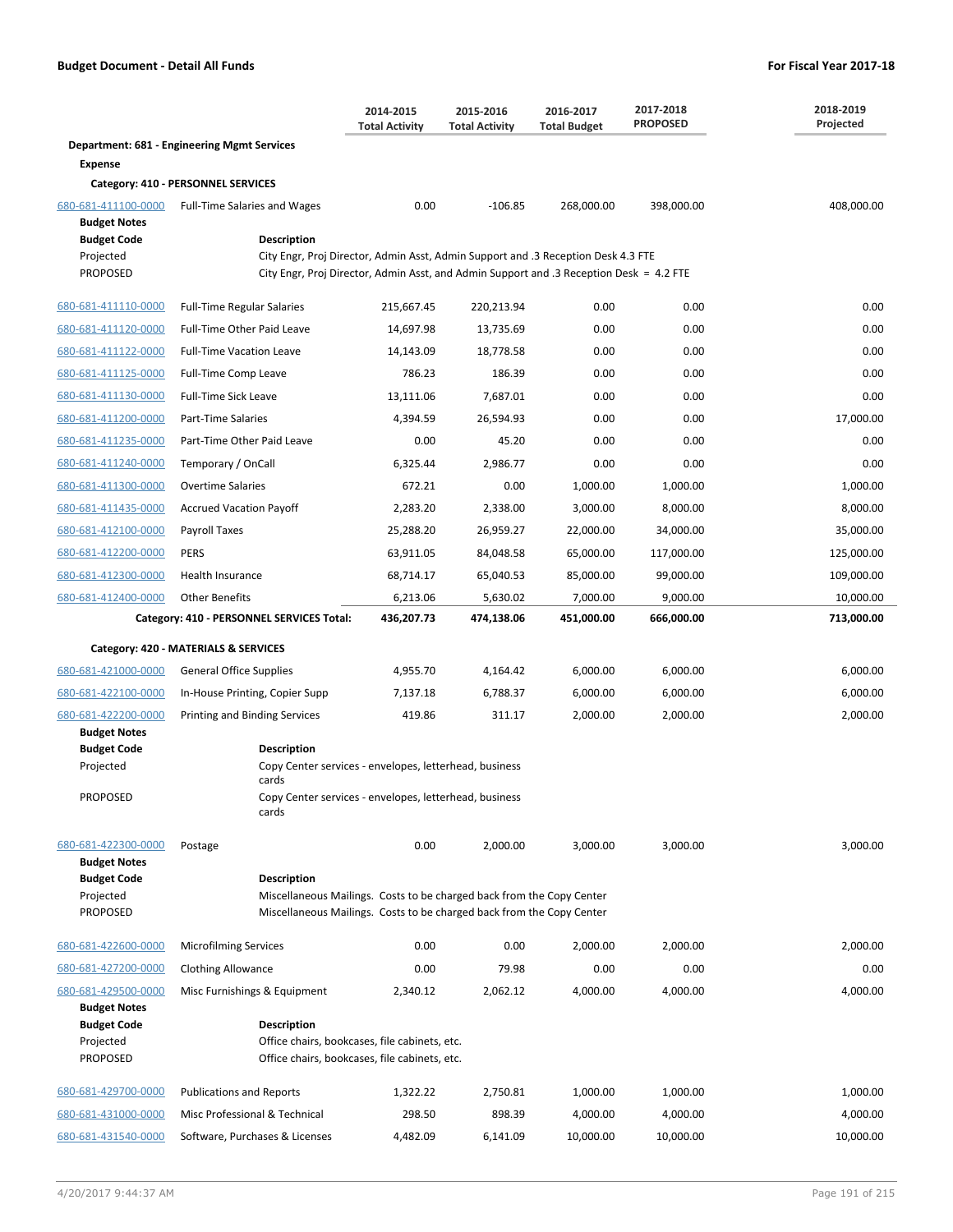**Budget Document - Detail All Funds** | **For Fiscal Year 2017-18**

| | | 2014-2015 Total Activity | 2015-2016 Total Activity | 2016-2017 Total Budget | 2017-2018 PROPOSED | 2018-2019 Projected |
|---|---|---|---|---|---|---|
| **Department: 681 - Engineering Mgmt Services** | | | | | | |
| **Expense** | | | | | | |
| **Category: 410 - PERSONNEL SERVICES** | | | | | | |
| 680-681-411100-0000 | Full-Time Salaries and Wages | 0.00 | -106.85 | 268,000.00 | 398,000.00 | 408,000.00 |

**Budget Notes**

| Budget Code | Description |
|---|---|
| Projected | City Engr, Proj Director, Admin Asst, Admin Support and .3 Reception Desk 4.3 FTE |
| PROPOSED | City Engr, Proj Director, Admin Asst, and Admin Support and .3 Reception Desk = 4.2 FTE |

| | | 2014-2015 Total Activity | 2015-2016 Total Activity | 2016-2017 Total Budget | 2017-2018 PROPOSED | 2018-2019 Projected |
|---|---|---|---|---|---|---|
| 680-681-411110-0000 | Full-Time Regular Salaries | 215,667.45 | 220,213.94 | 0.00 | 0.00 | 0.00 |
| 680-681-411120-0000 | Full-Time Other Paid Leave | 14,697.98 | 13,735.69 | 0.00 | 0.00 | 0.00 |
| 680-681-411122-0000 | Full-Time Vacation Leave | 14,143.09 | 18,778.58 | 0.00 | 0.00 | 0.00 |
| 680-681-411125-0000 | Full-Time Comp Leave | 786.23 | 186.39 | 0.00 | 0.00 | 0.00 |
| 680-681-411130-0000 | Full-Time Sick Leave | 13,111.06 | 7,687.01 | 0.00 | 0.00 | 0.00 |
| 680-681-411200-0000 | Part-Time Salaries | 4,394.59 | 26,594.93 | 0.00 | 0.00 | 17,000.00 |
| 680-681-411235-0000 | Part-Time Other Paid Leave | 0.00 | 45.20 | 0.00 | 0.00 | 0.00 |
| 680-681-411240-0000 | Temporary / OnCall | 6,325.44 | 2,986.77 | 0.00 | 0.00 | 0.00 |
| 680-681-411300-0000 | Overtime Salaries | 672.21 | 0.00 | 1,000.00 | 1,000.00 | 1,000.00 |
| 680-681-411435-0000 | Accrued Vacation Payoff | 2,283.20 | 2,338.00 | 3,000.00 | 8,000.00 | 8,000.00 |
| 680-681-412100-0000 | Payroll Taxes | 25,288.20 | 26,959.27 | 22,000.00 | 34,000.00 | 35,000.00 |
| 680-681-412200-0000 | PERS | 63,911.05 | 84,048.58 | 65,000.00 | 117,000.00 | 125,000.00 |
| 680-681-412300-0000 | Health Insurance | 68,714.17 | 65,040.53 | 85,000.00 | 99,000.00 | 109,000.00 |
| 680-681-412400-0000 | Other Benefits | 6,213.06 | 5,630.02 | 7,000.00 | 9,000.00 | 10,000.00 |
| | **Category: 410 - PERSONNEL SERVICES Total:** | **436,207.73** | **474,138.06** | **451,000.00** | **666,000.00** | **713,000.00** |
| **Category: 420 - MATERIALS & SERVICES** | | | | | | |
| 680-681-421000-0000 | General Office Supplies | 4,955.70 | 4,164.42 | 6,000.00 | 6,000.00 | 6,000.00 |
| 680-681-422100-0000 | In-House Printing, Copier Supp | 7,137.18 | 6,788.37 | 6,000.00 | 6,000.00 | 6,000.00 |
| 680-681-422200-0000 | Printing and Binding Services | 419.86 | 311.17 | 2,000.00 | 2,000.00 | 2,000.00 |

**Budget Notes**

| Budget Code | Description |
|---|---|
| Projected | Copy Center services - envelopes, letterhead, business cards |
| PROPOSED | Copy Center services - envelopes, letterhead, business cards |

| | | 2014-2015 Total Activity | 2015-2016 Total Activity | 2016-2017 Total Budget | 2017-2018 PROPOSED | 2018-2019 Projected |
|---|---|---|---|---|---|---|
| 680-681-422300-0000 | Postage | 0.00 | 2,000.00 | 3,000.00 | 3,000.00 | 3,000.00 |

**Budget Notes**

| Budget Code | Description |
|---|---|
| Projected | Miscellaneous Mailings. Costs to be charged back from the Copy Center |
| PROPOSED | Miscellaneous Mailings. Costs to be charged back from the Copy Center |

| | | 2014-2015 Total Activity | 2015-2016 Total Activity | 2016-2017 Total Budget | 2017-2018 PROPOSED | 2018-2019 Projected |
|---|---|---|---|---|---|---|
| 680-681-422600-0000 | Microfilming Services | 0.00 | 0.00 | 2,000.00 | 2,000.00 | 2,000.00 |
| 680-681-427200-0000 | Clothing Allowance | 0.00 | 79.98 | 0.00 | 0.00 | 0.00 |
| 680-681-429500-0000 | Misc Furnishings & Equipment | 2,340.12 | 2,062.12 | 4,000.00 | 4,000.00 | 4,000.00 |

**Budget Notes**

| Budget Code | Description |
|---|---|
| Projected | Office chairs, bookcases, file cabinets, etc. |
| PROPOSED | Office chairs, bookcases, file cabinets, etc. |

| | | 2014-2015 Total Activity | 2015-2016 Total Activity | 2016-2017 Total Budget | 2017-2018 PROPOSED | 2018-2019 Projected |
|---|---|---|---|---|---|---|
| 680-681-429700-0000 | Publications and Reports | 1,322.22 | 2,750.81 | 1,000.00 | 1,000.00 | 1,000.00 |
| 680-681-431000-0000 | Misc Professional & Technical | 298.50 | 898.39 | 4,000.00 | 4,000.00 | 4,000.00 |
| 680-681-431540-0000 | Software, Purchases & Licenses | 4,482.09 | 6,141.09 | 10,000.00 | 10,000.00 | 10,000.00 |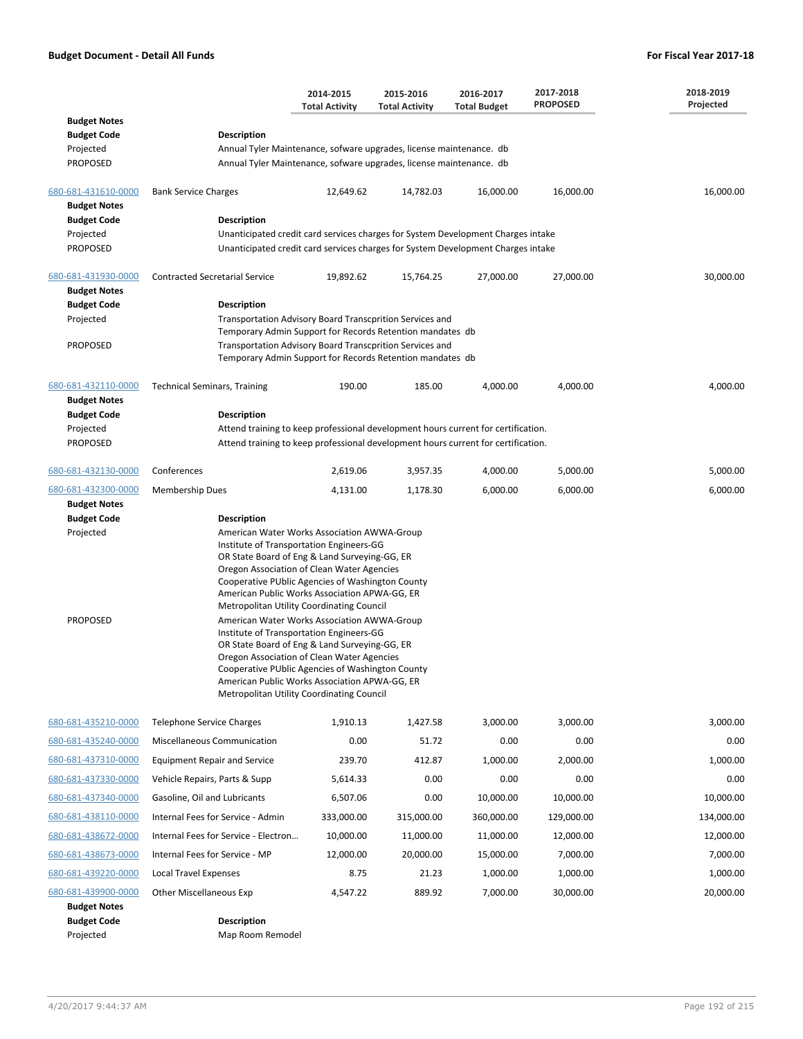**Budget Document - Detail All Funds** — **For Fiscal Year 2017-18**

| | | 2014-2015 Total Activity | 2015-2016 Total Activity | 2016-2017 Total Budget | 2017-2018 PROPOSED | 2018-2019 Projected |
|---|---|---|---|---|---|---|
| **Budget Notes** | | | | | | |
| **Budget Code** | **Description** | | | | | |
| Projected | Annual Tyler Maintenance, sofware upgrades, license maintenance. db | | | | | |
| PROPOSED | Annual Tyler Maintenance, sofware upgrades, license maintenance. db | | | | | |
| 680-681-431610-0000 | Bank Service Charges | 12,649.62 | 14,782.03 | 16,000.00 | 16,000.00 | 16,000.00 |
| **Budget Notes** | | | | | | |
| **Budget Code** | **Description** | | | | | |
| Projected | Unanticipated credit card services charges for System Development Charges intake | | | | | |
| PROPOSED | Unanticipated credit card services charges for System Development Charges intake | | | | | |
| 680-681-431930-0000 | Contracted Secretarial Service | 19,892.62 | 15,764.25 | 27,000.00 | 27,000.00 | 30,000.00 |
| **Budget Notes** | | | | | | |
| **Budget Code** | **Description** | | | | | |
| Projected | Transportation Advisory Board Transcprition Services and Temporary Admin Support for Records Retention mandates db | | | | | |
| PROPOSED | Transportation Advisory Board Transcprition Services and Temporary Admin Support for Records Retention mandates db | | | | | |
| 680-681-432110-0000 | Technical Seminars, Training | 190.00 | 185.00 | 4,000.00 | 4,000.00 | 4,000.00 |
| **Budget Notes** | | | | | | |
| **Budget Code** | **Description** | | | | | |
| Projected | Attend training to keep professional development hours current for certification. | | | | | |
| PROPOSED | Attend training to keep professional development hours current for certification. | | | | | |
| 680-681-432130-0000 | Conferences | 2,619.06 | 3,957.35 | 4,000.00 | 5,000.00 | 5,000.00 |
| 680-681-432300-0000 | Membership Dues | 4,131.00 | 1,178.30 | 6,000.00 | 6,000.00 | 6,000.00 |
| **Budget Notes** | | | | | | |
| **Budget Code** | **Description** | | | | | |
| Projected | American Water Works Association AWWA-Group<br>Institute of Transportation Engineers-GG<br>OR State Board of Eng & Land Surveying-GG, ER<br>Oregon Association of Clean Water Agencies<br>Cooperative PUblic Agencies of Washington County<br>American Public Works Association APWA-GG, ER<br>Metropolitan Utility Coordinating Council | | | | | |
| PROPOSED | American Water Works Association AWWA-Group<br>Institute of Transportation Engineers-GG<br>OR State Board of Eng & Land Surveying-GG, ER<br>Oregon Association of Clean Water Agencies<br>Cooperative PUblic Agencies of Washington County<br>American Public Works Association APWA-GG, ER<br>Metropolitan Utility Coordinating Council | | | | | |
| 680-681-435210-0000 | Telephone Service Charges | 1,910.13 | 1,427.58 | 3,000.00 | 3,000.00 | 3,000.00 |
| 680-681-435240-0000 | Miscellaneous Communication | 0.00 | 51.72 | 0.00 | 0.00 | 0.00 |
| 680-681-437310-0000 | Equipment Repair and Service | 239.70 | 412.87 | 1,000.00 | 2,000.00 | 1,000.00 |
| 680-681-437330-0000 | Vehicle Repairs, Parts & Supp | 5,614.33 | 0.00 | 0.00 | 0.00 | 0.00 |
| 680-681-437340-0000 | Gasoline, Oil and Lubricants | 6,507.06 | 0.00 | 10,000.00 | 10,000.00 | 10,000.00 |
| 680-681-438110-0000 | Internal Fees for Service - Admin | 333,000.00 | 315,000.00 | 360,000.00 | 129,000.00 | 134,000.00 |
| 680-681-438672-0000 | Internal Fees for Service - Electron... | 10,000.00 | 11,000.00 | 11,000.00 | 12,000.00 | 12,000.00 |
| 680-681-438673-0000 | Internal Fees for Service - MP | 12,000.00 | 20,000.00 | 15,000.00 | 7,000.00 | 7,000.00 |
| 680-681-439220-0000 | Local Travel Expenses | 8.75 | 21.23 | 1,000.00 | 1,000.00 | 1,000.00 |
| 680-681-439900-0000 | Other Miscellaneous Exp | 4,547.22 | 889.92 | 7,000.00 | 30,000.00 | 20,000.00 |
| **Budget Notes** | | | | | | |
| **Budget Code** | **Description** | | | | | |
| Projected | Map Room Remodel | | | | | |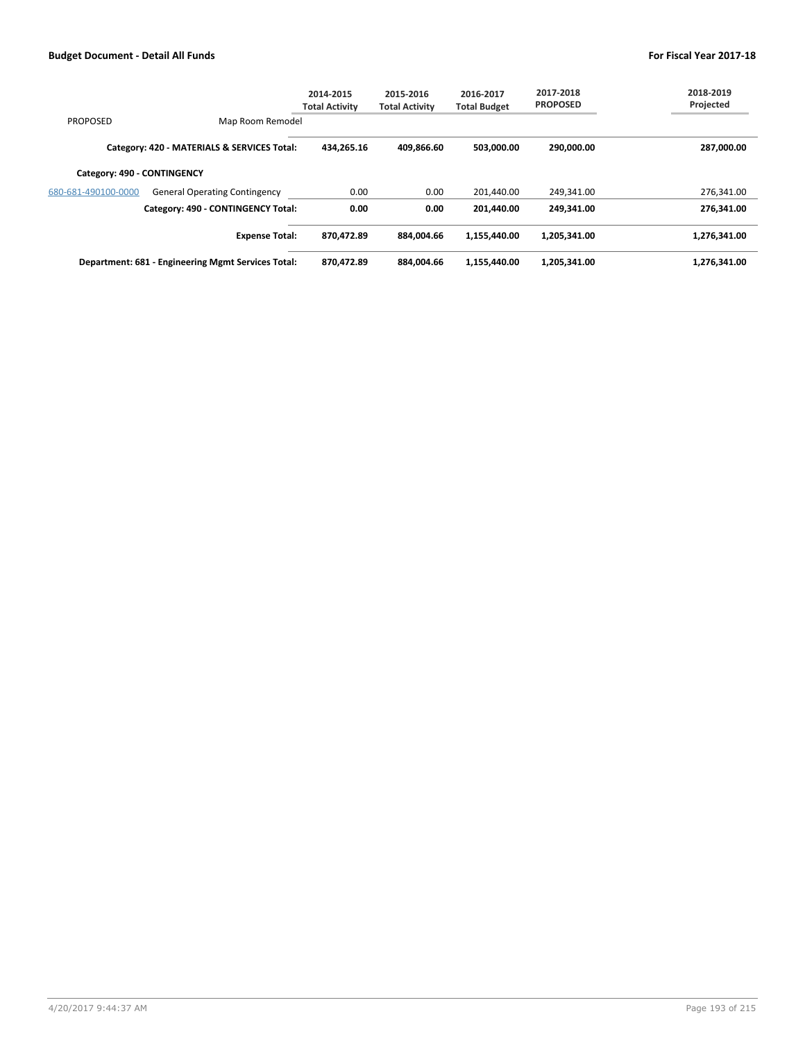| | | 2014-2015 Total Activity | 2015-2016 Total Activity | 2016-2017 Total Budget | 2017-2018 PROPOSED | 2018-2019 Projected |
|---|---|---|---|---|---|---|
| PROPOSED | Map Room Remodel | | | | | |
| | **Category: 420 - MATERIALS & SERVICES Total:** | **434,265.16** | **409,866.60** | **503,000.00** | **290,000.00** | **287,000.00** |
| **Category: 490 - CONTINGENCY** | | | | | | |
| 680-681-490100-0000 | General Operating Contingency | 0.00 | 0.00 | 201,440.00 | 249,341.00 | 276,341.00 |
| | **Category: 490 - CONTINGENCY Total:** | **0.00** | **0.00** | **201,440.00** | **249,341.00** | **276,341.00** |
| | **Expense Total:** | **870,472.89** | **884,004.66** | **1,155,440.00** | **1,205,341.00** | **1,276,341.00** |
| | **Department: 681 - Engineering Mgmt Services Total:** | **870,472.89** | **884,004.66** | **1,155,440.00** | **1,205,341.00** | **1,276,341.00** |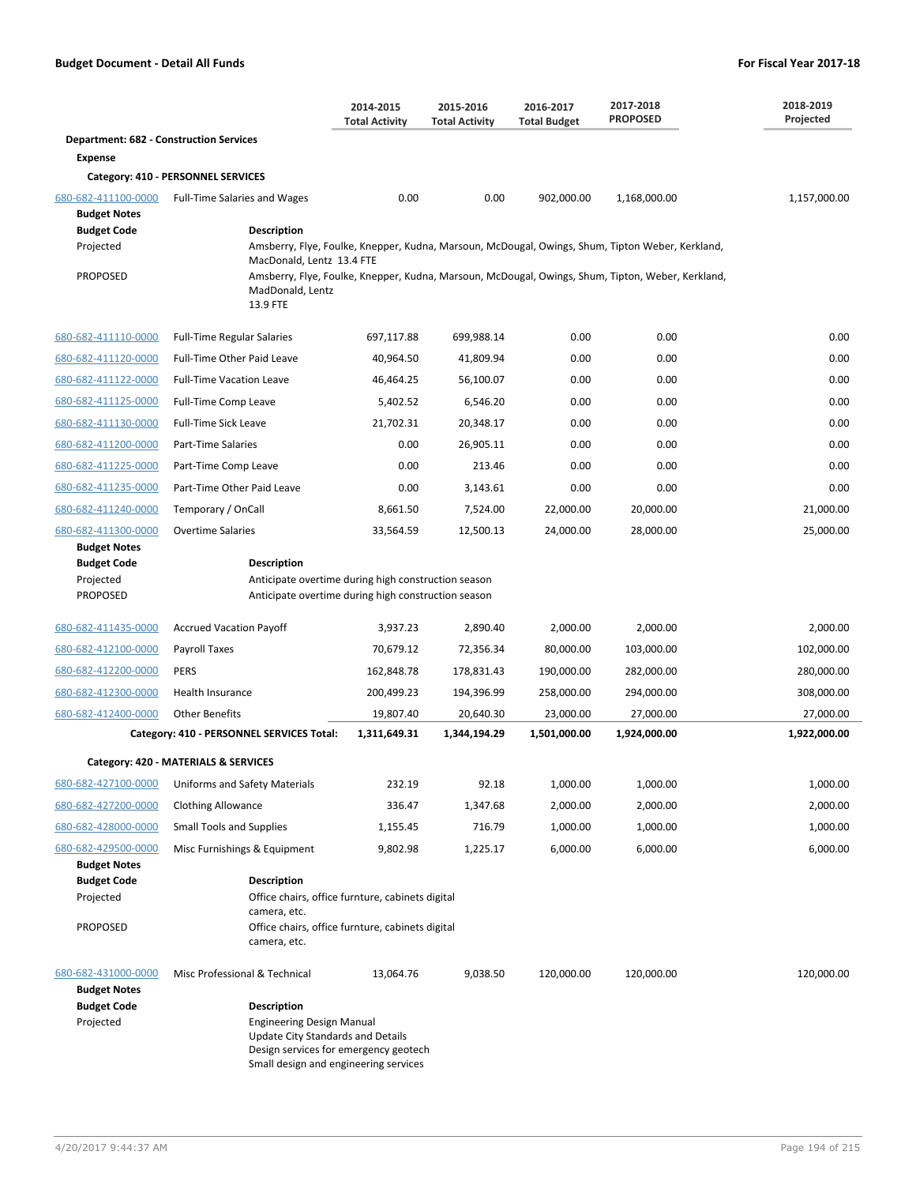**Budget Document - Detail All Funds** — **For Fiscal Year 2017-18**

| | | 2014-2015 Total Activity | 2015-2016 Total Activity | 2016-2017 Total Budget | 2017-2018 PROPOSED | 2018-2019 Projected |
|---|---|---|---|---|---|---|
| **Department: 682 - Construction Services** | | | | | | |
| **Expense** | | | | | | |
| **Category: 410 - PERSONNEL SERVICES** | | | | | | |
| 680-682-411100-0000 | Full-Time Salaries and Wages | 0.00 | 0.00 | 902,000.00 | 1,168,000.00 | 1,157,000.00 |

**Budget Notes**

| Budget Code | Description |
|---|---|
| Projected | Amsberry, Flye, Foulke, Knepper, Kudna, Marsoun, McDougal, Owings, Shum, Tipton Weber, Kerkland, MacDonald, Lentz 13.4 FTE |
| PROPOSED | Amsberry, Flye, Foulke, Knepper, Kudna, Marsoun, McDougal, Owings, Shum, Tipton, Weber, Kerkland, MadDonald, Lentz 13.9 FTE |

| | | 2014-2015 Total Activity | 2015-2016 Total Activity | 2016-2017 Total Budget | 2017-2018 PROPOSED | 2018-2019 Projected |
|---|---|---|---|---|---|---|
| 680-682-411110-0000 | Full-Time Regular Salaries | 697,117.88 | 699,988.14 | 0.00 | 0.00 | 0.00 |
| 680-682-411120-0000 | Full-Time Other Paid Leave | 40,964.50 | 41,809.94 | 0.00 | 0.00 | 0.00 |
| 680-682-411122-0000 | Full-Time Vacation Leave | 46,464.25 | 56,100.07 | 0.00 | 0.00 | 0.00 |
| 680-682-411125-0000 | Full-Time Comp Leave | 5,402.52 | 6,546.20 | 0.00 | 0.00 | 0.00 |
| 680-682-411130-0000 | Full-Time Sick Leave | 21,702.31 | 20,348.17 | 0.00 | 0.00 | 0.00 |
| 680-682-411200-0000 | Part-Time Salaries | 0.00 | 26,905.11 | 0.00 | 0.00 | 0.00 |
| 680-682-411225-0000 | Part-Time Comp Leave | 0.00 | 213.46 | 0.00 | 0.00 | 0.00 |
| 680-682-411235-0000 | Part-Time Other Paid Leave | 0.00 | 3,143.61 | 0.00 | 0.00 | 0.00 |
| 680-682-411240-0000 | Temporary / OnCall | 8,661.50 | 7,524.00 | 22,000.00 | 20,000.00 | 21,000.00 |
| 680-682-411300-0000 | Overtime Salaries | 33,564.59 | 12,500.13 | 24,000.00 | 28,000.00 | 25,000.00 |

**Budget Notes**

| Budget Code | Description |
|---|---|
| Projected | Anticipate overtime during high construction season |
| PROPOSED | Anticipate overtime during high construction season |

| | | 2014-2015 Total Activity | 2015-2016 Total Activity | 2016-2017 Total Budget | 2017-2018 PROPOSED | 2018-2019 Projected |
|---|---|---|---|---|---|---|
| 680-682-411435-0000 | Accrued Vacation Payoff | 3,937.23 | 2,890.40 | 2,000.00 | 2,000.00 | 2,000.00 |
| 680-682-412100-0000 | Payroll Taxes | 70,679.12 | 72,356.34 | 80,000.00 | 103,000.00 | 102,000.00 |
| 680-682-412200-0000 | PERS | 162,848.78 | 178,831.43 | 190,000.00 | 282,000.00 | 280,000.00 |
| 680-682-412300-0000 | Health Insurance | 200,499.23 | 194,396.99 | 258,000.00 | 294,000.00 | 308,000.00 |
| 680-682-412400-0000 | Other Benefits | 19,807.40 | 20,640.30 | 23,000.00 | 27,000.00 | 27,000.00 |
| | **Category: 410 - PERSONNEL SERVICES Total:** | **1,311,649.31** | **1,344,194.29** | **1,501,000.00** | **1,924,000.00** | **1,922,000.00** |
| **Category: 420 - MATERIALS & SERVICES** | | | | | | |
| 680-682-427100-0000 | Uniforms and Safety Materials | 232.19 | 92.18 | 1,000.00 | 1,000.00 | 1,000.00 |
| 680-682-427200-0000 | Clothing Allowance | 336.47 | 1,347.68 | 2,000.00 | 2,000.00 | 2,000.00 |
| 680-682-428000-0000 | Small Tools and Supplies | 1,155.45 | 716.79 | 1,000.00 | 1,000.00 | 1,000.00 |
| 680-682-429500-0000 | Misc Furnishings & Equipment | 9,802.98 | 1,225.17 | 6,000.00 | 6,000.00 | 6,000.00 |

**Budget Notes**

| Budget Code | Description |
|---|---|
| Projected | Office chairs, office furnture, cabinets digital camera, etc. |
| PROPOSED | Office chairs, office furnture, cabinets digital camera, etc. |

| | | 2014-2015 Total Activity | 2015-2016 Total Activity | 2016-2017 Total Budget | 2017-2018 PROPOSED | 2018-2019 Projected |
|---|---|---|---|---|---|---|
| 680-682-431000-0000 | Misc Professional & Technical | 13,064.76 | 9,038.50 | 120,000.00 | 120,000.00 | 120,000.00 |

**Budget Notes**

| Budget Code | Description |
|---|---|
| Projected | Engineering Design Manual<br>Update City Standards and Details<br>Design services for emergency geotech<br>Small design and engineering services |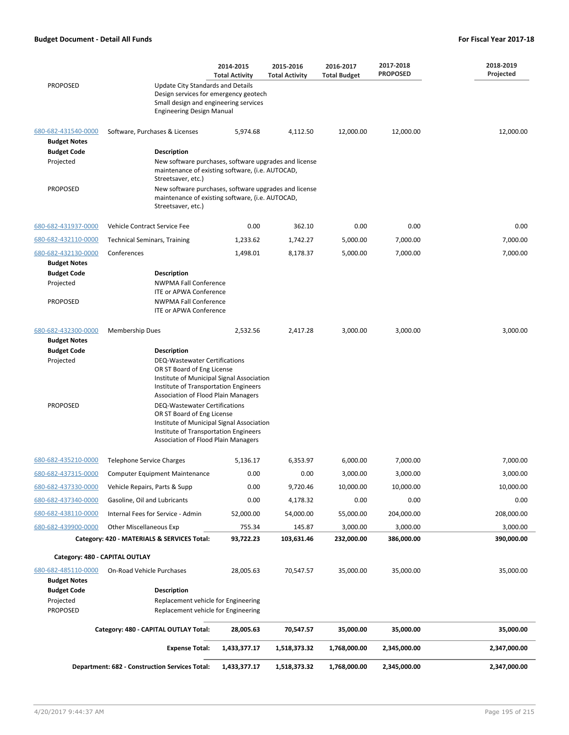**Budget Document - Detail All Funds** | **For Fiscal Year 2017-18**

| | | 2014-2015 Total Activity | 2015-2016 Total Activity | 2016-2017 Total Budget | 2017-2018 PROPOSED | 2018-2019 Projected |
|---|---|---|---|---|---|---|
| PROPOSED | Update City Standards and Details<br>Design services for emergency geotech<br>Small design and engineering services<br>Engineering Design Manual | | | | | |
| 680-682-431540-0000 | Software, Purchases & Licenses | 5,974.68 | 4,112.50 | 12,000.00 | 12,000.00 | 12,000.00 |
| **Budget Notes** | | | | | | |
| **Budget Code** | **Description** | | | | | |
| Projected | New software purchases, software upgrades and license maintenance of existing software, (i.e. AUTOCAD, Streetsaver, etc.) | | | | | |
| PROPOSED | New software purchases, software upgrades and license maintenance of existing software, (i.e. AUTOCAD, Streetsaver, etc.) | | | | | |
| 680-682-431937-0000 | Vehicle Contract Service Fee | 0.00 | 362.10 | 0.00 | 0.00 | 0.00 |
| 680-682-432110-0000 | Technical Seminars, Training | 1,233.62 | 1,742.27 | 5,000.00 | 7,000.00 | 7,000.00 |
| 680-682-432130-0000 | Conferences | 1,498.01 | 8,178.37 | 5,000.00 | 7,000.00 | 7,000.00 |
| **Budget Notes** | | | | | | |
| **Budget Code** | **Description** | | | | | |
| Projected | NWPMA Fall Conference<br>ITE or APWA Conference | | | | | |
| PROPOSED | NWPMA Fall Conference<br>ITE or APWA Conference | | | | | |
| 680-682-432300-0000 | Membership Dues | 2,532.56 | 2,417.28 | 3,000.00 | 3,000.00 | 3,000.00 |
| **Budget Notes** | | | | | | |
| **Budget Code** | **Description** | | | | | |
| Projected | DEQ-Wastewater Certifications<br>OR ST Board of Eng License<br>Institute of Municipal Signal Association<br>Institute of Transportation Engineers<br>Association of Flood Plain Managers | | | | | |
| PROPOSED | DEQ-Wastewater Certifications<br>OR ST Board of Eng License<br>Institute of Municipal Signal Association<br>Institute of Transportation Engineers<br>Association of Flood Plain Managers | | | | | |
| 680-682-435210-0000 | Telephone Service Charges | 5,136.17 | 6,353.97 | 6,000.00 | 7,000.00 | 7,000.00 |
| 680-682-437315-0000 | Computer Equipment Maintenance | 0.00 | 0.00 | 3,000.00 | 3,000.00 | 3,000.00 |
| 680-682-437330-0000 | Vehicle Repairs, Parts & Supp | 0.00 | 9,720.46 | 10,000.00 | 10,000.00 | 10,000.00 |
| 680-682-437340-0000 | Gasoline, Oil and Lubricants | 0.00 | 4,178.32 | 0.00 | 0.00 | 0.00 |
| 680-682-438110-0000 | Internal Fees for Service - Admin | 52,000.00 | 54,000.00 | 55,000.00 | 204,000.00 | 208,000.00 |
| 680-682-439900-0000 | Other Miscellaneous Exp | 755.34 | 145.87 | 3,000.00 | 3,000.00 | 3,000.00 |
| | **Category: 420 - MATERIALS & SERVICES Total:** | **93,722.23** | **103,631.46** | **232,000.00** | **386,000.00** | **390,000.00** |
| **Category: 480 - CAPITAL OUTLAY** | | | | | | |
| 680-682-485110-0000 | On-Road Vehicle Purchases | 28,005.63 | 70,547.57 | 35,000.00 | 35,000.00 | 35,000.00 |
| **Budget Notes** | | | | | | |
| **Budget Code** | **Description** | | | | | |
| Projected | Replacement vehicle for Engineering | | | | | |
| PROPOSED | Replacement vehicle for Engineering | | | | | |
| | **Category: 480 - CAPITAL OUTLAY Total:** | **28,005.63** | **70,547.57** | **35,000.00** | **35,000.00** | **35,000.00** |
| | **Expense Total:** | **1,433,377.17** | **1,518,373.32** | **1,768,000.00** | **2,345,000.00** | **2,347,000.00** |
| | **Department: 682 - Construction Services Total:** | **1,433,377.17** | **1,518,373.32** | **1,768,000.00** | **2,345,000.00** | **2,347,000.00** |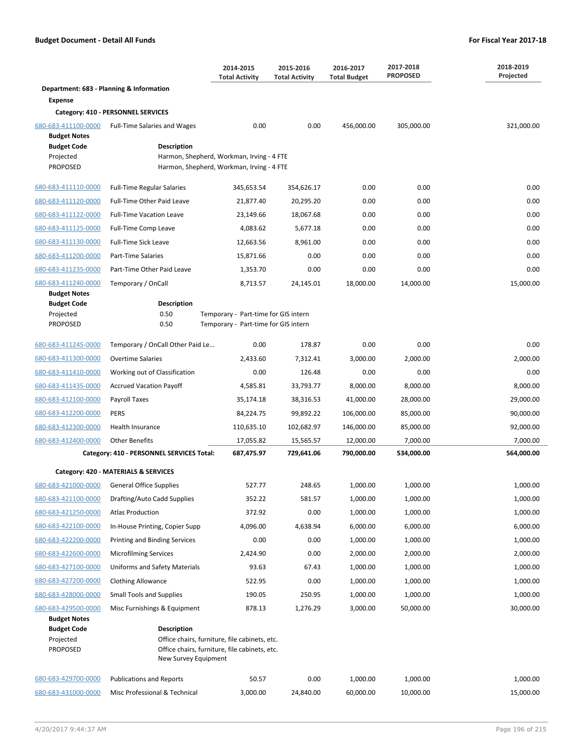**Budget Document - Detail All Funds** **For Fiscal Year 2017-18**

| | | 2014-2015 Total Activity | 2015-2016 Total Activity | 2016-2017 Total Budget | 2017-2018 PROPOSED | 2018-2019 Projected |
|---|---|---|---|---|---|---|
| **Department: 683 - Planning & Information** | | | | | | |
| **Expense** | | | | | | |
| **Category: 410 - PERSONNEL SERVICES** | | | | | | |
| 680-683-411100-0000 | Full-Time Salaries and Wages | 0.00 | 0.00 | 456,000.00 | 305,000.00 | 321,000.00 |
| **Budget Notes** | | | | | | |
| **Budget Code** | **Description** | | | | | |
| Projected | Harmon, Shepherd, Workman, Irving - 4 FTE | | | | | |
| PROPOSED | Harmon, Shepherd, Workman, Irving - 4 FTE | | | | | |
| 680-683-411110-0000 | Full-Time Regular Salaries | 345,653.54 | 354,626.17 | 0.00 | 0.00 | 0.00 |
| 680-683-411120-0000 | Full-Time Other Paid Leave | 21,877.40 | 20,295.20 | 0.00 | 0.00 | 0.00 |
| 680-683-411122-0000 | Full-Time Vacation Leave | 23,149.66 | 18,067.68 | 0.00 | 0.00 | 0.00 |
| 680-683-411125-0000 | Full-Time Comp Leave | 4,083.62 | 5,677.18 | 0.00 | 0.00 | 0.00 |
| 680-683-411130-0000 | Full-Time Sick Leave | 12,663.56 | 8,961.00 | 0.00 | 0.00 | 0.00 |
| 680-683-411200-0000 | Part-Time Salaries | 15,871.66 | 0.00 | 0.00 | 0.00 | 0.00 |
| 680-683-411235-0000 | Part-Time Other Paid Leave | 1,353.70 | 0.00 | 0.00 | 0.00 | 0.00 |
| 680-683-411240-0000 | Temporary / OnCall | 8,713.57 | 24,145.01 | 18,000.00 | 14,000.00 | 15,000.00 |
| **Budget Notes** | | | | | | |
| **Budget Code** | **Description** | | | | | |
| Projected | 0.50 | Temporary - Part-time for GIS intern | | | | |
| PROPOSED | 0.50 | Temporary - Part-time for GIS intern | | | | |
| 680-683-411245-0000 | Temporary / OnCall Other Paid Le... | 0.00 | 178.87 | 0.00 | 0.00 | 0.00 |
| 680-683-411300-0000 | Overtime Salaries | 2,433.60 | 7,312.41 | 3,000.00 | 2,000.00 | 2,000.00 |
| 680-683-411410-0000 | Working out of Classification | 0.00 | 126.48 | 0.00 | 0.00 | 0.00 |
| 680-683-411435-0000 | Accrued Vacation Payoff | 4,585.81 | 33,793.77 | 8,000.00 | 8,000.00 | 8,000.00 |
| 680-683-412100-0000 | Payroll Taxes | 35,174.18 | 38,316.53 | 41,000.00 | 28,000.00 | 29,000.00 |
| 680-683-412200-0000 | PERS | 84,224.75 | 99,892.22 | 106,000.00 | 85,000.00 | 90,000.00 |
| 680-683-412300-0000 | Health Insurance | 110,635.10 | 102,682.97 | 146,000.00 | 85,000.00 | 92,000.00 |
| 680-683-412400-0000 | Other Benefits | 17,055.82 | 15,565.57 | 12,000.00 | 7,000.00 | 7,000.00 |
| | **Category: 410 - PERSONNEL SERVICES Total:** | **687,475.97** | **729,641.06** | **790,000.00** | **534,000.00** | **564,000.00** |
| **Category: 420 - MATERIALS & SERVICES** | | | | | | |
| 680-683-421000-0000 | General Office Supplies | 527.77 | 248.65 | 1,000.00 | 1,000.00 | 1,000.00 |
| 680-683-421100-0000 | Drafting/Auto Cadd Supplies | 352.22 | 581.57 | 1,000.00 | 1,000.00 | 1,000.00 |
| 680-683-421250-0000 | Atlas Production | 372.92 | 0.00 | 1,000.00 | 1,000.00 | 1,000.00 |
| 680-683-422100-0000 | In-House Printing, Copier Supp | 4,096.00 | 4,638.94 | 6,000.00 | 6,000.00 | 6,000.00 |
| 680-683-422200-0000 | Printing and Binding Services | 0.00 | 0.00 | 1,000.00 | 1,000.00 | 1,000.00 |
| 680-683-422600-0000 | Microfilming Services | 2,424.90 | 0.00 | 2,000.00 | 2,000.00 | 2,000.00 |
| 680-683-427100-0000 | Uniforms and Safety Materials | 93.63 | 67.43 | 1,000.00 | 1,000.00 | 1,000.00 |
| 680-683-427200-0000 | Clothing Allowance | 522.95 | 0.00 | 1,000.00 | 1,000.00 | 1,000.00 |
| 680-683-428000-0000 | Small Tools and Supplies | 190.05 | 250.95 | 1,000.00 | 1,000.00 | 1,000.00 |
| 680-683-429500-0000 | Misc Furnishings & Equipment | 878.13 | 1,276.29 | 3,000.00 | 50,000.00 | 30,000.00 |
| **Budget Notes** | | | | | | |
| **Budget Code** | **Description** | | | | | |
| Projected | Office chairs, furniture, file cabinets, etc. | | | | | |
| PROPOSED | Office chairs, furniture, file cabinets, etc.<br>New Survey Equipment | | | | | |
| 680-683-429700-0000 | Publications and Reports | 50.57 | 0.00 | 1,000.00 | 1,000.00 | 1,000.00 |
| 680-683-431000-0000 | Misc Professional & Technical | 3,000.00 | 24,840.00 | 60,000.00 | 10,000.00 | 15,000.00 |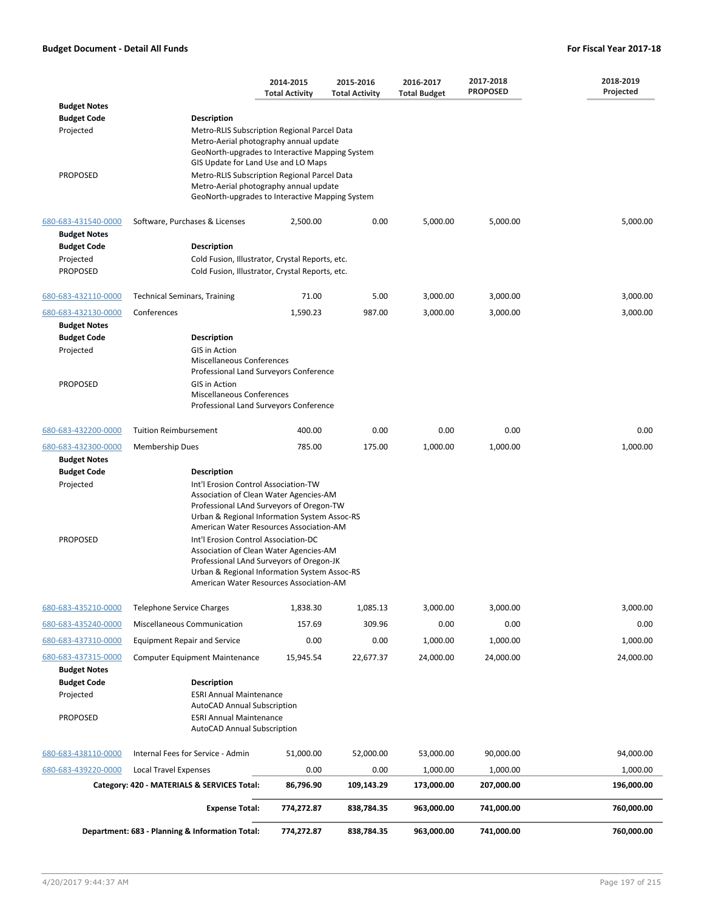| | | 2014-2015 Total Activity | 2015-2016 Total Activity | 2016-2017 Total Budget | 2017-2018 PROPOSED | 2018-2019 Projected |
|---|---|---|---|---|---|---|
| **Budget Notes** | | | | | | |
| **Budget Code** | **Description** | | | | | |
| Projected | Metro-RLIS Subscription Regional Parcel Data<br>Metro-Aerial photography annual update<br>GeoNorth-upgrades to Interactive Mapping System<br>GIS Update for Land Use and LO Maps | | | | | |
| PROPOSED | Metro-RLIS Subscription Regional Parcel Data<br>Metro-Aerial photography annual update<br>GeoNorth-upgrades to Interactive Mapping System | | | | | |
| 680-683-431540-0000 | Software, Purchases & Licenses | 2,500.00 | 0.00 | 5,000.00 | 5,000.00 | 5,000.00 |
| **Budget Notes** | | | | | | |
| **Budget Code** | **Description** | | | | | |
| Projected | Cold Fusion, Illustrator, Crystal Reports, etc. | | | | | |
| PROPOSED | Cold Fusion, Illustrator, Crystal Reports, etc. | | | | | |
| 680-683-432110-0000 | Technical Seminars, Training | 71.00 | 5.00 | 3,000.00 | 3,000.00 | 3,000.00 |
| 680-683-432130-0000 | Conferences | 1,590.23 | 987.00 | 3,000.00 | 3,000.00 | 3,000.00 |
| **Budget Notes** | | | | | | |
| **Budget Code** | **Description** | | | | | |
| Projected | GIS in Action<br>Miscellaneous Conferences<br>Professional Land Surveyors Conference | | | | | |
| PROPOSED | GIS in Action<br>Miscellaneous Conferences<br>Professional Land Surveyors Conference | | | | | |
| 680-683-432200-0000 | Tuition Reimbursement | 400.00 | 0.00 | 0.00 | 0.00 | 0.00 |
| 680-683-432300-0000 | Membership Dues | 785.00 | 175.00 | 1,000.00 | 1,000.00 | 1,000.00 |
| **Budget Notes** | | | | | | |
| **Budget Code** | **Description** | | | | | |
| Projected | Int'l Erosion Control Association-TW<br>Association of Clean Water Agencies-AM<br>Professional LAnd Surveyors of Oregon-TW<br>Urban & Regional Information System Assoc-RS<br>American Water Resources Association-AM | | | | | |
| PROPOSED | Int'l Erosion Control Association-DC<br>Association of Clean Water Agencies-AM<br>Professional LAnd Surveyors of Oregon-JK<br>Urban & Regional Information System Assoc-RS<br>American Water Resources Association-AM | | | | | |
| 680-683-435210-0000 | Telephone Service Charges | 1,838.30 | 1,085.13 | 3,000.00 | 3,000.00 | 3,000.00 |
| 680-683-435240-0000 | Miscellaneous Communication | 157.69 | 309.96 | 0.00 | 0.00 | 0.00 |
| 680-683-437310-0000 | Equipment Repair and Service | 0.00 | 0.00 | 1,000.00 | 1,000.00 | 1,000.00 |
| 680-683-437315-0000 | Computer Equipment Maintenance | 15,945.54 | 22,677.37 | 24,000.00 | 24,000.00 | 24,000.00 |
| **Budget Notes** | | | | | | |
| **Budget Code** | **Description** | | | | | |
| Projected | ESRI Annual Maintenance<br>AutoCAD Annual Subscription | | | | | |
| PROPOSED | ESRI Annual Maintenance<br>AutoCAD Annual Subscription | | | | | |
| 680-683-438110-0000 | Internal Fees for Service - Admin | 51,000.00 | 52,000.00 | 53,000.00 | 90,000.00 | 94,000.00 |
| 680-683-439220-0000 | Local Travel Expenses | 0.00 | 0.00 | 1,000.00 | 1,000.00 | 1,000.00 |
| | **Category: 420 - MATERIALS & SERVICES Total:** | **86,796.90** | **109,143.29** | **173,000.00** | **207,000.00** | **196,000.00** |
| | **Expense Total:** | **774,272.87** | **838,784.35** | **963,000.00** | **741,000.00** | **760,000.00** |
| | **Department: 683 - Planning & Information Total:** | **774,272.87** | **838,784.35** | **963,000.00** | **741,000.00** | **760,000.00** |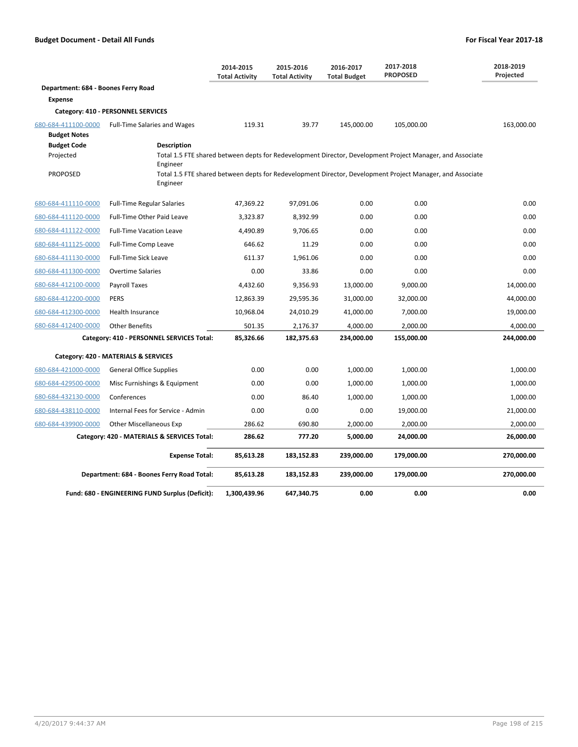**Budget Document - Detail All Funds** | **For Fiscal Year 2017-18**

| | | 2014-2015 Total Activity | 2015-2016 Total Activity | 2016-2017 Total Budget | 2017-2018 PROPOSED | 2018-2019 Projected |
|---|---|---|---|---|---|---|
| **Department: 684 - Boones Ferry Road** | | | | | | |
| **Expense** | | | | | | |
| **Category: 410 - PERSONNEL SERVICES** | | | | | | |
| 680-684-411100-0000 | Full-Time Salaries and Wages | 119.31 | 39.77 | 145,000.00 | 105,000.00 | 163,000.00 |

**Budget Notes**

| Budget Code | Description |
|---|---|
| Projected | Total 1.5 FTE shared between depts for Redevelopment Director, Development Project Manager, and Associate Engineer |
| PROPOSED | Total 1.5 FTE shared between depts for Redevelopment Director, Development Project Manager, and Associate Engineer |

| | | 2014-2015 Total Activity | 2015-2016 Total Activity | 2016-2017 Total Budget | 2017-2018 PROPOSED | 2018-2019 Projected |
|---|---|---|---|---|---|---|
| 680-684-411110-0000 | Full-Time Regular Salaries | 47,369.22 | 97,091.06 | 0.00 | 0.00 | 0.00 |
| 680-684-411120-0000 | Full-Time Other Paid Leave | 3,323.87 | 8,392.99 | 0.00 | 0.00 | 0.00 |
| 680-684-411122-0000 | Full-Time Vacation Leave | 4,490.89 | 9,706.65 | 0.00 | 0.00 | 0.00 |
| 680-684-411125-0000 | Full-Time Comp Leave | 646.62 | 11.29 | 0.00 | 0.00 | 0.00 |
| 680-684-411130-0000 | Full-Time Sick Leave | 611.37 | 1,961.06 | 0.00 | 0.00 | 0.00 |
| 680-684-411300-0000 | Overtime Salaries | 0.00 | 33.86 | 0.00 | 0.00 | 0.00 |
| 680-684-412100-0000 | Payroll Taxes | 4,432.60 | 9,356.93 | 13,000.00 | 9,000.00 | 14,000.00 |
| 680-684-412200-0000 | PERS | 12,863.39 | 29,595.36 | 31,000.00 | 32,000.00 | 44,000.00 |
| 680-684-412300-0000 | Health Insurance | 10,968.04 | 24,010.29 | 41,000.00 | 7,000.00 | 19,000.00 |
| 680-684-412400-0000 | Other Benefits | 501.35 | 2,176.37 | 4,000.00 | 2,000.00 | 4,000.00 |
| | **Category: 410 - PERSONNEL SERVICES Total:** | **85,326.66** | **182,375.63** | **234,000.00** | **155,000.00** | **244,000.00** |
| **Category: 420 - MATERIALS & SERVICES** | | | | | | |
| 680-684-421000-0000 | General Office Supplies | 0.00 | 0.00 | 1,000.00 | 1,000.00 | 1,000.00 |
| 680-684-429500-0000 | Misc Furnishings & Equipment | 0.00 | 0.00 | 1,000.00 | 1,000.00 | 1,000.00 |
| 680-684-432130-0000 | Conferences | 0.00 | 86.40 | 1,000.00 | 1,000.00 | 1,000.00 |
| 680-684-438110-0000 | Internal Fees for Service - Admin | 0.00 | 0.00 | 0.00 | 19,000.00 | 21,000.00 |
| 680-684-439900-0000 | Other Miscellaneous Exp | 286.62 | 690.80 | 2,000.00 | 2,000.00 | 2,000.00 |
| | **Category: 420 - MATERIALS & SERVICES Total:** | **286.62** | **777.20** | **5,000.00** | **24,000.00** | **26,000.00** |
| | **Expense Total:** | **85,613.28** | **183,152.83** | **239,000.00** | **179,000.00** | **270,000.00** |
| | **Department: 684 - Boones Ferry Road Total:** | **85,613.28** | **183,152.83** | **239,000.00** | **179,000.00** | **270,000.00** |
| | **Fund: 680 - ENGINEERING FUND Surplus (Deficit):** | **1,300,439.96** | **647,340.75** | **0.00** | **0.00** | **0.00** |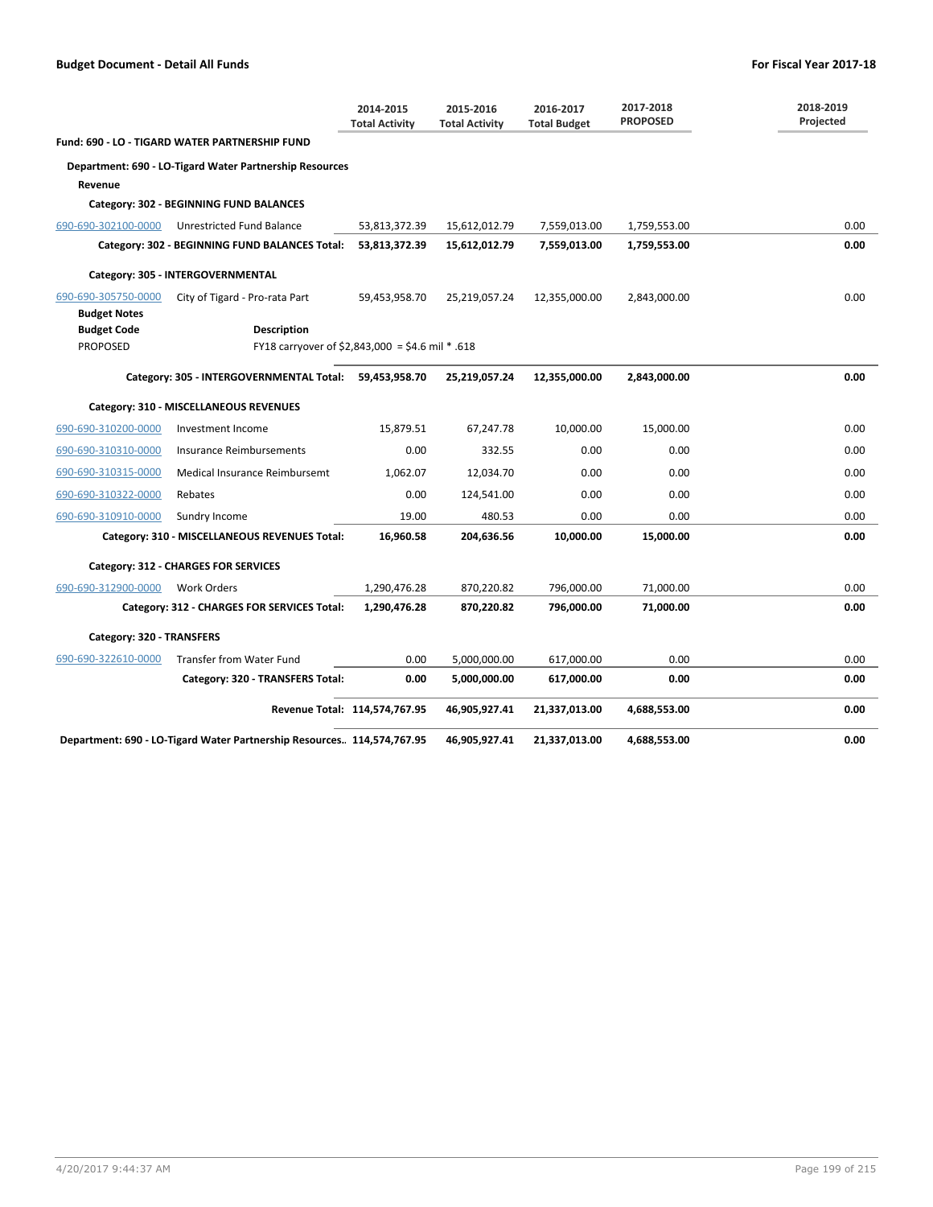**Budget Document - Detail All Funds** — **For Fiscal Year 2017-18**

| | | 2014-2015 Total Activity | 2015-2016 Total Activity | 2016-2017 Total Budget | 2017-2018 PROPOSED | 2018-2019 Projected |
|---|---|---|---|---|---|---|
| **Fund: 690 - LO - TIGARD WATER PARTNERSHIP FUND** | | | | | | |
| **Department: 690 - LO-Tigard Water Partnership Resources** | | | | | | |
| **Revenue** | | | | | | |
| **Category: 302 - BEGINNING FUND BALANCES** | | | | | | |
| 690-690-302100-0000 | Unrestricted Fund Balance | 53,813,372.39 | 15,612,012.79 | 7,559,013.00 | 1,759,553.00 | 0.00 |
| | **Category: 302 - BEGINNING FUND BALANCES Total:** | **53,813,372.39** | **15,612,012.79** | **7,559,013.00** | **1,759,553.00** | **0.00** |
| **Category: 305 - INTERGOVERNMENTAL** | | | | | | |
| 690-690-305750-0000 | City of Tigard - Pro-rata Part | 59,453,958.70 | 25,219,057.24 | 12,355,000.00 | 2,843,000.00 | 0.00 |
| **Budget Notes** | | | | | | |
| **Budget Code** | **Description** | | | | | |
| PROPOSED | FY18 carryover of $2,843,000 = $4.6 mil * .618 | | | | | |
| | **Category: 305 - INTERGOVERNMENTAL Total:** | **59,453,958.70** | **25,219,057.24** | **12,355,000.00** | **2,843,000.00** | **0.00** |
| **Category: 310 - MISCELLANEOUS REVENUES** | | | | | | |
| 690-690-310200-0000 | Investment Income | 15,879.51 | 67,247.78 | 10,000.00 | 15,000.00 | 0.00 |
| 690-690-310310-0000 | Insurance Reimbursements | 0.00 | 332.55 | 0.00 | 0.00 | 0.00 |
| 690-690-310315-0000 | Medical Insurance Reimbursemt | 1,062.07 | 12,034.70 | 0.00 | 0.00 | 0.00 |
| 690-690-310322-0000 | Rebates | 0.00 | 124,541.00 | 0.00 | 0.00 | 0.00 |
| 690-690-310910-0000 | Sundry Income | 19.00 | 480.53 | 0.00 | 0.00 | 0.00 |
| | **Category: 310 - MISCELLANEOUS REVENUES Total:** | **16,960.58** | **204,636.56** | **10,000.00** | **15,000.00** | **0.00** |
| **Category: 312 - CHARGES FOR SERVICES** | | | | | | |
| 690-690-312900-0000 | Work Orders | 1,290,476.28 | 870,220.82 | 796,000.00 | 71,000.00 | 0.00 |
| | **Category: 312 - CHARGES FOR SERVICES Total:** | **1,290,476.28** | **870,220.82** | **796,000.00** | **71,000.00** | **0.00** |
| **Category: 320 - TRANSFERS** | | | | | | |
| 690-690-322610-0000 | Transfer from Water Fund | 0.00 | 5,000,000.00 | 617,000.00 | 0.00 | 0.00 |
| | **Category: 320 - TRANSFERS Total:** | **0.00** | **5,000,000.00** | **617,000.00** | **0.00** | **0.00** |
| | **Revenue Total:** | **114,574,767.95** | **46,905,927.41** | **21,337,013.00** | **4,688,553.00** | **0.00** |
| **Department: 690 - LO-Tigard Water Partnership Resources..** | | **114,574,767.95** | **46,905,927.41** | **21,337,013.00** | **4,688,553.00** | **0.00** |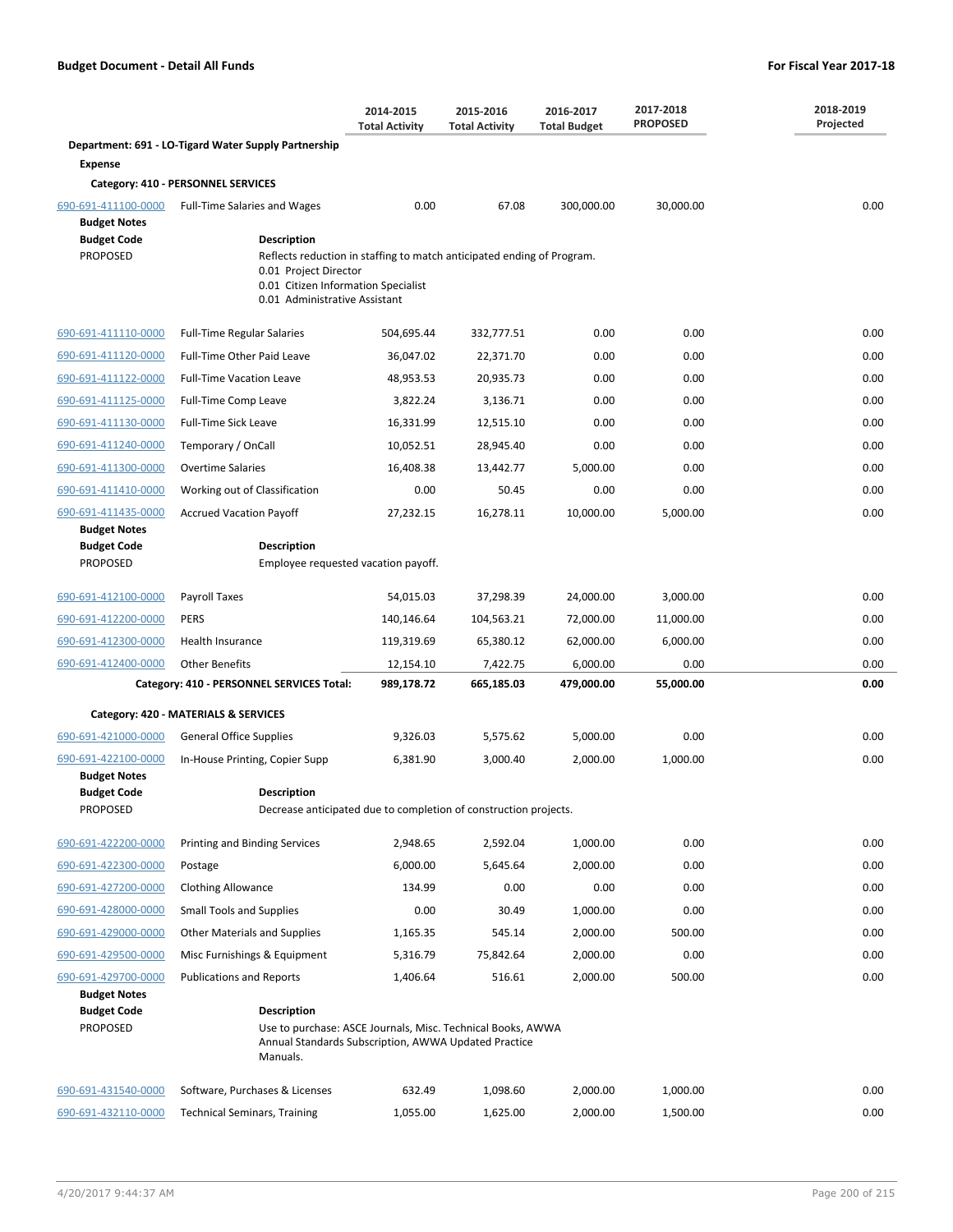**Budget Document - Detail All Funds** — **For Fiscal Year 2017-18**

| | | 2014-2015 Total Activity | 2015-2016 Total Activity | 2016-2017 Total Budget | 2017-2018 PROPOSED | 2018-2019 Projected |
|---|---|---|---|---|---|---|
| **Department: 691 - LO-Tigard Water Supply Partnership** | | | | | | |
| **Expense** | | | | | | |
| **Category: 410 - PERSONNEL SERVICES** | | | | | | |
| 690-691-411100-0000 | Full-Time Salaries and Wages | 0.00 | 67.08 | 300,000.00 | 30,000.00 | 0.00 |
| **Budget Notes** | | | | | | |
| **Budget Code** | **Description** | | | | | |
| PROPOSED | Reflects reduction in staffing to match anticipated ending of Program.<br>0.01 Project Director<br>0.01 Citizen Information Specialist<br>0.01 Administrative Assistant | | | | | |
| 690-691-411110-0000 | Full-Time Regular Salaries | 504,695.44 | 332,777.51 | 0.00 | 0.00 | 0.00 |
| 690-691-411120-0000 | Full-Time Other Paid Leave | 36,047.02 | 22,371.70 | 0.00 | 0.00 | 0.00 |
| 690-691-411122-0000 | Full-Time Vacation Leave | 48,953.53 | 20,935.73 | 0.00 | 0.00 | 0.00 |
| 690-691-411125-0000 | Full-Time Comp Leave | 3,822.24 | 3,136.71 | 0.00 | 0.00 | 0.00 |
| 690-691-411130-0000 | Full-Time Sick Leave | 16,331.99 | 12,515.10 | 0.00 | 0.00 | 0.00 |
| 690-691-411240-0000 | Temporary / OnCall | 10,052.51 | 28,945.40 | 0.00 | 0.00 | 0.00 |
| 690-691-411300-0000 | Overtime Salaries | 16,408.38 | 13,442.77 | 5,000.00 | 0.00 | 0.00 |
| 690-691-411410-0000 | Working out of Classification | 0.00 | 50.45 | 0.00 | 0.00 | 0.00 |
| 690-691-411435-0000 | Accrued Vacation Payoff | 27,232.15 | 16,278.11 | 10,000.00 | 5,000.00 | 0.00 |
| **Budget Notes** | | | | | | |
| **Budget Code** | **Description** | | | | | |
| PROPOSED | Employee requested vacation payoff. | | | | | |
| 690-691-412100-0000 | Payroll Taxes | 54,015.03 | 37,298.39 | 24,000.00 | 3,000.00 | 0.00 |
| 690-691-412200-0000 | PERS | 140,146.64 | 104,563.21 | 72,000.00 | 11,000.00 | 0.00 |
| 690-691-412300-0000 | Health Insurance | 119,319.69 | 65,380.12 | 62,000.00 | 6,000.00 | 0.00 |
| 690-691-412400-0000 | Other Benefits | 12,154.10 | 7,422.75 | 6,000.00 | 0.00 | 0.00 |
| | **Category: 410 - PERSONNEL SERVICES Total:** | **989,178.72** | **665,185.03** | **479,000.00** | **55,000.00** | **0.00** |
| **Category: 420 - MATERIALS & SERVICES** | | | | | | |
| 690-691-421000-0000 | General Office Supplies | 9,326.03 | 5,575.62 | 5,000.00 | 0.00 | 0.00 |
| 690-691-422100-0000 | In-House Printing, Copier Supp | 6,381.90 | 3,000.40 | 2,000.00 | 1,000.00 | 0.00 |
| **Budget Notes** | | | | | | |
| **Budget Code** | **Description** | | | | | |
| PROPOSED | Decrease anticipated due to completion of construction projects. | | | | | |
| 690-691-422200-0000 | Printing and Binding Services | 2,948.65 | 2,592.04 | 1,000.00 | 0.00 | 0.00 |
| 690-691-422300-0000 | Postage | 6,000.00 | 5,645.64 | 2,000.00 | 0.00 | 0.00 |
| 690-691-427200-0000 | Clothing Allowance | 134.99 | 0.00 | 0.00 | 0.00 | 0.00 |
| 690-691-428000-0000 | Small Tools and Supplies | 0.00 | 30.49 | 1,000.00 | 0.00 | 0.00 |
| 690-691-429000-0000 | Other Materials and Supplies | 1,165.35 | 545.14 | 2,000.00 | 500.00 | 0.00 |
| 690-691-429500-0000 | Misc Furnishings & Equipment | 5,316.79 | 75,842.64 | 2,000.00 | 0.00 | 0.00 |
| 690-691-429700-0000 | Publications and Reports | 1,406.64 | 516.61 | 2,000.00 | 500.00 | 0.00 |
| **Budget Notes** | | | | | | |
| **Budget Code** | **Description** | | | | | |
| PROPOSED | Use to purchase: ASCE Journals, Misc. Technical Books, AWWA Annual Standards Subscription, AWWA Updated Practice Manuals. | | | | | |
| 690-691-431540-0000 | Software, Purchases & Licenses | 632.49 | 1,098.60 | 2,000.00 | 1,000.00 | 0.00 |
| 690-691-432110-0000 | Technical Seminars, Training | 1,055.00 | 1,625.00 | 2,000.00 | 1,500.00 | 0.00 |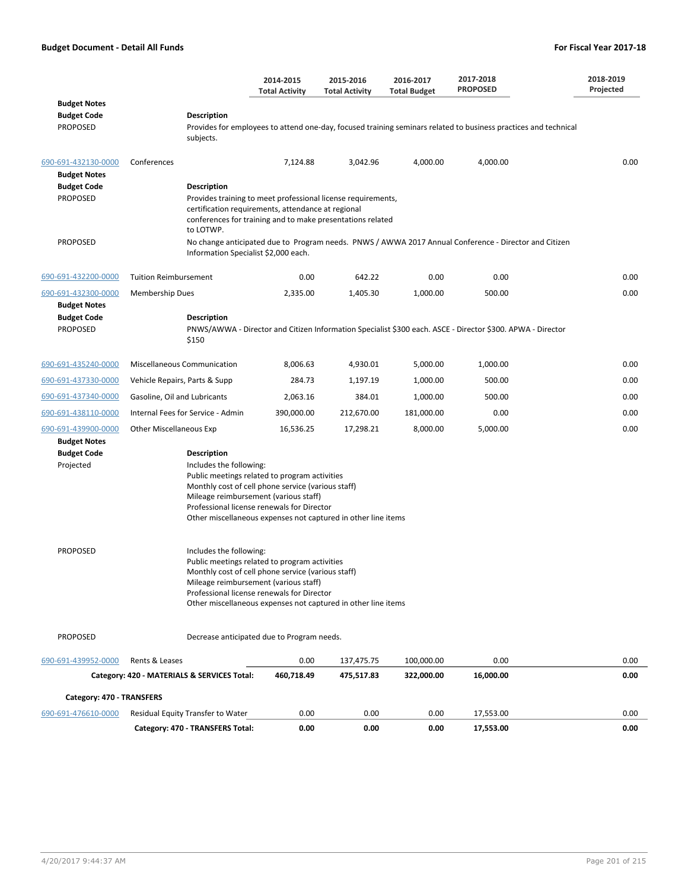**Budget Document - Detail All Funds** | **For Fiscal Year 2017-18**

| | | 2014-2015 Total Activity | 2015-2016 Total Activity | 2016-2017 Total Budget | 2017-2018 PROPOSED | 2018-2019 Projected |
|---|---|---|---|---|---|---|
| **Budget Notes** | | | | | | |
| **Budget Code** | **Description** | | | | | |
| PROPOSED | Provides for employees to attend one-day, focused training seminars related to business practices and technical subjects. | | | | | |
| 690-691-432130-0000 | Conferences | 7,124.88 | 3,042.96 | 4,000.00 | 4,000.00 | 0.00 |
| **Budget Notes** | | | | | | |
| **Budget Code** | **Description** | | | | | |
| PROPOSED | Provides training to meet professional license requirements, certification requirements, attendance at regional conferences for training and to make presentations related to LOTWP. | | | | | |
| PROPOSED | No change anticipated due to Program needs. PNWS / AWWA 2017 Annual Conference - Director and Citizen Information Specialist $2,000 each. | | | | | |
| 690-691-432200-0000 | Tuition Reimbursement | 0.00 | 642.22 | 0.00 | 0.00 | 0.00 |
| 690-691-432300-0000 | Membership Dues | 2,335.00 | 1,405.30 | 1,000.00 | 500.00 | 0.00 |
| **Budget Notes** | | | | | | |
| **Budget Code** | **Description** | | | | | |
| PROPOSED | PNWS/AWWA - Director and Citizen Information Specialist $300 each. ASCE - Director $300. APWA - Director $150 | | | | | |
| 690-691-435240-0000 | Miscellaneous Communication | 8,006.63 | 4,930.01 | 5,000.00 | 1,000.00 | 0.00 |
| 690-691-437330-0000 | Vehicle Repairs, Parts & Supp | 284.73 | 1,197.19 | 1,000.00 | 500.00 | 0.00 |
| 690-691-437340-0000 | Gasoline, Oil and Lubricants | 2,063.16 | 384.01 | 1,000.00 | 500.00 | 0.00 |
| 690-691-438110-0000 | Internal Fees for Service - Admin | 390,000.00 | 212,670.00 | 181,000.00 | 0.00 | 0.00 |
| 690-691-439900-0000 | Other Miscellaneous Exp | 16,536.25 | 17,298.21 | 8,000.00 | 5,000.00 | 0.00 |
| **Budget Notes** | | | | | | |
| **Budget Code** | **Description** | | | | | |
| Projected | Includes the following:<br>Public meetings related to program activities<br>Monthly cost of cell phone service (various staff)<br>Mileage reimbursement (various staff)<br>Professional license renewals for Director<br>Other miscellaneous expenses not captured in other line items | | | | | |
| PROPOSED | Includes the following:<br>Public meetings related to program activities<br>Monthly cost of cell phone service (various staff)<br>Mileage reimbursement (various staff)<br>Professional license renewals for Director<br>Other miscellaneous expenses not captured in other line items | | | | | |
| PROPOSED | Decrease anticipated due to Program needs. | | | | | |
| 690-691-439952-0000 | Rents & Leases | 0.00 | 137,475.75 | 100,000.00 | 0.00 | 0.00 |
| | **Category: 420 - MATERIALS & SERVICES Total:** | **460,718.49** | **475,517.83** | **322,000.00** | **16,000.00** | **0.00** |
| **Category: 470 - TRANSFERS** | | | | | | |
| 690-691-476610-0000 | Residual Equity Transfer to Water | 0.00 | 0.00 | 0.00 | 17,553.00 | 0.00 |
| | **Category: 470 - TRANSFERS Total:** | **0.00** | **0.00** | **0.00** | **17,553.00** | **0.00** |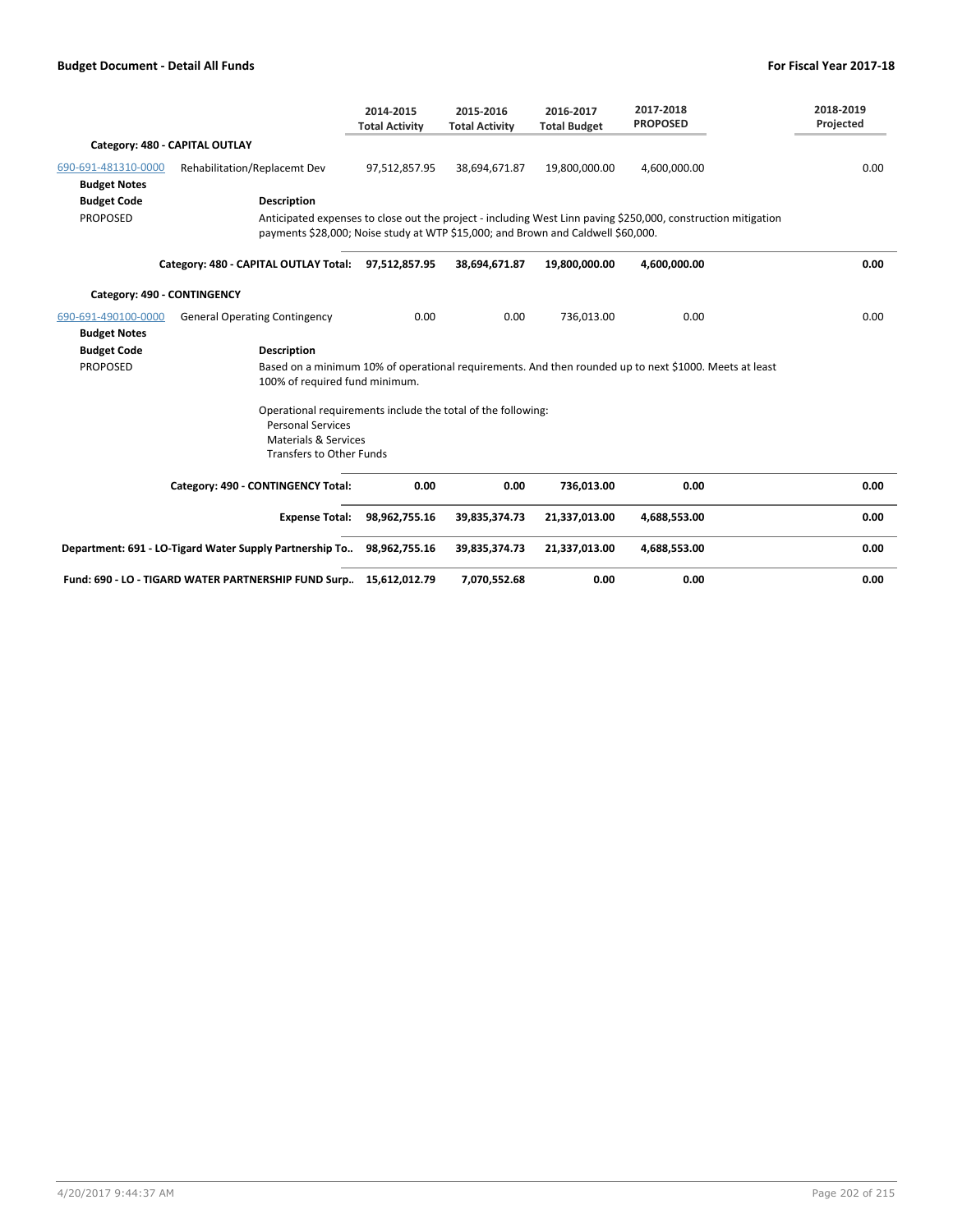| | | 2014-2015 Total Activity | 2015-2016 Total Activity | 2016-2017 Total Budget | 2017-2018 PROPOSED | 2018-2019 Projected |
|---|---|---|---|---|---|---|
| **Category: 480 - CAPITAL OUTLAY** | | | | | | |
| 690-691-481310-0000 | Rehabilitation/Replacemt Dev | 97,512,857.95 | 38,694,671.87 | 19,800,000.00 | 4,600,000.00 | 0.00 |

**Budget Notes**

| Budget Code | Description |
|---|---|
| PROPOSED | Anticipated expenses to close out the project - including West Linn paving $250,000, construction mitigation payments $28,000; Noise study at WTP $15,000; and Brown and Caldwell $60,000. |

| | | 2014-2015 Total Activity | 2015-2016 Total Activity | 2016-2017 Total Budget | 2017-2018 PROPOSED | 2018-2019 Projected |
|---|---|---|---|---|---|---|
| | **Category: 480 - CAPITAL OUTLAY Total:** | **97,512,857.95** | **38,694,671.87** | **19,800,000.00** | **4,600,000.00** | **0.00** |
| **Category: 490 - CONTINGENCY** | | | | | | |
| 690-691-490100-0000 | General Operating Contingency | 0.00 | 0.00 | 736,013.00 | 0.00 | 0.00 |

**Budget Notes**

| Budget Code | Description |
|---|---|
| PROPOSED | Based on a minimum 10% of operational requirements. And then rounded up to next $1000. Meets at least 100% of required fund minimum.<br><br>Operational requirements include the total of the following:<br>Personal Services<br>Materials & Services<br>Transfers to Other Funds |

| | | 2014-2015 Total Activity | 2015-2016 Total Activity | 2016-2017 Total Budget | 2017-2018 PROPOSED | 2018-2019 Projected |
|---|---|---|---|---|---|---|
| | **Category: 490 - CONTINGENCY Total:** | **0.00** | **0.00** | **736,013.00** | **0.00** | **0.00** |
| | **Expense Total:** | **98,962,755.16** | **39,835,374.73** | **21,337,013.00** | **4,688,553.00** | **0.00** |
| **Department: 691 - LO-Tigard Water Supply Partnership To..** | | **98,962,755.16** | **39,835,374.73** | **21,337,013.00** | **4,688,553.00** | **0.00** |
| **Fund: 690 - LO - TIGARD WATER PARTNERSHIP FUND Surp..** | | **15,612,012.79** | **7,070,552.68** | **0.00** | **0.00** | **0.00** |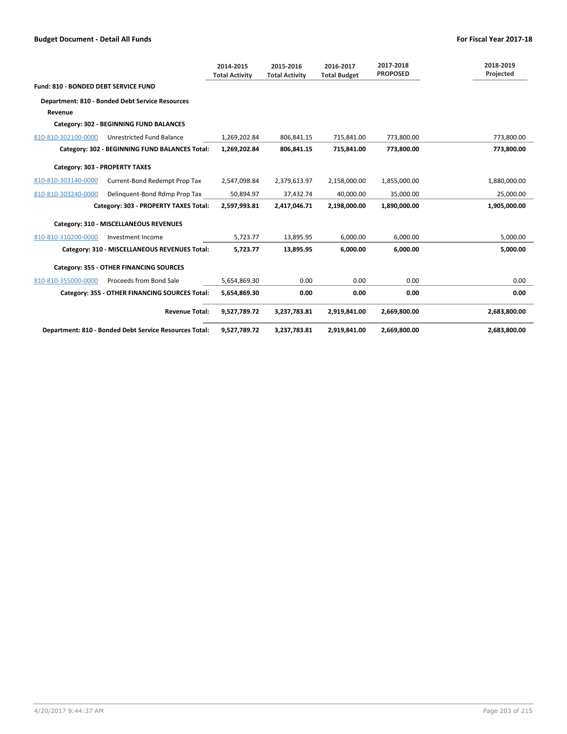**Budget Document - Detail All Funds** **For Fiscal Year 2017-18**

| | | 2014-2015 Total Activity | 2015-2016 Total Activity | 2016-2017 Total Budget | 2017-2018 PROPOSED | 2018-2019 Projected |
|---|---|---|---|---|---|---|
| **Fund: 810 - BONDED DEBT SERVICE FUND** | | | | | | |
| **Department: 810 - Bonded Debt Service Resources** | | | | | | |
| **Revenue** | | | | | | |
| **Category: 302 - BEGINNING FUND BALANCES** | | | | | | |
| 810-810-302100-0000 | Unrestricted Fund Balance | 1,269,202.84 | 806,841.15 | 715,841.00 | 773,800.00 | 773,800.00 |
| | **Category: 302 - BEGINNING FUND BALANCES Total:** | **1,269,202.84** | **806,841.15** | **715,841.00** | **773,800.00** | **773,800.00** |
| **Category: 303 - PROPERTY TAXES** | | | | | | |
| 810-810-303140-0000 | Current-Bond Redempt Prop Tax | 2,547,098.84 | 2,379,613.97 | 2,158,000.00 | 1,855,000.00 | 1,880,000.00 |
| 810-810-303240-0000 | Delinquent-Bond Rdmp Prop Tax | 50,894.97 | 37,432.74 | 40,000.00 | 35,000.00 | 25,000.00 |
| | **Category: 303 - PROPERTY TAXES Total:** | **2,597,993.81** | **2,417,046.71** | **2,198,000.00** | **1,890,000.00** | **1,905,000.00** |
| **Category: 310 - MISCELLANEOUS REVENUES** | | | | | | |
| 810-810-310200-0000 | Investment Income | 5,723.77 | 13,895.95 | 6,000.00 | 6,000.00 | 5,000.00 |
| | **Category: 310 - MISCELLANEOUS REVENUES Total:** | **5,723.77** | **13,895.95** | **6,000.00** | **6,000.00** | **5,000.00** |
| **Category: 355 - OTHER FINANCING SOURCES** | | | | | | |
| 810-810-355000-0000 | Proceeds from Bond Sale | 5,654,869.30 | 0.00 | 0.00 | 0.00 | 0.00 |
| | **Category: 355 - OTHER FINANCING SOURCES Total:** | **5,654,869.30** | **0.00** | **0.00** | **0.00** | **0.00** |
| | **Revenue Total:** | **9,527,789.72** | **3,237,783.81** | **2,919,841.00** | **2,669,800.00** | **2,683,800.00** |
| | **Department: 810 - Bonded Debt Service Resources Total:** | **9,527,789.72** | **3,237,783.81** | **2,919,841.00** | **2,669,800.00** | **2,683,800.00** |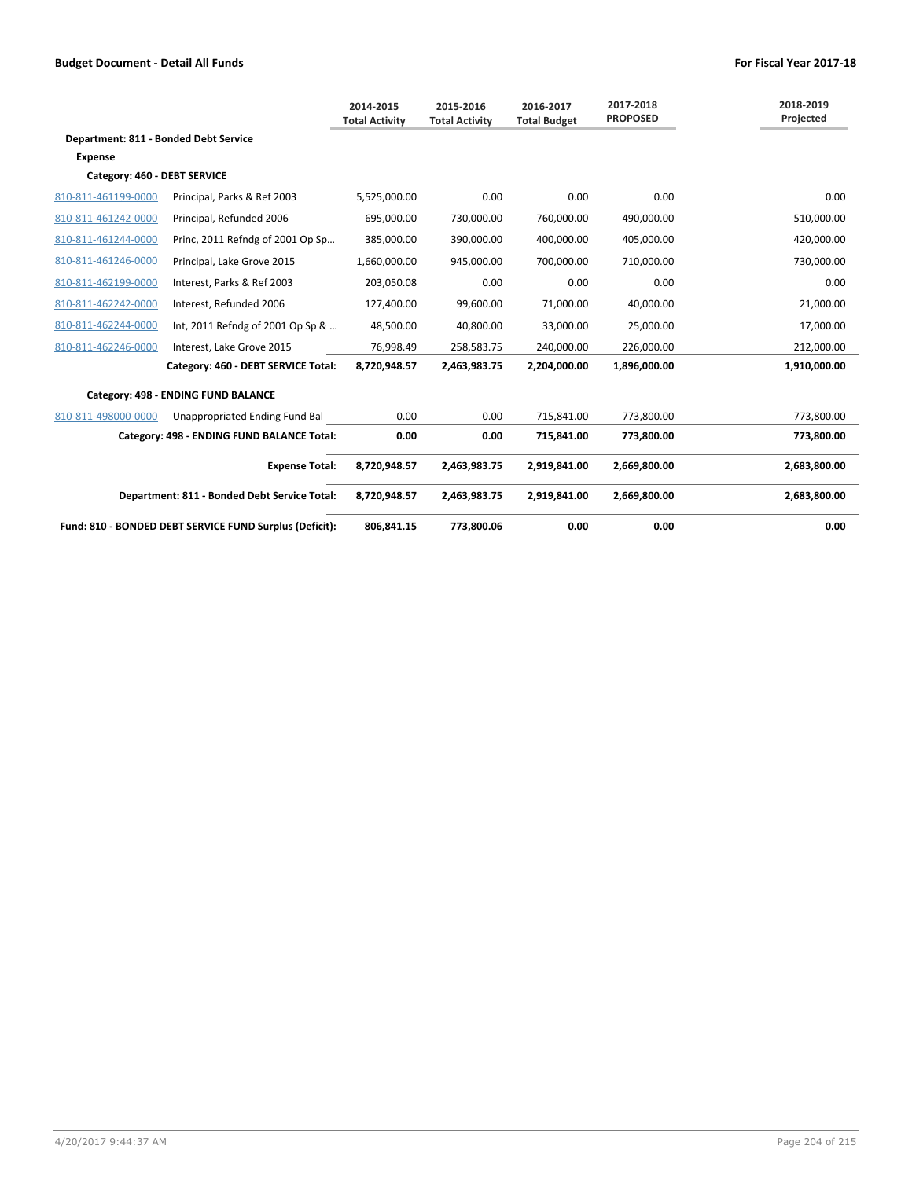| | | 2014-2015 Total Activity | 2015-2016 Total Activity | 2016-2017 Total Budget | 2017-2018 PROPOSED | 2018-2019 Projected |
|---|---|---|---|---|---|---|
| **Department: 811 - Bonded Debt Service** | | | | | | |
| **Expense** | | | | | | |
| **Category: 460 - DEBT SERVICE** | | | | | | |
| 810-811-461199-0000 | Principal, Parks & Ref 2003 | 5,525,000.00 | 0.00 | 0.00 | 0.00 | 0.00 |
| 810-811-461242-0000 | Principal, Refunded 2006 | 695,000.00 | 730,000.00 | 760,000.00 | 490,000.00 | 510,000.00 |
| 810-811-461244-0000 | Princ, 2011 Refndg of 2001 Op Sp... | 385,000.00 | 390,000.00 | 400,000.00 | 405,000.00 | 420,000.00 |
| 810-811-461246-0000 | Principal, Lake Grove 2015 | 1,660,000.00 | 945,000.00 | 700,000.00 | 710,000.00 | 730,000.00 |
| 810-811-462199-0000 | Interest, Parks & Ref 2003 | 203,050.08 | 0.00 | 0.00 | 0.00 | 0.00 |
| 810-811-462242-0000 | Interest, Refunded 2006 | 127,400.00 | 99,600.00 | 71,000.00 | 40,000.00 | 21,000.00 |
| 810-811-462244-0000 | Int, 2011 Refndg of 2001 Op Sp & ... | 48,500.00 | 40,800.00 | 33,000.00 | 25,000.00 | 17,000.00 |
| 810-811-462246-0000 | Interest, Lake Grove 2015 | 76,998.49 | 258,583.75 | 240,000.00 | 226,000.00 | 212,000.00 |
| | **Category: 460 - DEBT SERVICE Total:** | **8,720,948.57** | **2,463,983.75** | **2,204,000.00** | **1,896,000.00** | **1,910,000.00** |
| **Category: 498 - ENDING FUND BALANCE** | | | | | | |
| 810-811-498000-0000 | Unappropriated Ending Fund Bal | 0.00 | 0.00 | 715,841.00 | 773,800.00 | 773,800.00 |
| | **Category: 498 - ENDING FUND BALANCE Total:** | **0.00** | **0.00** | **715,841.00** | **773,800.00** | **773,800.00** |
| | **Expense Total:** | **8,720,948.57** | **2,463,983.75** | **2,919,841.00** | **2,669,800.00** | **2,683,800.00** |
| | **Department: 811 - Bonded Debt Service Total:** | **8,720,948.57** | **2,463,983.75** | **2,919,841.00** | **2,669,800.00** | **2,683,800.00** |
| | **Fund: 810 - BONDED DEBT SERVICE FUND Surplus (Deficit):** | **806,841.15** | **773,800.06** | **0.00** | **0.00** | **0.00** |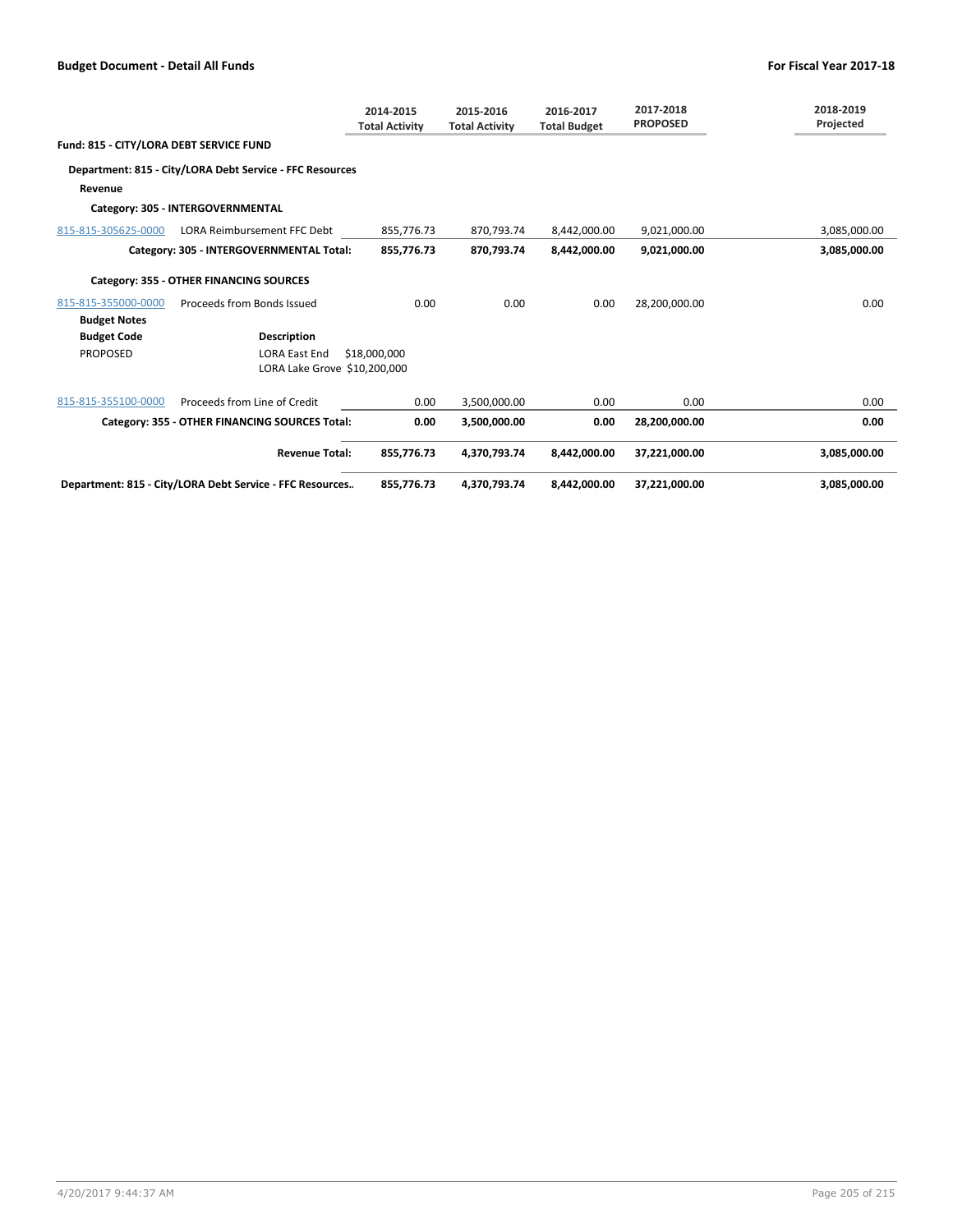| | | 2014-2015 Total Activity | 2015-2016 Total Activity | 2016-2017 Total Budget | 2017-2018 PROPOSED | 2018-2019 Projected |
|---|---|---|---|---|---|---|
| **Fund: 815 - CITY/LORA DEBT SERVICE FUND** | | | | | | |
| **Department: 815 - City/LORA Debt Service - FFC Resources** | | | | | | |
| **Revenue** | | | | | | |
| **Category: 305 - INTERGOVERNMENTAL** | | | | | | |
| 815-815-305625-0000 | LORA Reimbursement FFC Debt | 855,776.73 | 870,793.74 | 8,442,000.00 | 9,021,000.00 | 3,085,000.00 |
| | **Category: 305 - INTERGOVERNMENTAL Total:** | **855,776.73** | **870,793.74** | **8,442,000.00** | **9,021,000.00** | **3,085,000.00** |
| **Category: 355 - OTHER FINANCING SOURCES** | | | | | | |
| 815-815-355000-0000 | Proceeds from Bonds Issued | 0.00 | 0.00 | 0.00 | 28,200,000.00 | 0.00 |
| **Budget Notes** | | | | | | |
| **Budget Code** | **Description** | | | | | |
| PROPOSED | LORA East End $18,000,000<br>LORA Lake Grove $10,200,000 | | | | | |
| 815-815-355100-0000 | Proceeds from Line of Credit | 0.00 | 3,500,000.00 | 0.00 | 0.00 | 0.00 |
| | **Category: 355 - OTHER FINANCING SOURCES Total:** | **0.00** | **3,500,000.00** | **0.00** | **28,200,000.00** | **0.00** |
| | **Revenue Total:** | **855,776.73** | **4,370,793.74** | **8,442,000.00** | **37,221,000.00** | **3,085,000.00** |
| **Department: 815 - City/LORA Debt Service - FFC Resources..** | | **855,776.73** | **4,370,793.74** | **8,442,000.00** | **37,221,000.00** | **3,085,000.00** |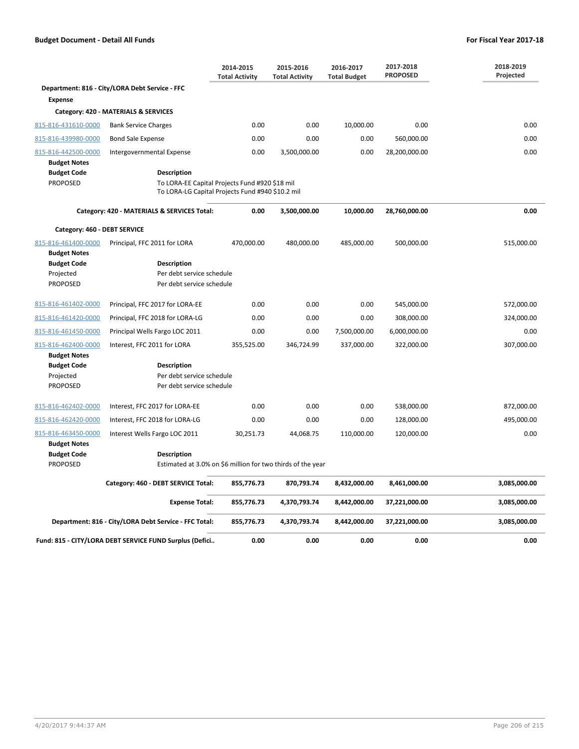| | | 2014-2015 Total Activity | 2015-2016 Total Activity | 2016-2017 Total Budget | 2017-2018 PROPOSED | 2018-2019 Projected |
|---|---|---|---|---|---|---|
| **Department: 816 - City/LORA Debt Service - FFC** | | | | | | |
| **Expense** | | | | | | |
| **Category: 420 - MATERIALS & SERVICES** | | | | | | |
| 815-816-431610-0000 | Bank Service Charges | 0.00 | 0.00 | 10,000.00 | 0.00 | 0.00 |
| 815-816-439980-0000 | Bond Sale Expense | 0.00 | 0.00 | 0.00 | 560,000.00 | 0.00 |
| 815-816-442500-0000 | Intergovernmental Expense | 0.00 | 3,500,000.00 | 0.00 | 28,200,000.00 | 0.00 |
| **Budget Notes** | | | | | | |
| **Budget Code** | **Description** | | | | | |
| PROPOSED | To LORA-EE Capital Projects Fund #920 $18 mil<br>To LORA-LG Capital Projects Fund #940 $10.2 mil | | | | | |
| | **Category: 420 - MATERIALS & SERVICES Total:** | **0.00** | **3,500,000.00** | **10,000.00** | **28,760,000.00** | **0.00** |
| **Category: 460 - DEBT SERVICE** | | | | | | |
| 815-816-461400-0000 | Principal, FFC 2011 for LORA | 470,000.00 | 480,000.00 | 485,000.00 | 500,000.00 | 515,000.00 |
| **Budget Notes** | | | | | | |
| **Budget Code** | **Description** | | | | | |
| Projected | Per debt service schedule | | | | | |
| PROPOSED | Per debt service schedule | | | | | |
| 815-816-461402-0000 | Principal, FFC 2017 for LORA-EE | 0.00 | 0.00 | 0.00 | 545,000.00 | 572,000.00 |
| 815-816-461420-0000 | Principal, FFC 2018 for LORA-LG | 0.00 | 0.00 | 0.00 | 308,000.00 | 324,000.00 |
| 815-816-461450-0000 | Principal Wells Fargo LOC 2011 | 0.00 | 0.00 | 7,500,000.00 | 6,000,000.00 | 0.00 |
| 815-816-462400-0000 | Interest, FFC 2011 for LORA | 355,525.00 | 346,724.99 | 337,000.00 | 322,000.00 | 307,000.00 |
| **Budget Notes** | | | | | | |
| **Budget Code** | **Description** | | | | | |
| Projected | Per debt service schedule | | | | | |
| PROPOSED | Per debt service schedule | | | | | |
| 815-816-462402-0000 | Interest, FFC 2017 for LORA-EE | 0.00 | 0.00 | 0.00 | 538,000.00 | 872,000.00 |
| 815-816-462420-0000 | Interest, FFC 2018 for LORA-LG | 0.00 | 0.00 | 0.00 | 128,000.00 | 495,000.00 |
| 815-816-463450-0000 | Interest Wells Fargo LOC 2011 | 30,251.73 | 44,068.75 | 110,000.00 | 120,000.00 | 0.00 |
| **Budget Notes** | | | | | | |
| **Budget Code** | **Description** | | | | | |
| PROPOSED | Estimated at 3.0% on $6 million for two thirds of the year | | | | | |
| | **Category: 460 - DEBT SERVICE Total:** | **855,776.73** | **870,793.74** | **8,432,000.00** | **8,461,000.00** | **3,085,000.00** |
| | **Expense Total:** | **855,776.73** | **4,370,793.74** | **8,442,000.00** | **37,221,000.00** | **3,085,000.00** |
| | **Department: 816 - City/LORA Debt Service - FFC Total:** | **855,776.73** | **4,370,793.74** | **8,442,000.00** | **37,221,000.00** | **3,085,000.00** |
| | **Fund: 815 - CITY/LORA DEBT SERVICE FUND Surplus (Defici..** | **0.00** | **0.00** | **0.00** | **0.00** | **0.00** |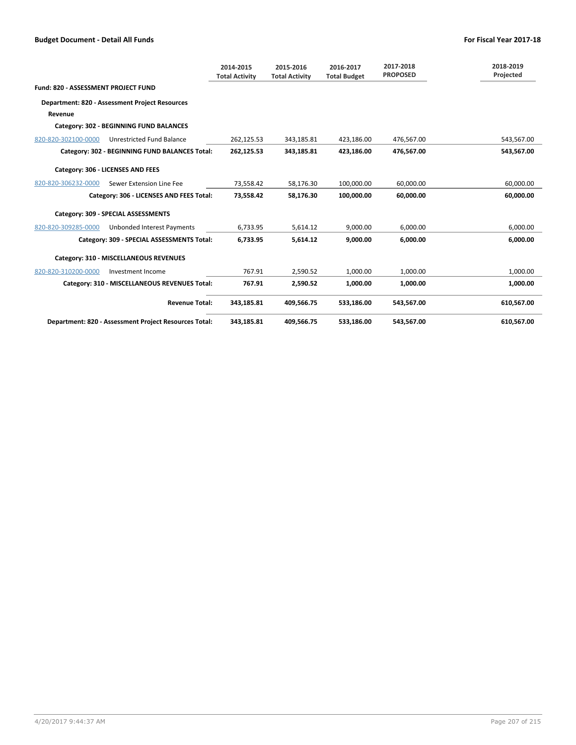## Budget Document - Detail All Funds

**For Fiscal Year 2017-18**

| | | 2014-2015 Total Activity | 2015-2016 Total Activity | 2016-2017 Total Budget | 2017-2018 PROPOSED | 2018-2019 Projected |
|---|---|---|---|---|---|---|
| **Fund: 820 - ASSESSMENT PROJECT FUND** | | | | | | |
| **Department: 820 - Assessment Project Resources** | | | | | | |
| **Revenue** | | | | | | |
| **Category: 302 - BEGINNING FUND BALANCES** | | | | | | |
| 820-820-302100-0000 | Unrestricted Fund Balance | 262,125.53 | 343,185.81 | 423,186.00 | 476,567.00 | 543,567.00 |
| **Category: 302 - BEGINNING FUND BALANCES Total:** | | **262,125.53** | **343,185.81** | **423,186.00** | **476,567.00** | **543,567.00** |
| **Category: 306 - LICENSES AND FEES** | | | | | | |
| 820-820-306232-0000 | Sewer Extension Line Fee | 73,558.42 | 58,176.30 | 100,000.00 | 60,000.00 | 60,000.00 |
| **Category: 306 - LICENSES AND FEES Total:** | | **73,558.42** | **58,176.30** | **100,000.00** | **60,000.00** | **60,000.00** |
| **Category: 309 - SPECIAL ASSESSMENTS** | | | | | | |
| 820-820-309285-0000 | Unbonded Interest Payments | 6,733.95 | 5,614.12 | 9,000.00 | 6,000.00 | 6,000.00 |
| **Category: 309 - SPECIAL ASSESSMENTS Total:** | | **6,733.95** | **5,614.12** | **9,000.00** | **6,000.00** | **6,000.00** |
| **Category: 310 - MISCELLANEOUS REVENUES** | | | | | | |
| 820-820-310200-0000 | Investment Income | 767.91 | 2,590.52 | 1,000.00 | 1,000.00 | 1,000.00 |
| **Category: 310 - MISCELLANEOUS REVENUES Total:** | | **767.91** | **2,590.52** | **1,000.00** | **1,000.00** | **1,000.00** |
| **Revenue Total:** | | **343,185.81** | **409,566.75** | **533,186.00** | **543,567.00** | **610,567.00** |
| **Department: 820 - Assessment Project Resources Total:** | | **343,185.81** | **409,566.75** | **533,186.00** | **543,567.00** | **610,567.00** |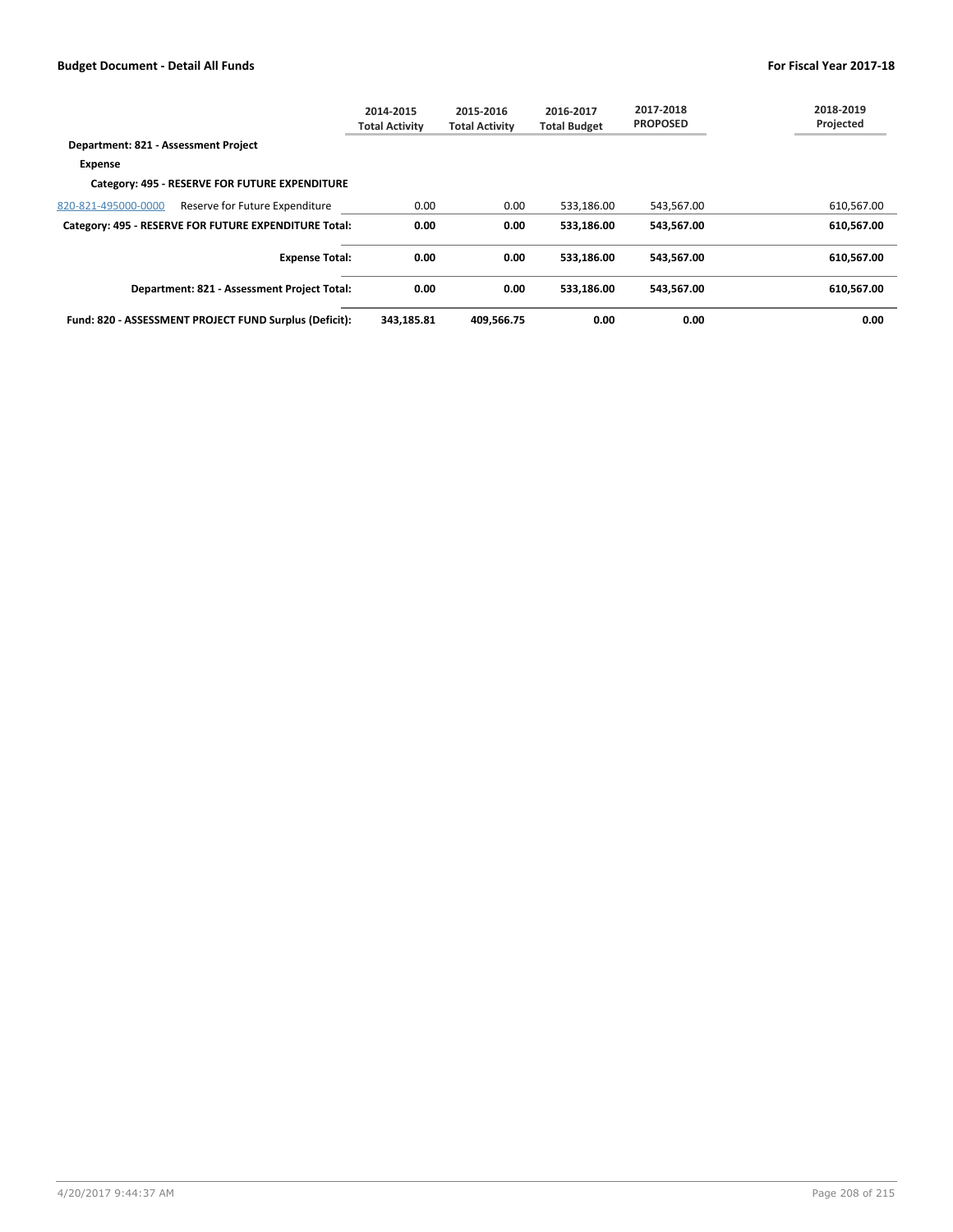| | 2014-2015 Total Activity | 2015-2016 Total Activity | 2016-2017 Total Budget | 2017-2018 PROPOSED | 2018-2019 Projected |
|---|---|---|---|---|---|
| **Department: 821 - Assessment Project** | | | | | |
| **Expense** | | | | | |
| **Category: 495 - RESERVE FOR FUTURE EXPENDITURE** | | | | | |
| 820-821-495000-0000 Reserve for Future Expenditure | 0.00 | 0.00 | 533,186.00 | 543,567.00 | 610,567.00 |
| **Category: 495 - RESERVE FOR FUTURE EXPENDITURE Total:** | **0.00** | **0.00** | **533,186.00** | **543,567.00** | **610,567.00** |
| **Expense Total:** | **0.00** | **0.00** | **533,186.00** | **543,567.00** | **610,567.00** |
| **Department: 821 - Assessment Project Total:** | **0.00** | **0.00** | **533,186.00** | **543,567.00** | **610,567.00** |
| **Fund: 820 - ASSESSMENT PROJECT FUND Surplus (Deficit):** | **343,185.81** | **409,566.75** | **0.00** | **0.00** | **0.00** |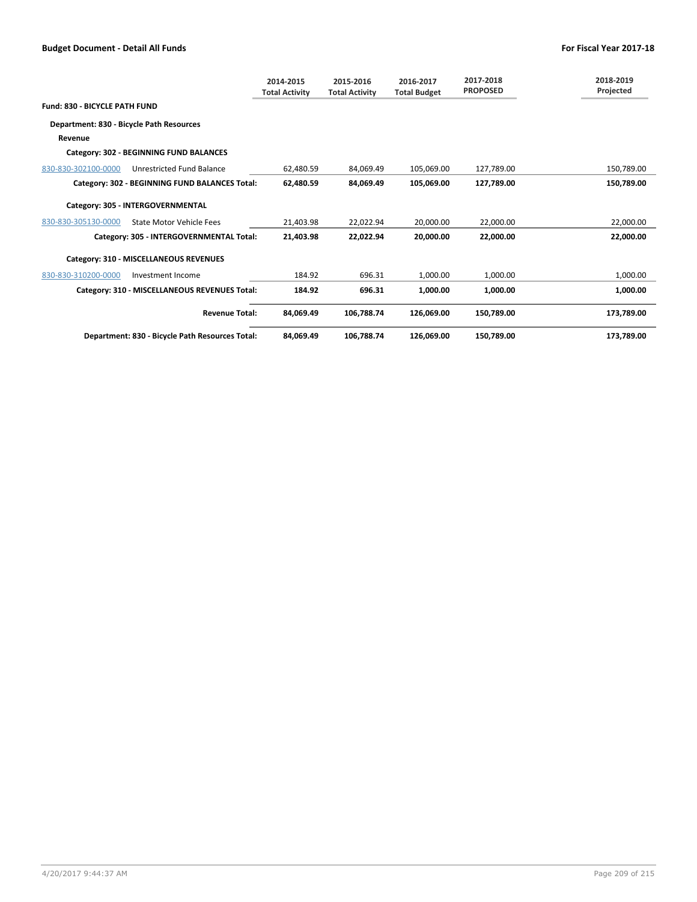## Budget Document - Detail All Funds

**For Fiscal Year 2017-18**

| | | 2014-2015 Total Activity | 2015-2016 Total Activity | 2016-2017 Total Budget | 2017-2018 PROPOSED | 2018-2019 Projected |
|---|---|---|---|---|---|---|
| **Fund: 830 - BICYCLE PATH FUND** | | | | | | |
| **Department: 830 - Bicycle Path Resources** | | | | | | |
| **Revenue** | | | | | | |
| **Category: 302 - BEGINNING FUND BALANCES** | | | | | | |
| 830-830-302100-0000 | Unrestricted Fund Balance | 62,480.59 | 84,069.49 | 105,069.00 | 127,789.00 | 150,789.00 |
| **Category: 302 - BEGINNING FUND BALANCES Total:** | | **62,480.59** | **84,069.49** | **105,069.00** | **127,789.00** | **150,789.00** |
| **Category: 305 - INTERGOVERNMENTAL** | | | | | | |
| 830-830-305130-0000 | State Motor Vehicle Fees | 21,403.98 | 22,022.94 | 20,000.00 | 22,000.00 | 22,000.00 |
| **Category: 305 - INTERGOVERNMENTAL Total:** | | **21,403.98** | **22,022.94** | **20,000.00** | **22,000.00** | **22,000.00** |
| **Category: 310 - MISCELLANEOUS REVENUES** | | | | | | |
| 830-830-310200-0000 | Investment Income | 184.92 | 696.31 | 1,000.00 | 1,000.00 | 1,000.00 |
| **Category: 310 - MISCELLANEOUS REVENUES Total:** | | **184.92** | **696.31** | **1,000.00** | **1,000.00** | **1,000.00** |
| **Revenue Total:** | | **84,069.49** | **106,788.74** | **126,069.00** | **150,789.00** | **173,789.00** |
| **Department: 830 - Bicycle Path Resources Total:** | | **84,069.49** | **106,788.74** | **126,069.00** | **150,789.00** | **173,789.00** |

4/20/2017 9:44:37 AM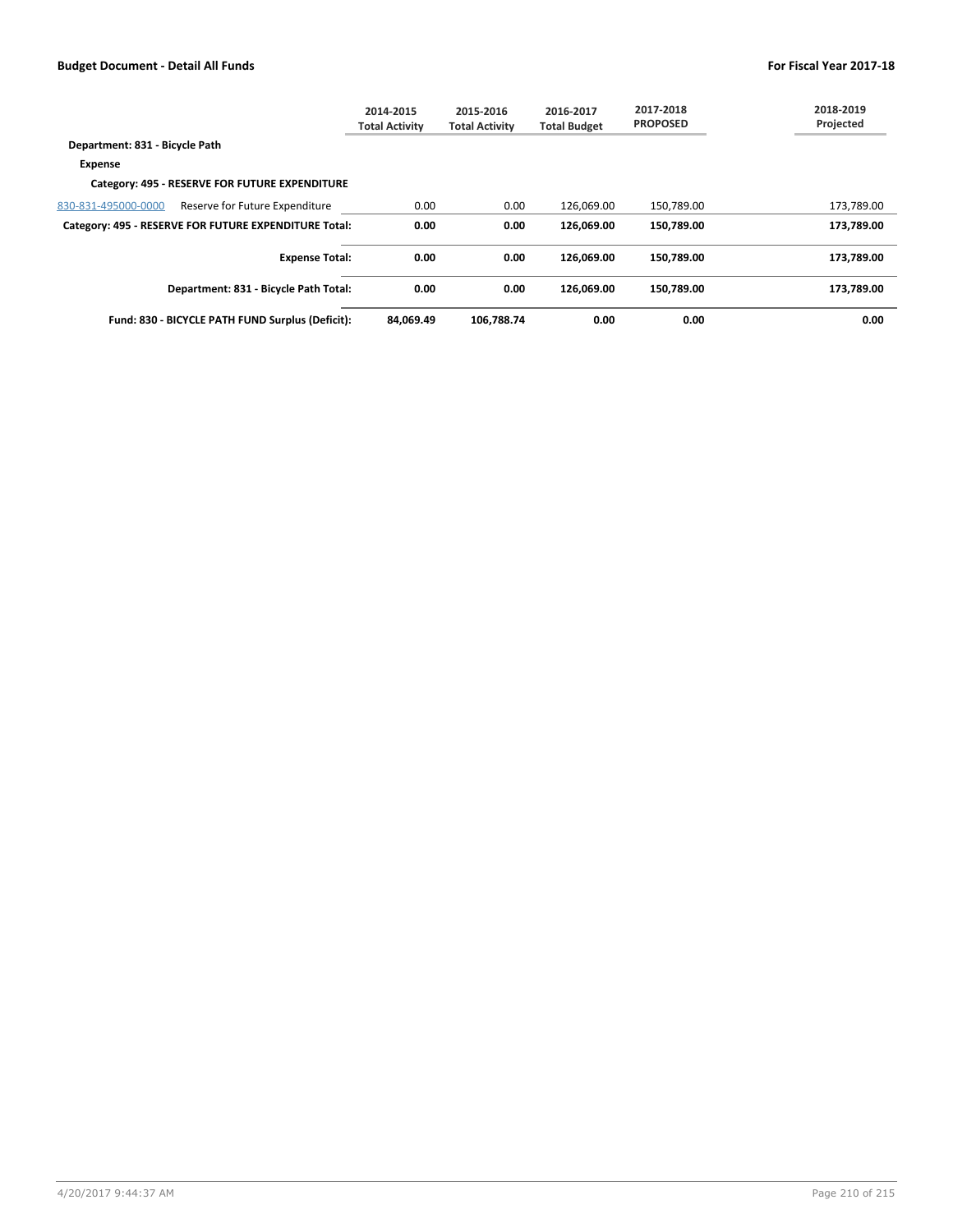| | 2014-2015 Total Activity | 2015-2016 Total Activity | 2016-2017 Total Budget | 2017-2018 PROPOSED | 2018-2019 Projected |
|---|---|---|---|---|---|
| **Department: 831 - Bicycle Path** | | | | | |
| **Expense** | | | | | |
| **Category: 495 - RESERVE FOR FUTURE EXPENDITURE** | | | | | |
| 830-831-495000-0000 Reserve for Future Expenditure | 0.00 | 0.00 | 126,069.00 | 150,789.00 | 173,789.00 |
| **Category: 495 - RESERVE FOR FUTURE EXPENDITURE Total:** | **0.00** | **0.00** | **126,069.00** | **150,789.00** | **173,789.00** |
| **Expense Total:** | **0.00** | **0.00** | **126,069.00** | **150,789.00** | **173,789.00** |
| **Department: 831 - Bicycle Path Total:** | **0.00** | **0.00** | **126,069.00** | **150,789.00** | **173,789.00** |
| **Fund: 830 - BICYCLE PATH FUND Surplus (Deficit):** | **84,069.49** | **106,788.74** | **0.00** | **0.00** | **0.00** |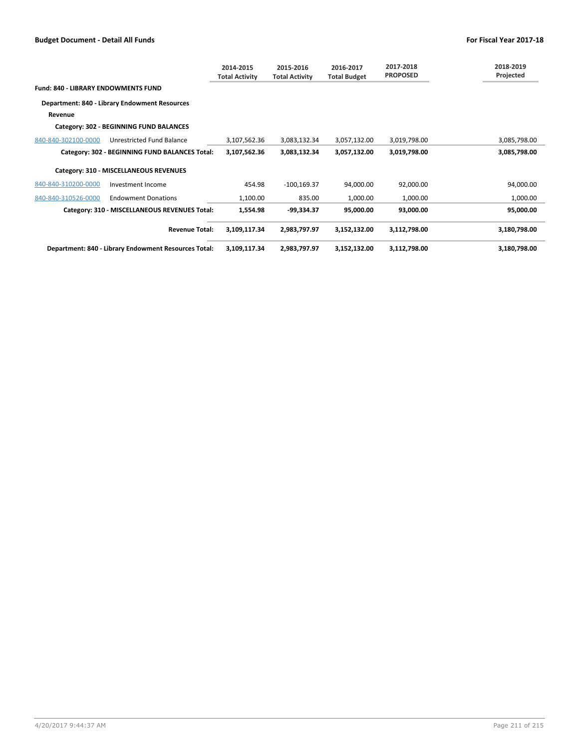| | | 2014-2015 Total Activity | 2015-2016 Total Activity | 2016-2017 Total Budget | 2017-2018 PROPOSED | 2018-2019 Projected |
|---|---|---|---|---|---|---|
| **Fund: 840 - LIBRARY ENDOWMENTS FUND** | | | | | | |
| **Department: 840 - Library Endowment Resources** | | | | | | |
| **Revenue** | | | | | | |
| **Category: 302 - BEGINNING FUND BALANCES** | | | | | | |
| 840-840-302100-0000 | Unrestricted Fund Balance | 3,107,562.36 | 3,083,132.34 | 3,057,132.00 | 3,019,798.00 | 3,085,798.00 |
| | **Category: 302 - BEGINNING FUND BALANCES Total:** | **3,107,562.36** | **3,083,132.34** | **3,057,132.00** | **3,019,798.00** | **3,085,798.00** |
| **Category: 310 - MISCELLANEOUS REVENUES** | | | | | | |
| 840-840-310200-0000 | Investment Income | 454.98 | -100,169.37 | 94,000.00 | 92,000.00 | 94,000.00 |
| 840-840-310526-0000 | Endowment Donations | 1,100.00 | 835.00 | 1,000.00 | 1,000.00 | 1,000.00 |
| | **Category: 310 - MISCELLANEOUS REVENUES Total:** | **1,554.98** | **-99,334.37** | **95,000.00** | **93,000.00** | **95,000.00** |
| | **Revenue Total:** | **3,109,117.34** | **2,983,797.97** | **3,152,132.00** | **3,112,798.00** | **3,180,798.00** |
| | **Department: 840 - Library Endowment Resources Total:** | **3,109,117.34** | **2,983,797.97** | **3,152,132.00** | **3,112,798.00** | **3,180,798.00** |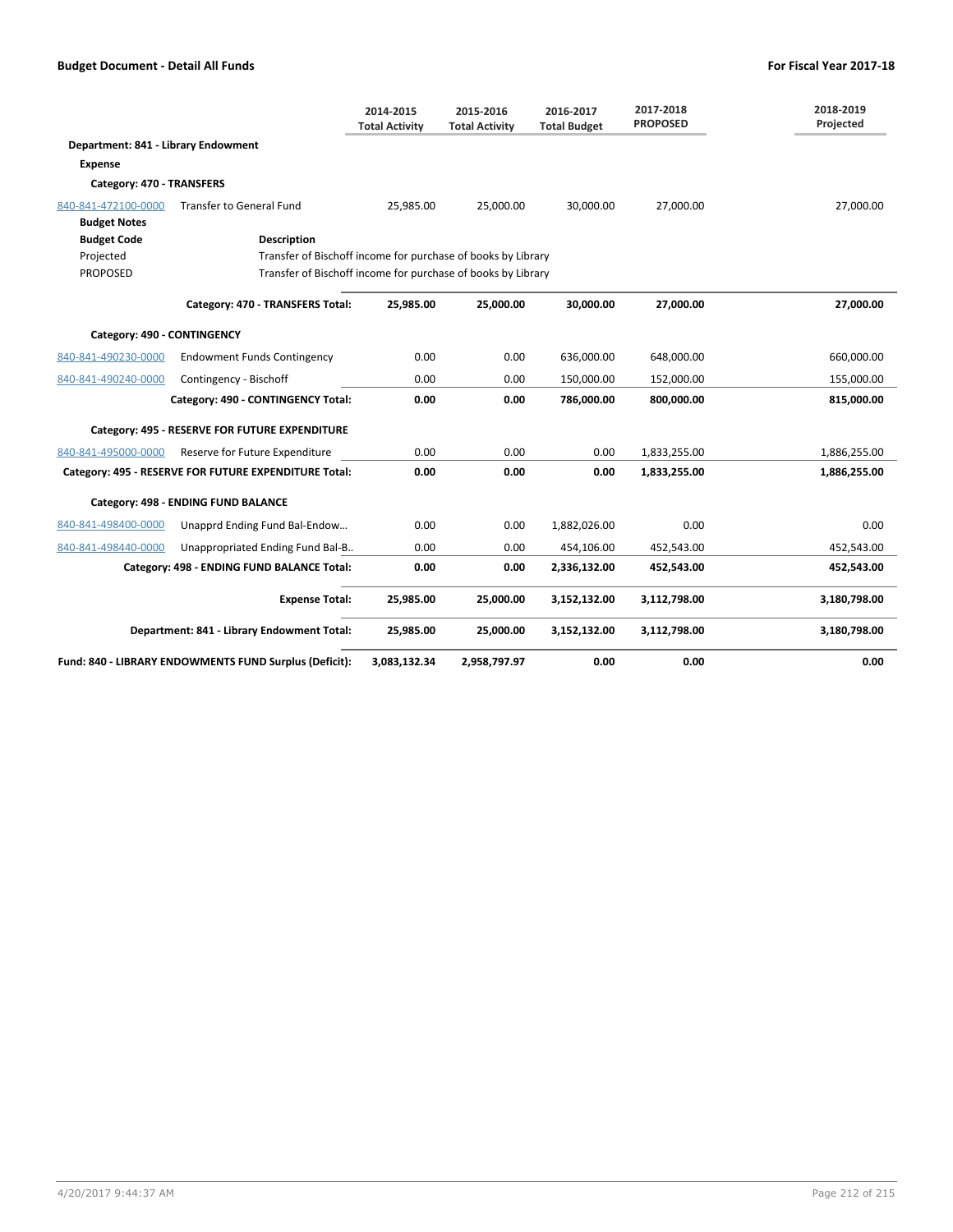**Budget Document - Detail All Funds** | **For Fiscal Year 2017-18**

| | | 2014-2015 Total Activity | 2015-2016 Total Activity | 2016-2017 Total Budget | 2017-2018 PROPOSED | 2018-2019 Projected |
|---|---|---|---|---|---|---|
| **Department: 841 - Library Endowment** | | | | | | |
| **Expense** | | | | | | |
| **Category: 470 - TRANSFERS** | | | | | | |
| 840-841-472100-0000 | Transfer to General Fund | 25,985.00 | 25,000.00 | 30,000.00 | 27,000.00 | 27,000.00 |
| **Budget Notes** | | | | | | |
| **Budget Code** | **Description** | | | | | |
| Projected | Transfer of Bischoff income for purchase of books by Library | | | | | |
| PROPOSED | Transfer of Bischoff income for purchase of books by Library | | | | | |
| | **Category: 470 - TRANSFERS Total:** | **25,985.00** | **25,000.00** | **30,000.00** | **27,000.00** | **27,000.00** |
| **Category: 490 - CONTINGENCY** | | | | | | |
| 840-841-490230-0000 | Endowment Funds Contingency | 0.00 | 0.00 | 636,000.00 | 648,000.00 | 660,000.00 |
| 840-841-490240-0000 | Contingency - Bischoff | 0.00 | 0.00 | 150,000.00 | 152,000.00 | 155,000.00 |
| | **Category: 490 - CONTINGENCY Total:** | **0.00** | **0.00** | **786,000.00** | **800,000.00** | **815,000.00** |
| **Category: 495 - RESERVE FOR FUTURE EXPENDITURE** | | | | | | |
| 840-841-495000-0000 | Reserve for Future Expenditure | 0.00 | 0.00 | 0.00 | 1,833,255.00 | 1,886,255.00 |
| | **Category: 495 - RESERVE FOR FUTURE EXPENDITURE Total:** | **0.00** | **0.00** | **0.00** | **1,833,255.00** | **1,886,255.00** |
| **Category: 498 - ENDING FUND BALANCE** | | | | | | |
| 840-841-498400-0000 | Unapprd Ending Fund Bal-Endow… | 0.00 | 0.00 | 1,882,026.00 | 0.00 | 0.00 |
| 840-841-498440-0000 | Unappropriated Ending Fund Bal-B.. | 0.00 | 0.00 | 454,106.00 | 452,543.00 | 452,543.00 |
| | **Category: 498 - ENDING FUND BALANCE Total:** | **0.00** | **0.00** | **2,336,132.00** | **452,543.00** | **452,543.00** |
| | **Expense Total:** | **25,985.00** | **25,000.00** | **3,152,132.00** | **3,112,798.00** | **3,180,798.00** |
| | **Department: 841 - Library Endowment Total:** | **25,985.00** | **25,000.00** | **3,152,132.00** | **3,112,798.00** | **3,180,798.00** |
| | **Fund: 840 - LIBRARY ENDOWMENTS FUND Surplus (Deficit):** | **3,083,132.34** | **2,958,797.97** | **0.00** | **0.00** | **0.00** |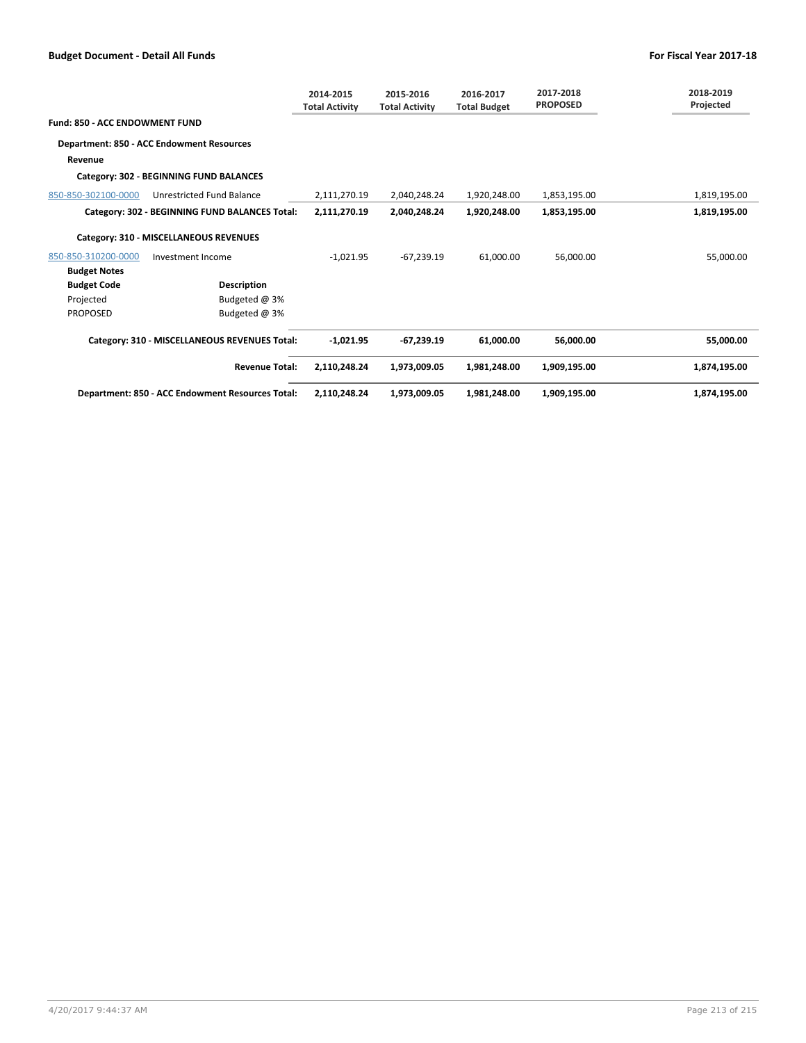**Budget Document - Detail All Funds** | **For Fiscal Year 2017-18**

| | | 2014-2015 Total Activity | 2015-2016 Total Activity | 2016-2017 Total Budget | 2017-2018 PROPOSED | 2018-2019 Projected |
|---|---|---|---|---|---|---|
| **Fund: 850 - ACC ENDOWMENT FUND** | | | | | | |
| **Department: 850 - ACC Endowment Resources** | | | | | | |
| **Revenue** | | | | | | |
| **Category: 302 - BEGINNING FUND BALANCES** | | | | | | |
| 850-850-302100-0000 | Unrestricted Fund Balance | 2,111,270.19 | 2,040,248.24 | 1,920,248.00 | 1,853,195.00 | 1,819,195.00 |
| **Category: 302 - BEGINNING FUND BALANCES Total:** | | **2,111,270.19** | **2,040,248.24** | **1,920,248.00** | **1,853,195.00** | **1,819,195.00** |
| **Category: 310 - MISCELLANEOUS REVENUES** | | | | | | |
| 850-850-310200-0000 | Investment Income | -1,021.95 | -67,239.19 | 61,000.00 | 56,000.00 | 55,000.00 |
| **Budget Notes** | | | | | | |
| **Budget Code** | **Description** | | | | | |
| Projected | Budgeted @ 3% | | | | | |
| PROPOSED | Budgeted @ 3% | | | | | |
| **Category: 310 - MISCELLANEOUS REVENUES Total:** | | **-1,021.95** | **-67,239.19** | **61,000.00** | **56,000.00** | **55,000.00** |
| **Revenue Total:** | | **2,110,248.24** | **1,973,009.05** | **1,981,248.00** | **1,909,195.00** | **1,874,195.00** |
| **Department: 850 - ACC Endowment Resources Total:** | | **2,110,248.24** | **1,973,009.05** | **1,981,248.00** | **1,909,195.00** | **1,874,195.00** |

4/20/2017 9:44:37 AM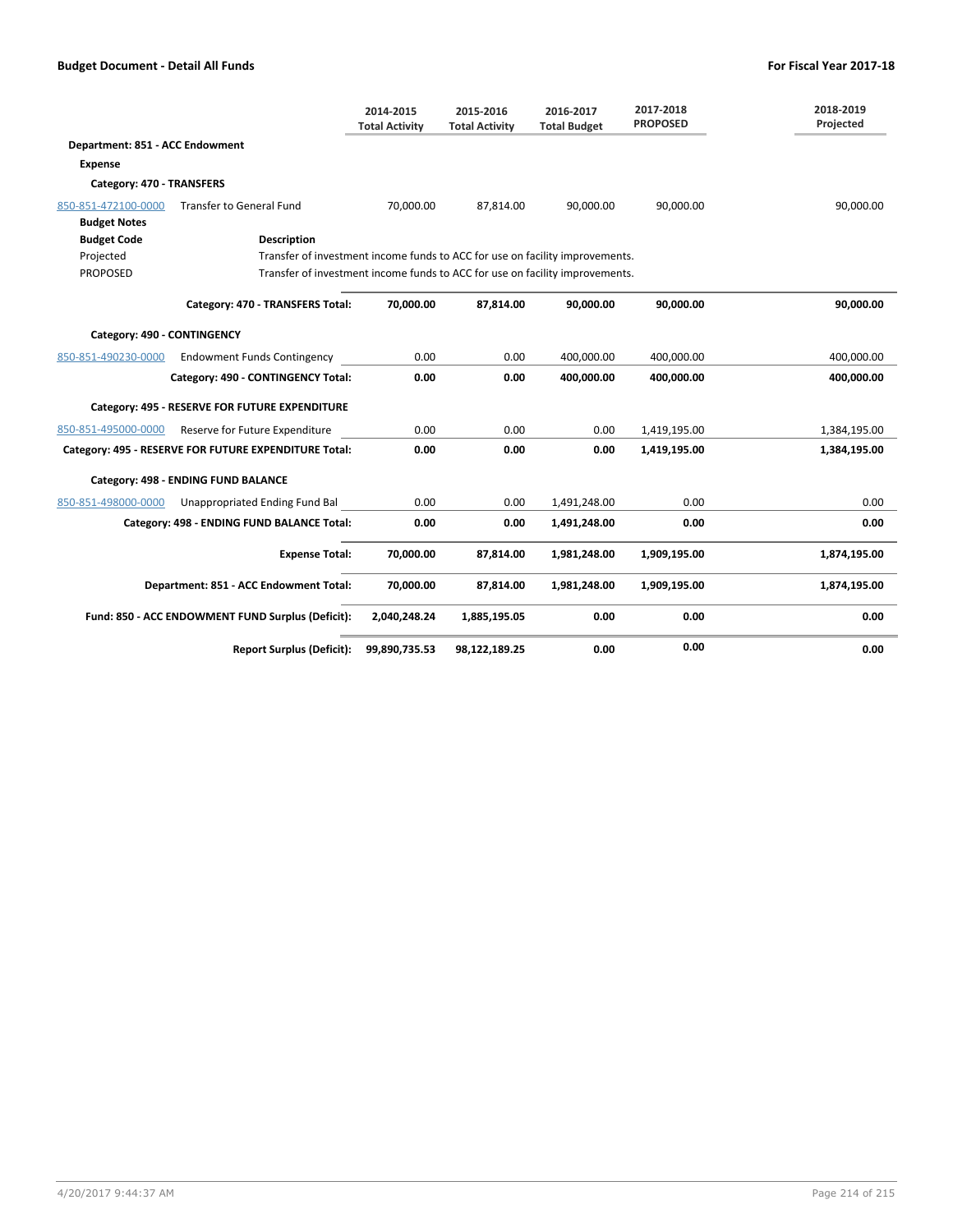| | | 2014-2015 Total Activity | 2015-2016 Total Activity | 2016-2017 Total Budget | 2017-2018 PROPOSED | 2018-2019 Projected |
|---|---|---|---|---|---|---|
| **Department: 851 - ACC Endowment** | | | | | | |
| **Expense** | | | | | | |
| **Category: 470 - TRANSFERS** | | | | | | |
| 850-851-472100-0000 | Transfer to General Fund | 70,000.00 | 87,814.00 | 90,000.00 | 90,000.00 | 90,000.00 |
| **Budget Notes** | | | | | | |
| **Budget Code** | **Description** | | | | | |
| Projected | Transfer of investment income funds to ACC for use on facility improvements. | | | | | |
| PROPOSED | Transfer of investment income funds to ACC for use on facility improvements. | | | | | |
| | **Category: 470 - TRANSFERS Total:** | **70,000.00** | **87,814.00** | **90,000.00** | **90,000.00** | **90,000.00** |
| **Category: 490 - CONTINGENCY** | | | | | | |
| 850-851-490230-0000 | Endowment Funds Contingency | 0.00 | 0.00 | 400,000.00 | 400,000.00 | 400,000.00 |
| | **Category: 490 - CONTINGENCY Total:** | **0.00** | **0.00** | **400,000.00** | **400,000.00** | **400,000.00** |
| **Category: 495 - RESERVE FOR FUTURE EXPENDITURE** | | | | | | |
| 850-851-495000-0000 | Reserve for Future Expenditure | 0.00 | 0.00 | 0.00 | 1,419,195.00 | 1,384,195.00 |
| | **Category: 495 - RESERVE FOR FUTURE EXPENDITURE Total:** | **0.00** | **0.00** | **0.00** | **1,419,195.00** | **1,384,195.00** |
| **Category: 498 - ENDING FUND BALANCE** | | | | | | |
| 850-851-498000-0000 | Unappropriated Ending Fund Bal | 0.00 | 0.00 | 1,491,248.00 | 0.00 | 0.00 |
| | **Category: 498 - ENDING FUND BALANCE Total:** | **0.00** | **0.00** | **1,491,248.00** | **0.00** | **0.00** |
| | **Expense Total:** | **70,000.00** | **87,814.00** | **1,981,248.00** | **1,909,195.00** | **1,874,195.00** |
| | **Department: 851 - ACC Endowment Total:** | **70,000.00** | **87,814.00** | **1,981,248.00** | **1,909,195.00** | **1,874,195.00** |
| | **Fund: 850 - ACC ENDOWMENT FUND Surplus (Deficit):** | **2,040,248.24** | **1,885,195.05** | **0.00** | **0.00** | **0.00** |
| | **Report Surplus (Deficit):** | **99,890,735.53** | **98,122,189.25** | **0.00** | **0.00** | **0.00** |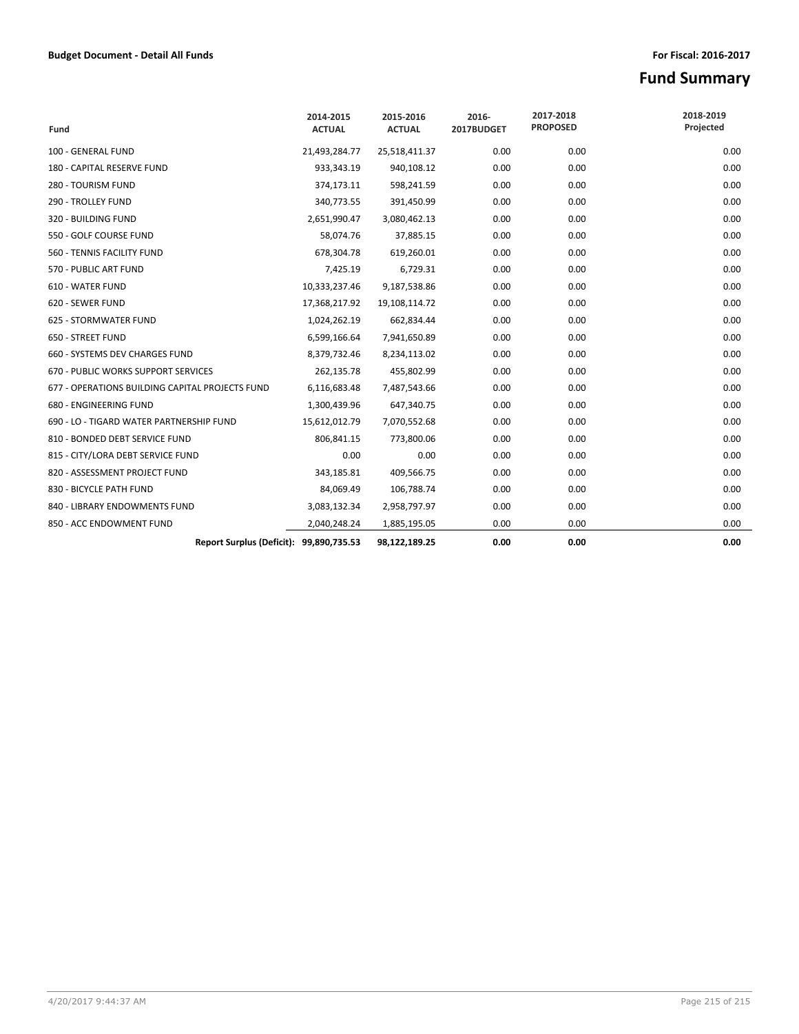**Budget Document - Detail All Funds** **For Fiscal: 2016-2017**

# Fund Summary

| Fund | 2014-2015 ACTUAL | 2015-2016 ACTUAL | 2016-2017BUDGET | 2017-2018 PROPOSED | 2018-2019 Projected |
|---|---|---|---|---|---|
| 100 - GENERAL FUND | 21,493,284.77 | 25,518,411.37 | 0.00 | 0.00 | 0.00 |
| 180 - CAPITAL RESERVE FUND | 933,343.19 | 940,108.12 | 0.00 | 0.00 | 0.00 |
| 280 - TOURISM FUND | 374,173.11 | 598,241.59 | 0.00 | 0.00 | 0.00 |
| 290 - TROLLEY FUND | 340,773.55 | 391,450.99 | 0.00 | 0.00 | 0.00 |
| 320 - BUILDING FUND | 2,651,990.47 | 3,080,462.13 | 0.00 | 0.00 | 0.00 |
| 550 - GOLF COURSE FUND | 58,074.76 | 37,885.15 | 0.00 | 0.00 | 0.00 |
| 560 - TENNIS FACILITY FUND | 678,304.78 | 619,260.01 | 0.00 | 0.00 | 0.00 |
| 570 - PUBLIC ART FUND | 7,425.19 | 6,729.31 | 0.00 | 0.00 | 0.00 |
| 610 - WATER FUND | 10,333,237.46 | 9,187,538.86 | 0.00 | 0.00 | 0.00 |
| 620 - SEWER FUND | 17,368,217.92 | 19,108,114.72 | 0.00 | 0.00 | 0.00 |
| 625 - STORMWATER FUND | 1,024,262.19 | 662,834.44 | 0.00 | 0.00 | 0.00 |
| 650 - STREET FUND | 6,599,166.64 | 7,941,650.89 | 0.00 | 0.00 | 0.00 |
| 660 - SYSTEMS DEV CHARGES FUND | 8,379,732.46 | 8,234,113.02 | 0.00 | 0.00 | 0.00 |
| 670 - PUBLIC WORKS SUPPORT SERVICES | 262,135.78 | 455,802.99 | 0.00 | 0.00 | 0.00 |
| 677 - OPERATIONS BUILDING CAPITAL PROJECTS FUND | 6,116,683.48 | 7,487,543.66 | 0.00 | 0.00 | 0.00 |
| 680 - ENGINEERING FUND | 1,300,439.96 | 647,340.75 | 0.00 | 0.00 | 0.00 |
| 690 - LO - TIGARD WATER PARTNERSHIP FUND | 15,612,012.79 | 7,070,552.68 | 0.00 | 0.00 | 0.00 |
| 810 - BONDED DEBT SERVICE FUND | 806,841.15 | 773,800.06 | 0.00 | 0.00 | 0.00 |
| 815 - CITY/LORA DEBT SERVICE FUND | 0.00 | 0.00 | 0.00 | 0.00 | 0.00 |
| 820 - ASSESSMENT PROJECT FUND | 343,185.81 | 409,566.75 | 0.00 | 0.00 | 0.00 |
| 830 - BICYCLE PATH FUND | 84,069.49 | 106,788.74 | 0.00 | 0.00 | 0.00 |
| 840 - LIBRARY ENDOWMENTS FUND | 3,083,132.34 | 2,958,797.97 | 0.00 | 0.00 | 0.00 |
| 850 - ACC ENDOWMENT FUND | 2,040,248.24 | 1,885,195.05 | 0.00 | 0.00 | 0.00 |
| **Report Surplus (Deficit):** | **99,890,735.53** | **98,122,189.25** | **0.00** | **0.00** | **0.00** |